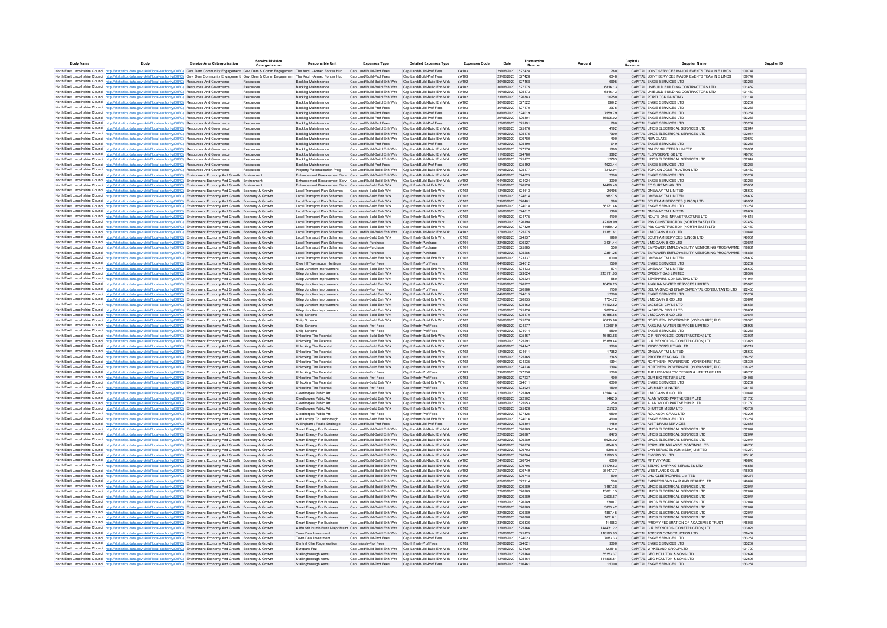| Body Name | Body | Service Area Categorisation | Service Division Catergorisation | Responsible Unit | Expenses Type | Detailed Expenses Type | Expenses Code | Date | Transaction Number | Amount | Capital / Revenue | Supplier Name | Supplier ID |
|---|---|---|---|---|---|---|---|---|---|---|---|---|---|
| North East Lincolnshire Council | http://statistics.data.gov.uk/id/local-authority/00FC | Gov Dem Community Engagement | Gov, Dem & Comm Engagement | The Knoll - Armed Forces Hub | Cap Land/Build-Prof Fees | Cap Land/Build-Prof Fees | YA103 | 29/06/2020 | 627428 | 780 | CAPITAL | JOINT SERVICES MAJOR EVENTS TEAM N E LINCS | 109747 |
| North East Lincolnshire Council | http://statistics.data.gov.uk/id/local-authority/00FC | Gov Dem Community Engagement | Gov, Dem & Comm Engagement | The Knoll - Armed Forces Hub | Cap Land/Build-Prof Fees | Cap Land/Build-Prof Fees | YA103 | 29/06/2020 | 627428 | 6048 | CAPITAL | JOINT SERVICES MAJOR EVENTS TEAM N E LINCS | 109747 |
| North East Lincolnshire Council | http://statistics.data.gov.uk/id/local-authority/00FC | Resources And Governance | Resources | Backlog Maintenance | Cap Land/Build-Build Enh Wrk | Cap Land/Build-Build Enh Wrk | YA102 | 30/06/2020 | 627468 | 8695 | CAPITAL | ENGIE SERVICES LTD | 133267 |
| North East Lincolnshire Council | http://statistics.data.gov.uk/id/local-authority/00FC | Resources And Governance | Resources | Backlog Maintenance | Cap Land/Build-Build Enh Wrk | Cap Land/Build-Build Enh Wrk | YA102 | 30/06/2020 | 627275 | 6816.13 | CAPITAL | UNIBUILD BUILDING CONTRACTORS LTD | 101469 |
| North East Lincolnshire Council | http://statistics.data.gov.uk/id/local-authority/00FC | Resources And Governance | Resources | Backlog Maintenance | Cap Land/Build-Build Enh Wrk | Cap Land/Build-Build Enh Wrk | YA102 | 16/06/2020 | 625173 | 6816.13 | CAPITAL | UNIBUILD BUILDING CONTRACTORS LTD | 101469 |
| North East Lincolnshire Council | http://statistics.data.gov.uk/id/local-authority/00FC | Resources And Governance | Resources | Backlog Maintenance | Cap Land/Build-Build Enh Wrk | Cap Land/Build-Build Enh Wrk | YA102 | 23/06/2020 | 626383 | 10250 | CAPITAL | PORTLOCK PAINTING | 101144 |
| North East Lincolnshire Council | http://statistics.data.gov.uk/id/local-authority/00FC | Resources And Governance | Resources | Backlog Maintenance | Cap Land/Build-Build Enh Wrk | Cap Land/Build-Build Enh Wrk | YA102 | 30/06/2020 | 627522 | 680.2 | CAPITAL | ENGIE SERVICES LTD | 133267 |
| North East Lincolnshire Council | http://statistics.data.gov.uk/id/local-authority/00FC | Resources And Governance | Resources | Backlog Maintenance | Cap Land/Build-Prof Fees | Cap Land/Build-Prof Fees | YA103 | 30/06/2020 | 627470 | 2375 | CAPITAL | ENGIE SERVICES LTD | 133267 |
| North East Lincolnshire Council | http://statistics.data.gov.uk/id/local-authority/00FC | Resources And Governance | Resources | Backlog Maintenance | Cap Land/Build-Prof Fees | Cap Land/Build-Prof Fees | YA103 | 08/06/2020 | 624019 | 7559.79 | CAPITAL | ENGIE SERVICES LTD | 133267 |
| North East Lincolnshire Council | http://statistics.data.gov.uk/id/local-authority/00FC | Resources And Governance | Resources | Backlog Maintenance | Cap Land/Build-Prof Fees | Cap Land/Build-Prof Fees | YA103 | 29/06/2020 | 626801 | 36505.02 | CAPITAL | ENGIE SERVICES LTD | 133267 |
| North East Lincolnshire Council | http://statistics.data.gov.uk/id/local-authority/00FC | Resources And Governance | Resources | Backlog Maintenance | Cap Land/Build-Prof Fees | Cap Land/Build-Prof Fees | YA103 | 12/06/2020 | 625191 | 780 | CAPITAL | ENGIE SERVICES LTD | 133267 |
| North East Lincolnshire Council | http://statistics.data.gov.uk/id/local-authority/00FC | Resources And Governance | Resources | Backlog Maintenance | Cap Land/Build-Build Enh Wrk | Cap Land/Build-Build Enh Wrk | YA102 | 16/06/2020 | 625176 | 4192 | CAPITAL | LINCS ELECTRICAL SERVICES LTD | 102044 |
| North East Lincolnshire Council | http://statistics.data.gov.uk/id/local-authority/00FC | Resources And Governance | Resources | Backlog Maintenance | Cap Land/Build-Build Enh Wrk | Cap Land/Build-Build Enh Wrk | YA102 | 16/06/2020 | 625175 | 7300 | CAPITAL | LINCS ELECTRICAL SERVICES LTD | 102044 |
| North East Lincolnshire Council | http://statistics.data.gov.uk/id/local-authority/00FC | Resources And Governance | Resources | Backlog Maintenance | Cap Land/Build-Build Enh Wrk | Cap Land/Build-Build Enh Wrk | YA102 | 30/06/2020 | 626780 | 400 | CAPITAL | NEWGLAZE | 100642 |
| North East Lincolnshire Council | http://statistics.data.gov.uk/id/local-authority/00FC | Resources And Governance | Resources | Backlog Maintenance | Cap Land/Build-Prof Fees | Cap Land/Build-Prof Fees | YA103 | 12/06/2020 | 625190 | 949 | CAPITAL | ENGIE SERVICES LTD | 133267 |
| North East Lincolnshire Council | http://statistics.data.gov.uk/id/local-authority/00FC | Resources And Governance | Resources | Backlog Maintenance | Cap Land/Build-Build Enh Wrk | Cap Land/Build-Build Enh Wrk | YA102 | 30/06/2020 | 627276 | 1869 | CAPITAL | OXLEY SHUTTERS LIMITED | 100931 |
| North East Lincolnshire Council | http://statistics.data.gov.uk/id/local-authority/00FC | Resources And Governance | Resources | Backlog Maintenance | Cap Land/Build-Build Enh Wrk | Cap Land/Build-Build Enh Wrk | YA102 | 11/06/2020 | 624780 | 3892 | CAPITAL | FLOWSERVE GB LTD | 146790 |
| North East Lincolnshire Council | http://statistics.data.gov.uk/id/local-authority/00FC | Resources And Governance | Resources | Backlog Maintenance | Cap Land/Build-Build Enh Wrk | Cap Land/Build-Build Enh Wrk | YA102 | 16/06/2020 | 625172 | 12783 | CAPITAL | LINCS ELECTRICAL SERVICES LTD | 102044 |
| North East Lincolnshire Council | http://statistics.data.gov.uk/id/local-authority/00FC | Resources And Governance | Resources | Backlog Maintenance | Cap Land/Build-Prof Fees | Cap Land/Build-Prof Fees | YA103 | 12/06/2020 | 625192 | 1623.44 | CAPITAL | ENGIE SERVICES LTD | 133267 |
| North East Lincolnshire Council | http://statistics.data.gov.uk/id/local-authority/00FC | Resources And Governance | Resources | Property Rationalisation Prog | Cap Land/Build-Build Enh Wrk | Cap Land/Build-Build Enh Wrk | YA102 | 16/06/2020 | 625177 | 7212.94 | CAPITAL | TOPCON CONSTRUCTION LTD | 108462 |
| North East Lincolnshire Council | http://statistics.data.gov.uk/id/local-authority/00FC | Environment Economy And Growth | Environment | Enhancement Bereavement Serv | Cap Land/Build-Build Enh Wrk | Cap Land/Build-Build Enh Wrk | YA102 | 04/06/2020 | 624025 | 2000 | CAPITAL | ENGIE SERVICES LTD | 133267 |
| North East Lincolnshire Council | http://statistics.data.gov.uk/id/local-authority/00FC | Environment Economy And Growth | Environment | Enhancement Bereavement Serv | Cap Land/Build-Build Enh Wrk | Cap Land/Build-Build Enh Wrk | YA102 | 04/06/2020 | 624024 | 3000 | CAPITAL | ENGIE SERVICES LTD | 133267 |
| North East Lincolnshire Council | http://statistics.data.gov.uk/id/local-authority/00FC | Environment Economy And Growth | Environment | Enhancement Bereavement Serv | Cap Infrastr-Build Enh Wrk | Cap Infrastr-Build Enh Wrk | YC102 | 25/06/2020 | 626928 | 14429.49 | CAPITAL | EC SURFACING LTD | 125951 |
| North East Lincolnshire Council | http://statistics.data.gov.uk/id/local-authority/00FC | Environment Economy And Growth | Economy & Growth | Local Transport Plan Schemes | Cap Infrastr-Build Enh Wrk | Cap Infrastr-Build Enh Wrk | YC102 | 12/06/2020 | 624613 | 26495 | CAPITAL | ONEWAY TM LIMITED | 128602 |
| North East Lincolnshire Council | http://statistics.data.gov.uk/id/local-authority/00FC | Environment Economy And Growth | Economy & Growth | Local Transport Plan Schemes | Cap Infrastr-Build Enh Wrk | Cap Infrastr-Build Enh Wrk | YC102 | 12/06/2020 | 624614 | 9827.5 | CAPITAL | ONEWAY TM LIMITED | 128602 |
| North East Lincolnshire Council | http://statistics.data.gov.uk/id/local-authority/00FC | Environment Economy And Growth | Economy & Growth | Local Transport Plan Schemes | Cap Infrastr-Build Enh Wrk | Cap Infrastr-Build Enh Wrk | YC102 | 23/06/2020 | 626401 | 680 | CAPITAL | SOUTHAM SERVICES (LINCS) LTD | 140951 |
| North East Lincolnshire Council | http://statistics.data.gov.uk/id/local-authority/00FC | Environment Economy And Growth | Economy & Growth | Local Transport Plan Schemes | Cap Infrastr-Build Enh Wrk | Cap Infrastr-Build Enh Wrk | YC102 | 08/06/2020 | 624018 | 56171.46 | CAPITAL | ENGIE SERVICES LTD | 133267 |
| North East Lincolnshire Council | http://statistics.data.gov.uk/id/local-authority/00FC | Environment Economy And Growth | Economy & Growth | Local Transport Plan Schemes | Cap Infrastr-Build Enh Wrk | Cap Infrastr-Build Enh Wrk | YC102 | 10/06/2020 | 624612 | 1360 | CAPITAL | ONEWAY TM LIMITED | 128602 |
| North East Lincolnshire Council | http://statistics.data.gov.uk/id/local-authority/00FC | Environment Economy And Growth | Economy & Growth | Local Transport Plan Schemes | Cap Infrastr-Build Enh Wrk | Cap Infrastr-Build Enh Wrk | YC102 | 10/06/2020 | 624775 | 4100 | CAPITAL | ROUTE ONE INFRASTRUCTURE LTD | 144617 |
| North East Lincolnshire Council | http://statistics.data.gov.uk/id/local-authority/00FC | Environment Economy And Growth | Economy & Growth | Local Transport Plan Schemes | Cap Infrastr-Build Enh Wrk | Cap Infrastr-Build Enh Wrk | YC102 | 19/06/2020 | 626198 | 42399.99 | CAPITAL | PBS CONSTRUCTION (NORTH EAST) LTD | 127459 |
| North East Lincolnshire Council | http://statistics.data.gov.uk/id/local-authority/00FC | Environment Economy And Growth | Economy & Growth | Local Transport Plan Schemes | Cap Infrastr-Build Enh Wrk | Cap Infrastr-Build Enh Wrk | YC102 | 26/06/2020 | 627329 | 51650.12 | CAPITAL | PBS CONSTRUCTION (NORTH EAST) LTD | 127459 |
| North East Lincolnshire Council | http://statistics.data.gov.uk/id/local-authority/00FC | Environment Economy And Growth | Economy & Growth | Local Transport Plan Schemes | Cap Land/Build-Build Enh Wrk | Cap Land/Build-Build Enh Wrk | YA102 | 17/06/2020 | 625275 | 11381.81 | CAPITAL | J MCCANN & CO LTD | 100841 |
| North East Lincolnshire Council | http://statistics.data.gov.uk/id/local-authority/00FC | Environment Economy And Growth | Economy & Growth | Local Transport Plan Schemes | Cap Infrastr-Build Enh Wrk | Cap Infrastr-Build Enh Wrk | YC102 | 08/06/2020 | 624237 | 1980 | CAPITAL | SOUTHAM SERVICES (LINCS) LTD | 140951 |
| North East Lincolnshire Council | http://statistics.data.gov.uk/id/local-authority/00FC | Environment Economy And Growth | Economy & Growth | Local Transport Plan Schemes | Cap Infrastr-Purchase | Cap Infrastr-Purchase | YC101 | 22/06/2020 | 626227 | 3431.44 | CAPITAL | J MCCANN & CO LTD | 100841 |
| North East Lincolnshire Council | http://statistics.data.gov.uk/id/local-authority/00FC | Environment Economy And Growth | Economy & Growth | Local Transport Plan Schemes | Cap Infrastr-Purchase | Cap Infrastr-Purchase | YC101 | 22/06/2020 | 626285 | 550 | CAPITAL | EMPOWER EMPLOYABILITY MENTORING PROGRAMME | 118831 |
| North East Lincolnshire Council | http://statistics.data.gov.uk/id/local-authority/00FC | Environment Economy And Growth | Economy & Growth | Local Transport Plan Schemes | Cap Infrastr-Purchase | Cap Infrastr-Purchase | YC101 | 15/06/2020 | 625286 | 2351.25 | CAPITAL | EMPOWER EMPLOYABILITY MENTORING PROGRAMME | 118831 |
| North East Lincolnshire Council | http://statistics.data.gov.uk/id/local-authority/00FC | Environment Economy And Growth | Economy & Growth | Local Transport Plan Schemes | Cap Infrastr-Build Enh Wrk | Cap Infrastr-Build Enh Wrk | YC102 | 08/06/2020 | 623137 | 6000 | CAPITAL | ONEWAY TM LIMITED | 128602 |
| North East Lincolnshire Council | http://statistics.data.gov.uk/id/local-authority/00FC | Environment Economy And Growth | Economy & Growth | Clee Hf Townscape Heritage | Cap Infrastr-Prof Fees | Cap Infrastr-Prof Fees | YC103 | 04/06/2020 | 624012 | 1500 | CAPITAL | ENGIE SERVICES LTD | 133267 |
| North East Lincolnshire Council | http://statistics.data.gov.uk/id/local-authority/00FC | Environment Economy And Growth | Economy & Growth | Gllep Junction Improvement | Cap Infrastr-Build Enh Wrk | Cap Infrastr-Build Enh Wrk | YC102 | 11/06/2020 | 624433 | 574 | CAPITAL | ONEWAY TM LIMITED | 128602 |
| North East Lincolnshire Council | http://statistics.data.gov.uk/id/local-authority/00FC | Environment Economy And Growth | Economy & Growth | Gllep Junction Improvement | Cap Infrastr-Build Enh Wrk | Cap Infrastr-Build Enh Wrk | YC102 | 01/06/2020 | 623024 | 213111.03 | CAPITAL | CADENT GAS LIMITED | 138392 |
| North East Lincolnshire Council | http://statistics.data.gov.uk/id/local-authority/00FC | Environment Economy And Growth | Economy & Growth | Gllep Junction Improvement | Cap Infrastr-Build Enh Wrk | Cap Infrastr-Build Enh Wrk | YC102 | 25/06/2020 | 626224 | 550 | CAPITAL | SEVENAIRS CONSULTING LTD | 141944 |
| North East Lincolnshire Council | http://statistics.data.gov.uk/id/local-authority/00FC | Environment Economy And Growth | Economy & Growth | Gllep Junction Improvement | Cap Infrastr-Build Enh Wrk | Cap Infrastr-Build Enh Wrk | YC102 | 25/06/2020 | 626222 | 10458.25 | CAPITAL | ANGLIAN WATER SERVICES LIMITED | 125923 |
| North East Lincolnshire Council | http://statistics.data.gov.uk/id/local-authority/00FC | Environment Economy And Growth | Economy & Growth | Gllep Junction Improvement | Cap Infrastr-Prof Fees | Cap Infrastr-Prof Fees | YC103 | 29/06/2020 | 620286 | 1150 | CAPITAL | DELTA-SIMONS ENVIRONMENTAL CONSULTANTS LTD | 122455 |
| North East Lincolnshire Council | http://statistics.data.gov.uk/id/local-authority/00FC | Environment Economy And Growth | Economy & Growth | Gllep Junction Improvement | Cap Infrastr-Build Enh Wrk | Cap Infrastr-Build Enh Wrk | YC102 | 04/06/2020 | 624015 | 12000 | CAPITAL | ENGIE SERVICES LTD | 133267 |
| North East Lincolnshire Council | http://statistics.data.gov.uk/id/local-authority/00FC | Environment Economy And Growth | Economy & Growth | Gllep Junction Improvement | Cap Infrastr-Build Enh Wrk | Cap Infrastr-Build Enh Wrk | YC102 | 22/06/2020 | 626235 | 1754.72 | CAPITAL | J MCCANN & CO LTD | 100841 |
| North East Lincolnshire Council | http://statistics.data.gov.uk/id/local-authority/00FC | Environment Economy And Growth | Economy & Growth | Gllep Junction Improvement | Cap Infrastr-Build Enh Wrk | Cap Infrastr-Build Enh Wrk | YC102 | 12/06/2020 | 625162 | 71192.62 | CAPITAL | JACKSON CIVILS LTD | 136631 |
| North East Lincolnshire Council | http://statistics.data.gov.uk/id/local-authority/00FC | Environment Economy And Growth | Economy & Growth | Gllep Junction Improvement | Cap Infrastr-Build Enh Wrk | Cap Infrastr-Build Enh Wrk | YC102 | 12/06/2020 | 625126 | 20226.4 | CAPITAL | JACKSON CIVILS LTD | 136631 |
| North East Lincolnshire Council | http://statistics.data.gov.uk/id/local-authority/00FC | Environment Economy And Growth | Economy & Growth | Ship Scheme | Cap Infrastr-Build Enh Wrk | Cap Infrastr-Build Enh Wrk | YC102 | 12/06/2020 | 625170 | 19455.66 | CAPITAL | J MCCANN & CO LTD | 100841 |
| North East Lincolnshire Council | http://statistics.data.gov.uk/id/local-authority/00FC | Environment Economy And Growth | Economy & Growth | Ship Scheme | Cap Infrastr-Build Enh Wrk | Cap Infrastr-Build Enh Wrk | YC102 | 26/06/2020 | 625778 | 26815.96 | CAPITAL | NORTHERN POWERGRID (YORKSHIRE) PLC | 108328 |
| North East Lincolnshire Council | http://statistics.data.gov.uk/id/local-authority/00FC | Environment Economy And Growth | Economy & Growth | Ship Scheme | Cap Infrastr-Prof Fees | Cap Infrastr-Prof Fees | YC103 | 09/06/2020 | 624277 | 1036619 | CAPITAL | ANGLIAN WATER SERVICES LIMITED | 125923 |
| North East Lincolnshire Council | http://statistics.data.gov.uk/id/local-authority/00FC | Environment Economy And Growth | Economy & Growth | Ship Scheme | Cap Infrastr-Prof Fees | Cap Infrastr-Prof Fees | YC103 | 04/06/2020 | 624014 | 5500 | CAPITAL | ENGIE SERVICES LTD | 133267 |
| North East Lincolnshire Council | http://statistics.data.gov.uk/id/local-authority/00FC | Environment Economy And Growth | Economy & Growth | Unlocking The Potential | Cap Infrastr-Build Enh Wrk | Cap Infrastr-Build Enh Wrk | YC102 | 12/06/2020 | 625167 | 46183.68 | CAPITAL | C R REYNOLDS (CONSTRUCTION) LTD | 103021 |
| North East Lincolnshire Council | http://statistics.data.gov.uk/id/local-authority/00FC | Environment Economy And Growth | Economy & Growth | Unlocking The Potential | Cap Infrastr-Build Enh Wrk | Cap Infrastr-Build Enh Wrk | YC102 | 15/06/2020 | 625291 | 75369.44 | CAPITAL | C R REYNOLDS (CONSTRUCTION) LTD | 103021 |
| North East Lincolnshire Council | http://statistics.data.gov.uk/id/local-authority/00FC | Environment Economy And Growth | Economy & Growth | Unlocking The Potential | Cap Infrastr-Build Enh Wrk | Cap Infrastr-Build Enh Wrk | YC102 | 08/06/2020 | 624147 | 3600 | CAPITAL | 4WAY CONSULTING LTD | 145214 |
| North East Lincolnshire Council | http://statistics.data.gov.uk/id/local-authority/00FC | Environment Economy And Growth | Economy & Growth | Unlocking The Potential | Cap Infrastr-Build Enh Wrk | Cap Infrastr-Build Enh Wrk | YC102 | 12/06/2020 | 624611 | 17382 | CAPITAL | ONEWAY TM LIMITED | 128602 |
| North East Lincolnshire Council | http://statistics.data.gov.uk/id/local-authority/00FC | Environment Economy And Growth | Economy & Growth | Unlocking The Potential | Cap Infrastr-Build Enh Wrk | Cap Infrastr-Build Enh Wrk | YC102 | 12/06/2020 | 625165 | 2345 | CAPITAL | PROTEK FENCING LTD | 136253 |
| North East Lincolnshire Council | http://statistics.data.gov.uk/id/local-authority/00FC | Environment Economy And Growth | Economy & Growth | Unlocking The Potential | Cap Infrastr-Build Enh Wrk | Cap Infrastr-Build Enh Wrk | YC102 | 09/06/2020 | 624235 | 1394 | CAPITAL | NORTHERN POWERGRID (YORKSHIRE) PLC | 108328 |
| North East Lincolnshire Council | http://statistics.data.gov.uk/id/local-authority/00FC | Environment Economy And Growth | Economy & Growth | Unlocking The Potential | Cap Infrastr-Build Enh Wrk | Cap Infrastr-Build Enh Wrk | YC102 | 09/06/2020 | 624236 | 1394 | CAPITAL | NORTHERN POWERGRID (YORKSHIRE) PLC | 108328 |
| North East Lincolnshire Council | http://statistics.data.gov.uk/id/local-authority/00FC | Environment Economy And Growth | Economy & Growth | Unlocking The Potential | Cap Infrastr-Prof Fees | Cap Infrastr-Prof Fees | YC103 | 29/06/2020 | 627358 | 5000 | CAPITAL | THE URBANGLOW DESIGN & HERITAGE LTD | 146785 |
| North East Lincolnshire Council | http://statistics.data.gov.uk/id/local-authority/00FC | Environment Economy And Growth | Economy & Growth | Unlocking The Potential | Cap Infrastr-Prof Fees | Cap Infrastr-Prof Fees | YC103 | 29/06/2020 | 627237 | 400 | CAPITAL | OUR BIG PICTURE LTD | 134087 |
| North East Lincolnshire Council | http://statistics.data.gov.uk/id/local-authority/00FC | Environment Economy And Growth | Economy & Growth | Unlocking The Potential | Cap Infrastr-Build Enh Wrk | Cap Infrastr-Build Enh Wrk | YC102 | 08/06/2020 | 624011 | 6000 | CAPITAL | ENGIE SERVICES LTD | 133267 |
| North East Lincolnshire Council | http://statistics.data.gov.uk/id/local-authority/00FC | Environment Economy And Growth | Economy & Growth | Unlocking The Potential | Cap Infrastr-Prof Fees | Cap Infrastr-Prof Fees | YC103 | 03/06/2020 | 623924 | 1500 | CAPITAL | GRIMSBY MINSTER | 106153 |
| North East Lincolnshire Council | http://statistics.data.gov.uk/id/local-authority/00FC | Environment Economy And Growth | Economy & Growth | Cleethorpes Public Art | Cap Infrastr-Build Enh Wrk | Cap Infrastr-Build Enh Wrk | YC102 | 12/06/2020 | 625169 | 13544.14 | CAPITAL | J MCCANN & CO LTD | 100841 |
| North East Lincolnshire Council | http://statistics.data.gov.uk/id/local-authority/00FC | Environment Economy And Growth | Economy & Growth | Cleethorpes Public Art | Cap Infrastr-Build Enh Wrk | Cap Infrastr-Build Enh Wrk | YC102 | 09/06/2020 | 622902 | 1482.5 | CAPITAL | ALAN WOOD PARTNERSHIP LTD | 101760 |
| North East Lincolnshire Council | http://statistics.data.gov.uk/id/local-authority/00FC | Environment Economy And Growth | Economy & Growth | Cleethorpes Public Art | Cap Infrastr-Build Enh Wrk | Cap Infrastr-Build Enh Wrk | YC102 | 18/06/2020 | 625953 | 250 | CAPITAL | ALAN WOOD PARTNERSHIP LTD | 101760 |
| North East Lincolnshire Council | http://statistics.data.gov.uk/id/local-authority/00FC | Environment Economy And Growth | Economy & Growth | Cleethorpes Public Art | Cap Infrastr-Build Enh Wrk | Cap Infrastr-Build Enh Wrk | YC102 | 12/06/2020 | 625128 | 25123 | CAPITAL | SHUTTER MEDIA LTD | 143709 |
| North East Lincolnshire Council | http://statistics.data.gov.uk/id/local-authority/00FC | Environment Economy And Growth | Economy & Growth | Cleethorpes Public Art | Cap Infrastr-Prof Fees | Cap Infrastr-Prof Fees | YC103 | 26/06/2020 | 627326 | 6500 | CAPITAL | ROLINSON CRAIG LTD | 143298 |
| North East Lincolnshire Council | http://statistics.data.gov.uk/id/local-authority/00FC | Environment Economy And Growth | Economy & Growth | A18 Laceby To Ludborough | Cap Infrastr-Build Enh Wrk | Cap Infrastr-Build Enh Wrk | YC102 | 08/06/2020 | 624016 | 4600 | CAPITAL | ENGIE SERVICES LTD | 133267 |
| North East Lincolnshire Council | http://statistics.data.gov.uk/id/local-authority/00FC | Environment Economy And Growth | Economy & Growth | Willingham / Peaks Drainage | Cap Land/Build-Prof Fees | Cap Land/Build-Prof Fees | YA103 | 25/06/2020 | 625304 | 1450 | CAPITAL | AJET DRAIN SERVICES | 102888 |
| North East Lincolnshire Council | http://statistics.data.gov.uk/id/local-authority/00FC | Environment Economy And Growth | Economy & Growth | Smart Energy For Business | Cap Land/Build-Build Enh Wrk | Cap Land/Build-Build Enh Wrk | YA102 | 22/06/2020 | 626289 | 1142.8 | CAPITAL | LINCS ELECTRICAL SERVICES LTD | 102044 |
| North East Lincolnshire Council | http://statistics.data.gov.uk/id/local-authority/00FC | Environment Economy And Growth | Economy & Growth | Smart Energy For Business | Cap Land/Build-Build Enh Wrk | Cap Land/Build-Build Enh Wrk | YA102 | 22/06/2020 | 626287 | 8473 | CAPITAL | LINCS ELECTRICAL SERVICES LTD | 102044 |
| North East Lincolnshire Council | http://statistics.data.gov.uk/id/local-authority/00FC | Environment Economy And Growth | Economy & Growth | Smart Energy For Business | Cap Land/Build-Build Enh Wrk | Cap Land/Build-Build Enh Wrk | YA102 | 22/06/2020 | 626289 | 5626.02 | CAPITAL | LINCS ELECTRICAL SERVICES LTD | 102044 |
| North East Lincolnshire Council | http://statistics.data.gov.uk/id/local-authority/00FC | Environment Economy And Growth | Economy & Growth | Smart Energy For Business | Cap Land/Build-Build Enh Wrk | Cap Land/Build-Build Enh Wrk | YA102 | 24/06/2020 | 626376 | 8846.3 | CAPITAL | PORCHER ABRASIVE COATINGS LTD | 146730 |
| North East Lincolnshire Council | http://statistics.data.gov.uk/id/local-authority/00FC | Environment Economy And Growth | Economy & Growth | Smart Energy For Business | Cap Land/Build-Build Enh Wrk | Cap Land/Build-Build Enh Wrk | YA102 | 24/06/2020 | 626703 | 5308.8 | CAPITAL | CAR SERVICES (GRIMSBY) LIMITED | 113270 |
| North East Lincolnshire Council | http://statistics.data.gov.uk/id/local-authority/00FC | Environment Economy And Growth | Economy & Growth | Smart Energy For Business | Cap Land/Build-Build Enh Wrk | Cap Land/Build-Build Enh Wrk | YA102 | 24/06/2020 | 626704 | 11293.5 | CAPITAL | ENVIRO GY LTD | 125195 |
| North East Lincolnshire Council | http://statistics.data.gov.uk/id/local-authority/00FC | Environment Economy And Growth | Economy & Growth | Smart Energy For Business | Cap Land/Build-Build Enh Wrk | Cap Land/Build-Build Enh Wrk | YA102 | 24/06/2020 | 626734 | 6000 | CAPITAL | MFT VINTAGE | 146848 |
| North East Lincolnshire Council | http://statistics.data.gov.uk/id/local-authority/00FC | Environment Economy And Growth | Economy & Growth | Smart Energy For Business | Cap Land/Build-Build Enh Wrk | Cap Land/Build-Build Enh Wrk | YA102 | 25/06/2020 | 626796 | 17179.63 | CAPITAL | SELVIC SHIPPING SERVICES LTD | 146587 |
| North East Lincolnshire Council | http://statistics.data.gov.uk/id/local-authority/00FC | Environment Economy And Growth | Economy & Growth | Smart Energy For Business | Cap Land/Build-Build Enh Wrk | Cap Land/Build-Build Enh Wrk | YA102 | 25/06/2020 | 626749 | 25147.77 | CAPITAL | WESTLANDS CLUB | 116006 |
| North East Lincolnshire Council | http://statistics.data.gov.uk/id/local-authority/00FC | Environment Economy And Growth | Economy & Growth | Smart Energy For Business | Cap Land/Build-Build Enh Wrk | Cap Land/Build-Build Enh Wrk | YA102 | 25/06/2020 | 626748 | 500 | CAPITAL | LHC CLEETHORPES LIMITED | 139373 |
| North East Lincolnshire Council | http://statistics.data.gov.uk/id/local-authority/00FC | Environment Economy And Growth | Economy & Growth | Smart Energy For Business | Cap Land/Build-Build Enh Wrk | Cap Land/Build-Build Enh Wrk | YA102 | 02/06/2020 | 622914 | 500 | CAPITAL | EXPRESSIONS HAIR AND BEAUTY LTD | 146699 |
| North East Lincolnshire Council | http://statistics.data.gov.uk/id/local-authority/00FC | Environment Economy And Growth | Economy & Growth | Smart Energy For Business | Cap Land/Build-Build Enh Wrk | Cap Land/Build-Build Enh Wrk | YA102 | 22/06/2020 | 626289 | 7487.38 | CAPITAL | LINCS ELECTRICAL SERVICES LTD | 102044 |
| North East Lincolnshire Council | http://statistics.data.gov.uk/id/local-authority/00FC | Environment Economy And Growth | Economy & Growth | Smart Energy For Business | Cap Land/Build-Build Enh Wrk | Cap Land/Build-Build Enh Wrk | YA102 | 22/06/2020 | 626289 | 13061.15 | CAPITAL | LINCS ELECTRICAL SERVICES LTD | 102044 |
| North East Lincolnshire Council | http://statistics.data.gov.uk/id/local-authority/00FC | Environment Economy And Growth | Economy & Growth | Smart Energy For Business | Cap Land/Build-Build Enh Wrk | Cap Land/Build-Build Enh Wrk | YA102 | 22/06/2020 | 626289 | 2508.67 | CAPITAL | LINCS ELECTRICAL SERVICES LTD | 102044 |
| North East Lincolnshire Council | http://statistics.data.gov.uk/id/local-authority/00FC | Environment Economy And Growth | Economy & Growth | Smart Energy For Business | Cap Land/Build-Build Enh Wrk | Cap Land/Build-Build Enh Wrk | YA102 | 22/06/2020 | 626289 | 2300.7 | CAPITAL | LINCS ELECTRICAL SERVICES LTD | 102044 |
| North East Lincolnshire Council | http://statistics.data.gov.uk/id/local-authority/00FC | Environment Economy And Growth | Economy & Growth | Smart Energy For Business | Cap Land/Build-Build Enh Wrk | Cap Land/Build-Build Enh Wrk | YA102 | 22/06/2020 | 626289 | 3833.42 | CAPITAL | LINCS ELECTRICAL SERVICES LTD | 102044 |
| North East Lincolnshire Council | http://statistics.data.gov.uk/id/local-authority/00FC | Environment Economy And Growth | Economy & Growth | Smart Energy For Business | Cap Land/Build-Build Enh Wrk | Cap Land/Build-Build Enh Wrk | YA102 | 22/06/2020 | 626289 | 1867.45 | CAPITAL | LINCS ELECTRICAL SERVICES LTD | 102044 |
| North East Lincolnshire Council | http://statistics.data.gov.uk/id/local-authority/00FC | Environment Economy And Growth | Economy & Growth | Smart Energy For Business | Cap Land/Build-Build Enh Wrk | Cap Land/Build-Build Enh Wrk | YA102 | 22/06/2020 | 626308 | 16316.1 | CAPITAL | LINCS ELECTRICAL SERVICES LTD | 102044 |
| North East Lincolnshire Council | http://statistics.data.gov.uk/id/local-authority/00FC | Environment Economy And Growth | Economy & Growth | Smart Energy For Business | Cap Land/Build-Build Enh Wrk | Cap Land/Build-Build Enh Wrk | YA102 | 23/06/2020 | 626336 | 114683 | CAPITAL | PRIORY FEDERATION OF ACADEMIES TRUST | 146037 |
| North East Lincolnshire Council | http://statistics.data.gov.uk/id/local-authority/00FC | Environment Economy And Growth | Economy & Growth | A180 Sth Humb Bank Major Maint | Cap Land/Build-Build Enh Wrk | Cap Land/Build-Build Enh Wrk | YA102 | 12/06/2020 | 625166 | 144431.22 | CAPITAL | C R REYNOLDS (CONSTRUCTION) LTD | 103021 |
| North East Lincolnshire Council | http://statistics.data.gov.uk/id/local-authority/00FC | Environment Economy And Growth | Economy & Growth | Town Deal Investment | Cap Land/Build-Build Enh Wrk | Cap Land/Build-Build Enh Wrk | YA102 | 12/06/2020 | 625125 | 118593.03 | CAPITAL | TOPCON CONSTRUCTION LTD | 108462 |
| North East Lincolnshire Council | http://statistics.data.gov.uk/id/local-authority/00FC | Environment Economy And Growth | Economy & Growth | Town Deal Investment | Cap Land/Build-Prof Fees | Cap Land/Build-Prof Fees | YA103 | 25/06/2020 | 624023 | 7083.33 | CAPITAL | ENGIE SERVICES LTD | 133267 |
| North East Lincolnshire Council | http://statistics.data.gov.uk/id/local-authority/00FC | Environment Economy And Growth | Economy & Growth | Central Clee Regeneration | Cap Infrastr-Prof Fees | Cap Infrastr-Prof Fees | YC103 | 26/06/2020 | 624021 | 3000 | CAPITAL | ENGIE SERVICES LTD | 133267 |
| North East Lincolnshire Council | http://statistics.data.gov.uk/id/local-authority/00FC | Environment Economy And Growth | Economy & Growth | Europarc Fez | Cap Land/Build-Build Enh Wrk | Cap Land/Build-Build Enh Wrk | YA102 | 10/06/2020 | 624620 | 422518 | CAPITAL | WYKELAND GROUP LTD | 101729 |
| North East Lincolnshire Council | http://statistics.data.gov.uk/id/local-authority/00FC | Environment Economy And Growth | Economy & Growth | Stallingborough Aemu | Cap Land/Build-Build Enh Wrk | Cap Land/Build-Build Enh Wrk | YA102 | 12/06/2020 | 625168 | 65253.37 | CAPITAL | GEO HOULTON & SONS LTD | 102697 |
| North East Lincolnshire Council | http://statistics.data.gov.uk/id/local-authority/00FC | Environment Economy And Growth | Economy & Growth | Stallingborough Aemu | Cap Land/Build-Build Enh Wrk | Cap Land/Build-Build Enh Wrk | YA102 | 12/06/2020 | 625164 | 111895.81 | CAPITAL | GEO HOULTON & SONS LTD | 102697 |
| North East Lincolnshire Council | http://statistics.data.gov.uk/id/local-authority/00FC | Environment Economy And Growth | Economy & Growth | Stallingborough Aemu | Cap Land/Build-Prof Fees | Cap Land/Build-Prof Fees | YA103 | 30/06/2020 | 616461 | 15000 | CAPITAL | ENGIE SERVICES LTD | 133267 |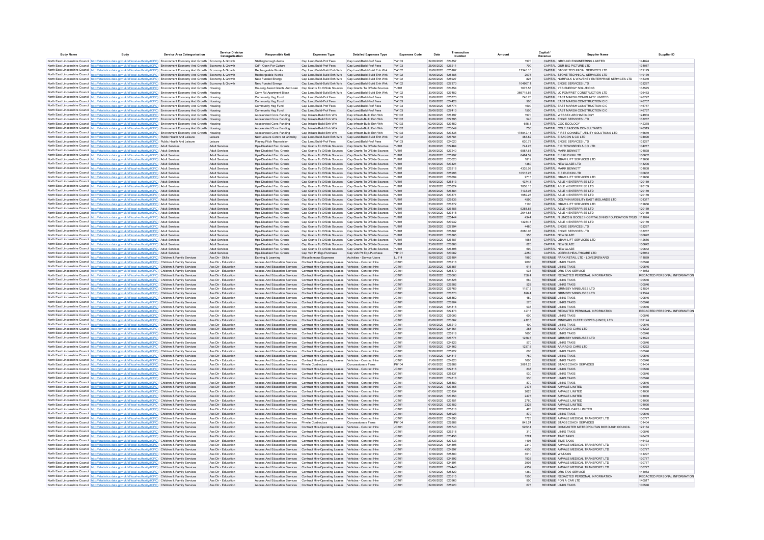| Body Name | Body | Service Area Catergorisation | Service Division Catergorisation | Responsible Unit | Expenses Type | Detailed Expenses Type | Expenses Code | Date | Transaction Number | Amount | Capital / Revenue | Supplier Name | Supplier ID |
|---|---|---|---|---|---|---|---|---|---|---|---|---|---|
| North East Lincolnshire Council | http://statistics.data.gov.uk/id/local-authority/00FC) | Environment Economy And Growth | Economy & Growth | Stallingborough Aemu | Cap Land/Build-Prof Fees | Cap Land/Build-Prof Fees | YA103 | 22/06/2020 | 624857 | 1970 | CAPITAL | GROUND ENGINEERING LIMITED | 144624 |
| North East Lincolnshire Council | http://statistics.data.gov.uk/id/local-authority/00FC) | Environment Economy And Growth | Economy & Growth | Cdf - Open For Culture | Cap Land/Build-Prof Fees | Cap Land/Build-Prof Fees | YA103 | 25/06/2020 | 626211 | 700 | CAPITAL | OUR BIG PICTURE LTD | 134087 |
| North East Lincolnshire Council | http://statistics.data.gov.uk/id/local-authority/00FC) | Environment Economy And Growth | Economy & Growth | Rechargeable Works | Cap Land/Build-Build Enh Wrk | Cap Land/Build-Build Enh Wrk | YA102 | 16/06/2020 | 625187 | 17340.16 | CAPITAL | STONE TECHNICAL SERVICES LTD | 119179 |
| North East Lincolnshire Council | http://statistics.data.gov.uk/id/local-authority/00FC) | Environment Economy And Growth | Economy & Growth | Rechargeable Works | Cap Land/Build-Build Enh Wrk | Cap Land/Build-Build Enh Wrk | YA102 | 16/06/2020 | 625186 | 2075 | CAPITAL | STONE TECHNICAL SERVICES LTD | 119179 |
| North East Lincolnshire Council | http://statistics.data.gov.uk/id/local-authority/00FC) | Environment Economy And Growth | Economy & Growth | Nelc Funded Energy | Cap Land/Build-Build Enh Wrk | Cap Land/Build-Build Enh Wrk | YA102 | 22/06/2020 | 625927 | 825 | CAPITAL | NORFOLK & WAVENEY ENTERPRISE SERVICES LTD | 145349 |
| North East Lincolnshire Council | http://statistics.data.gov.uk/id/local-authority/00FC) | Environment Economy And Growth | Economy & Growth | Nelc Funded Energy | Cap Land/Build-Build Enh Wrk | Cap Land/Build-Build Enh Wrk | YA102 | 29/06/2020 | 627370 | 104987.1 | CAPITAL | ENGIE SERVICES LTD | 133267 |
| North East Lincolnshire Council | http://statistics.data.gov.uk/id/local-authority/00FC) | Environment Economy And Growth | Housing | Housing Assist Grants And Loan | Cap Grants To O/Side Sources | Cap Grants To O/Side Sources | YJ101 | 15/06/2020 | 624854 | 1673.58 | CAPITAL | YES ENERGY SOLUTIONS | 138575 |
| North East Lincolnshire Council | http://statistics.data.gov.uk/id/local-authority/00FC) | Environment Economy And Growth | Housing | Conv Rd Apartment Block | Cap Land/Build-Build Enh Wrk | Cap Land/Build-Build Enh Wrk | YA102 | 30/06/2020 | 627452 | 366715.56 | CAPITAL | JC POMFRET CONSTRUCTION LTD | 136453 |
| North East Lincolnshire Council | http://statistics.data.gov.uk/id/local-authority/00FC) | Environment Economy And Growth | Housing | Community Hsg Fund | Cap Land/Build-Prof Fees | Cap Land/Build-Prof Fees | YA103 | 16/06/2020 | 625773 | 746.76 | CAPITAL | EAST MARSH COMMUNITY LIMITED | 146797 |
| North East Lincolnshire Council | http://statistics.data.gov.uk/id/local-authority/00FC) | Environment Economy And Growth | Housing | Community Hsg Fund | Cap Land/Build-Prof Fees | Cap Land/Build-Prof Fees | YA103 | 10/06/2020 | 624428 | 900 | CAPITAL | EAST MARSH CONSTRUCTION CIC | 146757 |
| North East Lincolnshire Council | http://statistics.data.gov.uk/id/local-authority/00FC) | Environment Economy And Growth | Housing | Community Hsg Fund | Cap Land/Build-Prof Fees | Cap Land/Build-Prof Fees | YA103 | 16/06/2020 | 625774 | 1500 | CAPITAL | EAST MARSH CONSTRUCTION CIC | 146757 |
| North East Lincolnshire Council | http://statistics.data.gov.uk/id/local-authority/00FC) | Environment Economy And Growth | Housing | Community Hsg Fund | Cap Land/Build-Prof Fees | Cap Land/Build-Prof Fees | YA103 | 29/06/2020 | 627413 | 1500 | CAPITAL | EAST MARSH CONSTRUCTION CIC | 146757 |
| North East Lincolnshire Council | http://statistics.data.gov.uk/id/local-authority/00FC) | Environment Economy And Growth | Housing | Accelerated Cons Funding | Cap Infrastr-Build Enh Wrk | Cap Infrastr-Build Enh Wrk | YC102 | 22/06/2020 | 626197 | 1970 | CAPITAL | WESSEX ARCHAEOLOGY | 124933 |
| North East Lincolnshire Council | http://statistics.data.gov.uk/id/local-authority/00FC) | Environment Economy And Growth | Housing | Accelerated Cons Funding | Cap Infrastr-Build Enh Wrk | Cap Infrastr-Build Enh Wrk | YC102 | 30/06/2020 | 627595 | 540 | CAPITAL | ENGIE SERVICES LTD | 133267 |
| North East Lincolnshire Council | http://statistics.data.gov.uk/id/local-authority/00FC) | Environment Economy And Growth | Housing | Accelerated Cons Funding | Cap Infrastr-Build Enh Wrk | Cap Infrastr-Build Enh Wrk | YC102 | 02/06/2020 | 623452 | 665.3 | CAPITAL | CGC ECOLOGY | 142378 |
| North East Lincolnshire Council | http://statistics.data.gov.uk/id/local-authority/00FC) | Environment Economy And Growth | Housing | Accelerated Cons Funding | Cap Infrastr-Build Enh Wrk | Cap Infrastr-Build Enh Wrk | YC102 | 01/06/2020 | 623049 | 755 | CAPITAL | COLE EASDON CONSULTANTS | 146319 |
| North East Lincolnshire Council | http://statistics.data.gov.uk/id/local-authority/00FC) | Environment Economy And Growth | Housing | Accelerated Cons Funding | Cap Infrastr-Build Enh Wrk | Cap Infrastr-Build Enh Wrk | YC102 | 08/06/2020 | 623835 | 178842.14 | CAPITAL | FIRST CONNECT UTILITY SOLUTIONS LTD | 146619 |
| North East Lincolnshire Council | http://statistics.data.gov.uk/id/local-authority/00FC) | Public Health And Leisure | Leisure | New Leisure Centre At Grimsby | Cap Land/Build-Build Enh Wrk | Cap Land/Build-Build Enh Wrk | YA102 | 30/06/2020 | 626781 | 483.82 | CAPITAL | E BACON & CO LTD | 104090 |
| North East Lincolnshire Council | http://statistics.data.gov.uk/id/local-authority/00FC) | Public Health And Leisure | Leisure | Playing Pitch Reprovision | Cap Land/Build-Prof Fees | Cap Land/Build-Prof Fees | YA103 | 08/06/2020 | 624020 | 630.78 | CAPITAL | ENGIE SERVICES LTD | 133267 |
| North East Lincolnshire Council | http://statistics.data.gov.uk/id/local-authority/00FC) | Adult Services | Adult Services | Hps-Disabled Fac. Grants | Cap Grants To O/Side Sources | Cap Grants To O/Side Sources | YJ101 | 30/06/2020 | 627464 | 744.23 | CAPITAL | F R TOWNSEND & CO LTD | 104217 |
| North East Lincolnshire Council | http://statistics.data.gov.uk/id/local-authority/00FC) | Adult Services | Adult Services | Hps-Disabled Fac. Grants | Cap Grants To O/Side Sources | Cap Grants To O/Side Sources | YJ101 | 26/06/2020 | 627240 | 6887.61 | CAPITAL | MARK BENNETT | 101838 |
| North East Lincolnshire Council | http://statistics.data.gov.uk/id/local-authority/00FC) | Adult Services | Adult Services | Hps-Disabled Fac. Grants | Cap Grants To O/Side Sources | Cap Grants To O/Side Sources | YJ101 | 18/06/2020 | 625997 | 6484.59 | CAPITAL | E S RUDKIN LTD | 100632 |
| North East Lincolnshire Council | http://statistics.data.gov.uk/id/local-authority/00FC) | Adult Services | Adult Services | Hps-Disabled Fac. Grants | Cap Grants To O/Side Sources | Cap Grants To O/Side Sources | YJ101 | 02/06/2020 | 623023 | 1819 | CAPITAL | OBAM LIFT SERVICES LTD | 112666 |
| North East Lincolnshire Council | http://statistics.data.gov.uk/id/local-authority/00FC) | Adult Services | Adult Services | Hps-Disabled Fac. Grants | Cap Grants To O/Side Sources | Cap Grants To O/Side Sources | YJ101 | 01/06/2020 | 623421 | 1380 | CAPITAL | NEWGLAZE LTD | 113206 |
| North East Lincolnshire Council | http://statistics.data.gov.uk/id/local-authority/00FC) | Adult Services | Adult Services | Hps-Disabled Fac. Grants | Cap Grants To O/Side Sources | Cap Grants To O/Side Sources | YJ101 | 19/06/2020 | 626216 | 4335.06 | CAPITAL | MARK BENNETT | 101838 |
| North East Lincolnshire Council | http://statistics.data.gov.uk/id/local-authority/00FC) | Adult Services | Adult Services | Hps-Disabled Fac. Grants | Cap Grants To O/Side Sources | Cap Grants To O/Side Sources | YJ101 | 23/06/2020 | 625998 | 10518.28 | CAPITAL | E S RUDKIN LTD | 100632 |
| North East Lincolnshire Council | http://statistics.data.gov.uk/id/local-authority/00FC) | Adult Services | Adult Services | Hps-Disabled Fac. Grants | Cap Grants To O/Side Sources | Cap Grants To O/Side Sources | YJ101 | 25/06/2020 | 626694 | 2715 | CAPITAL | OBAM LIFT SERVICES LTD | 112666 |
| North East Lincolnshire Council | http://statistics.data.gov.uk/id/local-authority/00FC) | Adult Services | Adult Services | Hps-Disabled Fac. Grants | Cap Grants To O/Side Sources | Cap Grants To O/Side Sources | YJ101 | 18/06/2020 | 625813 | 4374.3 | CAPITAL | ABLE 4 ENTERPRISE LTD | 120159 |
| North East Lincolnshire Council | http://statistics.data.gov.uk/id/local-authority/00FC) | Adult Services | Adult Services | Hps-Disabled Fac. Grants | Cap Grants To O/Side Sources | Cap Grants To O/Side Sources | YJ101 | 17/06/2020 | 625824 | 7858.13 | CAPITAL | ABLE 4 ENTERPRISE LTD | 120159 |
| North East Lincolnshire Council | http://statistics.data.gov.uk/id/local-authority/00FC) | Adult Services | Adult Services | Hps-Disabled Fac. Grants | Cap Grants To O/Side Sources | Cap Grants To O/Side Sources | YJ101 | 25/06/2020 | 626384 | 7133.08 | CAPITAL | ABLE 4 ENTERPRISE LTD | 120159 |
| North East Lincolnshire Council | http://statistics.data.gov.uk/id/local-authority/00FC) | Adult Services | Adult Services | Hps-Disabled Fac. Grants | Cap Grants To O/Side Sources | Cap Grants To O/Side Sources | YJ101 | 03/06/2020 | 623871 | 1959.26 | CAPITAL | ABLE 4 ENTERPRISE LTD | 120159 |
| North East Lincolnshire Council | http://statistics.data.gov.uk/id/local-authority/00FC) | Adult Services | Adult Services | Hps-Disabled Fac. Grants | Cap Grants To O/Side Sources | Cap Grants To O/Side Sources | YJ101 | 29/06/2020 | 626835 | 4590 | CAPITAL | DOLPHIN MOBILITY EAST MIDLANDS LTD | 101317 |
| North East Lincolnshire Council | http://statistics.data.gov.uk/id/local-authority/00FC) | Adult Services | Adult Services | Hps-Disabled Fac. Grants | Cap Grants To O/Side Sources | Cap Grants To O/Side Sources | YJ101 | 23/06/2020 | 626372 | 1100 | CAPITAL | OBAM LIFT SERVICES LTD | 112666 |
| North East Lincolnshire Council | http://statistics.data.gov.uk/id/local-authority/00FC) | Adult Services | Adult Services | Hps-Disabled Fac. Grants | Cap Grants To O/Side Sources | Cap Grants To O/Side Sources | YJ101 | 19/06/2020 | 626185 | 9258.85 | CAPITAL | ABLE 4 ENTERPRISE LTD | 120159 |
| North East Lincolnshire Council | http://statistics.data.gov.uk/id/local-authority/00FC) | Adult Services | Adult Services | Hps-Disabled Fac. Grants | Cap Grants To O/Side Sources | Cap Grants To O/Side Sources | YJ101 | 01/06/2020 | 623418 | 2644.88 | CAPITAL | ABLE 4 ENTERPRISE LTD | 120159 |
| North East Lincolnshire Council | http://statistics.data.gov.uk/id/local-authority/00FC) | Adult Services | Adult Services | Hps-Disabled Fac. Grants | Cap Grants To O/Side Sources | Cap Grants To O/Side Sources | YJ101 | 16/06/2020 | 625444 | 4344 | CAPITAL | N LINCS & GOOLE HOSPITALS NHS FOUNDATION TRUS | 111074 |
| North East Lincolnshire Council | http://statistics.data.gov.uk/id/local-authority/00FC) | Adult Services | Adult Services | Hps-Disabled Fac. Grants | Cap Grants To O/Side Sources | Cap Grants To O/Side Sources | YJ101 | 04/06/2020 | 623932 | 13234.8 | CAPITAL | ABLE 4 ENTERPRISE LTD | 120159 |
| North East Lincolnshire Council | http://statistics.data.gov.uk/id/local-authority/00FC) | Adult Services | Adult Services | Hps-Disabled Fac. Grants | Cap Grants To O/Side Sources | Cap Grants To O/Side Sources | YJ101 | 29/06/2020 | 627394 | 4480 | CAPITAL | ENGIE SERVICES LTD | 133267 |
| North East Lincolnshire Council | http://statistics.data.gov.uk/id/local-authority/00FC) | Adult Services | Adult Services | Hps-Disabled Fac. Grants | Cap Grants To O/Side Sources | Cap Grants To O/Side Sources | YJ101 | 29/06/2020 | 626807 | 8080.08 | CAPITAL | ENGIE SERVICES LTD | 133267 |
| North East Lincolnshire Council | http://statistics.data.gov.uk/id/local-authority/00FC) | Adult Services | Adult Services | Hps-Disabled Fac. Grants | Cap Grants To O/Side Sources | Cap Grants To O/Side Sources | YJ101 | 23/06/2020 | 626385 | 955 | CAPITAL | NEWGLAZE | 100642 |
| North East Lincolnshire Council | http://statistics.data.gov.uk/id/local-authority/00FC) | Adult Services | Adult Services | Hps-Disabled Fac. Grants | Cap Grants To O/Side Sources | Cap Grants To O/Side Sources | YJ101 | 19/06/2020 | 626187 | 1584 | CAPITAL | OBAM LIFT SERVICES LTD | 112666 |
| North East Lincolnshire Council | http://statistics.data.gov.uk/id/local-authority/00FC) | Adult Services | Adult Services | Hps-Disabled Fac. Grants | Cap Grants To O/Side Sources | Cap Grants To O/Side Sources | YJ101 | 23/06/2020 | 626386 | 820 | CAPITAL | NEWGLAZE | 100642 |
| North East Lincolnshire Council | http://statistics.data.gov.uk/id/local-authority/00FC) | Adult Services | Adult Services | Hps-Disabled Fac. Grants | Cap Grants To O/Side Sources | Cap Grants To O/Side Sources | YJ101 | 24/06/2020 | 626398 | 690 | CAPITAL | NEWGLAZE | 100642 |
| North East Lincolnshire Council | http://statistics.data.gov.uk/id/local-authority/00FC) | Adult Services | Adult Services | Hps-Disabled Fac. Grants | Cap Veh Plt Eqp-Purchase | Cap Veh Plt Eqp-Purchase | YB101 | 02/06/2020 | 623082 | -2250 | CAPITAL | JOERNS HEALTHCARE LTD | 126914 |
| North East Lincolnshire Council | http://statistics.data.gov.uk/id/local-authority/00FC) | Children & Family Services | Ass Dir - Skills | Earning & Learning | Miscellaneous Expenses | Activities - Service Users | LL114 | 19/06/2020 | 626184 | 1960 | REVENUE | PARK RETAIL LTD - LOVE2REWARD | 111869 |
| North East Lincolnshire Council | http://statistics.data.gov.uk/id/local-authority/00FC) | Children & Family Services | Ass Dir - Education | Access And Education Services | Contract Hire-Operating Leases | Vehicles - Contract Hire | JC101 | 19/06/2020 | 626218 | 2000 | REVENUE | LINKS TAXIS | 100546 |
| North East Lincolnshire Council | http://statistics.data.gov.uk/id/local-authority/00FC) | Children & Family Services | Ass Dir - Education | Access And Education Services | Contract Hire-Operating Leases | Vehicles - Contract Hire | JC101 | 23/06/2020 | 626357 | 616 | REVENUE | LINKS TAXIS | 100546 |
| North East Lincolnshire Council | http://statistics.data.gov.uk/id/local-authority/00FC) | Children & Family Services | Ass Dir - Education | Access And Education Services | Contract Hire-Operating Leases | Vehicles - Contract Hire | JC101 | 17/06/2020 | 625879 | 936 | REVENUE | DRS TAXI SERVICE | 141083 |
| North East Lincolnshire Council | http://statistics.data.gov.uk/id/local-authority/00FC) | Children & Family Services | Ass Dir - Education | Access And Education Services | Contract Hire-Operating Leases | Vehicles - Contract Hire | JC101 | 18/06/2020 | 626000 | 756.4 | REVENUE | REDACTED PERSONAL INFORMATION | REDACTED PERSONAL INFORMATION |
| North East Lincolnshire Council | http://statistics.data.gov.uk/id/local-authority/00FC) | Children & Family Services | Ass Dir - Education | Access And Education Services | Contract Hire-Operating Leases | Vehicles - Contract Hire | JC101 | 15/06/2020 | 624828 | 660 | REVENUE | LINKS TAXIS | 100546 |
| North East Lincolnshire Council | http://statistics.data.gov.uk/id/local-authority/00FC) | Children & Family Services | Ass Dir - Education | Access And Education Services | Contract Hire-Operating Leases | Vehicles - Contract Hire | JC101 | 22/06/2020 | 626282 | 528 | REVENUE | LINKS TAXIS | 100546 |
| North East Lincolnshire Council | http://statistics.data.gov.uk/id/local-authority/00FC) | Children & Family Services | Ass Dir - Education | Access And Education Services | Contract Hire-Operating Leases | Vehicles - Contract Hire | JC101 | 26/06/2020 | 626769 | 1157.2 | REVENUE | GRIMSBY MINIBUSES LTD | 121524 |
| North East Lincolnshire Council | http://statistics.data.gov.uk/id/local-authority/00FC) | Children & Family Services | Ass Dir - Education | Access And Education Services | Contract Hire-Operating Leases | Vehicles - Contract Hire | JC101 | 26/06/2020 | 626770 | 896.4 | REVENUE | GRIMSBY MINIBUSES LTD | 121524 |
| North East Lincolnshire Council | http://statistics.data.gov.uk/id/local-authority/00FC) | Children & Family Services | Ass Dir - Education | Access And Education Services | Contract Hire-Operating Leases | Vehicles - Contract Hire | JC101 | 17/06/2020 | 625852 | 450 | REVENUE | LINKS TAXIS | 100546 |
| North East Lincolnshire Council | http://statistics.data.gov.uk/id/local-authority/00FC) | Children & Family Services | Ass Dir - Education | Access And Education Services | Contract Hire-Operating Leases | Vehicles - Contract Hire | JC101 | 19/06/2020 | 626204 | 570 | REVENUE | LINKS TAXIS | 100546 |
| North East Lincolnshire Council | http://statistics.data.gov.uk/id/local-authority/00FC) | Children & Family Services | Ass Dir - Education | Access And Education Services | Contract Hire-Operating Leases | Vehicles - Contract Hire | JC101 | 11/06/2020 | 624816 | 936 | REVENUE | LINKS TAXIS | 100546 |
| North East Lincolnshire Council | http://statistics.data.gov.uk/id/local-authority/00FC) | Children & Family Services | Ass Dir - Education | Access And Education Services | Contract Hire-Operating Leases | Vehicles - Contract Hire | JC101 | 30/06/2020 | 627473 | 427.5 | REVENUE | REDACTED PERSONAL INFORMATION | REDACTED PERSONAL INFORMATION |
| North East Lincolnshire Council | http://statistics.data.gov.uk/id/local-authority/00FC) | Children & Family Services | Ass Dir - Education | Access And Education Services | Contract Hire-Operating Leases | Vehicles - Contract Hire | JC101 | 15/06/2020 | 625003 | 600 | REVENUE | LINKS TAXIS | 100546 |
| North East Lincolnshire Council | http://statistics.data.gov.uk/id/local-authority/00FC) | Children & Family Services | Ass Dir - Education | Access And Education Services | Contract Hire-Operating Leases | Vehicles - Contract Hire | JC101 | 03/06/2020 | 623582 | 412.5 | REVENUE | MINICABS CLEETHORPES (LINCS) LTD | 103124 |
| North East Lincolnshire Council | http://statistics.data.gov.uk/id/local-authority/00FC) | Children & Family Services | Ass Dir - Education | Access And Education Services | Contract Hire-Operating Leases | Vehicles - Contract Hire | JC101 | 19/06/2020 | 626219 | 400 | REVENUE | LINKS TAXIS | 100546 |
| North East Lincolnshire Council | http://statistics.data.gov.uk/id/local-authority/00FC) | Children & Family Services | Ass Dir - Education | Access And Education Services | Contract Hire-Operating Leases | Vehicles - Contract Hire | JC101 | 08/06/2020 | 624161 | 288 | REVENUE | AA RADIO CARS LTD | 101222 |
| North East Lincolnshire Council | http://statistics.data.gov.uk/id/local-authority/00FC) | Children & Family Services | Ass Dir - Education | Access And Education Services | Contract Hire-Operating Leases | Vehicles - Contract Hire | JC101 | 18/06/2020 | 625918 | 1600 | REVENUE | LINKS TAXIS | 100546 |
| North East Lincolnshire Council | http://statistics.data.gov.uk/id/local-authority/00FC) | Children & Family Services | Ass Dir - Education | Access And Education Services | Contract Hire-Operating Leases | Vehicles - Contract Hire | JC101 | 26/06/2020 | 626771 | 1236.6 | REVENUE | GRIMSBY MINIBUSES LTD | 121524 |
| North East Lincolnshire Council | http://statistics.data.gov.uk/id/local-authority/00FC) | Children & Family Services | Ass Dir - Education | Access And Education Services | Contract Hire-Operating Leases | Vehicles - Contract Hire | JC101 | 11/06/2020 | 624823 | 570 | REVENUE | LINKS TAXIS | 100546 |
| North East Lincolnshire Council | http://statistics.data.gov.uk/id/local-authority/00FC) | Children & Family Services | Ass Dir - Education | Access And Education Services | Contract Hire-Operating Leases | Vehicles - Contract Hire | JC101 | 15/06/2020 | 624162 | 1237.5 | REVENUE | AA RADIO CARS LTD | 101222 |
| North East Lincolnshire Council | http://statistics.data.gov.uk/id/local-authority/00FC) | Children & Family Services | Ass Dir - Education | Access And Education Services | Contract Hire-Operating Leases | Vehicles - Contract Hire | JC101 | 22/06/2020 | 625922 | 600 | REVENUE | LINKS TAXIS | 100546 |
| North East Lincolnshire Council | http://statistics.data.gov.uk/id/local-authority/00FC) | Children & Family Services | Ass Dir - Education | Access And Education Services | Contract Hire-Operating Leases | Vehicles - Contract Hire | JC101 | 11/06/2020 | 624817 | 780 | REVENUE | LINKS TAXIS | 100546 |
| North East Lincolnshire Council | http://statistics.data.gov.uk/id/local-authority/00FC) | Children & Family Services | Ass Dir - Education | Access And Education Services | Contract Hire-Operating Leases | Vehicles - Contract Hire | JC101 | 11/06/2020 | 624820 | 1000 | REVENUE | LINKS TAXIS | 100546 |
| North East Lincolnshire Council | http://statistics.data.gov.uk/id/local-authority/00FC) | Children & Family Services | Ass Dir - Education | Access And Education Services | Private Contractors | Concessionary Fares | PH104 | 01/06/2020 | 622888 | 2061.25 | REVENUE | STAGECOACH SERVICES | 101404 |
| North East Lincolnshire Council | http://statistics.data.gov.uk/id/local-authority/00FC) | Children & Family Services | Ass Dir - Education | Access And Education Services | Contract Hire-Operating Leases | Vehicles - Contract Hire | JC101 | 01/06/2020 | 622816 | 838 | REVENUE | LINKS TAXIS | 100546 |
| North East Lincolnshire Council | http://statistics.data.gov.uk/id/local-authority/00FC) | Children & Family Services | Ass Dir - Education | Access And Education Services | Contract Hire-Operating Leases | Vehicles - Contract Hire | JC101 | 17/06/2020 | 625837 | 930 | REVENUE | LINKS TAXIS | 100546 |
| North East Lincolnshire Council | http://statistics.data.gov.uk/id/local-authority/00FC) | Children & Family Services | Ass Dir - Education | Access And Education Services | Contract Hire-Operating Leases | Vehicles - Contract Hire | JC101 | 11/06/2020 | 624818 | 930 | REVENUE | LINKS TAXIS | 100546 |
| North East Lincolnshire Council | http://statistics.data.gov.uk/id/local-authority/00FC) | Children & Family Services | Ass Dir - Education | Access And Education Services | Contract Hire-Operating Leases | Vehicles - Contract Hire | JC101 | 17/06/2020 | 625880 | 870 | REVENUE | LINKS TAXIS | 100546 |
| North East Lincolnshire Council | http://statistics.data.gov.uk/id/local-authority/00FC) | Children & Family Services | Ass Dir - Education | Access And Education Services | Contract Hire-Operating Leases | Vehicles - Contract Hire | JC101 | 01/06/2020 | 623155 | 2475 | REVENUE | AMVALE LIMITED | 101030 |
| North East Lincolnshire Council | http://statistics.data.gov.uk/id/local-authority/00FC) | Children & Family Services | Ass Dir - Education | Access And Education Services | Contract Hire-Operating Leases | Vehicles - Contract Hire | JC101 | 01/06/2020 | 623154 | 2625 | REVENUE | AMVALE LIMITED | 101030 |
| North East Lincolnshire Council | http://statistics.data.gov.uk/id/local-authority/00FC) | Children & Family Services | Ass Dir - Education | Access And Education Services | Contract Hire-Operating Leases | Vehicles - Contract Hire | JC101 | 01/06/2020 | 623153 | 2475 | REVENUE | AMVALE LIMITED | 101030 |
| North East Lincolnshire Council | http://statistics.data.gov.uk/id/local-authority/00FC) | Children & Family Services | Ass Dir - Education | Access And Education Services | Contract Hire-Operating Leases | Vehicles - Contract Hire | JC101 | 01/06/2020 | 623151 | 2760 | REVENUE | AMVALE LIMITED | 101030 |
| North East Lincolnshire Council | http://statistics.data.gov.uk/id/local-authority/00FC) | Children & Family Services | Ass Dir - Education | Access And Education Services | Contract Hire-Operating Leases | Vehicles - Contract Hire | JC101 | 01/06/2020 | 623152 | 2325 | REVENUE | AMVALE LIMITED | 101030 |
| North East Lincolnshire Council | http://statistics.data.gov.uk/id/local-authority/00FC) | Children & Family Services | Ass Dir - Education | Access And Education Services | Contract Hire-Operating Leases | Vehicles - Contract Hire | JC101 | 17/06/2020 | 625818 | 420 | REVENUE | COXONS CARS LIMITED | 100578 |
| North East Lincolnshire Council | http://statistics.data.gov.uk/id/local-authority/00FC) | Children & Family Services | Ass Dir - Education | Access And Education Services | Contract Hire-Operating Leases | Vehicles - Contract Hire | JC101 | 18/06/2020 | 625923 | 870 | REVENUE | LINKS TAXIS | 100546 |
| North East Lincolnshire Council | http://statistics.data.gov.uk/id/local-authority/00FC) | Children & Family Services | Ass Dir - Education | Access And Education Services | Contract Hire-Operating Leases | Vehicles - Contract Hire | JC101 | 09/06/2020 | 624393 | 1725 | REVENUE | AMVALE MEDICAL TRANSPORT LTD | 130777 |
| North East Lincolnshire Council | http://statistics.data.gov.uk/id/local-authority/00FC) | Children & Family Services | Ass Dir - Education | Access And Education Services | Private Contractors | Concessionary Fares | PH104 | 01/06/2020 | 622888 | 843.24 | REVENUE | STAGECOACH SERVICES | 101404 |
| North East Lincolnshire Council | http://statistics.data.gov.uk/id/local-authority/00FC) | Children & Family Services | Ass Dir - Education | Access And Education Services | Contract Hire-Operating Leases | Vehicles - Contract Hire | JC101 | 24/06/2020 | 626743 | 5262.4 | REVENUE | DONCASTER METROPOLITAN BOROUGH COUNCIL | 122184 |
| North East Lincolnshire Council | http://statistics.data.gov.uk/id/local-authority/00FC) | Children & Family Services | Ass Dir - Education | Access And Education Services | Contract Hire-Operating Leases | Vehicles - Contract Hire | JC101 | 19/06/2020 | 626218 | 310 | REVENUE | LINKS TAXIS | 100546 |
| North East Lincolnshire Council | http://statistics.data.gov.uk/id/local-authority/00FC) | Children & Family Services | Ass Dir - Education | Access And Education Services | Contract Hire-Operating Leases | Vehicles - Contract Hire | JC101 | 01/06/2020 | 623456 | 1224 | REVENUE | TIME TAXIS | 146433 |
| North East Lincolnshire Council | http://statistics.data.gov.uk/id/local-authority/00FC) | Children & Family Services | Ass Dir - Education | Access And Education Services | Contract Hire-Operating Leases | Vehicles - Contract Hire | JC101 | 29/06/2020 | 627433 | 1496 | REVENUE | TIME TAXIS | 146433 |
| North East Lincolnshire Council | http://statistics.data.gov.uk/id/local-authority/00FC) | Children & Family Services | Ass Dir - Education | Access And Education Services | Contract Hire-Operating Leases | Vehicles - Contract Hire | JC101 | 09/06/2020 | 624396 | 2310 | REVENUE | AMVALE MEDICAL TRANSPORT LTD | 130777 |
| North East Lincolnshire Council | http://statistics.data.gov.uk/id/local-authority/00FC) | Children & Family Services | Ass Dir - Education | Access And Education Services | Contract Hire-Operating Leases | Vehicles - Contract Hire | JC101 | 11/06/2020 | 624397 | 4500 | REVENUE | AMVALE MEDICAL TRANSPORT LTD | 130777 |
| North East Lincolnshire Council | http://statistics.data.gov.uk/id/local-authority/00FC) | Children & Family Services | Ass Dir - Education | Access And Education Services | Contract Hire-Operating Leases | Vehicles - Contract Hire | JC101 | 17/06/2020 | 625800 | 3510 | REVENUE | W4TAXIS | 141297 |
| North East Lincolnshire Council | http://statistics.data.gov.uk/id/local-authority/00FC) | Children & Family Services | Ass Dir - Education | Access And Education Services | Contract Hire-Operating Leases | Vehicles - Contract Hire | JC101 | 09/06/2020 | 624392 | 1935 | REVENUE | AMVALE MEDICAL TRANSPORT LTD | 130777 |
| North East Lincolnshire Council | http://statistics.data.gov.uk/id/local-authority/00FC) | Children & Family Services | Ass Dir - Education | Access And Education Services | Contract Hire-Operating Leases | Vehicles - Contract Hire | JC101 | 10/06/2020 | 624391 | 3906 | REVENUE | AMVALE MEDICAL TRANSPORT LTD | 130777 |
| North East Lincolnshire Council | http://statistics.data.gov.uk/id/local-authority/00FC) | Children & Family Services | Ass Dir - Education | Access And Education Services | Contract Hire-Operating Leases | Vehicles - Contract Hire | JC101 | 10/06/2020 | 624446 | 4359 | REVENUE | AMVALE MEDICAL TRANSPORT LTD | 130777 |
| North East Lincolnshire Council | http://statistics.data.gov.uk/id/local-authority/00FC) | Children & Family Services | Ass Dir - Education | Access And Education Services | Contract Hire-Operating Leases | Vehicles - Contract Hire | JC101 | 17/06/2020 | 625829 | 1360 | REVENUE | DRS TAXI SERVICE | 141083 |
| North East Lincolnshire Council | http://statistics.data.gov.uk/id/local-authority/00FC) | Children & Family Services | Ass Dir - Education | Access And Education Services | Contract Hire-Operating Leases | Vehicles - Contract Hire | JC101 | 02/06/2020 | 623515 | 1500 | REVENUE | REDACTED PERSONAL INFORMATION | REDACTED PERSONAL INFORMATION |
| North East Lincolnshire Council | http://statistics.data.gov.uk/id/local-authority/00FC) | Children & Family Services | Ass Dir - Education | Access And Education Services | Contract Hire-Operating Leases | Vehicles - Contract Hire | JC101 | 03/06/2020 | 623963 | 900 | REVENUE | FON A CAR LTD | 140517 |
| North East Lincolnshire Council | http://statistics.data.gov.uk/id/local-authority/00FC) | Children & Family Services | Ass Dir - Education | Access And Education Services | Contract Hire-Operating Leases | Vehicles - Contract Hire | JC101 | 22/06/2020 | 625920 | 675 | REVENUE | LINKS TAXIS | 100546 |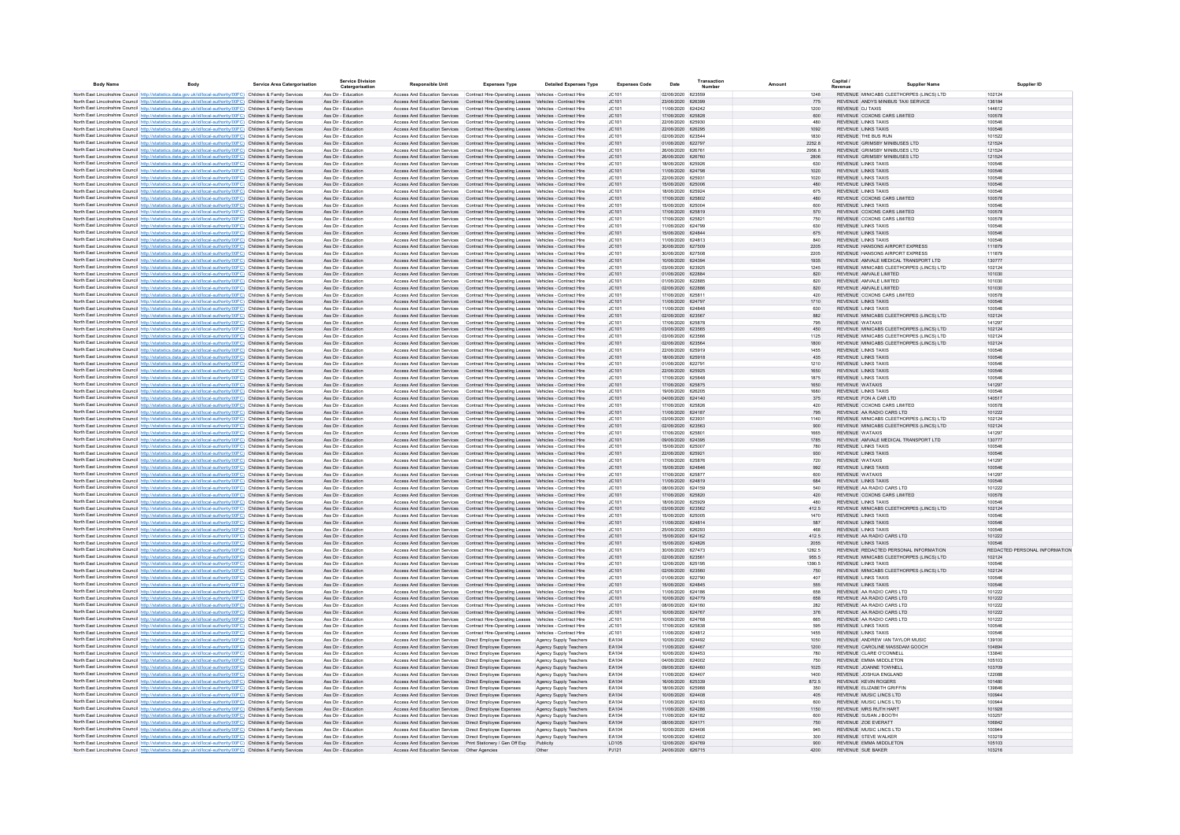| Body Name | Body | Service Area Catergorisation | Service Division Catergorisation | Responsible Unit | Expenses Type | Detailed Expenses Type | Expenses Code | Date | Transaction Number | Amount | Capital / Revenue | Supplier Name | Supplier ID |
|---|---|---|---|---|---|---|---|---|---|---|---|---|---|
| North East Lincolnshire Council | http://statistics.data.gov.uk/id/local-authority/00FC) | Children & Family Services | Ass Dir - Education | Access And Education Services | Contract Hire-Operating Leases | Vehicles - Contract Hire | JC101 | 02/06/2020 | 623559 | 1248 | REVENUE | MINICABS CLEETHORPES (LINCS) LTD | 102124 |
| North East Lincolnshire Council | http://statistics.data.gov.uk/id/local-authority/00FC) | Children & Family Services | Ass Dir - Education | Access And Education Services | Contract Hire-Operating Leases | Vehicles - Contract Hire | JC101 | 23/06/2020 | 626399 | 775 | REVENUE | ANDYS MINIBUS TAXI SERVICE | 136184 |
| North East Lincolnshire Council | http://statistics.data.gov.uk/id/local-authority/00FC) | Children & Family Services | Ass Dir - Education | Access And Education Services | Contract Hire-Operating Leases | Vehicles - Contract Hire | JC101 | 11/06/2020 | 624242 | 1200 | REVENUE | DJ TAXIS | 144612 |
| North East Lincolnshire Council | http://statistics.data.gov.uk/id/local-authority/00FC) | Children & Family Services | Ass Dir - Education | Access And Education Services | Contract Hire-Operating Leases | Vehicles - Contract Hire | JC101 | 17/06/2020 | 625828 | 800 | REVENUE | COXONS CARS LIMITED | 100578 |
| North East Lincolnshire Council | http://statistics.data.gov.uk/id/local-authority/00FC) | Children & Family Services | Ass Dir - Education | Access And Education Services | Contract Hire-Operating Leases | Vehicles - Contract Hire | JC101 | 22/06/2020 | 625930 | 480 | REVENUE | LINKS TAXIS | 100546 |
| North East Lincolnshire Council | http://statistics.data.gov.uk/id/local-authority/00FC) | Children & Family Services | Ass Dir - Education | Access And Education Services | Contract Hire-Operating Leases | Vehicles - Contract Hire | JC101 | 22/06/2020 | 626295 | 1092 | REVENUE | LINKS TAXIS | 100546 |
| North East Lincolnshire Council | http://statistics.data.gov.uk/id/local-authority/00FC) | Children & Family Services | Ass Dir - Education | Access And Education Services | Contract Hire-Operating Leases | Vehicles - Contract Hire | JC101 | 02/06/2020 | 623544 | 1830 | REVENUE | THE BUS RUN | 101522 |
| North East Lincolnshire Council | http://statistics.data.gov.uk/id/local-authority/00FC) | Children & Family Services | Ass Dir - Education | Access And Education Services | Contract Hire-Operating Leases | Vehicles - Contract Hire | JC101 | 01/06/2020 | 622797 | 2252.8 | REVENUE | GRIMSBY MINIBUSES LTD | 121524 |
| North East Lincolnshire Council | http://statistics.data.gov.uk/id/local-authority/00FC) | Children & Family Services | Ass Dir - Education | Access And Education Services | Contract Hire-Operating Leases | Vehicles - Contract Hire | JC101 | 26/06/2020 | 626761 | 2956.8 | REVENUE | GRIMSBY MINIBUSES LTD | 121524 |
| North East Lincolnshire Council | http://statistics.data.gov.uk/id/local-authority/00FC) | Children & Family Services | Ass Dir - Education | Access And Education Services | Contract Hire-Operating Leases | Vehicles - Contract Hire | JC101 | 26/06/2020 | 626760 | 2806 | REVENUE | GRIMSBY MINIBUSES LTD | 121524 |
| North East Lincolnshire Council | http://statistics.data.gov.uk/id/local-authority/00FC) | Children & Family Services | Ass Dir - Education | Access And Education Services | Contract Hire-Operating Leases | Vehicles - Contract Hire | JC101 | 18/06/2020 | 625926 | 630 | REVENUE | LINKS TAXIS | 100546 |
| North East Lincolnshire Council | http://statistics.data.gov.uk/id/local-authority/00FC) | Children & Family Services | Ass Dir - Education | Access And Education Services | Contract Hire-Operating Leases | Vehicles - Contract Hire | JC101 | 11/06/2020 | 624798 | 1020 | REVENUE | LINKS TAXIS | 100546 |
| North East Lincolnshire Council | http://statistics.data.gov.uk/id/local-authority/00FC) | Children & Family Services | Ass Dir - Education | Access And Education Services | Contract Hire-Operating Leases | Vehicles - Contract Hire | JC101 | 22/06/2020 | 625931 | 1020 | REVENUE | LINKS TAXIS | 100546 |
| North East Lincolnshire Council | http://statistics.data.gov.uk/id/local-authority/00FC) | Children & Family Services | Ass Dir - Education | Access And Education Services | Contract Hire-Operating Leases | Vehicles - Contract Hire | JC101 | 15/06/2020 | 625006 | 480 | REVENUE | LINKS TAXIS | 100546 |
| North East Lincolnshire Council | http://statistics.data.gov.uk/id/local-authority/00FC) | Children & Family Services | Ass Dir - Education | Access And Education Services | Contract Hire-Operating Leases | Vehicles - Contract Hire | JC101 | 18/06/2020 | 625924 | 675 | REVENUE | LINKS TAXIS | 100546 |
| North East Lincolnshire Council | http://statistics.data.gov.uk/id/local-authority/00FC) | Children & Family Services | Ass Dir - Education | Access And Education Services | Contract Hire-Operating Leases | Vehicles - Contract Hire | JC101 | 17/06/2020 | 625802 | 480 | REVENUE | COXONS CARS LIMITED | 100578 |
| North East Lincolnshire Council | http://statistics.data.gov.uk/id/local-authority/00FC) | Children & Family Services | Ass Dir - Education | Access And Education Services | Contract Hire-Operating Leases | Vehicles - Contract Hire | JC101 | 15/06/2020 | 625004 | 600 | REVENUE | LINKS TAXIS | 100546 |
| North East Lincolnshire Council | http://statistics.data.gov.uk/id/local-authority/00FC) | Children & Family Services | Ass Dir - Education | Access And Education Services | Contract Hire-Operating Leases | Vehicles - Contract Hire | JC101 | 17/06/2020 | 625819 | 570 | REVENUE | COXONS CARS LIMITED | 100578 |
| North East Lincolnshire Council | http://statistics.data.gov.uk/id/local-authority/00FC) | Children & Family Services | Ass Dir - Education | Access And Education Services | Contract Hire-Operating Leases | Vehicles - Contract Hire | JC101 | 17/06/2020 | 625821 | 750 | REVENUE | COXONS CARS LIMITED | 100578 |
| North East Lincolnshire Council | http://statistics.data.gov.uk/id/local-authority/00FC) | Children & Family Services | Ass Dir - Education | Access And Education Services | Contract Hire-Operating Leases | Vehicles - Contract Hire | JC101 | 11/06/2020 | 624799 | 630 | REVENUE | LINKS TAXIS | 100546 |
| North East Lincolnshire Council | http://statistics.data.gov.uk/id/local-authority/00FC) | Children & Family Services | Ass Dir - Education | Access And Education Services | Contract Hire-Operating Leases | Vehicles - Contract Hire | JC101 | 15/06/2020 | 624844 | 675 | REVENUE | LINKS TAXIS | 100546 |
| North East Lincolnshire Council | http://statistics.data.gov.uk/id/local-authority/00FC) | Children & Family Services | Ass Dir - Education | Access And Education Services | Contract Hire-Operating Leases | Vehicles - Contract Hire | JC101 | 11/06/2020 | 624813 | 840 | REVENUE | LINKS TAXIS | 100546 |
| North East Lincolnshire Council | http://statistics.data.gov.uk/id/local-authority/00FC) | Children & Family Services | Ass Dir - Education | Access And Education Services | Contract Hire-Operating Leases | Vehicles - Contract Hire | JC101 | 30/06/2020 | 627509 | 2205 | REVENUE | HANSONS AIRPORT EXPRESS | 111879 |
| North East Lincolnshire Council | http://statistics.data.gov.uk/id/local-authority/00FC) | Children & Family Services | Ass Dir - Education | Access And Education Services | Contract Hire-Operating Leases | Vehicles - Contract Hire | JC101 | 30/06/2020 | 627508 | 2205 | REVENUE | HANSONS AIRPORT EXPRESS | 111879 |
| North East Lincolnshire Council | http://statistics.data.gov.uk/id/local-authority/00FC) | Children & Family Services | Ass Dir - Education | Access And Education Services | Contract Hire-Operating Leases | Vehicles - Contract Hire | JC101 | 10/06/2020 | 624394 | 1935 | REVENUE | AMVALE MEDICAL TRANSPORT LTD | 130777 |
| North East Lincolnshire Council | http://statistics.data.gov.uk/id/local-authority/00FC) | Children & Family Services | Ass Dir - Education | Access And Education Services | Contract Hire-Operating Leases | Vehicles - Contract Hire | JC101 | 03/06/2020 | 623925 | 1245 | REVENUE | MINICABS CLEETHORPES (LINCS) LTD | 102124 |
| North East Lincolnshire Council | http://statistics.data.gov.uk/id/local-authority/00FC) | Children & Family Services | Ass Dir - Education | Access And Education Services | Contract Hire-Operating Leases | Vehicles - Contract Hire | JC101 | 01/06/2020 | 622884 | 820 | REVENUE | AMVALE LIMITED | 101030 |
| North East Lincolnshire Council | http://statistics.data.gov.uk/id/local-authority/00FC) | Children & Family Services | Ass Dir - Education | Access And Education Services | Contract Hire-Operating Leases | Vehicles - Contract Hire | JC101 | 01/06/2020 | 622885 | 820 | REVENUE | AMVALE LIMITED | 101030 |
| North East Lincolnshire Council | http://statistics.data.gov.uk/id/local-authority/00FC) | Children & Family Services | Ass Dir - Education | Access And Education Services | Contract Hire-Operating Leases | Vehicles - Contract Hire | JC101 | 02/06/2020 | 622886 | 820 | REVENUE | AMVALE LIMITED | 101030 |
| North East Lincolnshire Council | http://statistics.data.gov.uk/id/local-authority/00FC) | Children & Family Services | Ass Dir - Education | Access And Education Services | Contract Hire-Operating Leases | Vehicles - Contract Hire | JC101 | 17/06/2020 | 625811 | 420 | REVENUE | COXONS CARS LIMITED | 100578 |
| North East Lincolnshire Council | http://statistics.data.gov.uk/id/local-authority/00FC) | Children & Family Services | Ass Dir - Education | Access And Education Services | Contract Hire-Operating Leases | Vehicles - Contract Hire | JC101 | 11/06/2020 | 624797 | 1710 | REVENUE | LINKS TAXIS | 100546 |
| North East Lincolnshire Council | http://statistics.data.gov.uk/id/local-authority/00FC) | Children & Family Services | Ass Dir - Education | Access And Education Services | Contract Hire-Operating Leases | Vehicles - Contract Hire | JC101 | 11/06/2020 | 624848 | 630 | REVENUE | LINKS TAXIS | 100546 |
| North East Lincolnshire Council | http://statistics.data.gov.uk/id/local-authority/00FC) | Children & Family Services | Ass Dir - Education | Access And Education Services | Contract Hire-Operating Leases | Vehicles - Contract Hire | JC101 | 02/06/2020 | 623567 | 882 | REVENUE | MINICABS CLEETHORPES (LINCS) LTD | 102124 |
| North East Lincolnshire Council | http://statistics.data.gov.uk/id/local-authority/00FC) | Children & Family Services | Ass Dir - Education | Access And Education Services | Contract Hire-Operating Leases | Vehicles - Contract Hire | JC101 | 17/06/2020 | 625878 | 795 | REVENUE | WATAXIS | 141297 |
| North East Lincolnshire Council | http://statistics.data.gov.uk/id/local-authority/00FC) | Children & Family Services | Ass Dir - Education | Access And Education Services | Contract Hire-Operating Leases | Vehicles - Contract Hire | JC101 | 03/06/2020 | 623565 | 450 | REVENUE | MINICABS CLEETHORPES (LINCS) LTD | 102124 |
| North East Lincolnshire Council | http://statistics.data.gov.uk/id/local-authority/00FC) | Children & Family Services | Ass Dir - Education | Access And Education Services | Contract Hire-Operating Leases | Vehicles - Contract Hire | JC101 | 03/06/2020 | 623566 | 1125 | REVENUE | MINICABS CLEETHORPES (LINCS) LTD | 102124 |
| North East Lincolnshire Council | http://statistics.data.gov.uk/id/local-authority/00FC) | Children & Family Services | Ass Dir - Education | Access And Education Services | Contract Hire-Operating Leases | Vehicles - Contract Hire | JC101 | 02/06/2020 | 623564 | 1800 | REVENUE | MINICABS CLEETHORPES (LINCS) LTD | 102124 |
| North East Lincolnshire Council | http://statistics.data.gov.uk/id/local-authority/00FC) | Children & Family Services | Ass Dir - Education | Access And Education Services | Contract Hire-Operating Leases | Vehicles - Contract Hire | JC101 | 22/06/2020 | 625919 | 1455 | REVENUE | LINKS TAXIS | 100546 |
| North East Lincolnshire Council | http://statistics.data.gov.uk/id/local-authority/00FC) | Children & Family Services | Ass Dir - Education | Access And Education Services | Contract Hire-Operating Leases | Vehicles - Contract Hire | JC101 | 18/06/2020 | 625918 | 435 | REVENUE | LINKS TAXIS | 100546 |
| North East Lincolnshire Council | http://statistics.data.gov.uk/id/local-authority/00FC) | Children & Family Services | Ass Dir - Education | Access And Education Services | Contract Hire-Operating Leases | Vehicles - Contract Hire | JC101 | 01/06/2020 | 622791 | 1210 | REVENUE | LINKS TAXIS | 100546 |
| North East Lincolnshire Council | http://statistics.data.gov.uk/id/local-authority/00FC) | Children & Family Services | Ass Dir - Education | Access And Education Services | Contract Hire-Operating Leases | Vehicles - Contract Hire | JC101 | 22/06/2020 | 625925 | 1650 | REVENUE | LINKS TAXIS | 100546 |
| North East Lincolnshire Council | http://statistics.data.gov.uk/id/local-authority/00FC) | Children & Family Services | Ass Dir - Education | Access And Education Services | Contract Hire-Operating Leases | Vehicles - Contract Hire | JC101 | 17/06/2020 | 625848 | 1875 | REVENUE | LINKS TAXIS | 100546 |
| North East Lincolnshire Council | http://statistics.data.gov.uk/id/local-authority/00FC) | Children & Family Services | Ass Dir - Education | Access And Education Services | Contract Hire-Operating Leases | Vehicles - Contract Hire | JC101 | 17/06/2020 | 625875 | 1650 | REVENUE | WATAXIS | 141297 |
| North East Lincolnshire Council | http://statistics.data.gov.uk/id/local-authority/00FC) | Children & Family Services | Ass Dir - Education | Access And Education Services | Contract Hire-Operating Leases | Vehicles - Contract Hire | JC101 | 19/06/2020 | 626205 | 1680 | REVENUE | LINKS TAXIS | 100546 |
| North East Lincolnshire Council | http://statistics.data.gov.uk/id/local-authority/00FC) | Children & Family Services | Ass Dir - Education | Access And Education Services | Contract Hire-Operating Leases | Vehicles - Contract Hire | JC101 | 04/06/2020 | 624140 | 375 | REVENUE | FON A CAR LTD | 140517 |
| North East Lincolnshire Council | http://statistics.data.gov.uk/id/local-authority/00FC) | Children & Family Services | Ass Dir - Education | Access And Education Services | Contract Hire-Operating Leases | Vehicles - Contract Hire | JC101 | 17/06/2020 | 625826 | 420 | REVENUE | COXONS CARS LIMITED | 100578 |
| North East Lincolnshire Council | http://statistics.data.gov.uk/id/local-authority/00FC) | Children & Family Services | Ass Dir - Education | Access And Education Services | Contract Hire-Operating Leases | Vehicles - Contract Hire | JC101 | 11/06/2020 | 624187 | 795 | REVENUE | AA RADIO CARS LTD | 101222 |
| North East Lincolnshire Council | http://statistics.data.gov.uk/id/local-authority/00FC) | Children & Family Services | Ass Dir - Education | Access And Education Services | Contract Hire-Operating Leases | Vehicles - Contract Hire | JC101 | 03/06/2020 | 623931 | 1140 | REVENUE | MINICABS CLEETHORPES (LINCS) LTD | 102124 |
| North East Lincolnshire Council | http://statistics.data.gov.uk/id/local-authority/00FC) | Children & Family Services | Ass Dir - Education | Access And Education Services | Contract Hire-Operating Leases | Vehicles - Contract Hire | JC101 | 02/06/2020 | 623563 | 900 | REVENUE | MINICABS CLEETHORPES (LINCS) LTD | 102124 |
| North East Lincolnshire Council | http://statistics.data.gov.uk/id/local-authority/00FC) | Children & Family Services | Ass Dir - Education | Access And Education Services | Contract Hire-Operating Leases | Vehicles - Contract Hire | JC101 | 17/06/2020 | 625801 | 1665 | REVENUE | WATAXIS | 141297 |
| North East Lincolnshire Council | http://statistics.data.gov.uk/id/local-authority/00FC) | Children & Family Services | Ass Dir - Education | Access And Education Services | Contract Hire-Operating Leases | Vehicles - Contract Hire | JC101 | 09/06/2020 | 624395 | 1785 | REVENUE | AMVALE MEDICAL TRANSPORT LTD | 130777 |
| North East Lincolnshire Council | http://statistics.data.gov.uk/id/local-authority/00FC) | Children & Family Services | Ass Dir - Education | Access And Education Services | Contract Hire-Operating Leases | Vehicles - Contract Hire | JC101 | 15/06/2020 | 625007 | 780 | REVENUE | LINKS TAXIS | 100546 |
| North East Lincolnshire Council | http://statistics.data.gov.uk/id/local-authority/00FC) | Children & Family Services | Ass Dir - Education | Access And Education Services | Contract Hire-Operating Leases | Vehicles - Contract Hire | JC101 | 22/06/2020 | 625921 | 930 | REVENUE | LINKS TAXIS | 100546 |
| North East Lincolnshire Council | http://statistics.data.gov.uk/id/local-authority/00FC) | Children & Family Services | Ass Dir - Education | Access And Education Services | Contract Hire-Operating Leases | Vehicles - Contract Hire | JC101 | 17/06/2020 | 625876 | 720 | REVENUE | WATAXIS | 141297 |
| North East Lincolnshire Council | http://statistics.data.gov.uk/id/local-authority/00FC) | Children & Family Services | Ass Dir - Education | Access And Education Services | Contract Hire-Operating Leases | Vehicles - Contract Hire | JC101 | 15/06/2020 | 624846 | 992 | REVENUE | LINKS TAXIS | 100546 |
| North East Lincolnshire Council | http://statistics.data.gov.uk/id/local-authority/00FC) | Children & Family Services | Ass Dir - Education | Access And Education Services | Contract Hire-Operating Leases | Vehicles - Contract Hire | JC101 | 17/06/2020 | 625877 | 600 | REVENUE | WATAXIS | 141297 |
| North East Lincolnshire Council | http://statistics.data.gov.uk/id/local-authority/00FC) | Children & Family Services | Ass Dir - Education | Access And Education Services | Contract Hire-Operating Leases | Vehicles - Contract Hire | JC101 | 11/06/2020 | 624819 | 684 | REVENUE | LINKS TAXIS | 100546 |
| North East Lincolnshire Council | http://statistics.data.gov.uk/id/local-authority/00FC) | Children & Family Services | Ass Dir - Education | Access And Education Services | Contract Hire-Operating Leases | Vehicles - Contract Hire | JC101 | 08/06/2020 | 624159 | 540 | REVENUE | AA RADIO CARS LTD | 101222 |
| North East Lincolnshire Council | http://statistics.data.gov.uk/id/local-authority/00FC) | Children & Family Services | Ass Dir - Education | Access And Education Services | Contract Hire-Operating Leases | Vehicles - Contract Hire | JC101 | 17/06/2020 | 625820 | 420 | REVENUE | COXONS CARS LIMITED | 100578 |
| North East Lincolnshire Council | http://statistics.data.gov.uk/id/local-authority/00FC) | Children & Family Services | Ass Dir - Education | Access And Education Services | Contract Hire-Operating Leases | Vehicles - Contract Hire | JC101 | 18/06/2020 | 625929 | 480 | REVENUE | LINKS TAXIS | 100546 |
| North East Lincolnshire Council | http://statistics.data.gov.uk/id/local-authority/00FC) | Children & Family Services | Ass Dir - Education | Access And Education Services | Contract Hire-Operating Leases | Vehicles - Contract Hire | JC101 | 03/06/2020 | 623562 | 412.5 | REVENUE | MINICABS CLEETHORPES (LINCS) LTD | 102124 |
| North East Lincolnshire Council | http://statistics.data.gov.uk/id/local-authority/00FC) | Children & Family Services | Ass Dir - Education | Access And Education Services | Contract Hire-Operating Leases | Vehicles - Contract Hire | JC101 | 15/06/2020 | 625005 | 1470 | REVENUE | LINKS TAXIS | 100546 |
| North East Lincolnshire Council | http://statistics.data.gov.uk/id/local-authority/00FC) | Children & Family Services | Ass Dir - Education | Access And Education Services | Contract Hire-Operating Leases | Vehicles - Contract Hire | JC101 | 11/06/2020 | 624814 | 587 | REVENUE | LINKS TAXIS | 100546 |
| North East Lincolnshire Council | http://statistics.data.gov.uk/id/local-authority/00FC) | Children & Family Services | Ass Dir - Education | Access And Education Services | Contract Hire-Operating Leases | Vehicles - Contract Hire | JC101 | 25/06/2020 | 626293 | 468 | REVENUE | LINKS TAXIS | 100546 |
| North East Lincolnshire Council | http://statistics.data.gov.uk/id/local-authority/00FC) | Children & Family Services | Ass Dir - Education | Access And Education Services | Contract Hire-Operating Leases | Vehicles - Contract Hire | JC101 | 15/06/2020 | 624162 | 412.5 | REVENUE | AA RADIO CARS LTD | 101222 |
| North East Lincolnshire Council | http://statistics.data.gov.uk/id/local-authority/00FC) | Children & Family Services | Ass Dir - Education | Access And Education Services | Contract Hire-Operating Leases | Vehicles - Contract Hire | JC101 | 15/06/2020 | 624826 | 2055 | REVENUE | LINKS TAXIS | 100546 |
| North East Lincolnshire Council | http://statistics.data.gov.uk/id/local-authority/00FC) | Children & Family Services | Ass Dir - Education | Access And Education Services | Contract Hire-Operating Leases | Vehicles - Contract Hire | JC101 | 30/06/2020 | 627473 | 1282.5 | REVENUE | REDACTED PERSONAL INFORMATION | REDACTED PERSONAL INFORMATION |
| North East Lincolnshire Council | http://statistics.data.gov.uk/id/local-authority/00FC) | Children & Family Services | Ass Dir - Education | Access And Education Services | Contract Hire-Operating Leases | Vehicles - Contract Hire | JC101 | 02/06/2020 | 623561 | 955.5 | REVENUE | MINICABS CLEETHORPES (LINCS) LTD | 102124 |
| North East Lincolnshire Council | http://statistics.data.gov.uk/id/local-authority/00FC) | Children & Family Services | Ass Dir - Education | Access And Education Services | Contract Hire-Operating Leases | Vehicles - Contract Hire | JC101 | 12/06/2020 | 625195 | 1390.5 | REVENUE | LINKS TAXIS | 100546 |
| North East Lincolnshire Council | http://statistics.data.gov.uk/id/local-authority/00FC) | Children & Family Services | Ass Dir - Education | Access And Education Services | Contract Hire-Operating Leases | Vehicles - Contract Hire | JC101 | 02/06/2020 | 623560 | 750 | REVENUE | MINICABS CLEETHORPES (LINCS) LTD | 102124 |
| North East Lincolnshire Council | http://statistics.data.gov.uk/id/local-authority/00FC) | Children & Family Services | Ass Dir - Education | Access And Education Services | Contract Hire-Operating Leases | Vehicles - Contract Hire | JC101 | 01/06/2020 | 622790 | 407 | REVENUE | LINKS TAXIS | 100546 |
| North East Lincolnshire Council | http://statistics.data.gov.uk/id/local-authority/00FC) | Children & Family Services | Ass Dir - Education | Access And Education Services | Contract Hire-Operating Leases | Vehicles - Contract Hire | JC101 | 15/06/2020 | 624845 | 555 | REVENUE | LINKS TAXIS | 100546 |
| North East Lincolnshire Council | http://statistics.data.gov.uk/id/local-authority/00FC) | Children & Family Services | Ass Dir - Education | Access And Education Services | Contract Hire-Operating Leases | Vehicles - Contract Hire | JC101 | 11/06/2020 | 624186 | 658 | REVENUE | AA RADIO CARS LTD | 101222 |
| North East Lincolnshire Council | http://statistics.data.gov.uk/id/local-authority/00FC) | Children & Family Services | Ass Dir - Education | Access And Education Services | Contract Hire-Operating Leases | Vehicles - Contract Hire | JC101 | 10/06/2020 | 624779 | 658 | REVENUE | AA RADIO CARS LTD | 101222 |
| North East Lincolnshire Council | http://statistics.data.gov.uk/id/local-authority/00FC) | Children & Family Services | Ass Dir - Education | Access And Education Services | Contract Hire-Operating Leases | Vehicles - Contract Hire | JC101 | 08/06/2020 | 624160 | 282 | REVENUE | AA RADIO CARS LTD | 101222 |
| North East Lincolnshire Council | http://statistics.data.gov.uk/id/local-authority/00FC) | Children & Family Services | Ass Dir - Education | Access And Education Services | Contract Hire-Operating Leases | Vehicles - Contract Hire | JC101 | 10/06/2020 | 624767 | 376 | REVENUE | AA RADIO CARS LTD | 101222 |
| North East Lincolnshire Council | http://statistics.data.gov.uk/id/local-authority/00FC) | Children & Family Services | Ass Dir - Education | Access And Education Services | Contract Hire-Operating Leases | Vehicles - Contract Hire | JC101 | 10/06/2020 | 624768 | 665 | REVENUE | AA RADIO CARS LTD | 101222 |
| North East Lincolnshire Council | http://statistics.data.gov.uk/id/local-authority/00FC) | Children & Family Services | Ass Dir - Education | Access And Education Services | Contract Hire-Operating Leases | Vehicles - Contract Hire | JC101 | 17/06/2020 | 625838 | 595 | REVENUE | LINKS TAXIS | 100546 |
| North East Lincolnshire Council | http://statistics.data.gov.uk/id/local-authority/00FC) | Children & Family Services | Ass Dir - Education | Access And Education Services | Contract Hire-Operating Leases | Vehicles - Contract Hire | JC101 | 11/06/2020 | 624812 | 1455 | REVENUE | LINKS TAXIS | 100546 |
| North East Lincolnshire Council | http://statistics.data.gov.uk/id/local-authority/00FC) | Children & Family Services | Ass Dir - Education | Access And Education Services | Direct Employee Expenses | Agency Supply Teachers | EA104 | 10/06/2020 | 624492 | 1050 | REVENUE | ANDREW IAN TAYLOR MUSIC | 139100 |
| North East Lincolnshire Council | http://statistics.data.gov.uk/id/local-authority/00FC) | Children & Family Services | Ass Dir - Education | Access And Education Services | Direct Employee Expenses | Agency Supply Teachers | EA104 | 11/06/2020 | 624467 | 1200 | REVENUE | CAROLINE MASSDAM GOOCH | 104894 |
| North East Lincolnshire Council | http://statistics.data.gov.uk/id/local-authority/00FC) | Children & Family Services | Ass Dir - Education | Access And Education Services | Direct Employee Expenses | Agency Supply Teachers | EA104 | 10/06/2020 | 624453 | 780 | REVENUE | CLARE O'CONNELL | 133840 |
| North East Lincolnshire Council | http://statistics.data.gov.uk/id/local-authority/00FC) | Children & Family Services | Ass Dir - Education | Access And Education Services | Direct Employee Expenses | Agency Supply Teachers | EA104 | 04/06/2020 | 624002 | 750 | REVENUE | EMMA MIDDLETON | 105103 |
| North East Lincolnshire Council | http://statistics.data.gov.uk/id/local-authority/00FC) | Children & Family Services | Ass Dir - Education | Access And Education Services | Direct Employee Expenses | Agency Supply Teachers | EA104 | 09/06/2020 | 624460 | 1025 | REVENUE | JOANNE TOWNELL | 103709 |
| North East Lincolnshire Council | http://statistics.data.gov.uk/id/local-authority/00FC) | Children & Family Services | Ass Dir - Education | Access And Education Services | Direct Employee Expenses | Agency Supply Teachers | EA104 | 11/06/2020 | 624407 | 1400 | REVENUE | JOSHUA ENGLAND | 122088 |
| North East Lincolnshire Council | http://statistics.data.gov.uk/id/local-authority/00FC) | Children & Family Services | Ass Dir - Education | Access And Education Services | Direct Employee Expenses | Agency Supply Teachers | EA104 | 16/06/2020 | 625339 | 872.5 | REVENUE | KEVIN ROGERS | 101480 |
| North East Lincolnshire Council | http://statistics.data.gov.uk/id/local-authority/00FC) | Children & Family Services | Ass Dir - Education | Access And Education Services | Direct Employee Expenses | Agency Supply Teachers | EA104 | 18/06/2020 | 625988 | 350 | REVENUE | ELIZABETH GRIFFIN | 139846 |
| North East Lincolnshire Council | http://statistics.data.gov.uk/id/local-authority/00FC) | Children & Family Services | Ass Dir - Education | Access And Education Services | Direct Employee Expenses | Agency Supply Teachers | EA104 | 10/06/2020 | 624408 | 405 | REVENUE | MUSIC LINCS LTD | 100944 |
| North East Lincolnshire Council | http://statistics.data.gov.uk/id/local-authority/00FC) | Children & Family Services | Ass Dir - Education | Access And Education Services | Direct Employee Expenses | Agency Supply Teachers | EA104 | 11/06/2020 | 624183 | 600 | REVENUE | MUSIC LINCS LTD | 100944 |
| North East Lincolnshire Council | http://statistics.data.gov.uk/id/local-authority/00FC) | Children & Family Services | Ass Dir - Education | Access And Education Services | Direct Employee Expenses | Agency Supply Teachers | EA104 | 11/06/2020 | 624286 | 1150 | REVENUE | MRS RUTH HART | 101928 |
| North East Lincolnshire Council | http://statistics.data.gov.uk/id/local-authority/00FC) | Children & Family Services | Ass Dir - Education | Access And Education Services | Direct Employee Expenses | Agency Supply Teachers | EA104 | 11/06/2020 | 624182 | 600 | REVENUE | SUSAN J BOOTH | 103257 |
| North East Lincolnshire Council | http://statistics.data.gov.uk/id/local-authority/00FC) | Children & Family Services | Ass Dir - Education | Access And Education Services | Direct Employee Expenses | Agency Supply Teachers | EA104 | 08/06/2020 | 624171 | 750 | REVENUE | ZOE EVERATT | 106842 |
| North East Lincolnshire Council | http://statistics.data.gov.uk/id/local-authority/00FC) | Children & Family Services | Ass Dir - Education | Access And Education Services | Direct Employee Expenses | Agency Supply Teachers | EA104 | 10/06/2020 | 624406 | 945 | REVENUE | MUSIC LINCS LTD | 100944 |
| North East Lincolnshire Council | http://statistics.data.gov.uk/id/local-authority/00FC) | Children & Family Services | Ass Dir - Education | Access And Education Services | Direct Employee Expenses | Agency Supply Teachers | EA104 | 10/06/2020 | 624602 | 300 | REVENUE | STEVE WALKER | 103219 |
| North East Lincolnshire Council | http://statistics.data.gov.uk/id/local-authority/00FC) | Children & Family Services | Ass Dir - Education | Access And Education Services | Print Stationery / Gen Off Exp | Publicity | LD105 | 12/06/2020 | 624769 | 900 | REVENUE | EMMA MIDDLETON | 105103 |
| North East Lincolnshire Council | http://statistics.data.gov.uk/id/local-authority/00FC) | Children & Family Services | Ass Dir - Education | Access And Education Services | Other Agencies | Other | PJ121 | 24/06/2020 | 626715 | 4200 | REVENUE | SUE BAKER | 103216 |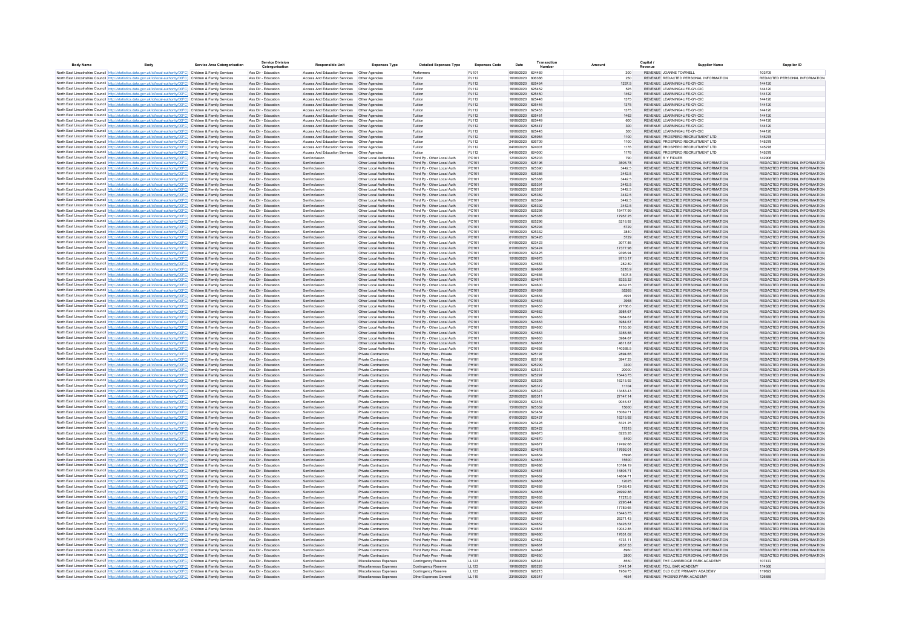| Body Name | Body | Service Area Catergorisation | Service Division Catergorisation | Responsible Unit | Expenses Type | Detailed Expenses Type | Expenses Code | Date | Transaction Number | Amount | Capital / Revenue | Supplier Name | Supplier ID |
|---|---|---|---|---|---|---|---|---|---|---|---|---|---|
| North East Lincolnshire Council | http://statistics.data.gov.uk/id/local-authority/00FC) | Children & Family Services | Ass Dir - Education | Access And Education Services | Other Agencies | Performers | PJ101 | 09/06/2020 | 624459 | 300 | REVENUE | JOANNE TOWNELL | 103709 |
| North East Lincolnshire Council | http://statistics.data.gov.uk/id/local-authority/00FC) | Children & Family Services | Ass Dir - Education | Access And Education Services | Other Agencies | Tuition | PJ112 | 16/06/2020 | 806386 | 250 | REVENUE | REDACTED PERSONAL INFORMATION | REDACTED PERSONAL INFORMATION |
| North East Lincolnshire Council | http://statistics.data.gov.uk/id/local-authority/00FC) | Children & Family Services | Ass Dir - Education | Access And Education Services | Other Agencies | Tuition | PJ112 | 16/06/2020 | 625454 | 1237.5 | REVENUE | LEARNING4LIFE-GY-CIC | 144120 |
| North East Lincolnshire Council | http://statistics.data.gov.uk/id/local-authority/00FC) | Children & Family Services | Ass Dir - Education | Access And Education Services | Other Agencies | Tuition | PJ112 | 16/06/2020 | 625452 | 525 | REVENUE | LEARNING4LIFE-GY-CIC | 144120 |
| North East Lincolnshire Council | http://statistics.data.gov.uk/id/local-authority/00FC) | Children & Family Services | Ass Dir - Education | Access And Education Services | Other Agencies | Tuition | PJ112 | 16/06/2020 | 625450 | 1462 | REVENUE | LEARNING4LIFE-GY-CIC | 144120 |
| North East Lincolnshire Council | http://statistics.data.gov.uk/id/local-authority/00FC) | Children & Family Services | Ass Dir - Education | Access And Education Services | Other Agencies | Tuition | PJ112 | 16/06/2020 | 625448 | 1375 | REVENUE | LEARNING4LIFE-GY-CIC | 144120 |
| North East Lincolnshire Council | http://statistics.data.gov.uk/id/local-authority/00FC) | Children & Family Services | Ass Dir - Education | Access And Education Services | Other Agencies | Tuition | PJ112 | 16/06/2020 | 625446 | 1375 | REVENUE | LEARNING4LIFE-GY-CIC | 144120 |
| North East Lincolnshire Council | http://statistics.data.gov.uk/id/local-authority/00FC) | Children & Family Services | Ass Dir - Education | Access And Education Services | Other Agencies | Tuition | PJ112 | 16/06/2020 | 625453 | 1375 | REVENUE | LEARNING4LIFE-GY-CIC | 144120 |
| North East Lincolnshire Council | http://statistics.data.gov.uk/id/local-authority/00FC) | Children & Family Services | Ass Dir - Education | Access And Education Services | Other Agencies | Tuition | PJ112 | 16/06/2020 | 625451 | 1462 | REVENUE | LEARNING4LIFE-GY-CIC | 144120 |
| North East Lincolnshire Council | http://statistics.data.gov.uk/id/local-authority/00FC) | Children & Family Services | Ass Dir - Education | Access And Education Services | Other Agencies | Tuition | PJ112 | 16/06/2020 | 625449 | 600 | REVENUE | LEARNING4LIFE-GY-CIC | 144120 |
| North East Lincolnshire Council | http://statistics.data.gov.uk/id/local-authority/00FC) | Children & Family Services | Ass Dir - Education | Access And Education Services | Other Agencies | Tuition | PJ112 | 16/06/2020 | 625447 | 300 | REVENUE | LEARNING4LIFE-GY-CIC | 144120 |
| North East Lincolnshire Council | http://statistics.data.gov.uk/id/local-authority/00FC) | Children & Family Services | Ass Dir - Education | Access And Education Services | Other Agencies | Tuition | PJ112 | 16/06/2020 | 625445 | 300 | REVENUE | LEARNING4LIFE-GY-CIC | 144120 |
| North East Lincolnshire Council | http://statistics.data.gov.uk/id/local-authority/00FC) | Children & Family Services | Ass Dir - Education | Access And Education Services | Other Agencies | Tuition | PJ112 | 18/06/2020 | 625984 | 1100 | REVENUE | PROSPERO RECRUITMENT LTD | 145278 |
| North East Lincolnshire Council | http://statistics.data.gov.uk/id/local-authority/00FC) | Children & Family Services | Ass Dir - Education | Access And Education Services | Other Agencies | Tuition | PJ112 | 24/06/2020 | 626709 | 1100 | REVENUE | PROSPERO RECRUITMENT LTD | 145278 |
| North East Lincolnshire Council | http://statistics.data.gov.uk/id/local-authority/00FC) | Children & Family Services | Ass Dir - Education | Access And Education Services | Other Agencies | Tuition | PJ112 | 04/06/2020 | 624001 | 1178 | REVENUE | PROSPERO RECRUITMENT LTD | 145278 |
| North East Lincolnshire Council | http://statistics.data.gov.uk/id/local-authority/00FC) | Children & Family Services | Ass Dir - Education | Access And Education Services | Other Agencies | Tuition | PJ112 | 04/06/2020 | 624000 | 1178 | REVENUE | PROSPERO RECRUITMENT LTD | 145278 |
| North East Lincolnshire Council | http://statistics.data.gov.uk/id/local-authority/00FC) | Children & Family Services | Ass Dir - Education | Sen/Inclusion | Other Local Authorities | Third Pp - Other Local Auth | PC101 | 12/06/2020 | 625203 | 790 | REVENUE | R Y FIDLER | 142906 |
| North East Lincolnshire Council | http://statistics.data.gov.uk/id/local-authority/00FC) | Children & Family Services | Ass Dir - Education | Sen/Inclusion | Other Local Authorities | Third Pp - Other Local Auth | PC101 | 12/06/2020 | 625196 | 3505.78 | REVENUE | REDACTED PERSONAL INFORMATION | REDACTED PERSONAL INFORMATION |
| North East Lincolnshire Council | http://statistics.data.gov.uk/id/local-authority/00FC) | Children & Family Services | Ass Dir - Education | Sen/Inclusion | Other Local Authorities | Third Pp - Other Local Auth | PC101 | 15/06/2020 | 625390 | 3442.5 | REVENUE | REDACTED PERSONAL INFORMATION | REDACTED PERSONAL INFORMATION |
| North East Lincolnshire Council | http://statistics.data.gov.uk/id/local-authority/00FC) | Children & Family Services | Ass Dir - Education | Sen/Inclusion | Other Local Authorities | Third Pp - Other Local Auth | PC101 | 15/06/2020 | 625386 | 3442.5 | REVENUE | REDACTED PERSONAL INFORMATION | REDACTED PERSONAL INFORMATION |
| North East Lincolnshire Council | http://statistics.data.gov.uk/id/local-authority/00FC) | Children & Family Services | Ass Dir - Education | Sen/Inclusion | Other Local Authorities | Third Pp - Other Local Auth | PC101 | 15/06/2020 | 625388 | 3442.5 | REVENUE | REDACTED PERSONAL INFORMATION | REDACTED PERSONAL INFORMATION |
| North East Lincolnshire Council | http://statistics.data.gov.uk/id/local-authority/00FC) | Children & Family Services | Ass Dir - Education | Sen/Inclusion | Other Local Authorities | Third Pp - Other Local Auth | PC101 | 16/06/2020 | 625391 | 3442.5 | REVENUE | REDACTED PERSONAL INFORMATION | REDACTED PERSONAL INFORMATION |
| North East Lincolnshire Council | http://statistics.data.gov.uk/id/local-authority/00FC) | Children & Family Services | Ass Dir - Education | Sen/Inclusion | Other Local Authorities | Third Pp - Other Local Auth | PC101 | 15/06/2020 | 625387 | 3442.5 | REVENUE | REDACTED PERSONAL INFORMATION | REDACTED PERSONAL INFORMATION |
| North East Lincolnshire Council | http://statistics.data.gov.uk/id/local-authority/00FC) | Children & Family Services | Ass Dir - Education | Sen/Inclusion | Other Local Authorities | Third Pp - Other Local Auth | PC101 | 16/06/2020 | 625389 | 3442.5 | REVENUE | REDACTED PERSONAL INFORMATION | REDACTED PERSONAL INFORMATION |
| North East Lincolnshire Council | http://statistics.data.gov.uk/id/local-authority/00FC) | Children & Family Services | Ass Dir - Education | Sen/Inclusion | Other Local Authorities | Third Pp - Other Local Auth | PC101 | 16/06/2020 | 625394 | 3442.5 | REVENUE | REDACTED PERSONAL INFORMATION | REDACTED PERSONAL INFORMATION |
| North East Lincolnshire Council | http://statistics.data.gov.uk/id/local-authority/00FC) | Children & Family Services | Ass Dir - Education | Sen/Inclusion | Other Local Authorities | Third Pp - Other Local Auth | PC101 | 15/06/2020 | 625392 | 3442.5 | REVENUE | REDACTED PERSONAL INFORMATION | REDACTED PERSONAL INFORMATION |
| North East Lincolnshire Council | http://statistics.data.gov.uk/id/local-authority/00FC) | Children & Family Services | Ass Dir - Education | Sen/Inclusion | Other Local Authorities | Third Pp - Other Local Auth | PC101 | 16/06/2020 | 625298 | 15477.99 | REVENUE | REDACTED PERSONAL INFORMATION | REDACTED PERSONAL INFORMATION |
| North East Lincolnshire Council | http://statistics.data.gov.uk/id/local-authority/00FC) | Children & Family Services | Ass Dir - Education | Sen/Inclusion | Other Local Authorities | Third Pp - Other Local Auth | PC101 | 16/06/2020 | 625385 | 17957.25 | REVENUE | REDACTED PERSONAL INFORMATION | REDACTED PERSONAL INFORMATION |
| North East Lincolnshire Council | http://statistics.data.gov.uk/id/local-authority/00FC) | Children & Family Services | Ass Dir - Education | Sen/Inclusion | Other Local Authorities | Third Pp - Other Local Auth | PC101 | 15/06/2020 | 625296 | 5216.92 | REVENUE | REDACTED PERSONAL INFORMATION | REDACTED PERSONAL INFORMATION |
| North East Lincolnshire Council | http://statistics.data.gov.uk/id/local-authority/00FC) | Children & Family Services | Ass Dir - Education | Sen/Inclusion | Other Local Authorities | Third Pp - Other Local Auth | PC101 | 15/06/2020 | 625294 | 5729 | REVENUE | REDACTED PERSONAL INFORMATION | REDACTED PERSONAL INFORMATION |
| North East Lincolnshire Council | http://statistics.data.gov.uk/id/local-authority/00FC) | Children & Family Services | Ass Dir - Education | Sen/Inclusion | Other Local Authorities | Third Pp - Other Local Auth | PC101 | 15/06/2020 | 625332 | 3840 | REVENUE | REDACTED PERSONAL INFORMATION | REDACTED PERSONAL INFORMATION |
| North East Lincolnshire Council | http://statistics.data.gov.uk/id/local-authority/00FC) | Children & Family Services | Ass Dir - Education | Sen/Inclusion | Other Local Authorities | Third Pp - Other Local Auth | PC101 | 01/06/2020 | 623426 | 5729 | REVENUE | REDACTED PERSONAL INFORMATION | REDACTED PERSONAL INFORMATION |
| North East Lincolnshire Council | http://statistics.data.gov.uk/id/local-authority/00FC) | Children & Family Services | Ass Dir - Education | Sen/Inclusion | Other Local Authorities | Third Pp - Other Local Auth | PC101 | 01/06/2020 | 623423 | 3077.86 | REVENUE | REDACTED PERSONAL INFORMATION | REDACTED PERSONAL INFORMATION |
| North East Lincolnshire Council | http://statistics.data.gov.uk/id/local-authority/00FC) | Children & Family Services | Ass Dir - Education | Sen/Inclusion | Other Local Authorities | Third Pp - Other Local Auth | PC101 | 01/06/2020 | 623424 | 17377.98 | REVENUE | REDACTED PERSONAL INFORMATION | REDACTED PERSONAL INFORMATION |
| North East Lincolnshire Council | http://statistics.data.gov.uk/id/local-authority/00FC) | Children & Family Services | Ass Dir - Education | Sen/Inclusion | Other Local Authorities | Third Pp - Other Local Auth | PC101 | 01/06/2020 | 623425 | 9396.94 | REVENUE | REDACTED PERSONAL INFORMATION | REDACTED PERSONAL INFORMATION |
| North East Lincolnshire Council | http://statistics.data.gov.uk/id/local-authority/00FC) | Children & Family Services | Ass Dir - Education | Sen/Inclusion | Other Local Authorities | Third Pp - Other Local Auth | PC101 | 10/06/2020 | 624675 | 9710.17 | REVENUE | REDACTED PERSONAL INFORMATION | REDACTED PERSONAL INFORMATION |
| North East Lincolnshire Council | http://statistics.data.gov.uk/id/local-authority/00FC) | Children & Family Services | Ass Dir - Education | Sen/Inclusion | Other Local Authorities | Third Pp - Other Local Auth | PC101 | 10/06/2020 | 624683 | 282.89 | REVENUE | REDACTED PERSONAL INFORMATION | REDACTED PERSONAL INFORMATION |
| North East Lincolnshire Council | http://statistics.data.gov.uk/id/local-authority/00FC) | Children & Family Services | Ass Dir - Education | Sen/Inclusion | Other Local Authorities | Third Pp - Other Local Auth | PC101 | 10/06/2020 | 624684 | 5216.9 | REVENUE | REDACTED PERSONAL INFORMATION | REDACTED PERSONAL INFORMATION |
| North East Lincolnshire Council | http://statistics.data.gov.uk/id/local-authority/00FC) | Children & Family Services | Ass Dir - Education | Sen/Inclusion | Other Local Authorities | Third Pp - Other Local Auth | PC101 | 10/06/2020 | 624656 | 1507.8 | REVENUE | REDACTED PERSONAL INFORMATION | REDACTED PERSONAL INFORMATION |
| North East Lincolnshire Council | http://statistics.data.gov.uk/id/local-authority/00FC) | Children & Family Services | Ass Dir - Education | Sen/Inclusion | Other Local Authorities | Third Pp - Other Local Auth | PC101 | 10/06/2020 | 624674 | 8333.32 | REVENUE | REDACTED PERSONAL INFORMATION | REDACTED PERSONAL INFORMATION |
| North East Lincolnshire Council | http://statistics.data.gov.uk/id/local-authority/00FC) | Children & Family Services | Ass Dir - Education | Sen/Inclusion | Other Local Authorities | Third Pp - Other Local Auth | PC101 | 10/06/2020 | 624600 | 4439.15 | REVENUE | REDACTED PERSONAL INFORMATION | REDACTED PERSONAL INFORMATION |
| North East Lincolnshire Council | http://statistics.data.gov.uk/id/local-authority/00FC) | Children & Family Services | Ass Dir - Education | Sen/Inclusion | Other Local Authorities | Third Pp - Other Local Auth | PC101 | 23/06/2020 | 624599 | 55265 | REVENUE | REDACTED PERSONAL INFORMATION | REDACTED PERSONAL INFORMATION |
| North East Lincolnshire Council | http://statistics.data.gov.uk/id/local-authority/00FC) | Children & Family Services | Ass Dir - Education | Sen/Inclusion | Other Local Authorities | Third Pp - Other Local Auth | PC101 | 10/06/2020 | 624654 | 4901 | REVENUE | REDACTED PERSONAL INFORMATION | REDACTED PERSONAL INFORMATION |
| North East Lincolnshire Council | http://statistics.data.gov.uk/id/local-authority/00FC) | Children & Family Services | Ass Dir - Education | Sen/Inclusion | Other Local Authorities | Third Pp - Other Local Auth | PC101 | 10/06/2020 | 624653 | 3968 | REVENUE | REDACTED PERSONAL INFORMATION | REDACTED PERSONAL INFORMATION |
| North East Lincolnshire Council | http://statistics.data.gov.uk/id/local-authority/00FC) | Children & Family Services | Ass Dir - Education | Sen/Inclusion | Other Local Authorities | Third Pp - Other Local Auth | PC101 | 10/06/2020 | 624655 | 27768.6 | REVENUE | REDACTED PERSONAL INFORMATION | REDACTED PERSONAL INFORMATION |
| North East Lincolnshire Council | http://statistics.data.gov.uk/id/local-authority/00FC) | Children & Family Services | Ass Dir - Education | Sen/Inclusion | Other Local Authorities | Third Pp - Other Local Auth | PC101 | 10/06/2020 | 624662 | 3984.67 | REVENUE | REDACTED PERSONAL INFORMATION | REDACTED PERSONAL INFORMATION |
| North East Lincolnshire Council | http://statistics.data.gov.uk/id/local-authority/00FC) | Children & Family Services | Ass Dir - Education | Sen/Inclusion | Other Local Authorities | Third Pp - Other Local Auth | PC101 | 10/06/2020 | 624663 | 3984.67 | REVENUE | REDACTED PERSONAL INFORMATION | REDACTED PERSONAL INFORMATION |
| North East Lincolnshire Council | http://statistics.data.gov.uk/id/local-authority/00FC) | Children & Family Services | Ass Dir - Education | Sen/Inclusion | Other Local Authorities | Third Pp - Other Local Auth | PC101 | 10/06/2020 | 624663 | 3984.67 | REVENUE | REDACTED PERSONAL INFORMATION | REDACTED PERSONAL INFORMATION |
| North East Lincolnshire Council | http://statistics.data.gov.uk/id/local-authority/00FC) | Children & Family Services | Ass Dir - Education | Sen/Inclusion | Other Local Authorities | Third Pp - Other Local Auth | PC101 | 10/06/2020 | 624660 | 1755.56 | REVENUE | REDACTED PERSONAL INFORMATION | REDACTED PERSONAL INFORMATION |
| North East Lincolnshire Council | http://statistics.data.gov.uk/id/local-authority/00FC) | Children & Family Services | Ass Dir - Education | Sen/Inclusion | Other Local Authorities | Third Pp - Other Local Auth | PC101 | 10/06/2020 | 624663 | 3355.56 | REVENUE | REDACTED PERSONAL INFORMATION | REDACTED PERSONAL INFORMATION |
| North East Lincolnshire Council | http://statistics.data.gov.uk/id/local-authority/00FC) | Children & Family Services | Ass Dir - Education | Sen/Inclusion | Other Local Authorities | Third Pp - Other Local Auth | PC101 | 10/06/2020 | 624663 | 3984.67 | REVENUE | REDACTED PERSONAL INFORMATION | REDACTED PERSONAL INFORMATION |
| North East Lincolnshire Council | http://statistics.data.gov.uk/id/local-authority/00FC) | Children & Family Services | Ass Dir - Education | Sen/Inclusion | Other Local Authorities | Third Pp - Other Local Auth | PC101 | 10/06/2020 | 624661 | 4611.67 | REVENUE | REDACTED PERSONAL INFORMATION | REDACTED PERSONAL INFORMATION |
| North East Lincolnshire Council | http://statistics.data.gov.uk/id/local-authority/00FC) | Children & Family Services | Ass Dir - Education | Sen/Inclusion | Other Local Authorities | Third Pp - Other Local Auth | PC101 | 10/06/2020 | 624636 | 146368.5 | REVENUE | REDACTED PERSONAL INFORMATION | REDACTED PERSONAL INFORMATION |
| North East Lincolnshire Council | http://statistics.data.gov.uk/id/local-authority/00FC) | Children & Family Services | Ass Dir - Education | Sen/Inclusion | Private Contractors | Third Party Prov - Private | PH101 | 12/06/2020 | 625197 | 2894.65 | REVENUE | REDACTED PERSONAL INFORMATION | REDACTED PERSONAL INFORMATION |
| North East Lincolnshire Council | http://statistics.data.gov.uk/id/local-authority/00FC) | Children & Family Services | Ass Dir - Education | Sen/Inclusion | Private Contractors | Third Party Prov - Private | PH101 | 12/06/2020 | 625198 | 3947.25 | REVENUE | REDACTED PERSONAL INFORMATION | REDACTED PERSONAL INFORMATION |
| North East Lincolnshire Council | http://statistics.data.gov.uk/id/local-authority/00FC) | Children & Family Services | Ass Dir - Education | Sen/Inclusion | Private Contractors | Third Party Prov - Private | PH101 | 16/06/2020 | 625299 | 3300 | REVENUE | REDACTED PERSONAL INFORMATION | REDACTED PERSONAL INFORMATION |
| North East Lincolnshire Council | http://statistics.data.gov.uk/id/local-authority/00FC) | Children & Family Services | Ass Dir - Education | Sen/Inclusion | Private Contractors | Third Party Prov - Private | PH101 | 15/06/2020 | 625313 | 20000 | REVENUE | REDACTED PERSONAL INFORMATION | REDACTED PERSONAL INFORMATION |
| North East Lincolnshire Council | http://statistics.data.gov.uk/id/local-authority/00FC) | Children & Family Services | Ass Dir - Education | Sen/Inclusion | Private Contractors | Third Party Prov - Private | PH101 | 15/06/2020 | 625297 | 15443.75 | REVENUE | REDACTED PERSONAL INFORMATION | REDACTED PERSONAL INFORMATION |
| North East Lincolnshire Council | http://statistics.data.gov.uk/id/local-authority/00FC) | Children & Family Services | Ass Dir - Education | Sen/Inclusion | Private Contractors | Third Party Prov - Private | PH101 | 15/06/2020 | 625295 | 16215.92 | REVENUE | REDACTED PERSONAL INFORMATION | REDACTED PERSONAL INFORMATION |
| North East Lincolnshire Council | http://statistics.data.gov.uk/id/local-authority/00FC) | Children & Family Services | Ass Dir - Education | Sen/Inclusion | Private Contractors | Third Party Prov - Private | PH101 | 22/06/2020 | 626312 | 11104 | REVENUE | REDACTED PERSONAL INFORMATION | REDACTED PERSONAL INFORMATION |
| North East Lincolnshire Council | http://statistics.data.gov.uk/id/local-authority/00FC) | Children & Family Services | Ass Dir - Education | Sen/Inclusion | Private Contractors | Third Party Prov - Private | PH101 | 22/06/2020 | 626323 | 13483.43 | REVENUE | REDACTED PERSONAL INFORMATION | REDACTED PERSONAL INFORMATION |
| North East Lincolnshire Council | http://statistics.data.gov.uk/id/local-authority/00FC) | Children & Family Services | Ass Dir - Education | Sen/Inclusion | Private Contractors | Third Party Prov - Private | PH101 | 22/06/2020 | 626311 | 27147.14 | REVENUE | REDACTED PERSONAL INFORMATION | REDACTED PERSONAL INFORMATION |
| North East Lincolnshire Council | http://statistics.data.gov.uk/id/local-authority/00FC) | Children & Family Services | Ass Dir - Education | Sen/Inclusion | Private Contractors | Third Party Prov - Private | PH101 | 01/06/2020 | 623453 | 9046.57 | REVENUE | REDACTED PERSONAL INFORMATION | REDACTED PERSONAL INFORMATION |
| North East Lincolnshire Council | http://statistics.data.gov.uk/id/local-authority/00FC) | Children & Family Services | Ass Dir - Education | Sen/Inclusion | Private Contractors | Third Party Prov - Private | PH101 | 15/06/2020 | 625332 | 15000 | REVENUE | REDACTED PERSONAL INFORMATION | REDACTED PERSONAL INFORMATION |
| North East Lincolnshire Council | http://statistics.data.gov.uk/id/local-authority/00FC) | Children & Family Services | Ass Dir - Education | Sen/Inclusion | Private Contractors | Third Party Prov - Private | PH101 | 01/06/2020 | 623454 | 15069.71 | REVENUE | REDACTED PERSONAL INFORMATION | REDACTED PERSONAL INFORMATION |
| North East Lincolnshire Council | http://statistics.data.gov.uk/id/local-authority/00FC) | Children & Family Services | Ass Dir - Education | Sen/Inclusion | Private Contractors | Third Party Prov - Private | PH101 | 01/06/2020 | 623427 | 16215.92 | REVENUE | REDACTED PERSONAL INFORMATION | REDACTED PERSONAL INFORMATION |
| North East Lincolnshire Council | http://statistics.data.gov.uk/id/local-authority/00FC) | Children & Family Services | Ass Dir - Education | Sen/Inclusion | Private Contractors | Third Party Prov - Private | PH101 | 01/06/2020 | 623428 | 8321.25 | REVENUE | REDACTED PERSONAL INFORMATION | REDACTED PERSONAL INFORMATION |
| North East Lincolnshire Council | http://statistics.data.gov.uk/id/local-authority/00FC) | Children & Family Services | Ass Dir - Education | Sen/Inclusion | Private Contractors | Third Party Prov - Private | PH101 | 01/06/2020 | 623422 | 17515 | REVENUE | REDACTED PERSONAL INFORMATION | REDACTED PERSONAL INFORMATION |
| North East Lincolnshire Council | http://statistics.data.gov.uk/id/local-authority/00FC) | Children & Family Services | Ass Dir - Education | Sen/Inclusion | Private Contractors | Third Party Prov - Private | PH101 | 10/06/2020 | 624673 | 8228.28 | REVENUE | REDACTED PERSONAL INFORMATION | REDACTED PERSONAL INFORMATION |
| North East Lincolnshire Council | http://statistics.data.gov.uk/id/local-authority/00FC) | Children & Family Services | Ass Dir - Education | Sen/Inclusion | Private Contractors | Third Party Prov - Private | PH101 | 10/06/2020 | 624670 | 5400 | REVENUE | REDACTED PERSONAL INFORMATION | REDACTED PERSONAL INFORMATION |
| North East Lincolnshire Council | http://statistics.data.gov.uk/id/local-authority/00FC) | Children & Family Services | Ass Dir - Education | Sen/Inclusion | Private Contractors | Third Party Prov - Private | PH101 | 10/06/2020 | 624677 | 17492.68 | REVENUE | REDACTED PERSONAL INFORMATION | REDACTED PERSONAL INFORMATION |
| North East Lincolnshire Council | http://statistics.data.gov.uk/id/local-authority/00FC) | Children & Family Services | Ass Dir - Education | Sen/Inclusion | Private Contractors | Third Party Prov - Private | PH101 | 10/06/2020 | 624678 | 17692.01 | REVENUE | REDACTED PERSONAL INFORMATION | REDACTED PERSONAL INFORMATION |
| North East Lincolnshire Council | http://statistics.data.gov.uk/id/local-authority/00FC) | Children & Family Services | Ass Dir - Education | Sen/Inclusion | Private Contractors | Third Party Prov - Private | PH101 | 10/06/2020 | 624654 | 15996 | REVENUE | REDACTED PERSONAL INFORMATION | REDACTED PERSONAL INFORMATION |
| North East Lincolnshire Council | http://statistics.data.gov.uk/id/local-authority/00FC) | Children & Family Services | Ass Dir - Education | Sen/Inclusion | Private Contractors | Third Party Prov - Private | PH101 | 10/06/2020 | 624653 | 15500 | REVENUE | REDACTED PERSONAL INFORMATION | REDACTED PERSONAL INFORMATION |
| North East Lincolnshire Council | http://statistics.data.gov.uk/id/local-authority/00FC) | Children & Family Services | Ass Dir - Education | Sen/Inclusion | Private Contractors | Third Party Prov - Private | PH101 | 10/06/2020 | 624686 | 10184.19 | REVENUE | REDACTED PERSONAL INFORMATION | REDACTED PERSONAL INFORMATION |
| North East Lincolnshire Council | http://statistics.data.gov.uk/id/local-authority/00FC) | Children & Family Services | Ass Dir - Education | Sen/Inclusion | Private Contractors | Third Party Prov - Private | PH101 | 10/06/2020 | 624681 | 14804.71 | REVENUE | REDACTED PERSONAL INFORMATION | REDACTED PERSONAL INFORMATION |
| North East Lincolnshire Council | http://statistics.data.gov.uk/id/local-authority/00FC) | Children & Family Services | Ass Dir - Education | Sen/Inclusion | Private Contractors | Third Party Prov - Private | PH101 | 10/06/2020 | 624682 | 14804.71 | REVENUE | REDACTED PERSONAL INFORMATION | REDACTED PERSONAL INFORMATION |
| North East Lincolnshire Council | http://statistics.data.gov.uk/id/local-authority/00FC) | Children & Family Services | Ass Dir - Education | Sen/Inclusion | Private Contractors | Third Party Prov - Private | PH101 | 10/06/2020 | 624668 | 12025 | REVENUE | REDACTED PERSONAL INFORMATION | REDACTED PERSONAL INFORMATION |
| North East Lincolnshire Council | http://statistics.data.gov.uk/id/local-authority/00FC) | Children & Family Services | Ass Dir - Education | Sen/Inclusion | Private Contractors | Third Party Prov - Private | PH101 | 10/06/2020 | 624669 | 13456.43 | REVENUE | REDACTED PERSONAL INFORMATION | REDACTED PERSONAL INFORMATION |
| North East Lincolnshire Council | http://statistics.data.gov.uk/id/local-authority/00FC) | Children & Family Services | Ass Dir - Education | Sen/Inclusion | Private Contractors | Third Party Prov - Private | PH101 | 10/06/2020 | 624658 | 24992.86 | REVENUE | REDACTED PERSONAL INFORMATION | REDACTED PERSONAL INFORMATION |
| North East Lincolnshire Council | http://statistics.data.gov.uk/id/local-authority/00FC) | Children & Family Services | Ass Dir - Education | Sen/Inclusion | Private Contractors | Third Party Prov - Private | PH101 | 10/06/2020 | 624665 | 17215.8 | REVENUE | REDACTED PERSONAL INFORMATION | REDACTED PERSONAL INFORMATION |
| North East Lincolnshire Council | http://statistics.data.gov.uk/id/local-authority/00FC) | Children & Family Services | Ass Dir - Education | Sen/Inclusion | Private Contractors | Third Party Prov - Private | PH101 | 10/06/2020 | 624666 | 2295.44 | REVENUE | REDACTED PERSONAL INFORMATION | REDACTED PERSONAL INFORMATION |
| North East Lincolnshire Council | http://statistics.data.gov.uk/id/local-authority/00FC) | Children & Family Services | Ass Dir - Education | Sen/Inclusion | Private Contractors | Third Party Prov - Private | PH101 | 10/06/2020 | 624664 | 17769.66 | REVENUE | REDACTED PERSONAL INFORMATION | REDACTED PERSONAL INFORMATION |
| North East Lincolnshire Council | http://statistics.data.gov.uk/id/local-authority/00FC) | Children & Family Services | Ass Dir - Education | Sen/Inclusion | Private Contractors | Third Party Prov - Private | PH101 | 10/06/2020 | 624685 | 15443.75 | REVENUE | REDACTED PERSONAL INFORMATION | REDACTED PERSONAL INFORMATION |
| North East Lincolnshire Council | http://statistics.data.gov.uk/id/local-authority/00FC) | Children & Family Services | Ass Dir - Education | Sen/Inclusion | Private Contractors | Third Party Prov - Private | PH101 | 10/06/2020 | 624667 | 26271.43 | REVENUE | REDACTED PERSONAL INFORMATION | REDACTED PERSONAL INFORMATION |
| North East Lincolnshire Council | http://statistics.data.gov.uk/id/local-authority/00FC) | Children & Family Services | Ass Dir - Education | Sen/Inclusion | Private Contractors | Third Party Prov - Private | PH101 | 10/06/2020 | 624652 | 18428.57 | REVENUE | REDACTED PERSONAL INFORMATION | REDACTED PERSONAL INFORMATION |
| North East Lincolnshire Council | http://statistics.data.gov.uk/id/local-authority/00FC) | Children & Family Services | Ass Dir - Education | Sen/Inclusion | Private Contractors | Third Party Prov - Private | PH101 | 10/06/2020 | 624651 | 19042.85 | REVENUE | REDACTED PERSONAL INFORMATION | REDACTED PERSONAL INFORMATION |
| North East Lincolnshire Council | http://statistics.data.gov.uk/id/local-authority/00FC) | Children & Family Services | Ass Dir - Education | Sen/Inclusion | Private Contractors | Third Party Prov - Private | PH101 | 10/06/2020 | 624680 | 17631.02 | REVENUE | REDACTED PERSONAL INFORMATION | REDACTED PERSONAL INFORMATION |
| North East Lincolnshire Council | http://statistics.data.gov.uk/id/local-authority/00FC) | Children & Family Services | Ass Dir - Education | Sen/Inclusion | Private Contractors | Third Party Prov - Private | PH101 | 10/06/2020 | 624662 | 4731.11 | REVENUE | REDACTED PERSONAL INFORMATION | REDACTED PERSONAL INFORMATION |
| North East Lincolnshire Council | http://statistics.data.gov.uk/id/local-authority/00FC) | Children & Family Services | Ass Dir - Education | Sen/Inclusion | Private Contractors | Third Party Prov - Private | PH101 | 10/06/2020 | 624661 | 2837.33 | REVENUE | REDACTED PERSONAL INFORMATION | REDACTED PERSONAL INFORMATION |
| North East Lincolnshire Council | http://statistics.data.gov.uk/id/local-authority/00FC) | Children & Family Services | Ass Dir - Education | Sen/Inclusion | Private Contractors | Third Party Prov - Private | PH101 | 10/06/2020 | 624648 | 8960 | REVENUE | REDACTED PERSONAL INFORMATION | REDACTED PERSONAL INFORMATION |
| North East Lincolnshire Council | http://statistics.data.gov.uk/id/local-authority/00FC) | Children & Family Services | Ass Dir - Education | Sen/Inclusion | Private Contractors | Third Party Prov - Private | PH101 | 10/06/2020 | 624650 | 2800 | REVENUE | REDACTED PERSONAL INFORMATION | REDACTED PERSONAL INFORMATION |
| North East Lincolnshire Council | http://statistics.data.gov.uk/id/local-authority/00FC) | Children & Family Services | Ass Dir - Education | Sen/Inclusion | Miscellaneous Expenses | Contingency Reserve | LL123 | 23/06/2020 | 626341 | 8550 | REVENUE | THE CAMBRIDGE PARK ACADEMY | 107472 |
| North East Lincolnshire Council | http://statistics.data.gov.uk/id/local-authority/00FC) | Children & Family Services | Ass Dir - Education | Sen/Inclusion | Miscellaneous Expenses | Contingency Reserve | LL123 | 19/06/2020 | 626226 | 5141.34 | REVENUE | TOLL BAR ACADEMY | 114560 |
| North East Lincolnshire Council | http://statistics.data.gov.uk/id/local-authority/00FC) | Children & Family Services | Ass Dir - Education | Sen/Inclusion | Miscellaneous Expenses | Contingency Reserve | LL123 | 19/06/2020 | 626215 | 1959.75 | REVENUE | OLD CLEE PRIMARY ACADEMY | 119822 |
| North East Lincolnshire Council | http://statistics.data.gov.uk/id/local-authority/00FC) | Children & Family Services | Ass Dir - Education | Sen/Inclusion | Miscellaneous Expenses | Other Expenses General | LL119 | 23/06/2020 | 626347 | 4654 | REVENUE | PHOENIX PARK ACADEMY | 126685 |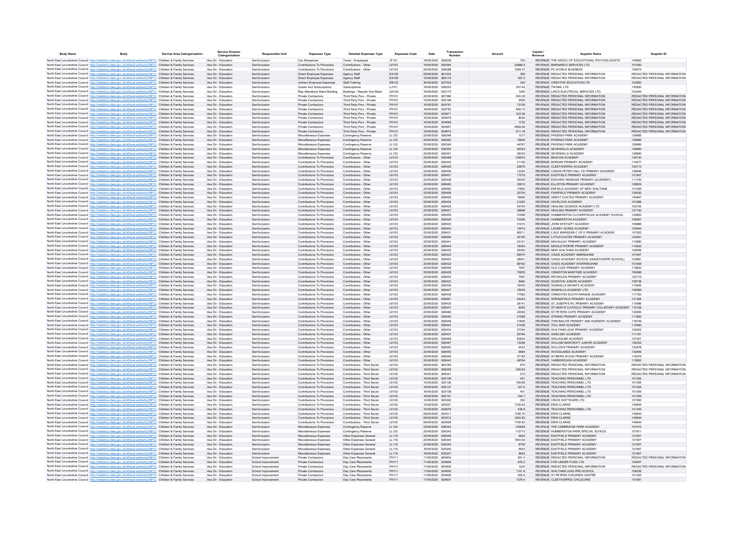| Body Name | Body | Service Area Catergorisation | Service Division Catergorisation | Responsible Unit | Expenses Type | Detailed Expenses Type | Expenses Code | Date | Transaction Number | Amount | Capital / Revenue | Supplier Name | Supplier ID |
|---|---|---|---|---|---|---|---|---|---|---|---|---|---|
| North East Lincolnshire Council | http://statistics.data.gov.uk/id/local-authority/00FC | Children & Family Services | Ass Dir - Education | Sen/Inclusion | Car Allowances | Travel - Employees | JF101 | 19/06/2020 | 626209 | 700 | REVENUE | THE ASSOC OF EDUCATIONAL PSYCHOLOGISTS | 145963 |
| North East Lincolnshire Council | http://statistics.data.gov.uk/id/local-authority/00FC | Children & Family Services | Ass Dir - Education | Sen/Inclusion | Contributions To Provisions | Contributions - Other | LK103 | 15/06/2020 | 625384 | 23089.5 | REVENUE | BARNARDO SERVICES LTD | 101050 |
| North East Lincolnshire Council | http://statistics.data.gov.uk/id/local-authority/00FC | Children & Family Services | Ass Dir - Education | Sen/Inclusion | Contributions To Provisions | Contributions - Other | LK103 | 22/06/2020 | 626288 | 1959.37 | REVENUE | PC WORLD BUSINESS | 126074 |
| North East Lincolnshire Council | http://statistics.data.gov.uk/id/local-authority/00FC | Children & Family Services | Ass Dir - Education | Sen/Inclusion | Direct Employee Expenses | Agency Staff | EA105 | 02/06/2020 | 801423 | 350 | REVENUE | REDACTED PERSONAL INFORMATION | REDACTED PERSONAL INFORMATION |
| North East Lincolnshire Council | http://statistics.data.gov.uk/id/local-authority/00FC | Children & Family Services | Ass Dir - Education | Sen/Inclusion | Direct Employee Expenses | Agency Staff | EA105 | 12/06/2020 | 805116 | 257.5 | REVENUE | REDACTED PERSONAL INFORMATION | REDACTED PERSONAL INFORMATION |
| North East Lincolnshire Council | http://statistics.data.gov.uk/id/local-authority/00FC | Children & Family Services | Ass Dir - Education | Sen/Inclusion | Indirect Employee Expenses | Staff Training | EB122 | 30/06/2020 | 627523 | 300 | REVENUE | CREATIVE EDUCATION LTD | 102883 |
| North East Lincolnshire Council | http://statistics.data.gov.uk/id/local-authority/00FC | Children & Family Services | Ass Dir - Education | Sen/Inclusion | Grants And Subscriptions | Subscriptions | LJ101 | 19/06/2020 | 626203 | 257.45 | REVENUE | TWINKL LTD | 130630 |
| North East Lincolnshire Council | http://statistics.data.gov.uk/id/local-authority/00FC | Children & Family Services | Ass Dir - Education | Sen/Inclusion | Rep Alterations Maint Building | Buildings - Repairs And Maint | GA102 | 16/06/2020 | 625174 | 1090 | REVENUE | LINCS ELECTRICAL SERVICES LTD | 102044 |
| North East Lincolnshire Council | http://statistics.data.gov.uk/id/local-authority/00FC | Children & Family Services | Ass Dir - Education | Sen/Inclusion | Private Contractors | Third Party Prov - Private | PH101 | 22/06/2020 | 807366 | 620.36 | REVENUE | REDACTED PERSONAL INFORMATION | REDACTED PERSONAL INFORMATION |
| North East Lincolnshire Council | http://statistics.data.gov.uk/id/local-authority/00FC | Children & Family Services | Ass Dir - Education | Sen/Inclusion | Private Contractors | Third Party Prov - Private | PH101 | 12/06/2020 | 625199 | 5505 | REVENUE | REDACTED PERSONAL INFORMATION | REDACTED PERSONAL INFORMATION |
| North East Lincolnshire Council | http://statistics.data.gov.uk/id/local-authority/00FC | Children & Family Services | Ass Dir - Education | Sen/Inclusion | Private Contractors | Third Party Prov - Private | PH101 | 10/06/2020 | 624781 | 13100 | REVENUE | REDACTED PERSONAL INFORMATION | REDACTED PERSONAL INFORMATION |
| North East Lincolnshire Council | http://statistics.data.gov.uk/id/local-authority/00FC | Children & Family Services | Ass Dir - Education | Sen/Inclusion | Private Contractors | Third Party Prov - Private | PH101 | 16/06/2020 | 625762 | 666.72 | REVENUE | REDACTED PERSONAL INFORMATION | REDACTED PERSONAL INFORMATION |
| North East Lincolnshire Council | http://statistics.data.gov.uk/id/local-authority/00FC | Children & Family Services | Ass Dir - Education | Sen/Inclusion | Private Contractors | Third Party Prov - Private | PH101 | 10/06/2020 | 624671 | 333.36 | REVENUE | REDACTED PERSONAL INFORMATION | REDACTED PERSONAL INFORMATION |
| North East Lincolnshire Council | http://statistics.data.gov.uk/id/local-authority/00FC | Children & Family Services | Ass Dir - Education | Sen/Inclusion | Private Contractors | Third Party Prov - Private | PH101 | 10/06/2020 | 624679 | 8055 | REVENUE | REDACTED PERSONAL INFORMATION | REDACTED PERSONAL INFORMATION |
| North East Lincolnshire Council | http://statistics.data.gov.uk/id/local-authority/00FC | Children & Family Services | Ass Dir - Education | Sen/Inclusion | Private Contractors | Third Party Prov - Private | PH101 | 10/06/2020 | 624659 | 1732 | REVENUE | REDACTED PERSONAL INFORMATION | REDACTED PERSONAL INFORMATION |
| North East Lincolnshire Council | http://statistics.data.gov.uk/id/local-authority/00FC | Children & Family Services | Ass Dir - Education | Sen/Inclusion | Private Contractors | Third Party Prov - Private | PH101 | 10/06/2020 | 624657 | 4668.66 | REVENUE | REDACTED PERSONAL INFORMATION | REDACTED PERSONAL INFORMATION |
| North East Lincolnshire Council | http://statistics.data.gov.uk/id/local-authority/00FC | Children & Family Services | Ass Dir - Education | Sen/Inclusion | Private Contractors | Third Party Prov - Private | PH101 | 10/06/2020 | 624672 | 611.16 | REVENUE | REDACTED PERSONAL INFORMATION | REDACTED PERSONAL INFORMATION |
| North East Lincolnshire Council | http://statistics.data.gov.uk/id/local-authority/00FC | Children & Family Services | Ass Dir - Education | Sen/Inclusion | Miscellaneous Expenses | Contingency Reserve | LL123 | 23/06/2020 | 626348 | 1317 | REVENUE | PHOENIX PARK ACADEMY | 126685 |
| North East Lincolnshire Council | http://statistics.data.gov.uk/id/local-authority/00FC | Children & Family Services | Ass Dir - Education | Sen/Inclusion | Miscellaneous Expenses | Contingency Reserve | LL123 | 23/06/2020 | 626350 | 15800 | REVENUE | PHOENIX PARK ACADEMY | 126685 |
| North East Lincolnshire Council | http://statistics.data.gov.uk/id/local-authority/00FC | Children & Family Services | Ass Dir - Education | Sen/Inclusion | Miscellaneous Expenses | Contingency Reserve | LL123 | 23/06/2020 | 626349 | 44767 | REVENUE | PHOENIX PARK ACADEMY | 126685 |
| North East Lincolnshire Council | http://statistics.data.gov.uk/id/local-authority/00FC | Children & Family Services | Ass Dir - Education | Sen/Inclusion | Miscellaneous Expenses | Contingency Reserve | LL123 | 23/06/2020 | 626352 | 26333 | REVENUE | SEVENHILLS ACADEMY | 128660 |
| North East Lincolnshire Council | http://statistics.data.gov.uk/id/local-authority/00FC | Children & Family Services | Ass Dir - Education | Sen/Inclusion | Miscellaneous Expenses | Contingency Reserve | LL123 | 23/06/2020 | 626351 | 26333 | REVENUE | SEVENHILLS ACADEMY | 128660 |
| North East Lincolnshire Council | http://statistics.data.gov.uk/id/local-authority/00FC | Children & Family Services | Ass Dir - Education | Sen/Inclusion | Contributions To Provisions | Contributions - Other | LK103 | 23/06/2020 | 626468 | 125979 | REVENUE | BEACON ACADEMY | 138130 |
| North East Lincolnshire Council | http://statistics.data.gov.uk/id/local-authority/00FC | Children & Family Services | Ass Dir - Education | Sen/Inclusion | Contributions To Provisions | Contributions - Other | LK103 | 23/06/2020 | 626445 | 21106 | REVENUE | BURSAR PRIMARY ACADEMY | 114977 |
| North East Lincolnshire Council | http://statistics.data.gov.uk/id/local-authority/00FC | Children & Family Services | Ass Dir - Education | Sen/Inclusion | Contributions To Provisions | Contributions - Other | LK103 | 23/06/2020 | 626426 | 22875 | REVENUE | CLEETHORPES ACADEMY | 102713 |
| North East Lincolnshire Council | http://statistics.data.gov.uk/id/local-authority/00FC | Children & Family Services | Ass Dir - Education | Sen/Inclusion | Contributions To Provisions | Contributions - Other | LK103 | 23/06/2020 | 626456 | 13334 | REVENUE | CANON PETER HALL CE PRIMARY ACADEMY | 126646 |
| North East Lincolnshire Council | http://statistics.data.gov.uk/id/local-authority/00FC | Children & Family Services | Ass Dir - Education | Sen/Inclusion | Contributions To Provisions | Contributions - Other | LK103 | 23/06/2020 | 626451 | 17215 | REVENUE | EASTFIELD PRIMARY ACADEMY | 121907 |
| North East Lincolnshire Council | http://statistics.data.gov.uk/id/local-authority/00FC | Children & Family Services | Ass Dir - Education | Sen/Inclusion | Contributions To Provisions | Contributions - Other | LK103 | 23/06/2020 | 626438 | 45340 | REVENUE | EDWARD HENEAGE PRIMARY (ACADEMY) | 111742 |
| North East Lincolnshire Council | http://statistics.data.gov.uk/id/local-authority/00FC | Children & Family Services | Ass Dir - Education | Sen/Inclusion | Contributions To Provisions | Contributions - Other | LK103 | 23/06/2020 | 626460 | 30815 | REVENUE | ELLISTON PRIMARY ACADEMY | 129629 |
| North East Lincolnshire Council | http://statistics.data.gov.uk/id/local-authority/00FC | Children & Family Services | Ass Dir - Education | Sen/Inclusion | Contributions To Provisions | Contributions - Other | LK103 | 23/06/2020 | 626462 | 17880 | REVENUE | ENFIELD ACADEMY OF NEW WALTHAM | 131526 |
| North East Lincolnshire Council | http://statistics.data.gov.uk/id/local-authority/00FC | Children & Family Services | Ass Dir - Education | Sen/Inclusion | Contributions To Provisions | Contributions - Other | LK103 | 23/06/2020 | 626459 | 32720 | REVENUE | FAIRFIELD PRIMARY ACADEMY | 129030 |
| North East Lincolnshire Council | http://statistics.data.gov.uk/id/local-authority/00FC | Children & Family Services | Ass Dir - Education | Sen/Inclusion | Contributions To Provisions | Contributions - Other | LK103 | 23/06/2020 | 626465 | 18966 | REVENUE | GREAT COATES PRIMARY ACADEMY | 134467 |
| North East Lincolnshire Council | http://statistics.data.gov.uk/id/local-authority/00FC | Children & Family Services | Ass Dir - Education | Sen/Inclusion | Contributions To Provisions | Contributions - Other | LK103 | 23/06/2020 | 626424 | 31263 | REVENUE | HAVELOCK ACADEMY | 101968 |
| North East Lincolnshire Council | http://statistics.data.gov.uk/id/local-authority/00FC | Children & Family Services | Ass Dir - Education | Sen/Inclusion | Contributions To Provisions | Contributions - Other | LK103 | 23/06/2020 | 626425 | 54754 | REVENUE | HEALING SCIENCE ACADEMY LTD | 102702 |
| North East Lincolnshire Council | http://statistics.data.gov.uk/id/local-authority/00FC | Children & Family Services | Ass Dir - Education | Sen/Inclusion | Contributions To Provisions | Contributions - Other | LK103 | 23/06/2020 | 626457 | 39896 | REVENUE | HEALING PRIMARY ACADEMY | 127192 |
| North East Lincolnshire Council | http://statistics.data.gov.uk/id/local-authority/00FC | Children & Family Services | Ass Dir - Education | Sen/Inclusion | Contributions To Provisions | Contributions - Other | LK103 | 23/06/2020 | 626455 | 37599 | REVENUE | HUMBERSTON COTTAGEFIELDS ACADEMY SCHOOL | 125655 |
| North East Lincolnshire Council | http://statistics.data.gov.uk/id/local-authority/00FC | Children & Family Services | Ass Dir - Education | Sen/Inclusion | Contributions To Provisions | Contributions - Other | LK103 | 23/06/2020 | 626429 | 70346 | REVENUE | HUMBERSTON ACADEMY | 106067 |
| North East Lincolnshire Council | http://statistics.data.gov.uk/id/local-authority/00FC | Children & Family Services | Ass Dir - Education | Sen/Inclusion | Contributions To Provisions | Contributions - Other | LK103 | 23/06/2020 | 626430 | 51074 | REVENUE | JOHN WHITGIFT ACADEMY | 106898 |
| North East Lincolnshire Council | http://statistics.data.gov.uk/id/local-authority/00FC | Children & Family Services | Ass Dir - Education | Sen/Inclusion | Contributions To Provisions | Contributions - Other | LK103 | 23/06/2020 | 626454 | 12913 | REVENUE | LACEBY ACRES ACADEMY | 124644 |
| North East Lincolnshire Council | http://statistics.data.gov.uk/id/local-authority/00FC | Children & Family Services | Ass Dir - Education | Sen/Inclusion | Contributions To Provisions | Contributions - Other | LK103 | 23/06/2020 | 626431 | 80211 | REVENUE | LISLE MARSDEN C OF E PRIMARY ACADEMY | 107022 |
| North East Lincolnshire Council | http://statistics.data.gov.uk/id/local-authority/00FC | Children & Family Services | Ass Dir - Education | Sen/Inclusion | Contributions To Provisions | Contributions - Other | LK103 | 23/06/2020 | 626464 | 43190 | REVENUE | LITTLECOATES PRIMARY ACADEMY | 134261 |
| North East Lincolnshire Council | http://statistics.data.gov.uk/id/local-authority/00FC | Children & Family Services | Ass Dir - Education | Sen/Inclusion | Contributions To Provisions | Contributions - Other | LK103 | 23/06/2020 | 626441 | 53131 | REVENUE | MACAULAY PRIMARY ACADEMY | 112680 |
| North East Lincolnshire Council | http://statistics.data.gov.uk/id/local-authority/00FC | Children & Family Services | Ass Dir - Education | Sen/Inclusion | Contributions To Provisions | Contributions - Other | LK103 | 23/06/2020 | 626444 | 16424 | REVENUE | MIDDLETHORPE PRIMARY ACADEMY | 114633 |
| North East Lincolnshire Council | http://statistics.data.gov.uk/id/local-authority/00FC | Children & Family Services | Ass Dir - Education | Sen/Inclusion | Contributions To Provisions | Contributions - Other | LK103 | 23/06/2020 | 626432 | 26350 | REVENUE | NEW WALTHAM ACADEMY | 108556 |
| North East Lincolnshire Council | http://statistics.data.gov.uk/id/local-authority/00FC | Children & Family Services | Ass Dir - Education | Sen/Inclusion | Contributions To Provisions | Contributions - Other | LK103 | 23/06/2020 | 626423 | 69474 | REVENUE | OASIS ACADEMY IMMINGHAM | 101947 |
| North East Lincolnshire Council | http://statistics.data.gov.uk/id/local-authority/00FC | Children & Family Services | Ass Dir - Education | Sen/Inclusion | Contributions To Provisions | Contributions - Other | LK103 | 23/06/2020 | 626453 | 28501 | REVENUE | OASIS ACADEMY SCHOOL (NUNSTHORPE SCHOOL) | 122861 |
| North East Lincolnshire Council | http://statistics.data.gov.uk/id/local-authority/00FC | Children & Family Services | Ass Dir - Education | Sen/Inclusion | Contributions To Provisions | Contributions - Other | LK103 | 23/06/2020 | 626422 | 99162 | REVENUE | OASIS ACADEMY WINTRINGHAM | 101939 |
| North East Lincolnshire Council | http://statistics.data.gov.uk/id/local-authority/00FC | Children & Family Services | Ass Dir - Education | Sen/Inclusion | Contributions To Provisions | Contributions - Other | LK103 | 23/06/2020 | 626449 | 7597 | REVENUE | OLD CLEE PRIMARY ACADEMY | 119622 |
| North East Lincolnshire Council | http://statistics.data.gov.uk/id/local-authority/00FC | Children & Family Services | Ass Dir - Education | Sen/Inclusion | Contributions To Provisions | Contributions - Other | LK103 | 23/06/2020 | 626428 | 72835 | REVENUE | ORMISTON MARITIME ACADEMY | 106066 |
| North East Lincolnshire Council | http://statistics.data.gov.uk/id/local-authority/00FC | Children & Family Services | Ass Dir - Education | Sen/Inclusion | Contributions To Provisions | Contributions - Other | LK103 | 23/06/2020 | 626452 | 7597 | REVENUE | REYNOLDS PRIMARY ACADEMY | 122175 |
| North East Lincolnshire Council | http://statistics.data.gov.uk/id/local-authority/00FC | Children & Family Services | Ass Dir - Education | Sen/Inclusion | Contributions To Provisions | Contributions - Other | LK103 | 23/06/2020 | 626433 | 8464 | REVENUE | SCARTHO JUNIOR ACADEMY | 108738 |
| North East Lincolnshire Council | http://statistics.data.gov.uk/id/local-authority/00FC | Children & Family Services | Ass Dir - Education | Sen/Inclusion | Contributions To Provisions | Contributions - Other | LK103 | 23/06/2020 | 626436 | 16405 | REVENUE | SIGNHILLS INFANTS ACADEMY | 110645 |
| North East Lincolnshire Council | http://statistics.data.gov.uk/id/local-authority/00FC | Children & Family Services | Ass Dir - Education | Sen/Inclusion | Contributions To Provisions | Contributions - Other | LK103 | 23/06/2020 | 626427 | 16978 | REVENUE | SIGNHILLS ACADEMY LTD | 106065 |
| North East Lincolnshire Council | http://statistics.data.gov.uk/id/local-authority/00FC | Children & Family Services | Ass Dir - Education | Sen/Inclusion | Contributions To Provisions | Contributions - Other | LK103 | 23/06/2020 | 626439 | 77582 | REVENUE | ORMISTON SOUTH PARADE ACADEMY | 111750 |
| North East Lincolnshire Council | http://statistics.data.gov.uk/id/local-authority/00FC | Children & Family Services | Ass Dir - Education | Sen/Inclusion | Contributions To Provisions | Contributions - Other | LK103 | 23/06/2020 | 626461 | 24423 | REVENUE | SPRINGFIELD PRIMARY ACADEMY | 131306 |
| North East Lincolnshire Council | http://statistics.data.gov.uk/id/local-authority/00FC | Children & Family Services | Ass Dir - Education | Sen/Inclusion | Contributions To Provisions | Contributions - Other | LK103 | 23/06/2020 | 626435 | 28141 | REVENUE | ST JOSEPH'S RC PRIMARY ACADEMY | 110066 |
| North East Lincolnshire Council | http://statistics.data.gov.uk/id/local-authority/00FC | Children & Family Services | Ass Dir - Education | Sen/Inclusion | Contributions To Provisions | Contributions - Other | LK103 | 23/06/2020 | 626447 | 6045 | REVENUE | ST MARY'S CATHOLIC PRIMARY VOLUNTARY ACADEMY | 115108 |
| North East Lincolnshire Council | http://statistics.data.gov.uk/id/local-authority/00FC | Children & Family Services | Ass Dir - Education | Sen/Inclusion | Contributions To Provisions | Contributions - Other | LK103 | 23/06/2020 | 626466 | 22083 | REVENUE | ST PETERS COFE PRIMARY ACADEMY | 134905 |
| North East Lincolnshire Council | http://statistics.data.gov.uk/id/local-authority/00FC | Children & Family Services | Ass Dir - Education | Sen/Inclusion | Contributions To Provisions | Contributions - Other | LK103 | 23/06/2020 | 626440 | 21088 | REVENUE | STRAND PRIMARY ACADEMY | 111862 |
| North East Lincolnshire Council | http://statistics.data.gov.uk/id/local-authority/00FC | Children & Family Services | Ass Dir - Education | Sen/Inclusion | Contributions To Provisions | Contributions - Other | LK103 | 23/06/2020 | 626448 | 21809 | REVENUE | THRUNSCOE PRIMARY AND NURSERY ACADEMY | 118749 |
| North East Lincolnshire Council | http://statistics.data.gov.uk/id/local-authority/00FC | Children & Family Services | Ass Dir - Education | Sen/Inclusion | Contributions To Provisions | Contributions - Other | LK103 | 23/06/2020 | 626443 | 41438 | REVENUE | TOLL BAR ACADEMY | 114560 |
| North East Lincolnshire Council | http://statistics.data.gov.uk/id/local-authority/00FC | Children & Family Services | Ass Dir - Education | Sen/Inclusion | Contributions To Provisions | Contributions - Other | LK103 | 23/06/2020 | 626434 | 27304 | REVENUE | WALTHAM LEAS PRIMARY ACADEMY | 109335 |
| North East Lincolnshire Council | http://statistics.data.gov.uk/id/local-authority/00FC | Children & Family Services | Ass Dir - Education | Sen/Inclusion | Contributions To Provisions | Contributions - Other | LK103 | 23/06/2020 | 626437 | 20794 | REVENUE | WEELSBY ACADEMY | 111161 |
| North East Lincolnshire Council | http://statistics.data.gov.uk/id/local-authority/00FC | Children & Family Services | Ass Dir - Education | Sen/Inclusion | Contributions To Provisions | Contributions - Other | LK103 | 23/06/2020 | 626458 | 60834 | REVENUE | WELHOLME ACADEMY | 127227 |
| North East Lincolnshire Council | http://statistics.data.gov.uk/id/local-authority/00FC | Children & Family Services | Ass Dir - Education | Sen/Inclusion | Contributions To Provisions | Contributions - Other | LK103 | 23/06/2020 | 626467 | 13256 | REVENUE | WILLIAM BARCROFT JUNIOR ACADEMY | 138302 |
| North East Lincolnshire Council | http://statistics.data.gov.uk/id/local-authority/00FC | Children & Family Services | Ass Dir - Education | Sen/Inclusion | Contributions To Provisions | Contributions - Other | LK103 | 23/06/2020 | 626450 | 9432 | REVENUE | WILLOWS PRIMARY ACADEMY | 120478 |
| North East Lincolnshire Council | http://statistics.data.gov.uk/id/local-authority/00FC | Children & Family Services | Ass Dir - Education | Sen/Inclusion | Contributions To Provisions | Contributions - Other | LK103 | 23/06/2020 | 626463 | 9984 | REVENUE | WOODLANDS ACADEMY | 132649 |
| North East Lincolnshire Council | http://statistics.data.gov.uk/id/local-authority/00FC | Children & Family Services | Ass Dir - Education | Sen/Inclusion | Contributions To Provisions | Contributions - Other | LK103 | 23/06/2020 | 626446 | 37182 | REVENUE | WYBERS WOOD PRIMARY ACADEMY | 115078 |
| North East Lincolnshire Council | http://statistics.data.gov.uk/id/local-authority/00FC | Children & Family Services | Ass Dir - Education | Sen/Inclusion | Contributions To Provisions | Contributions - Other | LK103 | 23/06/2020 | 626442 | 49764 | REVENUE | YARBOROUGH ACADEMY | 112852 |
| North East Lincolnshire Council | http://statistics.data.gov.uk/id/local-authority/00FC | Children & Family Services | Ass Dir - Education | Sen/Inclusion | Contributions To Provisions | Contributions - Third Sector | LK102 | 09/06/2020 | 804189 | 875 | REVENUE | REDACTED PERSONAL INFORMATION | REDACTED PERSONAL INFORMATION |
| North East Lincolnshire Council | http://statistics.data.gov.uk/id/local-authority/00FC | Children & Family Services | Ass Dir - Education | Sen/Inclusion | Contributions To Provisions | Contributions - Third Sector | LK102 | 16/06/2020 | 806208 | 526.63 | REVENUE | REDACTED PERSONAL INFORMATION | REDACTED PERSONAL INFORMATION |
| North East Lincolnshire Council | http://statistics.data.gov.uk/id/local-authority/00FC | Children & Family Services | Ass Dir - Education | Sen/Inclusion | Contributions To Provisions | Contributions - Third Sector | LK102 | 16/06/2020 | 806341 | 270 | REVENUE | REDACTED PERSONAL INFORMATION | REDACTED PERSONAL INFORMATION |
| North East Lincolnshire Council | http://statistics.data.gov.uk/id/local-authority/00FC | Children & Family Services | Ass Dir - Education | Sen/Inclusion | Contributions To Provisions | Contributions - Third Sector | LK102 | 16/06/2020 | 625139 | 451 | REVENUE | TEACHING PERSONNEL LTD | 101305 |
| North East Lincolnshire Council | http://statistics.data.gov.uk/id/local-authority/00FC | Children & Family Services | Ass Dir - Education | Sen/Inclusion | Contributions To Provisions | Contributions - Third Sector | LK102 | 12/06/2020 | 625136 | 799.68 | REVENUE | TEACHING PERSONNEL LTD | 101305 |
| North East Lincolnshire Council | http://statistics.data.gov.uk/id/local-authority/00FC | Children & Family Services | Ass Dir - Education | Sen/Inclusion | Contributions To Provisions | Contributions - Third Sector | LK102 | 16/06/2020 | 625137 | 327.6 | REVENUE | TEACHING PERSONNEL LTD | 101305 |
| North East Lincolnshire Council | http://statistics.data.gov.uk/id/local-authority/00FC | Children & Family Services | Ass Dir - Education | Sen/Inclusion | Contributions To Provisions | Contributions - Third Sector | LK102 | 16/06/2020 | 625138 | 451 | REVENUE | TEACHING PERSONNEL LTD | 101305 |
| North East Lincolnshire Council | http://statistics.data.gov.uk/id/local-authority/00FC | Children & Family Services | Ass Dir - Education | Sen/Inclusion | Contributions To Provisions | Contributions - Third Sector | LK102 | 16/06/2020 | 625141 | 334.7 | REVENUE | TEACHING PERSONNEL LTD | 101305 |
| North East Lincolnshire Council | http://statistics.data.gov.uk/id/local-authority/00FC | Children & Family Services | Ass Dir - Education | Sen/Inclusion | Contributions To Provisions | Contributions - Third Sector | LK102 | 12/06/2020 | 625200 | 350 | REVENUE | CRICK SOFTWARE LTD | 107260 |
| North East Lincolnshire Council | http://statistics.data.gov.uk/id/local-authority/00FC | Children & Family Services | Ass Dir - Education | Sen/Inclusion | Contributions To Provisions | Contributions - Third Sector | LK102 | 12/06/2020 | 625201 | 1709.62 | REVENUE | ERIN CLARKE | 145644 |
| North East Lincolnshire Council | http://statistics.data.gov.uk/id/local-authority/00FC | Children & Family Services | Ass Dir - Education | Sen/Inclusion | Contributions To Provisions | Contributions - Third Sector | LK102 | 10/06/2020 | 624676 | 436.8 | REVENUE | TEACHING PERSONNEL LTD | 101305 |
| North East Lincolnshire Council | http://statistics.data.gov.uk/id/local-authority/00FC | Children & Family Services | Ass Dir - Education | Sen/Inclusion | Contributions To Provisions | Contributions - Third Sector | LK102 | 09/06/2020 | 624511 | 1538.75 | REVENUE | ERIN CLARKE | 145644 |
| North East Lincolnshire Council | http://statistics.data.gov.uk/id/local-authority/00FC | Children & Family Services | Ass Dir - Education | Sen/Inclusion | Contributions To Provisions | Contributions - Third Sector | LK102 | 09/06/2020 | 624512 | 1603.83 | REVENUE | ERIN CLARKE | 145644 |
| North East Lincolnshire Council | http://statistics.data.gov.uk/id/local-authority/00FC | Children & Family Services | Ass Dir - Education | Sen/Inclusion | Contributions To Provisions | Contributions - Third Sector | LK102 | 09/06/2020 | 624508 | 1709.62 | REVENUE | ERIN CLARKE | 145644 |
| North East Lincolnshire Council | http://statistics.data.gov.uk/id/local-authority/00FC | Children & Family Services | Ass Dir - Education | Sen/Inclusion | Miscellaneous Expenses | Contingency Reserve | LL123 | 23/06/2020 | 626342 | 142929 | REVENUE | THE CAMBRIDGE PARK ACADEMY | 107472 |
| North East Lincolnshire Council | http://statistics.data.gov.uk/id/local-authority/00FC | Children & Family Services | Ass Dir - Education | Sen/Inclusion | Miscellaneous Expenses | Contingency Reserve | LL123 | 23/06/2020 | 626343 | 112773 | REVENUE | HUMBERSTON PARK SPECIAL SCHOOL | 107911 |
| North East Lincolnshire Council | http://statistics.data.gov.uk/id/local-authority/00FC | Children & Family Services | Ass Dir - Education | Sen/Inclusion | Miscellaneous Expenses | Other Expenses General | LL119 | 23/06/2020 | 626346 | 5833 | REVENUE | EASTFIELD PRIMARY ACADEMY | 121907 |
| North East Lincolnshire Council | http://statistics.data.gov.uk/id/local-authority/00FC | Children & Family Services | Ass Dir - Education | Sen/Inclusion | Miscellaneous Expenses | Other Expenses General | LL119 | 23/06/2020 | 626344 | 1944.92 | REVENUE | EASTFIELD PRIMARY ACADEMY | 121907 |
| North East Lincolnshire Council | http://statistics.data.gov.uk/id/local-authority/00FC | Children & Family Services | Ass Dir - Education | Sen/Inclusion | Miscellaneous Expenses | Other Expenses General | LL119 | 23/06/2020 | 626345 | 8750 | REVENUE | EASTFIELD PRIMARY ACADEMY | 121907 |
| North East Lincolnshire Council | http://statistics.data.gov.uk/id/local-authority/00FC | Children & Family Services | Ass Dir - Education | Sen/Inclusion | Miscellaneous Expenses | Other Expenses General | LL119 | 16/06/2020 | 625300 | 5833 | REVENUE | EASTFIELD PRIMARY ACADEMY | 121907 |
| North East Lincolnshire Council | http://statistics.data.gov.uk/id/local-authority/00FC | Children & Family Services | Ass Dir - Education | Sen/Inclusion | Miscellaneous Expenses | Other Expenses General | LL119 | 16/06/2020 | 625301 | 5833 | REVENUE | EASTFIELD PRIMARY ACADEMY | 121907 |
| North East Lincolnshire Council | http://statistics.data.gov.uk/id/local-authority/00FC | Children & Family Services | Ass Dir - Education | School Improvement | Private Contractors | Day Care Placements | PH111 | 11/06/2020 | 804904 | 991.4 | REVENUE | REDACTED PERSONAL INFORMATION | REDACTED PERSONAL INFORMATION |
| North East Lincolnshire Council | http://statistics.data.gov.uk/id/local-authority/00FC | Children & Family Services | Ass Dir - Education | School Improvement | Private Contractors | Day Care Placements | PH111 | 11/06/2020 | 624609 | 979.2 | REVENUE | FOR UNDER FIVES LTD | 100647 |
| North East Lincolnshire Council | http://statistics.data.gov.uk/id/local-authority/00FC | Children & Family Services | Ass Dir - Education | School Improvement | Private Contractors | Day Care Placements | PH111 | 11/06/2020 | 804905 | 1224 | REVENUE | REDACTED PERSONAL INFORMATION | REDACTED PERSONAL INFORMATION |
| North East Lincolnshire Council | http://statistics.data.gov.uk/id/local-authority/00FC | Children & Family Services | Ass Dir - Education | School Improvement | Private Contractors | Day Care Placements | PH111 | 11/06/2020 | 624605 | 1101.6 | REVENUE | WALTHAM LEAS PRE-SCHOOL | 108236 |
| North East Lincolnshire Council | http://statistics.data.gov.uk/id/local-authority/00FC | Children & Family Services | Ass Dir - Education | School Improvement | Private Contractors | Day Care Placements | PH111 | 11/06/2020 | 624606 | 555.6 | REVENUE | ST PETERS CHILDREN CENTRE | 101322 |
| North East Lincolnshire Council | http://statistics.data.gov.uk/id/local-authority/00FC | Children & Family Services | Ass Dir - Education | School Improvement | Private Contractors | Day Care Placements | PH111 | 11/06/2020 | 624607 | 1379.4 | REVENUE | CLEETHORPES CHILDCARE | 101591 |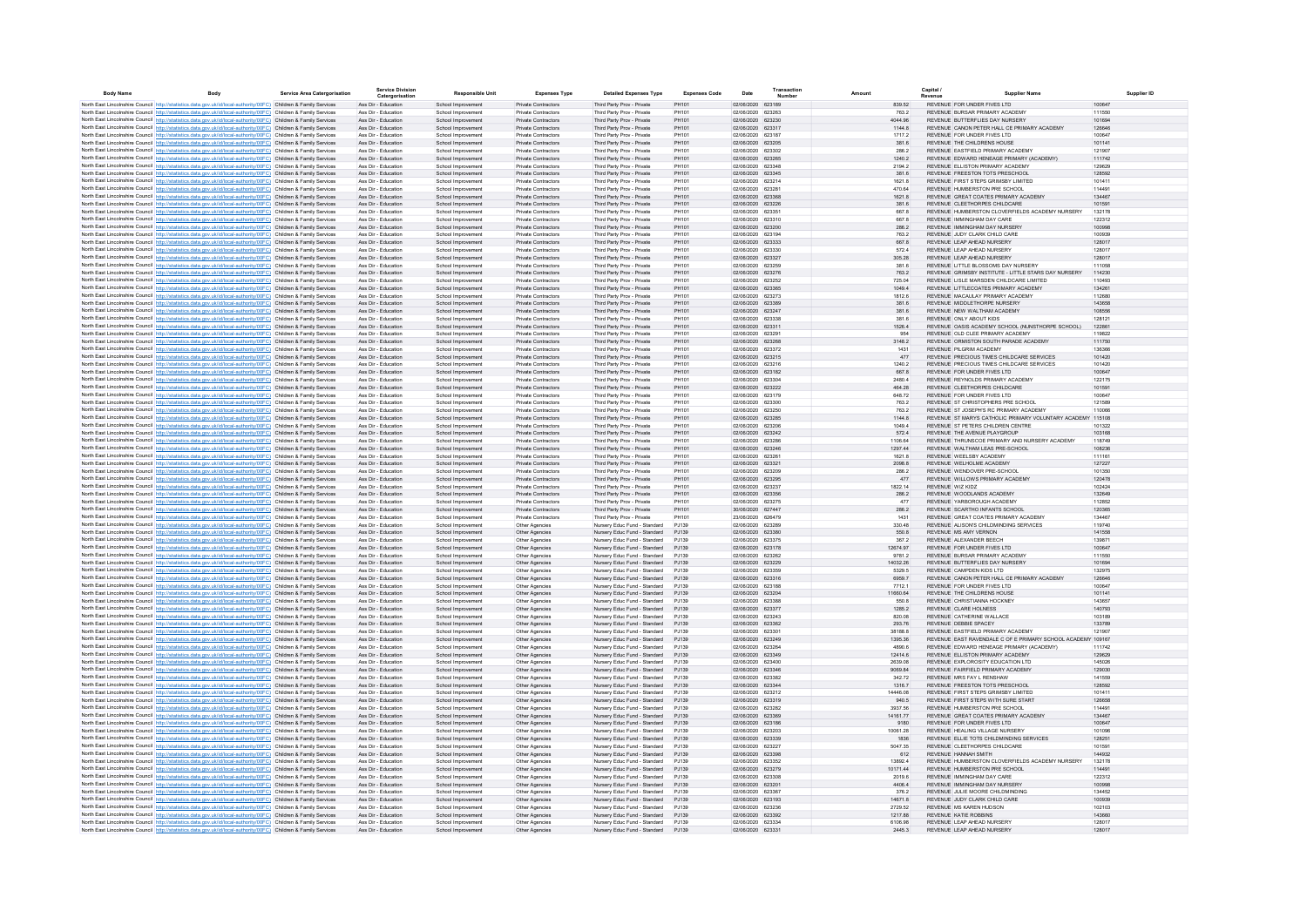| Body Name | Body | Service Area Catergorisation | Service Division Catergorisation | Responsible Unit | Expenses Type | Detailed Expenses Type | Expenses Code | Date | Transaction Number | Amount | Capital / Revenue | Supplier Name | Supplier ID |
|---|---|---|---|---|---|---|---|---|---|---|---|---|---|
| North East Lincolnshire Council | http://statistics.data.gov.uk/id/local-authority/00FC | Children & Family Services | Ass Dir - Education | School Improvement | Private Contractors | Third Party Prov - Private | PH101 | 02/06/2020 | 623189 | 839.52 | REVENUE | FOR UNDER FIVES LTD | 100647 |
| North East Lincolnshire Council | http://statistics.data.gov.uk/id/local-authority/00FC | Children & Family Services | Ass Dir - Education | School Improvement | Private Contractors | Third Party Prov - Private | PH101 | 02/06/2020 | 623263 | 763.2 | REVENUE | BURSAR PRIMARY ACADEMY | 111550 |
| North East Lincolnshire Council | http://statistics.data.gov.uk/id/local-authority/00FC | Children & Family Services | Ass Dir - Education | School Improvement | Private Contractors | Third Party Prov - Private | PH101 | 02/06/2020 | 623230 | 4044.96 | REVENUE | BUTTERFLIES DAY NURSERY | 101694 |
| North East Lincolnshire Council | http://statistics.data.gov.uk/id/local-authority/00FC | Children & Family Services | Ass Dir - Education | School Improvement | Private Contractors | Third Party Prov - Private | PH101 | 02/06/2020 | 623317 | 1144.8 | REVENUE | CANON PETER HALL CE PRIMARY ACADEMY | 126646 |
| North East Lincolnshire Council | http://statistics.data.gov.uk/id/local-authority/00FC | Children & Family Services | Ass Dir - Education | School Improvement | Private Contractors | Third Party Prov - Private | PH101 | 02/06/2020 | 623187 | 1717.2 | REVENUE | FOR UNDER FIVES LTD | 100647 |
| North East Lincolnshire Council | http://statistics.data.gov.uk/id/local-authority/00FC | Children & Family Services | Ass Dir - Education | School Improvement | Private Contractors | Third Party Prov - Private | PH101 | 02/06/2020 | 623205 | 381.6 | REVENUE | THE CHILDRENS HOUSE | 101141 |
| North East Lincolnshire Council | http://statistics.data.gov.uk/id/local-authority/00FC | Children & Family Services | Ass Dir - Education | School Improvement | Private Contractors | Third Party Prov - Private | PH101 | 02/06/2020 | 623302 | 286.2 | REVENUE | EASTFIELD PRIMARY ACADEMY | 121907 |
| North East Lincolnshire Council | http://statistics.data.gov.uk/id/local-authority/00FC | Children & Family Services | Ass Dir - Education | School Improvement | Private Contractors | Third Party Prov - Private | PH101 | 02/06/2020 | 623265 | 1240.2 | REVENUE | EDWARD HENEAGE PRIMARY (ACADEMY) | 111742 |
| North East Lincolnshire Council | http://statistics.data.gov.uk/id/local-authority/00FC | Children & Family Services | Ass Dir - Education | School Improvement | Private Contractors | Third Party Prov - Private | PH101 | 02/06/2020 | 623348 | 2194.2 | REVENUE | ELLISTON PRIMARY ACADEMY | 129629 |
| North East Lincolnshire Council | http://statistics.data.gov.uk/id/local-authority/00FC | Children & Family Services | Ass Dir - Education | School Improvement | Private Contractors | Third Party Prov - Private | PH101 | 02/06/2020 | 623345 | 381.6 | REVENUE | FREESTON TOTS PRESCHOOL | 128592 |
| North East Lincolnshire Council | http://statistics.data.gov.uk/id/local-authority/00FC | Children & Family Services | Ass Dir - Education | School Improvement | Private Contractors | Third Party Prov - Private | PH101 | 02/06/2020 | 623214 | 1621.8 | REVENUE | FIRST STEPS GRIMSBY LIMITED | 101411 |
| North East Lincolnshire Council | http://statistics.data.gov.uk/id/local-authority/00FC | Children & Family Services | Ass Dir - Education | School Improvement | Private Contractors | Third Party Prov - Private | PH101 | 02/06/2020 | 623281 | 470.64 | REVENUE | HUMBERSTON PRE SCHOOL | 114491 |
| North East Lincolnshire Council | http://statistics.data.gov.uk/id/local-authority/00FC | Children & Family Services | Ass Dir - Education | School Improvement | Private Contractors | Third Party Prov - Private | PH101 | 02/06/2020 | 623368 | 1621.8 | REVENUE | GREAT COATES PRIMARY ACADEMY | 134467 |
| North East Lincolnshire Council | http://statistics.data.gov.uk/id/local-authority/00FC | Children & Family Services | Ass Dir - Education | School Improvement | Private Contractors | Third Party Prov - Private | PH101 | 02/06/2020 | 623226 | 381.6 | REVENUE | CLEETHORPES CHILDCARE | 101591 |
| North East Lincolnshire Council | http://statistics.data.gov.uk/id/local-authority/00FC | Children & Family Services | Ass Dir - Education | School Improvement | Private Contractors | Third Party Prov - Private | PH101 | 02/06/2020 | 623351 | 667.8 | REVENUE | HUMBERSTON CLOVERFIELDS ACADEMY NURSERY | 132178 |
| North East Lincolnshire Council | http://statistics.data.gov.uk/id/local-authority/00FC | Children & Family Services | Ass Dir - Education | School Improvement | Private Contractors | Third Party Prov - Private | PH101 | 02/06/2020 | 623310 | 667.8 | REVENUE | IMMINGHAM DAY CARE | 122312 |
| North East Lincolnshire Council | http://statistics.data.gov.uk/id/local-authority/00FC | Children & Family Services | Ass Dir - Education | School Improvement | Private Contractors | Third Party Prov - Private | PH101 | 02/06/2020 | 623200 | 286.2 | REVENUE | IMMINGHAM DAY NURSERY | 100998 |
| North East Lincolnshire Council | http://statistics.data.gov.uk/id/local-authority/00FC | Children & Family Services | Ass Dir - Education | School Improvement | Private Contractors | Third Party Prov - Private | PH101 | 02/06/2020 | 623194 | 763.2 | REVENUE | JUDY CLARK CHILD CARE | 100939 |
| North East Lincolnshire Council | http://statistics.data.gov.uk/id/local-authority/00FC | Children & Family Services | Ass Dir - Education | School Improvement | Private Contractors | Third Party Prov - Private | PH101 | 02/06/2020 | 623333 | 667.8 | REVENUE | LEAP AHEAD NURSERY | 128017 |
| North East Lincolnshire Council | http://statistics.data.gov.uk/id/local-authority/00FC | Children & Family Services | Ass Dir - Education | School Improvement | Private Contractors | Third Party Prov - Private | PH101 | 02/06/2020 | 623330 | 572.4 | REVENUE | LEAP AHEAD NURSERY | 128017 |
| North East Lincolnshire Council | http://statistics.data.gov.uk/id/local-authority/00FC | Children & Family Services | Ass Dir - Education | School Improvement | Private Contractors | Third Party Prov - Private | PH101 | 02/06/2020 | 623327 | 305.28 | REVENUE | LEAP AHEAD NURSERY | 128017 |
| North East Lincolnshire Council | http://statistics.data.gov.uk/id/local-authority/00FC | Children & Family Services | Ass Dir - Education | School Improvement | Private Contractors | Third Party Prov - Private | PH101 | 02/06/2020 | 623259 | 381.6 | REVENUE | LITTLE BLOSSOMS DAY NURSERY | 111058 |
| North East Lincolnshire Council | http://statistics.data.gov.uk/id/local-authority/00FC | Children & Family Services | Ass Dir - Education | School Improvement | Private Contractors | Third Party Prov - Private | PH101 | 02/06/2020 | 623276 | 763.2 | REVENUE | GRIMSBY INSTITUTE - LITTLE STARS DAY NURSERY | 114230 |
| North East Lincolnshire Council | http://statistics.data.gov.uk/id/local-authority/00FC | Children & Family Services | Ass Dir - Education | School Improvement | Private Contractors | Third Party Prov - Private | PH101 | 02/06/2020 | 623252 | 725.04 | REVENUE | LISLE MARSDEN CHILDCARE LIMITED | 110493 |
| North East Lincolnshire Council | http://statistics.data.gov.uk/id/local-authority/00FC | Children & Family Services | Ass Dir - Education | School Improvement | Private Contractors | Third Party Prov - Private | PH101 | 02/06/2020 | 623365 | 1049.4 | REVENUE | LITTLECOATES PRIMARY ACADEMY | 134281 |
| North East Lincolnshire Council | http://statistics.data.gov.uk/id/local-authority/00FC | Children & Family Services | Ass Dir - Education | School Improvement | Private Contractors | Third Party Prov - Private | PH101 | 02/06/2020 | 623273 | 1812.6 | REVENUE | MACAULAY PRIMARY ACADEMY | 112680 |
| North East Lincolnshire Council | http://statistics.data.gov.uk/id/local-authority/00FC | Children & Family Services | Ass Dir - Education | School Improvement | Private Contractors | Third Party Prov - Private | PH101 | 02/06/2020 | 623389 | 381.6 | REVENUE | MIDDLETHORPE NURSERY | 143658 |
| North East Lincolnshire Council | http://statistics.data.gov.uk/id/local-authority/00FC | Children & Family Services | Ass Dir - Education | School Improvement | Private Contractors | Third Party Prov - Private | PH101 | 02/06/2020 | 623247 | 381.6 | REVENUE | NEW WALTHAM ACADEMY | 108556 |
| North East Lincolnshire Council | http://statistics.data.gov.uk/id/local-authority/00FC | Children & Family Services | Ass Dir - Education | School Improvement | Private Contractors | Third Party Prov - Private | PH101 | 02/06/2020 | 623338 | 381.6 | REVENUE | ONLY ABOUT KIDS | 128121 |
| North East Lincolnshire Council | http://statistics.data.gov.uk/id/local-authority/00FC | Children & Family Services | Ass Dir - Education | School Improvement | Private Contractors | Third Party Prov - Private | PH101 | 02/06/2020 | 623311 | 1526.4 | REVENUE | OASIS ACADEMY SCHOOL (NUNSTHORPE SCHOOL) | 122861 |
| North East Lincolnshire Council | http://statistics.data.gov.uk/id/local-authority/00FC | Children & Family Services | Ass Dir - Education | School Improvement | Private Contractors | Third Party Prov - Private | PH101 | 02/06/2020 | 623291 | 954 | REVENUE | OLD CLEE PRIMARY ACADEMY | 119822 |
| North East Lincolnshire Council | http://statistics.data.gov.uk/id/local-authority/00FC | Children & Family Services | Ass Dir - Education | School Improvement | Private Contractors | Third Party Prov - Private | PH101 | 02/06/2020 | 623266 | 3148.2 | REVENUE | ORMISTON SOUTH PARADE ACADEMY | 111750 |
| North East Lincolnshire Council | http://statistics.data.gov.uk/id/local-authority/00FC | Children & Family Services | Ass Dir - Education | School Improvement | Private Contractors | Third Party Prov - Private | PH101 | 02/06/2020 | 623372 | 1431 | REVENUE | PILGRIM ACADEMY | 136366 |
| North East Lincolnshire Council | http://statistics.data.gov.uk/id/local-authority/00FC | Children & Family Services | Ass Dir - Education | School Improvement | Private Contractors | Third Party Prov - Private | PH101 | 02/06/2020 | 623215 | 477 | REVENUE | PRECIOUS TIMES CHILDCARE SERVICES | 101420 |
| North East Lincolnshire Council | http://statistics.data.gov.uk/id/local-authority/00FC | Children & Family Services | Ass Dir - Education | School Improvement | Private Contractors | Third Party Prov - Private | PH101 | 02/06/2020 | 623216 | 1240.2 | REVENUE | PRECIOUS TIMES CHILDCARE SERVICES | 101420 |
| North East Lincolnshire Council | http://statistics.data.gov.uk/id/local-authority/00FC | Children & Family Services | Ass Dir - Education | School Improvement | Private Contractors | Third Party Prov - Private | PH101 | 02/06/2020 | 623182 | 667.8 | REVENUE | FOR UNDER FIVES LTD | 100647 |
| North East Lincolnshire Council | http://statistics.data.gov.uk/id/local-authority/00FC | Children & Family Services | Ass Dir - Education | School Improvement | Private Contractors | Third Party Prov - Private | PH101 | 02/06/2020 | 623304 | 2480.4 | REVENUE | REYNOLDS PRIMARY ACADEMY | 122175 |
| North East Lincolnshire Council | http://statistics.data.gov.uk/id/local-authority/00FC | Children & Family Services | Ass Dir - Education | School Improvement | Private Contractors | Third Party Prov - Private | PH101 | 02/06/2020 | 623222 | 464.28 | REVENUE | CLEETHORPES CHILDCARE | 101591 |
| North East Lincolnshire Council | http://statistics.data.gov.uk/id/local-authority/00FC | Children & Family Services | Ass Dir - Education | School Improvement | Private Contractors | Third Party Prov - Private | PH101 | 02/06/2020 | 623179 | 648.72 | REVENUE | FOR UNDER FIVES LTD | 100647 |
| North East Lincolnshire Council | http://statistics.data.gov.uk/id/local-authority/00FC | Children & Family Services | Ass Dir - Education | School Improvement | Private Contractors | Third Party Prov - Private | PH101 | 02/06/2020 | 623300 | 763.2 | REVENUE | ST CHRISTOPHERS PRE SCHOOL | 121589 |
| North East Lincolnshire Council | http://statistics.data.gov.uk/id/local-authority/00FC | Children & Family Services | Ass Dir - Education | School Improvement | Private Contractors | Third Party Prov - Private | PH101 | 02/06/2020 | 623250 | 763.2 | REVENUE | ST JOSEPH'S RC PRIMARY ACADEMY | 110066 |
| North East Lincolnshire Council | http://statistics.data.gov.uk/id/local-authority/00FC | Children & Family Services | Ass Dir - Education | School Improvement | Private Contractors | Third Party Prov - Private | PH101 | 02/06/2020 | 623285 | 1144.8 | REVENUE | ST MARYS CATHOLIC PRIMARY VOLUNTARY ACADEMY | 115108 |
| North East Lincolnshire Council | http://statistics.data.gov.uk/id/local-authority/00FC | Children & Family Services | Ass Dir - Education | School Improvement | Private Contractors | Third Party Prov - Private | PH101 | 02/06/2020 | 623206 | 1049.4 | REVENUE | ST PETERS CHILDREN CENTRE | 101322 |
| North East Lincolnshire Council | http://statistics.data.gov.uk/id/local-authority/00FC | Children & Family Services | Ass Dir - Education | School Improvement | Private Contractors | Third Party Prov - Private | PH101 | 02/06/2020 | 623242 | 572.4 | REVENUE | THE AVENUE PLAYGROUP | 103168 |
| North East Lincolnshire Council | http://statistics.data.gov.uk/id/local-authority/00FC | Children & Family Services | Ass Dir - Education | School Improvement | Private Contractors | Third Party Prov - Private | PH101 | 02/06/2020 | 623286 | 1106.64 | REVENUE | THRUNSCOE PRIMARY AND NURSERY ACADEMY | 118749 |
| North East Lincolnshire Council | http://statistics.data.gov.uk/id/local-authority/00FC | Children & Family Services | Ass Dir - Education | School Improvement | Private Contractors | Third Party Prov - Private | PH101 | 02/06/2020 | 623246 | 1297.44 | REVENUE | WALTHAM LEAS PRE-SCHOOL | 108236 |
| North East Lincolnshire Council | http://statistics.data.gov.uk/id/local-authority/00FC | Children & Family Services | Ass Dir - Education | School Improvement | Private Contractors | Third Party Prov - Private | PH101 | 02/06/2020 | 623261 | 1621.8 | REVENUE | WEELSBY ACADEMY | 111161 |
| North East Lincolnshire Council | http://statistics.data.gov.uk/id/local-authority/00FC | Children & Family Services | Ass Dir - Education | School Improvement | Private Contractors | Third Party Prov - Private | PH101 | 02/06/2020 | 623321 | 2098.8 | REVENUE | WELHOLME ACADEMY | 127227 |
| North East Lincolnshire Council | http://statistics.data.gov.uk/id/local-authority/00FC | Children & Family Services | Ass Dir - Education | School Improvement | Private Contractors | Third Party Prov - Private | PH101 | 02/06/2020 | 623209 | 286.2 | REVENUE | WENDOVER PRE-SCHOOL | 101350 |
| North East Lincolnshire Council | http://statistics.data.gov.uk/id/local-authority/00FC | Children & Family Services | Ass Dir - Education | School Improvement | Private Contractors | Third Party Prov - Private | PH101 | 02/06/2020 | 623295 | 477 | REVENUE | WILLOWS PRIMARY ACADEMY | 120478 |
| North East Lincolnshire Council | http://statistics.data.gov.uk/id/local-authority/00FC | Children & Family Services | Ass Dir - Education | School Improvement | Private Contractors | Third Party Prov - Private | PH101 | 02/06/2020 | 623237 | 1822.14 | REVENUE | WIZ KIDZ | 102424 |
| North East Lincolnshire Council | http://statistics.data.gov.uk/id/local-authority/00FC | Children & Family Services | Ass Dir - Education | School Improvement | Private Contractors | Third Party Prov - Private | PH101 | 02/06/2020 | 623356 | 286.2 | REVENUE | WOODLANDS ACADEMY | 132649 |
| North East Lincolnshire Council | http://statistics.data.gov.uk/id/local-authority/00FC | Children & Family Services | Ass Dir - Education | School Improvement | Private Contractors | Third Party Prov - Private | PH101 | 02/06/2020 | 623275 | 477 | REVENUE | YARBOROUGH ACADEMY | 112852 |
| North East Lincolnshire Council | http://statistics.data.gov.uk/id/local-authority/00FC | Children & Family Services | Ass Dir - Education | School Improvement | Private Contractors | Third Party Prov - Private | PH101 | 30/06/2020 | 627447 | 286.2 | REVENUE | SCARTHO INFANTS SCHOOL | 120365 |
| North East Lincolnshire Council | http://statistics.data.gov.uk/id/local-authority/00FC | Children & Family Services | Ass Dir - Education | School Improvement | Private Contractors | Third Party Prov - Private | PH101 | 23/06/2020 | 626479 | 1431 | REVENUE | GREAT COATES PRIMARY ACADEMY | 134467 |
| North East Lincolnshire Council | http://statistics.data.gov.uk/id/local-authority/00FC | Children & Family Services | Ass Dir - Education | School Improvement | Other Agencies | Nursery Educ Fund - Standard | PJ139 | 02/06/2020 | 623289 | 330.48 | REVENUE | ALISON'S CHILDMINDING SERVICES | 119740 |
| North East Lincolnshire Council | http://statistics.data.gov.uk/id/local-authority/00FC | Children & Family Services | Ass Dir - Education | School Improvement | Other Agencies | Nursery Educ Fund - Standard | PJ139 | 02/06/2020 | 623380 | 550.8 | REVENUE | MS AMY VERNON | 141558 |
| North East Lincolnshire Council | http://statistics.data.gov.uk/id/local-authority/00FC | Children & Family Services | Ass Dir - Education | School Improvement | Other Agencies | Nursery Educ Fund - Standard | PJ139 | 02/06/2020 | 623375 | 367.2 | REVENUE | ALEXANDER BEECH | 139871 |
| North East Lincolnshire Council | http://statistics.data.gov.uk/id/local-authority/00FC | Children & Family Services | Ass Dir - Education | School Improvement | Other Agencies | Nursery Educ Fund - Standard | PJ139 | 02/06/2020 | 623178 | 12674.97 | REVENUE | FOR UNDER FIVES LTD | 100647 |
| North East Lincolnshire Council | http://statistics.data.gov.uk/id/local-authority/00FC | Children & Family Services | Ass Dir - Education | School Improvement | Other Agencies | Nursery Educ Fund - Standard | PJ139 | 02/06/2020 | 623262 | 9781.2 | REVENUE | BURSAR PRIMARY ACADEMY | 111550 |
| North East Lincolnshire Council | http://statistics.data.gov.uk/id/local-authority/00FC | Children & Family Services | Ass Dir - Education | School Improvement | Other Agencies | Nursery Educ Fund - Standard | PJ139 | 02/06/2020 | 623229 | 14032.26 | REVENUE | BUTTERFLIES DAY NURSERY | 101694 |
| North East Lincolnshire Council | http://statistics.data.gov.uk/id/local-authority/00FC | Children & Family Services | Ass Dir - Education | School Improvement | Other Agencies | Nursery Educ Fund - Standard | PJ139 | 02/06/2020 | 623359 | 5329.5 | REVENUE | CAMPDEN KIDS LTD | 132975 |
| North East Lincolnshire Council | http://statistics.data.gov.uk/id/local-authority/00FC | Children & Family Services | Ass Dir - Education | School Improvement | Other Agencies | Nursery Educ Fund - Standard | PJ139 | 02/06/2020 | 623316 | 6959.7 | REVENUE | CANON PETER HALL CE PRIMARY ACADEMY | 126646 |
| North East Lincolnshire Council | http://statistics.data.gov.uk/id/local-authority/00FC | Children & Family Services | Ass Dir - Education | School Improvement | Other Agencies | Nursery Educ Fund - Standard | PJ139 | 02/06/2020 | 623188 | 7712.1 | REVENUE | FOR UNDER FIVES LTD | 100647 |
| North East Lincolnshire Council | http://statistics.data.gov.uk/id/local-authority/00FC | Children & Family Services | Ass Dir - Education | School Improvement | Other Agencies | Nursery Educ Fund - Standard | PJ139 | 02/06/2020 | 623204 | 11660.64 | REVENUE | THE CHILDRENS HOUSE | 101141 |
| North East Lincolnshire Council | http://statistics.data.gov.uk/id/local-authority/00FC | Children & Family Services | Ass Dir - Education | School Improvement | Other Agencies | Nursery Educ Fund - Standard | PJ139 | 02/06/2020 | 623388 | 550.8 | REVENUE | CHRISTIANNA HOCKNEY | 143657 |
| North East Lincolnshire Council | http://statistics.data.gov.uk/id/local-authority/00FC | Children & Family Services | Ass Dir - Education | School Improvement | Other Agencies | Nursery Educ Fund - Standard | PJ139 | 02/06/2020 | 623377 | 1285.2 | REVENUE | CLARE HOLNESS | 140793 |
| North East Lincolnshire Council | http://statistics.data.gov.uk/id/local-authority/00FC | Children & Family Services | Ass Dir - Education | School Improvement | Other Agencies | Nursery Educ Fund - Standard | PJ139 | 02/06/2020 | 623243 | 820.08 | REVENUE | CATHERINE WALLACE | 103189 |
| North East Lincolnshire Council | http://statistics.data.gov.uk/id/local-authority/00FC | Children & Family Services | Ass Dir - Education | School Improvement | Other Agencies | Nursery Educ Fund - Standard | PJ139 | 02/06/2020 | 623362 | 293.76 | REVENUE | DEBBIE SPACEY | 133789 |
| North East Lincolnshire Council | http://statistics.data.gov.uk/id/local-authority/00FC | Children & Family Services | Ass Dir - Education | School Improvement | Other Agencies | Nursery Educ Fund - Standard | PJ139 | 02/06/2020 | 623301 | 38188.8 | REVENUE | EASTFIELD PRIMARY ACADEMY | 121907 |
| North East Lincolnshire Council | http://statistics.data.gov.uk/id/local-authority/00FC | Children & Family Services | Ass Dir - Education | School Improvement | Other Agencies | Nursery Educ Fund - Standard | PJ139 | 02/06/2020 | 623249 | 1395.36 | REVENUE | EAST RAVENDALE C OF E PRIMARY SCHOOL ACADEMY | 109167 |
| North East Lincolnshire Council | http://statistics.data.gov.uk/id/local-authority/00FC | Children & Family Services | Ass Dir - Education | School Improvement | Other Agencies | Nursery Educ Fund - Standard | PJ139 | 02/06/2020 | 623264 | 4890.6 | REVENUE | EDWARD HENEAGE PRIMARY (ACADEMY) | 111742 |
| North East Lincolnshire Council | http://statistics.data.gov.uk/id/local-authority/00FC | Children & Family Services | Ass Dir - Education | School Improvement | Other Agencies | Nursery Educ Fund - Standard | PJ139 | 02/06/2020 | 623349 | 12414.6 | REVENUE | ELLISTON PRIMARY ACADEMY | 129629 |
| North East Lincolnshire Council | http://statistics.data.gov.uk/id/local-authority/00FC | Children & Family Services | Ass Dir - Education | School Improvement | Other Agencies | Nursery Educ Fund - Standard | PJ139 | 02/06/2020 | 623400 | 2639.06 | REVENUE | EXPLOROSITY EDUCATION LTD | 145026 |
| North East Lincolnshire Council | http://statistics.data.gov.uk/id/local-authority/00FC | Children & Family Services | Ass Dir - Education | School Improvement | Other Agencies | Nursery Educ Fund - Standard | PJ139 | 02/06/2020 | 623346 | 9069.84 | REVENUE | FAIRFIELD PRIMARY ACADEMY | 129030 |
| North East Lincolnshire Council | http://statistics.data.gov.uk/id/local-authority/00FC | Children & Family Services | Ass Dir - Education | School Improvement | Other Agencies | Nursery Educ Fund - Standard | PJ139 | 02/06/2020 | 623382 | 342.72 | REVENUE | MRS FAY L RENSHAW | 141559 |
| North East Lincolnshire Council | http://statistics.data.gov.uk/id/local-authority/00FC | Children & Family Services | Ass Dir - Education | School Improvement | Other Agencies | Nursery Educ Fund - Standard | PJ139 | 02/06/2020 | 623344 | 1316.7 | REVENUE | FREESTON TOTS PRESCHOOL | 128592 |
| North East Lincolnshire Council | http://statistics.data.gov.uk/id/local-authority/00FC | Children & Family Services | Ass Dir - Education | School Improvement | Other Agencies | Nursery Educ Fund - Standard | PJ139 | 02/06/2020 | 623212 | 14446.08 | REVENUE | FIRST STEPS GRIMSBY LIMITED | 101411 |
| North East Lincolnshire Council | http://statistics.data.gov.uk/id/local-authority/00FC | Children & Family Services | Ass Dir - Education | School Improvement | Other Agencies | Nursery Educ Fund - Standard | PJ139 | 02/06/2020 | 623319 | 940.5 | REVENUE | FIRST STEPS WITH SURE START | 126658 |
| North East Lincolnshire Council | http://statistics.data.gov.uk/id/local-authority/00FC | Children & Family Services | Ass Dir - Education | School Improvement | Other Agencies | Nursery Educ Fund - Standard | PJ139 | 02/06/2020 | 623282 | 3937.56 | REVENUE | HUMBERSTON PRE SCHOOL | 114491 |
| North East Lincolnshire Council | http://statistics.data.gov.uk/id/local-authority/00FC | Children & Family Services | Ass Dir - Education | School Improvement | Other Agencies | Nursery Educ Fund - Standard | PJ139 | 02/06/2020 | 623369 | 14161.77 | REVENUE | GREAT COATES PRIMARY ACADEMY | 134467 |
| North East Lincolnshire Council | http://statistics.data.gov.uk/id/local-authority/00FC | Children & Family Services | Ass Dir - Education | School Improvement | Other Agencies | Nursery Educ Fund - Standard | PJ139 | 02/06/2020 | 623186 | 9180 | REVENUE | FOR UNDER FIVES LTD | 100647 |
| North East Lincolnshire Council | http://statistics.data.gov.uk/id/local-authority/00FC | Children & Family Services | Ass Dir - Education | School Improvement | Other Agencies | Nursery Educ Fund - Standard | PJ139 | 02/06/2020 | 623203 | 10061.28 | REVENUE | HEALING VILLAGE NURSERY | 101096 |
| North East Lincolnshire Council | http://statistics.data.gov.uk/id/local-authority/00FC | Children & Family Services | Ass Dir - Education | School Improvement | Other Agencies | Nursery Educ Fund - Standard | PJ139 | 02/06/2020 | 623339 | 1836 | REVENUE | ELLIE TOTS CHILDMINDING SERVICES | 128251 |
| North East Lincolnshire Council | http://statistics.data.gov.uk/id/local-authority/00FC | Children & Family Services | Ass Dir - Education | School Improvement | Other Agencies | Nursery Educ Fund - Standard | PJ139 | 02/06/2020 | 623227 | 5047.35 | REVENUE | CLEETHORPES CHILDCARE | 101591 |
| North East Lincolnshire Council | http://statistics.data.gov.uk/id/local-authority/00FC | Children & Family Services | Ass Dir - Education | School Improvement | Other Agencies | Nursery Educ Fund - Standard | PJ139 | 02/06/2020 | 623398 | 612 | REVENUE | HANNAH SMITH | 144932 |
| North East Lincolnshire Council | http://statistics.data.gov.uk/id/local-authority/00FC | Children & Family Services | Ass Dir - Education | School Improvement | Other Agencies | Nursery Educ Fund - Standard | PJ139 | 02/06/2020 | 623352 | 13892.4 | REVENUE | HUMBERSTON CLOVERFIELDS ACADEMY NURSERY | 132178 |
| North East Lincolnshire Council | http://statistics.data.gov.uk/id/local-authority/00FC | Children & Family Services | Ass Dir - Education | School Improvement | Other Agencies | Nursery Educ Fund - Standard | PJ139 | 02/06/2020 | 623279 | 10171.44 | REVENUE | HUMBERSTON PRE SCHOOL | 114491 |
| North East Lincolnshire Council | http://statistics.data.gov.uk/id/local-authority/00FC | Children & Family Services | Ass Dir - Education | School Improvement | Other Agencies | Nursery Educ Fund - Standard | PJ139 | 02/06/2020 | 623308 | 2019.6 | REVENUE | IMMINGHAM DAY CARE | 122312 |
| North East Lincolnshire Council | http://statistics.data.gov.uk/id/local-authority/00FC | Children & Family Services | Ass Dir - Education | School Improvement | Other Agencies | Nursery Educ Fund - Standard | PJ139 | 02/06/2020 | 623201 | 4406.4 | REVENUE | IMMINGHAM DAY NURSERY | 100998 |
| North East Lincolnshire Council | http://statistics.data.gov.uk/id/local-authority/00FC | Children & Family Services | Ass Dir - Education | School Improvement | Other Agencies | Nursery Educ Fund - Standard | PJ139 | 02/06/2020 | 623367 | 376.2 | REVENUE | JULIE MOORE CHILDMINDING | 134452 |
| North East Lincolnshire Council | http://statistics.data.gov.uk/id/local-authority/00FC | Children & Family Services | Ass Dir - Education | School Improvement | Other Agencies | Nursery Educ Fund - Standard | PJ139 | 02/06/2020 | 623193 | 14871.6 | REVENUE | JUDY CLARK CHILD CARE | 100939 |
| North East Lincolnshire Council | http://statistics.data.gov.uk/id/local-authority/00FC | Children & Family Services | Ass Dir - Education | School Improvement | Other Agencies | Nursery Educ Fund - Standard | PJ139 | 02/06/2020 | 623236 | 2729.52 | REVENUE | MS KAREN HUDSON | 102103 |
| North East Lincolnshire Council | http://statistics.data.gov.uk/id/local-authority/00FC | Children & Family Services | Ass Dir - Education | School Improvement | Other Agencies | Nursery Educ Fund - Standard | PJ139 | 02/06/2020 | 623392 | 1217.88 | REVENUE | KATIE ROBBINS | 143660 |
| North East Lincolnshire Council | http://statistics.data.gov.uk/id/local-authority/00FC | Children & Family Services | Ass Dir - Education | School Improvement | Other Agencies | Nursery Educ Fund - Standard | PJ139 | 02/06/2020 | 623334 | 6106.98 | REVENUE | LEAP AHEAD NURSERY | 128017 |
| North East Lincolnshire Council | http://statistics.data.gov.uk/id/local-authority/00FC | Children & Family Services | Ass Dir - Education | School Improvement | Other Agencies | Nursery Educ Fund - Standard | PJ139 | 02/06/2020 | 623331 | 2445.3 | REVENUE | LEAP AHEAD NURSERY | 128017 |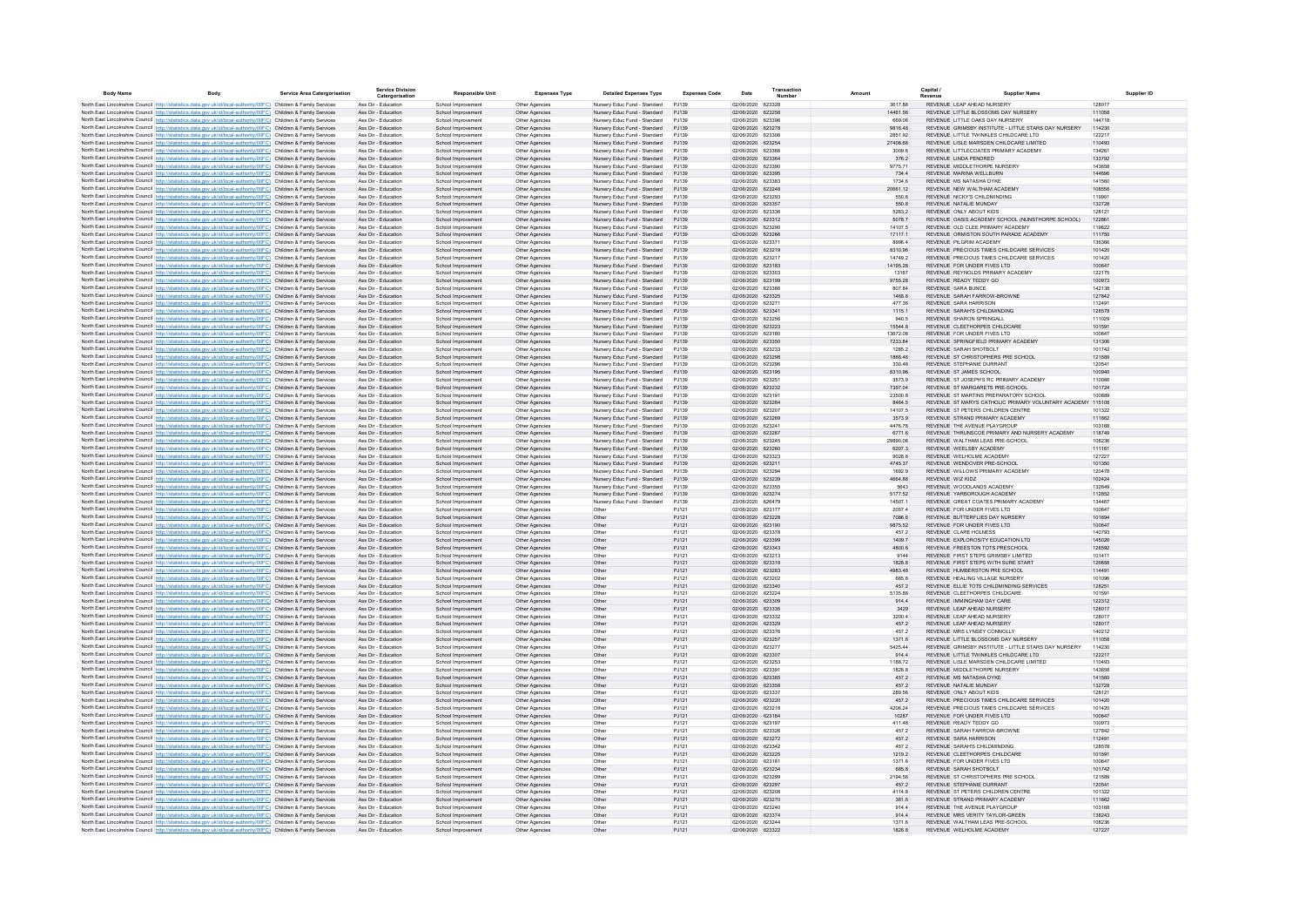| Body Name | Body | Service Area Catergorisation | Service Division Catergorisation | Responsible Unit | Expenses Type | Detailed Expenses Type | Expenses Code | Date | Transaction Number | Amount | Capital / Revenue | Supplier Name | Supplier ID |
|---|---|---|---|---|---|---|---|---|---|---|---|---|---|
| North East Lincolnshire Council | http://statistics.data.gov.uk/id/local-authority/00FC) | Children & Family Services | Ass Dir - Education | School Improvement | Other Agencies | Nursery Educ Fund - Standard | PJ139 | 02/06/2020 | 623328 | 3617.88 | REVENUE | LEAP AHEAD NURSERY | 128017 |
| North East Lincolnshire Council | http://statistics.data.gov.uk/id/local-authority/00FC) | Children & Family Services | Ass Dir - Education | School Improvement | Other Agencies | Nursery Educ Fund - Standard | PJ139 | 02/06/2020 | 623258 | 14461.56 | REVENUE | LITTLE BLOSSOMS DAY NURSERY | 111058 |
| North East Lincolnshire Council | http://statistics.data.gov.uk/id/local-authority/00FC) | Children & Family Services | Ass Dir - Education | School Improvement | Other Agencies | Nursery Educ Fund - Standard | PJ139 | 02/06/2020 | 623396 | 669.06 | REVENUE | LITTLE OAKS DAY NURSERY | 144718 |
| North East Lincolnshire Council | http://statistics.data.gov.uk/id/local-authority/00FC) | Children & Family Services | Ass Dir - Education | School Improvement | Other Agencies | Nursery Educ Fund - Standard | PJ139 | 02/06/2020 | 623278 | 9816.48 | REVENUE | GRIMSBY INSTITUTE - LITTLE STARS DAY NURSERY | 114230 |
| North East Lincolnshire Council | http://statistics.data.gov.uk/id/local-authority/00FC) | Children & Family Services | Ass Dir - Education | School Improvement | Other Agencies | Nursery Educ Fund - Standard | PJ139 | 02/06/2020 | 623306 | 2851.92 | REVENUE | LITTLE TWINKLES CHILDCARE LTD | 122217 |
| North East Lincolnshire Council | http://statistics.data.gov.uk/id/local-authority/00FC) | Children & Family Services | Ass Dir - Education | School Improvement | Other Agencies | Nursery Educ Fund - Standard | PJ139 | 02/06/2020 | 623254 | 27406.68 | REVENUE | LISLE MARSDEN CHILDCARE LIMITED | 110493 |
| North East Lincolnshire Council | http://statistics.data.gov.uk/id/local-authority/00FC) | Children & Family Services | Ass Dir - Education | School Improvement | Other Agencies | Nursery Educ Fund - Standard | PJ139 | 02/06/2020 | 623366 | 3009.6 | REVENUE | LITTLECOATES PRIMARY ACADEMY | 134261 |
| North East Lincolnshire Council | http://statistics.data.gov.uk/id/local-authority/00FC) | Children & Family Services | Ass Dir - Education | School Improvement | Other Agencies | Nursery Educ Fund - Standard | PJ139 | 02/06/2020 | 623364 | 376.2 | REVENUE | LINDA PENDRED | 133792 |
| North East Lincolnshire Council | http://statistics.data.gov.uk/id/local-authority/00FC) | Children & Family Services | Ass Dir - Education | School Improvement | Other Agencies | Nursery Educ Fund - Standard | PJ139 | 02/06/2020 | 623390 | 9775.71 | REVENUE | MIDDLETHORPE NURSERY | 143658 |
| North East Lincolnshire Council | http://statistics.data.gov.uk/id/local-authority/00FC) | Children & Family Services | Ass Dir - Education | School Improvement | Other Agencies | Nursery Educ Fund - Standard | PJ139 | 02/06/2020 | 623395 | 734.4 | REVENUE | MARINA WELLBURN | 144696 |
| North East Lincolnshire Council | http://statistics.data.gov.uk/id/local-authority/00FC) | Children & Family Services | Ass Dir - Education | School Improvement | Other Agencies | Nursery Educ Fund - Standard | PJ139 | 02/06/2020 | 623383 | 1734.6 | REVENUE | MS NATASHA DYKE | 141560 |
| North East Lincolnshire Council | http://statistics.data.gov.uk/id/local-authority/00FC) | Children & Family Services | Ass Dir - Education | School Improvement | Other Agencies | Nursery Educ Fund - Standard | PJ139 | 02/06/2020 | 623248 | 20661.12 | REVENUE | NEW WALTHAM ACADEMY | 108556 |
| North East Lincolnshire Council | http://statistics.data.gov.uk/id/local-authority/00FC) | Children & Family Services | Ass Dir - Education | School Improvement | Other Agencies | Nursery Educ Fund - Standard | PJ139 | 02/06/2020 | 623293 | 550.8 | REVENUE | NICKY'S CHILDMINDING | 119901 |
| North East Lincolnshire Council | http://statistics.data.gov.uk/id/local-authority/00FC) | Children & Family Services | Ass Dir - Education | School Improvement | Other Agencies | Nursery Educ Fund - Standard | PJ139 | 02/06/2020 | 623357 | 550.8 | REVENUE | NATALIE MUNDAY | 132728 |
| North East Lincolnshire Council | http://statistics.data.gov.uk/id/local-authority/00FC) | Children & Family Services | Ass Dir - Education | School Improvement | Other Agencies | Nursery Educ Fund - Standard | PJ139 | 02/06/2020 | 623336 | 5263.2 | REVENUE | ONLY ABOUT KIDS | 128121 |
| North East Lincolnshire Council | http://statistics.data.gov.uk/id/local-authority/00FC) | Children & Family Services | Ass Dir - Education | School Improvement | Other Agencies | Nursery Educ Fund - Standard | PJ139 | 02/06/2020 | 623312 | 5078.7 | REVENUE | OASIS ACADEMY SCHOOL (NUNSTHORPE SCHOOL) | 122861 |
| North East Lincolnshire Council | http://statistics.data.gov.uk/id/local-authority/00FC) | Children & Family Services | Ass Dir - Education | School Improvement | Other Agencies | Nursery Educ Fund - Standard | PJ139 | 02/06/2020 | 623290 | 14107.5 | REVENUE | OLD CLEE PRIMARY ACADEMY | 119822 |
| North East Lincolnshire Council | http://statistics.data.gov.uk/id/local-authority/00FC) | Children & Family Services | Ass Dir - Education | School Improvement | Other Agencies | Nursery Educ Fund - Standard | PJ139 | 02/06/2020 | 623266 | 17117.1 | REVENUE | ORMISTON SOUTH PARADE ACADEMY | 111750 |
| North East Lincolnshire Council | http://statistics.data.gov.uk/id/local-authority/00FC) | Children & Family Services | Ass Dir - Education | School Improvement | Other Agencies | Nursery Educ Fund - Standard | PJ139 | 02/06/2020 | 623371 | 8998.4 | REVENUE | PILGRIM ACADEMY | 136366 |
| North East Lincolnshire Council | http://statistics.data.gov.uk/id/local-authority/00FC) | Children & Family Services | Ass Dir - Education | School Improvement | Other Agencies | Nursery Educ Fund - Standard | PJ139 | 02/06/2020 | 623219 | 8310.96 | REVENUE | PRECIOUS TIMES CHILDCARE SERVICES | 101420 |
| North East Lincolnshire Council | http://statistics.data.gov.uk/id/local-authority/00FC) | Children & Family Services | Ass Dir - Education | School Improvement | Other Agencies | Nursery Educ Fund - Standard | PJ139 | 02/06/2020 | 623217 | 14749.2 | REVENUE | PRECIOUS TIMES CHILDCARE SERVICES | 101420 |
| North East Lincolnshire Council | http://statistics.data.gov.uk/id/local-authority/00FC) | Children & Family Services | Ass Dir - Education | School Improvement | Other Agencies | Nursery Educ Fund - Standard | PJ139 | 02/06/2020 | 623183 | 14195.28 | REVENUE | FOR UNDER FIVES LTD | 100647 |
| North East Lincolnshire Council | http://statistics.data.gov.uk/id/local-authority/00FC) | Children & Family Services | Ass Dir - Education | School Improvement | Other Agencies | Nursery Educ Fund - Standard | PJ139 | 02/06/2020 | 623303 | 13167 | REVENUE | REYNOLDS PRIMARY ACADEMY | 122175 |
| North East Lincolnshire Council | http://statistics.data.gov.uk/id/local-authority/00FC) | Children & Family Services | Ass Dir - Education | School Improvement | Other Agencies | Nursery Educ Fund - Standard | PJ139 | 02/06/2020 | 623199 | 9755.28 | REVENUE | READY TEDDY GO | 100973 |
| North East Lincolnshire Council | http://statistics.data.gov.uk/id/local-authority/00FC) | Children & Family Services | Ass Dir - Education | School Improvement | Other Agencies | Nursery Educ Fund - Standard | PJ139 | 02/06/2020 | 623386 | 807.84 | REVENUE | SARA BUNCE | 142138 |
| North East Lincolnshire Council | http://statistics.data.gov.uk/id/local-authority/00FC) | Children & Family Services | Ass Dir - Education | School Improvement | Other Agencies | Nursery Educ Fund - Standard | PJ139 | 02/06/2020 | 623325 | 1468.8 | REVENUE | SARAH FARROW-BROWNE | 127842 |
| North East Lincolnshire Council | http://statistics.data.gov.uk/id/local-authority/00FC) | Children & Family Services | Ass Dir - Education | School Improvement | Other Agencies | Nursery Educ Fund - Standard | PJ139 | 02/06/2020 | 623271 | 477.36 | REVENUE | SARA HARRISON | 112491 |
| North East Lincolnshire Council | http://statistics.data.gov.uk/id/local-authority/00FC) | Children & Family Services | Ass Dir - Education | School Improvement | Other Agencies | Nursery Educ Fund - Standard | PJ139 | 02/06/2020 | 623341 | 1115.1 | REVENUE | SARAH'S CHILDMINDING | 128578 |
| North East Lincolnshire Council | http://statistics.data.gov.uk/id/local-authority/00FC) | Children & Family Services | Ass Dir - Education | School Improvement | Other Agencies | Nursery Educ Fund - Standard | PJ139 | 02/06/2020 | 623256 | 940.5 | REVENUE | SHARON SPRINGALL | 111029 |
| North East Lincolnshire Council | http://statistics.data.gov.uk/id/local-authority/00FC) | Children & Family Services | Ass Dir - Education | School Improvement | Other Agencies | Nursery Educ Fund - Standard | PJ139 | 02/06/2020 | 623223 | 15544.8 | REVENUE | CLEETHORPES CHILDCARE | 101591 |
| North East Lincolnshire Council | http://statistics.data.gov.uk/id/local-authority/00FC) | Children & Family Services | Ass Dir - Education | School Improvement | Other Agencies | Nursery Educ Fund - Standard | PJ139 | 02/06/2020 | 623180 | 13672.08 | REVENUE | FOR UNDER FIVES LTD | 100647 |
| North East Lincolnshire Council | http://statistics.data.gov.uk/id/local-authority/00FC) | Children & Family Services | Ass Dir - Education | School Improvement | Other Agencies | Nursery Educ Fund - Standard | PJ139 | 02/06/2020 | 623350 | 7233.84 | REVENUE | SPRINGFIELD PRIMARY ACADEMY | 131306 |
| North East Lincolnshire Council | http://statistics.data.gov.uk/id/local-authority/00FC) | Children & Family Services | Ass Dir - Education | School Improvement | Other Agencies | Nursery Educ Fund - Standard | PJ139 | 02/06/2020 | 623233 | 1285.2 | REVENUE | SARAH SHOTBOLT | 101742 |
| North East Lincolnshire Council | http://statistics.data.gov.uk/id/local-authority/00FC) | Children & Family Services | Ass Dir - Education | School Improvement | Other Agencies | Nursery Educ Fund - Standard | PJ139 | 02/06/2020 | 623298 | 1868.48 | REVENUE | ST CHRISTOPHERS PRE SCHOOL | 121589 |
| North East Lincolnshire Council | http://statistics.data.gov.uk/id/local-authority/00FC) | Children & Family Services | Ass Dir - Education | School Improvement | Other Agencies | Nursery Educ Fund - Standard | PJ139 | 02/06/2020 | 623296 | 330.48 | REVENUE | STEPHANIE DURRANT | 120541 |
| North East Lincolnshire Council | http://statistics.data.gov.uk/id/local-authority/00FC) | Children & Family Services | Ass Dir - Education | School Improvement | Other Agencies | Nursery Educ Fund - Standard | PJ139 | 02/06/2020 | 623195 | 8310.96 | REVENUE | ST JAMES SCHOOL | 100940 |
| North East Lincolnshire Council | http://statistics.data.gov.uk/id/local-authority/00FC) | Children & Family Services | Ass Dir - Education | School Improvement | Other Agencies | Nursery Educ Fund - Standard | PJ139 | 02/06/2020 | 623251 | 3573.9 | REVENUE | ST JOSEPH'S RC PRIMARY ACADEMY | 110066 |
| North East Lincolnshire Council | http://statistics.data.gov.uk/id/local-authority/00FC) | Children & Family Services | Ass Dir - Education | School Improvement | Other Agencies | Nursery Educ Fund - Standard | PJ139 | 02/06/2020 | 623232 | 7397.04 | REVENUE | ST MARGARETS PRE-SCHOOL | 101724 |
| North East Lincolnshire Council | http://statistics.data.gov.uk/id/local-authority/00FC) | Children & Family Services | Ass Dir - Education | School Improvement | Other Agencies | Nursery Educ Fund - Standard | PJ139 | 02/06/2020 | 623191 | 23500.8 | REVENUE | ST MARTINS PREPARATORY SCHOOL | 100689 |
| North East Lincolnshire Council | http://statistics.data.gov.uk/id/local-authority/00FC) | Children & Family Services | Ass Dir - Education | School Improvement | Other Agencies | Nursery Educ Fund - Standard | PJ139 | 02/06/2020 | 623264 | 8464.5 | REVENUE | ST MARYS CATHOLIC PRIMARY VOLUNTARY ACADEMY | 115108 |
| North East Lincolnshire Council | http://statistics.data.gov.uk/id/local-authority/00FC) | Children & Family Services | Ass Dir - Education | School Improvement | Other Agencies | Nursery Educ Fund - Standard | PJ139 | 02/06/2020 | 623207 | 14107.5 | REVENUE | ST PETERS CHILDREN CENTRE | 101322 |
| North East Lincolnshire Council | http://statistics.data.gov.uk/id/local-authority/00FC) | Children & Family Services | Ass Dir - Education | School Improvement | Other Agencies | Nursery Educ Fund - Standard | PJ139 | 02/06/2020 | 623269 | 3573.9 | REVENUE | STRAND PRIMARY ACADEMY | 111862 |
| North East Lincolnshire Council | http://statistics.data.gov.uk/id/local-authority/00FC) | Children & Family Services | Ass Dir - Education | School Improvement | Other Agencies | Nursery Educ Fund - Standard | PJ139 | 02/06/2020 | 623241 | 4476.78 | REVENUE | THE AVENUE PLAYGROUP | 103168 |
| North East Lincolnshire Council | http://statistics.data.gov.uk/id/local-authority/00FC) | Children & Family Services | Ass Dir - Education | School Improvement | Other Agencies | Nursery Educ Fund - Standard | PJ139 | 02/06/2020 | 623287 | 6771.6 | REVENUE | THRUNSCOE PRIMARY AND NURSERY ACADEMY | 118749 |
| North East Lincolnshire Council | http://statistics.data.gov.uk/id/local-authority/00FC) | Children & Family Services | Ass Dir - Education | School Improvement | Other Agencies | Nursery Educ Fund - Standard | PJ139 | 02/06/2020 | 623245 | 29890.08 | REVENUE | WALTHAM LEAS PRE-SCHOOL | 108236 |
| North East Lincolnshire Council | http://statistics.data.gov.uk/id/local-authority/00FC) | Children & Family Services | Ass Dir - Education | School Improvement | Other Agencies | Nursery Educ Fund - Standard | PJ139 | 02/06/2020 | 623260 | 6207.3 | REVENUE | WEELSBY ACADEMY | 111161 |
| North East Lincolnshire Council | http://statistics.data.gov.uk/id/local-authority/00FC) | Children & Family Services | Ass Dir - Education | School Improvement | Other Agencies | Nursery Educ Fund - Standard | PJ139 | 02/06/2020 | 623323 | 9028.8 | REVENUE | WELHOLME ACADEMY | 127227 |
| North East Lincolnshire Council | http://statistics.data.gov.uk/id/local-authority/00FC) | Children & Family Services | Ass Dir - Education | School Improvement | Other Agencies | Nursery Educ Fund - Standard | PJ139 | 02/06/2020 | 623211 | 4745.37 | REVENUE | WENDOVER PRE-SCHOOL | 101350 |
| North East Lincolnshire Council | http://statistics.data.gov.uk/id/local-authority/00FC) | Children & Family Services | Ass Dir - Education | School Improvement | Other Agencies | Nursery Educ Fund - Standard | PJ139 | 02/06/2020 | 623294 | 1692.9 | REVENUE | WILLOWS PRIMARY ACADEMY | 120478 |
| North East Lincolnshire Council | http://statistics.data.gov.uk/id/local-authority/00FC) | Children & Family Services | Ass Dir - Education | School Improvement | Other Agencies | Nursery Educ Fund - Standard | PJ139 | 02/06/2020 | 623239 | 4864.88 | REVENUE | WIZ KIDZ | 102424 |
| North East Lincolnshire Council | http://statistics.data.gov.uk/id/local-authority/00FC) | Children & Family Services | Ass Dir - Education | School Improvement | Other Agencies | Nursery Educ Fund - Standard | PJ139 | 02/06/2020 | 623355 | 5643 | REVENUE | WOODLANDS ACADEMY | 132649 |
| North East Lincolnshire Council | http://statistics.data.gov.uk/id/local-authority/00FC) | Children & Family Services | Ass Dir - Education | School Improvement | Other Agencies | Nursery Educ Fund - Standard | PJ139 | 02/06/2020 | 623274 | 5177.52 | REVENUE | YARBOROUGH ACADEMY | 112852 |
| North East Lincolnshire Council | http://statistics.data.gov.uk/id/local-authority/00FC) | Children & Family Services | Ass Dir - Education | School Improvement | Other Agencies | Nursery Educ Fund - Standard | PJ139 | 23/06/2020 | 626479 | 14507.1 | REVENUE | GREAT COATES PRIMARY ACADEMY | 134467 |
| North East Lincolnshire Council | http://statistics.data.gov.uk/id/local-authority/00FC) | Children & Family Services | Ass Dir - Education | School Improvement | Other Agencies | Other | PJ121 | 02/06/2020 | 623177 | 2057.4 | REVENUE | FOR UNDER FIVES LTD | 100647 |
| North East Lincolnshire Council | http://statistics.data.gov.uk/id/local-authority/00FC) | Children & Family Services | Ass Dir - Education | School Improvement | Other Agencies | Other | PJ121 | 02/06/2020 | 623228 | 7086.6 | REVENUE | BUTTERFLIES DAY NURSERY | 101694 |
| North East Lincolnshire Council | http://statistics.data.gov.uk/id/local-authority/00FC) | Children & Family Services | Ass Dir - Education | School Improvement | Other Agencies | Other | PJ121 | 02/06/2020 | 623190 | 9875.52 | REVENUE | FOR UNDER FIVES LTD | 100647 |
| North East Lincolnshire Council | http://statistics.data.gov.uk/id/local-authority/00FC) | Children & Family Services | Ass Dir - Education | School Improvement | Other Agencies | Other | PJ121 | 02/06/2020 | 623378 | 457.2 | REVENUE | CLARE HOLNESS | 140793 |
| North East Lincolnshire Council | http://statistics.data.gov.uk/id/local-authority/00FC) | Children & Family Services | Ass Dir - Education | School Improvement | Other Agencies | Other | PJ121 | 02/06/2020 | 623399 | 1409.7 | REVENUE | EXPLOROSITY EDUCATION LTD | 145026 |
| North East Lincolnshire Council | http://statistics.data.gov.uk/id/local-authority/00FC) | Children & Family Services | Ass Dir - Education | School Improvement | Other Agencies | Other | PJ121 | 02/06/2020 | 623343 | 4800.6 | REVENUE | FREESTON TOTS PRESCHOOL | 128592 |
| North East Lincolnshire Council | http://statistics.data.gov.uk/id/local-authority/00FC) | Children & Family Services | Ass Dir - Education | School Improvement | Other Agencies | Other | PJ121 | 02/06/2020 | 623213 | 9144 | REVENUE | FIRST STEPS GRIMSBY LIMITED | 101411 |
| North East Lincolnshire Council | http://statistics.data.gov.uk/id/local-authority/00FC) | Children & Family Services | Ass Dir - Education | School Improvement | Other Agencies | Other | PJ121 | 02/06/2020 | 623318 | 1828.8 | REVENUE | FIRST STEPS WITH SURE START | 126658 |
| North East Lincolnshire Council | http://statistics.data.gov.uk/id/local-authority/00FC) | Children & Family Services | Ass Dir - Education | School Improvement | Other Agencies | Other | PJ121 | 02/06/2020 | 623283 | 4983.48 | REVENUE | HUMBERSTON PRE SCHOOL | 114491 |
| North East Lincolnshire Council | http://statistics.data.gov.uk/id/local-authority/00FC) | Children & Family Services | Ass Dir - Education | School Improvement | Other Agencies | Other | PJ121 | 02/06/2020 | 623202 | 685.8 | REVENUE | HEALING VILLAGE NURSERY | 101096 |
| North East Lincolnshire Council | http://statistics.data.gov.uk/id/local-authority/00FC) | Children & Family Services | Ass Dir - Education | School Improvement | Other Agencies | Other | PJ121 | 02/06/2020 | 623340 | 457.2 | REVENUE | ELLIE TOTS CHILDMINDING SERVICES | 128251 |
| North East Lincolnshire Council | http://statistics.data.gov.uk/id/local-authority/00FC) | Children & Family Services | Ass Dir - Education | School Improvement | Other Agencies | Other | PJ121 | 02/06/2020 | 623224 | 5135.88 | REVENUE | CLEETHORPES CHILDCARE | 101591 |
| North East Lincolnshire Council | http://statistics.data.gov.uk/id/local-authority/00FC) | Children & Family Services | Ass Dir - Education | School Improvement | Other Agencies | Other | PJ121 | 02/06/2020 | 623309 | 914.4 | REVENUE | IMMINGHAM DAY CARE | 122312 |
| North East Lincolnshire Council | http://statistics.data.gov.uk/id/local-authority/00FC) | Children & Family Services | Ass Dir - Education | School Improvement | Other Agencies | Other | PJ121 | 02/06/2020 | 623335 | 3429 | REVENUE | LEAP AHEAD NURSERY | 128017 |
| North East Lincolnshire Council | http://statistics.data.gov.uk/id/local-authority/00FC) | Children & Family Services | Ass Dir - Education | School Improvement | Other Agencies | Other | PJ121 | 02/06/2020 | 623332 | 3200.4 | REVENUE | LEAP AHEAD NURSERY | 128017 |
| North East Lincolnshire Council | http://statistics.data.gov.uk/id/local-authority/00FC) | Children & Family Services | Ass Dir - Education | School Improvement | Other Agencies | Other | PJ121 | 02/06/2020 | 623329 | 457.2 | REVENUE | LEAP AHEAD NURSERY | 128017 |
| North East Lincolnshire Council | http://statistics.data.gov.uk/id/local-authority/00FC) | Children & Family Services | Ass Dir - Education | School Improvement | Other Agencies | Other | PJ121 | 02/06/2020 | 623376 | 457.2 | REVENUE | MRS LYNSEY CONNOLLY | 140212 |
| North East Lincolnshire Council | http://statistics.data.gov.uk/id/local-authority/00FC) | Children & Family Services | Ass Dir - Education | School Improvement | Other Agencies | Other | PJ121 | 02/06/2020 | 623257 | 1371.6 | REVENUE | LITTLE BLOSSOMS DAY NURSERY | 111058 |
| North East Lincolnshire Council | http://statistics.data.gov.uk/id/local-authority/00FC) | Children & Family Services | Ass Dir - Education | School Improvement | Other Agencies | Other | PJ121 | 02/06/2020 | 623277 | 5425.44 | REVENUE | GRIMSBY INSTITUTE - LITTLE STARS DAY NURSERY | 114230 |
| North East Lincolnshire Council | http://statistics.data.gov.uk/id/local-authority/00FC) | Children & Family Services | Ass Dir - Education | School Improvement | Other Agencies | Other | PJ121 | 02/06/2020 | 623307 | 914.4 | REVENUE | LITTLE TWINKLES CHILDCARE LTD | 122217 |
| North East Lincolnshire Council | http://statistics.data.gov.uk/id/local-authority/00FC) | Children & Family Services | Ass Dir - Education | School Improvement | Other Agencies | Other | PJ121 | 02/06/2020 | 623253 | 1188.72 | REVENUE | LISLE MARSDEN CHILDCARE LIMITED | 110493 |
| North East Lincolnshire Council | http://statistics.data.gov.uk/id/local-authority/00FC) | Children & Family Services | Ass Dir - Education | School Improvement | Other Agencies | Other | PJ121 | 02/06/2020 | 623391 | 1828.8 | REVENUE | MIDDLETHORPE NURSERY | 143658 |
| North East Lincolnshire Council | http://statistics.data.gov.uk/id/local-authority/00FC) | Children & Family Services | Ass Dir - Education | School Improvement | Other Agencies | Other | PJ121 | 02/06/2020 | 623385 | 457.2 | REVENUE | MS NATASHA DYKE | 141560 |
| North East Lincolnshire Council | http://statistics.data.gov.uk/id/local-authority/00FC) | Children & Family Services | Ass Dir - Education | School Improvement | Other Agencies | Other | PJ121 | 02/06/2020 | 623358 | 457.2 | REVENUE | NATALIE MUNDAY | 132728 |
| North East Lincolnshire Council | http://statistics.data.gov.uk/id/local-authority/00FC) | Children & Family Services | Ass Dir - Education | School Improvement | Other Agencies | Other | PJ121 | 02/06/2020 | 623337 | 289.56 | REVENUE | ONLY ABOUT KIDS | 128121 |
| North East Lincolnshire Council | http://statistics.data.gov.uk/id/local-authority/00FC) | Children & Family Services | Ass Dir - Education | School Improvement | Other Agencies | Other | PJ121 | 02/06/2020 | 623220 | 457.2 | REVENUE | PRECIOUS TIMES CHILDCARE SERVICES | 101420 |
| North East Lincolnshire Council | http://statistics.data.gov.uk/id/local-authority/00FC) | Children & Family Services | Ass Dir - Education | School Improvement | Other Agencies | Other | PJ121 | 02/06/2020 | 623218 | 4206.24 | REVENUE | PRECIOUS TIMES CHILDCARE SERVICES | 101420 |
| North East Lincolnshire Council | http://statistics.data.gov.uk/id/local-authority/00FC) | Children & Family Services | Ass Dir - Education | School Improvement | Other Agencies | Other | PJ121 | 02/06/2020 | 623184 | 10287 | REVENUE | FOR UNDER FIVES LTD | 100647 |
| North East Lincolnshire Council | http://statistics.data.gov.uk/id/local-authority/00FC) | Children & Family Services | Ass Dir - Education | School Improvement | Other Agencies | Other | PJ121 | 02/06/2020 | 623197 | 411.48 | REVENUE | READY TEDDY GO | 100973 |
| North East Lincolnshire Council | http://statistics.data.gov.uk/id/local-authority/00FC) | Children & Family Services | Ass Dir - Education | School Improvement | Other Agencies | Other | PJ121 | 02/06/2020 | 623326 | 457.2 | REVENUE | SARAH FARROW-BROWNE | 127842 |
| North East Lincolnshire Council | http://statistics.data.gov.uk/id/local-authority/00FC) | Children & Family Services | Ass Dir - Education | School Improvement | Other Agencies | Other | PJ121 | 02/06/2020 | 623272 | 457.2 | REVENUE | SARA HARRISON | 112491 |
| North East Lincolnshire Council | http://statistics.data.gov.uk/id/local-authority/00FC) | Children & Family Services | Ass Dir - Education | School Improvement | Other Agencies | Other | PJ121 | 02/06/2020 | 623342 | 457.2 | REVENUE | SARAH'S CHILDMINDING | 128578 |
| North East Lincolnshire Council | http://statistics.data.gov.uk/id/local-authority/00FC) | Children & Family Services | Ass Dir - Education | School Improvement | Other Agencies | Other | PJ121 | 02/06/2020 | 623225 | 1219.2 | REVENUE | CLEETHORPES CHILDCARE | 101591 |
| North East Lincolnshire Council | http://statistics.data.gov.uk/id/local-authority/00FC) | Children & Family Services | Ass Dir - Education | School Improvement | Other Agencies | Other | PJ121 | 02/06/2020 | 623181 | 1371.6 | REVENUE | FOR UNDER FIVES LTD | 100647 |
| North East Lincolnshire Council | http://statistics.data.gov.uk/id/local-authority/00FC) | Children & Family Services | Ass Dir - Education | School Improvement | Other Agencies | Other | PJ121 | 02/06/2020 | 623234 | 685.8 | REVENUE | SARAH SHOTBOLT | 101742 |
| North East Lincolnshire Council | http://statistics.data.gov.uk/id/local-authority/00FC) | Children & Family Services | Ass Dir - Education | School Improvement | Other Agencies | Other | PJ121 | 02/06/2020 | 623299 | 2194.56 | REVENUE | ST CHRISTOPHERS PRE SCHOOL | 121589 |
| North East Lincolnshire Council | http://statistics.data.gov.uk/id/local-authority/00FC) | Children & Family Services | Ass Dir - Education | School Improvement | Other Agencies | Other | PJ121 | 02/06/2020 | 623297 | 457.2 | REVENUE | STEPHANIE DURRANT | 120541 |
| North East Lincolnshire Council | http://statistics.data.gov.uk/id/local-authority/00FC) | Children & Family Services | Ass Dir - Education | School Improvement | Other Agencies | Other | PJ121 | 02/06/2020 | 623208 | 4114.8 | REVENUE | ST PETERS CHILDREN CENTRE | 101322 |
| North East Lincolnshire Council | http://statistics.data.gov.uk/id/local-authority/00FC) | Children & Family Services | Ass Dir - Education | School Improvement | Other Agencies | Other | PJ121 | 02/06/2020 | 623270 | 381.6 | REVENUE | STRAND PRIMARY ACADEMY | 111862 |
| North East Lincolnshire Council | http://statistics.data.gov.uk/id/local-authority/00FC) | Children & Family Services | Ass Dir - Education | School Improvement | Other Agencies | Other | PJ121 | 02/06/2020 | 623240 | 914.4 | REVENUE | THE AVENUE PLAYGROUP | 103168 |
| North East Lincolnshire Council | http://statistics.data.gov.uk/id/local-authority/00FC) | Children & Family Services | Ass Dir - Education | School Improvement | Other Agencies | Other | PJ121 | 02/06/2020 | 623374 | 914.4 | REVENUE | MRS VERITY TAYLOR-GREEN | 138243 |
| North East Lincolnshire Council | http://statistics.data.gov.uk/id/local-authority/00FC) | Children & Family Services | Ass Dir - Education | School Improvement | Other Agencies | Other | PJ121 | 02/06/2020 | 623244 | 1371.6 | REVENUE | WALTHAM LEAS PRE-SCHOOL | 108236 |
| North East Lincolnshire Council | http://statistics.data.gov.uk/id/local-authority/00FC) | Children & Family Services | Ass Dir - Education | School Improvement | Other Agencies | Other | PJ121 | 02/06/2020 | 623322 | 1828.8 | REVENUE | WELHOLME ACADEMY | 127227 |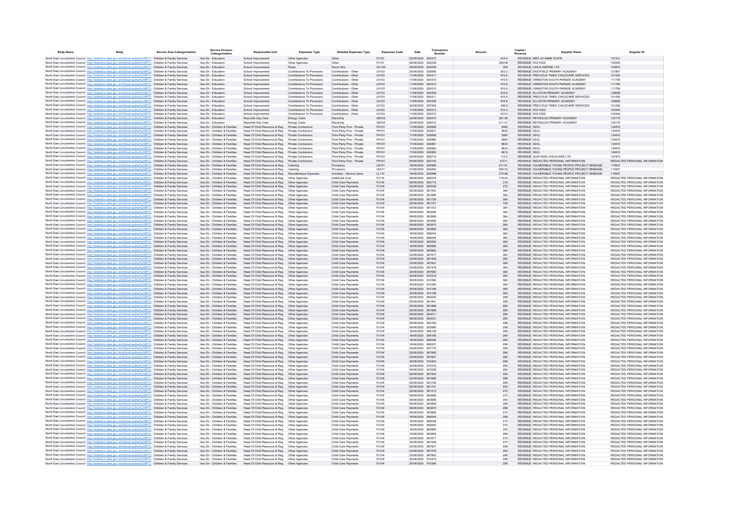| Body Name | Body | Service Area Catergorisation | Service Division Catergorisation | Responsible Unit | Expenses Type | Detailed Expenses Type | Expenses Code | Date | Transaction Number | Amount | Capital / Revenue | Supplier Name | Supplier ID |
|---|---|---|---|---|---|---|---|---|---|---|---|---|---|
| North East Lincolnshire Council | http://statistics.data.gov.uk/id/local-authority/00FC | Children & Family Services | Ass Dir - Education | School Improvement | Other Agencies | Other | PJ121 | 02/06/2020 | 623373 | 914.4 | REVENUE | MRS JO-ANNE WHITE | 137431 |
| North East Lincolnshire Council | http://statistics.data.gov.uk/id/local-authority/00FC | Children & Family Services | Ass Dir - Education | School Improvement | Other Agencies | Other | PJ121 | 02/06/2020 | 623238 | 259.08 | REVENUE | WIZ KIDZ | 102424 |
| North East Lincolnshire Council | http://statistics.data.gov.uk/id/local-authority/00FC | Children & Family Services | Ass Dir - Education | School Improvement | Rents | Room Hire | GC103 | 09/06/2020 | 624239 | 309 | REVENUE | LINCS INSPIRE LTD | 120610 |
| North East Lincolnshire Council | http://statistics.data.gov.uk/id/local-authority/00FC | Children & Family Services | Ass Dir - Education | School Improvement | Contributions To Provisions | Contributions - Other | LK103 | 23/06/2020 | 625905 | 523.2 | REVENUE | EASTFIELD PRIMARY ACADEMY | 121907 |
| North East Lincolnshire Council | http://statistics.data.gov.uk/id/local-authority/00FC | Children & Family Services | Ass Dir - Education | School Improvement | Contributions To Provisions | Contributions - Other | LK103 | 11/06/2020 | 624311 | 915.6 | REVENUE | PRECIOUS TIMES CHILDCARE SERVICES | 101420 |
| North East Lincolnshire Council | http://statistics.data.gov.uk/id/local-authority/00FC | Children & Family Services | Ass Dir - Education | School Improvement | Contributions To Provisions | Contributions - Other | LK103 | 11/06/2020 | 624310 | 915.6 | REVENUE | ORMISTON SOUTH PARADE ACADEMY | 111750 |
| North East Lincolnshire Council | http://statistics.data.gov.uk/id/local-authority/00FC | Children & Family Services | Ass Dir - Education | School Improvement | Contributions To Provisions | Contributions - Other | LK103 | 11/06/2020 | 624310 | 915.6 | REVENUE | ORMISTON SOUTH PARADE ACADEMY | 111750 |
| North East Lincolnshire Council | http://statistics.data.gov.uk/id/local-authority/00FC | Children & Family Services | Ass Dir - Education | School Improvement | Contributions To Provisions | Contributions - Other | LK103 | 11/06/2020 | 624310 | 915.6 | REVENUE | ORMISTON SOUTH PARADE ACADEMY | 111750 |
| North East Lincolnshire Council | http://statistics.data.gov.uk/id/local-authority/00FC | Children & Family Services | Ass Dir - Education | School Improvement | Contributions To Provisions | Contributions - Other | LK103 | 11/06/2020 | 624309 | 915.6 | REVENUE | ELLISTON PRIMARY ACADEMY | 129629 |
| North East Lincolnshire Council | http://statistics.data.gov.uk/id/local-authority/00FC | Children & Family Services | Ass Dir - Education | School Improvement | Contributions To Provisions | Contributions - Other | LK103 | 11/06/2020 | 624311 | 915.6 | REVENUE | PRECIOUS TIMES CHILDCARE SERVICES | 101420 |
| North East Lincolnshire Council | http://statistics.data.gov.uk/id/local-authority/00FC | Children & Family Services | Ass Dir - Education | School Improvement | Contributions To Provisions | Contributions - Other | LK103 | 11/06/2020 | 624309 | 915.6 | REVENUE | ELLISTON PRIMARY ACADEMY | 129629 |
| North East Lincolnshire Council | http://statistics.data.gov.uk/id/local-authority/00FC | Children & Family Services | Ass Dir - Education | School Improvement | Contributions To Provisions | Contributions - Other | LK103 | 30/06/2020 | 627284 | 348.8 | REVENUE | PRECIOUS TIMES CHILDCARE SERVICES | 101420 |
| North East Lincolnshire Council | http://statistics.data.gov.uk/id/local-authority/00FC | Children & Family Services | Ass Dir - Education | School Improvement | Contributions To Provisions | Contributions - Other | LK103 | 11/06/2020 | 624312 | 610.4 | REVENUE | WIZ KIDZ | 102424 |
| North East Lincolnshire Council | http://statistics.data.gov.uk/id/local-authority/00FC | Children & Family Services | Ass Dir - Education | School Improvement | Contributions To Provisions | Contributions - Other | LK103 | 11/06/2020 | 624312 | 610.4 | REVENUE | WIZ KIDZ | 102424 |
| North East Lincolnshire Council | http://statistics.data.gov.uk/id/local-authority/00FC | Children & Family Services | Ass Dir - Education | Reynolds Day Care | Energy Costs | Electricity | GB102 | 23/06/2020 | 626415 | 261.46 | REVENUE | REYNOLDS PRIMARY ACADEMY | 122175 |
| North East Lincolnshire Council | http://statistics.data.gov.uk/id/local-authority/00FC | Children & Family Services | Ass Dir - Education | Reynolds Day Care | Energy Costs | Electricity | GB102 | 23/06/2020 | 626412 | 511.41 | REVENUE | REYNOLDS PRIMARY ACADEMY | 122175 |
| North East Lincolnshire Council | http://statistics.data.gov.uk/id/local-authority/00FC | Children & Family Services | Ass Dir - Children & Families | Head Of Child Resource & Reg | Private Contractors | Third Party Prov - Private | PH101 | 17/06/2020 | 625858 | 4080 | REVENUE | SSCL | 134915 |
| North East Lincolnshire Council | http://statistics.data.gov.uk/id/local-authority/00FC | Children & Family Services | Ass Dir - Children & Families | Head Of Child Resource & Reg | Private Contractors | Third Party Prov - Private | PH101 | 17/06/2020 | 625831 | 3840 | REVENUE | SSCL | 134915 |
| North East Lincolnshire Council | http://statistics.data.gov.uk/id/local-authority/00FC | Children & Family Services | Ass Dir - Children & Families | Head Of Child Resource & Reg | Private Contractors | Third Party Prov - Private | PH101 | 17/06/2020 | 625859 | 3360 | REVENUE | SSCL | 134915 |
| North East Lincolnshire Council | http://statistics.data.gov.uk/id/local-authority/00FC | Children & Family Services | Ass Dir - Children & Families | Head Of Child Resource & Reg | Private Contractors | Third Party Prov - Private | PH101 | 17/06/2020 | 625860 | 2880 | REVENUE | SSCL | 134915 |
| North East Lincolnshire Council | http://statistics.data.gov.uk/id/local-authority/00FC | Children & Family Services | Ass Dir - Children & Families | Head Of Child Resource & Reg | Private Contractors | Third Party Prov - Private | PH101 | 17/06/2020 | 625861 | 9630 | REVENUE | SSCL | 134915 |
| North East Lincolnshire Council | http://statistics.data.gov.uk/id/local-authority/00FC | Children & Family Services | Ass Dir - Children & Families | Head Of Child Resource & Reg | Private Contractors | Third Party Prov - Private | PH101 | 17/06/2020 | 625862 | 9630 | REVENUE | SSCL | 134915 |
| North East Lincolnshire Council | http://statistics.data.gov.uk/id/local-authority/00FC | Children & Family Services | Ass Dir - Children & Families | Head Of Child Resource & Reg | Private Contractors | Third Party Prov - Private | PH101 | 17/06/2020 | 625863 | 4815 | REVENUE | SSCL | 134915 |
| North East Lincolnshire Council | http://statistics.data.gov.uk/id/local-authority/00FC | Children & Family Services | Ass Dir - Children & Families | Head Of Child Resource & Reg | Private Contractors | Third Party Prov - Private | PH101 | 24/06/2020 | 626714 | 712.5 | REVENUE | QUAYSIDE CHILDCARE LTD. | 127974 |
| North East Lincolnshire Council | http://statistics.data.gov.uk/id/local-authority/00FC | Children & Family Services | Ass Dir - Children & Families | Head Of Child Resource & Reg | Private Contractors | Third Party Prov - Private | PH101 | 04/06/2020 | 624104 | 27311 | REVENUE | REDACTED PERSONAL INFORMATION | REDACTED PERSONAL INFORMATION |
| North East Lincolnshire Council | http://statistics.data.gov.uk/id/local-authority/00FC | Children & Family Services | Ass Dir - Children & Families | Head Of Child Resource & Reg | Catering | Provisions | LB101 | 18/06/2020 | 625898 | 511.61 | REVENUE | VULNERABLE YOUNG PEOPLE PROJECT HENEAGE | 110637 |
| North East Lincolnshire Council | http://statistics.data.gov.uk/id/local-authority/00FC | Children & Family Services | Ass Dir - Children & Families | Head Of Child Resource & Reg | Catering | Provisions | LB101 | 01/06/2020 | 623462 | 965.03 | REVENUE | VULNERABLE YOUNG PEOPLE PROJECT HENEAGE | 110637 |
| North East Lincolnshire Council | http://statistics.data.gov.uk/id/local-authority/00FC | Children & Family Services | Ass Dir - Children & Families | Head Of Child Resource & Reg | Miscellaneous Expenses | Activities - Service Users | LL114 | 18/06/2020 | 625898 | 274.88 | REVENUE | VULNERABLE YOUNG PEOPLE PROJECT HENEAGE | 110637 |
| North East Lincolnshire Council | http://statistics.data.gov.uk/id/local-authority/00FC | Children & Family Services | Ass Dir - Children & Families | Head Of Child Resource & Reg | Other Agencies | Additional Cost | PJ114 | 26/06/2020 | 809318 | 719.44 | REVENUE | REDACTED PERSONAL INFORMATION | REDACTED PERSONAL INFORMATION |
| North East Lincolnshire Council | http://statistics.data.gov.uk/id/local-authority/00FC | Children & Family Services | Ass Dir - Children & Families | Head Of Child Resource & Reg | Other Agencies | Child Care Payments | PJ104 | 09/06/2020 | 803715 | 319 | REVENUE | REDACTED PERSONAL INFORMATION | REDACTED PERSONAL INFORMATION |
| North East Lincolnshire Council | http://statistics.data.gov.uk/id/local-authority/00FC | Children & Family Services | Ass Dir - Children & Families | Head Of Child Resource & Reg | Other Agencies | Child Care Payments | PJ104 | 02/06/2020 | 802038 | 270 | REVENUE | REDACTED PERSONAL INFORMATION | REDACTED PERSONAL INFORMATION |
| North East Lincolnshire Council | http://statistics.data.gov.uk/id/local-authority/00FC | Children & Family Services | Ass Dir - Children & Families | Head Of Child Resource & Reg | Other Agencies | Child Care Payments | PJ104 | 02/06/2020 | 801542 | 364 | REVENUE | REDACTED PERSONAL INFORMATION | REDACTED PERSONAL INFORMATION |
| North East Lincolnshire Council | http://statistics.data.gov.uk/id/local-authority/00FC | Children & Family Services | Ass Dir - Children & Families | Head Of Child Resource & Reg | Other Agencies | Child Care Payments | PJ104 | 02/06/2020 | 801665 | 364 | REVENUE | REDACTED PERSONAL INFORMATION | REDACTED PERSONAL INFORMATION |
| North East Lincolnshire Council | http://statistics.data.gov.uk/id/local-authority/00FC | Children & Family Services | Ass Dir - Children & Families | Head Of Child Resource & Reg | Other Agencies | Child Care Payments | PJ104 | 02/06/2020 | 801726 | 364 | REVENUE | REDACTED PERSONAL INFORMATION | REDACTED PERSONAL INFORMATION |
| North East Lincolnshire Council | http://statistics.data.gov.uk/id/local-authority/00FC | Children & Family Services | Ass Dir - Children & Families | Head Of Child Resource & Reg | Other Agencies | Child Care Payments | PJ104 | 02/06/2020 | 801741 | 728 | REVENUE | REDACTED PERSONAL INFORMATION | REDACTED PERSONAL INFORMATION |
| North East Lincolnshire Council | http://statistics.data.gov.uk/id/local-authority/00FC | Children & Family Services | Ass Dir - Children & Families | Head Of Child Resource & Reg | Other Agencies | Child Care Payments | PJ104 | 02/06/2020 | 801513 | 364 | REVENUE | REDACTED PERSONAL INFORMATION | REDACTED PERSONAL INFORMATION |
| North East Lincolnshire Council | http://statistics.data.gov.uk/id/local-authority/00FC | Children & Family Services | Ass Dir - Children & Families | Head Of Child Resource & Reg | Other Agencies | Child Care Payments | PJ104 | 09/06/2020 | 803656 | 364 | REVENUE | REDACTED PERSONAL INFORMATION | REDACTED PERSONAL INFORMATION |
| North East Lincolnshire Council | http://statistics.data.gov.uk/id/local-authority/00FC | Children & Family Services | Ass Dir - Children & Families | Head Of Child Resource & Reg | Other Agencies | Child Care Payments | PJ104 | 09/06/2020 | 803685 | 364 | REVENUE | REDACTED PERSONAL INFORMATION | REDACTED PERSONAL INFORMATION |
| North East Lincolnshire Council | http://statistics.data.gov.uk/id/local-authority/00FC | Children & Family Services | Ass Dir - Children & Families | Head Of Child Resource & Reg | Other Agencies | Child Care Payments | PJ104 | 09/06/2020 | 803809 | 364 | REVENUE | REDACTED PERSONAL INFORMATION | REDACTED PERSONAL INFORMATION |
| North East Lincolnshire Council | http://statistics.data.gov.uk/id/local-authority/00FC | Children & Family Services | Ass Dir - Children & Families | Head Of Child Resource & Reg | Other Agencies | Child Care Payments | PJ104 | 09/06/2020 | 803870 | 364 | REVENUE | REDACTED PERSONAL INFORMATION | REDACTED PERSONAL INFORMATION |
| North East Lincolnshire Council | http://statistics.data.gov.uk/id/local-authority/00FC | Children & Family Services | Ass Dir - Children & Families | Head Of Child Resource & Reg | Other Agencies | Child Care Payments | PJ104 | 09/06/2020 | 803885 | 364 | REVENUE | REDACTED PERSONAL INFORMATION | REDACTED PERSONAL INFORMATION |
| North East Lincolnshire Council | http://statistics.data.gov.uk/id/local-authority/00FC | Children & Family Services | Ass Dir - Children & Families | Head Of Child Resource & Reg | Other Agencies | Child Care Payments | PJ104 | 16/06/2020 | 806044 | 364 | REVENUE | REDACTED PERSONAL INFORMATION | REDACTED PERSONAL INFORMATION |
| North East Lincolnshire Council | http://statistics.data.gov.uk/id/local-authority/00FC | Children & Family Services | Ass Dir - Children & Families | Head Of Child Resource & Reg | Other Agencies | Child Care Payments | PJ104 | 16/06/2020 | 806059 | 364 | REVENUE | REDACTED PERSONAL INFORMATION | REDACTED PERSONAL INFORMATION |
| North East Lincolnshire Council | http://statistics.data.gov.uk/id/local-authority/00FC | Children & Family Services | Ass Dir - Children & Families | Head Of Child Resource & Reg | Other Agencies | Child Care Payments | PJ104 | 16/06/2020 | 805830 | 364 | REVENUE | REDACTED PERSONAL INFORMATION | REDACTED PERSONAL INFORMATION |
| North East Lincolnshire Council | http://statistics.data.gov.uk/id/local-authority/00FC | Children & Family Services | Ass Dir - Children & Families | Head Of Child Resource & Reg | Other Agencies | Child Care Payments | PJ104 | 16/06/2020 | 805860 | 364 | REVENUE | REDACTED PERSONAL INFORMATION | REDACTED PERSONAL INFORMATION |
| North East Lincolnshire Council | http://statistics.data.gov.uk/id/local-authority/00FC | Children & Family Services | Ass Dir - Children & Families | Head Of Child Resource & Reg | Other Agencies | Child Care Payments | PJ104 | 16/06/2020 | 805983 | 364 | REVENUE | REDACTED PERSONAL INFORMATION | REDACTED PERSONAL INFORMATION |
| North East Lincolnshire Council | http://statistics.data.gov.uk/id/local-authority/00FC | Children & Family Services | Ass Dir - Children & Families | Head Of Child Resource & Reg | Other Agencies | Child Care Payments | PJ104 | 23/06/2020 | 807677 | 364 | REVENUE | REDACTED PERSONAL INFORMATION | REDACTED PERSONAL INFORMATION |
| North East Lincolnshire Council | http://statistics.data.gov.uk/id/local-authority/00FC | Children & Family Services | Ass Dir - Children & Families | Head Of Child Resource & Reg | Other Agencies | Child Care Payments | PJ104 | 23/06/2020 | 807448 | 364 | REVENUE | REDACTED PERSONAL INFORMATION | REDACTED PERSONAL INFORMATION |
| North East Lincolnshire Council | http://statistics.data.gov.uk/id/local-authority/00FC | Children & Family Services | Ass Dir - Children & Families | Head Of Child Resource & Reg | Other Agencies | Child Care Payments | PJ104 | 23/06/2020 | 807601 | 364 | REVENUE | REDACTED PERSONAL INFORMATION | REDACTED PERSONAL INFORMATION |
| North East Lincolnshire Council | http://statistics.data.gov.uk/id/local-authority/00FC | Children & Family Services | Ass Dir - Children & Families | Head Of Child Resource & Reg | Other Agencies | Child Care Payments | PJ104 | 23/06/2020 | 807478 | 364 | REVENUE | REDACTED PERSONAL INFORMATION | REDACTED PERSONAL INFORMATION |
| North East Lincolnshire Council | http://statistics.data.gov.uk/id/local-authority/00FC | Children & Family Services | Ass Dir - Children & Families | Head Of Child Resource & Reg | Other Agencies | Child Care Payments | PJ104 | 23/06/2020 | 807662 | 364 | REVENUE | REDACTED PERSONAL INFORMATION | REDACTED PERSONAL INFORMATION |
| North East Lincolnshire Council | http://statistics.data.gov.uk/id/local-authority/00FC | Children & Family Services | Ass Dir - Children & Families | Head Of Child Resource & Reg | Other Agencies | Child Care Payments | PJ104 | 30/06/2020 | 810319 | 364 | REVENUE | REDACTED PERSONAL INFORMATION | REDACTED PERSONAL INFORMATION |
| North East Lincolnshire Council | http://statistics.data.gov.uk/id/local-authority/00FC | Children & Family Services | Ass Dir - Children & Families | Head Of Child Resource & Reg | Other Agencies | Child Care Payments | PJ104 | 30/06/2020 | 810380 | 364 | REVENUE | REDACTED PERSONAL INFORMATION | REDACTED PERSONAL INFORMATION |
| North East Lincolnshire Council | http://statistics.data.gov.uk/id/local-authority/00FC | Children & Family Services | Ass Dir - Children & Families | Head Of Child Resource & Reg | Other Agencies | Child Care Payments | PJ104 | 30/06/2020 | 810395 | 364 | REVENUE | REDACTED PERSONAL INFORMATION | REDACTED PERSONAL INFORMATION |
| North East Lincolnshire Council | http://statistics.data.gov.uk/id/local-authority/00FC | Children & Family Services | Ass Dir - Children & Families | Head Of Child Resource & Reg | Other Agencies | Child Care Payments | PJ104 | 30/06/2020 | 810166 | 364 | REVENUE | REDACTED PERSONAL INFORMATION | REDACTED PERSONAL INFORMATION |
| North East Lincolnshire Council | http://statistics.data.gov.uk/id/local-authority/00FC | Children & Family Services | Ass Dir - Children & Families | Head Of Child Resource & Reg | Other Agencies | Child Care Payments | PJ104 | 30/06/2020 | 810196 | 364 | REVENUE | REDACTED PERSONAL INFORMATION | REDACTED PERSONAL INFORMATION |
| North East Lincolnshire Council | http://statistics.data.gov.uk/id/local-authority/00FC | Children & Family Services | Ass Dir - Children & Families | Head Of Child Resource & Reg | Other Agencies | Child Care Payments | PJ104 | 02/06/2020 | 802020 | 298 | REVENUE | REDACTED PERSONAL INFORMATION | REDACTED PERSONAL INFORMATION |
| North East Lincolnshire Council | http://statistics.data.gov.uk/id/local-authority/00FC | Children & Family Services | Ass Dir - Children & Families | Head Of Child Resource & Reg | Other Agencies | Child Care Payments | PJ104 | 02/06/2020 | 801841 | 298 | REVENUE | REDACTED PERSONAL INFORMATION | REDACTED PERSONAL INFORMATION |
| North East Lincolnshire Council | http://statistics.data.gov.uk/id/local-authority/00FC | Children & Family Services | Ass Dir - Children & Families | Head Of Child Resource & Reg | Other Agencies | Child Care Payments | PJ104 | 02/06/2020 | 801868 | 284 | REVENUE | REDACTED PERSONAL INFORMATION | REDACTED PERSONAL INFORMATION |
| North East Lincolnshire Council | http://statistics.data.gov.uk/id/local-authority/00FC | Children & Family Services | Ass Dir - Children & Families | Head Of Child Resource & Reg | Other Agencies | Child Care Payments | PJ104 | 02/06/2020 | 801888 | 284 | REVENUE | REDACTED PERSONAL INFORMATION | REDACTED PERSONAL INFORMATION |
| North East Lincolnshire Council | http://statistics.data.gov.uk/id/local-authority/00FC | Children & Family Services | Ass Dir - Children & Families | Head Of Child Resource & Reg | Other Agencies | Child Care Payments | PJ104 | 09/06/2020 | 804011 | 284 | REVENUE | REDACTED PERSONAL INFORMATION | REDACTED PERSONAL INFORMATION |
| North East Lincolnshire Council | http://statistics.data.gov.uk/id/local-authority/00FC | Children & Family Services | Ass Dir - Children & Families | Head Of Child Resource & Reg | Other Agencies | Child Care Payments | PJ104 | 09/06/2020 | 804031 | 284 | REVENUE | REDACTED PERSONAL INFORMATION | REDACTED PERSONAL INFORMATION |
| North East Lincolnshire Council | http://statistics.data.gov.uk/id/local-authority/00FC | Children & Family Services | Ass Dir - Children & Families | Head Of Child Resource & Reg | Other Agencies | Child Care Payments | PJ104 | 09/06/2020 | 804165 | 298 | REVENUE | REDACTED PERSONAL INFORMATION | REDACTED PERSONAL INFORMATION |
| North East Lincolnshire Council | http://statistics.data.gov.uk/id/local-authority/00FC | Children & Family Services | Ass Dir - Children & Families | Head Of Child Resource & Reg | Other Agencies | Child Care Payments | PJ104 | 09/06/2020 | 803985 | 298 | REVENUE | REDACTED PERSONAL INFORMATION | REDACTED PERSONAL INFORMATION |
| North East Lincolnshire Council | http://statistics.data.gov.uk/id/local-authority/00FC | Children & Family Services | Ass Dir - Children & Families | Head Of Child Resource & Reg | Other Agencies | Child Care Payments | PJ104 | 16/06/2020 | 806159 | 298 | REVENUE | REDACTED PERSONAL INFORMATION | REDACTED PERSONAL INFORMATION |
| North East Lincolnshire Council | http://statistics.data.gov.uk/id/local-authority/00FC | Children & Family Services | Ass Dir - Children & Families | Head Of Child Resource & Reg | Other Agencies | Child Care Payments | PJ104 | 16/06/2020 | 806185 | 284 | REVENUE | REDACTED PERSONAL INFORMATION | REDACTED PERSONAL INFORMATION |
| North East Lincolnshire Council | http://statistics.data.gov.uk/id/local-authority/00FC | Children & Family Services | Ass Dir - Children & Families | Head Of Child Resource & Reg | Other Agencies | Child Care Payments | PJ104 | 16/06/2020 | 806206 | 284 | REVENUE | REDACTED PERSONAL INFORMATION | REDACTED PERSONAL INFORMATION |
| North East Lincolnshire Council | http://statistics.data.gov.uk/id/local-authority/00FC | Children & Family Services | Ass Dir - Children & Families | Head Of Child Resource & Reg | Other Agencies | Child Care Payments | PJ104 | 16/06/2020 | 806337 | 298 | REVENUE | REDACTED PERSONAL INFORMATION | REDACTED PERSONAL INFORMATION |
| North East Lincolnshire Council | http://statistics.data.gov.uk/id/local-authority/00FC | Children & Family Services | Ass Dir - Children & Families | Head Of Child Resource & Reg | Other Agencies | Child Care Payments | PJ104 | 23/06/2020 | 807775 | 298 | REVENUE | REDACTED PERSONAL INFORMATION | REDACTED PERSONAL INFORMATION |
| North East Lincolnshire Council | http://statistics.data.gov.uk/id/local-authority/00FC | Children & Family Services | Ass Dir - Children & Families | Head Of Child Resource & Reg | Other Agencies | Child Care Payments | PJ104 | 23/06/2020 | 807800 | 284 | REVENUE | REDACTED PERSONAL INFORMATION | REDACTED PERSONAL INFORMATION |
| North East Lincolnshire Council | http://statistics.data.gov.uk/id/local-authority/00FC | Children & Family Services | Ass Dir - Children & Families | Head Of Child Resource & Reg | Other Agencies | Child Care Payments | PJ104 | 23/06/2020 | 807821 | 284 | REVENUE | REDACTED PERSONAL INFORMATION | REDACTED PERSONAL INFORMATION |
| North East Lincolnshire Council | http://statistics.data.gov.uk/id/local-authority/00FC | Children & Family Services | Ass Dir - Children & Families | Head Of Child Resource & Reg | Other Agencies | Child Care Payments | PJ104 | 30/06/2020 | 810493 | 298 | REVENUE | REDACTED PERSONAL INFORMATION | REDACTED PERSONAL INFORMATION |
| North East Lincolnshire Council | http://statistics.data.gov.uk/id/local-authority/00FC | Children & Family Services | Ass Dir - Children & Families | Head Of Child Resource & Reg | Other Agencies | Child Care Payments | PJ104 | 30/06/2020 | 810518 | 284 | REVENUE | REDACTED PERSONAL INFORMATION | REDACTED PERSONAL INFORMATION |
| North East Lincolnshire Council | http://statistics.data.gov.uk/id/local-authority/00FC | Children & Family Services | Ass Dir - Children & Families | Head Of Child Resource & Reg | Other Agencies | Child Care Payments | PJ104 | 30/06/2020 | 810538 | 284 | REVENUE | REDACTED PERSONAL INFORMATION | REDACTED PERSONAL INFORMATION |
| North East Lincolnshire Council | http://statistics.data.gov.uk/id/local-authority/00FC | Children & Family Services | Ass Dir - Children & Families | Head Of Child Resource & Reg | Other Agencies | Child Care Payments | PJ104 | 02/06/2020 | 801542 | 340 | REVENUE | REDACTED PERSONAL INFORMATION | REDACTED PERSONAL INFORMATION |
| North East Lincolnshire Council | http://statistics.data.gov.uk/id/local-authority/00FC | Children & Family Services | Ass Dir - Children & Families | Head Of Child Resource & Reg | Other Agencies | Child Care Payments | PJ104 | 02/06/2020 | 801665 | 298 | REVENUE | REDACTED PERSONAL INFORMATION | REDACTED PERSONAL INFORMATION |
| North East Lincolnshire Council | http://statistics.data.gov.uk/id/local-authority/00FC | Children & Family Services | Ass Dir - Children & Families | Head Of Child Resource & Reg | Other Agencies | Child Care Payments | PJ104 | 02/06/2020 | 801726 | 298 | REVENUE | REDACTED PERSONAL INFORMATION | REDACTED PERSONAL INFORMATION |
| North East Lincolnshire Council | http://statistics.data.gov.uk/id/local-authority/00FC | Children & Family Services | Ass Dir - Children & Families | Head Of Child Resource & Reg | Other Agencies | Child Care Payments | PJ104 | 02/06/2020 | 801741 | 540 | REVENUE | REDACTED PERSONAL INFORMATION | REDACTED PERSONAL INFORMATION |
| North East Lincolnshire Council | http://statistics.data.gov.uk/id/local-authority/00FC | Children & Family Services | Ass Dir - Children & Families | Head Of Child Resource & Reg | Other Agencies | Child Care Payments | PJ104 | 02/06/2020 | 801513 | 270 | REVENUE | REDACTED PERSONAL INFORMATION | REDACTED PERSONAL INFORMATION |
| North East Lincolnshire Council | http://statistics.data.gov.uk/id/local-authority/00FC | Children & Family Services | Ass Dir - Children & Families | Head Of Child Resource & Reg | Other Agencies | Child Care Payments | PJ104 | 09/06/2020 | 803656 | 270 | REVENUE | REDACTED PERSONAL INFORMATION | REDACTED PERSONAL INFORMATION |
| North East Lincolnshire Council | http://statistics.data.gov.uk/id/local-authority/00FC | Children & Family Services | Ass Dir - Children & Families | Head Of Child Resource & Reg | Other Agencies | Child Care Payments | PJ104 | 09/06/2020 | 803685 | 340 | REVENUE | REDACTED PERSONAL INFORMATION | REDACTED PERSONAL INFORMATION |
| North East Lincolnshire Council | http://statistics.data.gov.uk/id/local-authority/00FC | Children & Family Services | Ass Dir - Children & Families | Head Of Child Resource & Reg | Other Agencies | Child Care Payments | PJ104 | 09/06/2020 | 803809 | 298 | REVENUE | REDACTED PERSONAL INFORMATION | REDACTED PERSONAL INFORMATION |
| North East Lincolnshire Council | http://statistics.data.gov.uk/id/local-authority/00FC | Children & Family Services | Ass Dir - Children & Families | Head Of Child Resource & Reg | Other Agencies | Child Care Payments | PJ104 | 09/06/2020 | 803870 | 298 | REVENUE | REDACTED PERSONAL INFORMATION | REDACTED PERSONAL INFORMATION |
| North East Lincolnshire Council | http://statistics.data.gov.uk/id/local-authority/00FC | Children & Family Services | Ass Dir - Children & Families | Head Of Child Resource & Reg | Other Agencies | Child Care Payments | PJ104 | 09/06/2020 | 803885 | 270 | REVENUE | REDACTED PERSONAL INFORMATION | REDACTED PERSONAL INFORMATION |
| North East Lincolnshire Council | http://statistics.data.gov.uk/id/local-authority/00FC | Children & Family Services | Ass Dir - Children & Families | Head Of Child Resource & Reg | Other Agencies | Child Care Payments | PJ104 | 16/06/2020 | 806044 | 298 | REVENUE | REDACTED PERSONAL INFORMATION | REDACTED PERSONAL INFORMATION |
| North East Lincolnshire Council | http://statistics.data.gov.uk/id/local-authority/00FC | Children & Family Services | Ass Dir - Children & Families | Head Of Child Resource & Reg | Other Agencies | Child Care Payments | PJ104 | 16/06/2020 | 806059 | 270 | REVENUE | REDACTED PERSONAL INFORMATION | REDACTED PERSONAL INFORMATION |
| North East Lincolnshire Council | http://statistics.data.gov.uk/id/local-authority/00FC | Children & Family Services | Ass Dir - Children & Families | Head Of Child Resource & Reg | Other Agencies | Child Care Payments | PJ104 | 16/06/2020 | 805830 | 270 | REVENUE | REDACTED PERSONAL INFORMATION | REDACTED PERSONAL INFORMATION |
| North East Lincolnshire Council | http://statistics.data.gov.uk/id/local-authority/00FC | Children & Family Services | Ass Dir - Children & Families | Head Of Child Resource & Reg | Other Agencies | Child Care Payments | PJ104 | 16/06/2020 | 805860 | 340 | REVENUE | REDACTED PERSONAL INFORMATION | REDACTED PERSONAL INFORMATION |
| North East Lincolnshire Council | http://statistics.data.gov.uk/id/local-authority/00FC | Children & Family Services | Ass Dir - Children & Families | Head Of Child Resource & Reg | Other Agencies | Child Care Payments | PJ104 | 16/06/2020 | 805983 | 298 | REVENUE | REDACTED PERSONAL INFORMATION | REDACTED PERSONAL INFORMATION |
| North East Lincolnshire Council | http://statistics.data.gov.uk/id/local-authority/00FC | Children & Family Services | Ass Dir - Children & Families | Head Of Child Resource & Reg | Other Agencies | Child Care Payments | PJ104 | 23/06/2020 | 807677 | 270 | REVENUE | REDACTED PERSONAL INFORMATION | REDACTED PERSONAL INFORMATION |
| North East Lincolnshire Council | http://statistics.data.gov.uk/id/local-authority/00FC | Children & Family Services | Ass Dir - Children & Families | Head Of Child Resource & Reg | Other Agencies | Child Care Payments | PJ104 | 23/06/2020 | 807448 | 270 | REVENUE | REDACTED PERSONAL INFORMATION | REDACTED PERSONAL INFORMATION |
| North East Lincolnshire Council | http://statistics.data.gov.uk/id/local-authority/00FC | Children & Family Services | Ass Dir - Children & Families | Head Of Child Resource & Reg | Other Agencies | Child Care Payments | PJ104 | 23/06/2020 | 807601 | 298 | REVENUE | REDACTED PERSONAL INFORMATION | REDACTED PERSONAL INFORMATION |
| North East Lincolnshire Council | http://statistics.data.gov.uk/id/local-authority/00FC | Children & Family Services | Ass Dir - Children & Families | Head Of Child Resource & Reg | Other Agencies | Child Care Payments | PJ104 | 23/06/2020 | 807478 | 340 | REVENUE | REDACTED PERSONAL INFORMATION | REDACTED PERSONAL INFORMATION |
| North East Lincolnshire Council | http://statistics.data.gov.uk/id/local-authority/00FC | Children & Family Services | Ass Dir - Children & Families | Head Of Child Resource & Reg | Other Agencies | Child Care Payments | PJ104 | 23/06/2020 | 807662 | 298 | REVENUE | REDACTED PERSONAL INFORMATION | REDACTED PERSONAL INFORMATION |
| North East Lincolnshire Council | http://statistics.data.gov.uk/id/local-authority/00FC | Children & Family Services | Ass Dir - Children & Families | Head Of Child Resource & Reg | Other Agencies | Child Care Payments | PJ104 | 30/06/2020 | 810319 | 298 | REVENUE | REDACTED PERSONAL INFORMATION | REDACTED PERSONAL INFORMATION |
| North East Lincolnshire Council | http://statistics.data.gov.uk/id/local-authority/00FC | Children & Family Services | Ass Dir - Children & Families | Head Of Child Resource & Reg | Other Agencies | Child Care Payments | PJ104 | 30/06/2020 | 810380 | 298 | REVENUE | REDACTED PERSONAL INFORMATION | REDACTED PERSONAL INFORMATION |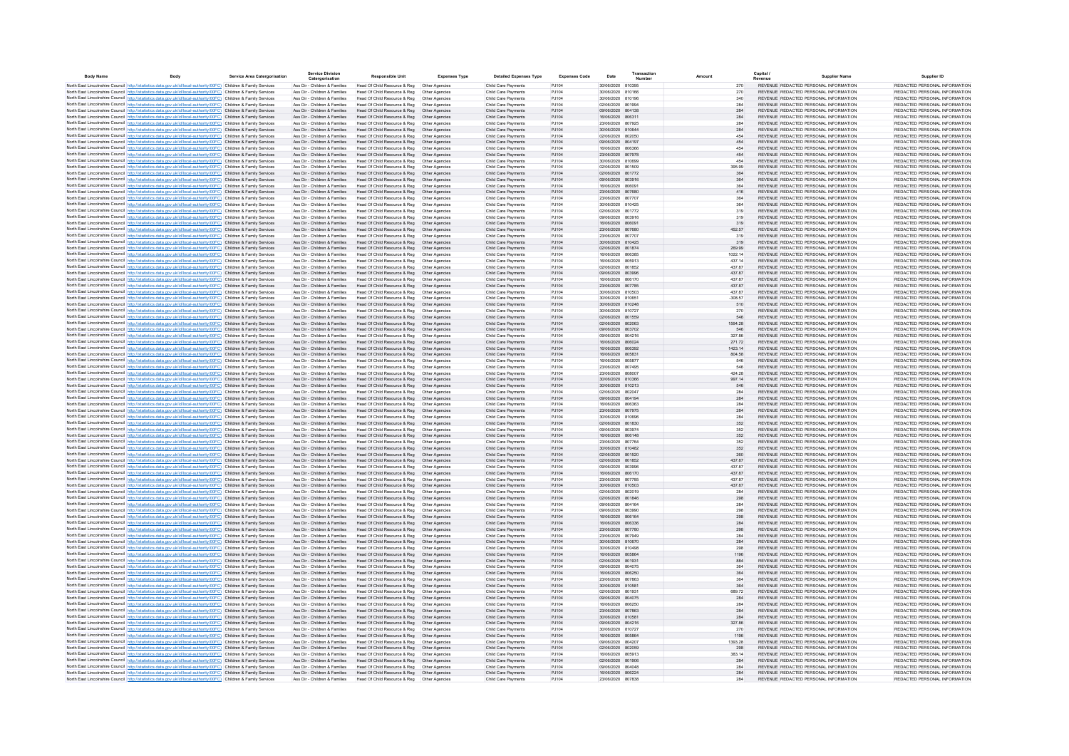| Body Name | Body | Service Area Catergorisation | Service Division Catergorisation | Responsible Unit | Expenses Type | Detailed Expenses Type | Expenses Code | Date | Transaction Number | Amount | Capital / Revenue | Supplier Name | Supplier ID |
|---|---|---|---|---|---|---|---|---|---|---|---|---|---|
| North East Lincolnshire Council | http://statistics.data.gov.uk/id/local-authority/00FC | Children & Family Services | Ass Dir - Children & Families | Head Of Child Resource & Reg | Other Agencies | Child Care Payments | PJ104 | 30/06/2020 | 810395 | 270 | REVENUE | REDACTED PERSONAL INFORMATION | REDACTED PERSONAL INFORMATION |
| North East Lincolnshire Council | http://statistics.data.gov.uk/id/local-authority/00FC | Children & Family Services | Ass Dir - Children & Families | Head Of Child Resource & Reg | Other Agencies | Child Care Payments | PJ104 | 30/06/2020 | 810166 | 270 | REVENUE | REDACTED PERSONAL INFORMATION | REDACTED PERSONAL INFORMATION |
| North East Lincolnshire Council | http://statistics.data.gov.uk/id/local-authority/00FC | Children & Family Services | Ass Dir - Children & Families | Head Of Child Resource & Reg | Other Agencies | Child Care Payments | PJ104 | 30/06/2020 | 810196 | 340 | REVENUE | REDACTED PERSONAL INFORMATION | REDACTED PERSONAL INFORMATION |
| North East Lincolnshire Council | http://statistics.data.gov.uk/id/local-authority/00FC | Children & Family Services | Ass Dir - Children & Families | Head Of Child Resource & Reg | Other Agencies | Child Care Payments | PJ104 | 02/06/2020 | 801994 | 284 | REVENUE | REDACTED PERSONAL INFORMATION | REDACTED PERSONAL INFORMATION |
| North East Lincolnshire Council | http://statistics.data.gov.uk/id/local-authority/00FC | Children & Family Services | Ass Dir - Children & Families | Head Of Child Resource & Reg | Other Agencies | Child Care Payments | PJ104 | 09/06/2020 | 804138 | 284 | REVENUE | REDACTED PERSONAL INFORMATION | REDACTED PERSONAL INFORMATION |
| North East Lincolnshire Council | http://statistics.data.gov.uk/id/local-authority/00FC | Children & Family Services | Ass Dir - Children & Families | Head Of Child Resource & Reg | Other Agencies | Child Care Payments | PJ104 | 16/06/2020 | 806311 | 284 | REVENUE | REDACTED PERSONAL INFORMATION | REDACTED PERSONAL INFORMATION |
| North East Lincolnshire Council | http://statistics.data.gov.uk/id/local-authority/00FC | Children & Family Services | Ass Dir - Children & Families | Head Of Child Resource & Reg | Other Agencies | Child Care Payments | PJ104 | 23/06/2020 | 807925 | 284 | REVENUE | REDACTED PERSONAL INFORMATION | REDACTED PERSONAL INFORMATION |
| North East Lincolnshire Council | http://statistics.data.gov.uk/id/local-authority/00FC | Children & Family Services | Ass Dir - Children & Families | Head Of Child Resource & Reg | Other Agencies | Child Care Payments | PJ104 | 30/06/2020 | 810644 | 284 | REVENUE | REDACTED PERSONAL INFORMATION | REDACTED PERSONAL INFORMATION |
| North East Lincolnshire Council | http://statistics.data.gov.uk/id/local-authority/00FC | Children & Family Services | Ass Dir - Children & Families | Head Of Child Resource & Reg | Other Agencies | Child Care Payments | PJ104 | 02/06/2020 | 802050 | 454 | REVENUE | REDACTED PERSONAL INFORMATION | REDACTED PERSONAL INFORMATION |
| North East Lincolnshire Council | http://statistics.data.gov.uk/id/local-authority/00FC | Children & Family Services | Ass Dir - Children & Families | Head Of Child Resource & Reg | Other Agencies | Child Care Payments | PJ104 | 09/06/2020 | 804197 | 454 | REVENUE | REDACTED PERSONAL INFORMATION | REDACTED PERSONAL INFORMATION |
| North East Lincolnshire Council | http://statistics.data.gov.uk/id/local-authority/00FC | Children & Family Services | Ass Dir - Children & Families | Head Of Child Resource & Reg | Other Agencies | Child Care Payments | PJ104 | 16/06/2020 | 806366 | 454 | REVENUE | REDACTED PERSONAL INFORMATION | REDACTED PERSONAL INFORMATION |
| North East Lincolnshire Council | http://statistics.data.gov.uk/id/local-authority/00FC | Children & Family Services | Ass Dir - Children & Families | Head Of Child Resource & Reg | Other Agencies | Child Care Payments | PJ104 | 23/06/2020 | 807978 | 454 | REVENUE | REDACTED PERSONAL INFORMATION | REDACTED PERSONAL INFORMATION |
| North East Lincolnshire Council | http://statistics.data.gov.uk/id/local-authority/00FC | Children & Family Services | Ass Dir - Children & Families | Head Of Child Resource & Reg | Other Agencies | Child Care Payments | PJ104 | 30/06/2020 | 810699 | 454 | REVENUE | REDACTED PERSONAL INFORMATION | REDACTED PERSONAL INFORMATION |
| North East Lincolnshire Council | http://statistics.data.gov.uk/id/local-authority/00FC | Children & Family Services | Ass Dir - Children & Families | Head Of Child Resource & Reg | Other Agencies | Child Care Payments | PJ104 | 02/06/2020 | 801509 | 395.99 | REVENUE | REDACTED PERSONAL INFORMATION | REDACTED PERSONAL INFORMATION |
| North East Lincolnshire Council | http://statistics.data.gov.uk/id/local-authority/00FC | Children & Family Services | Ass Dir - Children & Families | Head Of Child Resource & Reg | Other Agencies | Child Care Payments | PJ104 | 02/06/2020 | 801772 | 364 | REVENUE | REDACTED PERSONAL INFORMATION | REDACTED PERSONAL INFORMATION |
| North East Lincolnshire Council | http://statistics.data.gov.uk/id/local-authority/00FC | Children & Family Services | Ass Dir - Children & Families | Head Of Child Resource & Reg | Other Agencies | Child Care Payments | PJ104 | 09/06/2020 | 803916 | 364 | REVENUE | REDACTED PERSONAL INFORMATION | REDACTED PERSONAL INFORMATION |
| North East Lincolnshire Council | http://statistics.data.gov.uk/id/local-authority/00FC | Children & Family Services | Ass Dir - Children & Families | Head Of Child Resource & Reg | Other Agencies | Child Care Payments | PJ104 | 16/06/2020 | 806091 | 364 | REVENUE | REDACTED PERSONAL INFORMATION | REDACTED PERSONAL INFORMATION |
| North East Lincolnshire Council | http://statistics.data.gov.uk/id/local-authority/00FC | Children & Family Services | Ass Dir - Children & Families | Head Of Child Resource & Reg | Other Agencies | Child Care Payments | PJ104 | 23/06/2020 | 807680 | 416 | REVENUE | REDACTED PERSONAL INFORMATION | REDACTED PERSONAL INFORMATION |
| North East Lincolnshire Council | http://statistics.data.gov.uk/id/local-authority/00FC | Children & Family Services | Ass Dir - Children & Families | Head Of Child Resource & Reg | Other Agencies | Child Care Payments | PJ104 | 23/06/2020 | 807707 | 364 | REVENUE | REDACTED PERSONAL INFORMATION | REDACTED PERSONAL INFORMATION |
| North East Lincolnshire Council | http://statistics.data.gov.uk/id/local-authority/00FC | Children & Family Services | Ass Dir - Children & Families | Head Of Child Resource & Reg | Other Agencies | Child Care Payments | PJ104 | 30/06/2020 | 810425 | 364 | REVENUE | REDACTED PERSONAL INFORMATION | REDACTED PERSONAL INFORMATION |
| North East Lincolnshire Council | http://statistics.data.gov.uk/id/local-authority/00FC | Children & Family Services | Ass Dir - Children & Families | Head Of Child Resource & Reg | Other Agencies | Child Care Payments | PJ104 | 02/06/2020 | 801772 | 319 | REVENUE | REDACTED PERSONAL INFORMATION | REDACTED PERSONAL INFORMATION |
| North East Lincolnshire Council | http://statistics.data.gov.uk/id/local-authority/00FC | Children & Family Services | Ass Dir - Children & Families | Head Of Child Resource & Reg | Other Agencies | Child Care Payments | PJ104 | 09/06/2020 | 803916 | 319 | REVENUE | REDACTED PERSONAL INFORMATION | REDACTED PERSONAL INFORMATION |
| North East Lincolnshire Council | http://statistics.data.gov.uk/id/local-authority/00FC | Children & Family Services | Ass Dir - Children & Families | Head Of Child Resource & Reg | Other Agencies | Child Care Payments | PJ104 | 16/06/2020 | 806091 | 319 | REVENUE | REDACTED PERSONAL INFORMATION | REDACTED PERSONAL INFORMATION |
| North East Lincolnshire Council | http://statistics.data.gov.uk/id/local-authority/00FC | Children & Family Services | Ass Dir - Children & Families | Head Of Child Resource & Reg | Other Agencies | Child Care Payments | PJ104 | 23/06/2020 | 807680 | 452.57 | REVENUE | REDACTED PERSONAL INFORMATION | REDACTED PERSONAL INFORMATION |
| North East Lincolnshire Council | http://statistics.data.gov.uk/id/local-authority/00FC | Children & Family Services | Ass Dir - Children & Families | Head Of Child Resource & Reg | Other Agencies | Child Care Payments | PJ104 | 23/06/2020 | 807707 | 319 | REVENUE | REDACTED PERSONAL INFORMATION | REDACTED PERSONAL INFORMATION |
| North East Lincolnshire Council | http://statistics.data.gov.uk/id/local-authority/00FC | Children & Family Services | Ass Dir - Children & Families | Head Of Child Resource & Reg | Other Agencies | Child Care Payments | PJ104 | 30/06/2020 | 810425 | 319 | REVENUE | REDACTED PERSONAL INFORMATION | REDACTED PERSONAL INFORMATION |
| North East Lincolnshire Council | http://statistics.data.gov.uk/id/local-authority/00FC | Children & Family Services | Ass Dir - Children & Families | Head Of Child Resource & Reg | Other Agencies | Child Care Payments | PJ104 | 02/06/2020 | 801874 | 269.99 | REVENUE | REDACTED PERSONAL INFORMATION | REDACTED PERSONAL INFORMATION |
| North East Lincolnshire Council | http://statistics.data.gov.uk/id/local-authority/00FC | Children & Family Services | Ass Dir - Children & Families | Head Of Child Resource & Reg | Other Agencies | Child Care Payments | PJ104 | 16/06/2020 | 806385 | 1022.14 | REVENUE | REDACTED PERSONAL INFORMATION | REDACTED PERSONAL INFORMATION |
| North East Lincolnshire Council | http://statistics.data.gov.uk/id/local-authority/00FC | Children & Family Services | Ass Dir - Children & Families | Head Of Child Resource & Reg | Other Agencies | Child Care Payments | PJ104 | 16/06/2020 | 805913 | 437.14 | REVENUE | REDACTED PERSONAL INFORMATION | REDACTED PERSONAL INFORMATION |
| North East Lincolnshire Council | http://statistics.data.gov.uk/id/local-authority/00FC | Children & Family Services | Ass Dir - Children & Families | Head Of Child Resource & Reg | Other Agencies | Child Care Payments | PJ104 | 02/06/2020 | 801852 | 437.87 | REVENUE | REDACTED PERSONAL INFORMATION | REDACTED PERSONAL INFORMATION |
| North East Lincolnshire Council | http://statistics.data.gov.uk/id/local-authority/00FC | Children & Family Services | Ass Dir - Children & Families | Head Of Child Resource & Reg | Other Agencies | Child Care Payments | PJ104 | 09/06/2020 | 803996 | 437.87 | REVENUE | REDACTED PERSONAL INFORMATION | REDACTED PERSONAL INFORMATION |
| North East Lincolnshire Council | http://statistics.data.gov.uk/id/local-authority/00FC | Children & Family Services | Ass Dir - Children & Families | Head Of Child Resource & Reg | Other Agencies | Child Care Payments | PJ104 | 16/06/2020 | 806170 | 437.87 | REVENUE | REDACTED PERSONAL INFORMATION | REDACTED PERSONAL INFORMATION |
| North East Lincolnshire Council | http://statistics.data.gov.uk/id/local-authority/00FC | Children & Family Services | Ass Dir - Children & Families | Head Of Child Resource & Reg | Other Agencies | Child Care Payments | PJ104 | 23/06/2020 | 807785 | 437.87 | REVENUE | REDACTED PERSONAL INFORMATION | REDACTED PERSONAL INFORMATION |
| North East Lincolnshire Council | http://statistics.data.gov.uk/id/local-authority/00FC | Children & Family Services | Ass Dir - Children & Families | Head Of Child Resource & Reg | Other Agencies | Child Care Payments | PJ104 | 30/06/2020 | 810503 | 437.87 | REVENUE | REDACTED PERSONAL INFORMATION | REDACTED PERSONAL INFORMATION |
| North East Lincolnshire Council | http://statistics.data.gov.uk/id/local-authority/00FC | Children & Family Services | Ass Dir - Children & Families | Head Of Child Resource & Reg | Other Agencies | Child Care Payments | PJ104 | 30/06/2020 | 810651 | -306.57 | REVENUE | REDACTED PERSONAL INFORMATION | REDACTED PERSONAL INFORMATION |
| North East Lincolnshire Council | http://statistics.data.gov.uk/id/local-authority/00FC | Children & Family Services | Ass Dir - Children & Families | Head Of Child Resource & Reg | Other Agencies | Child Care Payments | PJ104 | 30/06/2020 | 810248 | 510 | REVENUE | REDACTED PERSONAL INFORMATION | REDACTED PERSONAL INFORMATION |
| North East Lincolnshire Council | http://statistics.data.gov.uk/id/local-authority/00FC | Children & Family Services | Ass Dir - Children & Families | Head Of Child Resource & Reg | Other Agencies | Child Care Payments | PJ104 | 30/06/2020 | 810727 | 270 | REVENUE | REDACTED PERSONAL INFORMATION | REDACTED PERSONAL INFORMATION |
| North East Lincolnshire Council | http://statistics.data.gov.uk/id/local-authority/00FC | Children & Family Services | Ass Dir - Children & Families | Head Of Child Resource & Reg | Other Agencies | Child Care Payments | PJ104 | 02/06/2020 | 801559 | 546 | REVENUE | REDACTED PERSONAL INFORMATION | REDACTED PERSONAL INFORMATION |
| North East Lincolnshire Council | http://statistics.data.gov.uk/id/local-authority/00FC | Children & Family Services | Ass Dir - Children & Families | Head Of Child Resource & Reg | Other Agencies | Child Care Payments | PJ104 | 02/06/2020 | 802063 | 1594.28 | REVENUE | REDACTED PERSONAL INFORMATION | REDACTED PERSONAL INFORMATION |
| North East Lincolnshire Council | http://statistics.data.gov.uk/id/local-authority/00FC | Children & Family Services | Ass Dir - Children & Families | Head Of Child Resource & Reg | Other Agencies | Child Care Payments | PJ104 | 09/06/2020 | 803702 | 546 | REVENUE | REDACTED PERSONAL INFORMATION | REDACTED PERSONAL INFORMATION |
| North East Lincolnshire Council | http://statistics.data.gov.uk/id/local-authority/00FC | Children & Family Services | Ass Dir - Children & Families | Head Of Child Resource & Reg | Other Agencies | Child Care Payments | PJ104 | 09/06/2020 | 804216 | 327.86 | REVENUE | REDACTED PERSONAL INFORMATION | REDACTED PERSONAL INFORMATION |
| North East Lincolnshire Council | http://statistics.data.gov.uk/id/local-authority/00FC | Children & Family Services | Ass Dir - Children & Families | Head Of Child Resource & Reg | Other Agencies | Child Care Payments | PJ104 | 16/06/2020 | 806024 | 271.72 | REVENUE | REDACTED PERSONAL INFORMATION | REDACTED PERSONAL INFORMATION |
| North East Lincolnshire Council | http://statistics.data.gov.uk/id/local-authority/00FC | Children & Family Services | Ass Dir - Children & Families | Head Of Child Resource & Reg | Other Agencies | Child Care Payments | PJ104 | 16/06/2020 | 806392 | 1423.14 | REVENUE | REDACTED PERSONAL INFORMATION | REDACTED PERSONAL INFORMATION |
| North East Lincolnshire Council | http://statistics.data.gov.uk/id/local-authority/00FC | Children & Family Services | Ass Dir - Children & Families | Head Of Child Resource & Reg | Other Agencies | Child Care Payments | PJ104 | 16/06/2020 | 805831 | 804.58 | REVENUE | REDACTED PERSONAL INFORMATION | REDACTED PERSONAL INFORMATION |
| North East Lincolnshire Council | http://statistics.data.gov.uk/id/local-authority/00FC | Children & Family Services | Ass Dir - Children & Families | Head Of Child Resource & Reg | Other Agencies | Child Care Payments | PJ104 | 16/06/2020 | 805877 | 546 | REVENUE | REDACTED PERSONAL INFORMATION | REDACTED PERSONAL INFORMATION |
| North East Lincolnshire Council | http://statistics.data.gov.uk/id/local-authority/00FC | Children & Family Services | Ass Dir - Children & Families | Head Of Child Resource & Reg | Other Agencies | Child Care Payments | PJ104 | 23/06/2020 | 807495 | 546 | REVENUE | REDACTED PERSONAL INFORMATION | REDACTED PERSONAL INFORMATION |
| North East Lincolnshire Council | http://statistics.data.gov.uk/id/local-authority/00FC | Children & Family Services | Ass Dir - Children & Families | Head Of Child Resource & Reg | Other Agencies | Child Care Payments | PJ104 | 23/06/2020 | 808007 | 424.28 | REVENUE | REDACTED PERSONAL INFORMATION | REDACTED PERSONAL INFORMATION |
| North East Lincolnshire Council | http://statistics.data.gov.uk/id/local-authority/00FC | Children & Family Services | Ass Dir - Children & Families | Head Of Child Resource & Reg | Other Agencies | Child Care Payments | PJ104 | 30/06/2020 | 810366 | 997.14 | REVENUE | REDACTED PERSONAL INFORMATION | REDACTED PERSONAL INFORMATION |
| North East Lincolnshire Council | http://statistics.data.gov.uk/id/local-authority/00FC | Children & Family Services | Ass Dir - Children & Families | Head Of Child Resource & Reg | Other Agencies | Child Care Payments | PJ104 | 30/06/2020 | 810213 | 546 | REVENUE | REDACTED PERSONAL INFORMATION | REDACTED PERSONAL INFORMATION |
| North East Lincolnshire Council | http://statistics.data.gov.uk/id/local-authority/00FC | Children & Family Services | Ass Dir - Children & Families | Head Of Child Resource & Reg | Other Agencies | Child Care Payments | PJ104 | 02/06/2020 | 802047 | 284 | REVENUE | REDACTED PERSONAL INFORMATION | REDACTED PERSONAL INFORMATION |
| North East Lincolnshire Council | http://statistics.data.gov.uk/id/local-authority/00FC | Children & Family Services | Ass Dir - Children & Families | Head Of Child Resource & Reg | Other Agencies | Child Care Payments | PJ104 | 09/06/2020 | 804194 | 284 | REVENUE | REDACTED PERSONAL INFORMATION | REDACTED PERSONAL INFORMATION |
| North East Lincolnshire Council | http://statistics.data.gov.uk/id/local-authority/00FC | Children & Family Services | Ass Dir - Children & Families | Head Of Child Resource & Reg | Other Agencies | Child Care Payments | PJ104 | 16/06/2020 | 806363 | 284 | REVENUE | REDACTED PERSONAL INFORMATION | REDACTED PERSONAL INFORMATION |
| North East Lincolnshire Council | http://statistics.data.gov.uk/id/local-authority/00FC | Children & Family Services | Ass Dir - Children & Families | Head Of Child Resource & Reg | Other Agencies | Child Care Payments | PJ104 | 23/06/2020 | 807975 | 284 | REVENUE | REDACTED PERSONAL INFORMATION | REDACTED PERSONAL INFORMATION |
| North East Lincolnshire Council | http://statistics.data.gov.uk/id/local-authority/00FC | Children & Family Services | Ass Dir - Children & Families | Head Of Child Resource & Reg | Other Agencies | Child Care Payments | PJ104 | 30/06/2020 | 810696 | 284 | REVENUE | REDACTED PERSONAL INFORMATION | REDACTED PERSONAL INFORMATION |
| North East Lincolnshire Council | http://statistics.data.gov.uk/id/local-authority/00FC | Children & Family Services | Ass Dir - Children & Families | Head Of Child Resource & Reg | Other Agencies | Child Care Payments | PJ104 | 02/06/2020 | 801830 | 352 | REVENUE | REDACTED PERSONAL INFORMATION | REDACTED PERSONAL INFORMATION |
| North East Lincolnshire Council | http://statistics.data.gov.uk/id/local-authority/00FC | Children & Family Services | Ass Dir - Children & Families | Head Of Child Resource & Reg | Other Agencies | Child Care Payments | PJ104 | 09/06/2020 | 803974 | 352 | REVENUE | REDACTED PERSONAL INFORMATION | REDACTED PERSONAL INFORMATION |
| North East Lincolnshire Council | http://statistics.data.gov.uk/id/local-authority/00FC | Children & Family Services | Ass Dir - Children & Families | Head Of Child Resource & Reg | Other Agencies | Child Care Payments | PJ104 | 16/06/2020 | 806148 | 352 | REVENUE | REDACTED PERSONAL INFORMATION | REDACTED PERSONAL INFORMATION |
| North East Lincolnshire Council | http://statistics.data.gov.uk/id/local-authority/00FC | Children & Family Services | Ass Dir - Children & Families | Head Of Child Resource & Reg | Other Agencies | Child Care Payments | PJ104 | 23/06/2020 | 807764 | 352 | REVENUE | REDACTED PERSONAL INFORMATION | REDACTED PERSONAL INFORMATION |
| North East Lincolnshire Council | http://statistics.data.gov.uk/id/local-authority/00FC | Children & Family Services | Ass Dir - Children & Families | Head Of Child Resource & Reg | Other Agencies | Child Care Payments | PJ104 | 30/06/2020 | 810482 | 352 | REVENUE | REDACTED PERSONAL INFORMATION | REDACTED PERSONAL INFORMATION |
| North East Lincolnshire Council | http://statistics.data.gov.uk/id/local-authority/00FC | Children & Family Services | Ass Dir - Children & Families | Head Of Child Resource & Reg | Other Agencies | Child Care Payments | PJ104 | 02/06/2020 | 801520 | 260 | REVENUE | REDACTED PERSONAL INFORMATION | REDACTED PERSONAL INFORMATION |
| North East Lincolnshire Council | http://statistics.data.gov.uk/id/local-authority/00FC | Children & Family Services | Ass Dir - Children & Families | Head Of Child Resource & Reg | Other Agencies | Child Care Payments | PJ104 | 02/06/2020 | 801852 | 437.87 | REVENUE | REDACTED PERSONAL INFORMATION | REDACTED PERSONAL INFORMATION |
| North East Lincolnshire Council | http://statistics.data.gov.uk/id/local-authority/00FC | Children & Family Services | Ass Dir - Children & Families | Head Of Child Resource & Reg | Other Agencies | Child Care Payments | PJ104 | 09/06/2020 | 803996 | 437.87 | REVENUE | REDACTED PERSONAL INFORMATION | REDACTED PERSONAL INFORMATION |
| North East Lincolnshire Council | http://statistics.data.gov.uk/id/local-authority/00FC | Children & Family Services | Ass Dir - Children & Families | Head Of Child Resource & Reg | Other Agencies | Child Care Payments | PJ104 | 16/06/2020 | 806170 | 437.87 | REVENUE | REDACTED PERSONAL INFORMATION | REDACTED PERSONAL INFORMATION |
| North East Lincolnshire Council | http://statistics.data.gov.uk/id/local-authority/00FC | Children & Family Services | Ass Dir - Children & Families | Head Of Child Resource & Reg | Other Agencies | Child Care Payments | PJ104 | 23/06/2020 | 807785 | 437.87 | REVENUE | REDACTED PERSONAL INFORMATION | REDACTED PERSONAL INFORMATION |
| North East Lincolnshire Council | http://statistics.data.gov.uk/id/local-authority/00FC | Children & Family Services | Ass Dir - Children & Families | Head Of Child Resource & Reg | Other Agencies | Child Care Payments | PJ104 | 30/06/2020 | 810503 | 437.87 | REVENUE | REDACTED PERSONAL INFORMATION | REDACTED PERSONAL INFORMATION |
| North East Lincolnshire Council | http://statistics.data.gov.uk/id/local-authority/00FC | Children & Family Services | Ass Dir - Children & Families | Head Of Child Resource & Reg | Other Agencies | Child Care Payments | PJ104 | 02/06/2020 | 802019 | 284 | REVENUE | REDACTED PERSONAL INFORMATION | REDACTED PERSONAL INFORMATION |
| North East Lincolnshire Council | http://statistics.data.gov.uk/id/local-authority/00FC | Children & Family Services | Ass Dir - Children & Families | Head Of Child Resource & Reg | Other Agencies | Child Care Payments | PJ104 | 02/06/2020 | 801846 | 298 | REVENUE | REDACTED PERSONAL INFORMATION | REDACTED PERSONAL INFORMATION |
| North East Lincolnshire Council | http://statistics.data.gov.uk/id/local-authority/00FC | Children & Family Services | Ass Dir - Children & Families | Head Of Child Resource & Reg | Other Agencies | Child Care Payments | PJ104 | 09/06/2020 | 804164 | 284 | REVENUE | REDACTED PERSONAL INFORMATION | REDACTED PERSONAL INFORMATION |
| North East Lincolnshire Council | http://statistics.data.gov.uk/id/local-authority/00FC | Children & Family Services | Ass Dir - Children & Families | Head Of Child Resource & Reg | Other Agencies | Child Care Payments | PJ104 | 09/06/2020 | 803990 | 298 | REVENUE | REDACTED PERSONAL INFORMATION | REDACTED PERSONAL INFORMATION |
| North East Lincolnshire Council | http://statistics.data.gov.uk/id/local-authority/00FC | Children & Family Services | Ass Dir - Children & Families | Head Of Child Resource & Reg | Other Agencies | Child Care Payments | PJ104 | 16/06/2020 | 806164 | 298 | REVENUE | REDACTED PERSONAL INFORMATION | REDACTED PERSONAL INFORMATION |
| North East Lincolnshire Council | http://statistics.data.gov.uk/id/local-authority/00FC | Children & Family Services | Ass Dir - Children & Families | Head Of Child Resource & Reg | Other Agencies | Child Care Payments | PJ104 | 16/06/2020 | 806336 | 284 | REVENUE | REDACTED PERSONAL INFORMATION | REDACTED PERSONAL INFORMATION |
| North East Lincolnshire Council | http://statistics.data.gov.uk/id/local-authority/00FC | Children & Family Services | Ass Dir - Children & Families | Head Of Child Resource & Reg | Other Agencies | Child Care Payments | PJ104 | 23/06/2020 | 807780 | 298 | REVENUE | REDACTED PERSONAL INFORMATION | REDACTED PERSONAL INFORMATION |
| North East Lincolnshire Council | http://statistics.data.gov.uk/id/local-authority/00FC | Children & Family Services | Ass Dir - Children & Families | Head Of Child Resource & Reg | Other Agencies | Child Care Payments | PJ104 | 23/06/2020 | 807949 | 284 | REVENUE | REDACTED PERSONAL INFORMATION | REDACTED PERSONAL INFORMATION |
| North East Lincolnshire Council | http://statistics.data.gov.uk/id/local-authority/00FC | Children & Family Services | Ass Dir - Children & Families | Head Of Child Resource & Reg | Other Agencies | Child Care Payments | PJ104 | 30/06/2020 | 810670 | 284 | REVENUE | REDACTED PERSONAL INFORMATION | REDACTED PERSONAL INFORMATION |
| North East Lincolnshire Council | http://statistics.data.gov.uk/id/local-authority/00FC | Children & Family Services | Ass Dir - Children & Families | Head Of Child Resource & Reg | Other Agencies | Child Care Payments | PJ104 | 30/06/2020 | 810498 | 298 | REVENUE | REDACTED PERSONAL INFORMATION | REDACTED PERSONAL INFORMATION |
| North East Lincolnshire Council | http://statistics.data.gov.uk/id/local-authority/00FC | Children & Family Services | Ass Dir - Children & Families | Head Of Child Resource & Reg | Other Agencies | Child Care Payments | PJ104 | 16/06/2020 | 805864 | 1196 | REVENUE | REDACTED PERSONAL INFORMATION | REDACTED PERSONAL INFORMATION |
| North East Lincolnshire Council | http://statistics.data.gov.uk/id/local-authority/00FC | Children & Family Services | Ass Dir - Children & Families | Head Of Child Resource & Reg | Other Agencies | Child Care Payments | PJ104 | 02/06/2020 | 801931 | 884 | REVENUE | REDACTED PERSONAL INFORMATION | REDACTED PERSONAL INFORMATION |
| North East Lincolnshire Council | http://statistics.data.gov.uk/id/local-authority/00FC | Children & Family Services | Ass Dir - Children & Families | Head Of Child Resource & Reg | Other Agencies | Child Care Payments | PJ104 | 09/06/2020 | 804075 | 364 | REVENUE | REDACTED PERSONAL INFORMATION | REDACTED PERSONAL INFORMATION |
| North East Lincolnshire Council | http://statistics.data.gov.uk/id/local-authority/00FC | Children & Family Services | Ass Dir - Children & Families | Head Of Child Resource & Reg | Other Agencies | Child Care Payments | PJ104 | 16/06/2020 | 806250 | 364 | REVENUE | REDACTED PERSONAL INFORMATION | REDACTED PERSONAL INFORMATION |
| North East Lincolnshire Council | http://statistics.data.gov.uk/id/local-authority/00FC | Children & Family Services | Ass Dir - Children & Families | Head Of Child Resource & Reg | Other Agencies | Child Care Payments | PJ104 | 23/06/2020 | 807863 | 364 | REVENUE | REDACTED PERSONAL INFORMATION | REDACTED PERSONAL INFORMATION |
| North East Lincolnshire Council | http://statistics.data.gov.uk/id/local-authority/00FC | Children & Family Services | Ass Dir - Children & Families | Head Of Child Resource & Reg | Other Agencies | Child Care Payments | PJ104 | 30/06/2020 | 810581 | 364 | REVENUE | REDACTED PERSONAL INFORMATION | REDACTED PERSONAL INFORMATION |
| North East Lincolnshire Council | http://statistics.data.gov.uk/id/local-authority/00FC | Children & Family Services | Ass Dir - Children & Families | Head Of Child Resource & Reg | Other Agencies | Child Care Payments | PJ104 | 02/06/2020 | 801931 | 669.72 | REVENUE | REDACTED PERSONAL INFORMATION | REDACTED PERSONAL INFORMATION |
| North East Lincolnshire Council | http://statistics.data.gov.uk/id/local-authority/00FC | Children & Family Services | Ass Dir - Children & Families | Head Of Child Resource & Reg | Other Agencies | Child Care Payments | PJ104 | 09/06/2020 | 804075 | 284 | REVENUE | REDACTED PERSONAL INFORMATION | REDACTED PERSONAL INFORMATION |
| North East Lincolnshire Council | http://statistics.data.gov.uk/id/local-authority/00FC | Children & Family Services | Ass Dir - Children & Families | Head Of Child Resource & Reg | Other Agencies | Child Care Payments | PJ104 | 16/06/2020 | 806250 | 284 | REVENUE | REDACTED PERSONAL INFORMATION | REDACTED PERSONAL INFORMATION |
| North East Lincolnshire Council | http://statistics.data.gov.uk/id/local-authority/00FC | Children & Family Services | Ass Dir - Children & Families | Head Of Child Resource & Reg | Other Agencies | Child Care Payments | PJ104 | 23/06/2020 | 807863 | 284 | REVENUE | REDACTED PERSONAL INFORMATION | REDACTED PERSONAL INFORMATION |
| North East Lincolnshire Council | http://statistics.data.gov.uk/id/local-authority/00FC | Children & Family Services | Ass Dir - Children & Families | Head Of Child Resource & Reg | Other Agencies | Child Care Payments | PJ104 | 30/06/2020 | 810581 | 284 | REVENUE | REDACTED PERSONAL INFORMATION | REDACTED PERSONAL INFORMATION |
| North East Lincolnshire Council | http://statistics.data.gov.uk/id/local-authority/00FC | Children & Family Services | Ass Dir - Children & Families | Head Of Child Resource & Reg | Other Agencies | Child Care Payments | PJ104 | 09/06/2020 | 804216 | 327.86 | REVENUE | REDACTED PERSONAL INFORMATION | REDACTED PERSONAL INFORMATION |
| North East Lincolnshire Council | http://statistics.data.gov.uk/id/local-authority/00FC | Children & Family Services | Ass Dir - Children & Families | Head Of Child Resource & Reg | Other Agencies | Child Care Payments | PJ104 | 30/06/2020 | 810727 | 270 | REVENUE | REDACTED PERSONAL INFORMATION | REDACTED PERSONAL INFORMATION |
| North East Lincolnshire Council | http://statistics.data.gov.uk/id/local-authority/00FC | Children & Family Services | Ass Dir - Children & Families | Head Of Child Resource & Reg | Other Agencies | Child Care Payments | PJ104 | 16/06/2020 | 805864 | 1196 | REVENUE | REDACTED PERSONAL INFORMATION | REDACTED PERSONAL INFORMATION |
| North East Lincolnshire Council | http://statistics.data.gov.uk/id/local-authority/00FC | Children & Family Services | Ass Dir - Children & Families | Head Of Child Resource & Reg | Other Agencies | Child Care Payments | PJ104 | 09/06/2020 | 804207 | 1393.28 | REVENUE | REDACTED PERSONAL INFORMATION | REDACTED PERSONAL INFORMATION |
| North East Lincolnshire Council | http://statistics.data.gov.uk/id/local-authority/00FC | Children & Family Services | Ass Dir - Children & Families | Head Of Child Resource & Reg | Other Agencies | Child Care Payments | PJ104 | 02/06/2020 | 802059 | 298 | REVENUE | REDACTED PERSONAL INFORMATION | REDACTED PERSONAL INFORMATION |
| North East Lincolnshire Council | http://statistics.data.gov.uk/id/local-authority/00FC | Children & Family Services | Ass Dir - Children & Families | Head Of Child Resource & Reg | Other Agencies | Child Care Payments | PJ104 | 16/06/2020 | 805913 | 383.14 | REVENUE | REDACTED PERSONAL INFORMATION | REDACTED PERSONAL INFORMATION |
| North East Lincolnshire Council | http://statistics.data.gov.uk/id/local-authority/00FC | Children & Family Services | Ass Dir - Children & Families | Head Of Child Resource & Reg | Other Agencies | Child Care Payments | PJ104 | 02/06/2020 | 801906 | 284 | REVENUE | REDACTED PERSONAL INFORMATION | REDACTED PERSONAL INFORMATION |
| North East Lincolnshire Council | http://statistics.data.gov.uk/id/local-authority/00FC | Children & Family Services | Ass Dir - Children & Families | Head Of Child Resource & Reg | Other Agencies | Child Care Payments | PJ104 | 09/06/2020 | 804048 | 284 | REVENUE | REDACTED PERSONAL INFORMATION | REDACTED PERSONAL INFORMATION |
| North East Lincolnshire Council | http://statistics.data.gov.uk/id/local-authority/00FC | Children & Family Services | Ass Dir - Children & Families | Head Of Child Resource & Reg | Other Agencies | Child Care Payments | PJ104 | 16/06/2020 | 806224 | 284 | REVENUE | REDACTED PERSONAL INFORMATION | REDACTED PERSONAL INFORMATION |
| North East Lincolnshire Council | http://statistics.data.gov.uk/id/local-authority/00FC | Children & Family Services | Ass Dir - Children & Families | Head Of Child Resource & Reg | Other Agencies | Child Care Payments | PJ104 | 23/06/2020 | 807838 | 284 | REVENUE | REDACTED PERSONAL INFORMATION | REDACTED PERSONAL INFORMATION |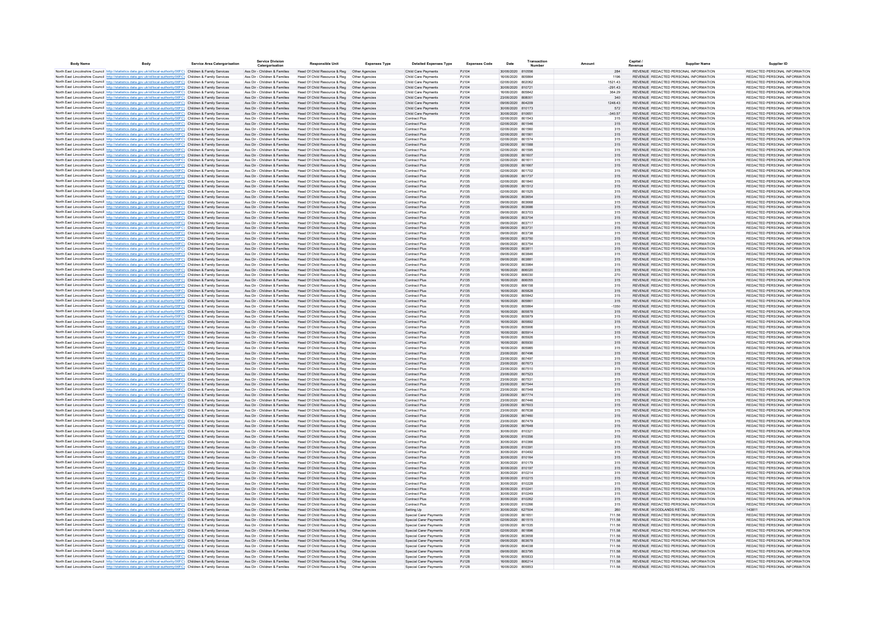| Body Name | Body | Service Area Catergorisation | Service Division Catergorisation | Responsible Unit | Expenses Type | Detailed Expenses Type | Expenses Code | Date | Transaction Number | Amount | Capital / Revenue | Supplier Name | Supplier ID |
|---|---|---|---|---|---|---|---|---|---|---|---|---|---|
| North East Lincolnshire Council | http://statistics.data.gov.uk/id/local-authority/00FC | Children & Family Services | Ass Dir - Children & Families | Head Of Child Resource & Reg | Other Agencies | Child Care Payments | PJ104 | 30/06/2020 | 810556 | 284 | REVENUE | REDACTED PERSONAL INFORMATION | REDACTED PERSONAL INFORMATION |
| North East Lincolnshire Council | http://statistics.data.gov.uk/id/local-authority/00FC | Children & Family Services | Ass Dir - Children & Families | Head Of Child Resource & Reg | Other Agencies | Child Care Payments | PJ104 | 16/06/2020 | 805864 | 1196 | REVENUE | REDACTED PERSONAL INFORMATION | REDACTED PERSONAL INFORMATION |
| North East Lincolnshire Council | http://statistics.data.gov.uk/id/local-authority/00FC | Children & Family Services | Ass Dir - Children & Families | Head Of Child Resource & Reg | Other Agencies | Child Care Payments | PJ104 | 02/06/2020 | 802062 | 1521.43 | REVENUE | REDACTED PERSONAL INFORMATION | REDACTED PERSONAL INFORMATION |
| North East Lincolnshire Council | http://statistics.data.gov.uk/id/local-authority/00FC | Children & Family Services | Ass Dir - Children & Families | Head Of Child Resource & Reg | Other Agencies | Child Care Payments | PJ104 | 30/06/2020 | 810721 | -291.43 | REVENUE | REDACTED PERSONAL INFORMATION | REDACTED PERSONAL INFORMATION |
| North East Lincolnshire Council | http://statistics.data.gov.uk/id/local-authority/00FC | Children & Family Services | Ass Dir - Children & Families | Head Of Child Resource & Reg | Other Agencies | Child Care Payments | PJ104 | 16/06/2020 | 805842 | 364.29 | REVENUE | REDACTED PERSONAL INFORMATION | REDACTED PERSONAL INFORMATION |
| North East Lincolnshire Council | http://statistics.data.gov.uk/id/local-authority/00FC | Children & Family Services | Ass Dir - Children & Families | Head Of Child Resource & Reg | Other Agencies | Child Care Payments | PJ104 | 23/06/2020 | 808001 | 340 | REVENUE | REDACTED PERSONAL INFORMATION | REDACTED PERSONAL INFORMATION |
| North East Lincolnshire Council | http://statistics.data.gov.uk/id/local-authority/00FC | Children & Family Services | Ass Dir - Children & Families | Head Of Child Resource & Reg | Other Agencies | Child Care Payments | PJ104 | 09/06/2020 | 804209 | 1248.43 | REVENUE | REDACTED PERSONAL INFORMATION | REDACTED PERSONAL INFORMATION |
| North East Lincolnshire Council | http://statistics.data.gov.uk/id/local-authority/00FC | Children & Family Services | Ass Dir - Children & Families | Head Of Child Resource & Reg | Other Agencies | Child Care Payments | PJ104 | 30/06/2020 | 810173 | 572 | REVENUE | REDACTED PERSONAL INFORMATION | REDACTED PERSONAL INFORMATION |
| North East Lincolnshire Council | http://statistics.data.gov.uk/id/local-authority/00FC | Children & Family Services | Ass Dir - Children & Families | Head Of Child Resource & Reg | Other Agencies | Child Care Payments | PJ104 | 30/06/2020 | 810651 | -340.57 | REVENUE | REDACTED PERSONAL INFORMATION | REDACTED PERSONAL INFORMATION |
| North East Lincolnshire Council | http://statistics.data.gov.uk/id/local-authority/00FC | Children & Family Services | Ass Dir - Children & Families | Head Of Child Resource & Reg | Other Agencies | Contract Plus | PJ135 | 02/06/2020 | 801543 | 315 | REVENUE | REDACTED PERSONAL INFORMATION | REDACTED PERSONAL INFORMATION |
| North East Lincolnshire Council | http://statistics.data.gov.uk/id/local-authority/00FC | Children & Family Services | Ass Dir - Children & Families | Head Of Child Resource & Reg | Other Agencies | Contract Plus | PJ135 | 02/06/2020 | 801546 | 315 | REVENUE | REDACTED PERSONAL INFORMATION | REDACTED PERSONAL INFORMATION |
| North East Lincolnshire Council | http://statistics.data.gov.uk/id/local-authority/00FC | Children & Family Services | Ass Dir - Children & Families | Head Of Child Resource & Reg | Other Agencies | Contract Plus | PJ135 | 02/06/2020 | 801560 | 315 | REVENUE | REDACTED PERSONAL INFORMATION | REDACTED PERSONAL INFORMATION |
| North East Lincolnshire Council | http://statistics.data.gov.uk/id/local-authority/00FC | Children & Family Services | Ass Dir - Children & Families | Head Of Child Resource & Reg | Other Agencies | Contract Plus | PJ135 | 02/06/2020 | 801561 | 315 | REVENUE | REDACTED PERSONAL INFORMATION | REDACTED PERSONAL INFORMATION |
| North East Lincolnshire Council | http://statistics.data.gov.uk/id/local-authority/00FC | Children & Family Services | Ass Dir - Children & Families | Head Of Child Resource & Reg | Other Agencies | Contract Plus | PJ135 | 02/06/2020 | 801574 | 315 | REVENUE | REDACTED PERSONAL INFORMATION | REDACTED PERSONAL INFORMATION |
| North East Lincolnshire Council | http://statistics.data.gov.uk/id/local-authority/00FC | Children & Family Services | Ass Dir - Children & Families | Head Of Child Resource & Reg | Other Agencies | Contract Plus | PJ135 | 02/06/2020 | 801588 | 315 | REVENUE | REDACTED PERSONAL INFORMATION | REDACTED PERSONAL INFORMATION |
| North East Lincolnshire Council | http://statistics.data.gov.uk/id/local-authority/00FC | Children & Family Services | Ass Dir - Children & Families | Head Of Child Resource & Reg | Other Agencies | Contract Plus | PJ135 | 02/06/2020 | 801595 | 315 | REVENUE | REDACTED PERSONAL INFORMATION | REDACTED PERSONAL INFORMATION |
| North East Lincolnshire Council | http://statistics.data.gov.uk/id/local-authority/00FC | Children & Family Services | Ass Dir - Children & Families | Head Of Child Resource & Reg | Other Agencies | Contract Plus | PJ135 | 02/06/2020 | 801607 | 315 | REVENUE | REDACTED PERSONAL INFORMATION | REDACTED PERSONAL INFORMATION |
| North East Lincolnshire Council | http://statistics.data.gov.uk/id/local-authority/00FC | Children & Family Services | Ass Dir - Children & Families | Head Of Child Resource & Reg | Other Agencies | Contract Plus | PJ135 | 02/06/2020 | 801611 | 315 | REVENUE | REDACTED PERSONAL INFORMATION | REDACTED PERSONAL INFORMATION |
| North East Lincolnshire Council | http://statistics.data.gov.uk/id/local-authority/00FC | Children & Family Services | Ass Dir - Children & Families | Head Of Child Resource & Reg | Other Agencies | Contract Plus | PJ135 | 02/06/2020 | 801667 | 315 | REVENUE | REDACTED PERSONAL INFORMATION | REDACTED PERSONAL INFORMATION |
| North East Lincolnshire Council | http://statistics.data.gov.uk/id/local-authority/00FC | Children & Family Services | Ass Dir - Children & Families | Head Of Child Resource & Reg | Other Agencies | Contract Plus | PJ135 | 02/06/2020 | 801702 | 315 | REVENUE | REDACTED PERSONAL INFORMATION | REDACTED PERSONAL INFORMATION |
| North East Lincolnshire Council | http://statistics.data.gov.uk/id/local-authority/00FC | Children & Family Services | Ass Dir - Children & Families | Head Of Child Resource & Reg | Other Agencies | Contract Plus | PJ135 | 02/06/2020 | 801737 | 315 | REVENUE | REDACTED PERSONAL INFORMATION | REDACTED PERSONAL INFORMATION |
| North East Lincolnshire Council | http://statistics.data.gov.uk/id/local-authority/00FC | Children & Family Services | Ass Dir - Children & Families | Head Of Child Resource & Reg | Other Agencies | Contract Plus | PJ135 | 02/06/2020 | 801840 | 315 | REVENUE | REDACTED PERSONAL INFORMATION | REDACTED PERSONAL INFORMATION |
| North East Lincolnshire Council | http://statistics.data.gov.uk/id/local-authority/00FC | Children & Family Services | Ass Dir - Children & Families | Head Of Child Resource & Reg | Other Agencies | Contract Plus | PJ135 | 02/06/2020 | 801512 | 315 | REVENUE | REDACTED PERSONAL INFORMATION | REDACTED PERSONAL INFORMATION |
| North East Lincolnshire Council | http://statistics.data.gov.uk/id/local-authority/00FC | Children & Family Services | Ass Dir - Children & Families | Head Of Child Resource & Reg | Other Agencies | Contract Plus | PJ135 | 02/06/2020 | 801525 | 315 | REVENUE | REDACTED PERSONAL INFORMATION | REDACTED PERSONAL INFORMATION |
| North East Lincolnshire Council | http://statistics.data.gov.uk/id/local-authority/00FC | Children & Family Services | Ass Dir - Children & Families | Head Of Child Resource & Reg | Other Agencies | Contract Plus | PJ135 | 09/06/2020 | 803654 | 315 | REVENUE | REDACTED PERSONAL INFORMATION | REDACTED PERSONAL INFORMATION |
| North East Lincolnshire Council | http://statistics.data.gov.uk/id/local-authority/00FC | Children & Family Services | Ass Dir - Children & Families | Head Of Child Resource & Reg | Other Agencies | Contract Plus | PJ135 | 09/06/2020 | 803668 | 315 | REVENUE | REDACTED PERSONAL INFORMATION | REDACTED PERSONAL INFORMATION |
| North East Lincolnshire Council | http://statistics.data.gov.uk/id/local-authority/00FC | Children & Family Services | Ass Dir - Children & Families | Head Of Child Resource & Reg | Other Agencies | Contract Plus | PJ135 | 09/06/2020 | 803686 | 315 | REVENUE | REDACTED PERSONAL INFORMATION | REDACTED PERSONAL INFORMATION |
| North East Lincolnshire Council | http://statistics.data.gov.uk/id/local-authority/00FC | Children & Family Services | Ass Dir - Children & Families | Head Of Child Resource & Reg | Other Agencies | Contract Plus | PJ135 | 09/06/2020 | 803703 | 315 | REVENUE | REDACTED PERSONAL INFORMATION | REDACTED PERSONAL INFORMATION |
| North East Lincolnshire Council | http://statistics.data.gov.uk/id/local-authority/00FC | Children & Family Services | Ass Dir - Children & Families | Head Of Child Resource & Reg | Other Agencies | Contract Plus | PJ135 | 09/06/2020 | 803704 | 315 | REVENUE | REDACTED PERSONAL INFORMATION | REDACTED PERSONAL INFORMATION |
| North East Lincolnshire Council | http://statistics.data.gov.uk/id/local-authority/00FC | Children & Family Services | Ass Dir - Children & Families | Head Of Child Resource & Reg | Other Agencies | Contract Plus | PJ135 | 09/06/2020 | 803717 | 315 | REVENUE | REDACTED PERSONAL INFORMATION | REDACTED PERSONAL INFORMATION |
| North East Lincolnshire Council | http://statistics.data.gov.uk/id/local-authority/00FC | Children & Family Services | Ass Dir - Children & Families | Head Of Child Resource & Reg | Other Agencies | Contract Plus | PJ135 | 09/06/2020 | 803731 | 315 | REVENUE | REDACTED PERSONAL INFORMATION | REDACTED PERSONAL INFORMATION |
| North East Lincolnshire Council | http://statistics.data.gov.uk/id/local-authority/00FC | Children & Family Services | Ass Dir - Children & Families | Head Of Child Resource & Reg | Other Agencies | Contract Plus | PJ135 | 09/06/2020 | 803736 | 315 | REVENUE | REDACTED PERSONAL INFORMATION | REDACTED PERSONAL INFORMATION |
| North East Lincolnshire Council | http://statistics.data.gov.uk/id/local-authority/00FC | Children & Family Services | Ass Dir - Children & Families | Head Of Child Resource & Reg | Other Agencies | Contract Plus | PJ135 | 09/06/2020 | 803750 | 315 | REVENUE | REDACTED PERSONAL INFORMATION | REDACTED PERSONAL INFORMATION |
| North East Lincolnshire Council | http://statistics.data.gov.uk/id/local-authority/00FC | Children & Family Services | Ass Dir - Children & Families | Head Of Child Resource & Reg | Other Agencies | Contract Plus | PJ135 | 09/06/2020 | 803754 | 315 | REVENUE | REDACTED PERSONAL INFORMATION | REDACTED PERSONAL INFORMATION |
| North East Lincolnshire Council | http://statistics.data.gov.uk/id/local-authority/00FC | Children & Family Services | Ass Dir - Children & Families | Head Of Child Resource & Reg | Other Agencies | Contract Plus | PJ135 | 09/06/2020 | 803811 | 315 | REVENUE | REDACTED PERSONAL INFORMATION | REDACTED PERSONAL INFORMATION |
| North East Lincolnshire Council | http://statistics.data.gov.uk/id/local-authority/00FC | Children & Family Services | Ass Dir - Children & Families | Head Of Child Resource & Reg | Other Agencies | Contract Plus | PJ135 | 09/06/2020 | 803846 | 315 | REVENUE | REDACTED PERSONAL INFORMATION | REDACTED PERSONAL INFORMATION |
| North East Lincolnshire Council | http://statistics.data.gov.uk/id/local-authority/00FC | Children & Family Services | Ass Dir - Children & Families | Head Of Child Resource & Reg | Other Agencies | Contract Plus | PJ135 | 09/06/2020 | 803881 | 315 | REVENUE | REDACTED PERSONAL INFORMATION | REDACTED PERSONAL INFORMATION |
| North East Lincolnshire Council | http://statistics.data.gov.uk/id/local-authority/00FC | Children & Family Services | Ass Dir - Children & Families | Head Of Child Resource & Reg | Other Agencies | Contract Plus | PJ135 | 09/06/2020 | 803984 | 315 | REVENUE | REDACTED PERSONAL INFORMATION | REDACTED PERSONAL INFORMATION |
| North East Lincolnshire Council | http://statistics.data.gov.uk/id/local-authority/00FC | Children & Family Services | Ass Dir - Children & Families | Head Of Child Resource & Reg | Other Agencies | Contract Plus | PJ135 | 16/06/2020 | 806020 | 315 | REVENUE | REDACTED PERSONAL INFORMATION | REDACTED PERSONAL INFORMATION |
| North East Lincolnshire Council | http://statistics.data.gov.uk/id/local-authority/00FC | Children & Family Services | Ass Dir - Children & Families | Head Of Child Resource & Reg | Other Agencies | Contract Plus | PJ135 | 16/06/2020 | 806030 | 270 | REVENUE | REDACTED PERSONAL INFORMATION | REDACTED PERSONAL INFORMATION |
| North East Lincolnshire Council | http://statistics.data.gov.uk/id/local-authority/00FC | Children & Family Services | Ass Dir - Children & Families | Head Of Child Resource & Reg | Other Agencies | Contract Plus | PJ135 | 16/06/2020 | 806055 | 315 | REVENUE | REDACTED PERSONAL INFORMATION | REDACTED PERSONAL INFORMATION |
| North East Lincolnshire Council | http://statistics.data.gov.uk/id/local-authority/00FC | Children & Family Services | Ass Dir - Children & Families | Head Of Child Resource & Reg | Other Agencies | Contract Plus | PJ135 | 16/06/2020 | 806158 | 315 | REVENUE | REDACTED PERSONAL INFORMATION | REDACTED PERSONAL INFORMATION |
| North East Lincolnshire Council | http://statistics.data.gov.uk/id/local-authority/00FC | Children & Family Services | Ass Dir - Children & Families | Head Of Child Resource & Reg | Other Agencies | Contract Plus | PJ135 | 16/06/2020 | 805828 | 315 | REVENUE | REDACTED PERSONAL INFORMATION | REDACTED PERSONAL INFORMATION |
| North East Lincolnshire Council | http://statistics.data.gov.uk/id/local-authority/00FC | Children & Family Services | Ass Dir - Children & Families | Head Of Child Resource & Reg | Other Agencies | Contract Plus | PJ135 | 16/06/2020 | 805842 | 315 | REVENUE | REDACTED PERSONAL INFORMATION | REDACTED PERSONAL INFORMATION |
| North East Lincolnshire Council | http://statistics.data.gov.uk/id/local-authority/00FC | Children & Family Services | Ass Dir - Children & Families | Head Of Child Resource & Reg | Other Agencies | Contract Plus | PJ135 | 16/06/2020 | 805861 | 315 | REVENUE | REDACTED PERSONAL INFORMATION | REDACTED PERSONAL INFORMATION |
| North East Lincolnshire Council | http://statistics.data.gov.uk/id/local-authority/00FC | Children & Family Services | Ass Dir - Children & Families | Head Of Child Resource & Reg | Other Agencies | Contract Plus | PJ135 | 16/06/2020 | 805864 | -1350 | REVENUE | REDACTED PERSONAL INFORMATION | REDACTED PERSONAL INFORMATION |
| North East Lincolnshire Council | http://statistics.data.gov.uk/id/local-authority/00FC | Children & Family Services | Ass Dir - Children & Families | Head Of Child Resource & Reg | Other Agencies | Contract Plus | PJ135 | 16/06/2020 | 805878 | 315 | REVENUE | REDACTED PERSONAL INFORMATION | REDACTED PERSONAL INFORMATION |
| North East Lincolnshire Council | http://statistics.data.gov.uk/id/local-authority/00FC | Children & Family Services | Ass Dir - Children & Families | Head Of Child Resource & Reg | Other Agencies | Contract Plus | PJ135 | 16/06/2020 | 805879 | 315 | REVENUE | REDACTED PERSONAL INFORMATION | REDACTED PERSONAL INFORMATION |
| North East Lincolnshire Council | http://statistics.data.gov.uk/id/local-authority/00FC | Children & Family Services | Ass Dir - Children & Families | Head Of Child Resource & Reg | Other Agencies | Contract Plus | PJ135 | 16/06/2020 | 805892 | 315 | REVENUE | REDACTED PERSONAL INFORMATION | REDACTED PERSONAL INFORMATION |
| North East Lincolnshire Council | http://statistics.data.gov.uk/id/local-authority/00FC | Children & Family Services | Ass Dir - Children & Families | Head Of Child Resource & Reg | Other Agencies | Contract Plus | PJ135 | 16/06/2020 | 805906 | 315 | REVENUE | REDACTED PERSONAL INFORMATION | REDACTED PERSONAL INFORMATION |
| North East Lincolnshire Council | http://statistics.data.gov.uk/id/local-authority/00FC | Children & Family Services | Ass Dir - Children & Families | Head Of Child Resource & Reg | Other Agencies | Contract Plus | PJ135 | 16/06/2020 | 805914 | 315 | REVENUE | REDACTED PERSONAL INFORMATION | REDACTED PERSONAL INFORMATION |
| North East Lincolnshire Council | http://statistics.data.gov.uk/id/local-authority/00FC | Children & Family Services | Ass Dir - Children & Families | Head Of Child Resource & Reg | Other Agencies | Contract Plus | PJ135 | 16/06/2020 | 805926 | 315 | REVENUE | REDACTED PERSONAL INFORMATION | REDACTED PERSONAL INFORMATION |
| North East Lincolnshire Council | http://statistics.data.gov.uk/id/local-authority/00FC | Children & Family Services | Ass Dir - Children & Families | Head Of Child Resource & Reg | Other Agencies | Contract Plus | PJ135 | 16/06/2020 | 805930 | 315 | REVENUE | REDACTED PERSONAL INFORMATION | REDACTED PERSONAL INFORMATION |
| North East Lincolnshire Council | http://statistics.data.gov.uk/id/local-authority/00FC | Children & Family Services | Ass Dir - Children & Families | Head Of Child Resource & Reg | Other Agencies | Contract Plus | PJ135 | 16/06/2020 | 805985 | 315 | REVENUE | REDACTED PERSONAL INFORMATION | REDACTED PERSONAL INFORMATION |
| North East Lincolnshire Council | http://statistics.data.gov.uk/id/local-authority/00FC | Children & Family Services | Ass Dir - Children & Families | Head Of Child Resource & Reg | Other Agencies | Contract Plus | PJ135 | 23/06/2020 | 807496 | 315 | REVENUE | REDACTED PERSONAL INFORMATION | REDACTED PERSONAL INFORMATION |
| North East Lincolnshire Council | http://statistics.data.gov.uk/id/local-authority/00FC | Children & Family Services | Ass Dir - Children & Families | Head Of Child Resource & Reg | Other Agencies | Contract Plus | PJ135 | 23/06/2020 | 807497 | 315 | REVENUE | REDACTED PERSONAL INFORMATION | REDACTED PERSONAL INFORMATION |
| North East Lincolnshire Council | http://statistics.data.gov.uk/id/local-authority/00FC | Children & Family Services | Ass Dir - Children & Families | Head Of Child Resource & Reg | Other Agencies | Contract Plus | PJ135 | 23/06/2020 | 807673 | 315 | REVENUE | REDACTED PERSONAL INFORMATION | REDACTED PERSONAL INFORMATION |
| North East Lincolnshire Council | http://statistics.data.gov.uk/id/local-authority/00FC | Children & Family Services | Ass Dir - Children & Families | Head Of Child Resource & Reg | Other Agencies | Contract Plus | PJ135 | 23/06/2020 | 807510 | 315 | REVENUE | REDACTED PERSONAL INFORMATION | REDACTED PERSONAL INFORMATION |
| North East Lincolnshire Council | http://statistics.data.gov.uk/id/local-authority/00FC | Children & Family Services | Ass Dir - Children & Families | Head Of Child Resource & Reg | Other Agencies | Contract Plus | PJ135 | 23/06/2020 | 807523 | 315 | REVENUE | REDACTED PERSONAL INFORMATION | REDACTED PERSONAL INFORMATION |
| North East Lincolnshire Council | http://statistics.data.gov.uk/id/local-authority/00FC | Children & Family Services | Ass Dir - Children & Families | Head Of Child Resource & Reg | Other Agencies | Contract Plus | PJ135 | 23/06/2020 | 807531 | 315 | REVENUE | REDACTED PERSONAL INFORMATION | REDACTED PERSONAL INFORMATION |
| North East Lincolnshire Council | http://statistics.data.gov.uk/id/local-authority/00FC | Children & Family Services | Ass Dir - Children & Families | Head Of Child Resource & Reg | Other Agencies | Contract Plus | PJ135 | 23/06/2020 | 807544 | 315 | REVENUE | REDACTED PERSONAL INFORMATION | REDACTED PERSONAL INFORMATION |
| North East Lincolnshire Council | http://statistics.data.gov.uk/id/local-authority/00FC | Children & Family Services | Ass Dir - Children & Families | Head Of Child Resource & Reg | Other Agencies | Contract Plus | PJ135 | 23/06/2020 | 807548 | 315 | REVENUE | REDACTED PERSONAL INFORMATION | REDACTED PERSONAL INFORMATION |
| North East Lincolnshire Council | http://statistics.data.gov.uk/id/local-authority/00FC | Children & Family Services | Ass Dir - Children & Families | Head Of Child Resource & Reg | Other Agencies | Contract Plus | PJ135 | 23/06/2020 | 807774 | 315 | REVENUE | REDACTED PERSONAL INFORMATION | REDACTED PERSONAL INFORMATION |
| North East Lincolnshire Council | http://statistics.data.gov.uk/id/local-authority/00FC | Children & Family Services | Ass Dir - Children & Families | Head Of Child Resource & Reg | Other Agencies | Contract Plus | PJ135 | 23/06/2020 | 807446 | 315 | REVENUE | REDACTED PERSONAL INFORMATION | REDACTED PERSONAL INFORMATION |
| North East Lincolnshire Council | http://statistics.data.gov.uk/id/local-authority/00FC | Children & Family Services | Ass Dir - Children & Families | Head Of Child Resource & Reg | Other Agencies | Contract Plus | PJ135 | 23/06/2020 | 807603 | 315 | REVENUE | REDACTED PERSONAL INFORMATION | REDACTED PERSONAL INFORMATION |
| North East Lincolnshire Council | http://statistics.data.gov.uk/id/local-authority/00FC | Children & Family Services | Ass Dir - Children & Families | Head Of Child Resource & Reg | Other Agencies | Contract Plus | PJ135 | 23/06/2020 | 807638 | 315 | REVENUE | REDACTED PERSONAL INFORMATION | REDACTED PERSONAL INFORMATION |
| North East Lincolnshire Council | http://statistics.data.gov.uk/id/local-authority/00FC | Children & Family Services | Ass Dir - Children & Families | Head Of Child Resource & Reg | Other Agencies | Contract Plus | PJ135 | 23/06/2020 | 807460 | 315 | REVENUE | REDACTED PERSONAL INFORMATION | REDACTED PERSONAL INFORMATION |
| North East Lincolnshire Council | http://statistics.data.gov.uk/id/local-authority/00FC | Children & Family Services | Ass Dir - Children & Families | Head Of Child Resource & Reg | Other Agencies | Contract Plus | PJ135 | 23/06/2020 | 807479 | 315 | REVENUE | REDACTED PERSONAL INFORMATION | REDACTED PERSONAL INFORMATION |
| North East Lincolnshire Council | http://statistics.data.gov.uk/id/local-authority/00FC | Children & Family Services | Ass Dir - Children & Families | Head Of Child Resource & Reg | Other Agencies | Contract Plus | PJ135 | 23/06/2020 | 807648 | 315 | REVENUE | REDACTED PERSONAL INFORMATION | REDACTED PERSONAL INFORMATION |
| North East Lincolnshire Council | http://statistics.data.gov.uk/id/local-authority/00FC | Children & Family Services | Ass Dir - Children & Families | Head Of Child Resource & Reg | Other Agencies | Contract Plus | PJ135 | 30/06/2020 | 810321 | 315 | REVENUE | REDACTED PERSONAL INFORMATION | REDACTED PERSONAL INFORMATION |
| North East Lincolnshire Council | http://statistics.data.gov.uk/id/local-authority/00FC | Children & Family Services | Ass Dir - Children & Families | Head Of Child Resource & Reg | Other Agencies | Contract Plus | PJ135 | 30/06/2020 | 810356 | 315 | REVENUE | REDACTED PERSONAL INFORMATION | REDACTED PERSONAL INFORMATION |
| North East Lincolnshire Council | http://statistics.data.gov.uk/id/local-authority/00FC | Children & Family Services | Ass Dir - Children & Families | Head Of Child Resource & Reg | Other Agencies | Contract Plus | PJ135 | 30/06/2020 | 810366 | 315 | REVENUE | REDACTED PERSONAL INFORMATION | REDACTED PERSONAL INFORMATION |
| North East Lincolnshire Council | http://statistics.data.gov.uk/id/local-authority/00FC | Children & Family Services | Ass Dir - Children & Families | Head Of Child Resource & Reg | Other Agencies | Contract Plus | PJ135 | 30/06/2020 | 810391 | 315 | REVENUE | REDACTED PERSONAL INFORMATION | REDACTED PERSONAL INFORMATION |
| North East Lincolnshire Council | http://statistics.data.gov.uk/id/local-authority/00FC | Children & Family Services | Ass Dir - Children & Families | Head Of Child Resource & Reg | Other Agencies | Contract Plus | PJ135 | 30/06/2020 | 810492 | 315 | REVENUE | REDACTED PERSONAL INFORMATION | REDACTED PERSONAL INFORMATION |
| North East Lincolnshire Council | http://statistics.data.gov.uk/id/local-authority/00FC | Children & Family Services | Ass Dir - Children & Families | Head Of Child Resource & Reg | Other Agencies | Contract Plus | PJ135 | 30/06/2020 | 810164 | 315 | REVENUE | REDACTED PERSONAL INFORMATION | REDACTED PERSONAL INFORMATION |
| North East Lincolnshire Council | http://statistics.data.gov.uk/id/local-authority/00FC | Children & Family Services | Ass Dir - Children & Families | Head Of Child Resource & Reg | Other Agencies | Contract Plus | PJ135 | 30/06/2020 | 810179 | 315 | REVENUE | REDACTED PERSONAL INFORMATION | REDACTED PERSONAL INFORMATION |
| North East Lincolnshire Council | http://statistics.data.gov.uk/id/local-authority/00FC | Children & Family Services | Ass Dir - Children & Families | Head Of Child Resource & Reg | Other Agencies | Contract Plus | PJ135 | 30/06/2020 | 810197 | 315 | REVENUE | REDACTED PERSONAL INFORMATION | REDACTED PERSONAL INFORMATION |
| North East Lincolnshire Council | http://statistics.data.gov.uk/id/local-authority/00FC | Children & Family Services | Ass Dir - Children & Families | Head Of Child Resource & Reg | Other Agencies | Contract Plus | PJ135 | 30/06/2020 | 810214 | 315 | REVENUE | REDACTED PERSONAL INFORMATION | REDACTED PERSONAL INFORMATION |
| North East Lincolnshire Council | http://statistics.data.gov.uk/id/local-authority/00FC | Children & Family Services | Ass Dir - Children & Families | Head Of Child Resource & Reg | Other Agencies | Contract Plus | PJ135 | 30/06/2020 | 810215 | 315 | REVENUE | REDACTED PERSONAL INFORMATION | REDACTED PERSONAL INFORMATION |
| North East Lincolnshire Council | http://statistics.data.gov.uk/id/local-authority/00FC | Children & Family Services | Ass Dir - Children & Families | Head Of Child Resource & Reg | Other Agencies | Contract Plus | PJ135 | 30/06/2020 | 810228 | 315 | REVENUE | REDACTED PERSONAL INFORMATION | REDACTED PERSONAL INFORMATION |
| North East Lincolnshire Council | http://statistics.data.gov.uk/id/local-authority/00FC | Children & Family Services | Ass Dir - Children & Families | Head Of Child Resource & Reg | Other Agencies | Contract Plus | PJ135 | 30/06/2020 | 810241 | 315 | REVENUE | REDACTED PERSONAL INFORMATION | REDACTED PERSONAL INFORMATION |
| North East Lincolnshire Council | http://statistics.data.gov.uk/id/local-authority/00FC | Children & Family Services | Ass Dir - Children & Families | Head Of Child Resource & Reg | Other Agencies | Contract Plus | PJ135 | 30/06/2020 | 810249 | 315 | REVENUE | REDACTED PERSONAL INFORMATION | REDACTED PERSONAL INFORMATION |
| North East Lincolnshire Council | http://statistics.data.gov.uk/id/local-authority/00FC | Children & Family Services | Ass Dir - Children & Families | Head Of Child Resource & Reg | Other Agencies | Contract Plus | PJ135 | 30/06/2020 | 810262 | 315 | REVENUE | REDACTED PERSONAL INFORMATION | REDACTED PERSONAL INFORMATION |
| North East Lincolnshire Council | http://statistics.data.gov.uk/id/local-authority/00FC | Children & Family Services | Ass Dir - Children & Families | Head Of Child Resource & Reg | Other Agencies | Contract Plus | PJ135 | 30/06/2020 | 810266 | 315 | REVENUE | REDACTED PERSONAL INFORMATION | REDACTED PERSONAL INFORMATION |
| North East Lincolnshire Council | http://statistics.data.gov.uk/id/local-authority/00FC | Children & Family Services | Ass Dir - Children & Families | Head Of Child Resource & Reg | Other Agencies | Setting Up | PJ111 | 30/06/2020 | 627504 | 260 | REVENUE | WOODLANDS RETAIL LTD | 143811 |
| North East Lincolnshire Council | http://statistics.data.gov.uk/id/local-authority/00FC | Children & Family Services | Ass Dir - Children & Families | Head Of Child Resource & Reg | Other Agencies | Special Carer Payments | PJ128 | 02/06/2020 | 801651 | 711.58 | REVENUE | REDACTED PERSONAL INFORMATION | REDACTED PERSONAL INFORMATION |
| North East Lincolnshire Council | http://statistics.data.gov.uk/id/local-authority/00FC | Children & Family Services | Ass Dir - Children & Families | Head Of Child Resource & Reg | Other Agencies | Special Carer Payments | PJ128 | 02/06/2020 | 801515 | 711.58 | REVENUE | REDACTED PERSONAL INFORMATION | REDACTED PERSONAL INFORMATION |
| North East Lincolnshire Council | http://statistics.data.gov.uk/id/local-authority/00FC | Children & Family Services | Ass Dir - Children & Families | Head Of Child Resource & Reg | Other Agencies | Special Carer Payments | PJ128 | 02/06/2020 | 801535 | 711.58 | REVENUE | REDACTED PERSONAL INFORMATION | REDACTED PERSONAL INFORMATION |
| North East Lincolnshire Council | http://statistics.data.gov.uk/id/local-authority/00FC | Children & Family Services | Ass Dir - Children & Families | Head Of Child Resource & Reg | Other Agencies | Special Carer Payments | PJ128 | 02/06/2020 | 801896 | 711.58 | REVENUE | REDACTED PERSONAL INFORMATION | REDACTED PERSONAL INFORMATION |
| North East Lincolnshire Council | http://statistics.data.gov.uk/id/local-authority/00FC | Children & Family Services | Ass Dir - Children & Families | Head Of Child Resource & Reg | Other Agencies | Special Carer Payments | PJ128 | 09/06/2020 | 803658 | 711.58 | REVENUE | REDACTED PERSONAL INFORMATION | REDACTED PERSONAL INFORMATION |
| North East Lincolnshire Council | http://statistics.data.gov.uk/id/local-authority/00FC | Children & Family Services | Ass Dir - Children & Families | Head Of Child Resource & Reg | Other Agencies | Special Carer Payments | PJ128 | 09/06/2020 | 803678 | 711.58 | REVENUE | REDACTED PERSONAL INFORMATION | REDACTED PERSONAL INFORMATION |
| North East Lincolnshire Council | http://statistics.data.gov.uk/id/local-authority/00FC | Children & Family Services | Ass Dir - Children & Families | Head Of Child Resource & Reg | Other Agencies | Special Carer Payments | PJ128 | 09/06/2020 | 804038 | 711.58 | REVENUE | REDACTED PERSONAL INFORMATION | REDACTED PERSONAL INFORMATION |
| North East Lincolnshire Council | http://statistics.data.gov.uk/id/local-authority/00FC | Children & Family Services | Ass Dir - Children & Families | Head Of Child Resource & Reg | Other Agencies | Special Carer Payments | PJ128 | 09/06/2020 | 803795 | 711.58 | REVENUE | REDACTED PERSONAL INFORMATION | REDACTED PERSONAL INFORMATION |
| North East Lincolnshire Council | http://statistics.data.gov.uk/id/local-authority/00FC | Children & Family Services | Ass Dir - Children & Families | Head Of Child Resource & Reg | Other Agencies | Special Carer Payments | PJ128 | 16/06/2020 | 805833 | 711.58 | REVENUE | REDACTED PERSONAL INFORMATION | REDACTED PERSONAL INFORMATION |
| North East Lincolnshire Council | http://statistics.data.gov.uk/id/local-authority/00FC | Children & Family Services | Ass Dir - Children & Families | Head Of Child Resource & Reg | Other Agencies | Special Carer Payments | PJ128 | 16/06/2020 | 806214 | 711.58 | REVENUE | REDACTED PERSONAL INFORMATION | REDACTED PERSONAL INFORMATION |
| North East Lincolnshire Council | http://statistics.data.gov.uk/id/local-authority/00FC | Children & Family Services | Ass Dir - Children & Families | Head Of Child Resource & Reg | Other Agencies | Special Carer Payments | PJ128 | 16/06/2020 | 805853 | 711.58 | REVENUE | REDACTED PERSONAL INFORMATION | REDACTED PERSONAL INFORMATION |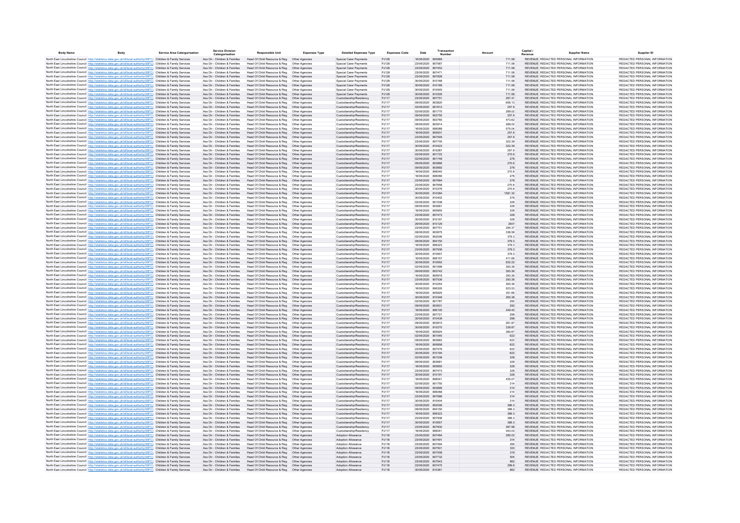| Body Name | Body | Service Area Catergorisation | Service Division Catergorisation | Responsible Unit | Expenses Type | Detailed Expenses Type | Expenses Code | Date | Transaction Number | Amount | Capital / Revenue | Supplier Name | Supplier ID |
|---|---|---|---|---|---|---|---|---|---|---|---|---|---|
| North East Lincolnshire Council | http://statistics.data.gov.uk/id/local-authority/00FC) | Children & Family Services | Ass Dir - Children & Families | Head Of Child Resource & Reg | Other Agencies | Special Carer Payments | PJ128 | 16/06/2020 | 805969 | 711.58 | REVENUE | REDACTED PERSONAL INFORMATION | REDACTED PERSONAL INFORMATION |
| North East Lincolnshire Council | http://statistics.data.gov.uk/id/local-authority/00FC) | Children & Family Services | Ass Dir - Children & Families | Head Of Child Resource & Reg | Other Agencies | Special Carer Payments | PJ128 | 23/06/2020 | 807587 | 711.58 | REVENUE | REDACTED PERSONAL INFORMATION | REDACTED PERSONAL INFORMATION |
| North East Lincolnshire Council | http://statistics.data.gov.uk/id/local-authority/00FC) | Children & Family Services | Ass Dir - Children & Families | Head Of Child Resource & Reg | Other Agencies | Special Carer Payments | PJ128 | 23/06/2020 | 807452 | 711.58 | REVENUE | REDACTED PERSONAL INFORMATION | REDACTED PERSONAL INFORMATION |
| North East Lincolnshire Council | http://statistics.data.gov.uk/id/local-authority/00FC) | Children & Family Services | Ass Dir - Children & Families | Head Of Child Resource & Reg | Other Agencies | Special Carer Payments | PJ128 | 23/06/2020 | 807471 | 711.58 | REVENUE | REDACTED PERSONAL INFORMATION | REDACTED PERSONAL INFORMATION |
| North East Lincolnshire Council | http://statistics.data.gov.uk/id/local-authority/00FC) | Children & Family Services | Ass Dir - Children & Families | Head Of Child Resource & Reg | Other Agencies | Special Carer Payments | PJ128 | 23/06/2020 | 807828 | 711.58 | REVENUE | REDACTED PERSONAL INFORMATION | REDACTED PERSONAL INFORMATION |
| North East Lincolnshire Council | http://statistics.data.gov.uk/id/local-authority/00FC) | Children & Family Services | Ass Dir - Children & Families | Head Of Child Resource & Reg | Other Agencies | Special Carer Payments | PJ128 | 30/06/2020 | 810168 | 711.58 | REVENUE | REDACTED PERSONAL INFORMATION | REDACTED PERSONAL INFORMATION |
| North East Lincolnshire Council | http://statistics.data.gov.uk/id/local-authority/00FC) | Children & Family Services | Ass Dir - Children & Families | Head Of Child Resource & Reg | Other Agencies | Special Carer Payments | PJ128 | 30/06/2020 | 810189 | 711.58 | REVENUE | REDACTED PERSONAL INFORMATION | REDACTED PERSONAL INFORMATION |
| North East Lincolnshire Council | http://statistics.data.gov.uk/id/local-authority/00FC) | Children & Family Services | Ass Dir - Children & Families | Head Of Child Resource & Reg | Other Agencies | Special Carer Payments | PJ128 | 30/06/2020 | 810545 | 711.58 | REVENUE | REDACTED PERSONAL INFORMATION | REDACTED PERSONAL INFORMATION |
| North East Lincolnshire Council | http://statistics.data.gov.uk/id/local-authority/00FC) | Children & Family Services | Ass Dir - Children & Families | Head Of Child Resource & Reg | Other Agencies | Special Carer Payments | PJ128 | 30/06/2020 | 810305 | 711.56 | REVENUE | REDACTED PERSONAL INFORMATION | REDACTED PERSONAL INFORMATION |
| North East Lincolnshire Council | http://statistics.data.gov.uk/id/local-authority/00FC) | Children & Family Services | Ass Dir - Children & Families | Head Of Child Resource & Reg | Other Agencies | Custodianship/Residency | PJ117 | 23/06/2020 | 807751 | 287.31 | REVENUE | REDACTED PERSONAL INFORMATION | REDACTED PERSONAL INFORMATION |
| North East Lincolnshire Council | http://statistics.data.gov.uk/id/local-authority/00FC) | Children & Family Services | Ass Dir - Children & Families | Head Of Child Resource & Reg | Other Agencies | Custodianship/Residency | PJ117 | 09/06/2020 | 803820 | 656.13 | REVENUE | REDACTED PERSONAL INFORMATION | REDACTED PERSONAL INFORMATION |
| North East Lincolnshire Council | http://statistics.data.gov.uk/id/local-authority/00FC) | Children & Family Services | Ass Dir - Children & Families | Head Of Child Resource & Reg | Other Agencies | Custodianship/Residency | PJ117 | 02/06/2020 | 801612 | 257.6 | REVENUE | REDACTED PERSONAL INFORMATION | REDACTED PERSONAL INFORMATION |
| North East Lincolnshire Council | http://statistics.data.gov.uk/id/local-authority/00FC) | Children & Family Services | Ass Dir - Children & Families | Head Of Child Resource & Reg | Other Agencies | Custodianship/Residency | PJ117 | 02/06/2020 | 801770 | 289.02 | REVENUE | REDACTED PERSONAL INFORMATION | REDACTED PERSONAL INFORMATION |
| North East Lincolnshire Council | http://statistics.data.gov.uk/id/local-authority/00FC) | Children & Family Services | Ass Dir - Children & Families | Head Of Child Resource & Reg | Other Agencies | Custodianship/Residency | PJ117 | 09/06/2020 | 803755 | 257.6 | REVENUE | REDACTED PERSONAL INFORMATION | REDACTED PERSONAL INFORMATION |
| North East Lincolnshire Council | http://statistics.data.gov.uk/id/local-authority/00FC) | Children & Family Services | Ass Dir - Children & Families | Head Of Child Resource & Reg | Other Agencies | Custodianship/Residency | PJ117 | 09/06/2020 | 803765 | 473.62 | REVENUE | REDACTED PERSONAL INFORMATION | REDACTED PERSONAL INFORMATION |
| North East Lincolnshire Council | http://statistics.data.gov.uk/id/local-authority/00FC) | Children & Family Services | Ass Dir - Children & Families | Head Of Child Resource & Reg | Other Agencies | Custodianship/Residency | PJ117 | 09/06/2020 | 803914 | 289.02 | REVENUE | REDACTED PERSONAL INFORMATION | REDACTED PERSONAL INFORMATION |
| North East Lincolnshire Council | http://statistics.data.gov.uk/id/local-authority/00FC) | Children & Family Services | Ass Dir - Children & Families | Head Of Child Resource & Reg | Other Agencies | Custodianship/Residency | PJ117 | 16/06/2020 | 806089 | 575.04 | REVENUE | REDACTED PERSONAL INFORMATION | REDACTED PERSONAL INFORMATION |
| North East Lincolnshire Council | http://statistics.data.gov.uk/id/local-authority/00FC) | Children & Family Services | Ass Dir - Children & Families | Head Of Child Resource & Reg | Other Agencies | Custodianship/Residency | PJ117 | 16/06/2020 | 805931 | 257.6 | REVENUE | REDACTED PERSONAL INFORMATION | REDACTED PERSONAL INFORMATION |
| North East Lincolnshire Council | http://statistics.data.gov.uk/id/local-authority/00FC) | Children & Family Services | Ass Dir - Children & Families | Head Of Child Resource & Reg | Other Agencies | Custodianship/Residency | PJ117 | 23/06/2020 | 807549 | 257.6 | REVENUE | REDACTED PERSONAL INFORMATION | REDACTED PERSONAL INFORMATION |
| North East Lincolnshire Council | http://statistics.data.gov.uk/id/local-authority/00FC) | Children & Family Services | Ass Dir - Children & Families | Head Of Child Resource & Reg | Other Agencies | Custodianship/Residency | PJ117 | 23/06/2020 | 807705 | 322.39 | REVENUE | REDACTED PERSONAL INFORMATION | REDACTED PERSONAL INFORMATION |
| North East Lincolnshire Council | http://statistics.data.gov.uk/id/local-authority/00FC) | Children & Family Services | Ass Dir - Children & Families | Head Of Child Resource & Reg | Other Agencies | Custodianship/Residency | PJ117 | 30/06/2020 | 810423 | 322.39 | REVENUE | REDACTED PERSONAL INFORMATION | REDACTED PERSONAL INFORMATION |
| North East Lincolnshire Council | http://statistics.data.gov.uk/id/local-authority/00FC) | Children & Family Services | Ass Dir - Children & Families | Head Of Child Resource & Reg | Other Agencies | Custodianship/Residency | PJ117 | 30/06/2020 | 810267 | 257.6 | REVENUE | REDACTED PERSONAL INFORMATION | REDACTED PERSONAL INFORMATION |
| North East Lincolnshire Council | http://statistics.data.gov.uk/id/local-authority/00FC) | Children & Family Services | Ass Dir - Children & Families | Head Of Child Resource & Reg | Other Agencies | Custodianship/Residency | PJ117 | 02/06/2020 | 801722 | 270.6 | REVENUE | REDACTED PERSONAL INFORMATION | REDACTED PERSONAL INFORMATION |
| North East Lincolnshire Council | http://statistics.data.gov.uk/id/local-authority/00FC) | Children & Family Services | Ass Dir - Children & Families | Head Of Child Resource & Reg | Other Agencies | Custodianship/Residency | PJ117 | 02/06/2020 | 801748 | 278 | REVENUE | REDACTED PERSONAL INFORMATION | REDACTED PERSONAL INFORMATION |
| North East Lincolnshire Council | http://statistics.data.gov.uk/id/local-authority/00FC) | Children & Family Services | Ass Dir - Children & Families | Head Of Child Resource & Reg | Other Agencies | Custodianship/Residency | PJ117 | 09/06/2020 | 803866 | 270.6 | REVENUE | REDACTED PERSONAL INFORMATION | REDACTED PERSONAL INFORMATION |
| North East Lincolnshire Council | http://statistics.data.gov.uk/id/local-authority/00FC) | Children & Family Services | Ass Dir - Children & Families | Head Of Child Resource & Reg | Other Agencies | Custodianship/Residency | PJ117 | 09/06/2020 | 803892 | 278 | REVENUE | REDACTED PERSONAL INFORMATION | REDACTED PERSONAL INFORMATION |
| North East Lincolnshire Council | http://statistics.data.gov.uk/id/local-authority/00FC) | Children & Family Services | Ass Dir - Children & Families | Head Of Child Resource & Reg | Other Agencies | Custodianship/Residency | PJ117 | 16/06/2020 | 806040 | 270.6 | REVENUE | REDACTED PERSONAL INFORMATION | REDACTED PERSONAL INFORMATION |
| North East Lincolnshire Council | http://statistics.data.gov.uk/id/local-authority/00FC) | Children & Family Services | Ass Dir - Children & Families | Head Of Child Resource & Reg | Other Agencies | Custodianship/Residency | PJ117 | 16/06/2020 | 806066 | 278 | REVENUE | REDACTED PERSONAL INFORMATION | REDACTED PERSONAL INFORMATION |
| North East Lincolnshire Council | http://statistics.data.gov.uk/id/local-authority/00FC) | Children & Family Services | Ass Dir - Children & Families | Head Of Child Resource & Reg | Other Agencies | Custodianship/Residency | PJ117 | 23/06/2020 | 807684 | 278 | REVENUE | REDACTED PERSONAL INFORMATION | REDACTED PERSONAL INFORMATION |
| North East Lincolnshire Council | http://statistics.data.gov.uk/id/local-authority/00FC) | Children & Family Services | Ass Dir - Children & Families | Head Of Child Resource & Reg | Other Agencies | Custodianship/Residency | PJ117 | 23/06/2020 | 807658 | 270.6 | REVENUE | REDACTED PERSONAL INFORMATION | REDACTED PERSONAL INFORMATION |
| North East Lincolnshire Council | http://statistics.data.gov.uk/id/local-authority/00FC) | Children & Family Services | Ass Dir - Children & Families | Head Of Child Resource & Reg | Other Agencies | Custodianship/Residency | PJ117 | 30/06/2020 | 810376 | 270.6 | REVENUE | REDACTED PERSONAL INFORMATION | REDACTED PERSONAL INFORMATION |
| North East Lincolnshire Council | http://statistics.data.gov.uk/id/local-authority/00FC) | Children & Family Services | Ass Dir - Children & Families | Head Of Child Resource & Reg | Other Agencies | Custodianship/Residency | PJ117 | 30/06/2020 | 810384 | 1581.32 | REVENUE | REDACTED PERSONAL INFORMATION | REDACTED PERSONAL INFORMATION |
| North East Lincolnshire Council | http://statistics.data.gov.uk/id/local-authority/00FC) | Children & Family Services | Ass Dir - Children & Families | Head Of Child Resource & Reg | Other Agencies | Custodianship/Residency | PJ117 | 30/06/2020 | 810402 | 278 | REVENUE | REDACTED PERSONAL INFORMATION | REDACTED PERSONAL INFORMATION |
| North East Lincolnshire Council | http://statistics.data.gov.uk/id/local-authority/00FC) | Children & Family Services | Ass Dir - Children & Families | Head Of Child Resource & Reg | Other Agencies | Custodianship/Residency | PJ117 | 02/06/2020 | 801538 | 328 | REVENUE | REDACTED PERSONAL INFORMATION | REDACTED PERSONAL INFORMATION |
| North East Lincolnshire Council | http://statistics.data.gov.uk/id/local-authority/00FC) | Children & Family Services | Ass Dir - Children & Families | Head Of Child Resource & Reg | Other Agencies | Custodianship/Residency | PJ117 | 09/06/2020 | 803681 | 328 | REVENUE | REDACTED PERSONAL INFORMATION | REDACTED PERSONAL INFORMATION |
| North East Lincolnshire Council | http://statistics.data.gov.uk/id/local-authority/00FC) | Children & Family Services | Ass Dir - Children & Families | Head Of Child Resource & Reg | Other Agencies | Custodianship/Residency | PJ117 | 16/06/2020 | 805855 | 328 | REVENUE | REDACTED PERSONAL INFORMATION | REDACTED PERSONAL INFORMATION |
| North East Lincolnshire Council | http://statistics.data.gov.uk/id/local-authority/00FC) | Children & Family Services | Ass Dir - Children & Families | Head Of Child Resource & Reg | Other Agencies | Custodianship/Residency | PJ117 | 23/06/2020 | 807473 | 328 | REVENUE | REDACTED PERSONAL INFORMATION | REDACTED PERSONAL INFORMATION |
| North East Lincolnshire Council | http://statistics.data.gov.uk/id/local-authority/00FC) | Children & Family Services | Ass Dir - Children & Families | Head Of Child Resource & Reg | Other Agencies | Custodianship/Residency | PJ117 | 30/06/2020 | 810191 | 328 | REVENUE | REDACTED PERSONAL INFORMATION | REDACTED PERSONAL INFORMATION |
| North East Lincolnshire Council | http://statistics.data.gov.uk/id/local-authority/00FC) | Children & Family Services | Ass Dir - Children & Families | Head Of Child Resource & Reg | Other Agencies | Custodianship/Residency | PJ117 | 29/06/2020 | 810129 | 2507 | REVENUE | REDACTED PERSONAL INFORMATION | REDACTED PERSONAL INFORMATION |
| North East Lincolnshire Council | http://statistics.data.gov.uk/id/local-authority/00FC) | Children & Family Services | Ass Dir - Children & Families | Head Of Child Resource & Reg | Other Agencies | Custodianship/Residency | PJ117 | 23/06/2020 | 807751 | 295.37 | REVENUE | REDACTED PERSONAL INFORMATION | REDACTED PERSONAL INFORMATION |
| North East Lincolnshire Council | http://statistics.data.gov.uk/id/local-authority/00FC) | Children & Family Services | Ass Dir - Children & Families | Head Of Child Resource & Reg | Other Agencies | Custodianship/Residency | PJ117 | 09/06/2020 | 803875 | 338.58 | REVENUE | REDACTED PERSONAL INFORMATION | REDACTED PERSONAL INFORMATION |
| North East Lincolnshire Council | http://statistics.data.gov.uk/id/local-authority/00FC) | Children & Family Services | Ass Dir - Children & Families | Head Of Child Resource & Reg | Other Agencies | Custodianship/Residency | PJ117 | 02/06/2020 | 802006 | 379.3 | REVENUE | REDACTED PERSONAL INFORMATION | REDACTED PERSONAL INFORMATION |
| North East Lincolnshire Council | http://statistics.data.gov.uk/id/local-authority/00FC) | Children & Family Services | Ass Dir - Children & Families | Head Of Child Resource & Reg | Other Agencies | Custodianship/Residency | PJ117 | 09/06/2020 | 804150 | 379.3 | REVENUE | REDACTED PERSONAL INFORMATION | REDACTED PERSONAL INFORMATION |
| North East Lincolnshire Council | http://statistics.data.gov.uk/id/local-authority/00FC) | Children & Family Services | Ass Dir - Children & Families | Head Of Child Resource & Reg | Other Agencies | Custodianship/Residency | PJ117 | 16/06/2020 | 806323 | 379.3 | REVENUE | REDACTED PERSONAL INFORMATION | REDACTED PERSONAL INFORMATION |
| North East Lincolnshire Council | http://statistics.data.gov.uk/id/local-authority/00FC) | Children & Family Services | Ass Dir - Children & Families | Head Of Child Resource & Reg | Other Agencies | Custodianship/Residency | PJ117 | 23/06/2020 | 807936 | 379.3 | REVENUE | REDACTED PERSONAL INFORMATION | REDACTED PERSONAL INFORMATION |
| North East Lincolnshire Council | http://statistics.data.gov.uk/id/local-authority/00FC) | Children & Family Services | Ass Dir - Children & Families | Head Of Child Resource & Reg | Other Agencies | Custodianship/Residency | PJ117 | 30/06/2020 | 810657 | 379.3 | REVENUE | REDACTED PERSONAL INFORMATION | REDACTED PERSONAL INFORMATION |
| North East Lincolnshire Council | http://statistics.data.gov.uk/id/local-authority/00FC) | Children & Family Services | Ass Dir - Children & Families | Head Of Child Resource & Reg | Other Agencies | Custodianship/Residency | PJ117 | 16/06/2020 | 806157 | 411.66 | REVENUE | REDACTED PERSONAL INFORMATION | REDACTED PERSONAL INFORMATION |
| North East Lincolnshire Council | http://statistics.data.gov.uk/id/local-authority/00FC) | Children & Family Services | Ass Dir - Children & Families | Head Of Child Resource & Reg | Other Agencies | Custodianship/Residency | PJ117 | 30/06/2020 | 810652 | 932.22 | REVENUE | REDACTED PERSONAL INFORMATION | REDACTED PERSONAL INFORMATION |
| North East Lincolnshire Council | http://statistics.data.gov.uk/id/local-authority/00FC) | Children & Family Services | Ass Dir - Children & Families | Head Of Child Resource & Reg | Other Agencies | Custodianship/Residency | PJ117 | 02/06/2020 | 801599 | 393.36 | REVENUE | REDACTED PERSONAL INFORMATION | REDACTED PERSONAL INFORMATION |
| North East Lincolnshire Council | http://statistics.data.gov.uk/id/local-authority/00FC) | Children & Family Services | Ass Dir - Children & Families | Head Of Child Resource & Reg | Other Agencies | Custodianship/Residency | PJ117 | 09/06/2020 | 803742 | 393.36 | REVENUE | REDACTED PERSONAL INFORMATION | REDACTED PERSONAL INFORMATION |
| North East Lincolnshire Council | http://statistics.data.gov.uk/id/local-authority/00FC) | Children & Family Services | Ass Dir - Children & Families | Head Of Child Resource & Reg | Other Agencies | Custodianship/Residency | PJ117 | 16/06/2020 | 805918 | 393.36 | REVENUE | REDACTED PERSONAL INFORMATION | REDACTED PERSONAL INFORMATION |
| North East Lincolnshire Council | http://statistics.data.gov.uk/id/local-authority/00FC) | Children & Family Services | Ass Dir - Children & Families | Head Of Child Resource & Reg | Other Agencies | Custodianship/Residency | PJ117 | 23/06/2020 | 807536 | 393.36 | REVENUE | REDACTED PERSONAL INFORMATION | REDACTED PERSONAL INFORMATION |
| North East Lincolnshire Council | http://statistics.data.gov.uk/id/local-authority/00FC) | Children & Family Services | Ass Dir - Children & Families | Head Of Child Resource & Reg | Other Agencies | Custodianship/Residency | PJ117 | 30/06/2020 | 810254 | 393.36 | REVENUE | REDACTED PERSONAL INFORMATION | REDACTED PERSONAL INFORMATION |
| North East Lincolnshire Council | http://statistics.data.gov.uk/id/local-authority/00FC) | Children & Family Services | Ass Dir - Children & Families | Head Of Child Resource & Reg | Other Agencies | Custodianship/Residency | PJ117 | 16/06/2020 | 806305 | 523.53 | REVENUE | REDACTED PERSONAL INFORMATION | REDACTED PERSONAL INFORMATION |
| North East Lincolnshire Council | http://statistics.data.gov.uk/id/local-authority/00FC) | Children & Family Services | Ass Dir - Children & Families | Head Of Child Resource & Reg | Other Agencies | Custodianship/Residency | PJ117 | 16/06/2020 | 805925 | 351.66 | REVENUE | REDACTED PERSONAL INFORMATION | REDACTED PERSONAL INFORMATION |
| North East Lincolnshire Council | http://statistics.data.gov.uk/id/local-authority/00FC) | Children & Family Services | Ass Dir - Children & Families | Head Of Child Resource & Reg | Other Agencies | Custodianship/Residency | PJ117 | 30/06/2020 | 810346 | 265.38 | REVENUE | REDACTED PERSONAL INFORMATION | REDACTED PERSONAL INFORMATION |
| North East Lincolnshire Council | http://statistics.data.gov.uk/id/local-authority/00FC) | Children & Family Services | Ass Dir - Children & Families | Head Of Child Resource & Reg | Other Agencies | Custodianship/Residency | PJ117 | 02/06/2020 | 801787 | 292 | REVENUE | REDACTED PERSONAL INFORMATION | REDACTED PERSONAL INFORMATION |
| North East Lincolnshire Council | http://statistics.data.gov.uk/id/local-authority/00FC) | Children & Family Services | Ass Dir - Children & Families | Head Of Child Resource & Reg | Other Agencies | Custodianship/Residency | PJ117 | 09/06/2020 | 803931 | 292 | REVENUE | REDACTED PERSONAL INFORMATION | REDACTED PERSONAL INFORMATION |
| North East Lincolnshire Council | http://statistics.data.gov.uk/id/local-authority/00FC) | Children & Family Services | Ass Dir - Children & Families | Head Of Child Resource & Reg | Other Agencies | Custodianship/Residency | PJ117 | 16/06/2020 | 806105 | 349.42 | REVENUE | REDACTED PERSONAL INFORMATION | REDACTED PERSONAL INFORMATION |
| North East Lincolnshire Council | http://statistics.data.gov.uk/id/local-authority/00FC) | Children & Family Services | Ass Dir - Children & Families | Head Of Child Resource & Reg | Other Agencies | Custodianship/Residency | PJ117 | 23/06/2020 | 807721 | 298 | REVENUE | REDACTED PERSONAL INFORMATION | REDACTED PERSONAL INFORMATION |
| North East Lincolnshire Council | http://statistics.data.gov.uk/id/local-authority/00FC) | Children & Family Services | Ass Dir - Children & Families | Head Of Child Resource & Reg | Other Agencies | Custodianship/Residency | PJ117 | 30/06/2020 | 810439 | 298 | REVENUE | REDACTED PERSONAL INFORMATION | REDACTED PERSONAL INFORMATION |
| North East Lincolnshire Council | http://statistics.data.gov.uk/id/local-authority/00FC) | Children & Family Services | Ass Dir - Children & Families | Head Of Child Resource & Reg | Other Agencies | Custodianship/Residency | PJ117 | 09/06/2020 | 803815 | 261.87 | REVENUE | REDACTED PERSONAL INFORMATION | REDACTED PERSONAL INFORMATION |
| North East Lincolnshire Council | http://statistics.data.gov.uk/id/local-authority/00FC) | Children & Family Services | Ass Dir - Children & Families | Head Of Child Resource & Reg | Other Agencies | Custodianship/Residency | PJ117 | 30/06/2020 | 810270 | 339.87 | REVENUE | REDACTED PERSONAL INFORMATION | REDACTED PERSONAL INFORMATION |
| North East Lincolnshire Council | http://statistics.data.gov.uk/id/local-authority/00FC) | Children & Family Services | Ass Dir - Children & Families | Head Of Child Resource & Reg | Other Agencies | Custodianship/Residency | PJ117 | 16/06/2020 | 805924 | 380.07 | REVENUE | REDACTED PERSONAL INFORMATION | REDACTED PERSONAL INFORMATION |
| North East Lincolnshire Council | http://statistics.data.gov.uk/id/local-authority/00FC) | Children & Family Services | Ass Dir - Children & Families | Head Of Child Resource & Reg | Other Agencies | Custodianship/Residency | PJ117 | 02/06/2020 | 801540 | 622 | REVENUE | REDACTED PERSONAL INFORMATION | REDACTED PERSONAL INFORMATION |
| North East Lincolnshire Council | http://statistics.data.gov.uk/id/local-authority/00FC) | Children & Family Services | Ass Dir - Children & Families | Head Of Child Resource & Reg | Other Agencies | Custodianship/Residency | PJ117 | 09/06/2020 | 803683 | 622 | REVENUE | REDACTED PERSONAL INFORMATION | REDACTED PERSONAL INFORMATION |
| North East Lincolnshire Council | http://statistics.data.gov.uk/id/local-authority/00FC) | Children & Family Services | Ass Dir - Children & Families | Head Of Child Resource & Reg | Other Agencies | Custodianship/Residency | PJ117 | 16/06/2020 | 805858 | 622 | REVENUE | REDACTED PERSONAL INFORMATION | REDACTED PERSONAL INFORMATION |
| North East Lincolnshire Council | http://statistics.data.gov.uk/id/local-authority/00FC) | Children & Family Services | Ass Dir - Children & Families | Head Of Child Resource & Reg | Other Agencies | Custodianship/Residency | PJ117 | 23/06/2020 | 807476 | 622 | REVENUE | REDACTED PERSONAL INFORMATION | REDACTED PERSONAL INFORMATION |
| North East Lincolnshire Council | http://statistics.data.gov.uk/id/local-authority/00FC) | Children & Family Services | Ass Dir - Children & Families | Head Of Child Resource & Reg | Other Agencies | Custodianship/Residency | PJ117 | 30/06/2020 | 810194 | 622 | REVENUE | REDACTED PERSONAL INFORMATION | REDACTED PERSONAL INFORMATION |
| North East Lincolnshire Council | http://statistics.data.gov.uk/id/local-authority/00FC) | Children & Family Services | Ass Dir - Children & Families | Head Of Child Resource & Reg | Other Agencies | Custodianship/Residency | PJ117 | 02/06/2020 | 801538 | 328 | REVENUE | REDACTED PERSONAL INFORMATION | REDACTED PERSONAL INFORMATION |
| North East Lincolnshire Council | http://statistics.data.gov.uk/id/local-authority/00FC) | Children & Family Services | Ass Dir - Children & Families | Head Of Child Resource & Reg | Other Agencies | Custodianship/Residency | PJ117 | 09/06/2020 | 803681 | 328 | REVENUE | REDACTED PERSONAL INFORMATION | REDACTED PERSONAL INFORMATION |
| North East Lincolnshire Council | http://statistics.data.gov.uk/id/local-authority/00FC) | Children & Family Services | Ass Dir - Children & Families | Head Of Child Resource & Reg | Other Agencies | Custodianship/Residency | PJ117 | 16/06/2020 | 805855 | 328 | REVENUE | REDACTED PERSONAL INFORMATION | REDACTED PERSONAL INFORMATION |
| North East Lincolnshire Council | http://statistics.data.gov.uk/id/local-authority/00FC) | Children & Family Services | Ass Dir - Children & Families | Head Of Child Resource & Reg | Other Agencies | Custodianship/Residency | PJ117 | 23/06/2020 | 807473 | 328 | REVENUE | REDACTED PERSONAL INFORMATION | REDACTED PERSONAL INFORMATION |
| North East Lincolnshire Council | http://statistics.data.gov.uk/id/local-authority/00FC) | Children & Family Services | Ass Dir - Children & Families | Head Of Child Resource & Reg | Other Agencies | Custodianship/Residency | PJ117 | 30/06/2020 | 810191 | 328 | REVENUE | REDACTED PERSONAL INFORMATION | REDACTED PERSONAL INFORMATION |
| North East Lincolnshire Council | http://statistics.data.gov.uk/id/local-authority/00FC) | Children & Family Services | Ass Dir - Children & Families | Head Of Child Resource & Reg | Other Agencies | Custodianship/Residency | PJ117 | 16/06/2020 | 806041 | 435.07 | REVENUE | REDACTED PERSONAL INFORMATION | REDACTED PERSONAL INFORMATION |
| North East Lincolnshire Council | http://statistics.data.gov.uk/id/local-authority/00FC) | Children & Family Services | Ass Dir - Children & Families | Head Of Child Resource & Reg | Other Agencies | Custodianship/Residency | PJ117 | 02/06/2020 | 801750 | 314 | REVENUE | REDACTED PERSONAL INFORMATION | REDACTED PERSONAL INFORMATION |
| North East Lincolnshire Council | http://statistics.data.gov.uk/id/local-authority/00FC) | Children & Family Services | Ass Dir - Children & Families | Head Of Child Resource & Reg | Other Agencies | Custodianship/Residency | PJ117 | 09/06/2020 | 803895 | 314 | REVENUE | REDACTED PERSONAL INFORMATION | REDACTED PERSONAL INFORMATION |
| North East Lincolnshire Council | http://statistics.data.gov.uk/id/local-authority/00FC) | Children & Family Services | Ass Dir - Children & Families | Head Of Child Resource & Reg | Other Agencies | Custodianship/Residency | PJ117 | 16/06/2020 | 806068 | 314 | REVENUE | REDACTED PERSONAL INFORMATION | REDACTED PERSONAL INFORMATION |
| North East Lincolnshire Council | http://statistics.data.gov.uk/id/local-authority/00FC) | Children & Family Services | Ass Dir - Children & Families | Head Of Child Resource & Reg | Other Agencies | Custodianship/Residency | PJ117 | 23/06/2020 | 807686 | 314 | REVENUE | REDACTED PERSONAL INFORMATION | REDACTED PERSONAL INFORMATION |
| North East Lincolnshire Council | http://statistics.data.gov.uk/id/local-authority/00FC) | Children & Family Services | Ass Dir - Children & Families | Head Of Child Resource & Reg | Other Agencies | Custodianship/Residency | PJ117 | 30/06/2020 | 810404 | 314 | REVENUE | REDACTED PERSONAL INFORMATION | REDACTED PERSONAL INFORMATION |
| North East Lincolnshire Council | http://statistics.data.gov.uk/id/local-authority/00FC) | Children & Family Services | Ass Dir - Children & Families | Head Of Child Resource & Reg | Other Agencies | Custodianship/Residency | PJ117 | 02/06/2020 | 802006 | 386.3 | REVENUE | REDACTED PERSONAL INFORMATION | REDACTED PERSONAL INFORMATION |
| North East Lincolnshire Council | http://statistics.data.gov.uk/id/local-authority/00FC) | Children & Family Services | Ass Dir - Children & Families | Head Of Child Resource & Reg | Other Agencies | Custodianship/Residency | PJ117 | 09/06/2020 | 804150 | 386.3 | REVENUE | REDACTED PERSONAL INFORMATION | REDACTED PERSONAL INFORMATION |
| North East Lincolnshire Council | http://statistics.data.gov.uk/id/local-authority/00FC) | Children & Family Services | Ass Dir - Children & Families | Head Of Child Resource & Reg | Other Agencies | Custodianship/Residency | PJ117 | 16/06/2020 | 806323 | 386.3 | REVENUE | REDACTED PERSONAL INFORMATION | REDACTED PERSONAL INFORMATION |
| North East Lincolnshire Council | http://statistics.data.gov.uk/id/local-authority/00FC) | Children & Family Services | Ass Dir - Children & Families | Head Of Child Resource & Reg | Other Agencies | Custodianship/Residency | PJ117 | 23/06/2020 | 807936 | 386.3 | REVENUE | REDACTED PERSONAL INFORMATION | REDACTED PERSONAL INFORMATION |
| North East Lincolnshire Council | http://statistics.data.gov.uk/id/local-authority/00FC) | Children & Family Services | Ass Dir - Children & Families | Head Of Child Resource & Reg | Other Agencies | Custodianship/Residency | PJ117 | 30/06/2020 | 810657 | 386.3 | REVENUE | REDACTED PERSONAL INFORMATION | REDACTED PERSONAL INFORMATION |
| North East Lincolnshire Council | http://statistics.data.gov.uk/id/local-authority/00FC) | Children & Family Services | Ass Dir - Children & Families | Head Of Child Resource & Reg | Other Agencies | Custodianship/Residency | PJ117 | 23/06/2020 | 807830 | 387.96 | REVENUE | REDACTED PERSONAL INFORMATION | REDACTED PERSONAL INFORMATION |
| North East Lincolnshire Council | http://statistics.data.gov.uk/id/local-authority/00FC) | Children & Family Services | Ass Dir - Children & Families | Head Of Child Resource & Reg | Other Agencies | Custodianship/Residency | PJ117 | 16/06/2020 | 806041 | 443.03 | REVENUE | REDACTED PERSONAL INFORMATION | REDACTED PERSONAL INFORMATION |
| North East Lincolnshire Council | http://statistics.data.gov.uk/id/local-authority/00FC) | Children & Family Services | Ass Dir - Children & Families | Head Of Child Resource & Reg | Other Agencies | Adoption Allowance | PJ118 | 23/06/2020 | 807484 | 285.02 | REVENUE | REDACTED PERSONAL INFORMATION | REDACTED PERSONAL INFORMATION |
| North East Lincolnshire Council | http://statistics.data.gov.uk/id/local-authority/00FC) | Children & Family Services | Ass Dir - Children & Families | Head Of Child Resource & Reg | Other Agencies | Adoption Allowance | PJ118 | 23/06/2020 | 807491 | 314 | REVENUE | REDACTED PERSONAL INFORMATION | REDACTED PERSONAL INFORMATION |
| North East Lincolnshire Council | http://statistics.data.gov.uk/id/local-authority/00FC) | Children & Family Services | Ass Dir - Children & Families | Head Of Child Resource & Reg | Other Agencies | Adoption Allowance | PJ118 | 23/06/2020 | 807494 | 256 | REVENUE | REDACTED PERSONAL INFORMATION | REDACTED PERSONAL INFORMATION |
| North East Lincolnshire Council | http://statistics.data.gov.uk/id/local-authority/00FC) | Children & Family Services | Ass Dir - Children & Families | Head Of Child Resource & Reg | Other Agencies | Adoption Allowance | PJ118 | 23/06/2020 | 807501 | 333 | REVENUE | REDACTED PERSONAL INFORMATION | REDACTED PERSONAL INFORMATION |
| North East Lincolnshire Council | http://statistics.data.gov.uk/id/local-authority/00FC) | Children & Family Services | Ass Dir - Children & Families | Head Of Child Resource & Reg | Other Agencies | Adoption Allowance | PJ118 | 23/06/2020 | 807508 | 319 | REVENUE | REDACTED PERSONAL INFORMATION | REDACTED PERSONAL INFORMATION |
| North East Lincolnshire Council | http://statistics.data.gov.uk/id/local-authority/00FC) | Children & Family Services | Ass Dir - Children & Families | Head Of Child Resource & Reg | Other Agencies | Adoption Allowance | PJ118 | 23/06/2020 | 807732 | 504 | REVENUE | REDACTED PERSONAL INFORMATION | REDACTED PERSONAL INFORMATION |
| North East Lincolnshire Council | http://statistics.data.gov.uk/id/local-authority/00FC) | Children & Family Services | Ass Dir - Children & Families | Head Of Child Resource & Reg | Other Agencies | Adoption Allowance | PJ118 | 23/06/2020 | 807643 | 662 | REVENUE | REDACTED PERSONAL INFORMATION | REDACTED PERSONAL INFORMATION |
| North East Lincolnshire Council | http://statistics.data.gov.uk/id/local-authority/00FC) | Children & Family Services | Ass Dir - Children & Families | Head Of Child Resource & Reg | Other Agencies | Adoption Allowance | PJ118 | 23/06/2020 | 807475 | 299.6 | REVENUE | REDACTED PERSONAL INFORMATION | REDACTED PERSONAL INFORMATION |
| North East Lincolnshire Council | http://statistics.data.gov.uk/id/local-authority/00FC) | Children & Family Services | Ass Dir - Children & Families | Head Of Child Resource & Reg | Other Agencies | Adoption Allowance | PJ118 | 30/06/2020 | 810361 | 662 | REVENUE | REDACTED PERSONAL INFORMATION | REDACTED PERSONAL INFORMATION |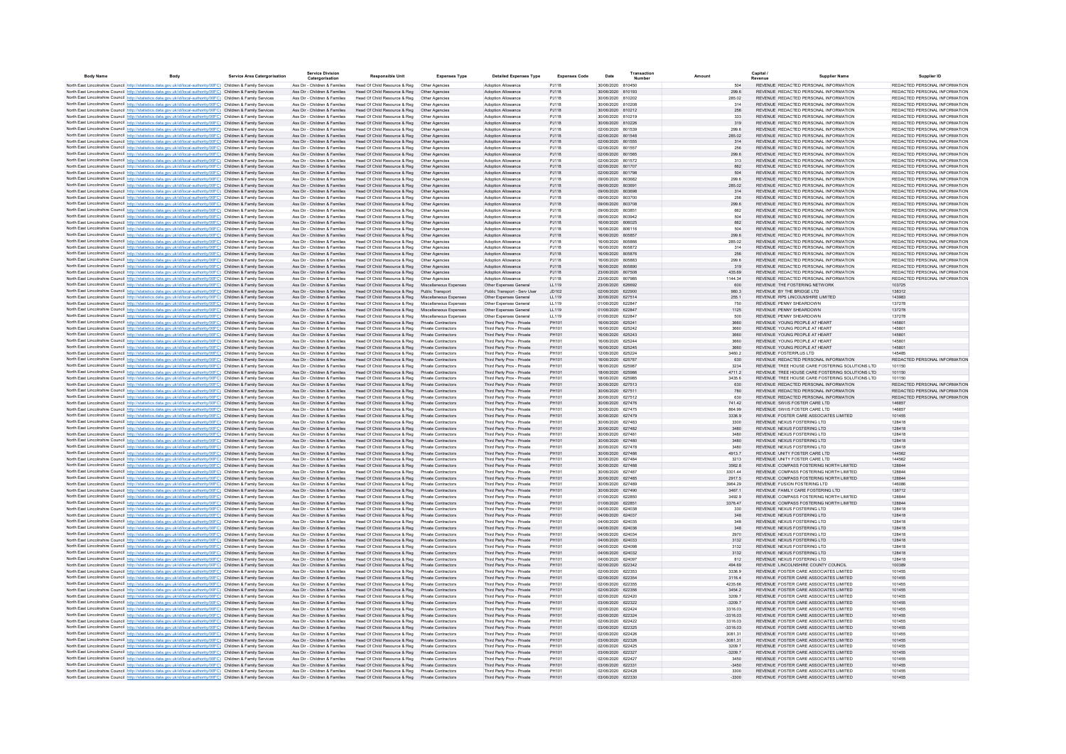| Body Name | Body | Service Area Catergorisation | Service Division Catergorisation | Responsible Unit | Expenses Type | Detailed Expenses Type | Expenses Code | Date | Transaction Number | Amount | Capital / Revenue | Supplier Name | Supplier ID |
|---|---|---|---|---|---|---|---|---|---|---|---|---|---|
| North East Lincolnshire Council | http://statistics.data.gov.uk/id/local-authority/00FC) | Children & Family Services | Ass Dir - Children & Families | Head Of Child Resource & Reg | Other Agencies | Adoption Allowance | PJ118 | 30/06/2020 | 810450 | 504 | REVENUE | REDACTED PERSONAL INFORMATION | REDACTED PERSONAL INFORMATION |
| North East Lincolnshire Council | http://statistics.data.gov.uk/id/local-authority/00FC) | Children & Family Services | Ass Dir - Children & Families | Head Of Child Resource & Reg | Other Agencies | Adoption Allowance | PJ118 | 30/06/2020 | 810193 | 299.6 | REVENUE | REDACTED PERSONAL INFORMATION | REDACTED PERSONAL INFORMATION |
| North East Lincolnshire Council | http://statistics.data.gov.uk/id/local-authority/00FC) | Children & Family Services | Ass Dir - Children & Families | Head Of Child Resource & Reg | Other Agencies | Adoption Allowance | PJ118 | 30/06/2020 | 810202 | 285.02 | REVENUE | REDACTED PERSONAL INFORMATION | REDACTED PERSONAL INFORMATION |
| North East Lincolnshire Council | http://statistics.data.gov.uk/id/local-authority/00FC) | Children & Family Services | Ass Dir - Children & Families | Head Of Child Resource & Reg | Other Agencies | Adoption Allowance | PJ118 | 30/06/2020 | 810208 | 314 | REVENUE | REDACTED PERSONAL INFORMATION | REDACTED PERSONAL INFORMATION |
| North East Lincolnshire Council | http://statistics.data.gov.uk/id/local-authority/00FC) | Children & Family Services | Ass Dir - Children & Families | Head Of Child Resource & Reg | Other Agencies | Adoption Allowance | PJ118 | 30/06/2020 | 810212 | 256 | REVENUE | REDACTED PERSONAL INFORMATION | REDACTED PERSONAL INFORMATION |
| North East Lincolnshire Council | http://statistics.data.gov.uk/id/local-authority/00FC) | Children & Family Services | Ass Dir - Children & Families | Head Of Child Resource & Reg | Other Agencies | Adoption Allowance | PJ118 | 30/06/2020 | 810219 | 333 | REVENUE | REDACTED PERSONAL INFORMATION | REDACTED PERSONAL INFORMATION |
| North East Lincolnshire Council | http://statistics.data.gov.uk/id/local-authority/00FC) | Children & Family Services | Ass Dir - Children & Families | Head Of Child Resource & Reg | Other Agencies | Adoption Allowance | PJ118 | 30/06/2020 | 810226 | 319 | REVENUE | REDACTED PERSONAL INFORMATION | REDACTED PERSONAL INFORMATION |
| North East Lincolnshire Council | http://statistics.data.gov.uk/id/local-authority/00FC) | Children & Family Services | Ass Dir - Children & Families | Head Of Child Resource & Reg | Other Agencies | Adoption Allowance | PJ118 | 02/06/2020 | 801539 | 299.6 | REVENUE | REDACTED PERSONAL INFORMATION | REDACTED PERSONAL INFORMATION |
| North East Lincolnshire Council | http://statistics.data.gov.uk/id/local-authority/00FC) | Children & Family Services | Ass Dir - Children & Families | Head Of Child Resource & Reg | Other Agencies | Adoption Allowance | PJ118 | 02/06/2020 | 801548 | 285.02 | REVENUE | REDACTED PERSONAL INFORMATION | REDACTED PERSONAL INFORMATION |
| North East Lincolnshire Council | http://statistics.data.gov.uk/id/local-authority/00FC) | Children & Family Services | Ass Dir - Children & Families | Head Of Child Resource & Reg | Other Agencies | Adoption Allowance | PJ118 | 02/06/2020 | 801555 | 314 | REVENUE | REDACTED PERSONAL INFORMATION | REDACTED PERSONAL INFORMATION |
| North East Lincolnshire Council | http://statistics.data.gov.uk/id/local-authority/00FC) | Children & Family Services | Ass Dir - Children & Families | Head Of Child Resource & Reg | Other Agencies | Adoption Allowance | PJ118 | 02/06/2020 | 801557 | 256 | REVENUE | REDACTED PERSONAL INFORMATION | REDACTED PERSONAL INFORMATION |
| North East Lincolnshire Council | http://statistics.data.gov.uk/id/local-authority/00FC) | Children & Family Services | Ass Dir - Children & Families | Head Of Child Resource & Reg | Other Agencies | Adoption Allowance | PJ118 | 02/06/2020 | 801565 | 299.6 | REVENUE | REDACTED PERSONAL INFORMATION | REDACTED PERSONAL INFORMATION |
| North East Lincolnshire Council | http://statistics.data.gov.uk/id/local-authority/00FC) | Children & Family Services | Ass Dir - Children & Families | Head Of Child Resource & Reg | Other Agencies | Adoption Allowance | PJ118 | 02/06/2020 | 801572 | 313 | REVENUE | REDACTED PERSONAL INFORMATION | REDACTED PERSONAL INFORMATION |
| North East Lincolnshire Council | http://statistics.data.gov.uk/id/local-authority/00FC) | Children & Family Services | Ass Dir - Children & Families | Head Of Child Resource & Reg | Other Agencies | Adoption Allowance | PJ118 | 02/06/2020 | 801707 | 662 | REVENUE | REDACTED PERSONAL INFORMATION | REDACTED PERSONAL INFORMATION |
| North East Lincolnshire Council | http://statistics.data.gov.uk/id/local-authority/00FC) | Children & Family Services | Ass Dir - Children & Families | Head Of Child Resource & Reg | Other Agencies | Adoption Allowance | PJ118 | 02/06/2020 | 801798 | 504 | REVENUE | REDACTED PERSONAL INFORMATION | REDACTED PERSONAL INFORMATION |
| North East Lincolnshire Council | http://statistics.data.gov.uk/id/local-authority/00FC) | Children & Family Services | Ass Dir - Children & Families | Head Of Child Resource & Reg | Other Agencies | Adoption Allowance | PJ118 | 09/06/2020 | 803682 | 299.6 | REVENUE | REDACTED PERSONAL INFORMATION | REDACTED PERSONAL INFORMATION |
| North East Lincolnshire Council | http://statistics.data.gov.uk/id/local-authority/00FC) | Children & Family Services | Ass Dir - Children & Families | Head Of Child Resource & Reg | Other Agencies | Adoption Allowance | PJ118 | 09/06/2020 | 803691 | 285.02 | REVENUE | REDACTED PERSONAL INFORMATION | REDACTED PERSONAL INFORMATION |
| North East Lincolnshire Council | http://statistics.data.gov.uk/id/local-authority/00FC) | Children & Family Services | Ass Dir - Children & Families | Head Of Child Resource & Reg | Other Agencies | Adoption Allowance | PJ118 | 09/06/2020 | 803698 | 314 | REVENUE | REDACTED PERSONAL INFORMATION | REDACTED PERSONAL INFORMATION |
| North East Lincolnshire Council | http://statistics.data.gov.uk/id/local-authority/00FC) | Children & Family Services | Ass Dir - Children & Families | Head Of Child Resource & Reg | Other Agencies | Adoption Allowance | PJ118 | 09/06/2020 | 803700 | 256 | REVENUE | REDACTED PERSONAL INFORMATION | REDACTED PERSONAL INFORMATION |
| North East Lincolnshire Council | http://statistics.data.gov.uk/id/local-authority/00FC) | Children & Family Services | Ass Dir - Children & Families | Head Of Child Resource & Reg | Other Agencies | Adoption Allowance | PJ118 | 09/06/2020 | 803708 | 299.6 | REVENUE | REDACTED PERSONAL INFORMATION | REDACTED PERSONAL INFORMATION |
| North East Lincolnshire Council | http://statistics.data.gov.uk/id/local-authority/00FC) | Children & Family Services | Ass Dir - Children & Families | Head Of Child Resource & Reg | Other Agencies | Adoption Allowance | PJ118 | 09/06/2020 | 803851 | 662 | REVENUE | REDACTED PERSONAL INFORMATION | REDACTED PERSONAL INFORMATION |
| North East Lincolnshire Council | http://statistics.data.gov.uk/id/local-authority/00FC) | Children & Family Services | Ass Dir - Children & Families | Head Of Child Resource & Reg | Other Agencies | Adoption Allowance | PJ118 | 09/06/2020 | 803942 | 504 | REVENUE | REDACTED PERSONAL INFORMATION | REDACTED PERSONAL INFORMATION |
| North East Lincolnshire Council | http://statistics.data.gov.uk/id/local-authority/00FC) | Children & Family Services | Ass Dir - Children & Families | Head Of Child Resource & Reg | Other Agencies | Adoption Allowance | PJ118 | 16/06/2020 | 806025 | 662 | REVENUE | REDACTED PERSONAL INFORMATION | REDACTED PERSONAL INFORMATION |
| North East Lincolnshire Council | http://statistics.data.gov.uk/id/local-authority/00FC) | Children & Family Services | Ass Dir - Children & Families | Head Of Child Resource & Reg | Other Agencies | Adoption Allowance | PJ118 | 16/06/2020 | 806116 | 504 | REVENUE | REDACTED PERSONAL INFORMATION | REDACTED PERSONAL INFORMATION |
| North East Lincolnshire Council | http://statistics.data.gov.uk/id/local-authority/00FC) | Children & Family Services | Ass Dir - Children & Families | Head Of Child Resource & Reg | Other Agencies | Adoption Allowance | PJ118 | 16/06/2020 | 805857 | 299.6 | REVENUE | REDACTED PERSONAL INFORMATION | REDACTED PERSONAL INFORMATION |
| North East Lincolnshire Council | http://statistics.data.gov.uk/id/local-authority/00FC) | Children & Family Services | Ass Dir - Children & Families | Head Of Child Resource & Reg | Other Agencies | Adoption Allowance | PJ118 | 16/06/2020 | 805866 | 285.02 | REVENUE | REDACTED PERSONAL INFORMATION | REDACTED PERSONAL INFORMATION |
| North East Lincolnshire Council | http://statistics.data.gov.uk/id/local-authority/00FC) | Children & Family Services | Ass Dir - Children & Families | Head Of Child Resource & Reg | Other Agencies | Adoption Allowance | PJ118 | 16/06/2020 | 805872 | 314 | REVENUE | REDACTED PERSONAL INFORMATION | REDACTED PERSONAL INFORMATION |
| North East Lincolnshire Council | http://statistics.data.gov.uk/id/local-authority/00FC) | Children & Family Services | Ass Dir - Children & Families | Head Of Child Resource & Reg | Other Agencies | Adoption Allowance | PJ118 | 16/06/2020 | 805876 | 256 | REVENUE | REDACTED PERSONAL INFORMATION | REDACTED PERSONAL INFORMATION |
| North East Lincolnshire Council | http://statistics.data.gov.uk/id/local-authority/00FC) | Children & Family Services | Ass Dir - Children & Families | Head Of Child Resource & Reg | Other Agencies | Adoption Allowance | PJ118 | 16/06/2020 | 805883 | 299.6 | REVENUE | REDACTED PERSONAL INFORMATION | REDACTED PERSONAL INFORMATION |
| North East Lincolnshire Council | http://statistics.data.gov.uk/id/local-authority/00FC) | Children & Family Services | Ass Dir - Children & Families | Head Of Child Resource & Reg | Other Agencies | Adoption Allowance | PJ118 | 16/06/2020 | 805890 | 319 | REVENUE | REDACTED PERSONAL INFORMATION | REDACTED PERSONAL INFORMATION |
| North East Lincolnshire Council | http://statistics.data.gov.uk/id/local-authority/00FC) | Children & Family Services | Ass Dir - Children & Families | Head Of Child Resource & Reg | Other Agencies | Adoption Allowance | PJ118 | 23/06/2020 | 807508 | 435.89 | REVENUE | REDACTED PERSONAL INFORMATION | REDACTED PERSONAL INFORMATION |
| North East Lincolnshire Council | http://statistics.data.gov.uk/id/local-authority/00FC) | Children & Family Services | Ass Dir - Children & Families | Head Of Child Resource & Reg | Other Agencies | Adoption Allowance | PJ118 | 23/06/2020 | 807985 | 1144.34 | REVENUE | REDACTED PERSONAL INFORMATION | REDACTED PERSONAL INFORMATION |
| North East Lincolnshire Council | http://statistics.data.gov.uk/id/local-authority/00FC) | Children & Family Services | Ass Dir - Children & Families | Head Of Child Resource & Reg | Miscellaneous Expenses | Other Expenses General | LL119 | 23/06/2020 | 626692 | 600 | REVENUE | THE FOSTERING NETWORK | 103725 |
| North East Lincolnshire Council | http://statistics.data.gov.uk/id/local-authority/00FC) | Children & Family Services | Ass Dir - Children & Families | Head Of Child Resource & Reg | Public Transport | Public Transport - Serv User | JD102 | 02/06/2020 | 622900 | 980.3 | REVENUE | BY THE BRIDGE LTD | 138312 |
| North East Lincolnshire Council | http://statistics.data.gov.uk/id/local-authority/00FC) | Children & Family Services | Ass Dir - Children & Families | Head Of Child Resource & Reg | Miscellaneous Expenses | Other Expenses General | LL119 | 30/06/2020 | 627514 | 255.1 | REVENUE | RPS LINCOLNSHIRE LIMITED | 143983 |
| North East Lincolnshire Council | http://statistics.data.gov.uk/id/local-authority/00FC) | Children & Family Services | Ass Dir - Children & Families | Head Of Child Resource & Reg | Miscellaneous Expenses | Other Expenses General | LL119 | 01/06/2020 | 622847 | 750 | REVENUE | PENNY SHEARDOWN | 137278 |
| North East Lincolnshire Council | http://statistics.data.gov.uk/id/local-authority/00FC) | Children & Family Services | Ass Dir - Children & Families | Head Of Child Resource & Reg | Miscellaneous Expenses | Other Expenses General | LL119 | 01/06/2020 | 622847 | 1125 | REVENUE | PENNY SHEARDOWN | 137278 |
| North East Lincolnshire Council | http://statistics.data.gov.uk/id/local-authority/00FC) | Children & Family Services | Ass Dir - Children & Families | Head Of Child Resource & Reg | Miscellaneous Expenses | Other Expenses General | LL119 | 01/06/2020 | 622847 | 500 | REVENUE | PENNY SHEARDOWN | 137278 |
| North East Lincolnshire Council | http://statistics.data.gov.uk/id/local-authority/00FC) | Children & Family Services | Ass Dir - Children & Families | Head Of Child Resource & Reg | Private Contractors | Third Party Prov - Private | PH101 | 16/06/2020 | 625241 | 3660 | REVENUE | YOUNG PEOPLE AT HEART | 145801 |
| North East Lincolnshire Council | http://statistics.data.gov.uk/id/local-authority/00FC) | Children & Family Services | Ass Dir - Children & Families | Head Of Child Resource & Reg | Private Contractors | Third Party Prov - Private | PH101 | 16/06/2020 | 625242 | 3660 | REVENUE | YOUNG PEOPLE AT HEART | 145801 |
| North East Lincolnshire Council | http://statistics.data.gov.uk/id/local-authority/00FC) | Children & Family Services | Ass Dir - Children & Families | Head Of Child Resource & Reg | Private Contractors | Third Party Prov - Private | PH101 | 16/06/2020 | 625243 | 3660 | REVENUE | YOUNG PEOPLE AT HEART | 145801 |
| North East Lincolnshire Council | http://statistics.data.gov.uk/id/local-authority/00FC) | Children & Family Services | Ass Dir - Children & Families | Head Of Child Resource & Reg | Private Contractors | Third Party Prov - Private | PH101 | 16/06/2020 | 625244 | 3660 | REVENUE | YOUNG PEOPLE AT HEART | 145801 |
| North East Lincolnshire Council | http://statistics.data.gov.uk/id/local-authority/00FC) | Children & Family Services | Ass Dir - Children & Families | Head Of Child Resource & Reg | Private Contractors | Third Party Prov - Private | PH101 | 16/06/2020 | 625245 | 3660 | REVENUE | YOUNG PEOPLE AT HEART | 145801 |
| North East Lincolnshire Council | http://statistics.data.gov.uk/id/local-authority/00FC) | Children & Family Services | Ass Dir - Children & Families | Head Of Child Resource & Reg | Private Contractors | Third Party Prov - Private | PH101 | 12/06/2020 | 625224 | 3460.2 | REVENUE | FOSTERPLUS LTD | 145485 |
| North East Lincolnshire Council | http://statistics.data.gov.uk/id/local-authority/00FC) | Children & Family Services | Ass Dir - Children & Families | Head Of Child Resource & Reg | Private Contractors | Third Party Prov - Private | PH101 | 16/06/2020 | 625787 | 630 | REVENUE | REDACTED PERSONAL INFORMATION | REDACTED PERSONAL INFORMATION |
| North East Lincolnshire Council | http://statistics.data.gov.uk/id/local-authority/00FC) | Children & Family Services | Ass Dir - Children & Families | Head Of Child Resource & Reg | Private Contractors | Third Party Prov - Private | PH101 | 18/06/2020 | 625987 | 3234 | REVENUE | TREE HOUSE CARE FOSTERING SOLUTIONS LTD | 101150 |
| North East Lincolnshire Council | http://statistics.data.gov.uk/id/local-authority/00FC) | Children & Family Services | Ass Dir - Children & Families | Head Of Child Resource & Reg | Private Contractors | Third Party Prov - Private | PH101 | 18/06/2020 | 625986 | 4711.2 | REVENUE | TREE HOUSE CARE FOSTERING SOLUTIONS LTD | 101150 |
| North East Lincolnshire Council | http://statistics.data.gov.uk/id/local-authority/00FC) | Children & Family Services | Ass Dir - Children & Families | Head Of Child Resource & Reg | Private Contractors | Third Party Prov - Private | PH101 | 18/06/2020 | 625985 | 3435.6 | REVENUE | TREE HOUSE CARE FOSTERING SOLUTIONS LTD | 101150 |
| North East Lincolnshire Council | http://statistics.data.gov.uk/id/local-authority/00FC) | Children & Family Services | Ass Dir - Children & Families | Head Of Child Resource & Reg | Private Contractors | Third Party Prov - Private | PH101 | 30/06/2020 | 627513 | 630 | REVENUE | REDACTED PERSONAL INFORMATION | REDACTED PERSONAL INFORMATION |
| North East Lincolnshire Council | http://statistics.data.gov.uk/id/local-authority/00FC) | Children & Family Services | Ass Dir - Children & Families | Head Of Child Resource & Reg | Private Contractors | Third Party Prov - Private | PH101 | 30/06/2020 | 627511 | 780 | REVENUE | REDACTED PERSONAL INFORMATION | REDACTED PERSONAL INFORMATION |
| North East Lincolnshire Council | http://statistics.data.gov.uk/id/local-authority/00FC) | Children & Family Services | Ass Dir - Children & Families | Head Of Child Resource & Reg | Private Contractors | Third Party Prov - Private | PH101 | 30/06/2020 | 627512 | 630 | REVENUE | REDACTED PERSONAL INFORMATION | REDACTED PERSONAL INFORMATION |
| North East Lincolnshire Council | http://statistics.data.gov.uk/id/local-authority/00FC) | Children & Family Services | Ass Dir - Children & Families | Head Of Child Resource & Reg | Private Contractors | Third Party Prov - Private | PH101 | 30/06/2020 | 627476 | 741.42 | REVENUE | SWIIS FOSTER CARE LTD | 146857 |
| North East Lincolnshire Council | http://statistics.data.gov.uk/id/local-authority/00FC) | Children & Family Services | Ass Dir - Children & Families | Head Of Child Resource & Reg | Private Contractors | Third Party Prov - Private | PH101 | 30/06/2020 | 627475 | 864.99 | REVENUE | SWIIS FOSTER CARE LTD | 146857 |
| North East Lincolnshire Council | http://statistics.data.gov.uk/id/local-authority/00FC) | Children & Family Services | Ass Dir - Children & Families | Head Of Child Resource & Reg | Private Contractors | Third Party Prov - Private | PH101 | 30/06/2020 | 627479 | 3336.9 | REVENUE | FOSTER CARE ASSOCIATES LIMITED | 101455 |
| North East Lincolnshire Council | http://statistics.data.gov.uk/id/local-authority/00FC) | Children & Family Services | Ass Dir - Children & Families | Head Of Child Resource & Reg | Private Contractors | Third Party Prov - Private | PH101 | 30/06/2020 | 627483 | 3300 | REVENUE | NEXUS FOSTERING LTD | 128418 |
| North East Lincolnshire Council | http://statistics.data.gov.uk/id/local-authority/00FC) | Children & Family Services | Ass Dir - Children & Families | Head Of Child Resource & Reg | Private Contractors | Third Party Prov - Private | PH101 | 30/06/2020 | 627482 | 3480 | REVENUE | NEXUS FOSTERING LTD | 128418 |
| North East Lincolnshire Council | http://statistics.data.gov.uk/id/local-authority/00FC) | Children & Family Services | Ass Dir - Children & Families | Head Of Child Resource & Reg | Private Contractors | Third Party Prov - Private | PH101 | 30/06/2020 | 627481 | 3480 | REVENUE | NEXUS FOSTERING LTD | 128418 |
| North East Lincolnshire Council | http://statistics.data.gov.uk/id/local-authority/00FC) | Children & Family Services | Ass Dir - Children & Families | Head Of Child Resource & Reg | Private Contractors | Third Party Prov - Private | PH101 | 30/06/2020 | 627480 | 3480 | REVENUE | NEXUS FOSTERING LTD | 128418 |
| North East Lincolnshire Council | http://statistics.data.gov.uk/id/local-authority/00FC) | Children & Family Services | Ass Dir - Children & Families | Head Of Child Resource & Reg | Private Contractors | Third Party Prov - Private | PH101 | 30/06/2020 | 627478 | 3480 | REVENUE | NEXUS FOSTERING LTD | 128418 |
| North East Lincolnshire Council | http://statistics.data.gov.uk/id/local-authority/00FC) | Children & Family Services | Ass Dir - Children & Families | Head Of Child Resource & Reg | Private Contractors | Third Party Prov - Private | PH101 | 30/06/2020 | 627486 | 4913.7 | REVENUE | UNITY FOSTER CARE LTD | 144562 |
| North East Lincolnshire Council | http://statistics.data.gov.uk/id/local-authority/00FC) | Children & Family Services | Ass Dir - Children & Families | Head Of Child Resource & Reg | Private Contractors | Third Party Prov - Private | PH101 | 30/06/2020 | 627484 | 3213 | REVENUE | UNITY FOSTER CARE LTD | 144562 |
| North East Lincolnshire Council | http://statistics.data.gov.uk/id/local-authority/00FC) | Children & Family Services | Ass Dir - Children & Families | Head Of Child Resource & Reg | Private Contractors | Third Party Prov - Private | PH101 | 30/06/2020 | 627488 | 3582.6 | REVENUE | COMPASS FOSTERING NORTH LIMITED | 128844 |
| North East Lincolnshire Council | http://statistics.data.gov.uk/id/local-authority/00FC) | Children & Family Services | Ass Dir - Children & Families | Head Of Child Resource & Reg | Private Contractors | Third Party Prov - Private | PH101 | 30/06/2020 | 627487 | 3301.44 | REVENUE | COMPASS FOSTERING NORTH LIMITED | 128844 |
| North East Lincolnshire Council | http://statistics.data.gov.uk/id/local-authority/00FC) | Children & Family Services | Ass Dir - Children & Families | Head Of Child Resource & Reg | Private Contractors | Third Party Prov - Private | PH101 | 30/06/2020 | 627485 | 2917.5 | REVENUE | COMPASS FOSTERING NORTH LIMITED | 128844 |
| North East Lincolnshire Council | http://statistics.data.gov.uk/id/local-authority/00FC) | Children & Family Services | Ass Dir - Children & Families | Head Of Child Resource & Reg | Private Contractors | Third Party Prov - Private | PH101 | 30/06/2020 | 627489 | 3964.29 | REVENUE | FUSION FOSTERING LTD | 146086 |
| North East Lincolnshire Council | http://statistics.data.gov.uk/id/local-authority/00FC) | Children & Family Services | Ass Dir - Children & Families | Head Of Child Resource & Reg | Private Contractors | Third Party Prov - Private | PH101 | 30/06/2020 | 627490 | 3467.1 | REVENUE | FAMILY CARE FOSTERING LTD | 138712 |
| North East Lincolnshire Council | http://statistics.data.gov.uk/id/local-authority/00FC) | Children & Family Services | Ass Dir - Children & Families | Head Of Child Resource & Reg | Private Contractors | Third Party Prov - Private | PH101 | 01/06/2020 | 622850 | 3492.9 | REVENUE | COMPASS FOSTERING NORTH LIMITED | 128844 |
| North East Lincolnshire Council | http://statistics.data.gov.uk/id/local-authority/00FC) | Children & Family Services | Ass Dir - Children & Families | Head Of Child Resource & Reg | Private Contractors | Third Party Prov - Private | PH101 | 01/06/2020 | 622851 | 3378.47 | REVENUE | COMPASS FOSTERING NORTH LIMITED | 128844 |
| North East Lincolnshire Council | http://statistics.data.gov.uk/id/local-authority/00FC) | Children & Family Services | Ass Dir - Children & Families | Head Of Child Resource & Reg | Private Contractors | Third Party Prov - Private | PH101 | 04/06/2020 | 624038 | 330 | REVENUE | NEXUS FOSTERING LTD | 128418 |
| North East Lincolnshire Council | http://statistics.data.gov.uk/id/local-authority/00FC) | Children & Family Services | Ass Dir - Children & Families | Head Of Child Resource & Reg | Private Contractors | Third Party Prov - Private | PH101 | 04/06/2020 | 624037 | 348 | REVENUE | NEXUS FOSTERING LTD | 128418 |
| North East Lincolnshire Council | http://statistics.data.gov.uk/id/local-authority/00FC) | Children & Family Services | Ass Dir - Children & Families | Head Of Child Resource & Reg | Private Contractors | Third Party Prov - Private | PH101 | 04/06/2020 | 624035 | 348 | REVENUE | NEXUS FOSTERING LTD | 128418 |
| North East Lincolnshire Council | http://statistics.data.gov.uk/id/local-authority/00FC) | Children & Family Services | Ass Dir - Children & Families | Head Of Child Resource & Reg | Private Contractors | Third Party Prov - Private | PH101 | 04/06/2020 | 624036 | 348 | REVENUE | NEXUS FOSTERING LTD | 128418 |
| North East Lincolnshire Council | http://statistics.data.gov.uk/id/local-authority/00FC) | Children & Family Services | Ass Dir - Children & Families | Head Of Child Resource & Reg | Private Contractors | Third Party Prov - Private | PH101 | 04/06/2020 | 624034 | 2970 | REVENUE | NEXUS FOSTERING LTD | 128418 |
| North East Lincolnshire Council | http://statistics.data.gov.uk/id/local-authority/00FC) | Children & Family Services | Ass Dir - Children & Families | Head Of Child Resource & Reg | Private Contractors | Third Party Prov - Private | PH101 | 04/06/2020 | 624033 | 3132 | REVENUE | NEXUS FOSTERING LTD | 128418 |
| North East Lincolnshire Council | http://statistics.data.gov.uk/id/local-authority/00FC) | Children & Family Services | Ass Dir - Children & Families | Head Of Child Resource & Reg | Private Contractors | Third Party Prov - Private | PH101 | 04/06/2020 | 624098 | 3132 | REVENUE | NEXUS FOSTERING LTD | 128418 |
| North East Lincolnshire Council | http://statistics.data.gov.uk/id/local-authority/00FC) | Children & Family Services | Ass Dir - Children & Families | Head Of Child Resource & Reg | Private Contractors | Third Party Prov - Private | PH101 | 04/06/2020 | 624032 | 3132 | REVENUE | NEXUS FOSTERING LTD | 128418 |
| North East Lincolnshire Council | http://statistics.data.gov.uk/id/local-authority/00FC) | Children & Family Services | Ass Dir - Children & Families | Head Of Child Resource & Reg | Private Contractors | Third Party Prov - Private | PH101 | 04/06/2020 | 624097 | 812 | REVENUE | NEXUS FOSTERING LTD | 128418 |
| North East Lincolnshire Council | http://statistics.data.gov.uk/id/local-authority/00FC) | Children & Family Services | Ass Dir - Children & Families | Head Of Child Resource & Reg | Private Contractors | Third Party Prov - Private | PH101 | 02/06/2020 | 622342 | 494.69 | REVENUE | LINCOLNSHIRE COUNTY COUNCIL | 100389 |
| North East Lincolnshire Council | http://statistics.data.gov.uk/id/local-authority/00FC) | Children & Family Services | Ass Dir - Children & Families | Head Of Child Resource & Reg | Private Contractors | Third Party Prov - Private | PH101 | 02/06/2020 | 622353 | 3336.9 | REVENUE | FOSTER CARE ASSOCIATES LIMITED | 101455 |
| North East Lincolnshire Council | http://statistics.data.gov.uk/id/local-authority/00FC) | Children & Family Services | Ass Dir - Children & Families | Head Of Child Resource & Reg | Private Contractors | Third Party Prov - Private | PH101 | 02/06/2020 | 622354 | 3116.4 | REVENUE | FOSTER CARE ASSOCIATES LIMITED | 101455 |
| North East Lincolnshire Council | http://statistics.data.gov.uk/id/local-authority/00FC) | Children & Family Services | Ass Dir - Children & Families | Head Of Child Resource & Reg | Private Contractors | Third Party Prov - Private | PH101 | 02/06/2020 | 622355 | 4235.66 | REVENUE | FOSTER CARE ASSOCIATES LIMITED | 101455 |
| North East Lincolnshire Council | http://statistics.data.gov.uk/id/local-authority/00FC) | Children & Family Services | Ass Dir - Children & Families | Head Of Child Resource & Reg | Private Contractors | Third Party Prov - Private | PH101 | 02/06/2020 | 622356 | 3454.2 | REVENUE | FOSTER CARE ASSOCIATES LIMITED | 101455 |
| North East Lincolnshire Council | http://statistics.data.gov.uk/id/local-authority/00FC) | Children & Family Services | Ass Dir - Children & Families | Head Of Child Resource & Reg | Private Contractors | Third Party Prov - Private | PH101 | 02/06/2020 | 622420 | 3209.7 | REVENUE | FOSTER CARE ASSOCIATES LIMITED | 101455 |
| North East Lincolnshire Council | http://statistics.data.gov.uk/id/local-authority/00FC) | Children & Family Services | Ass Dir - Children & Families | Head Of Child Resource & Reg | Private Contractors | Third Party Prov - Private | PH101 | 03/06/2020 | 622322 | -3209.7 | REVENUE | FOSTER CARE ASSOCIATES LIMITED | 101455 |
| North East Lincolnshire Council | http://statistics.data.gov.uk/id/local-authority/00FC) | Children & Family Services | Ass Dir - Children & Families | Head Of Child Resource & Reg | Private Contractors | Third Party Prov - Private | PH101 | 02/06/2020 | 622424 | 3316.03 | REVENUE | FOSTER CARE ASSOCIATES LIMITED | 101455 |
| North East Lincolnshire Council | http://statistics.data.gov.uk/id/local-authority/00FC) | Children & Family Services | Ass Dir - Children & Families | Head Of Child Resource & Reg | Private Contractors | Third Party Prov - Private | PH101 | 03/06/2020 | 622324 | -3316.03 | REVENUE | FOSTER CARE ASSOCIATES LIMITED | 101455 |
| North East Lincolnshire Council | http://statistics.data.gov.uk/id/local-authority/00FC) | Children & Family Services | Ass Dir - Children & Families | Head Of Child Resource & Reg | Private Contractors | Third Party Prov - Private | PH101 | 02/06/2020 | 622422 | 3316.03 | REVENUE | FOSTER CARE ASSOCIATES LIMITED | 101455 |
| North East Lincolnshire Council | http://statistics.data.gov.uk/id/local-authority/00FC) | Children & Family Services | Ass Dir - Children & Families | Head Of Child Resource & Reg | Private Contractors | Third Party Prov - Private | PH101 | 03/06/2020 | 622325 | -3316.03 | REVENUE | FOSTER CARE ASSOCIATES LIMITED | 101455 |
| North East Lincolnshire Council | http://statistics.data.gov.uk/id/local-authority/00FC) | Children & Family Services | Ass Dir - Children & Families | Head Of Child Resource & Reg | Private Contractors | Third Party Prov - Private | PH101 | 02/06/2020 | 622426 | 3081.31 | REVENUE | FOSTER CARE ASSOCIATES LIMITED | 101455 |
| North East Lincolnshire Council | http://statistics.data.gov.uk/id/local-authority/00FC) | Children & Family Services | Ass Dir - Children & Families | Head Of Child Resource & Reg | Private Contractors | Third Party Prov - Private | PH101 | 03/06/2020 | 622326 | -3081.31 | REVENUE | FOSTER CARE ASSOCIATES LIMITED | 101455 |
| North East Lincolnshire Council | http://statistics.data.gov.uk/id/local-authority/00FC) | Children & Family Services | Ass Dir - Children & Families | Head Of Child Resource & Reg | Private Contractors | Third Party Prov - Private | PH101 | 02/06/2020 | 622425 | 3209.7 | REVENUE | FOSTER CARE ASSOCIATES LIMITED | 101455 |
| North East Lincolnshire Council | http://statistics.data.gov.uk/id/local-authority/00FC) | Children & Family Services | Ass Dir - Children & Families | Head Of Child Resource & Reg | Private Contractors | Third Party Prov - Private | PH101 | 03/06/2020 | 622327 | -3209.7 | REVENUE | FOSTER CARE ASSOCIATES LIMITED | 101455 |
| North East Lincolnshire Council | http://statistics.data.gov.uk/id/local-authority/00FC) | Children & Family Services | Ass Dir - Children & Families | Head Of Child Resource & Reg | Private Contractors | Third Party Prov - Private | PH101 | 02/06/2020 | 622427 | 3450 | REVENUE | FOSTER CARE ASSOCIATES LIMITED | 101455 |
| North East Lincolnshire Council | http://statistics.data.gov.uk/id/local-authority/00FC) | Children & Family Services | Ass Dir - Children & Families | Head Of Child Resource & Reg | Private Contractors | Third Party Prov - Private | PH101 | 03/06/2020 | 622331 | -3450 | REVENUE | FOSTER CARE ASSOCIATES LIMITED | 101455 |
| North East Lincolnshire Council | http://statistics.data.gov.uk/id/local-authority/00FC) | Children & Family Services | Ass Dir - Children & Families | Head Of Child Resource & Reg | Private Contractors | Third Party Prov - Private | PH101 | 02/06/2020 | 622428 | 3300 | REVENUE | FOSTER CARE ASSOCIATES LIMITED | 101455 |
| North East Lincolnshire Council | http://statistics.data.gov.uk/id/local-authority/00FC) | Children & Family Services | Ass Dir - Children & Families | Head Of Child Resource & Reg | Private Contractors | Third Party Prov - Private | PH101 | 03/06/2020 | 622330 | -3300 | REVENUE | FOSTER CARE ASSOCIATES LIMITED | 101455 |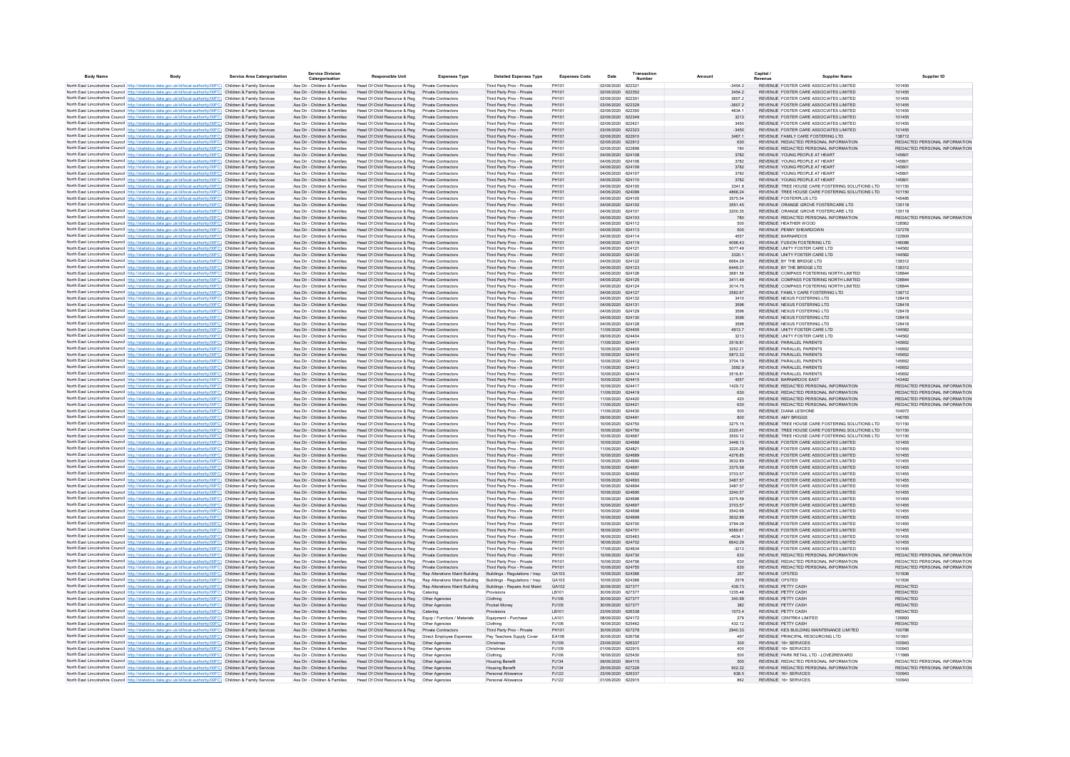| Body Name | Body | Service Area Catergorisation | Service Division Catergorisation | Responsible Unit | Expenses Type | Detailed Expenses Type | Expenses Code | Date | Transaction Number | Amount | Capital / Revenue | Supplier Name | Supplier ID |
|---|---|---|---|---|---|---|---|---|---|---|---|---|---|
| North East Lincolnshire Council | http://statistics.data.gov.uk/id/local-authority/00FC) | Children & Family Services | Ass Dir - Children & Families | Head Of Child Resource & Reg | Private Contractors | Third Party Prov - Private | PH101 | 02/06/2020 | 622321 | -3454.2 | REVENUE | FOSTER CARE ASSOCIATES LIMITED | 101455 |
| North East Lincolnshire Council | http://statistics.data.gov.uk/id/local-authority/00FC) | Children & Family Services | Ass Dir - Children & Families | Head Of Child Resource & Reg | Private Contractors | Third Party Prov - Private | PH101 | 02/06/2020 | 622352 | 3454.2 | REVENUE | FOSTER CARE ASSOCIATES LIMITED | 101455 |
| North East Lincolnshire Council | http://statistics.data.gov.uk/id/local-authority/00FC) | Children & Family Services | Ass Dir - Children & Families | Head Of Child Resource & Reg | Private Contractors | Third Party Prov - Private | PH101 | 02/06/2020 | 622351 | 3607.2 | REVENUE | FOSTER CARE ASSOCIATES LIMITED | 101455 |
| North East Lincolnshire Council | http://statistics.data.gov.uk/id/local-authority/00FC) | Children & Family Services | Ass Dir - Children & Families | Head Of Child Resource & Reg | Private Contractors | Third Party Prov - Private | PH101 | 03/06/2020 | 622329 | -3607.2 | REVENUE | FOSTER CARE ASSOCIATES LIMITED | 101455 |
| North East Lincolnshire Council | http://statistics.data.gov.uk/id/local-authority/00FC) | Children & Family Services | Ass Dir - Children & Families | Head Of Child Resource & Reg | Private Contractors | Third Party Prov - Private | PH101 | 02/06/2020 | 622350 | 4634.1 | REVENUE | FOSTER CARE ASSOCIATES LIMITED | 101455 |
| North East Lincolnshire Council | http://statistics.data.gov.uk/id/local-authority/00FC) | Children & Family Services | Ass Dir - Children & Families | Head Of Child Resource & Reg | Private Contractors | Third Party Prov - Private | PH101 | 02/06/2020 | 622349 | 3213 | REVENUE | FOSTER CARE ASSOCIATES LIMITED | 101455 |
| North East Lincolnshire Council | http://statistics.data.gov.uk/id/local-authority/00FC) | Children & Family Services | Ass Dir - Children & Families | Head Of Child Resource & Reg | Private Contractors | Third Party Prov - Private | PH101 | 02/06/2020 | 622421 | 3450 | REVENUE | FOSTER CARE ASSOCIATES LIMITED | 101455 |
| North East Lincolnshire Council | http://statistics.data.gov.uk/id/local-authority/00FC) | Children & Family Services | Ass Dir - Children & Families | Head Of Child Resource & Reg | Private Contractors | Third Party Prov - Private | PH101 | 03/06/2020 | 622323 | -3450 | REVENUE | FOSTER CARE ASSOCIATES LIMITED | 101455 |
| North East Lincolnshire Council | http://statistics.data.gov.uk/id/local-authority/00FC) | Children & Family Services | Ass Dir - Children & Families | Head Of Child Resource & Reg | Private Contractors | Third Party Prov - Private | PH101 | 02/06/2020 | 622910 | 3467.1 | REVENUE | FAMILY CARE FOSTERING LTD | 138712 |
| North East Lincolnshire Council | http://statistics.data.gov.uk/id/local-authority/00FC) | Children & Family Services | Ass Dir - Children & Families | Head Of Child Resource & Reg | Private Contractors | Third Party Prov - Private | PH101 | 02/06/2020 | 622912 | 630 | REVENUE | REDACTED PERSONAL INFORMATION | REDACTED PERSONAL INFORMATION |
| North East Lincolnshire Council | http://statistics.data.gov.uk/id/local-authority/00FC) | Children & Family Services | Ass Dir - Children & Families | Head Of Child Resource & Reg | Private Contractors | Third Party Prov - Private | PH101 | 02/06/2020 | 622898 | 780 | REVENUE | REDACTED PERSONAL INFORMATION | REDACTED PERSONAL INFORMATION |
| North East Lincolnshire Council | http://statistics.data.gov.uk/id/local-authority/00FC) | Children & Family Services | Ass Dir - Children & Families | Head Of Child Resource & Reg | Private Contractors | Third Party Prov - Private | PH101 | 04/06/2020 | 624108 | 3782 | REVENUE | YOUNG PEOPLE AT HEART | 145801 |
| North East Lincolnshire Council | http://statistics.data.gov.uk/id/local-authority/00FC) | Children & Family Services | Ass Dir - Children & Families | Head Of Child Resource & Reg | Private Contractors | Third Party Prov - Private | PH101 | 04/06/2020 | 624106 | 3782 | REVENUE | YOUNG PEOPLE AT HEART | 145801 |
| North East Lincolnshire Council | http://statistics.data.gov.uk/id/local-authority/00FC) | Children & Family Services | Ass Dir - Children & Families | Head Of Child Resource & Reg | Private Contractors | Third Party Prov - Private | PH101 | 04/06/2020 | 624109 | 3782 | REVENUE | YOUNG PEOPLE AT HEART | 145801 |
| North East Lincolnshire Council | http://statistics.data.gov.uk/id/local-authority/00FC) | Children & Family Services | Ass Dir - Children & Families | Head Of Child Resource & Reg | Private Contractors | Third Party Prov - Private | PH101 | 04/06/2020 | 624107 | 3782 | REVENUE | YOUNG PEOPLE AT HEART | 145801 |
| North East Lincolnshire Council | http://statistics.data.gov.uk/id/local-authority/00FC) | Children & Family Services | Ass Dir - Children & Families | Head Of Child Resource & Reg | Private Contractors | Third Party Prov - Private | PH101 | 04/06/2020 | 624110 | 3782 | REVENUE | YOUNG PEOPLE AT HEART | 145801 |
| North East Lincolnshire Council | http://statistics.data.gov.uk/id/local-authority/00FC) | Children & Family Services | Ass Dir - Children & Families | Head Of Child Resource & Reg | Private Contractors | Third Party Prov - Private | PH101 | 04/06/2020 | 624100 | 3341.8 | REVENUE | TREE HOUSE CARE FOSTERING SOLUTIONS LTD | 101150 |
| North East Lincolnshire Council | http://statistics.data.gov.uk/id/local-authority/00FC) | Children & Family Services | Ass Dir - Children & Families | Head Of Child Resource & Reg | Private Contractors | Third Party Prov - Private | PH101 | 04/06/2020 | 624099 | 4868.24 | REVENUE | TREE HOUSE CARE FOSTERING SOLUTIONS LTD | 101150 |
| North East Lincolnshire Council | http://statistics.data.gov.uk/id/local-authority/00FC) | Children & Family Services | Ass Dir - Children & Families | Head Of Child Resource & Reg | Private Contractors | Third Party Prov - Private | PH101 | 04/06/2020 | 624105 | 3575.54 | REVENUE | FOSTERPLUS LTD | 145485 |
| North East Lincolnshire Council | http://statistics.data.gov.uk/id/local-authority/00FC) | Children & Family Services | Ass Dir - Children & Families | Head Of Child Resource & Reg | Private Contractors | Third Party Prov - Private | PH101 | 04/06/2020 | 624102 | 3551.45 | REVENUE | ORANGE GROVE FOSTERCARE LTD | 135118 |
| North East Lincolnshire Council | http://statistics.data.gov.uk/id/local-authority/00FC) | Children & Family Services | Ass Dir - Children & Families | Head Of Child Resource & Reg | Private Contractors | Third Party Prov - Private | PH101 | 04/06/2020 | 624101 | 3200.35 | REVENUE | ORANGE GROVE FOSTERCARE LTD | 135118 |
| North East Lincolnshire Council | http://statistics.data.gov.uk/id/local-authority/00FC) | Children & Family Services | Ass Dir - Children & Families | Head Of Child Resource & Reg | Private Contractors | Third Party Prov - Private | PH101 | 04/06/2020 | 624103 | 780 | REVENUE | REDACTED PERSONAL INFORMATION | REDACTED PERSONAL INFORMATION |
| North East Lincolnshire Council | http://statistics.data.gov.uk/id/local-authority/00FC) | Children & Family Services | Ass Dir - Children & Families | Head Of Child Resource & Reg | Private Contractors | Third Party Prov - Private | PH101 | 04/06/2020 | 624112 | 500 | REVENUE | HEATHER WOOD | 128562 |
| North East Lincolnshire Council | http://statistics.data.gov.uk/id/local-authority/00FC) | Children & Family Services | Ass Dir - Children & Families | Head Of Child Resource & Reg | Private Contractors | Third Party Prov - Private | PH101 | 04/06/2020 | 624113 | 500 | REVENUE | PENNY SHEARDOWN | 137278 |
| North East Lincolnshire Council | http://statistics.data.gov.uk/id/local-authority/00FC) | Children & Family Services | Ass Dir - Children & Families | Head Of Child Resource & Reg | Private Contractors | Third Party Prov - Private | PH101 | 04/06/2020 | 624114 | 4557 | REVENUE | BARNARDOS | 122809 |
| North East Lincolnshire Council | http://statistics.data.gov.uk/id/local-authority/00FC) | Children & Family Services | Ass Dir - Children & Families | Head Of Child Resource & Reg | Private Contractors | Third Party Prov - Private | PH101 | 04/06/2020 | 624119 | 4096.43 | REVENUE | FUSION FOSTERING LTD | 146086 |
| North East Lincolnshire Council | http://statistics.data.gov.uk/id/local-authority/00FC) | Children & Family Services | Ass Dir - Children & Families | Head Of Child Resource & Reg | Private Contractors | Third Party Prov - Private | PH101 | 04/06/2020 | 624121 | 5077.49 | REVENUE | UNITY FOSTER CARE LTD | 144562 |
| North East Lincolnshire Council | http://statistics.data.gov.uk/id/local-authority/00FC) | Children & Family Services | Ass Dir - Children & Families | Head Of Child Resource & Reg | Private Contractors | Third Party Prov - Private | PH101 | 04/06/2020 | 624120 | 3320.1 | REVENUE | UNITY FOSTER CARE LTD | 144562 |
| North East Lincolnshire Council | http://statistics.data.gov.uk/id/local-authority/00FC) | Children & Family Services | Ass Dir - Children & Families | Head Of Child Resource & Reg | Private Contractors | Third Party Prov - Private | PH101 | 04/06/2020 | 624122 | 6664.29 | REVENUE | BY THE BRIDGE LTD | 138312 |
| North East Lincolnshire Council | http://statistics.data.gov.uk/id/local-authority/00FC) | Children & Family Services | Ass Dir - Children & Families | Head Of Child Resource & Reg | Private Contractors | Third Party Prov - Private | PH101 | 04/06/2020 | 624123 | 6449.31 | REVENUE | BY THE BRIDGE LTD | 138312 |
| North East Lincolnshire Council | http://statistics.data.gov.uk/id/local-authority/00FC) | Children & Family Services | Ass Dir - Children & Families | Head Of Child Resource & Reg | Private Contractors | Third Party Prov - Private | PH101 | 04/06/2020 | 624126 | 3681.56 | REVENUE | COMPASS FOSTERING NORTH LIMITED | 128844 |
| North East Lincolnshire Council | http://statistics.data.gov.uk/id/local-authority/00FC) | Children & Family Services | Ass Dir - Children & Families | Head Of Child Resource & Reg | Private Contractors | Third Party Prov - Private | PH101 | 04/06/2020 | 624125 | 3411.49 | REVENUE | COMPASS FOSTERING NORTH LIMITED | 128844 |
| North East Lincolnshire Council | http://statistics.data.gov.uk/id/local-authority/00FC) | Children & Family Services | Ass Dir - Children & Families | Head Of Child Resource & Reg | Private Contractors | Third Party Prov - Private | PH101 | 04/06/2020 | 624124 | 3014.75 | REVENUE | COMPASS FOSTERING NORTH LIMITED | 128844 |
| North East Lincolnshire Council | http://statistics.data.gov.uk/id/local-authority/00FC) | Children & Family Services | Ass Dir - Children & Families | Head Of Child Resource & Reg | Private Contractors | Third Party Prov - Private | PH101 | 04/06/2020 | 624127 | 3582.67 | REVENUE | FAMILY CARE FOSTERING LTD | 138712 |
| North East Lincolnshire Council | http://statistics.data.gov.uk/id/local-authority/00FC) | Children & Family Services | Ass Dir - Children & Families | Head Of Child Resource & Reg | Private Contractors | Third Party Prov - Private | PH101 | 04/06/2020 | 624132 | 3410 | REVENUE | NEXUS FOSTERING LTD | 128418 |
| North East Lincolnshire Council | http://statistics.data.gov.uk/id/local-authority/00FC) | Children & Family Services | Ass Dir - Children & Families | Head Of Child Resource & Reg | Private Contractors | Third Party Prov - Private | PH101 | 04/06/2020 | 624131 | 3596 | REVENUE | NEXUS FOSTERING LTD | 128418 |
| North East Lincolnshire Council | http://statistics.data.gov.uk/id/local-authority/00FC) | Children & Family Services | Ass Dir - Children & Families | Head Of Child Resource & Reg | Private Contractors | Third Party Prov - Private | PH101 | 04/06/2020 | 624129 | 3596 | REVENUE | NEXUS FOSTERING LTD | 128418 |
| North East Lincolnshire Council | http://statistics.data.gov.uk/id/local-authority/00FC) | Children & Family Services | Ass Dir - Children & Families | Head Of Child Resource & Reg | Private Contractors | Third Party Prov - Private | PH101 | 04/06/2020 | 624130 | 3596 | REVENUE | NEXUS FOSTERING LTD | 128418 |
| North East Lincolnshire Council | http://statistics.data.gov.uk/id/local-authority/00FC) | Children & Family Services | Ass Dir - Children & Families | Head Of Child Resource & Reg | Private Contractors | Third Party Prov - Private | PH101 | 04/06/2020 | 624128 | 3596 | REVENUE | NEXUS FOSTERING LTD | 128418 |
| North East Lincolnshire Council | http://statistics.data.gov.uk/id/local-authority/00FC) | Children & Family Services | Ass Dir - Children & Families | Head Of Child Resource & Reg | Private Contractors | Third Party Prov - Private | PH101 | 11/06/2020 | 624405 | 4913.7 | REVENUE | UNITY FOSTER CARE LTD | 144562 |
| North East Lincolnshire Council | http://statistics.data.gov.uk/id/local-authority/00FC) | Children & Family Services | Ass Dir - Children & Families | Head Of Child Resource & Reg | Private Contractors | Third Party Prov - Private | PH101 | 09/06/2020 | 624404 | 3213 | REVENUE | UNITY FOSTER CARE LTD | 144562 |
| North East Lincolnshire Council | http://statistics.data.gov.uk/id/local-authority/00FC) | Children & Family Services | Ass Dir - Children & Families | Head Of Child Resource & Reg | Private Contractors | Third Party Prov - Private | PH101 | 11/06/2020 | 624411 | 3518.81 | REVENUE | PARALLEL PARENTS | 145652 |
| North East Lincolnshire Council | http://statistics.data.gov.uk/id/local-authority/00FC) | Children & Family Services | Ass Dir - Children & Families | Head Of Child Resource & Reg | Private Contractors | Third Party Prov - Private | PH101 | 10/06/2020 | 624409 | 3252.21 | REVENUE | PARALLEL PARENTS | 145652 |
| North East Lincolnshire Council | http://statistics.data.gov.uk/id/local-authority/00FC) | Children & Family Services | Ass Dir - Children & Families | Head Of Child Resource & Reg | Private Contractors | Third Party Prov - Private | PH101 | 10/06/2020 | 624410 | 5872.33 | REVENUE | PARALLEL PARENTS | 145652 |
| North East Lincolnshire Council | http://statistics.data.gov.uk/id/local-authority/00FC) | Children & Family Services | Ass Dir - Children & Families | Head Of Child Resource & Reg | Private Contractors | Third Party Prov - Private | PH101 | 10/06/2020 | 624412 | 3704.19 | REVENUE | PARALLEL PARENTS | 145652 |
| North East Lincolnshire Council | http://statistics.data.gov.uk/id/local-authority/00FC) | Children & Family Services | Ass Dir - Children & Families | Head Of Child Resource & Reg | Private Contractors | Third Party Prov - Private | PH101 | 11/06/2020 | 624413 | 3592.9 | REVENUE | PARALLEL PARENTS | 145652 |
| North East Lincolnshire Council | http://statistics.data.gov.uk/id/local-authority/00FC) | Children & Family Services | Ass Dir - Children & Families | Head Of Child Resource & Reg | Private Contractors | Third Party Prov - Private | PH101 | 10/06/2020 | 624414 | 3518.81 | REVENUE | PARALLEL PARENTS | 145652 |
| North East Lincolnshire Council | http://statistics.data.gov.uk/id/local-authority/00FC) | Children & Family Services | Ass Dir - Children & Families | Head Of Child Resource & Reg | Private Contractors | Third Party Prov - Private | PH101 | 10/06/2020 | 624415 | 4557 | REVENUE | BARNARDOS EAST | 143482 |
| North East Lincolnshire Council | http://statistics.data.gov.uk/id/local-authority/00FC) | Children & Family Services | Ass Dir - Children & Families | Head Of Child Resource & Reg | Private Contractors | Third Party Prov - Private | PH101 | 10/06/2020 | 624417 | 1429.72 | REVENUE | REDACTED PERSONAL INFORMATION | REDACTED PERSONAL INFORMATION |
| North East Lincolnshire Council | http://statistics.data.gov.uk/id/local-authority/00FC) | Children & Family Services | Ass Dir - Children & Families | Head Of Child Resource & Reg | Private Contractors | Third Party Prov - Private | PH101 | 11/06/2020 | 624419 | 630 | REVENUE | REDACTED PERSONAL INFORMATION | REDACTED PERSONAL INFORMATION |
| North East Lincolnshire Council | http://statistics.data.gov.uk/id/local-authority/00FC) | Children & Family Services | Ass Dir - Children & Families | Head Of Child Resource & Reg | Private Contractors | Third Party Prov - Private | PH101 | 11/06/2020 | 624420 | 420 | REVENUE | REDACTED PERSONAL INFORMATION | REDACTED PERSONAL INFORMATION |
| North East Lincolnshire Council | http://statistics.data.gov.uk/id/local-authority/00FC) | Children & Family Services | Ass Dir - Children & Families | Head Of Child Resource & Reg | Private Contractors | Third Party Prov - Private | PH101 | 11/06/2020 | 624421 | 630 | REVENUE | REDACTED PERSONAL INFORMATION | REDACTED PERSONAL INFORMATION |
| North East Lincolnshire Council | http://statistics.data.gov.uk/id/local-authority/00FC) | Children & Family Services | Ass Dir - Children & Families | Head Of Child Resource & Reg | Private Contractors | Third Party Prov - Private | PH101 | 11/06/2020 | 624430 | 500 | REVENUE | DIANA LESHONE | 104972 |
| North East Lincolnshire Council | http://statistics.data.gov.uk/id/local-authority/00FC) | Children & Family Services | Ass Dir - Children & Families | Head Of Child Resource & Reg | Private Contractors | Third Party Prov - Private | PH101 | 09/06/2020 | 624491 | 800 | REVENUE | AMY BRIGGS | 146785 |
| North East Lincolnshire Council | http://statistics.data.gov.uk/id/local-authority/00FC) | Children & Family Services | Ass Dir - Children & Families | Head Of Child Resource & Reg | Private Contractors | Third Party Prov - Private | PH101 | 10/06/2020 | 624750 | 3275.15 | REVENUE | TREE HOUSE CARE FOSTERING SOLUTIONS LTD | 101150 |
| North East Lincolnshire Council | http://statistics.data.gov.uk/id/local-authority/00FC) | Children & Family Services | Ass Dir - Children & Families | Head Of Child Resource & Reg | Private Contractors | Third Party Prov - Private | PH101 | 10/06/2020 | 624750 | 3320.41 | REVENUE | TREE HOUSE CARE FOSTERING SOLUTIONS LTD | 101150 |
| North East Lincolnshire Council | http://statistics.data.gov.uk/id/local-authority/00FC) | Children & Family Services | Ass Dir - Children & Families | Head Of Child Resource & Reg | Private Contractors | Third Party Prov - Private | PH101 | 10/06/2020 | 624687 | 3550.12 | REVENUE | TREE HOUSE CARE FOSTERING SOLUTIONS LTD | 101150 |
| North East Lincolnshire Council | http://statistics.data.gov.uk/id/local-authority/00FC) | Children & Family Services | Ass Dir - Children & Families | Head Of Child Resource & Reg | Private Contractors | Third Party Prov - Private | PH101 | 10/06/2020 | 624688 | 3448.13 | REVENUE | FOSTER CARE ASSOCIATES LIMITED | 101455 |
| North East Lincolnshire Council | http://statistics.data.gov.uk/id/local-authority/00FC) | Children & Family Services | Ass Dir - Children & Families | Head Of Child Resource & Reg | Private Contractors | Third Party Prov - Private | PH101 | 11/06/2020 | 624821 | 3220.28 | REVENUE | FOSTER CARE ASSOCIATES LIMITED | 101455 |
| North East Lincolnshire Council | http://statistics.data.gov.uk/id/local-authority/00FC) | Children & Family Services | Ass Dir - Children & Families | Head Of Child Resource & Reg | Private Contractors | Third Party Prov - Private | PH101 | 10/06/2020 | 624689 | 4376.85 | REVENUE | FOSTER CARE ASSOCIATES LIMITED | 101455 |
| North East Lincolnshire Council | http://statistics.data.gov.uk/id/local-authority/00FC) | Children & Family Services | Ass Dir - Children & Families | Head Of Child Resource & Reg | Private Contractors | Third Party Prov - Private | PH101 | 10/06/2020 | 624690 | 3632.89 | REVENUE | FOSTER CARE ASSOCIATES LIMITED | 101455 |
| North East Lincolnshire Council | http://statistics.data.gov.uk/id/local-authority/00FC) | Children & Family Services | Ass Dir - Children & Families | Head Of Child Resource & Reg | Private Contractors | Third Party Prov - Private | PH101 | 10/06/2020 | 624691 | 3375.59 | REVENUE | FOSTER CARE ASSOCIATES LIMITED | 101455 |
| North East Lincolnshire Council | http://statistics.data.gov.uk/id/local-authority/00FC) | Children & Family Services | Ass Dir - Children & Families | Head Of Child Resource & Reg | Private Contractors | Third Party Prov - Private | PH101 | 10/06/2020 | 624692 | 3703.57 | REVENUE | FOSTER CARE ASSOCIATES LIMITED | 101455 |
| North East Lincolnshire Council | http://statistics.data.gov.uk/id/local-authority/00FC) | Children & Family Services | Ass Dir - Children & Families | Head Of Child Resource & Reg | Private Contractors | Third Party Prov - Private | PH101 | 10/06/2020 | 624693 | 3487.57 | REVENUE | FOSTER CARE ASSOCIATES LIMITED | 101455 |
| North East Lincolnshire Council | http://statistics.data.gov.uk/id/local-authority/00FC) | Children & Family Services | Ass Dir - Children & Families | Head Of Child Resource & Reg | Private Contractors | Third Party Prov - Private | PH101 | 10/06/2020 | 624694 | 3487.57 | REVENUE | FOSTER CARE ASSOCIATES LIMITED | 101455 |
| North East Lincolnshire Council | http://statistics.data.gov.uk/id/local-authority/00FC) | Children & Family Services | Ass Dir - Children & Families | Head Of Child Resource & Reg | Private Contractors | Third Party Prov - Private | PH101 | 10/06/2020 | 624695 | 3240.57 | REVENUE | FOSTER CARE ASSOCIATES LIMITED | 101455 |
| North East Lincolnshire Council | http://statistics.data.gov.uk/id/local-authority/00FC) | Children & Family Services | Ass Dir - Children & Families | Head Of Child Resource & Reg | Private Contractors | Third Party Prov - Private | PH101 | 10/06/2020 | 624696 | 3375.59 | REVENUE | FOSTER CARE ASSOCIATES LIMITED | 101455 |
| North East Lincolnshire Council | http://statistics.data.gov.uk/id/local-authority/00FC) | Children & Family Services | Ass Dir - Children & Families | Head Of Child Resource & Reg | Private Contractors | Third Party Prov - Private | PH101 | 10/06/2020 | 624697 | 3703.57 | REVENUE | FOSTER CARE ASSOCIATES LIMITED | 101455 |
| North East Lincolnshire Council | http://statistics.data.gov.uk/id/local-authority/00FC) | Children & Family Services | Ass Dir - Children & Families | Head Of Child Resource & Reg | Private Contractors | Third Party Prov - Private | PH101 | 10/06/2020 | 624698 | 3542.68 | REVENUE | FOSTER CARE ASSOCIATES LIMITED | 101455 |
| North East Lincolnshire Council | http://statistics.data.gov.uk/id/local-authority/00FC) | Children & Family Services | Ass Dir - Children & Families | Head Of Child Resource & Reg | Private Contractors | Third Party Prov - Private | PH101 | 10/06/2020 | 624699 | 3632.89 | REVENUE | FOSTER CARE ASSOCIATES LIMITED | 101455 |
| North East Lincolnshire Council | http://statistics.data.gov.uk/id/local-authority/00FC) | Children & Family Services | Ass Dir - Children & Families | Head Of Child Resource & Reg | Private Contractors | Third Party Prov - Private | PH101 | 10/06/2020 | 624700 | 3794.09 | REVENUE | FOSTER CARE ASSOCIATES LIMITED | 101455 |
| North East Lincolnshire Council | http://statistics.data.gov.uk/id/local-authority/00FC) | Children & Family Services | Ass Dir - Children & Families | Head Of Child Resource & Reg | Private Contractors | Third Party Prov - Private | PH101 | 16/06/2020 | 624701 | 9589.81 | REVENUE | FOSTER CARE ASSOCIATES LIMITED | 101455 |
| North East Lincolnshire Council | http://statistics.data.gov.uk/id/local-authority/00FC) | Children & Family Services | Ass Dir - Children & Families | Head Of Child Resource & Reg | Private Contractors | Third Party Prov - Private | PH101 | 16/06/2020 | 625463 | -4634.1 | REVENUE | FOSTER CARE ASSOCIATES LIMITED | 101455 |
| North East Lincolnshire Council | http://statistics.data.gov.uk/id/local-authority/00FC) | Children & Family Services | Ass Dir - Children & Families | Head Of Child Resource & Reg | Private Contractors | Third Party Prov - Private | PH101 | 16/06/2020 | 624702 | 6642.29 | REVENUE | FOSTER CARE ASSOCIATES LIMITED | 101455 |
| North East Lincolnshire Council | http://statistics.data.gov.uk/id/local-authority/00FC) | Children & Family Services | Ass Dir - Children & Families | Head Of Child Resource & Reg | Private Contractors | Third Party Prov - Private | PH101 | 17/06/2020 | 624634 | -3213 | REVENUE | FOSTER CARE ASSOCIATES LIMITED | 101455 |
| North East Lincolnshire Council | http://statistics.data.gov.uk/id/local-authority/00FC) | Children & Family Services | Ass Dir - Children & Families | Head Of Child Resource & Reg | Private Contractors | Third Party Prov - Private | PH101 | 10/06/2020 | 624730 | 630 | REVENUE | REDACTED PERSONAL INFORMATION | REDACTED PERSONAL INFORMATION |
| North East Lincolnshire Council | http://statistics.data.gov.uk/id/local-authority/00FC) | Children & Family Services | Ass Dir - Children & Families | Head Of Child Resource & Reg | Private Contractors | Third Party Prov - Private | PH101 | 10/06/2020 | 624756 | 630 | REVENUE | REDACTED PERSONAL INFORMATION | REDACTED PERSONAL INFORMATION |
| North East Lincolnshire Council | http://statistics.data.gov.uk/id/local-authority/00FC) | Children & Family Services | Ass Dir - Children & Families | Head Of Child Resource & Reg | Private Contractors | Third Party Prov - Private | PH101 | 10/06/2020 | 624755 | 630 | REVENUE | REDACTED PERSONAL INFORMATION | REDACTED PERSONAL INFORMATION |
| North East Lincolnshire Council | http://statistics.data.gov.uk/id/local-authority/00FC) | Children & Family Services | Ass Dir - Children & Families | Head Of Child Resource & Reg | Rep Alterations Maint Building | Buildings - Regulations / Insp | GA103 | 10/06/2020 | 624366 | 257 | REVENUE | OFSTED | 101836 |
| North East Lincolnshire Council | http://statistics.data.gov.uk/id/local-authority/00FC) | Children & Family Services | Ass Dir - Children & Families | Head Of Child Resource & Reg | Rep Alterations Maint Building | Buildings - Regulations / Insp | GA103 | 10/06/2020 | 624366 | 2578 | REVENUE | OFSTED | 101836 |
| North East Lincolnshire Council | http://statistics.data.gov.uk/id/local-authority/00FC) | Children & Family Services | Ass Dir - Children & Families | Head Of Child Resource & Reg | Rep Alterations Maint Building | Buildings - Repairs And Maint | GA102 | 30/06/2020 | 627377 | 439.73 | REVENUE | PETTY CASH | REDACTED |
| North East Lincolnshire Council | http://statistics.data.gov.uk/id/local-authority/00FC) | Children & Family Services | Ass Dir - Children & Families | Head Of Child Resource & Reg | Catering | Provisions | LB101 | 30/06/2020 | 627377 | 1235.48 | REVENUE | PETTY CASH | REDACTED |
| North East Lincolnshire Council | http://statistics.data.gov.uk/id/local-authority/00FC) | Children & Family Services | Ass Dir - Children & Families | Head Of Child Resource & Reg | Other Agencies | Clothing | PJ106 | 30/06/2020 | 627377 | 340.99 | REVENUE | PETTY CASH | REDACTED |
| North East Lincolnshire Council | http://statistics.data.gov.uk/id/local-authority/00FC) | Children & Family Services | Ass Dir - Children & Families | Head Of Child Resource & Reg | Other Agencies | Pocket Money | PJ105 | 30/06/2020 | 627377 | 382 | REVENUE | PETTY CASH | REDACTED |
| North East Lincolnshire Council | http://statistics.data.gov.uk/id/local-authority/00FC) | Children & Family Services | Ass Dir - Children & Families | Head Of Child Resource & Reg | Catering | Provisions | LB101 | 23/06/2020 | 626338 | 1073.4 | REVENUE | PETTY CASH | REDACTED |
| North East Lincolnshire Council | http://statistics.data.gov.uk/id/local-authority/00FC) | Children & Family Services | Ass Dir - Children & Families | Head Of Child Resource & Reg | Equip / Furniture / Materials | Equipment - Purchase | LA101 | 08/06/2020 | 624172 | 279 | REVENUE | CENTRE4 LIMITED | 126893 |
| North East Lincolnshire Council | http://statistics.data.gov.uk/id/local-authority/00FC) | Children & Family Services | Ass Dir - Children & Families | Head Of Child Resource & Reg | Other Agencies | Clothing | PJ106 | 16/06/2020 | 625462 | 432.12 | REVENUE | PETTY CASH | REDACTED |
| North East Lincolnshire Council | http://statistics.data.gov.uk/id/local-authority/00FC) | Children & Family Services | Ass Dir - Children & Families | Head Of Child Resource & Reg | Private Contractors | Third Party Prov - Private | PH101 | 30/06/2020 | 627278 | 2940.33 | REVENUE | KES BUILDING MAINTENANCE LIMITED | 100786 |
| North East Lincolnshire Council | http://statistics.data.gov.uk/id/local-authority/00FC) | Children & Family Services | Ass Dir - Children & Families | Head Of Child Resource & Reg | Direct Employee Expenses | Pay Teachers Supply Cover | EA106 | 30/06/2020 | 626758 | 497 | REVENUE | PRINCIPAL RESOURCING LTD | 101601 |
| North East Lincolnshire Council | http://statistics.data.gov.uk/id/local-authority/00FC) | Children & Family Services | Ass Dir - Children & Families | Head Of Child Resource & Reg | Other Agencies | Christmas | PJ109 | 23/06/2020 | 626337 | 300 | REVENUE | 16+ SERVICES | 100943 |
| North East Lincolnshire Council | http://statistics.data.gov.uk/id/local-authority/00FC) | Children & Family Services | Ass Dir - Children & Families | Head Of Child Resource & Reg | Other Agencies | Christmas | PJ109 | 01/06/2020 | 622915 | 400 | REVENUE | 16+ SERVICES | 100943 |
| North East Lincolnshire Council | http://statistics.data.gov.uk/id/local-authority/00FC) | Children & Family Services | Ass Dir - Children & Families | Head Of Child Resource & Reg | Other Agencies | Clothing | PJ106 | 16/06/2020 | 625430 | 500 | REVENUE | PARK RETAIL LTD - LOVE2REWARD | 111869 |
| North East Lincolnshire Council | http://statistics.data.gov.uk/id/local-authority/00FC) | Children & Family Services | Ass Dir - Children & Families | Head Of Child Resource & Reg | Other Agencies | Housing Benefit | PJ134 | 09/06/2020 | 624115 | 500 | REVENUE | REDACTED PERSONAL INFORMATION | REDACTED PERSONAL INFORMATION |
| North East Lincolnshire Council | http://statistics.data.gov.uk/id/local-authority/00FC) | Children & Family Services | Ass Dir - Children & Families | Head Of Child Resource & Reg | Other Agencies | Housing Benefit | PJ134 | 25/06/2020 | 627228 | 902.32 | REVENUE | REDACTED PERSONAL INFORMATION | REDACTED PERSONAL INFORMATION |
| North East Lincolnshire Council | http://statistics.data.gov.uk/id/local-authority/00FC) | Children & Family Services | Ass Dir - Children & Families | Head Of Child Resource & Reg | Other Agencies | Personal Allowance | PJ122 | 23/06/2020 | 626337 | 638.5 | REVENUE | 16+ SERVICES | 100943 |
| North East Lincolnshire Council | http://statistics.data.gov.uk/id/local-authority/00FC) | Children & Family Services | Ass Dir - Children & Families | Head Of Child Resource & Reg | Other Agencies | Personal Allowance | PJ122 | 01/06/2020 | 622915 | 862 | REVENUE | 16+ SERVICES | 100943 |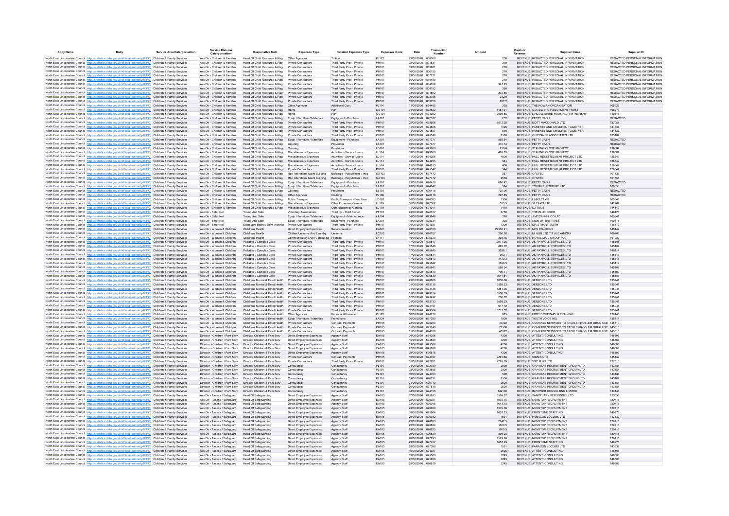| Body Name | Body | Service Area Catergorisation | Service Division Catergorisation | Responsible Unit | Expenses Type | Detailed Expenses Type | Expenses Code | Date | Transaction Number | Amount | Capital / Revenue | Supplier Name | Supplier ID |
|---|---|---|---|---|---|---|---|---|---|---|---|---|---|
| North East Lincolnshire Council | http://statistics.data.gov.uk/id/local-authority/00FC | Children & Family Services | Ass Dir - Children & Families | Head Of Child Resource & Reg | Other Agencies | Tuition | PJ112 | 23/06/2020 | 808008 | 250 | REVENUE | REDACTED PERSONAL INFORMATION | REDACTED PERSONAL INFORMATION |
| North East Lincolnshire Council | http://statistics.data.gov.uk/id/local-authority/00FC | Children & Family Services | Ass Dir - Children & Families | Head Of Child Resource & Reg | Private Contractors | Third Party Prov - Private | PH101 | 02/06/2020 | 801837 | 270 | REVENUE | REDACTED PERSONAL INFORMATION | REDACTED PERSONAL INFORMATION |
| North East Lincolnshire Council | http://statistics.data.gov.uk/id/local-authority/00FC | Children & Family Services | Ass Dir - Children & Families | Head Of Child Resource & Reg | Private Contractors | Third Party Prov - Private | PH101 | 09/06/2020 | 803981 | 270 | REVENUE | REDACTED PERSONAL INFORMATION | REDACTED PERSONAL INFORMATION |
| North East Lincolnshire Council | http://statistics.data.gov.uk/id/local-authority/00FC | Children & Family Services | Ass Dir - Children & Families | Head Of Child Resource & Reg | Private Contractors | Third Party Prov - Private | PH101 | 16/06/2020 | 806155 | 270 | REVENUE | REDACTED PERSONAL INFORMATION | REDACTED PERSONAL INFORMATION |
| North East Lincolnshire Council | http://statistics.data.gov.uk/id/local-authority/00FC | Children & Family Services | Ass Dir - Children & Families | Head Of Child Resource & Reg | Private Contractors | Third Party Prov - Private | PH101 | 23/06/2020 | 807771 | 270 | REVENUE | REDACTED PERSONAL INFORMATION | REDACTED PERSONAL INFORMATION |
| North East Lincolnshire Council | http://statistics.data.gov.uk/id/local-authority/00FC | Children & Family Services | Ass Dir - Children & Families | Head Of Child Resource & Reg | Private Contractors | Third Party Prov - Private | PH101 | 30/06/2020 | 810489 | 270 | REVENUE | REDACTED PERSONAL INFORMATION | REDACTED PERSONAL INFORMATION |
| North East Lincolnshire Council | http://statistics.data.gov.uk/id/local-authority/00FC | Children & Family Services | Ass Dir - Children & Families | Head Of Child Resource & Reg | Private Contractors | Third Party Prov - Private | PH101 | 09/06/2020 | 804059 | 347.25 | REVENUE | REDACTED PERSONAL INFORMATION | REDACTED PERSONAL INFORMATION |
| North East Lincolnshire Council | http://statistics.data.gov.uk/id/local-authority/00FC | Children & Family Services | Ass Dir - Children & Families | Head Of Child Resource & Reg | Private Contractors | Third Party Prov - Private | PH101 | 09/06/2020 | 804152 | 350 | REVENUE | REDACTED PERSONAL INFORMATION | REDACTED PERSONAL INFORMATION |
| North East Lincolnshire Council | http://statistics.data.gov.uk/id/local-authority/00FC | Children & Family Services | Ass Dir - Children & Families | Head Of Child Resource & Reg | Private Contractors | Third Party Prov - Private | PH101 | 02/06/2020 | 801892 | 272.85 | REVENUE | REDACTED PERSONAL INFORMATION | REDACTED PERSONAL INFORMATION |
| North East Lincolnshire Council | http://statistics.data.gov.uk/id/local-authority/00FC | Children & Family Services | Ass Dir - Children & Families | Head Of Child Resource & Reg | Private Contractors | Third Party Prov - Private | PH101 | 09/06/2020 | 803756 | 362.9 | REVENUE | REDACTED PERSONAL INFORMATION | REDACTED PERSONAL INFORMATION |
| North East Lincolnshire Council | http://statistics.data.gov.uk/id/local-authority/00FC | Children & Family Services | Ass Dir - Children & Families | Head Of Child Resource & Reg | Private Contractors | Third Party Prov - Private | PH101 | 09/06/2020 | 803756 | 267.2 | REVENUE | REDACTED PERSONAL INFORMATION | REDACTED PERSONAL INFORMATION |
| North East Lincolnshire Council | http://statistics.data.gov.uk/id/local-authority/00FC | Children & Family Services | Ass Dir - Children & Families | Head Of Child Resource & Reg | Other Agencies | Additional Cost | PJ114 | 11/06/2020 | 624465 | 325 | REVENUE | THE ROWAN ORGANISATION | 105925 |
| North East Lincolnshire Council | http://statistics.data.gov.uk/id/local-authority/00FC | Children & Family Services | Ass Dir - Children & Families | Head Of Child Resource & Reg | Rents | Rent | GC101 | 01/06/2020 | 622822 | 5167.91 | REVENUE | GOODWIN DEVELOPMENT TRUST | 108270 |
| North East Lincolnshire Council | http://statistics.data.gov.uk/id/local-authority/00FC | Children & Family Services | Ass Dir - Children & Families | Head Of Child Resource & Reg | Rents | Rent | GC101 | 11/06/2020 | 624252 | 2696.56 | REVENUE | LINCOLNSHIRE HOUSING PARTNERSHIP | 140117 |
| North East Lincolnshire Council | http://statistics.data.gov.uk/id/local-authority/00FC | Children & Family Services | Ass Dir - Children & Families | Head Of Child Resource & Reg | Equip / Furniture / Materials | Equipment - Purchase | LA101 | 30/06/2020 | 627377 | 252 | REVENUE | PETTY CASH | REDACTED |
| North East Lincolnshire Council | http://statistics.data.gov.uk/id/local-authority/00FC | Children & Family Services | Ass Dir - Children & Families | Head Of Child Resource & Reg | Private Contractors | Third Party Prov - Private | PH101 | 02/06/2020 | 623506 | 2512.25 | REVENUE | MOTT MACDONALD LTD | 137057 |
| North East Lincolnshire Council | http://statistics.data.gov.uk/id/local-authority/00FC | Children & Family Services | Ass Dir - Children & Families | Head Of Child Resource & Reg | Private Contractors | Third Party Prov - Private | PH101 | 11/06/2020 | 624806 | 1025 | REVENUE | PARENTS AND CHILDREN TOGETHER | 134537 |
| North East Lincolnshire Council | http://statistics.data.gov.uk/id/local-authority/00FC | Children & Family Services | Ass Dir - Children & Families | Head Of Child Resource & Reg | Private Contractors | Third Party Prov - Private | PH101 | 11/06/2020 | 624807 | 910 | REVENUE | PARENTS AND CHILDREN TOGETHER | 134537 |
| North East Lincolnshire Council | http://statistics.data.gov.uk/id/local-authority/00FC | Children & Family Services | Ass Dir - Children & Families | Head Of Child Resource & Reg | Private Contractors | Third Party Prov - Private | PH101 | 23/06/2020 | 625340 | 2500 | REVENUE | CHRYSALIS ASSOCIATES LTD | 135497 |
| North East Lincolnshire Council | http://statistics.data.gov.uk/id/local-authority/00FC | Children & Family Services | Ass Dir - Children & Families | Head Of Child Resource & Reg | Equip / Furniture / Materials | Equipment - Purchase | LA101 | 30/06/2020 | 627377 | 568.54 | REVENUE | PETTY CASH | REDACTED |
| North East Lincolnshire Council | http://statistics.data.gov.uk/id/local-authority/00FC | Children & Family Services | Ass Dir - Children & Families | Head Of Child Resource & Reg | Catering | Provisions | LB101 | 30/06/2020 | 627377 | 446.73 | REVENUE | PETTY CASH | REDACTED |
| North East Lincolnshire Council | http://statistics.data.gov.uk/id/local-authority/00FC | Children & Family Services | Ass Dir - Children & Families | Head Of Child Resource & Reg | Catering | Provisions | LB101 | 09/06/2020 | 623668 | 256.6 | REVENUE | STAYING CLOSE PROJECT | 139584 |
| North East Lincolnshire Council | http://statistics.data.gov.uk/id/local-authority/00FC | Children & Family Services | Ass Dir - Children & Families | Head Of Child Resource & Reg | Miscellaneous Expenses | Activities - Service Users | LL114 | 09/06/2020 | 623668 | 462.83 | REVENUE | STAYING CLOSE PROJECT | 139584 |
| North East Lincolnshire Council | http://statistics.data.gov.uk/id/local-authority/00FC | Children & Family Services | Ass Dir - Children & Families | Head Of Child Resource & Reg | Miscellaneous Expenses | Activities - Service Users | LL114 | 11/06/2020 | 624256 | 4500 | REVENUE | HULL RESETTLEMENT PROJECT LTD | 128649 |
| North East Lincolnshire Council | http://statistics.data.gov.uk/id/local-authority/00FC | Children & Family Services | Ass Dir - Children & Families | Head Of Child Resource & Reg | Miscellaneous Expenses | Activities - Service Users | LL114 | 08/06/2020 | 624254 | 544 | REVENUE | HULL RESETTLEMENT PROJECT LTD | 128649 |
| North East Lincolnshire Council | http://statistics.data.gov.uk/id/local-authority/00FC | Children & Family Services | Ass Dir - Children & Families | Head Of Child Resource & Reg | Miscellaneous Expenses | Activities - Service Users | LL114 | 11/06/2020 | 624253 | 408 | REVENUE | HULL RESETTLEMENT PROJECT LTD | 128649 |
| North East Lincolnshire Council | http://statistics.data.gov.uk/id/local-authority/00FC | Children & Family Services | Ass Dir - Children & Families | Head Of Child Resource & Reg | Private Contractors | Third Party Prov - Private | PH101 | 15/06/2020 | 625347 | 544 | REVENUE | HULL RESETTLEMENT PROJECT LTD | 128649 |
| North East Lincolnshire Council | http://statistics.data.gov.uk/id/local-authority/00FC | Children & Family Services | Ass Dir - Children & Families | Head Of Child Resource & Reg | Rep Alterations Maint Building | Buildings - Regulations / Insp | GA103 | 30/06/2020 | 627472 | 257 | REVENUE | OFSTED | 101836 |
| North East Lincolnshire Council | http://statistics.data.gov.uk/id/local-authority/00FC | Children & Family Services | Ass Dir - Children & Families | Head Of Child Resource & Reg | Rep Alterations Maint Building | Buildings - Regulations / Insp | GA103 | 30/06/2020 | 627472 | 2578 | REVENUE | OFSTED | 101836 |
| North East Lincolnshire Council | http://statistics.data.gov.uk/id/local-authority/00FC | Children & Family Services | Ass Dir - Children & Families | Head Of Child Resource & Reg | Equip / Furniture / Materials | Equipment - Purchase | LA101 | 23/06/2020 | 626418 | 898.42 | REVENUE | PETTY CASH | REDACTED |
| North East Lincolnshire Council | http://statistics.data.gov.uk/id/local-authority/00FC | Children & Family Services | Ass Dir - Children & Families | Head Of Child Resource & Reg | Equip / Furniture / Materials | Equipment - Purchase | LA101 | 23/06/2020 | 624647 | 394 | REVENUE | TOUGH FURNITURE LTD | 109358 |
| North East Lincolnshire Council | http://statistics.data.gov.uk/id/local-authority/00FC | Children & Family Services | Ass Dir - Children & Families | Head Of Child Resource & Reg | Catering | Provisions | LB101 | 23/06/2020 | 626418 | 720.06 | REVENUE | PETTY CASH | REDACTED |
| North East Lincolnshire Council | http://statistics.data.gov.uk/id/local-authority/00FC | Children & Family Services | Ass Dir - Children & Families | Head Of Child Resource & Reg | Other Agencies | Clothing | PJ106 | 23/06/2020 | 626418 | 297.85 | REVENUE | PETTY CASH | REDACTED |
| North East Lincolnshire Council | http://statistics.data.gov.uk/id/local-authority/00FC | Children & Family Services | Ass Dir - Children & Families | Head Of Child Resource & Reg | Public Transport | Public Transport - Serv User | JD102 | 10/06/2020 | 624365 | 1300 | REVENUE | LINKS TAXIS | 100546 |
| North East Lincolnshire Council | http://statistics.data.gov.uk/id/local-authority/00FC | Children & Family Services | Ass Dir - Children & Families | Head Of Child Resource & Reg | Miscellaneous Expenses | Other Expenses General | LL119 | 30/06/2020 | 627507 | 333.5 | REVENUE | 57 TAXIS LTD | 142264 |
| North East Lincolnshire Council | http://statistics.data.gov.uk/id/local-authority/00FC | Children & Family Services | Ass Dir - Children & Families | Head Of Child Resource & Reg | Miscellaneous Expenses | Other Expenses General | LL119 | 11/06/2020 | 624241 | 1470 | REVENUE | DJ TAXIS | 144612 |
| North East Lincolnshire Council | http://statistics.data.gov.uk/id/local-authority/00FC | Children & Family Services | Ass Dir - Safer Nel | Young And Safe | Voluntary Associations | Third Pp - Third Sector | PF101 | 23/06/2020 | 626377 | 6750 | REVENUE | THE BLUE DOOR | 146428 |
| North East Lincolnshire Council | http://statistics.data.gov.uk/id/local-authority/00FC | Children & Family Services | Ass Dir - Safer Nel | Young And Safe | Equip / Furniture / Materials | Equipment - Maintenance | LA104 | 04/06/2020 | 623946 | 270 | REVENUE | J MCCANN & CO LTD | 100841 |
| North East Lincolnshire Council | http://statistics.data.gov.uk/id/local-authority/00FC | Children & Family Services | Ass Dir - Safer Nel | Young And Safe | Equip / Furniture / Materials | Equipment - Purchase | LA101 | 15/06/2020 | 625334 | 308 | REVENUE | SIGN OF THE TIMES | 100575 |
| North East Lincolnshire Council | http://statistics.data.gov.uk/id/local-authority/00FC | Children & Family Services | Ass Dir - Safer Nel | Safeguard Board / Dom Violence | Private Contractors | Third Party Prov - Private | PH101 | 09/06/2020 | 624367 | 1200 | REVENUE | MR STUART SMITH | 146472 |
| North East Lincolnshire Council | http://statistics.data.gov.uk/id/local-authority/00FC | Children & Family Services | Ass Dir - Women & Children | Childrens Health | Direct Employee Expenses | Superannuation | EA301 | 23/06/2020 | 626188 | 27536.91 | REVENUE | NHS PENSIONS | 145442 |
| North East Lincolnshire Council | http://statistics.data.gov.uk/id/local-authority/00FC | Children & Family Services | Ass Dir - Women & Children | Childrens Health | Clothes Uniforms And Laundry | Uniforms | LC102 | 24/06/2020 | 626707 | 296.76 | REVENUE | MI HUB LTD T/A ALEXANDRA | 109705 |
| North East Lincolnshire Council | http://statistics.data.gov.uk/id/local-authority/00FC | Children & Family Services | Ass Dir - Women & Children | Childrens Health | Communications And Computing | Postage | LF111 | 16/06/2020 | 625320 | 293.75 | REVENUE | ROYAL MAIL GROUP PLC | 101082 |
| North East Lincolnshire Council | http://statistics.data.gov.uk/id/local-authority/00FC | Children & Family Services | Ass Dir - Women & Children | Palliative / Complex Care | Private Contractors | Third Party Prov - Private | PH101 | 17/06/2020 | 625847 | 2971.06 | REVENUE | AK PAYROLL SERVICES LTD | 145106 |
| North East Lincolnshire Council | http://statistics.data.gov.uk/id/local-authority/00FC | Children & Family Services | Ass Dir - Women & Children | Palliative / Complex Care | Private Contractors | Third Party Prov - Private | PH101 | 17/06/2020 | 625846 | 892.02 | REVENUE | AK PAYROLL SERVICES LTD | 145107 |
| North East Lincolnshire Council | http://statistics.data.gov.uk/id/local-authority/00FC | Children & Family Services | Ass Dir - Women & Children | Palliative / Complex Care | Private Contractors | Third Party Prov - Private | PH101 | 17/06/2020 | 625845 | 3298.1 | REVENUE | AK PAYROLL SERVICES LTD | 145114 |
| North East Lincolnshire Council | http://statistics.data.gov.uk/id/local-authority/00FC | Children & Family Services | Ass Dir - Women & Children | Palliative / Complex Care | Private Contractors | Third Party Prov - Private | PH101 | 17/06/2020 | 625844 | 962.1 | REVENUE | AK PAYROLL SERVICES LTD | 145113 |
| North East Lincolnshire Council | http://statistics.data.gov.uk/id/local-authority/00FC | Children & Family Services | Ass Dir - Women & Children | Palliative / Complex Care | Private Contractors | Third Party Prov - Private | PH101 | 17/06/2020 | 625843 | 1429.3 | REVENUE | AK PAYROLL SERVICES LTD | 145111 |
| North East Lincolnshire Council | http://statistics.data.gov.uk/id/local-authority/00FC | Children & Family Services | Ass Dir - Women & Children | Palliative / Complex Care | Private Contractors | Third Party Prov - Private | PH101 | 17/06/2020 | 625842 | 1896.5 | REVENUE | AK PAYROLL SERVICES LTD | 145112 |
| North East Lincolnshire Council | http://statistics.data.gov.uk/id/local-authority/00FC | Children & Family Services | Ass Dir - Women & Children | Palliative / Complex Care | Private Contractors | Third Party Prov - Private | PH101 | 17/06/2020 | 625841 | 588.34 | REVENUE | AK PAYROLL SERVICES LTD | 145108 |
| North East Lincolnshire Council | http://statistics.data.gov.uk/id/local-authority/00FC | Children & Family Services | Ass Dir - Women & Children | Palliative / Complex Care | Private Contractors | Third Party Prov - Private | PH101 | 17/06/2020 | 625840 | 705.14 | REVENUE | AK PAYROLL SERVICES LTD | 145109 |
| North East Lincolnshire Council | http://statistics.data.gov.uk/id/local-authority/00FC | Children & Family Services | Ass Dir - Women & Children | Palliative / Complex Care | Private Contractors | Third Party Prov - Private | PH101 | 17/06/2020 | 625839 | 1644.54 | REVENUE | AK PAYROLL SERVICES LTD | 145107 |
| North East Lincolnshire Council | http://statistics.data.gov.uk/id/local-authority/00FC | Children & Family Services | Ass Dir - Women & Children | Childrens Mental & Emot Health | Private Contractors | Third Party Prov - Private | PH101 | 29/06/2020 | 626806 | 1858.66 | REVENUE | XENZONE LTD | 135941 |
| North East Lincolnshire Council | http://statistics.data.gov.uk/id/local-authority/00FC | Children & Family Services | Ass Dir - Women & Children | Childrens Mental & Emot Health | Private Contractors | Third Party Prov - Private | PH101 | 01/06/2020 | 623135 | 5558.33 | REVENUE | XENZONE LTD | 135941 |
| North East Lincolnshire Council | http://statistics.data.gov.uk/id/local-authority/00FC | Children & Family Services | Ass Dir - Women & Children | Childrens Mental & Emot Health | Private Contractors | Third Party Prov - Private | PH101 | 01/06/2020 | 623136 | 1351.06 | REVENUE | XENZONE LTD | 135941 |
| North East Lincolnshire Council | http://statistics.data.gov.uk/id/local-authority/00FC | Children & Family Services | Ass Dir - Women & Children | Childrens Mental & Emot Health | Private Contractors | Third Party Prov - Private | PH101 | 01/06/2020 | 623134 | 5558.33 | REVENUE | XENZONE LTD | 135941 |
| North East Lincolnshire Council | http://statistics.data.gov.uk/id/local-authority/00FC | Children & Family Services | Ass Dir - Women & Children | Childrens Mental & Emot Health | Private Contractors | Third Party Prov - Private | PH101 | 02/06/2020 | 623492 | 760.82 | REVENUE | XENZONE LTD | 135941 |
| North East Lincolnshire Council | http://statistics.data.gov.uk/id/local-authority/00FC | Children & Family Services | Ass Dir - Women & Children | Childrens Mental & Emot Health | Private Contractors | Third Party Prov - Private | PH101 | 01/06/2020 | 623133 | 5558.33 | REVENUE | XENZONE LTD | 135941 |
| North East Lincolnshire Council | http://statistics.data.gov.uk/id/local-authority/00FC | Children & Family Services | Ass Dir - Women & Children | Childrens Mental & Emot Health | Private Contractors | Third Party Prov - Private | PH101 | 02/06/2020 | 623167 | 617.72 | REVENUE | XENZONE LTD | 135941 |
| North East Lincolnshire Council | http://statistics.data.gov.uk/id/local-authority/00FC | Children & Family Services | Ass Dir - Women & Children | Childrens Mental & Emot Health | Private Contractors | Third Party Prov - Private | PH101 | 02/06/2020 | 623504 | 3717.32 | REVENUE | XENZONE LTD | 135941 |
| North East Lincolnshire Council | http://statistics.data.gov.uk/id/local-authority/00FC | Children & Family Services | Ass Dir - Women & Children | Childrens Mental & Emot Health | Other Agencies | Personal Allowance | PJ122 | 10/06/2020 | 624770 | 925 | REVENUE | FORTIS THERAPY & TRAINING | 120445 |
| North East Lincolnshire Council | http://statistics.data.gov.uk/id/local-authority/00FC | Children & Family Services | Ass Dir - Women & Children | Childrens Mental & Emot Health | Equip / Furniture / Materials | Promotions | LA124 | 30/06/2020 | 627380 | 1000 | REVENUE | YOUTH VOICE NEL | 138414 |
| North East Lincolnshire Council | http://statistics.data.gov.uk/id/local-authority/00FC | Children & Family Services | Ass Dir - Women & Children | Childrens Mental & Emot Health | Private Contractors | Contract Payments | PH105 | 22/06/2020 | 626253 | 47392 | REVENUE | COMPASS SERVICES TO TACKLE PROBLEM DRUG USE | 145810 |
| North East Lincolnshire Council | http://statistics.data.gov.uk/id/local-authority/00FC | Children & Family Services | Ass Dir - Women & Children | Childrens Mental & Emot Health | Private Contractors | Contract Payments | PH105 | 01/06/2020 | 623140 | 71160 | REVENUE | COMPASS SERVICES TO TACKLE PROBLEM DRUG USE | 145810 |
| North East Lincolnshire Council | http://statistics.data.gov.uk/id/local-authority/00FC | Children & Family Services | Ass Dir - Women & Children | Childrens Mental & Emot Health | Private Contractors | Contract Payments | PH105 | 11/06/2020 | 624189 | 45322 | REVENUE | COMPASS SERVICES TO TACKLE PROBLEM DRUG USE | 145810 |
| North East Lincolnshire Council | http://statistics.data.gov.uk/id/local-authority/00FC | Children & Family Services | Director - Children / Fam Serv | Director Children & Fam Serv | Direct Employee Expenses | Agency Staff | EA105 | 04/06/2020 | 624026 | 4200 | REVENUE | ATTENTI CONSULTING | 146503 |
| North East Lincolnshire Council | http://statistics.data.gov.uk/id/local-authority/00FC | Children & Family Services | Director - Children / Fam Serv | Director Children & Fam Serv | Direct Employee Expenses | Agency Staff | EA105 | 15/06/2020 | 624860 | 4200 | REVENUE | ATTENTI CONSULTING | 146503 |
| North East Lincolnshire Council | http://statistics.data.gov.uk/id/local-authority/00FC | Children & Family Services | Director - Children / Fam Serv | Director Children & Fam Serv | Direct Employee Expenses | Agency Staff | EA105 | 19/06/2020 | 625009 | 4200 | REVENUE | ATTENTI CONSULTING | 146503 |
| North East Lincolnshire Council | http://statistics.data.gov.uk/id/local-authority/00FC | Children & Family Services | Director - Children / Fam Serv | Director Children & Fam Serv | Direct Employee Expenses | Agency Staff | EA105 | 22/06/2020 | 625939 | 4200 | REVENUE | ATTENTI CONSULTING | 146503 |
| North East Lincolnshire Council | http://statistics.data.gov.uk/id/local-authority/00FC | Children & Family Services | Director - Children / Fam Serv | Director Children & Fam Serv | Direct Employee Expenses | Agency Staff | EA105 | 29/06/2020 | 626818 | 4200 | REVENUE | ATTENTI CONSULTING | 146503 |
| North East Lincolnshire Council | http://statistics.data.gov.uk/id/local-authority/00FC | Children & Family Services | Director - Children / Fam Serv | Director Children & Fam Serv | Private Contractors | Contract Payments | PH105 | 10/06/2020 | 624757 | 2291.66 | REVENUE | SIGNIS LTD | 145139 |
| North East Lincolnshire Council | http://statistics.data.gov.uk/id/local-authority/00FC | Children & Family Services | Director - Children / Fam Serv | Director Children & Fam Serv | Private Contractors | Third Party Prov - Private | PH101 | 01/06/2020 | 622821 | 4785.69 | REVENUE | VSC PLUS LTD | 127816 |
| North East Lincolnshire Council | http://statistics.data.gov.uk/id/local-authority/00FC | Children & Family Services | Director - Children / Fam Serv | Director Children & Fam Serv | Consultancy | Consultancy | PL101 | 01/06/2020 | 622789 | 2500 | REVENUE | GRAVITAS RECRUITMENT GROUP LTD | 143484 |
| North East Lincolnshire Council | http://statistics.data.gov.uk/id/local-authority/00FC | Children & Family Services | Director - Children / Fam Serv | Director Children & Fam Serv | Consultancy | Consultancy | PL101 | 03/06/2020 | 623685 | 2000 | REVENUE | GRAVITAS RECRUITMENT GROUP LTD | 143484 |
| North East Lincolnshire Council | http://statistics.data.gov.uk/id/local-authority/00FC | Children & Family Services | Director - Children / Fam Serv | Director Children & Fam Serv | Consultancy | Consultancy | PL101 | 10/06/2020 | 624753 | 500 | REVENUE | GRAVITAS RECRUITMENT GROUP LTD | 143484 |
| North East Lincolnshire Council | http://statistics.data.gov.uk/id/local-authority/00FC | Children & Family Services | Director - Children / Fam Serv | Director Children & Fam Serv | Consultancy | Consultancy | PL101 | 19/06/2020 | 626221 | 2500 | REVENUE | GRAVITAS RECRUITMENT GROUP LTD | 143484 |
| North East Lincolnshire Council | http://statistics.data.gov.uk/id/local-authority/00FC | Children & Family Services | Director - Children / Fam Serv | Director Children & Fam Serv | Consultancy | Consultancy | PL101 | 24/06/2020 | 626710 | 2500 | REVENUE | GRAVITAS RECRUITMENT GROUP LTD | 143484 |
| North East Lincolnshire Council | http://statistics.data.gov.uk/id/local-authority/00FC | Children & Family Services | Director - Children / Fam Serv | Director Children & Fam Serv | Consultancy | Consultancy | PL101 | 30/06/2020 | 627510 | 2500 | REVENUE | GRAVITAS RECRUITMENT GROUP LTD | 143484 |
| North East Lincolnshire Council | http://statistics.data.gov.uk/id/local-authority/00FC | Children & Family Services | Director - Children / Fam Serv | Director Children & Fam Serv | Consultancy | Consultancy | PL101 | 08/06/2020 | 624158 | 149100 | REVENUE | IMPOWER CONSULTING LIMITED | 133446 |
| North East Lincolnshire Council | http://statistics.data.gov.uk/id/local-authority/00FC | Children & Family Services | Ass Dir - Assess / Safeguard | Head Of Safeguarding | Direct Employee Expenses | Agency Staff | EA105 | 17/06/2020 | 625855 | 3509.87 | REVENUE | SANCTUARY PERSONNEL LTD | 125055 |
| North East Lincolnshire Council | http://statistics.data.gov.uk/id/local-authority/00FC | Children & Family Services | Ass Dir - Assess / Safeguard | Head Of Safeguarding | Direct Employee Expenses | Agency Staff | EA105 | 22/06/2020 | 626021 | 1579.16 | REVENUE | NONSTOP RECRUITMENT | 120715 |
| North East Lincolnshire Council | http://statistics.data.gov.uk/id/local-authority/00FC | Children & Family Services | Ass Dir - Assess / Safeguard | Head Of Safeguarding | Direct Employee Expenses | Agency Staff | EA105 | 23/06/2020 | 626018 | 1643.18 | REVENUE | NONSTOP RECRUITMENT | 120715 |
| North East Lincolnshire Council | http://statistics.data.gov.uk/id/local-authority/00FC | Children & Family Services | Ass Dir - Assess / Safeguard | Head Of Safeguarding | Direct Employee Expenses | Agency Staff | EA105 | 23/06/2020 | 626020 | 1579.16 | REVENUE | NONSTOP RECRUITMENT | 120715 |
| North East Lincolnshire Council | http://statistics.data.gov.uk/id/local-authority/00FC | Children & Family Services | Ass Dir - Assess / Safeguard | Head Of Safeguarding | Direct Employee Expenses | Agency Staff | EA105 | 18/06/2020 | 625964 | 1657.23 | REVENUE | FRONTLINE STAFFING | 140978 |
| North East Lincolnshire Council | http://statistics.data.gov.uk/id/local-authority/00FC | Children & Family Services | Ass Dir - Assess / Safeguard | Head Of Safeguarding | Direct Employee Expenses | Agency Staff | EA105 | 29/06/2020 | 626932 | 1591 | REVENUE | PARAGON LOCUMS LTD | 143532 |
| North East Lincolnshire Council | http://statistics.data.gov.uk/id/local-authority/00FC | Children & Family Services | Ass Dir - Assess / Safeguard | Head Of Safeguarding | Direct Employee Expenses | Agency Staff | EA105 | 29/06/2020 | 626823 | 2047.5 | REVENUE | NONSTOP RECRUITMENT | 120715 |
| North East Lincolnshire Council | http://statistics.data.gov.uk/id/local-authority/00FC | Children & Family Services | Ass Dir - Assess / Safeguard | Head Of Safeguarding | Direct Employee Expenses | Agency Staff | EA105 | 29/06/2020 | 626824 | 1600.5 | REVENUE | NONSTOP RECRUITMENT | 120715 |
| North East Lincolnshire Council | http://statistics.data.gov.uk/id/local-authority/00FC | Children & Family Services | Ass Dir - Assess / Safeguard | Head Of Safeguarding | Direct Employee Expenses | Agency Staff | EA105 | 29/06/2020 | 626825 | 1600.5 | REVENUE | NONSTOP RECRUITMENT | 120715 |
| North East Lincolnshire Council | http://statistics.data.gov.uk/id/local-authority/00FC | Children & Family Services | Ass Dir - Assess / Safeguard | Head Of Safeguarding | Direct Employee Expenses | Agency Staff | EA105 | 29/06/2020 | 626829 | 896.28 | REVENUE | NONSTOP RECRUITMENT | 120715 |
| North East Lincolnshire Council | http://statistics.data.gov.uk/id/local-authority/00FC | Children & Family Services | Ass Dir - Assess / Safeguard | Head Of Safeguarding | Direct Employee Expenses | Agency Staff | EA105 | 26/06/2020 | 627293 | 1579.16 | REVENUE | NONSTOP RECRUITMENT | 120715 |
| North East Lincolnshire Council | http://statistics.data.gov.uk/id/local-authority/00FC | Children & Family Services | Ass Dir - Assess / Safeguard | Head Of Safeguarding | Direct Employee Expenses | Agency Staff | EA105 | 29/06/2020 | 627427 | 1657.23 | REVENUE | FRONTLINE STAFFING | 140978 |
| North East Lincolnshire Council | http://statistics.data.gov.uk/id/local-authority/00FC | Children & Family Services | Ass Dir - Assess / Safeguard | Head Of Safeguarding | Direct Employee Expenses | Agency Staff | EA105 | 29/06/2020 | 627398 | 1591 | REVENUE | PARAGON LOCUMS LTD | 143532 |
| North East Lincolnshire Council | http://statistics.data.gov.uk/id/local-authority/00FC | Children & Family Services | Ass Dir - Assess / Safeguard | Head Of Safeguarding | Direct Employee Expenses | Agency Staff | EA105 | 10/06/2020 | 624027 | 2596 | REVENUE | ATTENTI CONSULTING | 146503 |
| North East Lincolnshire Council | http://statistics.data.gov.uk/id/local-authority/00FC | Children & Family Services | Ass Dir - Assess / Safeguard | Head Of Safeguarding | Direct Employee Expenses | Agency Staff | EA105 | 19/06/2020 | 625008 | 3245 | REVENUE | ATTENTI CONSULTING | 146503 |
| North East Lincolnshire Council | http://statistics.data.gov.uk/id/local-authority/00FC | Children & Family Services | Ass Dir - Assess / Safeguard | Head Of Safeguarding | Direct Employee Expenses | Agency Staff | EA105 | 22/06/2020 | 625936 | 3245 | REVENUE | ATTENTI CONSULTING | 146503 |
| North East Lincolnshire Council | http://statistics.data.gov.uk/id/local-authority/00FC | Children & Family Services | Ass Dir - Assess / Safeguard | Head Of Safeguarding | Direct Employee Expenses | Agency Staff | EA105 | 29/06/2020 | 626819 | 3245 | REVENUE | ATTENTI CONSULTING | 146503 |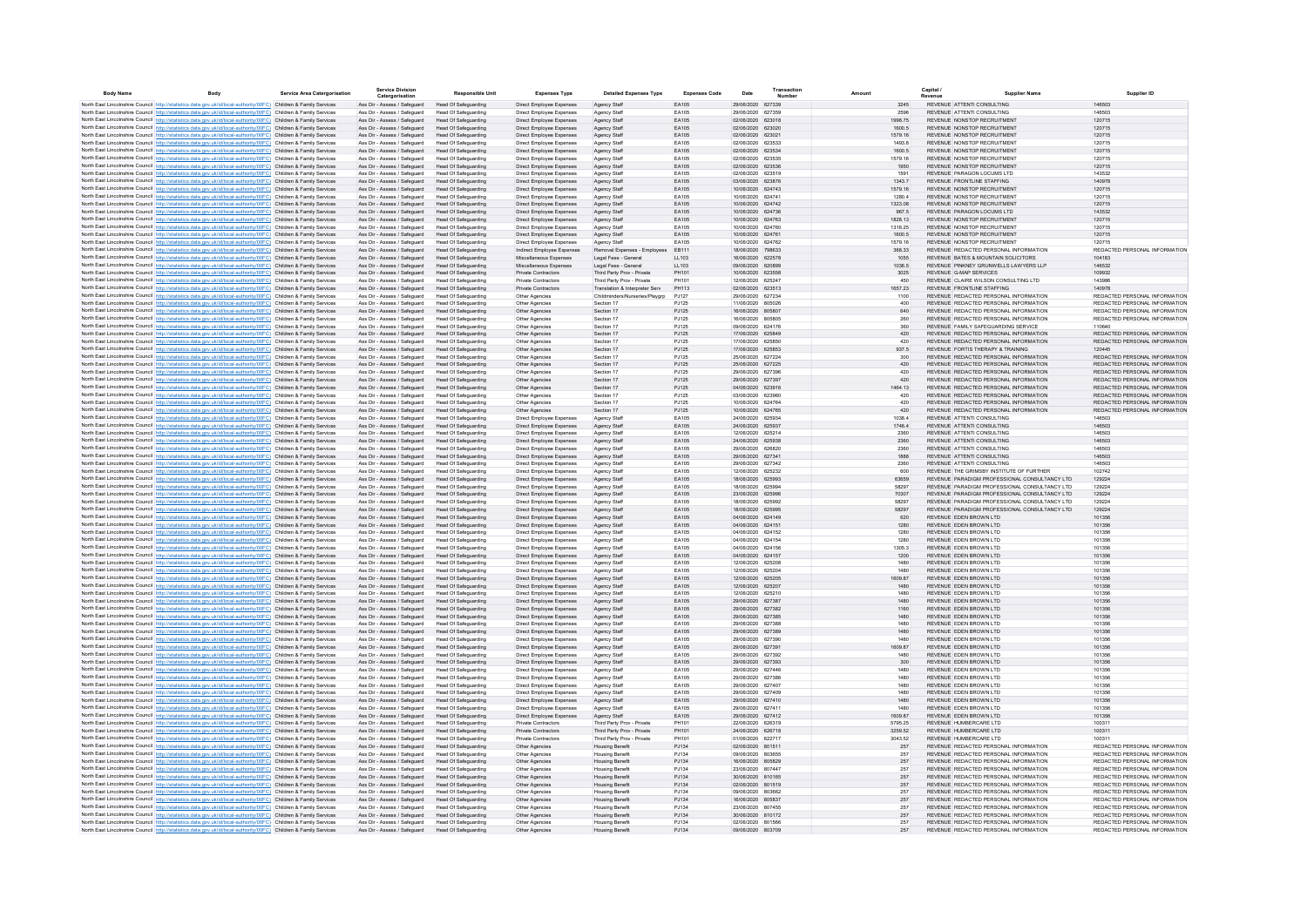| Body Name | Body | Service Area Catergorisation | Service Division Catergorisation | Responsible Unit | Expenses Type | Detailed Expenses Type | Expenses Code | Date | Transaction Number | Amount | Capital / Revenue | Supplier Name | Supplier ID |
|---|---|---|---|---|---|---|---|---|---|---|---|---|---|
| North East Lincolnshire Council | http://statistics.data.gov.uk/id/local-authority/00FC | Children & Family Services | Ass Dir - Assess / Safeguard | Head Of Safeguarding | Direct Employee Expenses | Agency Staff | EA105 | 29/06/2020 | 627339 | 3245 | REVENUE | ATTENTI CONSULTING | 146503 |
| North East Lincolnshire Council | http://statistics.data.gov.uk/id/local-authority/00FC | Children & Family Services | Ass Dir - Assess / Safeguard | Head Of Safeguarding | Direct Employee Expenses | Agency Staff | EA105 | 29/06/2020 | 627359 | 2596 | REVENUE | ATTENTI CONSULTING | 146503 |
| North East Lincolnshire Council | http://statistics.data.gov.uk/id/local-authority/00FC | Children & Family Services | Ass Dir - Assess / Safeguard | Head Of Safeguarding | Direct Employee Expenses | Agency Staff | EA105 | 02/06/2020 | 623018 | 1996.75 | REVENUE | NONSTOP RECRUITMENT | 120715 |
| North East Lincolnshire Council | http://statistics.data.gov.uk/id/local-authority/00FC | Children & Family Services | Ass Dir - Assess / Safeguard | Head Of Safeguarding | Direct Employee Expenses | Agency Staff | EA105 | 02/06/2020 | 623020 | 1600.5 | REVENUE | NONSTOP RECRUITMENT | 120715 |
| North East Lincolnshire Council | http://statistics.data.gov.uk/id/local-authority/00FC | Children & Family Services | Ass Dir - Assess / Safeguard | Head Of Safeguarding | Direct Employee Expenses | Agency Staff | EA105 | 02/06/2020 | 623021 | 1579.16 | REVENUE | NONSTOP RECRUITMENT | 120715 |
| North East Lincolnshire Council | http://statistics.data.gov.uk/id/local-authority/00FC | Children & Family Services | Ass Dir - Assess / Safeguard | Head Of Safeguarding | Direct Employee Expenses | Agency Staff | EA105 | 02/06/2020 | 623533 | 1493.8 | REVENUE | NONSTOP RECRUITMENT | 120715 |
| North East Lincolnshire Council | http://statistics.data.gov.uk/id/local-authority/00FC | Children & Family Services | Ass Dir - Assess / Safeguard | Head Of Safeguarding | Direct Employee Expenses | Agency Staff | EA105 | 02/06/2020 | 623534 | 1600.5 | REVENUE | NONSTOP RECRUITMENT | 120715 |
| North East Lincolnshire Council | http://statistics.data.gov.uk/id/local-authority/00FC | Children & Family Services | Ass Dir - Assess / Safeguard | Head Of Safeguarding | Direct Employee Expenses | Agency Staff | EA105 | 02/06/2020 | 623535 | 1579.16 | REVENUE | NONSTOP RECRUITMENT | 120715 |
| North East Lincolnshire Council | http://statistics.data.gov.uk/id/local-authority/00FC | Children & Family Services | Ass Dir - Assess / Safeguard | Head Of Safeguarding | Direct Employee Expenses | Agency Staff | EA105 | 02/06/2020 | 623536 | 1950 | REVENUE | NONSTOP RECRUITMENT | 120715 |
| North East Lincolnshire Council | http://statistics.data.gov.uk/id/local-authority/00FC | Children & Family Services | Ass Dir - Assess / Safeguard | Head Of Safeguarding | Direct Employee Expenses | Agency Staff | EA105 | 02/06/2020 | 623519 | 1591 | REVENUE | PARAGON LOCUMS LTD | 143532 |
| North East Lincolnshire Council | http://statistics.data.gov.uk/id/local-authority/00FC | Children & Family Services | Ass Dir - Assess / Safeguard | Head Of Safeguarding | Direct Employee Expenses | Agency Staff | EA105 | 03/06/2020 | 623876 | 1343.7 | REVENUE | FRONTLINE STAFFING | 140978 |
| North East Lincolnshire Council | http://statistics.data.gov.uk/id/local-authority/00FC | Children & Family Services | Ass Dir - Assess / Safeguard | Head Of Safeguarding | Direct Employee Expenses | Agency Staff | EA105 | 10/06/2020 | 624743 | 1579.16 | REVENUE | NONSTOP RECRUITMENT | 120715 |
| North East Lincolnshire Council | http://statistics.data.gov.uk/id/local-authority/00FC | Children & Family Services | Ass Dir - Assess / Safeguard | Head Of Safeguarding | Direct Employee Expenses | Agency Staff | EA105 | 10/06/2020 | 624741 | 1280.4 | REVENUE | NONSTOP RECRUITMENT | 120715 |
| North East Lincolnshire Council | http://statistics.data.gov.uk/id/local-authority/00FC | Children & Family Services | Ass Dir - Assess / Safeguard | Head Of Safeguarding | Direct Employee Expenses | Agency Staff | EA105 | 10/06/2020 | 624742 | 1323.08 | REVENUE | NONSTOP RECRUITMENT | 120715 |
| North East Lincolnshire Council | http://statistics.data.gov.uk/id/local-authority/00FC | Children & Family Services | Ass Dir - Assess / Safeguard | Head Of Safeguarding | Direct Employee Expenses | Agency Staff | EA105 | 10/06/2020 | 624736 | 967.5 | REVENUE | PARAGON LOCUMS LTD | 143532 |
| North East Lincolnshire Council | http://statistics.data.gov.uk/id/local-authority/00FC | Children & Family Services | Ass Dir - Assess / Safeguard | Head Of Safeguarding | Direct Employee Expenses | Agency Staff | EA105 | 10/06/2020 | 624763 | 1828.13 | REVENUE | NONSTOP RECRUITMENT | 120715 |
| North East Lincolnshire Council | http://statistics.data.gov.uk/id/local-authority/00FC | Children & Family Services | Ass Dir - Assess / Safeguard | Head Of Safeguarding | Direct Employee Expenses | Agency Staff | EA105 | 10/06/2020 | 624760 | 1316.25 | REVENUE | NONSTOP RECRUITMENT | 120715 |
| North East Lincolnshire Council | http://statistics.data.gov.uk/id/local-authority/00FC | Children & Family Services | Ass Dir - Assess / Safeguard | Head Of Safeguarding | Direct Employee Expenses | Agency Staff | EA105 | 10/06/2020 | 624761 | 1600.5 | REVENUE | NONSTOP RECRUITMENT | 120715 |
| North East Lincolnshire Council | http://statistics.data.gov.uk/id/local-authority/00FC | Children & Family Services | Ass Dir - Assess / Safeguard | Head Of Safeguarding | Direct Employee Expenses | Agency Staff | EA105 | 10/06/2020 | 624762 | 1579.16 | REVENUE | NONSTOP RECRUITMENT | 120715 |
| North East Lincolnshire Council | http://statistics.data.gov.uk/id/local-authority/00FC | Children & Family Services | Ass Dir - Assess / Safeguard | Head Of Safeguarding | Indirect Employee Expenses | Removal Expenses - Employees | EB111 | 18/06/2020 | 798633 | 368.33 | REVENUE | REDACTED PERSONAL INFORMATION | REDACTED PERSONAL INFORMATION |
| North East Lincolnshire Council | http://statistics.data.gov.uk/id/local-authority/00FC | Children & Family Services | Ass Dir - Assess / Safeguard | Head Of Safeguarding | Miscellaneous Expenses | Legal Fees - General | LL103 | 16/06/2020 | 622578 | 1055 | REVENUE | BATES & MOUNTAIN SOLICITORS | 104183 |
| North East Lincolnshire Council | http://statistics.data.gov.uk/id/local-authority/00FC | Children & Family Services | Ass Dir - Assess / Safeguard | Head Of Safeguarding | Miscellaneous Expenses | Legal Fees - General | LL103 | 09/06/2020 | 620899 | 1036.5 | REVENUE | PINKNEY GRUNWELLS LAWYERS LLP | 146532 |
| North East Lincolnshire Council | http://statistics.data.gov.uk/id/local-authority/00FC | Children & Family Services | Ass Dir - Assess / Safeguard | Head Of Safeguarding | Private Contractors | Third Party Prov - Private | PH101 | 10/06/2020 | 623558 | 3025 | REVENUE | G-MAP SERVICES | 109932 |
| North East Lincolnshire Council | http://statistics.data.gov.uk/id/local-authority/00FC | Children & Family Services | Ass Dir - Assess / Safeguard | Head Of Safeguarding | Private Contractors | Third Party Prov - Private | PH101 | 12/06/2020 | 625247 | 450 | REVENUE | CLAIRE WILSON CONSULTING LTD | 143986 |
| North East Lincolnshire Council | http://statistics.data.gov.uk/id/local-authority/00FC | Children & Family Services | Ass Dir - Assess / Safeguard | Head Of Safeguarding | Private Contractors | Translation & Interpreter Serv | PH113 | 02/06/2020 | 623513 | 1657.23 | REVENUE | FRONTLINE STAFFING | 140978 |
| North East Lincolnshire Council | http://statistics.data.gov.uk/id/local-authority/00FC | Children & Family Services | Ass Dir - Assess / Safeguard | Head Of Safeguarding | Other Agencies | Childminders/Nurseries/Playgrp | PJ127 | 29/06/2020 | 627234 | 1100 | REVENUE | REDACTED PERSONAL INFORMATION | REDACTED PERSONAL INFORMATION |
| North East Lincolnshire Council | http://statistics.data.gov.uk/id/local-authority/00FC | Children & Family Services | Ass Dir - Assess / Safeguard | Head Of Safeguarding | Other Agencies | Section 17 | PJ125 | 11/06/2020 | 805026 | 400 | REVENUE | REDACTED PERSONAL INFORMATION | REDACTED PERSONAL INFORMATION |
| North East Lincolnshire Council | http://statistics.data.gov.uk/id/local-authority/00FC | Children & Family Services | Ass Dir - Assess / Safeguard | Head Of Safeguarding | Other Agencies | Section 17 | PJ125 | 16/06/2020 | 805807 | 640 | REVENUE | REDACTED PERSONAL INFORMATION | REDACTED PERSONAL INFORMATION |
| North East Lincolnshire Council | http://statistics.data.gov.uk/id/local-authority/00FC | Children & Family Services | Ass Dir - Assess / Safeguard | Head Of Safeguarding | Other Agencies | Section 17 | PJ125 | 16/06/2020 | 805805 | 260 | REVENUE | REDACTED PERSONAL INFORMATION | REDACTED PERSONAL INFORMATION |
| North East Lincolnshire Council | http://statistics.data.gov.uk/id/local-authority/00FC | Children & Family Services | Ass Dir - Assess / Safeguard | Head Of Safeguarding | Other Agencies | Section 17 | PJ125 | 09/06/2020 | 624176 | 360 | REVENUE | FAMILY SAFEGUARDING SERVICE | 110640 |
| North East Lincolnshire Council | http://statistics.data.gov.uk/id/local-authority/00FC | Children & Family Services | Ass Dir - Assess / Safeguard | Head Of Safeguarding | Other Agencies | Section 17 | PJ125 | 17/06/2020 | 625849 | 420 | REVENUE | REDACTED PERSONAL INFORMATION | REDACTED PERSONAL INFORMATION |
| North East Lincolnshire Council | http://statistics.data.gov.uk/id/local-authority/00FC | Children & Family Services | Ass Dir - Assess / Safeguard | Head Of Safeguarding | Other Agencies | Section 17 | PJ125 | 17/06/2020 | 625850 | 420 | REVENUE | REDACTED PERSONAL INFORMATION | REDACTED PERSONAL INFORMATION |
| North East Lincolnshire Council | http://statistics.data.gov.uk/id/local-authority/00FC | Children & Family Services | Ass Dir - Assess / Safeguard | Head Of Safeguarding | Other Agencies | Section 17 | PJ125 | 17/06/2020 | 625853 | 937.5 | REVENUE | FORTIS THERAPY & TRAINING | 120445 |
| North East Lincolnshire Council | http://statistics.data.gov.uk/id/local-authority/00FC | Children & Family Services | Ass Dir - Assess / Safeguard | Head Of Safeguarding | Other Agencies | Section 17 | PJ125 | 25/06/2020 | 627224 | 300 | REVENUE | REDACTED PERSONAL INFORMATION | REDACTED PERSONAL INFORMATION |
| North East Lincolnshire Council | http://statistics.data.gov.uk/id/local-authority/00FC | Children & Family Services | Ass Dir - Assess / Safeguard | Head Of Safeguarding | Other Agencies | Section 17 | PJ125 | 25/06/2020 | 627225 | 420 | REVENUE | REDACTED PERSONAL INFORMATION | REDACTED PERSONAL INFORMATION |
| North East Lincolnshire Council | http://statistics.data.gov.uk/id/local-authority/00FC | Children & Family Services | Ass Dir - Assess / Safeguard | Head Of Safeguarding | Other Agencies | Section 17 | PJ125 | 29/06/2020 | 627396 | 420 | REVENUE | REDACTED PERSONAL INFORMATION | REDACTED PERSONAL INFORMATION |
| North East Lincolnshire Council | http://statistics.data.gov.uk/id/local-authority/00FC | Children & Family Services | Ass Dir - Assess / Safeguard | Head Of Safeguarding | Other Agencies | Section 17 | PJ125 | 29/06/2020 | 627397 | 420 | REVENUE | REDACTED PERSONAL INFORMATION | REDACTED PERSONAL INFORMATION |
| North East Lincolnshire Council | http://statistics.data.gov.uk/id/local-authority/00FC | Children & Family Services | Ass Dir - Assess / Safeguard | Head Of Safeguarding | Other Agencies | Section 17 | PJ125 | 04/06/2020 | 623916 | 1464.13 | REVENUE | REDACTED PERSONAL INFORMATION | REDACTED PERSONAL INFORMATION |
| North East Lincolnshire Council | http://statistics.data.gov.uk/id/local-authority/00FC | Children & Family Services | Ass Dir - Assess / Safeguard | Head Of Safeguarding | Other Agencies | Section 17 | PJ125 | 03/06/2020 | 623960 | 420 | REVENUE | REDACTED PERSONAL INFORMATION | REDACTED PERSONAL INFORMATION |
| North East Lincolnshire Council | http://statistics.data.gov.uk/id/local-authority/00FC | Children & Family Services | Ass Dir - Assess / Safeguard | Head Of Safeguarding | Other Agencies | Section 17 | PJ125 | 10/06/2020 | 624764 | 420 | REVENUE | REDACTED PERSONAL INFORMATION | REDACTED PERSONAL INFORMATION |
| North East Lincolnshire Council | http://statistics.data.gov.uk/id/local-authority/00FC | Children & Family Services | Ass Dir - Assess / Safeguard | Head Of Safeguarding | Other Agencies | Section 17 | PJ125 | 10/06/2020 | 624765 | 420 | REVENUE | REDACTED PERSONAL INFORMATION | REDACTED PERSONAL INFORMATION |
| North East Lincolnshire Council | http://statistics.data.gov.uk/id/local-authority/00FC | Children & Family Services | Ass Dir - Assess / Safeguard | Head Of Safeguarding | Direct Employee Expenses | Agency Staff | EA105 | 24/06/2020 | 625934 | 1038.4 | REVENUE | ATTENTI CONSULTING | 146503 |
| North East Lincolnshire Council | http://statistics.data.gov.uk/id/local-authority/00FC | Children & Family Services | Ass Dir - Assess / Safeguard | Head Of Safeguarding | Direct Employee Expenses | Agency Staff | EA105 | 24/06/2020 | 625937 | 1746.4 | REVENUE | ATTENTI CONSULTING | 146503 |
| North East Lincolnshire Council | http://statistics.data.gov.uk/id/local-authority/00FC | Children & Family Services | Ass Dir - Assess / Safeguard | Head Of Safeguarding | Direct Employee Expenses | Agency Staff | EA105 | 12/06/2020 | 625214 | 2360 | REVENUE | ATTENTI CONSULTING | 146503 |
| North East Lincolnshire Council | http://statistics.data.gov.uk/id/local-authority/00FC | Children & Family Services | Ass Dir - Assess / Safeguard | Head Of Safeguarding | Direct Employee Expenses | Agency Staff | EA105 | 24/06/2020 | 625938 | 2360 | REVENUE | ATTENTI CONSULTING | 146503 |
| North East Lincolnshire Council | http://statistics.data.gov.uk/id/local-authority/00FC | Children & Family Services | Ass Dir - Assess / Safeguard | Head Of Safeguarding | Direct Employee Expenses | Agency Staff | EA105 | 29/06/2020 | 626820 | 2360 | REVENUE | ATTENTI CONSULTING | 146503 |
| North East Lincolnshire Council | http://statistics.data.gov.uk/id/local-authority/00FC | Children & Family Services | Ass Dir - Assess / Safeguard | Head Of Safeguarding | Direct Employee Expenses | Agency Staff | EA105 | 29/06/2020 | 627341 | 1888 | REVENUE | ATTENTI CONSULTING | 146503 |
| North East Lincolnshire Council | http://statistics.data.gov.uk/id/local-authority/00FC | Children & Family Services | Ass Dir - Assess / Safeguard | Head Of Safeguarding | Direct Employee Expenses | Agency Staff | EA105 | 29/06/2020 | 627342 | 2360 | REVENUE | ATTENTI CONSULTING | 146503 |
| North East Lincolnshire Council | http://statistics.data.gov.uk/id/local-authority/00FC | Children & Family Services | Ass Dir - Assess / Safeguard | Head Of Safeguarding | Direct Employee Expenses | Agency Staff | EA105 | 12/06/2020 | 625232 | 600 | REVENUE | THE GRIMSBY INSTITUTE OF FURTHER | 102742 |
| North East Lincolnshire Council | http://statistics.data.gov.uk/id/local-authority/00FC | Children & Family Services | Ass Dir - Assess / Safeguard | Head Of Safeguarding | Direct Employee Expenses | Agency Staff | EA105 | 18/06/2020 | 625993 | 63659 | REVENUE | PARADIGM PROFESSIONAL CONSULTANCY LTD | 129224 |
| North East Lincolnshire Council | http://statistics.data.gov.uk/id/local-authority/00FC | Children & Family Services | Ass Dir - Assess / Safeguard | Head Of Safeguarding | Direct Employee Expenses | Agency Staff | EA105 | 18/06/2020 | 625994 | 58297 | REVENUE | PARADIGM PROFESSIONAL CONSULTANCY LTD | 129224 |
| North East Lincolnshire Council | http://statistics.data.gov.uk/id/local-authority/00FC | Children & Family Services | Ass Dir - Assess / Safeguard | Head Of Safeguarding | Direct Employee Expenses | Agency Staff | EA105 | 23/06/2020 | 625996 | 70307 | REVENUE | PARADIGM PROFESSIONAL CONSULTANCY LTD | 129224 |
| North East Lincolnshire Council | http://statistics.data.gov.uk/id/local-authority/00FC | Children & Family Services | Ass Dir - Assess / Safeguard | Head Of Safeguarding | Direct Employee Expenses | Agency Staff | EA105 | 18/06/2020 | 625992 | 58297 | REVENUE | PARADIGM PROFESSIONAL CONSULTANCY LTD | 129224 |
| North East Lincolnshire Council | http://statistics.data.gov.uk/id/local-authority/00FC | Children & Family Services | Ass Dir - Assess / Safeguard | Head Of Safeguarding | Direct Employee Expenses | Agency Staff | EA105 | 18/06/2020 | 625995 | 58297 | REVENUE | PARADIGM PROFESSIONAL CONSULTANCY LTD | 129224 |
| North East Lincolnshire Council | http://statistics.data.gov.uk/id/local-authority/00FC | Children & Family Services | Ass Dir - Assess / Safeguard | Head Of Safeguarding | Direct Employee Expenses | Agency Staff | EA105 | 04/06/2020 | 624149 | 620 | REVENUE | EDEN BROWN LTD | 101356 |
| North East Lincolnshire Council | http://statistics.data.gov.uk/id/local-authority/00FC | Children & Family Services | Ass Dir - Assess / Safeguard | Head Of Safeguarding | Direct Employee Expenses | Agency Staff | EA105 | 04/06/2020 | 624151 | 1280 | REVENUE | EDEN BROWN LTD | 101356 |
| North East Lincolnshire Council | http://statistics.data.gov.uk/id/local-authority/00FC | Children & Family Services | Ass Dir - Assess / Safeguard | Head Of Safeguarding | Direct Employee Expenses | Agency Staff | EA105 | 04/06/2020 | 624152 | 1280 | REVENUE | EDEN BROWN LTD | 101356 |
| North East Lincolnshire Council | http://statistics.data.gov.uk/id/local-authority/00FC | Children & Family Services | Ass Dir - Assess / Safeguard | Head Of Safeguarding | Direct Employee Expenses | Agency Staff | EA105 | 04/06/2020 | 624154 | 1280 | REVENUE | EDEN BROWN LTD | 101356 |
| North East Lincolnshire Council | http://statistics.data.gov.uk/id/local-authority/00FC | Children & Family Services | Ass Dir - Assess / Safeguard | Head Of Safeguarding | Direct Employee Expenses | Agency Staff | EA105 | 04/06/2020 | 624156 | 1305.3 | REVENUE | EDEN BROWN LTD | 101356 |
| North East Lincolnshire Council | http://statistics.data.gov.uk/id/local-authority/00FC | Children & Family Services | Ass Dir - Assess / Safeguard | Head Of Safeguarding | Direct Employee Expenses | Agency Staff | EA105 | 04/06/2020 | 624157 | 1200 | REVENUE | EDEN BROWN LTD | 101356 |
| North East Lincolnshire Council | http://statistics.data.gov.uk/id/local-authority/00FC | Children & Family Services | Ass Dir - Assess / Safeguard | Head Of Safeguarding | Direct Employee Expenses | Agency Staff | EA105 | 12/06/2020 | 625208 | 1480 | REVENUE | EDEN BROWN LTD | 101356 |
| North East Lincolnshire Council | http://statistics.data.gov.uk/id/local-authority/00FC | Children & Family Services | Ass Dir - Assess / Safeguard | Head Of Safeguarding | Direct Employee Expenses | Agency Staff | EA105 | 12/06/2020 | 625204 | 1480 | REVENUE | EDEN BROWN LTD | 101356 |
| North East Lincolnshire Council | http://statistics.data.gov.uk/id/local-authority/00FC | Children & Family Services | Ass Dir - Assess / Safeguard | Head Of Safeguarding | Direct Employee Expenses | Agency Staff | EA105 | 12/06/2020 | 625205 | 1609.87 | REVENUE | EDEN BROWN LTD | 101356 |
| North East Lincolnshire Council | http://statistics.data.gov.uk/id/local-authority/00FC | Children & Family Services | Ass Dir - Assess / Safeguard | Head Of Safeguarding | Direct Employee Expenses | Agency Staff | EA105 | 12/06/2020 | 625207 | 1480 | REVENUE | EDEN BROWN LTD | 101356 |
| North East Lincolnshire Council | http://statistics.data.gov.uk/id/local-authority/00FC | Children & Family Services | Ass Dir - Assess / Safeguard | Head Of Safeguarding | Direct Employee Expenses | Agency Staff | EA105 | 12/06/2020 | 625210 | 1480 | REVENUE | EDEN BROWN LTD | 101356 |
| North East Lincolnshire Council | http://statistics.data.gov.uk/id/local-authority/00FC | Children & Family Services | Ass Dir - Assess / Safeguard | Head Of Safeguarding | Direct Employee Expenses | Agency Staff | EA105 | 29/06/2020 | 627387 | 1480 | REVENUE | EDEN BROWN LTD | 101356 |
| North East Lincolnshire Council | http://statistics.data.gov.uk/id/local-authority/00FC | Children & Family Services | Ass Dir - Assess / Safeguard | Head Of Safeguarding | Direct Employee Expenses | Agency Staff | EA105 | 29/06/2020 | 627382 | 1160 | REVENUE | EDEN BROWN LTD | 101356 |
| North East Lincolnshire Council | http://statistics.data.gov.uk/id/local-authority/00FC | Children & Family Services | Ass Dir - Assess / Safeguard | Head Of Safeguarding | Direct Employee Expenses | Agency Staff | EA105 | 29/06/2020 | 627385 | 1480 | REVENUE | EDEN BROWN LTD | 101356 |
| North East Lincolnshire Council | http://statistics.data.gov.uk/id/local-authority/00FC | Children & Family Services | Ass Dir - Assess / Safeguard | Head Of Safeguarding | Direct Employee Expenses | Agency Staff | EA105 | 29/06/2020 | 627388 | 1480 | REVENUE | EDEN BROWN LTD | 101356 |
| North East Lincolnshire Council | http://statistics.data.gov.uk/id/local-authority/00FC | Children & Family Services | Ass Dir - Assess / Safeguard | Head Of Safeguarding | Direct Employee Expenses | Agency Staff | EA105 | 29/06/2020 | 627389 | 1480 | REVENUE | EDEN BROWN LTD | 101356 |
| North East Lincolnshire Council | http://statistics.data.gov.uk/id/local-authority/00FC | Children & Family Services | Ass Dir - Assess / Safeguard | Head Of Safeguarding | Direct Employee Expenses | Agency Staff | EA105 | 29/06/2020 | 627390 | 1480 | REVENUE | EDEN BROWN LTD | 101356 |
| North East Lincolnshire Council | http://statistics.data.gov.uk/id/local-authority/00FC | Children & Family Services | Ass Dir - Assess / Safeguard | Head Of Safeguarding | Direct Employee Expenses | Agency Staff | EA105 | 29/06/2020 | 627391 | 1609.87 | REVENUE | EDEN BROWN LTD | 101356 |
| North East Lincolnshire Council | http://statistics.data.gov.uk/id/local-authority/00FC | Children & Family Services | Ass Dir - Assess / Safeguard | Head Of Safeguarding | Direct Employee Expenses | Agency Staff | EA105 | 29/06/2020 | 627392 | 1480 | REVENUE | EDEN BROWN LTD | 101356 |
| North East Lincolnshire Council | http://statistics.data.gov.uk/id/local-authority/00FC | Children & Family Services | Ass Dir - Assess / Safeguard | Head Of Safeguarding | Direct Employee Expenses | Agency Staff | EA105 | 29/06/2020 | 627393 | 300 | REVENUE | EDEN BROWN LTD | 101356 |
| North East Lincolnshire Council | http://statistics.data.gov.uk/id/local-authority/00FC | Children & Family Services | Ass Dir - Assess / Safeguard | Head Of Safeguarding | Direct Employee Expenses | Agency Staff | EA105 | 29/06/2020 | 627446 | 1480 | REVENUE | EDEN BROWN LTD | 101356 |
| North East Lincolnshire Council | http://statistics.data.gov.uk/id/local-authority/00FC | Children & Family Services | Ass Dir - Assess / Safeguard | Head Of Safeguarding | Direct Employee Expenses | Agency Staff | EA105 | 29/06/2020 | 627386 | 1480 | REVENUE | EDEN BROWN LTD | 101356 |
| North East Lincolnshire Council | http://statistics.data.gov.uk/id/local-authority/00FC | Children & Family Services | Ass Dir - Assess / Safeguard | Head Of Safeguarding | Direct Employee Expenses | Agency Staff | EA105 | 29/06/2020 | 627407 | 1480 | REVENUE | EDEN BROWN LTD | 101356 |
| North East Lincolnshire Council | http://statistics.data.gov.uk/id/local-authority/00FC | Children & Family Services | Ass Dir - Assess / Safeguard | Head Of Safeguarding | Direct Employee Expenses | Agency Staff | EA105 | 29/06/2020 | 627409 | 1480 | REVENUE | EDEN BROWN LTD | 101356 |
| North East Lincolnshire Council | http://statistics.data.gov.uk/id/local-authority/00FC | Children & Family Services | Ass Dir - Assess / Safeguard | Head Of Safeguarding | Direct Employee Expenses | Agency Staff | EA105 | 29/06/2020 | 627410 | 1480 | REVENUE | EDEN BROWN LTD | 101356 |
| North East Lincolnshire Council | http://statistics.data.gov.uk/id/local-authority/00FC | Children & Family Services | Ass Dir - Assess / Safeguard | Head Of Safeguarding | Direct Employee Expenses | Agency Staff | EA105 | 29/06/2020 | 627411 | 1480 | REVENUE | EDEN BROWN LTD | 101356 |
| North East Lincolnshire Council | http://statistics.data.gov.uk/id/local-authority/00FC | Children & Family Services | Ass Dir - Assess / Safeguard | Head Of Safeguarding | Direct Employee Expenses | Agency Staff | EA105 | 29/06/2020 | 627412 | 1609.87 | REVENUE | EDEN BROWN LTD | 101356 |
| North East Lincolnshire Council | http://statistics.data.gov.uk/id/local-authority/00FC | Children & Family Services | Ass Dir - Assess / Safeguard | Head Of Safeguarding | Private Contractors | Third Party Prov - Private | PH101 | 22/06/2020 | 626319 | 5795.25 | REVENUE | HUMBERCARE LTD | 100311 |
| North East Lincolnshire Council | http://statistics.data.gov.uk/id/local-authority/00FC | Children & Family Services | Ass Dir - Assess / Safeguard | Head Of Safeguarding | Private Contractors | Third Party Prov - Private | PH101 | 24/06/2020 | 626718 | 3259.52 | REVENUE | HUMBERCARE LTD | 100311 |
| North East Lincolnshire Council | http://statistics.data.gov.uk/id/local-authority/00FC | Children & Family Services | Ass Dir - Assess / Safeguard | Head Of Safeguarding | Private Contractors | Third Party Prov - Private | PH101 | 01/06/2020 | 622717 | 3043.52 | REVENUE | HUMBERCARE LTD | 100311 |
| North East Lincolnshire Council | http://statistics.data.gov.uk/id/local-authority/00FC | Children & Family Services | Ass Dir - Assess / Safeguard | Head Of Safeguarding | Other Agencies | Housing Benefit | PJ134 | 02/06/2020 | 801511 | 257 | REVENUE | REDACTED PERSONAL INFORMATION | REDACTED PERSONAL INFORMATION |
| North East Lincolnshire Council | http://statistics.data.gov.uk/id/local-authority/00FC | Children & Family Services | Ass Dir - Assess / Safeguard | Head Of Safeguarding | Other Agencies | Housing Benefit | PJ134 | 09/06/2020 | 803655 | 257 | REVENUE | REDACTED PERSONAL INFORMATION | REDACTED PERSONAL INFORMATION |
| North East Lincolnshire Council | http://statistics.data.gov.uk/id/local-authority/00FC | Children & Family Services | Ass Dir - Assess / Safeguard | Head Of Safeguarding | Other Agencies | Housing Benefit | PJ134 | 16/06/2020 | 805829 | 257 | REVENUE | REDACTED PERSONAL INFORMATION | REDACTED PERSONAL INFORMATION |
| North East Lincolnshire Council | http://statistics.data.gov.uk/id/local-authority/00FC | Children & Family Services | Ass Dir - Assess / Safeguard | Head Of Safeguarding | Other Agencies | Housing Benefit | PJ134 | 23/06/2020 | 807447 | 257 | REVENUE | REDACTED PERSONAL INFORMATION | REDACTED PERSONAL INFORMATION |
| North East Lincolnshire Council | http://statistics.data.gov.uk/id/local-authority/00FC | Children & Family Services | Ass Dir - Assess / Safeguard | Head Of Safeguarding | Other Agencies | Housing Benefit | PJ134 | 30/06/2020 | 810165 | 257 | REVENUE | REDACTED PERSONAL INFORMATION | REDACTED PERSONAL INFORMATION |
| North East Lincolnshire Council | http://statistics.data.gov.uk/id/local-authority/00FC | Children & Family Services | Ass Dir - Assess / Safeguard | Head Of Safeguarding | Other Agencies | Housing Benefit | PJ134 | 02/06/2020 | 801519 | 257 | REVENUE | REDACTED PERSONAL INFORMATION | REDACTED PERSONAL INFORMATION |
| North East Lincolnshire Council | http://statistics.data.gov.uk/id/local-authority/00FC | Children & Family Services | Ass Dir - Assess / Safeguard | Head Of Safeguarding | Other Agencies | Housing Benefit | PJ134 | 09/06/2020 | 803662 | 257 | REVENUE | REDACTED PERSONAL INFORMATION | REDACTED PERSONAL INFORMATION |
| North East Lincolnshire Council | http://statistics.data.gov.uk/id/local-authority/00FC | Children & Family Services | Ass Dir - Assess / Safeguard | Head Of Safeguarding | Other Agencies | Housing Benefit | PJ134 | 16/06/2020 | 805837 | 257 | REVENUE | REDACTED PERSONAL INFORMATION | REDACTED PERSONAL INFORMATION |
| North East Lincolnshire Council | http://statistics.data.gov.uk/id/local-authority/00FC | Children & Family Services | Ass Dir - Assess / Safeguard | Head Of Safeguarding | Other Agencies | Housing Benefit | PJ134 | 23/06/2020 | 807455 | 257 | REVENUE | REDACTED PERSONAL INFORMATION | REDACTED PERSONAL INFORMATION |
| North East Lincolnshire Council | http://statistics.data.gov.uk/id/local-authority/00FC | Children & Family Services | Ass Dir - Assess / Safeguard | Head Of Safeguarding | Other Agencies | Housing Benefit | PJ134 | 30/06/2020 | 810172 | 257 | REVENUE | REDACTED PERSONAL INFORMATION | REDACTED PERSONAL INFORMATION |
| North East Lincolnshire Council | http://statistics.data.gov.uk/id/local-authority/00FC | Children & Family Services | Ass Dir - Assess / Safeguard | Head Of Safeguarding | Other Agencies | Housing Benefit | PJ134 | 02/06/2020 | 801566 | 257 | REVENUE | REDACTED PERSONAL INFORMATION | REDACTED PERSONAL INFORMATION |
| North East Lincolnshire Council | http://statistics.data.gov.uk/id/local-authority/00FC | Children & Family Services | Ass Dir - Assess / Safeguard | Head Of Safeguarding | Other Agencies | Housing Benefit | PJ134 | 09/06/2020 | 803709 | 257 | REVENUE | REDACTED PERSONAL INFORMATION | REDACTED PERSONAL INFORMATION |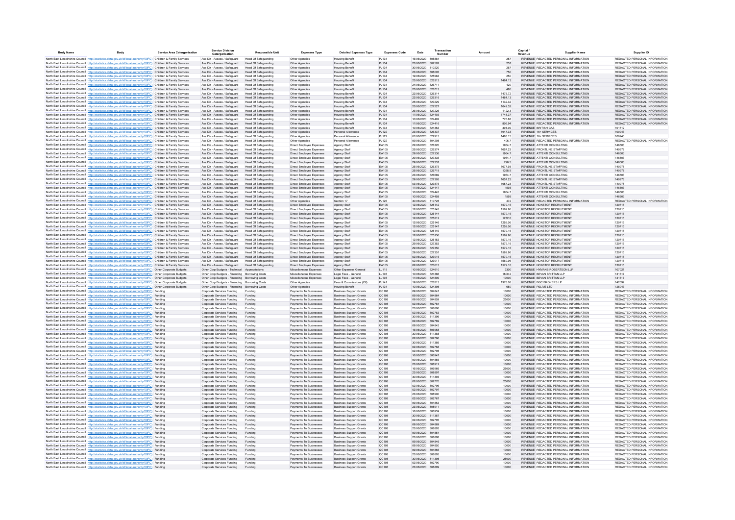| Body Name | Body | Service Area Catergorisation | Service Division Catergorisation | Responsible Unit | Expenses Type | Detailed Expenses Type | Expenses Code | Date | Transaction Number | Amount | Capital / Revenue | Supplier Name | Supplier ID |
|---|---|---|---|---|---|---|---|---|---|---|---|---|---|
| North East Lincolnshire Council | http://statistics.data.gov.uk/id/local-authority/00FC | Children & Family Services | Ass Dir - Assess / Safeguard | Head Of Safeguarding | Other Agencies | Housing Benefit | PJ134 | 16/06/2020 | 805884 | 257 | REVENUE | REDACTED PERSONAL INFORMATION | REDACTED PERSONAL INFORMATION |
| North East Lincolnshire Council | http://statistics.data.gov.uk/id/local-authority/00FC | Children & Family Services | Ass Dir - Assess / Safeguard | Head Of Safeguarding | Other Agencies | Housing Benefit | PJ134 | 23/06/2020 | 807502 | 257 | REVENUE | REDACTED PERSONAL INFORMATION | REDACTED PERSONAL INFORMATION |
| North East Lincolnshire Council | http://statistics.data.gov.uk/id/local-authority/00FC | Children & Family Services | Ass Dir - Assess / Safeguard | Head Of Safeguarding | Other Agencies | Housing Benefit | PJ134 | 30/06/2020 | 810220 | 257 | REVENUE | REDACTED PERSONAL INFORMATION | REDACTED PERSONAL INFORMATION |
| North East Lincolnshire Council | http://statistics.data.gov.uk/id/local-authority/00FC | Children & Family Services | Ass Dir - Assess / Safeguard | Head Of Safeguarding | Other Agencies | Housing Benefit | PJ134 | 23/06/2020 | 808005 | 750 | REVENUE | REDACTED PERSONAL INFORMATION | REDACTED PERSONAL INFORMATION |
| North East Lincolnshire Council | http://statistics.data.gov.uk/id/local-authority/00FC | Children & Family Services | Ass Dir - Assess / Safeguard | Head Of Safeguarding | Other Agencies | Housing Benefit | PJ134 | 19/06/2020 | 625983 | 250 | REVENUE | REDACTED PERSONAL INFORMATION | REDACTED PERSONAL INFORMATION |
| North East Lincolnshire Council | http://statistics.data.gov.uk/id/local-authority/00FC | Children & Family Services | Ass Dir - Assess / Safeguard | Head Of Safeguarding | Other Agencies | Housing Benefit | PJ134 | 23/06/2020 | 626313 | 1464.13 | REVENUE | REDACTED PERSONAL INFORMATION | REDACTED PERSONAL INFORMATION |
| North East Lincolnshire Council | http://statistics.data.gov.uk/id/local-authority/00FC | Children & Family Services | Ass Dir - Assess / Safeguard | Head Of Safeguarding | Other Agencies | Housing Benefit | PJ134 | 24/06/2020 | 626711 | 420 | REVENUE | REDACTED PERSONAL INFORMATION | REDACTED PERSONAL INFORMATION |
| North East Lincolnshire Council | http://statistics.data.gov.uk/id/local-authority/00FC | Children & Family Services | Ass Dir - Assess / Safeguard | Head Of Safeguarding | Other Agencies | Housing Benefit | PJ134 | 25/06/2020 | 626713 | 480 | REVENUE | REDACTED PERSONAL INFORMATION | REDACTED PERSONAL INFORMATION |
| North East Lincolnshire Council | http://statistics.data.gov.uk/id/local-authority/00FC | Children & Family Services | Ass Dir - Assess / Safeguard | Head Of Safeguarding | Other Agencies | Housing Benefit | PJ134 | 22/06/2020 | 626314 | 1476.72 | REVENUE | REDACTED PERSONAL INFORMATION | REDACTED PERSONAL INFORMATION |
| North East Lincolnshire Council | http://statistics.data.gov.uk/id/local-authority/00FC | Children & Family Services | Ass Dir - Assess / Safeguard | Head Of Safeguarding | Other Agencies | Housing Benefit | PJ134 | 22/06/2020 | 626316 | 1464.13 | REVENUE | REDACTED PERSONAL INFORMATION | REDACTED PERSONAL INFORMATION |
| North East Lincolnshire Council | http://statistics.data.gov.uk/id/local-authority/00FC | Children & Family Services | Ass Dir - Assess / Safeguard | Head Of Safeguarding | Other Agencies | Housing Benefit | PJ134 | 25/06/2020 | 627229 | 1132.32 | REVENUE | REDACTED PERSONAL INFORMATION | REDACTED PERSONAL INFORMATION |
| North East Lincolnshire Council | http://statistics.data.gov.uk/id/local-authority/00FC | Children & Family Services | Ass Dir - Assess / Safeguard | Head Of Safeguarding | Other Agencies | Housing Benefit | PJ134 | 25/06/2020 | 627227 | 1049.32 | REVENUE | REDACTED PERSONAL INFORMATION | REDACTED PERSONAL INFORMATION |
| North East Lincolnshire Council | http://statistics.data.gov.uk/id/local-authority/00FC | Children & Family Services | Ass Dir - Assess / Safeguard | Head Of Safeguarding | Other Agencies | Housing Benefit | PJ134 | 26/06/2020 | 627226 | 1122.3 | REVENUE | REDACTED PERSONAL INFORMATION | REDACTED PERSONAL INFORMATION |
| North East Lincolnshire Council | http://statistics.data.gov.uk/id/local-authority/00FC | Children & Family Services | Ass Dir - Assess / Safeguard | Head Of Safeguarding | Other Agencies | Housing Benefit | PJ134 | 11/06/2020 | 624403 | 1748.37 | REVENUE | REDACTED PERSONAL INFORMATION | REDACTED PERSONAL INFORMATION |
| North East Lincolnshire Council | http://statistics.data.gov.uk/id/local-authority/00FC | Children & Family Services | Ass Dir - Assess / Safeguard | Head Of Safeguarding | Other Agencies | Housing Benefit | PJ134 | 10/06/2020 | 624402 | 776.88 | REVENUE | REDACTED PERSONAL INFORMATION | REDACTED PERSONAL INFORMATION |
| North East Lincolnshire Council | http://statistics.data.gov.uk/id/local-authority/00FC | Children & Family Services | Ass Dir - Assess / Safeguard | Head Of Safeguarding | Other Agencies | Housing Benefit | PJ134 | 11/06/2020 | 624416 | 806.94 | REVENUE | REDACTED PERSONAL INFORMATION | REDACTED PERSONAL INFORMATION |
| North East Lincolnshire Council | http://statistics.data.gov.uk/id/local-authority/00FC | Children & Family Services | Ass Dir - Assess / Safeguard | Head Of Safeguarding | Other Agencies | Housing Benefit | PJ134 | 10/06/2020 | 624363 | 301.09 | REVENUE | BRITISH GAS | 101712 |
| North East Lincolnshire Council | http://statistics.data.gov.uk/id/local-authority/00FC | Children & Family Services | Ass Dir - Assess / Safeguard | Head Of Safeguarding | Other Agencies | Personal Allowance | PJ122 | 23/06/2020 | 626337 | 1947.33 | REVENUE | 16+ SERVICES | 100943 |
| North East Lincolnshire Council | http://statistics.data.gov.uk/id/local-authority/00FC | Children & Family Services | Ass Dir - Assess / Safeguard | Head Of Safeguarding | Other Agencies | Personal Allowance | PJ122 | 01/06/2020 | 622915 | 1463.15 | REVENUE | 16+ SERVICES | 100943 |
| North East Lincolnshire Council | http://statistics.data.gov.uk/id/local-authority/00FC | Children & Family Services | Ass Dir - Assess / Safeguard | Head Of Safeguarding | Other Agencies | Personal Allowance | PJ122 | 09/06/2020 | 804208 | 408.7 | REVENUE | REDACTED PERSONAL INFORMATION | REDACTED PERSONAL INFORMATION |
| North East Lincolnshire Council | http://statistics.data.gov.uk/id/local-authority/00FC | Children & Family Services | Ass Dir - Assess / Safeguard | Head Of Safeguarding | Direct Employee Expenses | Agency Staff | EA105 | 22/06/2020 | 626320 | 1964.7 | REVENUE | ATTENTI CONSULTING | 146503 |
| North East Lincolnshire Council | http://statistics.data.gov.uk/id/local-authority/00FC | Children & Family Services | Ass Dir - Assess / Safeguard | Head Of Safeguarding | Direct Employee Expenses | Agency Staff | EA105 | 25/06/2020 | 626374 | 1657.23 | REVENUE | FRONTLINE STAFFING | 140978 |
| North East Lincolnshire Council | http://statistics.data.gov.uk/id/local-authority/00FC | Children & Family Services | Ass Dir - Assess / Safeguard | Head Of Safeguarding | Direct Employee Expenses | Agency Staff | EA105 | 29/06/2020 | 627336 | 1964.7 | REVENUE | ATTENTI CONSULTING | 146503 |
| North East Lincolnshire Council | http://statistics.data.gov.uk/id/local-authority/00FC | Children & Family Services | Ass Dir - Assess / Safeguard | Head Of Safeguarding | Direct Employee Expenses | Agency Staff | EA105 | 29/06/2020 | 627335 | 1964.7 | REVENUE | ATTENTI CONSULTING | 146503 |
| North East Lincolnshire Council | http://statistics.data.gov.uk/id/local-authority/00FC | Children & Family Services | Ass Dir - Assess / Safeguard | Head Of Safeguarding | Direct Employee Expenses | Agency Staff | EA105 | 29/06/2020 | 627337 | 796.5 | REVENUE | ATTENTI CONSULTING | 146503 |
| North East Lincolnshire Council | http://statistics.data.gov.uk/id/local-authority/00FC | Children & Family Services | Ass Dir - Assess / Safeguard | Head Of Safeguarding | Direct Employee Expenses | Agency Staff | EA105 | 25/06/2020 | 626375 | 1677.93 | REVENUE | FRONTLINE STAFFING | 140978 |
| North East Lincolnshire Council | http://statistics.data.gov.uk/id/local-authority/00FC | Children & Family Services | Ass Dir - Assess / Safeguard | Head Of Safeguarding | Direct Employee Expenses | Agency Staff | EA105 | 25/06/2020 | 626719 | 1368.9 | REVENUE | FRONTLINE STAFFING | 140978 |
| North East Lincolnshire Council | http://statistics.data.gov.uk/id/local-authority/00FC | Children & Family Services | Ass Dir - Assess / Safeguard | Head Of Safeguarding | Direct Employee Expenses | Agency Staff | EA105 | 23/06/2020 | 626689 | 1964.7 | REVENUE | ATTENTI CONSULTING | 146503 |
| North East Lincolnshire Council | http://statistics.data.gov.uk/id/local-authority/00FC | Children & Family Services | Ass Dir - Assess / Safeguard | Head Of Safeguarding | Direct Employee Expenses | Agency Staff | EA105 | 29/06/2020 | 627305 | 1657.23 | REVENUE | FRONTLINE STAFFING | 140978 |
| North East Lincolnshire Council | http://statistics.data.gov.uk/id/local-authority/00FC | Children & Family Services | Ass Dir - Assess / Safeguard | Head Of Safeguarding | Direct Employee Expenses | Agency Staff | EA105 | 03/06/2020 | 623875 | 1657.23 | REVENUE | FRONTLINE STAFFING | 140978 |
| North East Lincolnshire Council | http://statistics.data.gov.uk/id/local-authority/00FC | Children & Family Services | Ass Dir - Assess / Safeguard | Head Of Safeguarding | Direct Employee Expenses | Agency Staff | EA105 | 11/06/2020 | 624447 | 1593 | REVENUE | ATTENTI CONSULTING | 146503 |
| North East Lincolnshire Council | http://statistics.data.gov.uk/id/local-authority/00FC | Children & Family Services | Ass Dir - Assess / Safeguard | Head Of Safeguarding | Direct Employee Expenses | Agency Staff | EA105 | 10/06/2020 | 624445 | 1964.7 | REVENUE | ATTENTI CONSULTING | 146503 |
| North East Lincolnshire Council | http://statistics.data.gov.uk/id/local-authority/00FC | Children & Family Services | Ass Dir - Assess / Safeguard | Head Of Safeguarding | Direct Employee Expenses | Agency Staff | EA105 | 10/06/2020 | 624458 | 1593 | REVENUE | ATTENTI CONSULTING | 146503 |
| North East Lincolnshire Council | http://statistics.data.gov.uk/id/local-authority/00FC | Children & Family Services | Ass Dir - Assess / Safeguard | Head Of Safeguarding | Other Agencies | Section 17 | PJ125 | 30/06/2020 | 810728 | 472 | REVENUE | REDACTED PERSONAL INFORMATION | REDACTED PERSONAL INFORMATION |
| North East Lincolnshire Council | http://statistics.data.gov.uk/id/local-authority/00FC | Children & Family Services | Ass Dir - Assess / Safeguard | Head Of Safeguarding | Direct Employee Expenses | Agency Staff | EA105 | 12/06/2020 | 625142 | 1579.16 | REVENUE | NONSTOP RECRUITMENT | 120715 |
| North East Lincolnshire Council | http://statistics.data.gov.uk/id/local-authority/00FC | Children & Family Services | Ass Dir - Assess / Safeguard | Head Of Safeguarding | Direct Employee Expenses | Agency Staff | EA105 | 12/06/2020 | 625143 | 1569.96 | REVENUE | NONSTOP RECRUITMENT | 120715 |
| North East Lincolnshire Council | http://statistics.data.gov.uk/id/local-authority/00FC | Children & Family Services | Ass Dir - Assess / Safeguard | Head Of Safeguarding | Direct Employee Expenses | Agency Staff | EA105 | 12/06/2020 | 625144 | 1579.16 | REVENUE | NONSTOP RECRUITMENT | 120715 |
| North East Lincolnshire Council | http://statistics.data.gov.uk/id/local-authority/00FC | Children & Family Services | Ass Dir - Assess / Safeguard | Head Of Safeguarding | Direct Employee Expenses | Agency Staff | EA105 | 12/06/2020 | 625212 | 1272.6 | REVENUE | NONSTOP RECRUITMENT | 120715 |
| North East Lincolnshire Council | http://statistics.data.gov.uk/id/local-authority/00FC | Children & Family Services | Ass Dir - Assess / Safeguard | Head Of Safeguarding | Direct Employee Expenses | Agency Staff | EA105 | 12/06/2020 | 625146 | 1259.06 | REVENUE | NONSTOP RECRUITMENT | 120715 |
| North East Lincolnshire Council | http://statistics.data.gov.uk/id/local-authority/00FC | Children & Family Services | Ass Dir - Assess / Safeguard | Head Of Safeguarding | Direct Employee Expenses | Agency Staff | EA105 | 12/06/2020 | 625147 | 1259.06 | REVENUE | NONSTOP RECRUITMENT | 120715 |
| North East Lincolnshire Council | http://statistics.data.gov.uk/id/local-authority/00FC | Children & Family Services | Ass Dir - Assess / Safeguard | Head Of Safeguarding | Direct Employee Expenses | Agency Staff | EA105 | 12/06/2020 | 625149 | 1579.16 | REVENUE | NONSTOP RECRUITMENT | 120715 |
| North East Lincolnshire Council | http://statistics.data.gov.uk/id/local-authority/00FC | Children & Family Services | Ass Dir - Assess / Safeguard | Head Of Safeguarding | Direct Employee Expenses | Agency Staff | EA105 | 12/06/2020 | 625150 | 1569.96 | REVENUE | NONSTOP RECRUITMENT | 120715 |
| North East Lincolnshire Council | http://statistics.data.gov.uk/id/local-authority/00FC | Children & Family Services | Ass Dir - Assess / Safeguard | Head Of Safeguarding | Direct Employee Expenses | Agency Staff | EA105 | 12/06/2020 | 625153 | 1579.16 | REVENUE | NONSTOP RECRUITMENT | 120715 |
| North East Lincolnshire Council | http://statistics.data.gov.uk/id/local-authority/00FC | Children & Family Services | Ass Dir - Assess / Safeguard | Head Of Safeguarding | Direct Employee Expenses | Agency Staff | EA105 | 29/06/2020 | 627353 | 1579.16 | REVENUE | NONSTOP RECRUITMENT | 120715 |
| North East Lincolnshire Council | http://statistics.data.gov.uk/id/local-authority/00FC | Children & Family Services | Ass Dir - Assess / Safeguard | Head Of Safeguarding | Direct Employee Expenses | Agency Staff | EA105 | 29/06/2020 | 627350 | 1579.16 | REVENUE | NONSTOP RECRUITMENT | 120715 |
| North East Lincolnshire Council | http://statistics.data.gov.uk/id/local-authority/00FC | Children & Family Services | Ass Dir - Assess / Safeguard | Head Of Safeguarding | Direct Employee Expenses | Agency Staff | EA105 | 29/06/2020 | 627351 | 1569.96 | REVENUE | NONSTOP RECRUITMENT | 120715 |
| North East Lincolnshire Council | http://statistics.data.gov.uk/id/local-authority/00FC | Children & Family Services | Ass Dir - Assess / Safeguard | Head Of Safeguarding | Direct Employee Expenses | Agency Staff | EA105 | 02/06/2020 | 623016 | 1579.16 | REVENUE | NONSTOP RECRUITMENT | 120715 |
| North East Lincolnshire Council | http://statistics.data.gov.uk/id/local-authority/00FC | Children & Family Services | Ass Dir - Assess / Safeguard | Head Of Safeguarding | Direct Employee Expenses | Agency Staff | EA105 | 02/06/2020 | 623017 | 1569.96 | REVENUE | NONSTOP RECRUITMENT | 120715 |
| North East Lincolnshire Council | http://statistics.data.gov.uk/id/local-authority/00FC | Children & Family Services | Ass Dir - Assess / Safeguard | Head Of Safeguarding | Direct Employee Expenses | Agency Staff | EA105 | 02/06/2020 | 623015 | 1579.16 | REVENUE | NONSTOP RECRUITMENT | 120715 |
| North East Lincolnshire Council | http://statistics.data.gov.uk/id/local-authority/00FC | Other Corporate Budgets | Other Corp Budgets - Technical | Appropriations | Miscellaneous Expenses | Other Expenses General | LL119 | 10/06/2020 | 624610 | 3300 | REVENUE | HYMANS ROBERTSON LLP | 107021 |
| North East Lincolnshire Council | http://statistics.data.gov.uk/id/local-authority/00FC | Other Corporate Budgets | Other Corp Budgets - Financing | Borrowing Costs | Miscellaneous Expenses | Legal Fees - General | LL103 | 10/06/2020 | 624386 | 1800.2 | REVENUE | BEVAN BRITTAN LLP | 131317 |
| North East Lincolnshire Council | http://statistics.data.gov.uk/id/local-authority/00FC | Other Corporate Budgets | Other Corp Budgets - Financing | Borrowing Costs | Miscellaneous Expenses | Legal Fees - General | LL103 | 11/06/2020 | 624809 | 10000 | REVENUE | BEVAN BRITTAN LLP | 131317 |
| North East Lincolnshire Council | http://statistics.data.gov.uk/id/local-authority/00FC | Other Corporate Budgets | Other Corp Budgets - Financing | Borrowing Costs | Other Agencies | Fees & Commissions (Cf) | PJ141 | 19/06/2020 | 626213 | 1978.06 | REVENUE | BGC BROKERS LP | 142592 |
| North East Lincolnshire Council | http://statistics.data.gov.uk/id/local-authority/00FC | Other Corporate Budgets | Other Corp Budgets - Financing | Borrowing Costs | Other Agencies | Housing Benefit | PJ134 | 10/06/2020 | 624398 | 650 | REVENUE | PSLIVE LTD | 125043 |
| North East Lincolnshire Council | http://statistics.data.gov.uk/id/local-authority/00FC | Funding | Corporate Services Funding | Funding | Payments To Businesses | Business Support Grants | QC108 | 09/06/2020 | 804847 | 10000 | REVENUE | REDACTED PERSONAL INFORMATION | REDACTED PERSONAL INFORMATION |
| North East Lincolnshire Council | http://statistics.data.gov.uk/id/local-authority/00FC | Funding | Corporate Services Funding | Funding | Payments To Businesses | Business Support Grants | QC108 | 09/06/2020 | 804864 | 10000 | REVENUE | REDACTED PERSONAL INFORMATION | REDACTED PERSONAL INFORMATION |
| North East Lincolnshire Council | http://statistics.data.gov.uk/id/local-authority/00FC | Funding | Corporate Services Funding | Funding | Payments To Businesses | Business Support Grants | QC108 | 09/06/2020 | 804859 | 25000 | REVENUE | REDACTED PERSONAL INFORMATION | REDACTED PERSONAL INFORMATION |
| North East Lincolnshire Council | http://statistics.data.gov.uk/id/local-authority/00FC | Funding | Corporate Services Funding | Funding | Payments To Businesses | Business Support Grants | QC108 | 02/06/2020 | 802784 | 10000 | REVENUE | REDACTED PERSONAL INFORMATION | REDACTED PERSONAL INFORMATION |
| North East Lincolnshire Council | http://statistics.data.gov.uk/id/local-authority/00FC | Funding | Corporate Services Funding | Funding | Payments To Businesses | Business Support Grants | QC108 | 23/06/2020 | 808896 | 10000 | REVENUE | REDACTED PERSONAL INFORMATION | REDACTED PERSONAL INFORMATION |
| North East Lincolnshire Council | http://statistics.data.gov.uk/id/local-authority/00FC | Funding | Corporate Services Funding | Funding | Payments To Businesses | Business Support Grants | QC108 | 02/06/2020 | 802783 | 10000 | REVENUE | REDACTED PERSONAL INFORMATION | REDACTED PERSONAL INFORMATION |
| North East Lincolnshire Council | http://statistics.data.gov.uk/id/local-authority/00FC | Funding | Corporate Services Funding | Funding | Payments To Businesses | Business Support Grants | QC108 | 30/06/2020 | 811396 | 10000 | REVENUE | REDACTED PERSONAL INFORMATION | REDACTED PERSONAL INFORMATION |
| North East Lincolnshire Council | http://statistics.data.gov.uk/id/local-authority/00FC | Funding | Corporate Services Funding | Funding | Payments To Businesses | Business Support Grants | QC108 | 02/06/2020 | 802789 | 10000 | REVENUE | REDACTED PERSONAL INFORMATION | REDACTED PERSONAL INFORMATION |
| North East Lincolnshire Council | http://statistics.data.gov.uk/id/local-authority/00FC | Funding | Corporate Services Funding | Funding | Payments To Businesses | Business Support Grants | QC108 | 09/06/2020 | 804843 | 10000 | REVENUE | REDACTED PERSONAL INFORMATION | REDACTED PERSONAL INFORMATION |
| North East Lincolnshire Council | http://statistics.data.gov.uk/id/local-authority/00FC | Funding | Corporate Services Funding | Funding | Payments To Businesses | Business Support Grants | QC108 | 16/06/2020 | 806958 | 10000 | REVENUE | REDACTED PERSONAL INFORMATION | REDACTED PERSONAL INFORMATION |
| North East Lincolnshire Council | http://statistics.data.gov.uk/id/local-authority/00FC | Funding | Corporate Services Funding | Funding | Payments To Businesses | Business Support Grants | QC108 | 30/06/2020 | 811388 | 10000 | REVENUE | REDACTED PERSONAL INFORMATION | REDACTED PERSONAL INFORMATION |
| North East Lincolnshire Council | http://statistics.data.gov.uk/id/local-authority/00FC | Funding | Corporate Services Funding | Funding | Payments To Businesses | Business Support Grants | QC108 | 02/06/2020 | 802786 | 10000 | REVENUE | REDACTED PERSONAL INFORMATION | REDACTED PERSONAL INFORMATION |
| North East Lincolnshire Council | http://statistics.data.gov.uk/id/local-authority/00FC | Funding | Corporate Services Funding | Funding | Payments To Businesses | Business Support Grants | QC108 | 30/06/2020 | 811386 | 10000 | REVENUE | REDACTED PERSONAL INFORMATION | REDACTED PERSONAL INFORMATION |
| North East Lincolnshire Council | http://statistics.data.gov.uk/id/local-authority/00FC | Funding | Corporate Services Funding | Funding | Payments To Businesses | Business Support Grants | QC108 | 02/06/2020 | 802768 | 10000 | REVENUE | REDACTED PERSONAL INFORMATION | REDACTED PERSONAL INFORMATION |
| North East Lincolnshire Council | http://statistics.data.gov.uk/id/local-authority/00FC | Funding | Corporate Services Funding | Funding | Payments To Businesses | Business Support Grants | QC108 | 02/06/2020 | 802798 | 10000 | REVENUE | REDACTED PERSONAL INFORMATION | REDACTED PERSONAL INFORMATION |
| North East Lincolnshire Council | http://statistics.data.gov.uk/id/local-authority/00FC | Funding | Corporate Services Funding | Funding | Payments To Businesses | Business Support Grants | QC108 | 16/06/2020 | 806947 | 10000 | REVENUE | REDACTED PERSONAL INFORMATION | REDACTED PERSONAL INFORMATION |
| North East Lincolnshire Council | http://statistics.data.gov.uk/id/local-authority/00FC | Funding | Corporate Services Funding | Funding | Payments To Businesses | Business Support Grants | QC108 | 09/06/2020 | 804856 | 10000 | REVENUE | REDACTED PERSONAL INFORMATION | REDACTED PERSONAL INFORMATION |
| North East Lincolnshire Council | http://statistics.data.gov.uk/id/local-authority/00FC | Funding | Corporate Services Funding | Funding | Payments To Businesses | Business Support Grants | QC108 | 23/06/2020 | 808912 | 10000 | REVENUE | REDACTED PERSONAL INFORMATION | REDACTED PERSONAL INFORMATION |
| North East Lincolnshire Council | http://statistics.data.gov.uk/id/local-authority/00FC | Funding | Corporate Services Funding | Funding | Payments To Businesses | Business Support Grants | QC108 | 16/06/2020 | 806966 | 25000 | REVENUE | REDACTED PERSONAL INFORMATION | REDACTED PERSONAL INFORMATION |
| North East Lincolnshire Council | http://statistics.data.gov.uk/id/local-authority/00FC | Funding | Corporate Services Funding | Funding | Payments To Businesses | Business Support Grants | QC108 | 23/06/2020 | 808897 | 10000 | REVENUE | REDACTED PERSONAL INFORMATION | REDACTED PERSONAL INFORMATION |
| North East Lincolnshire Council | http://statistics.data.gov.uk/id/local-authority/00FC | Funding | Corporate Services Funding | Funding | Payments To Businesses | Business Support Grants | QC108 | 30/06/2020 | 811393 | 10000 | REVENUE | REDACTED PERSONAL INFORMATION | REDACTED PERSONAL INFORMATION |
| North East Lincolnshire Council | http://statistics.data.gov.uk/id/local-authority/00FC | Funding | Corporate Services Funding | Funding | Payments To Businesses | Business Support Grants | QC108 | 02/06/2020 | 802770 | 25000 | REVENUE | REDACTED PERSONAL INFORMATION | REDACTED PERSONAL INFORMATION |
| North East Lincolnshire Council | http://statistics.data.gov.uk/id/local-authority/00FC | Funding | Corporate Services Funding | Funding | Payments To Businesses | Business Support Grants | QC108 | 02/06/2020 | 802796 | 10000 | REVENUE | REDACTED PERSONAL INFORMATION | REDACTED PERSONAL INFORMATION |
| North East Lincolnshire Council | http://statistics.data.gov.uk/id/local-authority/00FC | Funding | Corporate Services Funding | Funding | Payments To Businesses | Business Support Grants | QC108 | 02/06/2020 | 802797 | 10000 | REVENUE | REDACTED PERSONAL INFORMATION | REDACTED PERSONAL INFORMATION |
| North East Lincolnshire Council | http://statistics.data.gov.uk/id/local-authority/00FC | Funding | Corporate Services Funding | Funding | Payments To Businesses | Business Support Grants | QC108 | 23/06/2020 | 808900 | 10000 | REVENUE | REDACTED PERSONAL INFORMATION | REDACTED PERSONAL INFORMATION |
| North East Lincolnshire Council | http://statistics.data.gov.uk/id/local-authority/00FC | Funding | Corporate Services Funding | Funding | Payments To Businesses | Business Support Grants | QC108 | 02/06/2020 | 802767 | 10000 | REVENUE | REDACTED PERSONAL INFORMATION | REDACTED PERSONAL INFORMATION |
| North East Lincolnshire Council | http://statistics.data.gov.uk/id/local-authority/00FC | Funding | Corporate Services Funding | Funding | Payments To Businesses | Business Support Grants | QC108 | 09/06/2020 | 804853 | 10000 | REVENUE | REDACTED PERSONAL INFORMATION | REDACTED PERSONAL INFORMATION |
| North East Lincolnshire Council | http://statistics.data.gov.uk/id/local-authority/00FC | Funding | Corporate Services Funding | Funding | Payments To Businesses | Business Support Grants | QC108 | 23/06/2020 | 808911 | 10000 | REVENUE | REDACTED PERSONAL INFORMATION | REDACTED PERSONAL INFORMATION |
| North East Lincolnshire Council | http://statistics.data.gov.uk/id/local-authority/00FC | Funding | Corporate Services Funding | Funding | Payments To Businesses | Business Support Grants | QC108 | 16/06/2020 | 806959 | 10000 | REVENUE | REDACTED PERSONAL INFORMATION | REDACTED PERSONAL INFORMATION |
| North East Lincolnshire Council | http://statistics.data.gov.uk/id/local-authority/00FC | Funding | Corporate Services Funding | Funding | Payments To Businesses | Business Support Grants | QC108 | 30/06/2020 | 811387 | 10000 | REVENUE | REDACTED PERSONAL INFORMATION | REDACTED PERSONAL INFORMATION |
| North East Lincolnshire Council | http://statistics.data.gov.uk/id/local-authority/00FC | Funding | Corporate Services Funding | Funding | Payments To Businesses | Business Support Grants | QC108 | 02/06/2020 | 802795 | 10000 | REVENUE | REDACTED PERSONAL INFORMATION | REDACTED PERSONAL INFORMATION |
| North East Lincolnshire Council | http://statistics.data.gov.uk/id/local-authority/00FC | Funding | Corporate Services Funding | Funding | Payments To Businesses | Business Support Grants | QC108 | 09/06/2020 | 804869 | 10000 | REVENUE | REDACTED PERSONAL INFORMATION | REDACTED PERSONAL INFORMATION |
| North East Lincolnshire Council | http://statistics.data.gov.uk/id/local-authority/00FC | Funding | Corporate Services Funding | Funding | Payments To Businesses | Business Support Grants | QC108 | 23/06/2020 | 808893 | 10000 | REVENUE | REDACTED PERSONAL INFORMATION | REDACTED PERSONAL INFORMATION |
| North East Lincolnshire Council | http://statistics.data.gov.uk/id/local-authority/00FC | Funding | Corporate Services Funding | Funding | Payments To Businesses | Business Support Grants | QC108 | 09/06/2020 | 804854 | 10000 | REVENUE | REDACTED PERSONAL INFORMATION | REDACTED PERSONAL INFORMATION |
| North East Lincolnshire Council | http://statistics.data.gov.uk/id/local-authority/00FC | Funding | Corporate Services Funding | Funding | Payments To Businesses | Business Support Grants | QC108 | 23/06/2020 | 808898 | 10000 | REVENUE | REDACTED PERSONAL INFORMATION | REDACTED PERSONAL INFORMATION |
| North East Lincolnshire Council | http://statistics.data.gov.uk/id/local-authority/00FC | Funding | Corporate Services Funding | Funding | Payments To Businesses | Business Support Grants | QC108 | 09/06/2020 | 804846 | 10000 | REVENUE | REDACTED PERSONAL INFORMATION | REDACTED PERSONAL INFORMATION |
| North East Lincolnshire Council | http://statistics.data.gov.uk/id/local-authority/00FC | Funding | Corporate Services Funding | Funding | Payments To Businesses | Business Support Grants | QC108 | 09/06/2020 | 804850 | 10000 | REVENUE | REDACTED PERSONAL INFORMATION | REDACTED PERSONAL INFORMATION |
| North East Lincolnshire Council | http://statistics.data.gov.uk/id/local-authority/00FC | Funding | Corporate Services Funding | Funding | Payments To Businesses | Business Support Grants | QC108 | 09/06/2020 | 804865 | 10000 | REVENUE | REDACTED PERSONAL INFORMATION | REDACTED PERSONAL INFORMATION |
| North East Lincolnshire Council | http://statistics.data.gov.uk/id/local-authority/00FC | Funding | Corporate Services Funding | Funding | Payments To Businesses | Business Support Grants | QC108 | 23/06/2020 | 808895 | 10000 | REVENUE | REDACTED PERSONAL INFORMATION | REDACTED PERSONAL INFORMATION |
| North East Lincolnshire Council | http://statistics.data.gov.uk/id/local-authority/00FC | Funding | Corporate Services Funding | Funding | Payments To Businesses | Business Support Grants | QC108 | 30/06/2020 | 811398 | 25000 | REVENUE | REDACTED PERSONAL INFORMATION | REDACTED PERSONAL INFORMATION |
| North East Lincolnshire Council | http://statistics.data.gov.uk/id/local-authority/00FC | Funding | Corporate Services Funding | Funding | Payments To Businesses | Business Support Grants | QC108 | 02/06/2020 | 802790 | 10000 | REVENUE | REDACTED PERSONAL INFORMATION | REDACTED PERSONAL INFORMATION |
| North East Lincolnshire Council | http://statistics.data.gov.uk/id/local-authority/00FC | Funding | Corporate Services Funding | Funding | Payments To Businesses | Business Support Grants | QC108 | 23/06/2020 | 808899 | 10000 | REVENUE | REDACTED PERSONAL INFORMATION | REDACTED PERSONAL INFORMATION |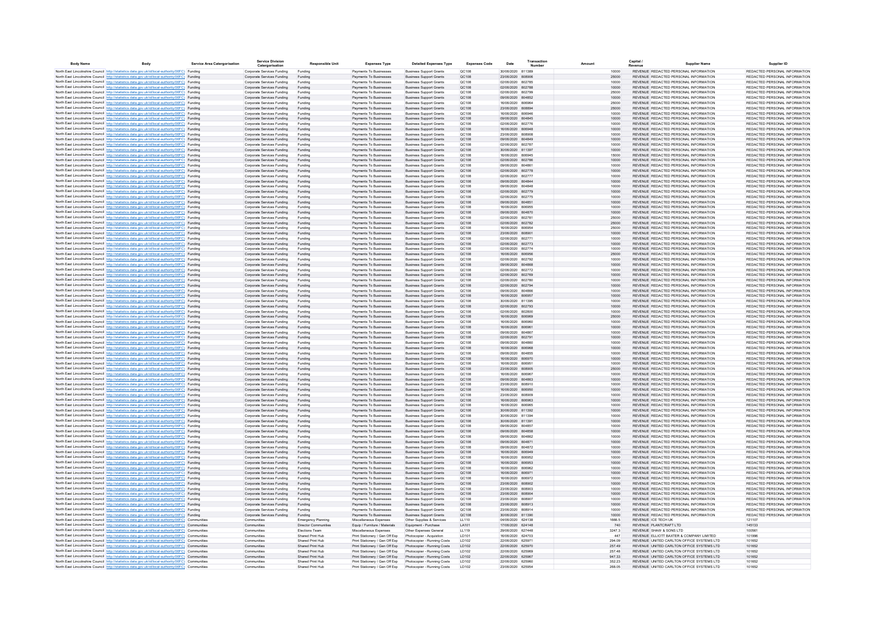| Body Name | Body | Service Area Catergorisation | Service Division Catergorisation | Responsible Unit | Expenses Type | Detailed Expenses Type | Expenses Code | Date | Transaction Number | Amount | Capital / Revenue | Supplier Name | Supplier ID |
|---|---|---|---|---|---|---|---|---|---|---|---|---|---|
| North East Lincolnshire Council | http://statistics.data.gov.uk/id/local-authority/00FC | Funding | Corporate Services Funding | Funding | Payments To Businesses | Business Support Grants | QC108 | 30/06/2020 | 811389 | 10000 | REVENUE | REDACTED PERSONAL INFORMATION | REDACTED PERSONAL INFORMATION |
| North East Lincolnshire Council | http://statistics.data.gov.uk/id/local-authority/00FC | Funding | Corporate Services Funding | Funding | Payments To Businesses | Business Support Grants | QC108 | 23/06/2020 | 808906 | 25000 | REVENUE | REDACTED PERSONAL INFORMATION | REDACTED PERSONAL INFORMATION |
| North East Lincolnshire Council | http://statistics.data.gov.uk/id/local-authority/00FC | Funding | Corporate Services Funding | Funding | Payments To Businesses | Business Support Grants | QC108 | 02/06/2020 | 802785 | 10000 | REVENUE | REDACTED PERSONAL INFORMATION | REDACTED PERSONAL INFORMATION |
| North East Lincolnshire Council | http://statistics.data.gov.uk/id/local-authority/00FC | Funding | Corporate Services Funding | Funding | Payments To Businesses | Business Support Grants | QC108 | 02/06/2020 | 802788 | 10000 | REVENUE | REDACTED PERSONAL INFORMATION | REDACTED PERSONAL INFORMATION |
| North East Lincolnshire Council | http://statistics.data.gov.uk/id/local-authority/00FC | Funding | Corporate Services Funding | Funding | Payments To Businesses | Business Support Grants | QC108 | 02/06/2020 | 802799 | 25000 | REVENUE | REDACTED PERSONAL INFORMATION | REDACTED PERSONAL INFORMATION |
| North East Lincolnshire Council | http://statistics.data.gov.uk/id/local-authority/00FC | Funding | Corporate Services Funding | Funding | Payments To Businesses | Business Support Grants | QC108 | 09/06/2020 | 804852 | 10000 | REVENUE | REDACTED PERSONAL INFORMATION | REDACTED PERSONAL INFORMATION |
| North East Lincolnshire Council | http://statistics.data.gov.uk/id/local-authority/00FC | Funding | Corporate Services Funding | Funding | Payments To Businesses | Business Support Grants | QC108 | 16/06/2020 | 806964 | 25000 | REVENUE | REDACTED PERSONAL INFORMATION | REDACTED PERSONAL INFORMATION |
| North East Lincolnshire Council | http://statistics.data.gov.uk/id/local-authority/00FC | Funding | Corporate Services Funding | Funding | Payments To Businesses | Business Support Grants | QC108 | 23/06/2020 | 808894 | 25000 | REVENUE | REDACTED PERSONAL INFORMATION | REDACTED PERSONAL INFORMATION |
| North East Lincolnshire Council | http://statistics.data.gov.uk/id/local-authority/00FC | Funding | Corporate Services Funding | Funding | Payments To Businesses | Business Support Grants | QC108 | 16/06/2020 | 806946 | 10000 | REVENUE | REDACTED PERSONAL INFORMATION | REDACTED PERSONAL INFORMATION |
| North East Lincolnshire Council | http://statistics.data.gov.uk/id/local-authority/00FC | Funding | Corporate Services Funding | Funding | Payments To Businesses | Business Support Grants | QC108 | 09/06/2020 | 804845 | 10000 | REVENUE | REDACTED PERSONAL INFORMATION | REDACTED PERSONAL INFORMATION |
| North East Lincolnshire Council | http://statistics.data.gov.uk/id/local-authority/00FC | Funding | Corporate Services Funding | Funding | Payments To Businesses | Business Support Grants | QC108 | 02/06/2020 | 802776 | 10000 | REVENUE | REDACTED PERSONAL INFORMATION | REDACTED PERSONAL INFORMATION |
| North East Lincolnshire Council | http://statistics.data.gov.uk/id/local-authority/00FC | Funding | Corporate Services Funding | Funding | Payments To Businesses | Business Support Grants | QC108 | 16/06/2020 | 806948 | 10000 | REVENUE | REDACTED PERSONAL INFORMATION | REDACTED PERSONAL INFORMATION |
| North East Lincolnshire Council | http://statistics.data.gov.uk/id/local-authority/00FC | Funding | Corporate Services Funding | Funding | Payments To Businesses | Business Support Grants | QC108 | 23/06/2020 | 808908 | 10000 | REVENUE | REDACTED PERSONAL INFORMATION | REDACTED PERSONAL INFORMATION |
| North East Lincolnshire Council | http://statistics.data.gov.uk/id/local-authority/00FC | Funding | Corporate Services Funding | Funding | Payments To Businesses | Business Support Grants | QC108 | 09/06/2020 | 804849 | 10000 | REVENUE | REDACTED PERSONAL INFORMATION | REDACTED PERSONAL INFORMATION |
| North East Lincolnshire Council | http://statistics.data.gov.uk/id/local-authority/00FC | Funding | Corporate Services Funding | Funding | Payments To Businesses | Business Support Grants | QC108 | 02/06/2020 | 802787 | 10000 | REVENUE | REDACTED PERSONAL INFORMATION | REDACTED PERSONAL INFORMATION |
| North East Lincolnshire Council | http://statistics.data.gov.uk/id/local-authority/00FC | Funding | Corporate Services Funding | Funding | Payments To Businesses | Business Support Grants | QC108 | 30/06/2020 | 811397 | 10000 | REVENUE | REDACTED PERSONAL INFORMATION | REDACTED PERSONAL INFORMATION |
| North East Lincolnshire Council | http://statistics.data.gov.uk/id/local-authority/00FC | Funding | Corporate Services Funding | Funding | Payments To Businesses | Business Support Grants | QC108 | 16/06/2020 | 806945 | 15000 | REVENUE | REDACTED PERSONAL INFORMATION | REDACTED PERSONAL INFORMATION |
| North East Lincolnshire Council | http://statistics.data.gov.uk/id/local-authority/00FC | Funding | Corporate Services Funding | Funding | Payments To Businesses | Business Support Grants | QC108 | 02/06/2020 | 802786 | 10000 | REVENUE | REDACTED PERSONAL INFORMATION | REDACTED PERSONAL INFORMATION |
| North East Lincolnshire Council | http://statistics.data.gov.uk/id/local-authority/00FC | Funding | Corporate Services Funding | Funding | Payments To Businesses | Business Support Grants | QC108 | 09/06/2020 | 804861 | 10000 | REVENUE | REDACTED PERSONAL INFORMATION | REDACTED PERSONAL INFORMATION |
| North East Lincolnshire Council | http://statistics.data.gov.uk/id/local-authority/00FC | Funding | Corporate Services Funding | Funding | Payments To Businesses | Business Support Grants | QC108 | 02/06/2020 | 802778 | 10000 | REVENUE | REDACTED PERSONAL INFORMATION | REDACTED PERSONAL INFORMATION |
| North East Lincolnshire Council | http://statistics.data.gov.uk/id/local-authority/00FC | Funding | Corporate Services Funding | Funding | Payments To Businesses | Business Support Grants | QC108 | 02/06/2020 | 802777 | 10000 | REVENUE | REDACTED PERSONAL INFORMATION | REDACTED PERSONAL INFORMATION |
| North East Lincolnshire Council | http://statistics.data.gov.uk/id/local-authority/00FC | Funding | Corporate Services Funding | Funding | Payments To Businesses | Business Support Grants | QC108 | 09/06/2020 | 804844 | 10000 | REVENUE | REDACTED PERSONAL INFORMATION | REDACTED PERSONAL INFORMATION |
| North East Lincolnshire Council | http://statistics.data.gov.uk/id/local-authority/00FC | Funding | Corporate Services Funding | Funding | Payments To Businesses | Business Support Grants | QC108 | 09/06/2020 | 804848 | 10000 | REVENUE | REDACTED PERSONAL INFORMATION | REDACTED PERSONAL INFORMATION |
| North East Lincolnshire Council | http://statistics.data.gov.uk/id/local-authority/00FC | Funding | Corporate Services Funding | Funding | Payments To Businesses | Business Support Grants | QC108 | 02/06/2020 | 802779 | 10000 | REVENUE | REDACTED PERSONAL INFORMATION | REDACTED PERSONAL INFORMATION |
| North East Lincolnshire Council | http://statistics.data.gov.uk/id/local-authority/00FC | Funding | Corporate Services Funding | Funding | Payments To Businesses | Business Support Grants | QC108 | 02/06/2020 | 802775 | 10000 | REVENUE | REDACTED PERSONAL INFORMATION | REDACTED PERSONAL INFORMATION |
| North East Lincolnshire Council | http://statistics.data.gov.uk/id/local-authority/00FC | Funding | Corporate Services Funding | Funding | Payments To Businesses | Business Support Grants | QC108 | 09/06/2020 | 804851 | 10000 | REVENUE | REDACTED PERSONAL INFORMATION | REDACTED PERSONAL INFORMATION |
| North East Lincolnshire Council | http://statistics.data.gov.uk/id/local-authority/00FC | Funding | Corporate Services Funding | Funding | Payments To Businesses | Business Support Grants | QC108 | 16/06/2020 | 806955 | 10000 | REVENUE | REDACTED PERSONAL INFORMATION | REDACTED PERSONAL INFORMATION |
| North East Lincolnshire Council | http://statistics.data.gov.uk/id/local-authority/00FC | Funding | Corporate Services Funding | Funding | Payments To Businesses | Business Support Grants | QC108 | 09/06/2020 | 804870 | 10000 | REVENUE | REDACTED PERSONAL INFORMATION | REDACTED PERSONAL INFORMATION |
| North East Lincolnshire Council | http://statistics.data.gov.uk/id/local-authority/00FC | Funding | Corporate Services Funding | Funding | Payments To Businesses | Business Support Grants | QC108 | 02/06/2020 | 802781 | 25000 | REVENUE | REDACTED PERSONAL INFORMATION | REDACTED PERSONAL INFORMATION |
| North East Lincolnshire Council | http://statistics.data.gov.uk/id/local-authority/00FC | Funding | Corporate Services Funding | Funding | Payments To Businesses | Business Support Grants | QC108 | 02/06/2020 | 802782 | 25000 | REVENUE | REDACTED PERSONAL INFORMATION | REDACTED PERSONAL INFORMATION |
| North East Lincolnshire Council | http://statistics.data.gov.uk/id/local-authority/00FC | Funding | Corporate Services Funding | Funding | Payments To Businesses | Business Support Grants | QC108 | 16/06/2020 | 806954 | 25000 | REVENUE | REDACTED PERSONAL INFORMATION | REDACTED PERSONAL INFORMATION |
| North East Lincolnshire Council | http://statistics.data.gov.uk/id/local-authority/00FC | Funding | Corporate Services Funding | Funding | Payments To Businesses | Business Support Grants | QC108 | 23/06/2020 | 808901 | 10000 | REVENUE | REDACTED PERSONAL INFORMATION | REDACTED PERSONAL INFORMATION |
| North East Lincolnshire Council | http://statistics.data.gov.uk/id/local-authority/00FC | Funding | Corporate Services Funding | Funding | Payments To Businesses | Business Support Grants | QC108 | 02/06/2020 | 802771 | 10000 | REVENUE | REDACTED PERSONAL INFORMATION | REDACTED PERSONAL INFORMATION |
| North East Lincolnshire Council | http://statistics.data.gov.uk/id/local-authority/00FC | Funding | Corporate Services Funding | Funding | Payments To Businesses | Business Support Grants | QC108 | 02/06/2020 | 802773 | 10000 | REVENUE | REDACTED PERSONAL INFORMATION | REDACTED PERSONAL INFORMATION |
| North East Lincolnshire Council | http://statistics.data.gov.uk/id/local-authority/00FC | Funding | Corporate Services Funding | Funding | Payments To Businesses | Business Support Grants | QC108 | 02/06/2020 | 802774 | 10000 | REVENUE | REDACTED PERSONAL INFORMATION | REDACTED PERSONAL INFORMATION |
| North East Lincolnshire Council | http://statistics.data.gov.uk/id/local-authority/00FC | Funding | Corporate Services Funding | Funding | Payments To Businesses | Business Support Grants | QC108 | 16/06/2020 | 806956 | 25000 | REVENUE | REDACTED PERSONAL INFORMATION | REDACTED PERSONAL INFORMATION |
| North East Lincolnshire Council | http://statistics.data.gov.uk/id/local-authority/00FC | Funding | Corporate Services Funding | Funding | Payments To Businesses | Business Support Grants | QC108 | 02/06/2020 | 802792 | 10000 | REVENUE | REDACTED PERSONAL INFORMATION | REDACTED PERSONAL INFORMATION |
| North East Lincolnshire Council | http://statistics.data.gov.uk/id/local-authority/00FC | Funding | Corporate Services Funding | Funding | Payments To Businesses | Business Support Grants | QC108 | 09/06/2020 | 804868 | 10000 | REVENUE | REDACTED PERSONAL INFORMATION | REDACTED PERSONAL INFORMATION |
| North East Lincolnshire Council | http://statistics.data.gov.uk/id/local-authority/00FC | Funding | Corporate Services Funding | Funding | Payments To Businesses | Business Support Grants | QC108 | 02/06/2020 | 802772 | 10000 | REVENUE | REDACTED PERSONAL INFORMATION | REDACTED PERSONAL INFORMATION |
| North East Lincolnshire Council | http://statistics.data.gov.uk/id/local-authority/00FC | Funding | Corporate Services Funding | Funding | Payments To Businesses | Business Support Grants | QC108 | 02/06/2020 | 802789 | 10000 | REVENUE | REDACTED PERSONAL INFORMATION | REDACTED PERSONAL INFORMATION |
| North East Lincolnshire Council | http://statistics.data.gov.uk/id/local-authority/00FC | Funding | Corporate Services Funding | Funding | Payments To Businesses | Business Support Grants | QC108 | 02/06/2020 | 802780 | 10000 | REVENUE | REDACTED PERSONAL INFORMATION | REDACTED PERSONAL INFORMATION |
| North East Lincolnshire Council | http://statistics.data.gov.uk/id/local-authority/00FC | Funding | Corporate Services Funding | Funding | Payments To Businesses | Business Support Grants | QC108 | 02/06/2020 | 802794 | 10000 | REVENUE | REDACTED PERSONAL INFORMATION | REDACTED PERSONAL INFORMATION |
| North East Lincolnshire Council | http://statistics.data.gov.uk/id/local-authority/00FC | Funding | Corporate Services Funding | Funding | Payments To Businesses | Business Support Grants | QC108 | 09/06/2020 | 804866 | 10000 | REVENUE | REDACTED PERSONAL INFORMATION | REDACTED PERSONAL INFORMATION |
| North East Lincolnshire Council | http://statistics.data.gov.uk/id/local-authority/00FC | Funding | Corporate Services Funding | Funding | Payments To Businesses | Business Support Grants | QC108 | 16/06/2020 | 806957 | 10000 | REVENUE | REDACTED PERSONAL INFORMATION | REDACTED PERSONAL INFORMATION |
| North East Lincolnshire Council | http://statistics.data.gov.uk/id/local-authority/00FC | Funding | Corporate Services Funding | Funding | Payments To Businesses | Business Support Grants | QC108 | 30/06/2020 | 811395 | 10000 | REVENUE | REDACTED PERSONAL INFORMATION | REDACTED PERSONAL INFORMATION |
| North East Lincolnshire Council | http://statistics.data.gov.uk/id/local-authority/00FC | Funding | Corporate Services Funding | Funding | Payments To Businesses | Business Support Grants | QC108 | 02/06/2020 | 802793 | 10000 | REVENUE | REDACTED PERSONAL INFORMATION | REDACTED PERSONAL INFORMATION |
| North East Lincolnshire Council | http://statistics.data.gov.uk/id/local-authority/00FC | Funding | Corporate Services Funding | Funding | Payments To Businesses | Business Support Grants | QC108 | 02/06/2020 | 802800 | 10000 | REVENUE | REDACTED PERSONAL INFORMATION | REDACTED PERSONAL INFORMATION |
| North East Lincolnshire Council | http://statistics.data.gov.uk/id/local-authority/00FC | Funding | Corporate Services Funding | Funding | Payments To Businesses | Business Support Grants | QC108 | 16/06/2020 | 806969 | 25000 | REVENUE | REDACTED PERSONAL INFORMATION | REDACTED PERSONAL INFORMATION |
| North East Lincolnshire Council | http://statistics.data.gov.uk/id/local-authority/00FC | Funding | Corporate Services Funding | Funding | Payments To Businesses | Business Support Grants | QC108 | 16/06/2020 | 806960 | 10000 | REVENUE | REDACTED PERSONAL INFORMATION | REDACTED PERSONAL INFORMATION |
| North East Lincolnshire Council | http://statistics.data.gov.uk/id/local-authority/00FC | Funding | Corporate Services Funding | Funding | Payments To Businesses | Business Support Grants | QC108 | 16/06/2020 | 806961 | 10000 | REVENUE | REDACTED PERSONAL INFORMATION | REDACTED PERSONAL INFORMATION |
| North East Lincolnshire Council | http://statistics.data.gov.uk/id/local-authority/00FC | Funding | Corporate Services Funding | Funding | Payments To Businesses | Business Support Grants | QC108 | 09/06/2020 | 804867 | 10000 | REVENUE | REDACTED PERSONAL INFORMATION | REDACTED PERSONAL INFORMATION |
| North East Lincolnshire Council | http://statistics.data.gov.uk/id/local-authority/00FC | Funding | Corporate Services Funding | Funding | Payments To Businesses | Business Support Grants | QC108 | 02/06/2020 | 802791 | 10000 | REVENUE | REDACTED PERSONAL INFORMATION | REDACTED PERSONAL INFORMATION |
| North East Lincolnshire Council | http://statistics.data.gov.uk/id/local-authority/00FC | Funding | Corporate Services Funding | Funding | Payments To Businesses | Business Support Grants | QC108 | 09/06/2020 | 804860 | 10000 | REVENUE | REDACTED PERSONAL INFORMATION | REDACTED PERSONAL INFORMATION |
| North East Lincolnshire Council | http://statistics.data.gov.uk/id/local-authority/00FC | Funding | Corporate Services Funding | Funding | Payments To Businesses | Business Support Grants | QC108 | 16/06/2020 | 806968 | 10000 | REVENUE | REDACTED PERSONAL INFORMATION | REDACTED PERSONAL INFORMATION |
| North East Lincolnshire Council | http://statistics.data.gov.uk/id/local-authority/00FC | Funding | Corporate Services Funding | Funding | Payments To Businesses | Business Support Grants | QC108 | 09/06/2020 | 804855 | 10000 | REVENUE | REDACTED PERSONAL INFORMATION | REDACTED PERSONAL INFORMATION |
| North East Lincolnshire Council | http://statistics.data.gov.uk/id/local-authority/00FC | Funding | Corporate Services Funding | Funding | Payments To Businesses | Business Support Grants | QC108 | 16/06/2020 | 806970 | 10000 | REVENUE | REDACTED PERSONAL INFORMATION | REDACTED PERSONAL INFORMATION |
| North East Lincolnshire Council | http://statistics.data.gov.uk/id/local-authority/00FC | Funding | Corporate Services Funding | Funding | Payments To Businesses | Business Support Grants | QC108 | 16/06/2020 | 806951 | 10000 | REVENUE | REDACTED PERSONAL INFORMATION | REDACTED PERSONAL INFORMATION |
| North East Lincolnshire Council | http://statistics.data.gov.uk/id/local-authority/00FC | Funding | Corporate Services Funding | Funding | Payments To Businesses | Business Support Grants | QC108 | 23/06/2020 | 808905 | 25000 | REVENUE | REDACTED PERSONAL INFORMATION | REDACTED PERSONAL INFORMATION |
| North East Lincolnshire Council | http://statistics.data.gov.uk/id/local-authority/00FC | Funding | Corporate Services Funding | Funding | Payments To Businesses | Business Support Grants | QC108 | 16/06/2020 | 806967 | 10000 | REVENUE | REDACTED PERSONAL INFORMATION | REDACTED PERSONAL INFORMATION |
| North East Lincolnshire Council | http://statistics.data.gov.uk/id/local-authority/00FC | Funding | Corporate Services Funding | Funding | Payments To Businesses | Business Support Grants | QC108 | 09/06/2020 | 804863 | 10000 | REVENUE | REDACTED PERSONAL INFORMATION | REDACTED PERSONAL INFORMATION |
| North East Lincolnshire Council | http://statistics.data.gov.uk/id/local-authority/00FC | Funding | Corporate Services Funding | Funding | Payments To Businesses | Business Support Grants | QC108 | 23/06/2020 | 808910 | 10000 | REVENUE | REDACTED PERSONAL INFORMATION | REDACTED PERSONAL INFORMATION |
| North East Lincolnshire Council | http://statistics.data.gov.uk/id/local-authority/00FC | Funding | Corporate Services Funding | Funding | Payments To Businesses | Business Support Grants | QC108 | 16/06/2020 | 806950 | 10000 | REVENUE | REDACTED PERSONAL INFORMATION | REDACTED PERSONAL INFORMATION |
| North East Lincolnshire Council | http://statistics.data.gov.uk/id/local-authority/00FC | Funding | Corporate Services Funding | Funding | Payments To Businesses | Business Support Grants | QC108 | 23/06/2020 | 808909 | 10000 | REVENUE | REDACTED PERSONAL INFORMATION | REDACTED PERSONAL INFORMATION |
| North East Lincolnshire Council | http://statistics.data.gov.uk/id/local-authority/00FC | Funding | Corporate Services Funding | Funding | Payments To Businesses | Business Support Grants | QC108 | 16/06/2020 | 806963 | 10000 | REVENUE | REDACTED PERSONAL INFORMATION | REDACTED PERSONAL INFORMATION |
| North East Lincolnshire Council | http://statistics.data.gov.uk/id/local-authority/00FC | Funding | Corporate Services Funding | Funding | Payments To Businesses | Business Support Grants | QC108 | 16/06/2020 | 806965 | 10000 | REVENUE | REDACTED PERSONAL INFORMATION | REDACTED PERSONAL INFORMATION |
| North East Lincolnshire Council | http://statistics.data.gov.uk/id/local-authority/00FC | Funding | Corporate Services Funding | Funding | Payments To Businesses | Business Support Grants | QC108 | 30/06/2020 | 811392 | 10000 | REVENUE | REDACTED PERSONAL INFORMATION | REDACTED PERSONAL INFORMATION |
| North East Lincolnshire Council | http://statistics.data.gov.uk/id/local-authority/00FC | Funding | Corporate Services Funding | Funding | Payments To Businesses | Business Support Grants | QC108 | 30/06/2020 | 811394 | 10000 | REVENUE | REDACTED PERSONAL INFORMATION | REDACTED PERSONAL INFORMATION |
| North East Lincolnshire Council | http://statistics.data.gov.uk/id/local-authority/00FC | Funding | Corporate Services Funding | Funding | Payments To Businesses | Business Support Grants | QC108 | 30/06/2020 | 811391 | 10000 | REVENUE | REDACTED PERSONAL INFORMATION | REDACTED PERSONAL INFORMATION |
| North East Lincolnshire Council | http://statistics.data.gov.uk/id/local-authority/00FC | Funding | Corporate Services Funding | Funding | Payments To Businesses | Business Support Grants | QC108 | 09/06/2020 | 804857 | 10000 | REVENUE | REDACTED PERSONAL INFORMATION | REDACTED PERSONAL INFORMATION |
| North East Lincolnshire Council | http://statistics.data.gov.uk/id/local-authority/00FC | Funding | Corporate Services Funding | Funding | Payments To Businesses | Business Support Grants | QC108 | 09/06/2020 | 804858 | 10000 | REVENUE | REDACTED PERSONAL INFORMATION | REDACTED PERSONAL INFORMATION |
| North East Lincolnshire Council | http://statistics.data.gov.uk/id/local-authority/00FC | Funding | Corporate Services Funding | Funding | Payments To Businesses | Business Support Grants | QC108 | 09/06/2020 | 804862 | 10000 | REVENUE | REDACTED PERSONAL INFORMATION | REDACTED PERSONAL INFORMATION |
| North East Lincolnshire Council | http://statistics.data.gov.uk/id/local-authority/00FC | Funding | Corporate Services Funding | Funding | Payments To Businesses | Business Support Grants | QC108 | 09/06/2020 | 804871 | 10000 | REVENUE | REDACTED PERSONAL INFORMATION | REDACTED PERSONAL INFORMATION |
| North East Lincolnshire Council | http://statistics.data.gov.uk/id/local-authority/00FC | Funding | Corporate Services Funding | Funding | Payments To Businesses | Business Support Grants | QC108 | 09/06/2020 | 804872 | 10000 | REVENUE | REDACTED PERSONAL INFORMATION | REDACTED PERSONAL INFORMATION |
| North East Lincolnshire Council | http://statistics.data.gov.uk/id/local-authority/00FC | Funding | Corporate Services Funding | Funding | Payments To Businesses | Business Support Grants | QC108 | 16/06/2020 | 806949 | 10000 | REVENUE | REDACTED PERSONAL INFORMATION | REDACTED PERSONAL INFORMATION |
| North East Lincolnshire Council | http://statistics.data.gov.uk/id/local-authority/00FC | Funding | Corporate Services Funding | Funding | Payments To Businesses | Business Support Grants | QC108 | 16/06/2020 | 806952 | 10000 | REVENUE | REDACTED PERSONAL INFORMATION | REDACTED PERSONAL INFORMATION |
| North East Lincolnshire Council | http://statistics.data.gov.uk/id/local-authority/00FC | Funding | Corporate Services Funding | Funding | Payments To Businesses | Business Support Grants | QC108 | 16/06/2020 | 806953 | 10000 | REVENUE | REDACTED PERSONAL INFORMATION | REDACTED PERSONAL INFORMATION |
| North East Lincolnshire Council | http://statistics.data.gov.uk/id/local-authority/00FC | Funding | Corporate Services Funding | Funding | Payments To Businesses | Business Support Grants | QC108 | 16/06/2020 | 806962 | 10000 | REVENUE | REDACTED PERSONAL INFORMATION | REDACTED PERSONAL INFORMATION |
| North East Lincolnshire Council | http://statistics.data.gov.uk/id/local-authority/00FC | Funding | Corporate Services Funding | Funding | Payments To Businesses | Business Support Grants | QC108 | 16/06/2020 | 806971 | 10000 | REVENUE | REDACTED PERSONAL INFORMATION | REDACTED PERSONAL INFORMATION |
| North East Lincolnshire Council | http://statistics.data.gov.uk/id/local-authority/00FC | Funding | Corporate Services Funding | Funding | Payments To Businesses | Business Support Grants | QC108 | 16/06/2020 | 806972 | 10000 | REVENUE | REDACTED PERSONAL INFORMATION | REDACTED PERSONAL INFORMATION |
| North East Lincolnshire Council | http://statistics.data.gov.uk/id/local-authority/00FC | Funding | Corporate Services Funding | Funding | Payments To Businesses | Business Support Grants | QC108 | 23/06/2020 | 808902 | 10000 | REVENUE | REDACTED PERSONAL INFORMATION | REDACTED PERSONAL INFORMATION |
| North East Lincolnshire Council | http://statistics.data.gov.uk/id/local-authority/00FC | Funding | Corporate Services Funding | Funding | Payments To Businesses | Business Support Grants | QC108 | 23/06/2020 | 808903 | 10000 | REVENUE | REDACTED PERSONAL INFORMATION | REDACTED PERSONAL INFORMATION |
| North East Lincolnshire Council | http://statistics.data.gov.uk/id/local-authority/00FC | Funding | Corporate Services Funding | Funding | Payments To Businesses | Business Support Grants | QC108 | 23/06/2020 | 808904 | 10000 | REVENUE | REDACTED PERSONAL INFORMATION | REDACTED PERSONAL INFORMATION |
| North East Lincolnshire Council | http://statistics.data.gov.uk/id/local-authority/00FC | Funding | Corporate Services Funding | Funding | Payments To Businesses | Business Support Grants | QC108 | 23/06/2020 | 808907 | 10000 | REVENUE | REDACTED PERSONAL INFORMATION | REDACTED PERSONAL INFORMATION |
| North East Lincolnshire Council | http://statistics.data.gov.uk/id/local-authority/00FC | Funding | Corporate Services Funding | Funding | Payments To Businesses | Business Support Grants | QC108 | 23/06/2020 | 808913 | 10000 | REVENUE | REDACTED PERSONAL INFORMATION | REDACTED PERSONAL INFORMATION |
| North East Lincolnshire Council | http://statistics.data.gov.uk/id/local-authority/00FC | Funding | Corporate Services Funding | Funding | Payments To Businesses | Business Support Grants | QC108 | 23/06/2020 | 808914 | 10000 | REVENUE | REDACTED PERSONAL INFORMATION | REDACTED PERSONAL INFORMATION |
| North East Lincolnshire Council | http://statistics.data.gov.uk/id/local-authority/00FC | Funding | Corporate Services Funding | Funding | Payments To Businesses | Business Support Grants | QC108 | 30/06/2020 | 811390 | 10000 | REVENUE | REDACTED PERSONAL INFORMATION | REDACTED PERSONAL INFORMATION |
| North East Lincolnshire Council | http://statistics.data.gov.uk/id/local-authority/00FC | Communities | Communities | Emergency Planning | Miscellaneous Expenses | Other Supplies & Services | LL110 | 04/06/2020 | 624138 | 1666.5 | REVENUE | ICE TECH UK | 121107 |
| North East Lincolnshire Council | http://statistics.data.gov.uk/id/local-authority/00FC | Communities | Communities | Director Communities | Equip / Furniture / Materials | Equipment - Purchase | LA101 | 17/06/2020 | 624148 | 740 | REVENUE | PLANTCRAFT LTD | 145133 |
| North East Lincolnshire Council | http://statistics.data.gov.uk/id/local-authority/00FC | Communities | Communities | Elections Team | Miscellaneous Expenses | Other Expenses General | LL119 | 29/06/2020 | 627448 | 3247.3 | REVENUE | SHAW & SONS LTD | 100561 |
| North East Lincolnshire Council | http://statistics.data.gov.uk/id/local-authority/00FC | Communities | Communities | Shared Print Hub | Print Stationery / Gen Off Exp | Photocopier - Acquisition | LD101 | 16/06/2020 | 624703 | 447 | REVENUE | ELLIOTT BAXTER & COMPANY LIMITED | 101996 |
| North East Lincolnshire Council | http://statistics.data.gov.uk/id/local-authority/00FC | Communities | Communities | Shared Print Hub | Print Stationery / Gen Off Exp | Photocopier - Running Costs | LD102 | 22/06/2020 | 625971 | 294.09 | REVENUE | UNITED CARLTON OFFICE SYSTEMS LTD | 101652 |
| North East Lincolnshire Council | http://statistics.data.gov.uk/id/local-authority/00FC | Communities | Communities | Shared Print Hub | Print Stationery / Gen Off Exp | Photocopier - Running Costs | LD102 | 22/06/2020 | 625970 | 257.49 | REVENUE | UNITED CARLTON OFFICE SYSTEMS LTD | 101652 |
| North East Lincolnshire Council | http://statistics.data.gov.uk/id/local-authority/00FC | Communities | Communities | Shared Print Hub | Print Stationery / Gen Off Exp | Photocopier - Running Costs | LD102 | 22/06/2020 | 625969 | 257.48 | REVENUE | UNITED CARLTON OFFICE SYSTEMS LTD | 101652 |
| North East Lincolnshire Council | http://statistics.data.gov.uk/id/local-authority/00FC | Communities | Communities | Shared Print Hub | Print Stationery / Gen Off Exp | Photocopier - Running Costs | LD102 | 22/06/2020 | 625967 | 947.33 | REVENUE | UNITED CARLTON OFFICE SYSTEMS LTD | 101652 |
| North East Lincolnshire Council | http://statistics.data.gov.uk/id/local-authority/00FC | Communities | Communities | Shared Print Hub | Print Stationery / Gen Off Exp | Photocopier - Running Costs | LD102 | 22/06/2020 | 625960 | 352.23 | REVENUE | UNITED CARLTON OFFICE SYSTEMS LTD | 101652 |
| North East Lincolnshire Council | http://statistics.data.gov.uk/id/local-authority/00FC | Communities | Communities | Shared Print Hub | Print Stationery / Gen Off Exp | Photocopier - Running Costs | LD102 | 23/06/2020 | 625954 | 268.05 | REVENUE | UNITED CARLTON OFFICE SYSTEMS LTD | 101652 |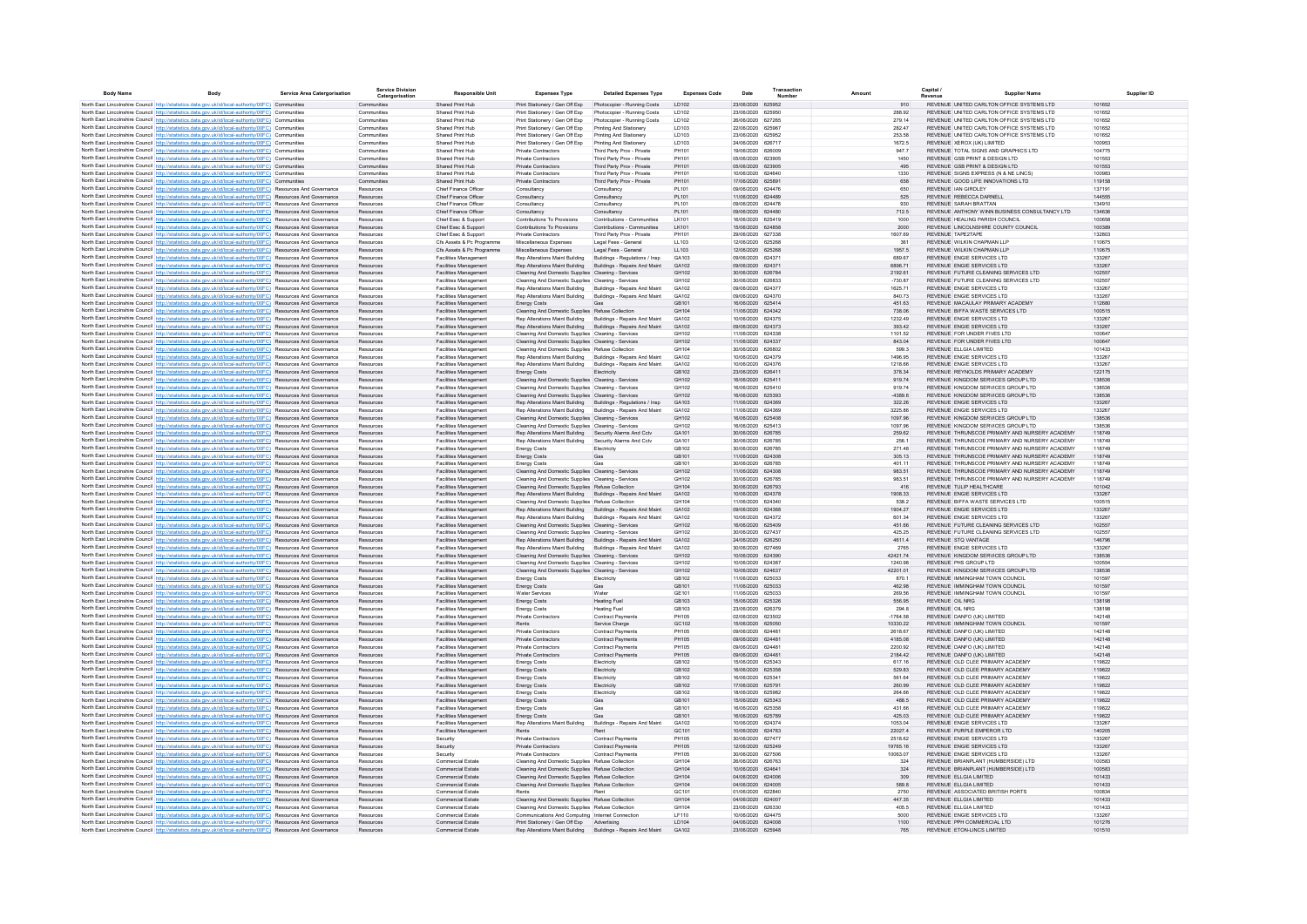| Body Name | Body | Service Area Catergorisation | Service Division Catergorisation | Responsible Unit | Expenses Type | Detailed Expenses Type | Expenses Code | Date | Transaction Number | Amount | Capital / Revenue | Supplier Name | Supplier ID |
|---|---|---|---|---|---|---|---|---|---|---|---|---|---|
| North East Lincolnshire Council | http://statistics.data.gov.uk/id/local-authority/00FC) | Communities | Communities | Shared Print Hub | Print Stationery / Gen Off Exp | Photocopier - Running Costs | LD102 | 23/06/2020 | 625952 | 910 | REVENUE | UNITED CARLTON OFFICE SYSTEMS LTD | 101652 |
| North East Lincolnshire Council | http://statistics.data.gov.uk/id/local-authority/00FC) | Communities | Communities | Shared Print Hub | Print Stationery / Gen Off Exp | Photocopier - Running Costs | LD102 | 23/06/2020 | 625950 | 288.92 | REVENUE | UNITED CARLTON OFFICE SYSTEMS LTD | 101652 |
| North East Lincolnshire Council | http://statistics.data.gov.uk/id/local-authority/00FC) | Communities | Communities | Shared Print Hub | Print Stationery / Gen Off Exp | Photocopier - Running Costs | LD102 | 26/06/2020 | 627265 | 279.14 | REVENUE | UNITED CARLTON OFFICE SYSTEMS LTD | 101652 |
| North East Lincolnshire Council | http://statistics.data.gov.uk/id/local-authority/00FC) | Communities | Communities | Shared Print Hub | Print Stationery / Gen Off Exp | Printing And Stationery | LD103 | 22/06/2020 | 625967 | 282.47 | REVENUE | UNITED CARLTON OFFICE SYSTEMS LTD | 101652 |
| North East Lincolnshire Council | http://statistics.data.gov.uk/id/local-authority/00FC) | Communities | Communities | Shared Print Hub | Print Stationery / Gen Off Exp | Printing And Stationery | LD103 | 23/06/2020 | 625952 | 253.58 | REVENUE | UNITED CARLTON OFFICE SYSTEMS LTD | 101652 |
| North East Lincolnshire Council | http://statistics.data.gov.uk/id/local-authority/00FC) | Communities | Communities | Shared Print Hub | Print Stationery / Gen Off Exp | Printing And Stationery | LD103 | 24/06/2020 | 626717 | 1672.5 | REVENUE | XEROX (UK) LIMITED | 100953 |
| North East Lincolnshire Council | http://statistics.data.gov.uk/id/local-authority/00FC) | Communities | Communities | Shared Print Hub | Private Contractors | Third Party Prov - Private | PH101 | 19/06/2020 | 626009 | 947.7 | REVENUE | TOTAL SIGNS AND GRAPHICS LTD | 104775 |
| North East Lincolnshire Council | http://statistics.data.gov.uk/id/local-authority/00FC) | Communities | Communities | Shared Print Hub | Private Contractors | Third Party Prov - Private | PH101 | 05/06/2020 | 623905 | 1450 | REVENUE | GSB PRINT & DESIGN LTD | 101553 |
| North East Lincolnshire Council | http://statistics.data.gov.uk/id/local-authority/00FC) | Communities | Communities | Shared Print Hub | Private Contractors | Third Party Prov - Private | PH101 | 05/06/2020 | 623905 | 495 | REVENUE | GSB PRINT & DESIGN LTD | 101553 |
| North East Lincolnshire Council | http://statistics.data.gov.uk/id/local-authority/00FC) | Communities | Communities | Shared Print Hub | Private Contractors | Third Party Prov - Private | PH101 | 10/06/2020 | 624640 | 1330 | REVENUE | SIGNS EXPRESS (N & NE LINCS) | 100983 |
| North East Lincolnshire Council | http://statistics.data.gov.uk/id/local-authority/00FC) | Communities | Communities | Shared Print Hub | Private Contractors | Third Party Prov - Private | PH101 | 17/06/2020 | 625891 | 658 | REVENUE | GOOD LIFE INNOVATIONS LTD | 119158 |
| North East Lincolnshire Council | http://statistics.data.gov.uk/id/local-authority/00FC) | Resources And Governance | Resources | Chief Finance Officer | Consultancy | Consultancy | PL101 | 09/06/2020 | 624476 | 650 | REVENUE | IAN GIRDLEY | 137191 |
| North East Lincolnshire Council | http://statistics.data.gov.uk/id/local-authority/00FC) | Resources And Governance | Resources | Chief Finance Officer | Consultancy | Consultancy | PL101 | 11/06/2020 | 624489 | 525 | REVENUE | REBECCA DARNELL | 144555 |
| North East Lincolnshire Council | http://statistics.data.gov.uk/id/local-authority/00FC) | Resources And Governance | Resources | Chief Finance Officer | Consultancy | Consultancy | PL101 | 09/06/2020 | 624478 | 930 | REVENUE | SARAH BRATTAN | 134910 |
| North East Lincolnshire Council | http://statistics.data.gov.uk/id/local-authority/00FC) | Resources And Governance | Resources | Chief Finance Officer | Consultancy | Consultancy | PL101 | 09/06/2020 | 624480 | 712.5 | REVENUE | ANTHONY WINN BUSINESS CONSULTANCY LTD | 134636 |
| North East Lincolnshire Council | http://statistics.data.gov.uk/id/local-authority/00FC) | Resources And Governance | Resources | Chief Exec & Support | Contributions To Provisions | Contributions - Communities | LK101 | 16/06/2020 | 625419 | 1000 | REVENUE | HEALING PARISH COUNCIL | 100608 |
| North East Lincolnshire Council | http://statistics.data.gov.uk/id/local-authority/00FC) | Resources And Governance | Resources | Chief Exec & Support | Contributions To Provisions | Contributions - Communities | LK101 | 15/06/2020 | 624858 | 2000 | REVENUE | LINCOLNSHIRE COUNTY COUNCIL | 100389 |
| North East Lincolnshire Council | http://statistics.data.gov.uk/id/local-authority/00FC) | Resources And Governance | Resources | Chief Exec & Support | Private Contractors | Third Party Prov - Private | PH101 | 29/06/2020 | 627338 | 1607.69 | REVENUE | TAPE2TAPE | 132803 |
| North East Lincolnshire Council | http://statistics.data.gov.uk/id/local-authority/00FC) | Resources And Governance | Resources | Cfs Assets & Pc Programme | Miscellaneous Expenses | Legal Fees - General | LL103 | 12/06/2020 | 625268 | 361 | REVENUE | WILKIN CHAPMAN LLP | 110675 |
| North East Lincolnshire Council | http://statistics.data.gov.uk/id/local-authority/00FC) | Resources And Governance | Resources | Cfs Assets & Pc Programme | Miscellaneous Expenses | Legal Fees - General | LL103 | 12/06/2020 | 625268 | 1957.5 | REVENUE | WILKIN CHAPMAN LLP | 110675 |
| North East Lincolnshire Council | http://statistics.data.gov.uk/id/local-authority/00FC) | Resources And Governance | Resources | Facilities Management | Rep Alterations Maint Building | Buildings - Regulations / Insp | GA103 | 09/06/2020 | 624371 | 689.67 | REVENUE | ENGIE SERVICES LTD | 133267 |
| North East Lincolnshire Council | http://statistics.data.gov.uk/id/local-authority/00FC) | Resources And Governance | Resources | Facilities Management | Rep Alterations Maint Building | Buildings - Repairs And Maint | GA102 | 09/06/2020 | 624371 | 6696.71 | REVENUE | ENGIE SERVICES LTD | 133267 |
| North East Lincolnshire Council | http://statistics.data.gov.uk/id/local-authority/00FC) | Resources And Governance | Resources | Facilities Management | Cleaning And Domestic Supplies | Cleaning - Services | GH102 | 30/06/2020 | 626784 | 2192.81 | REVENUE | FUTURE CLEANING SERVICES LTD | 102557 |
| North East Lincolnshire Council | http://statistics.data.gov.uk/id/local-authority/00FC) | Resources And Governance | Resources | Facilities Management | Cleaning And Domestic Supplies | Cleaning - Services | GH102 | 30/06/2020 | 626833 | -730.87 | REVENUE | FUTURE CLEANING SERVICES LTD | 102557 |
| North East Lincolnshire Council | http://statistics.data.gov.uk/id/local-authority/00FC) | Resources And Governance | Resources | Facilities Management | Rep Alterations Maint Building | Buildings - Repairs And Maint | GA102 | 09/06/2020 | 624377 | 1625.71 | REVENUE | ENGIE SERVICES LTD | 133267 |
| North East Lincolnshire Council | http://statistics.data.gov.uk/id/local-authority/00FC) | Resources And Governance | Resources | Facilities Management | Rep Alterations Maint Building | Buildings - Repairs And Maint | GA102 | 09/06/2020 | 624370 | 840.73 | REVENUE | ENGIE SERVICES LTD | 133267 |
| North East Lincolnshire Council | http://statistics.data.gov.uk/id/local-authority/00FC) | Resources And Governance | Resources | Facilities Management | Energy Costs | Gas | GB101 | 16/06/2020 | 625414 | 451.63 | REVENUE | MACAULAY PRIMARY ACADEMY | 112680 |
| North East Lincolnshire Council | http://statistics.data.gov.uk/id/local-authority/00FC) | Resources And Governance | Resources | Facilities Management | Cleaning And Domestic Supplies | Refuse Collection | GH104 | 11/06/2020 | 624342 | 738.06 | REVENUE | BIFFA WASTE SERVICES LTD | 100515 |
| North East Lincolnshire Council | http://statistics.data.gov.uk/id/local-authority/00FC) | Resources And Governance | Resources | Facilities Management | Rep Alterations Maint Building | Buildings - Repairs And Maint | GA102 | 10/06/2020 | 624375 | 1232.49 | REVENUE | ENGIE SERVICES LTD | 133267 |
| North East Lincolnshire Council | http://statistics.data.gov.uk/id/local-authority/00FC) | Resources And Governance | Resources | Facilities Management | Rep Alterations Maint Building | Buildings - Repairs And Maint | GA102 | 09/06/2020 | 624373 | 393.42 | REVENUE | ENGIE SERVICES LTD | 133267 |
| North East Lincolnshire Council | http://statistics.data.gov.uk/id/local-authority/00FC) | Resources And Governance | Resources | Facilities Management | Cleaning And Domestic Supplies | Cleaning - Services | GH102 | 11/06/2020 | 624338 | 1101.52 | REVENUE | FOR UNDER FIVES LTD | 100647 |
| North East Lincolnshire Council | http://statistics.data.gov.uk/id/local-authority/00FC) | Resources And Governance | Resources | Facilities Management | Cleaning And Domestic Supplies | Cleaning - Services | GH102 | 11/06/2020 | 624337 | 843.04 | REVENUE | FOR UNDER FIVES LTD | 100647 |
| North East Lincolnshire Council | http://statistics.data.gov.uk/id/local-authority/00FC) | Resources And Governance | Resources | Facilities Management | Cleaning And Domestic Supplies | Refuse Collection | GH104 | 30/06/2020 | 626802 | 599.3 | REVENUE | ELLGIA LIMITED | 101433 |
| North East Lincolnshire Council | http://statistics.data.gov.uk/id/local-authority/00FC) | Resources And Governance | Resources | Facilities Management | Rep Alterations Maint Building | Buildings - Repairs And Maint | GA102 | 10/06/2020 | 624379 | 1496.95 | REVENUE | ENGIE SERVICES LTD | 133267 |
| North East Lincolnshire Council | http://statistics.data.gov.uk/id/local-authority/00FC) | Resources And Governance | Resources | Facilities Management | Rep Alterations Maint Building | Buildings - Repairs And Maint | GA102 | 10/06/2020 | 624376 | 1218.66 | REVENUE | ENGIE SERVICES LTD | 133267 |
| North East Lincolnshire Council | http://statistics.data.gov.uk/id/local-authority/00FC) | Resources And Governance | Resources | Facilities Management | Energy Costs | Electricity | GB102 | 23/06/2020 | 626411 | 378.34 | REVENUE | REYNOLDS PRIMARY ACADEMY | 122175 |
| North East Lincolnshire Council | http://statistics.data.gov.uk/id/local-authority/00FC) | Resources And Governance | Resources | Facilities Management | Cleaning And Domestic Supplies | Cleaning - Services | GH102 | 16/06/2020 | 625411 | 919.74 | REVENUE | KINGDOM SERVICES GROUP LTD | 138536 |
| North East Lincolnshire Council | http://statistics.data.gov.uk/id/local-authority/00FC) | Resources And Governance | Resources | Facilities Management | Cleaning And Domestic Supplies | Cleaning - Services | GH102 | 16/06/2020 | 625410 | 919.74 | REVENUE | KINGDOM SERVICES GROUP LTD | 138536 |
| North East Lincolnshire Council | http://statistics.data.gov.uk/id/local-authority/00FC) | Resources And Governance | Resources | Facilities Management | Cleaning And Domestic Supplies | Cleaning - Services | GH102 | 16/06/2020 | 625393 | -4369.8 | REVENUE | KINGDOM SERVICES GROUP LTD | 138536 |
| North East Lincolnshire Council | http://statistics.data.gov.uk/id/local-authority/00FC) | Resources And Governance | Resources | Facilities Management | Rep Alterations Maint Building | Buildings - Regulations / Insp | GA103 | 11/06/2020 | 624369 | 322.26 | REVENUE | ENGIE SERVICES LTD | 133267 |
| North East Lincolnshire Council | http://statistics.data.gov.uk/id/local-authority/00FC) | Resources And Governance | Resources | Facilities Management | Rep Alterations Maint Building | Buildings - Repairs And Maint | GA102 | 11/06/2020 | 624369 | 3225.66 | REVENUE | ENGIE SERVICES LTD | 133267 |
| North East Lincolnshire Council | http://statistics.data.gov.uk/id/local-authority/00FC) | Resources And Governance | Resources | Facilities Management | Cleaning And Domestic Supplies | Cleaning - Services | GH102 | 16/06/2020 | 625408 | 1097.96 | REVENUE | KINGDOM SERVICES GROUP LTD | 138536 |
| North East Lincolnshire Council | http://statistics.data.gov.uk/id/local-authority/00FC) | Resources And Governance | Resources | Facilities Management | Cleaning And Domestic Supplies | Cleaning - Services | GH102 | 16/06/2020 | 625413 | 1097.96 | REVENUE | KINGDOM SERVICES GROUP LTD | 138536 |
| North East Lincolnshire Council | http://statistics.data.gov.uk/id/local-authority/00FC) | Resources And Governance | Resources | Facilities Management | Rep Alterations Maint Building | Security Alarms And Cctv | GA101 | 30/06/2020 | 626785 | 259.62 | REVENUE | THRUNSCOE PRIMARY AND NURSERY ACADEMY | 118749 |
| North East Lincolnshire Council | http://statistics.data.gov.uk/id/local-authority/00FC) | Resources And Governance | Resources | Facilities Management | Rep Alterations Maint Building | Security Alarms And Cctv | GA101 | 30/06/2020 | 626785 | 256.1 | REVENUE | THRUNSCOE PRIMARY AND NURSERY ACADEMY | 118749 |
| North East Lincolnshire Council | http://statistics.data.gov.uk/id/local-authority/00FC) | Resources And Governance | Resources | Facilities Management | Energy Costs | Electricity | GB102 | 30/06/2020 | 626785 | 271.48 | REVENUE | THRUNSCOE PRIMARY AND NURSERY ACADEMY | 118749 |
| North East Lincolnshire Council | http://statistics.data.gov.uk/id/local-authority/00FC) | Resources And Governance | Resources | Facilities Management | Energy Costs | Gas | GB101 | 11/06/2020 | 624308 | 305.13 | REVENUE | THRUNSCOE PRIMARY AND NURSERY ACADEMY | 118749 |
| North East Lincolnshire Council | http://statistics.data.gov.uk/id/local-authority/00FC) | Resources And Governance | Resources | Facilities Management | Energy Costs | Gas | GB101 | 30/06/2020 | 626785 | 401.11 | REVENUE | THRUNSCOE PRIMARY AND NURSERY ACADEMY | 118749 |
| North East Lincolnshire Council | http://statistics.data.gov.uk/id/local-authority/00FC) | Resources And Governance | Resources | Facilities Management | Cleaning And Domestic Supplies | Cleaning - Services | GH102 | 11/06/2020 | 624308 | 983.51 | REVENUE | THRUNSCOE PRIMARY AND NURSERY ACADEMY | 118749 |
| North East Lincolnshire Council | http://statistics.data.gov.uk/id/local-authority/00FC) | Resources And Governance | Resources | Facilities Management | Cleaning And Domestic Supplies | Cleaning - Services | GH102 | 30/06/2020 | 626785 | 983.51 | REVENUE | THRUNSCOE PRIMARY AND NURSERY ACADEMY | 118749 |
| North East Lincolnshire Council | http://statistics.data.gov.uk/id/local-authority/00FC) | Resources And Governance | Resources | Facilities Management | Cleaning And Domestic Supplies | Refuse Collection | GH104 | 30/06/2020 | 626793 | 416 | REVENUE | TULIP HEALTHCARE | 101042 |
| North East Lincolnshire Council | http://statistics.data.gov.uk/id/local-authority/00FC) | Resources And Governance | Resources | Facilities Management | Rep Alterations Maint Building | Buildings - Repairs And Maint | GA102 | 10/06/2020 | 624378 | 1908.33 | REVENUE | ENGIE SERVICES LTD | 133267 |
| North East Lincolnshire Council | http://statistics.data.gov.uk/id/local-authority/00FC) | Resources And Governance | Resources | Facilities Management | Cleaning And Domestic Supplies | Refuse Collection | GH104 | 11/06/2020 | 624340 | 538.2 | REVENUE | BIFFA WASTE SERVICES LTD | 100515 |
| North East Lincolnshire Council | http://statistics.data.gov.uk/id/local-authority/00FC) | Resources And Governance | Resources | Facilities Management | Rep Alterations Maint Building | Buildings - Repairs And Maint | GA102 | 09/06/2020 | 624368 | 1904.27 | REVENUE | ENGIE SERVICES LTD | 133267 |
| North East Lincolnshire Council | http://statistics.data.gov.uk/id/local-authority/00FC) | Resources And Governance | Resources | Facilities Management | Rep Alterations Maint Building | Buildings - Repairs And Maint | GA102 | 10/06/2020 | 624372 | 601.34 | REVENUE | ENGIE SERVICES LTD | 133267 |
| North East Lincolnshire Council | http://statistics.data.gov.uk/id/local-authority/00FC) | Resources And Governance | Resources | Facilities Management | Cleaning And Domestic Supplies | Cleaning - Services | GH102 | 16/06/2020 | 625409 | 451.68 | REVENUE | FUTURE CLEANING SERVICES LTD | 102557 |
| North East Lincolnshire Council | http://statistics.data.gov.uk/id/local-authority/00FC) | Resources And Governance | Resources | Facilities Management | Cleaning And Domestic Supplies | Cleaning - Services | GH102 | 30/06/2020 | 627437 | 425.25 | REVENUE | FUTURE CLEANING SERVICES LTD | 102557 |
| North East Lincolnshire Council | http://statistics.data.gov.uk/id/local-authority/00FC) | Resources And Governance | Resources | Facilities Management | Rep Alterations Maint Building | Buildings - Repairs And Maint | GA102 | 24/06/2020 | 626250 | 4611.4 | REVENUE | STQ VANTAGE | 146796 |
| North East Lincolnshire Council | http://statistics.data.gov.uk/id/local-authority/00FC) | Resources And Governance | Resources | Facilities Management | Rep Alterations Maint Building | Buildings - Repairs And Maint | GA102 | 30/06/2020 | 627469 | 2765 | REVENUE | ENGIE SERVICES LTD | 133267 |
| North East Lincolnshire Council | http://statistics.data.gov.uk/id/local-authority/00FC) | Resources And Governance | Resources | Facilities Management | Cleaning And Domestic Supplies | Cleaning - Services | GH102 | 10/06/2020 | 624390 | 42421.74 | REVENUE | KINGDOM SERVICES GROUP LTD | 138536 |
| North East Lincolnshire Council | http://statistics.data.gov.uk/id/local-authority/00FC) | Resources And Governance | Resources | Facilities Management | Cleaning And Domestic Supplies | Cleaning - Services | GH102 | 10/06/2020 | 624387 | 1240.96 | REVENUE | PHS GROUP LTD | 100554 |
| North East Lincolnshire Council | http://statistics.data.gov.uk/id/local-authority/00FC) | Resources And Governance | Resources | Facilities Management | Cleaning And Domestic Supplies | Cleaning - Services | GH102 | 10/06/2020 | 624637 | 42201.01 | REVENUE | KINGDOM SERVICES GROUP LTD | 138536 |
| North East Lincolnshire Council | http://statistics.data.gov.uk/id/local-authority/00FC) | Resources And Governance | Resources | Facilities Management | Energy Costs | Electricity | GB102 | 11/06/2020 | 625033 | 870.1 | REVENUE | IMMINGHAM TOWN COUNCIL | 101597 |
| North East Lincolnshire Council | http://statistics.data.gov.uk/id/local-authority/00FC) | Resources And Governance | Resources | Facilities Management | Energy Costs | Gas | GB101 | 11/06/2020 | 625033 | 462.98 | REVENUE | IMMINGHAM TOWN COUNCIL | 101597 |
| North East Lincolnshire Council | http://statistics.data.gov.uk/id/local-authority/00FC) | Resources And Governance | Resources | Facilities Management | Water Services | Water | GE101 | 11/06/2020 | 625033 | 269.56 | REVENUE | IMMINGHAM TOWN COUNCIL | 101597 |
| North East Lincolnshire Council | http://statistics.data.gov.uk/id/local-authority/00FC) | Resources And Governance | Resources | Facilities Management | Energy Costs | Heating Fuel | GB103 | 15/06/2020 | 625326 | 556.95 | REVENUE | OIL NRG | 138198 |
| North East Lincolnshire Council | http://statistics.data.gov.uk/id/local-authority/00FC) | Resources And Governance | Resources | Facilities Management | Energy Costs | Heating Fuel | GB103 | 23/06/2020 | 626379 | 294.8 | REVENUE | OIL NRG | 138198 |
| North East Lincolnshire Council | http://statistics.data.gov.uk/id/local-authority/00FC) | Resources And Governance | Resources | Facilities Management | Private Contractors | Contract Payments | PH105 | 02/06/2020 | 623502 | -1764.58 | REVENUE | DANFO (UK) LIMITED | 142148 |
| North East Lincolnshire Council | http://statistics.data.gov.uk/id/local-authority/00FC) | Resources And Governance | Resources | Facilities Management | Rents | Service Charge | GC102 | 15/06/2020 | 625050 | 10330.22 | REVENUE | IMMINGHAM TOWN COUNCIL | 101597 |
| North East Lincolnshire Council | http://statistics.data.gov.uk/id/local-authority/00FC) | Resources And Governance | Resources | Facilities Management | Private Contractors | Contract Payments | PH105 | 09/06/2020 | 624481 | 2618.67 | REVENUE | DANFO (UK) LIMITED | 142148 |
| North East Lincolnshire Council | http://statistics.data.gov.uk/id/local-authority/00FC) | Resources And Governance | Resources | Facilities Management | Private Contractors | Contract Payments | PH105 | 09/06/2020 | 624481 | 4185.08 | REVENUE | DANFO (UK) LIMITED | 142148 |
| North East Lincolnshire Council | http://statistics.data.gov.uk/id/local-authority/00FC) | Resources And Governance | Resources | Facilities Management | Private Contractors | Contract Payments | PH105 | 09/06/2020 | 624481 | 2200.92 | REVENUE | DANFO (UK) LIMITED | 142148 |
| North East Lincolnshire Council | http://statistics.data.gov.uk/id/local-authority/00FC) | Resources And Governance | Resources | Facilities Management | Private Contractors | Contract Payments | PH105 | 09/06/2020 | 624481 | 2184.42 | REVENUE | DANFO (UK) LIMITED | 142148 |
| North East Lincolnshire Council | http://statistics.data.gov.uk/id/local-authority/00FC) | Resources And Governance | Resources | Facilities Management | Energy Costs | Electricity | GB102 | 15/06/2020 | 625343 | 617.16 | REVENUE | OLD CLEE PRIMARY ACADEMY | 119822 |
| North East Lincolnshire Council | http://statistics.data.gov.uk/id/local-authority/00FC) | Resources And Governance | Resources | Facilities Management | Energy Costs | Electricity | GB102 | 16/06/2020 | 625358 | 529.63 | REVENUE | OLD CLEE PRIMARY ACADEMY | 119822 |
| North East Lincolnshire Council | http://statistics.data.gov.uk/id/local-authority/00FC) | Resources And Governance | Resources | Facilities Management | Energy Costs | Electricity | GB102 | 16/06/2020 | 625341 | 561.64 | REVENUE | OLD CLEE PRIMARY ACADEMY | 119822 |
| North East Lincolnshire Council | http://statistics.data.gov.uk/id/local-authority/00FC) | Resources And Governance | Resources | Facilities Management | Energy Costs | Electricity | GB102 | 17/06/2020 | 625791 | 260.99 | REVENUE | OLD CLEE PRIMARY ACADEMY | 119822 |
| North East Lincolnshire Council | http://statistics.data.gov.uk/id/local-authority/00FC) | Resources And Governance | Resources | Facilities Management | Energy Costs | Electricity | GB102 | 18/06/2020 | 625962 | 264.66 | REVENUE | OLD CLEE PRIMARY ACADEMY | 119822 |
| North East Lincolnshire Council | http://statistics.data.gov.uk/id/local-authority/00FC) | Resources And Governance | Resources | Facilities Management | Energy Costs | Gas | GB101 | 15/06/2020 | 625343 | 488.5 | REVENUE | OLD CLEE PRIMARY ACADEMY | 119822 |
| North East Lincolnshire Council | http://statistics.data.gov.uk/id/local-authority/00FC) | Resources And Governance | Resources | Facilities Management | Energy Costs | Gas | GB101 | 16/06/2020 | 625358 | 431.66 | REVENUE | OLD CLEE PRIMARY ACADEMY | 119822 |
| North East Lincolnshire Council | http://statistics.data.gov.uk/id/local-authority/00FC) | Resources And Governance | Resources | Facilities Management | Energy Costs | Gas | GB101 | 16/06/2020 | 625789 | 425.03 | REVENUE | OLD CLEE PRIMARY ACADEMY | 119822 |
| North East Lincolnshire Council | http://statistics.data.gov.uk/id/local-authority/00FC) | Resources And Governance | Resources | Facilities Management | Rep Alterations Maint Building | Buildings - Repairs And Maint | GA102 | 10/06/2020 | 624374 | 1053.04 | REVENUE | ENGIE SERVICES LTD | 133267 |
| North East Lincolnshire Council | http://statistics.data.gov.uk/id/local-authority/00FC) | Resources And Governance | Resources | Facilities Management | Rents | Rent | GC101 | 10/06/2020 | 624783 | 22027.4 | REVENUE | PURPLE EMPEROR LTD | 140205 |
| North East Lincolnshire Council | http://statistics.data.gov.uk/id/local-authority/00FC) | Resources And Governance | Resources | Security | Private Contractors | Contract Payments | PH105 | 30/06/2020 | 627477 | 2518.62 | REVENUE | ENGIE SERVICES LTD | 133267 |
| North East Lincolnshire Council | http://statistics.data.gov.uk/id/local-authority/00FC) | Resources And Governance | Resources | Security | Private Contractors | Contract Payments | PH105 | 12/06/2020 | 625249 | 19765.16 | REVENUE | ENGIE SERVICES LTD | 133267 |
| North East Lincolnshire Council | http://statistics.data.gov.uk/id/local-authority/00FC) | Resources And Governance | Resources | Security | Private Contractors | Contract Payments | PH105 | 30/06/2020 | 627506 | 10063.07 | REVENUE | ENGIE SERVICES LTD | 133267 |
| North East Lincolnshire Council | http://statistics.data.gov.uk/id/local-authority/00FC) | Resources And Governance | Resources | Commercial Estate | Cleaning And Domestic Supplies | Refuse Collection | GH104 | 26/06/2020 | 626763 | 324 | REVENUE | BRIANPLANT (HUMBERSIDE) LTD | 100583 |
| North East Lincolnshire Council | http://statistics.data.gov.uk/id/local-authority/00FC) | Resources And Governance | Resources | Commercial Estate | Cleaning And Domestic Supplies | Refuse Collection | GH104 | 10/06/2020 | 624641 | 324 | REVENUE | BRIANPLANT (HUMBERSIDE) LTD | 100583 |
| North East Lincolnshire Council | http://statistics.data.gov.uk/id/local-authority/00FC) | Resources And Governance | Resources | Commercial Estate | Cleaning And Domestic Supplies | Refuse Collection | GH104 | 04/06/2020 | 624006 | 309 | REVENUE | ELLGIA LIMITED | 101433 |
| North East Lincolnshire Council | http://statistics.data.gov.uk/id/local-authority/00FC) | Resources And Governance | Resources | Commercial Estate | Cleaning And Domestic Supplies | Refuse Collection | GH104 | 04/06/2020 | 624005 | 589.8 | REVENUE | ELLGIA LIMITED | 101433 |
| North East Lincolnshire Council | http://statistics.data.gov.uk/id/local-authority/00FC) | Resources And Governance | Resources | Commercial Estate | Rents | Rent | GC101 | 01/06/2020 | 622840 | 2750 | REVENUE | ASSOCIATED BRITISH PORTS | 100834 |
| North East Lincolnshire Council | http://statistics.data.gov.uk/id/local-authority/00FC) | Resources And Governance | Resources | Commercial Estate | Cleaning And Domestic Supplies | Refuse Collection | GH104 | 04/06/2020 | 624007 | 447.35 | REVENUE | ELLGIA LIMITED | 101433 |
| North East Lincolnshire Council | http://statistics.data.gov.uk/id/local-authority/00FC) | Resources And Governance | Resources | Commercial Estate | Cleaning And Domestic Supplies | Refuse Collection | GH104 | 23/06/2020 | 626330 | 405.5 | REVENUE | ELLGIA LIMITED | 101433 |
| North East Lincolnshire Council | http://statistics.data.gov.uk/id/local-authority/00FC) | Resources And Governance | Resources | Commercial Estate | Communications And Computing | Internet Connection | LF110 | 10/06/2020 | 624475 | 5000 | REVENUE | ENGIE SERVICES LTD | 133267 |
| North East Lincolnshire Council | http://statistics.data.gov.uk/id/local-authority/00FC) | Resources And Governance | Resources | Commercial Estate | Print Stationery / Gen Off Exp | Advertising | LD104 | 04/06/2020 | 624008 | 1100 | REVENUE | PPH COMMERCIAL LTD | 102276 |
| North East Lincolnshire Council | http://statistics.data.gov.uk/id/local-authority/00FC) | Resources And Governance | Resources | Commercial Estate | Rep Alterations Maint Building | Buildings - Repairs And Maint | GA102 | 23/06/2020 | 625948 | 765 | REVENUE | ETON-LINCS LIMITED | 101510 |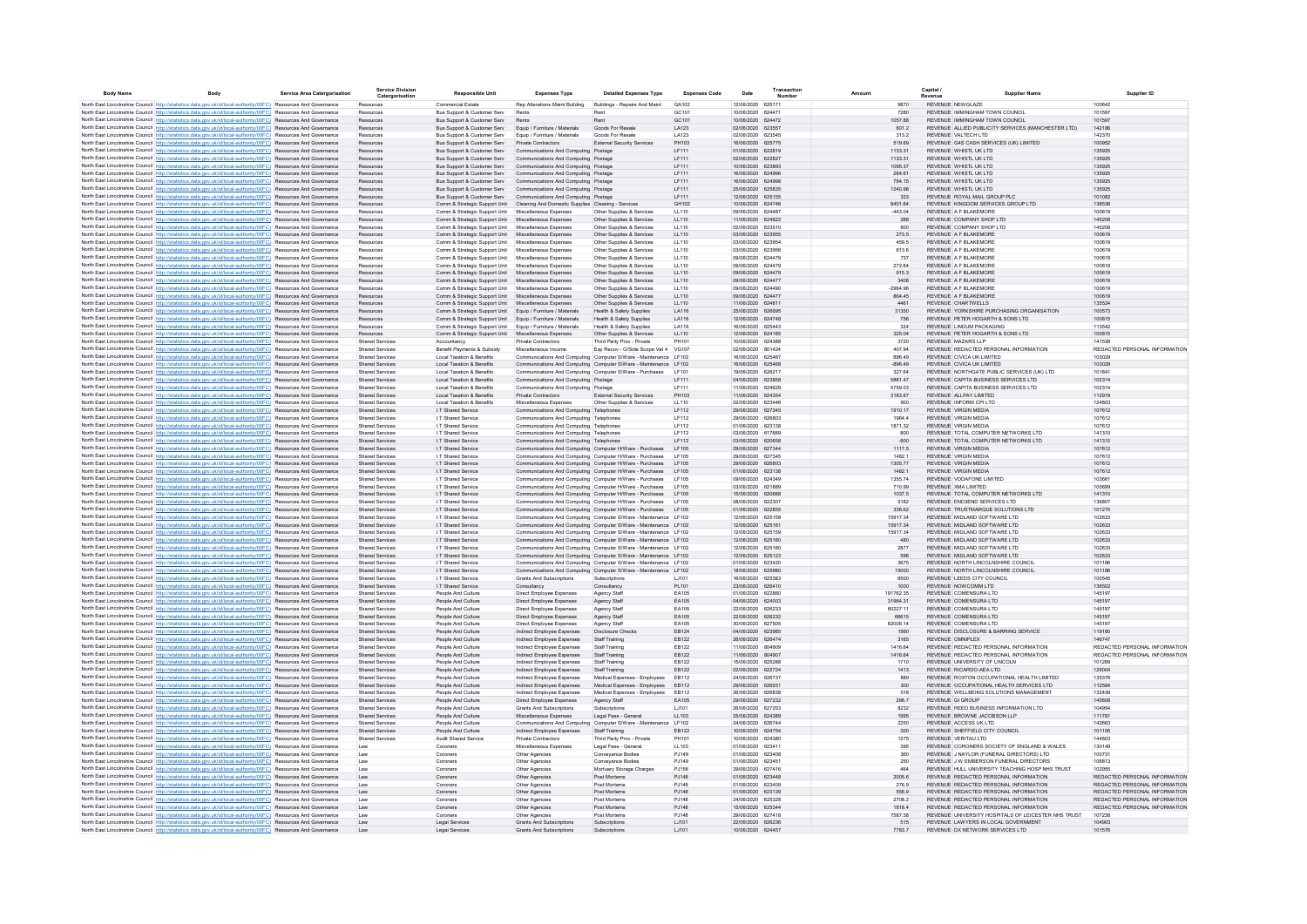| Body Name | Body | Service Area Catergorisation | Service Division Catergorisation | Responsible Unit | Expenses Type | Detailed Expenses Type | Expenses Code | Date | Transaction Number | Amount | Capital / Revenue | Supplier Name | Supplier ID |
|---|---|---|---|---|---|---|---|---|---|---|---|---|---|
| North East Lincolnshire Council | http://statistics.data.gov.uk/id/local-authority/00FC | Resources And Governance | Resources | Commercial Estate | Rep Alterations Maint Building | Buildings - Repairs And Maint | GA102 | 12/06/2020 | 625171 | 9870 | REVENUE | NEWGLAZE | 100642 |
| North East Lincolnshire Council | http://statistics.data.gov.uk/id/local-authority/00FC | Resources And Governance | Resources | Bus Support & Customer Serv | Rents | Rent | GC101 | 10/06/2020 | 624471 | 7280 | REVENUE | IMMINGHAM TOWN COUNCIL | 101597 |
| North East Lincolnshire Council | http://statistics.data.gov.uk/id/local-authority/00FC | Resources And Governance | Resources | Bus Support & Customer Serv | Rents | Rent | GC101 | 10/06/2020 | 624472 | 1057.88 | REVENUE | IMMINGHAM TOWN COUNCIL | 101597 |
| North East Lincolnshire Council | http://statistics.data.gov.uk/id/local-authority/00FC | Resources And Governance | Resources | Bus Support & Customer Serv | Equip / Furniture / Materials | Goods For Resale | LA123 | 02/06/2020 | 623557 | 601.2 | REVENUE | ALLIED PUBLICITY SERVICES (MANCHESTER LTD) | 142186 |
| North East Lincolnshire Council | http://statistics.data.gov.uk/id/local-authority/00FC | Resources And Governance | Resources | Bus Support & Customer Serv | Equip / Furniture / Materials | Goods For Resale | LA123 | 02/06/2020 | 623545 | 313.2 | REVENUE | VALTECH LTD | 142370 |
| North East Lincolnshire Council | http://statistics.data.gov.uk/id/local-authority/00FC | Resources And Governance | Resources | Bus Support & Customer Serv | Private Contractors | External Security Services | PH103 | 16/06/2020 | 625775 | 519.69 | REVENUE | G4S CASH SERVICES (UK) LIMITED | 100952 |
| North East Lincolnshire Council | http://statistics.data.gov.uk/id/local-authority/00FC | Resources And Governance | Resources | Bus Support & Customer Serv | Communications And Computing | Postage | LF111 | 01/06/2020 | 622819 | 1133.31 | REVENUE | WHISTL UK LTD | 135925 |
| North East Lincolnshire Council | http://statistics.data.gov.uk/id/local-authority/00FC | Resources And Governance | Resources | Bus Support & Customer Serv | Communications And Computing | Postage | LF111 | 02/06/2020 | 622827 | 1133.31 | REVENUE | WHISTL UK LTD | 135925 |
| North East Lincolnshire Council | http://statistics.data.gov.uk/id/local-authority/00FC | Resources And Governance | Resources | Bus Support & Customer Serv | Communications And Computing | Postage | LF111 | 10/06/2020 | 623893 | 1095.37 | REVENUE | WHISTL UK LTD | 135925 |
| North East Lincolnshire Council | http://statistics.data.gov.uk/id/local-authority/00FC | Resources And Governance | Resources | Bus Support & Customer Serv | Communications And Computing | Postage | LF111 | 16/06/2020 | 624996 | 284.61 | REVENUE | WHISTL UK LTD | 135925 |
| North East Lincolnshire Council | http://statistics.data.gov.uk/id/local-authority/00FC | Resources And Governance | Resources | Bus Support & Customer Serv | Communications And Computing | Postage | LF111 | 16/06/2020 | 624998 | 784.15 | REVENUE | WHISTL UK LTD | 135925 |
| North East Lincolnshire Council | http://statistics.data.gov.uk/id/local-authority/00FC | Resources And Governance | Resources | Bus Support & Customer Serv | Communications And Computing | Postage | LF111 | 25/06/2020 | 625835 | 1240.98 | REVENUE | WHISTL UK LTD | 135925 |
| North East Lincolnshire Council | http://statistics.data.gov.uk/id/local-authority/00FC | Resources And Governance | Resources | Bus Support & Customer Serv | Communications And Computing | Postage | LF111 | 12/06/2020 | 625155 | 333 | REVENUE | ROYAL MAIL GROUP PLC | 101082 |
| North East Lincolnshire Council | http://statistics.data.gov.uk/id/local-authority/00FC | Resources And Governance | Resources | Comm & Strategic Support Unit | Cleaning And Domestic Supplies | Cleaning - Services | GH102 | 10/06/2020 | 624746 | 8401.64 | REVENUE | KINGDOM SERVICES GROUP LTD | 138536 |
| North East Lincolnshire Council | http://statistics.data.gov.uk/id/local-authority/00FC | Resources And Governance | Resources | Comm & Strategic Support Unit | Miscellaneous Expenses | Other Supplies & Services | LL110 | 09/06/2020 | 624487 | -443.04 | REVENUE | A F BLAKEMORE | 100619 |
| North East Lincolnshire Council | http://statistics.data.gov.uk/id/local-authority/00FC | Resources And Governance | Resources | Comm & Strategic Support Unit | Miscellaneous Expenses | Other Supplies & Services | LL110 | 11/06/2020 | 624822 | 288 | REVENUE | COMPANY SHOP LTD | 145208 |
| North East Lincolnshire Council | http://statistics.data.gov.uk/id/local-authority/00FC | Resources And Governance | Resources | Comm & Strategic Support Unit | Miscellaneous Expenses | Other Supplies & Services | LL110 | 02/06/2020 | 623510 | 600 | REVENUE | COMPANY SHOP LTD | 145208 |
| North East Lincolnshire Council | http://statistics.data.gov.uk/id/local-authority/00FC | Resources And Governance | Resources | Comm & Strategic Support Unit | Miscellaneous Expenses | Other Supplies & Services | LL110 | 03/06/2020 | 623955 | 273.5 | REVENUE | A F BLAKEMORE | 100619 |
| North East Lincolnshire Council | http://statistics.data.gov.uk/id/local-authority/00FC | Resources And Governance | Resources | Comm & Strategic Support Unit | Miscellaneous Expenses | Other Supplies & Services | LL110 | 03/06/2020 | 623954 | 459.5 | REVENUE | A F BLAKEMORE | 100619 |
| North East Lincolnshire Council | http://statistics.data.gov.uk/id/local-authority/00FC | Resources And Governance | Resources | Comm & Strategic Support Unit | Miscellaneous Expenses | Other Supplies & Services | LL110 | 03/06/2020 | 623956 | 813.6 | REVENUE | A F BLAKEMORE | 100619 |
| North East Lincolnshire Council | http://statistics.data.gov.uk/id/local-authority/00FC | Resources And Governance | Resources | Comm & Strategic Support Unit | Miscellaneous Expenses | Other Supplies & Services | LL110 | 09/06/2020 | 624479 | 737 | REVENUE | A F BLAKEMORE | 100619 |
| North East Lincolnshire Council | http://statistics.data.gov.uk/id/local-authority/00FC | Resources And Governance | Resources | Comm & Strategic Support Unit | Miscellaneous Expenses | Other Supplies & Services | LL110 | 09/06/2020 | 624479 | 272.64 | REVENUE | A F BLAKEMORE | 100619 |
| North East Lincolnshire Council | http://statistics.data.gov.uk/id/local-authority/00FC | Resources And Governance | Resources | Comm & Strategic Support Unit | Miscellaneous Expenses | Other Supplies & Services | LL110 | 09/06/2020 | 624479 | 915.3 | REVENUE | A F BLAKEMORE | 100619 |
| North East Lincolnshire Council | http://statistics.data.gov.uk/id/local-authority/00FC | Resources And Governance | Resources | Comm & Strategic Support Unit | Miscellaneous Expenses | Other Supplies & Services | LL110 | 09/06/2020 | 624477 | 3408 | REVENUE | A F BLAKEMORE | 100619 |
| North East Lincolnshire Council | http://statistics.data.gov.uk/id/local-authority/00FC | Resources And Governance | Resources | Comm & Strategic Support Unit | Miscellaneous Expenses | Other Supplies & Services | LL110 | 09/06/2020 | 624490 | -2964.96 | REVENUE | A F BLAKEMORE | 100619 |
| North East Lincolnshire Council | http://statistics.data.gov.uk/id/local-authority/00FC | Resources And Governance | Resources | Comm & Strategic Support Unit | Miscellaneous Expenses | Other Supplies & Services | LL110 | 09/06/2020 | 624477 | 864.45 | REVENUE | A F BLAKEMORE | 100619 |
| North East Lincolnshire Council | http://statistics.data.gov.uk/id/local-authority/00FC | Resources And Governance | Resources | Comm & Strategic Support Unit | Miscellaneous Expenses | Other Supplies & Services | LL110 | 11/06/2020 | 624811 | 4461 | REVENUE | CHARTWELLS | 135524 |
| North East Lincolnshire Council | http://statistics.data.gov.uk/id/local-authority/00FC | Resources And Governance | Resources | Comm & Strategic Support Unit | Equip / Furniture / Materials | Health & Safety Supplies | LA116 | 25/06/2020 | 626695 | 31350 | REVENUE | YORKSHIRE PURCHASING ORGANISATION | 100573 |
| North East Lincolnshire Council | http://statistics.data.gov.uk/id/local-authority/00FC | Resources And Governance | Resources | Comm & Strategic Support Unit | Equip / Furniture / Materials | Health & Safety Supplies | LA116 | 12/06/2020 | 624748 | 756 | REVENUE | PETER HOGARTH & SONS LTD | 100815 |
| North East Lincolnshire Council | http://statistics.data.gov.uk/id/local-authority/00FC | Resources And Governance | Resources | Comm & Strategic Support Unit | Equip / Furniture / Materials | Health & Safety Supplies | LA116 | 16/06/2020 | 625443 | 324 | REVENUE | LINDUM PACKAGING | 113542 |
| North East Lincolnshire Council | http://statistics.data.gov.uk/id/local-authority/00FC | Resources And Governance | Resources | Comm & Strategic Support Unit | Miscellaneous Expenses | Other Supplies & Services | LL110 | 12/06/2020 | 624185 | 325.04 | REVENUE | PETER HOGARTH & SONS LTD | 100815 |
| North East Lincolnshire Council | http://statistics.data.gov.uk/id/local-authority/00FC | Resources And Governance | Shared Services | Accountancy | Private Contractors | Third Party Prov - Private | PH101 | 10/06/2020 | 624388 | 3720 | REVENUE | MAZARS LLP | 141538 |
| North East Lincolnshire Council | http://statistics.data.gov.uk/id/local-authority/00FC | Resources And Governance | Shared Services | Benefit Payments & Subsidy | Miscellaneous Income | Exp Recov - O/Side Scope Vat 4 | VG107 | 02/06/2020 | 801424 | 407.94 | REVENUE | REDACTED PERSONAL INFORMATION | REDACTED PERSONAL INFORMATION |
| North East Lincolnshire Council | http://statistics.data.gov.uk/id/local-authority/00FC | Resources And Governance | Shared Services | Local Taxation & Benefits | Communications And Computing | Computer S/Ware - Maintenance | LF102 | 16/06/2020 | 625467 | 896.49 | REVENUE | CIVICA UK LIMITED | 103029 |
| North East Lincolnshire Council | http://statistics.data.gov.uk/id/local-authority/00FC | Resources And Governance | Shared Services | Local Taxation & Benefits | Communications And Computing | Computer S/Ware - Maintenance | LF102 | 16/06/2020 | 625468 | -896.49 | REVENUE | CIVICA UK LIMITED | 103029 |
| North East Lincolnshire Council | http://statistics.data.gov.uk/id/local-authority/00FC | Resources And Governance | Shared Services | Local Taxation & Benefits | Communications And Computing | Computer S/Ware - Purchases | LF101 | 19/06/2020 | 626217 | 327.84 | REVENUE | NORTHGATE PUBLIC SERVICES (UK) LTD | 101841 |
| North East Lincolnshire Council | http://statistics.data.gov.uk/id/local-authority/00FC | Resources And Governance | Shared Services | Local Taxation & Benefits | Communications And Computing | Postage | LF111 | 04/06/2020 | 623858 | 5881.47 | REVENUE | CAPITA BUSINESS SERVICES LTD | 102314 |
| North East Lincolnshire Council | http://statistics.data.gov.uk/id/local-authority/00FC | Resources And Governance | Shared Services | Local Taxation & Benefits | Communications And Computing | Postage | LF111 | 11/06/2020 | 624629 | 5759.03 | REVENUE | CAPITA BUSINESS SERVICES LTD | 102314 |
| North East Lincolnshire Council | http://statistics.data.gov.uk/id/local-authority/00FC | Resources And Governance | Shared Services | Local Taxation & Benefits | Private Contractors | External Security Services | PH103 | 11/06/2020 | 624354 | 3183.67 | REVENUE | ALLPAY LIMITED | 112919 |
| North East Lincolnshire Council | http://statistics.data.gov.uk/id/local-authority/00FC | Resources And Governance | Shared Services | Local Taxation & Benefits | Miscellaneous Expenses | Other Supplies & Services | LL110 | 02/06/2020 | 623446 | 900 | REVENUE | INFORM CPI LTD | 124803 |
| North East Lincolnshire Council | http://statistics.data.gov.uk/id/local-authority/00FC | Resources And Governance | Shared Services | I.T Shared Service | Communications And Computing | Telephones | LF112 | 29/06/2020 | 627345 | 1910.17 | REVENUE | VIRGIN MEDIA | 107612 |
| North East Lincolnshire Council | http://statistics.data.gov.uk/id/local-authority/00FC | Resources And Governance | Shared Services | I.T Shared Service | Communications And Computing | Telephones | LF112 | 29/06/2020 | 626803 | 1964.4 | REVENUE | VIRGIN MEDIA | 107612 |
| North East Lincolnshire Council | http://statistics.data.gov.uk/id/local-authority/00FC | Resources And Governance | Shared Services | I.T Shared Service | Communications And Computing | Telephones | LF112 | 01/06/2020 | 623138 | 1871.32 | REVENUE | VIRGIN MEDIA | 107612 |
| North East Lincolnshire Council | http://statistics.data.gov.uk/id/local-authority/00FC | Resources And Governance | Shared Services | I.T Shared Service | Communications And Computing | Telephones | LF112 | 03/06/2020 | 617669 | 800 | REVENUE | TOTAL COMPUTER NETWORKS LTD | 141310 |
| North East Lincolnshire Council | http://statistics.data.gov.uk/id/local-authority/00FC | Resources And Governance | Shared Services | I.T Shared Service | Communications And Computing | Telephones | LF112 | 03/06/2020 | 620658 | -800 | REVENUE | TOTAL COMPUTER NETWORKS LTD | 141310 |
| North East Lincolnshire Council | http://statistics.data.gov.uk/id/local-authority/00FC | Resources And Governance | Shared Services | I.T Shared Service | Communications And Computing | Computer H/Ware - Purchases | LF105 | 29/06/2020 | 627344 | 1117.5 | REVENUE | VIRGIN MEDIA | 107612 |
| North East Lincolnshire Council | http://statistics.data.gov.uk/id/local-authority/00FC | Resources And Governance | Shared Services | I.T Shared Service | Communications And Computing | Computer H/Ware - Purchases | LF105 | 29/06/2020 | 627345 | 1482.1 | REVENUE | VIRGIN MEDIA | 107612 |
| North East Lincolnshire Council | http://statistics.data.gov.uk/id/local-authority/00FC | Resources And Governance | Shared Services | I.T Shared Service | Communications And Computing | Computer H/Ware - Purchases | LF105 | 29/06/2020 | 626803 | 1305.77 | REVENUE | VIRGIN MEDIA | 107612 |
| North East Lincolnshire Council | http://statistics.data.gov.uk/id/local-authority/00FC | Resources And Governance | Shared Services | I.T Shared Service | Communications And Computing | Computer H/Ware - Purchases | LF105 | 01/06/2020 | 623138 | 1482.1 | REVENUE | VIRGIN MEDIA | 107612 |
| North East Lincolnshire Council | http://statistics.data.gov.uk/id/local-authority/00FC | Resources And Governance | Shared Services | I.T Shared Service | Communications And Computing | Computer H/Ware - Purchases | LF105 | 09/06/2020 | 624349 | 1355.74 | REVENUE | VODAFONE LIMITED | 103661 |
| North East Lincolnshire Council | http://statistics.data.gov.uk/id/local-authority/00FC | Resources And Governance | Shared Services | I.T Shared Service | Communications And Computing | Computer H/Ware - Purchases | LF105 | 03/06/2020 | 621889 | 710.99 | REVENUE | XMA LIMITED | 100699 |
| North East Lincolnshire Council | http://statistics.data.gov.uk/id/local-authority/00FC | Resources And Governance | Shared Services | I.T Shared Service | Communications And Computing | Computer H/Ware - Purchases | LF105 | 15/06/2020 | 620668 | 1037.5 | REVENUE | TOTAL COMPUTER NETWORKS LTD | 141310 |
| North East Lincolnshire Council | http://statistics.data.gov.uk/id/local-authority/00FC | Resources And Governance | Shared Services | I.T Shared Service | Communications And Computing | Computer H/Ware - Purchases | LF105 | 08/06/2020 | 622307 | 5182 | REVENUE | END2END SERVICES LTD | 136807 |
| North East Lincolnshire Council | http://statistics.data.gov.uk/id/local-authority/00FC | Resources And Governance | Shared Services | I.T Shared Service | Communications And Computing | Computer H/Ware - Purchases | LF105 | 01/06/2020 | 622855 | 338.62 | REVENUE | TRUSTMARQUE SOLUTIONS LTD | 101275 |
| North East Lincolnshire Council | http://statistics.data.gov.uk/id/local-authority/00FC | Resources And Governance | Shared Services | I.T Shared Service | Communications And Computing | Computer S/Ware - Maintenance | LF102 | 12/06/2020 | 625158 | 15917.34 | REVENUE | MIDLAND SOFTWARE LTD | 102633 |
| North East Lincolnshire Council | http://statistics.data.gov.uk/id/local-authority/00FC | Resources And Governance | Shared Services | I.T Shared Service | Communications And Computing | Computer S/Ware - Maintenance | LF102 | 12/06/2020 | 625161 | 15917.34 | REVENUE | MIDLAND SOFTWARE LTD | 102633 |
| North East Lincolnshire Council | http://statistics.data.gov.uk/id/local-authority/00FC | Resources And Governance | Shared Services | I.T Shared Service | Communications And Computing | Computer S/Ware - Maintenance | LF102 | 12/06/2020 | 625159 | 15917.34 | REVENUE | MIDLAND SOFTWARE LTD | 102633 |
| North East Lincolnshire Council | http://statistics.data.gov.uk/id/local-authority/00FC | Resources And Governance | Shared Services | I.T Shared Service | Communications And Computing | Computer S/Ware - Maintenance | LF102 | 12/06/2020 | 625160 | 480 | REVENUE | MIDLAND SOFTWARE LTD | 102633 |
| North East Lincolnshire Council | http://statistics.data.gov.uk/id/local-authority/00FC | Resources And Governance | Shared Services | I.T Shared Service | Communications And Computing | Computer S/Ware - Maintenance | LF102 | 12/06/2020 | 625160 | 2877 | REVENUE | MIDLAND SOFTWARE LTD | 102633 |
| North East Lincolnshire Council | http://statistics.data.gov.uk/id/local-authority/00FC | Resources And Governance | Shared Services | I.T Shared Service | Communications And Computing | Computer S/Ware - Maintenance | LF102 | 12/06/2020 | 625123 | 596 | REVENUE | MIDLAND SOFTWARE LTD | 102633 |
| North East Lincolnshire Council | http://statistics.data.gov.uk/id/local-authority/00FC | Resources And Governance | Shared Services | I.T Shared Service | Communications And Computing | Computer S/Ware - Maintenance | LF102 | 01/06/2020 | 623420 | 3675 | REVENUE | NORTH LINCOLNSHIRE COUNCIL | 101186 |
| North East Lincolnshire Council | http://statistics.data.gov.uk/id/local-authority/00FC | Resources And Governance | Shared Services | I.T Shared Service | Communications And Computing | Computer S/Ware - Maintenance | LF102 | 18/06/2020 | 625980 | 15000 | REVENUE | NORTH LINCOLNSHIRE COUNCIL | 101186 |
| North East Lincolnshire Council | http://statistics.data.gov.uk/id/local-authority/00FC | Resources And Governance | Shared Services | I.T Shared Service | Grants And Subscriptions | Subscriptions | LJ101 | 16/06/2020 | 625383 | 6500 | REVENUE | LEEDS CITY COUNCIL | 100545 |
| North East Lincolnshire Council | http://statistics.data.gov.uk/id/local-authority/00FC | Resources And Governance | Shared Services | I.T Shared Service | Consultancy | Consultancy | PL101 | 23/06/2020 | 626410 | 1000 | REVENUE | NOWCOMM LTD | 136502 |
| North East Lincolnshire Council | http://statistics.data.gov.uk/id/local-authority/00FC | Resources And Governance | Shared Services | People And Culture | Direct Employee Expenses | Agency Staff | EA105 | 01/06/2020 | 622860 | 191762.35 | REVENUE | COMENSURA LTD | 145197 |
| North East Lincolnshire Council | http://statistics.data.gov.uk/id/local-authority/00FC | Resources And Governance | Shared Services | People And Culture | Direct Employee Expenses | Agency Staff | EA105 | 04/06/2020 | 624003 | 31964.31 | REVENUE | COMENSURA LTD | 145197 |
| North East Lincolnshire Council | http://statistics.data.gov.uk/id/local-authority/00FC | Resources And Governance | Shared Services | People And Culture | Direct Employee Expenses | Agency Staff | EA105 | 22/06/2020 | 626233 | 60227.11 | REVENUE | COMENSURA LTD | 145197 |
| North East Lincolnshire Council | http://statistics.data.gov.uk/id/local-authority/00FC | Resources And Governance | Shared Services | People And Culture | Direct Employee Expenses | Agency Staff | EA105 | 22/06/2020 | 626232 | 66615 | REVENUE | COMENSURA LTD | 145197 |
| North East Lincolnshire Council | http://statistics.data.gov.uk/id/local-authority/00FC | Resources And Governance | Shared Services | People And Culture | Direct Employee Expenses | Agency Staff | EA105 | 30/06/2020 | 627505 | 62006.14 | REVENUE | COMENSURA LTD | 145197 |
| North East Lincolnshire Council | http://statistics.data.gov.uk/id/local-authority/00FC | Resources And Governance | Shared Services | People And Culture | Indirect Employee Expenses | Disclosure Checks | EB124 | 04/06/2020 | 623985 | 1560 | REVENUE | DISCLOSURE & BARRING SERVICE | 119180 |
| North East Lincolnshire Council | http://statistics.data.gov.uk/id/local-authority/00FC | Resources And Governance | Shared Services | People And Culture | Indirect Employee Expenses | Staff Training | EB122 | 26/06/2020 | 626474 | 3165 | REVENUE | OMNIPLEX | 146747 |
| North East Lincolnshire Council | http://statistics.data.gov.uk/id/local-authority/00FC | Resources And Governance | Shared Services | People And Culture | Indirect Employee Expenses | Staff Training | EB122 | 11/06/2020 | 804909 | 1416.64 | REVENUE | REDACTED PERSONAL INFORMATION | REDACTED PERSONAL INFORMATION |
| North East Lincolnshire Council | http://statistics.data.gov.uk/id/local-authority/00FC | Resources And Governance | Shared Services | People And Culture | Indirect Employee Expenses | Staff Training | EB122 | 11/06/2020 | 804907 | 1416.64 | REVENUE | REDACTED PERSONAL INFORMATION | REDACTED PERSONAL INFORMATION |
| North East Lincolnshire Council | http://statistics.data.gov.uk/id/local-authority/00FC | Resources And Governance | Shared Services | People And Culture | Indirect Employee Expenses | Staff Training | EB122 | 15/06/2020 | 625288 | 1710 | REVENUE | UNIVERSITY OF LINCOLN | 101299 |
| North East Lincolnshire Council | http://statistics.data.gov.uk/id/local-authority/00FC | Resources And Governance | Shared Services | People And Culture | Indirect Employee Expenses | Staff Training | EB122 | 02/06/2020 | 622724 | 1413 | REVENUE | RICARDO-AEA LTD | 129004 |
| North East Lincolnshire Council | http://statistics.data.gov.uk/id/local-authority/00FC | Resources And Governance | Shared Services | People And Culture | Indirect Employee Expenses | Medical Expenses - Employees | EB112 | 24/06/2020 | 626737 | 889 | REVENUE | ROXTON OCCUPATIONAL HEALTH LIMITED | 135376 |
| North East Lincolnshire Council | http://statistics.data.gov.uk/id/local-authority/00FC | Resources And Governance | Shared Services | People And Culture | Indirect Employee Expenses | Medical Expenses - Employees | EB112 | 29/06/2020 | 626931 | 300 | REVENUE | OCCUPATIONAL HEALTH SERVICES LTD | 112584 |
| North East Lincolnshire Council | http://statistics.data.gov.uk/id/local-authority/00FC | Resources And Governance | Shared Services | People And Culture | Indirect Employee Expenses | Medical Expenses - Employees | EB112 | 26/06/2020 | 626838 | 518 | REVENUE | WELLBEING SOLUTIONS MANAGEMENT | 132439 |
| North East Lincolnshire Council | http://statistics.data.gov.uk/id/local-authority/00FC | Resources And Governance | Shared Services | People And Culture | Direct Employee Expenses | Agency Staff | EA105 | 29/06/2020 | 627232 | 296.7 | REVENUE | GI GROUP | 145808 |
| North East Lincolnshire Council | http://statistics.data.gov.uk/id/local-authority/00FC | Resources And Governance | Shared Services | People And Culture | Grants And Subscriptions | Subscriptions | LJ101 | 26/06/2020 | 627253 | 8232 | REVENUE | REED BUSINESS INFORMATION LTD | 104954 |
| North East Lincolnshire Council | http://statistics.data.gov.uk/id/local-authority/00FC | Resources And Governance | Shared Services | People And Culture | Miscellaneous Expenses | Legal Fees - General | LL103 | 25/06/2020 | 624389 | 1995 | REVENUE | BROWNE JACOBSON LLP | 111781 |
| North East Lincolnshire Council | http://statistics.data.gov.uk/id/local-authority/00FC | Resources And Governance | Shared Services | People And Culture | Communications And Computing | Computer S/Ware - Maintenance | LF102 | 24/06/2020 | 626744 | 2250 | REVENUE | ACCESS UK LTD | 142663 |
| North East Lincolnshire Council | http://statistics.data.gov.uk/id/local-authority/00FC | Resources And Governance | Shared Services | People And Culture | Indirect Employee Expenses | Staff Training | EB122 | 10/06/2020 | 624754 | 300 | REVENUE | SHEFFIELD CITY COUNCIL | 101195 |
| North East Lincolnshire Council | http://statistics.data.gov.uk/id/local-authority/00FC | Resources And Governance | Shared Services | Audit Shared Service | Private Contractors | Third Party Prov - Private | PH101 | 10/06/2020 | 624380 | 1275 | REVENUE | VERITAU LTD | 144803 |
| North East Lincolnshire Council | http://statistics.data.gov.uk/id/local-authority/00FC | Resources And Governance | Law | Coroners | Miscellaneous Expenses | Legal Fees - General | LL103 | 01/06/2020 | 623411 | 395 | REVENUE | CORONERS SOCIETY OF ENGLAND & WALES | 130149 |
| North East Lincolnshire Council | http://statistics.data.gov.uk/id/local-authority/00FC | Resources And Governance | Law | Coroners | Other Agencies | Conveyance Bodies | PJ149 | 01/06/2020 | 623408 | 360 | REVENUE | J NAYLOR (FUNERAL DIRECTORS) LTD | 100731 |
| North East Lincolnshire Council | http://statistics.data.gov.uk/id/local-authority/00FC | Resources And Governance | Law | Coroners | Other Agencies | Conveyance Bodies | PJ149 | 01/06/2020 | 623451 | 250 | REVENUE | J W EMBERSON FUNERAL DIRECTORS | 106813 |
| North East Lincolnshire Council | http://statistics.data.gov.uk/id/local-authority/00FC | Resources And Governance | Law | Coroners | Other Agencies | Mortuary Storage Charges | PJ156 | 29/06/2020 | 627416 | 464 | REVENUE | HULL UNIVERSITY TEACHING HOSP NHS TRUST | 102995 |
| North East Lincolnshire Council | http://statistics.data.gov.uk/id/local-authority/00FC | Resources And Governance | Law | Coroners | Other Agencies | Post Mortems | PJ148 | 01/06/2020 | 623448 | 2005.8 | REVENUE | REDACTED PERSONAL INFORMATION | REDACTED PERSONAL INFORMATION |
| North East Lincolnshire Council | http://statistics.data.gov.uk/id/local-authority/00FC | Resources And Governance | Law | Coroners | Other Agencies | Post Mortems | PJ148 | 01/06/2020 | 623409 | 276.9 | REVENUE | REDACTED PERSONAL INFORMATION | REDACTED PERSONAL INFORMATION |
| North East Lincolnshire Council | http://statistics.data.gov.uk/id/local-authority/00FC | Resources And Governance | Law | Coroners | Other Agencies | Post Mortems | PJ148 | 01/06/2020 | 623139 | 558.9 | REVENUE | REDACTED PERSONAL INFORMATION | REDACTED PERSONAL INFORMATION |
| North East Lincolnshire Council | http://statistics.data.gov.uk/id/local-authority/00FC | Resources And Governance | Law | Coroners | Other Agencies | Post Mortems | PJ148 | 24/06/2020 | 625328 | 2708.2 | REVENUE | REDACTED PERSONAL INFORMATION | REDACTED PERSONAL INFORMATION |
| North East Lincolnshire Council | http://statistics.data.gov.uk/id/local-authority/00FC | Resources And Governance | Law | Coroners | Other Agencies | Post Mortems | PJ148 | 15/06/2020 | 625344 | 1818.4 | REVENUE | REDACTED PERSONAL INFORMATION | REDACTED PERSONAL INFORMATION |
| North East Lincolnshire Council | http://statistics.data.gov.uk/id/local-authority/00FC | Resources And Governance | Law | Coroners | Other Agencies | Post Mortems | PJ148 | 29/06/2020 | 627418 | 7587.58 | REVENUE | UNIVERSITY HOSPITALS OF LEICESTER NHS TRUST | 107238 |
| North East Lincolnshire Council | http://statistics.data.gov.uk/id/local-authority/00FC | Resources And Governance | Law | Legal Services | Grants And Subscriptions | Subscriptions | LJ101 | 22/06/2020 | 626236 | 515 | REVENUE | LAWYERS IN LOCAL GOVERNMENT | 104903 |
| North East Lincolnshire Council | http://statistics.data.gov.uk/id/local-authority/00FC | Resources And Governance | Law | Legal Services | Grants And Subscriptions | Subscriptions | LJ101 | 10/06/2020 | 624457 | 7763.7 | REVENUE | DX NETWORK SERVICES LTD | 101576 |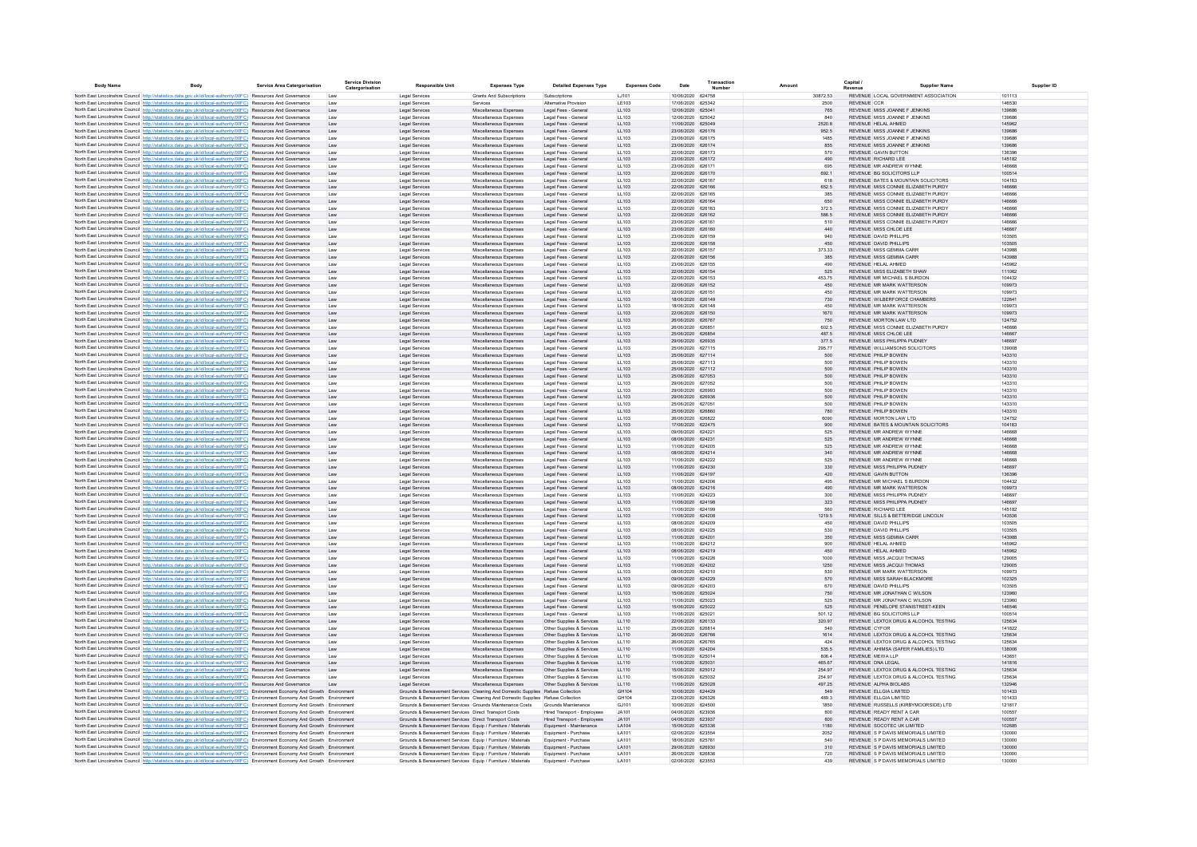| Body Name | Body | Service Area Catergorisation | Service Division Catergorisation | Responsible Unit | Expenses Type | Detailed Expenses Type | Expenses Code | Date | Transaction Number | Amount | Capital / Revenue | Supplier Name | Supplier ID |
|---|---|---|---|---|---|---|---|---|---|---|---|---|---|
| North East Lincolnshire Council | http://statistics.data.gov.uk/id/local-authority/00FC) | Resources And Governance | Law | Legal Services | Grants And Subscriptions | Subscriptions | LJ101 | 10/06/2020 | 624758 | 30872.53 | REVENUE | LOCAL GOVERNMENT ASSOCIATION | 101113 |
| North East Lincolnshire Council | http://statistics.data.gov.uk/id/local-authority/00FC) | Resources And Governance | Law | Legal Services | Services | Alternative Provision | LE103 | 17/06/2020 | 625342 | 2500 | REVENUE | CCR | 146530 |
| North East Lincolnshire Council | http://statistics.data.gov.uk/id/local-authority/00FC) | Resources And Governance | Law | Legal Services | Miscellaneous Expenses | Legal Fees - General | LL103 | 12/06/2020 | 625041 | 765 | REVENUE | MISS JOANNE F JENKINS | 139686 |
| North East Lincolnshire Council | http://statistics.data.gov.uk/id/local-authority/00FC) | Resources And Governance | Law | Legal Services | Miscellaneous Expenses | Legal Fees - General | LL103 | 12/06/2020 | 625042 | 840 | REVENUE | MISS JOANNE F JENKINS | 139686 |
| North East Lincolnshire Council | http://statistics.data.gov.uk/id/local-authority/00FC) | Resources And Governance | Law | Legal Services | Miscellaneous Expenses | Legal Fees - General | LL103 | 11/06/2020 | 625049 | 2520.8 | REVENUE | HELAL AHMED | 145962 |
| North East Lincolnshire Council | http://statistics.data.gov.uk/id/local-authority/00FC) | Resources And Governance | Law | Legal Services | Miscellaneous Expenses | Legal Fees - General | LL103 | 23/06/2020 | 626176 | 952.5 | REVENUE | MISS JOANNE F JENKINS | 139686 |
| North East Lincolnshire Council | http://statistics.data.gov.uk/id/local-authority/00FC) | Resources And Governance | Law | Legal Services | Miscellaneous Expenses | Legal Fees - General | LL103 | 23/06/2020 | 626175 | 1485 | REVENUE | MISS JOANNE F JENKINS | 139686 |
| North East Lincolnshire Council | http://statistics.data.gov.uk/id/local-authority/00FC) | Resources And Governance | Law | Legal Services | Miscellaneous Expenses | Legal Fees - General | LL103 | 23/06/2020 | 626174 | 855 | REVENUE | MISS JOANNE F JENKINS | 139686 |
| North East Lincolnshire Council | http://statistics.data.gov.uk/id/local-authority/00FC) | Resources And Governance | Law | Legal Services | Miscellaneous Expenses | Legal Fees - General | LL103 | 22/06/2020 | 626173 | 570 | REVENUE | GAVIN BUTTON | 136396 |
| North East Lincolnshire Council | http://statistics.data.gov.uk/id/local-authority/00FC) | Resources And Governance | Law | Legal Services | Miscellaneous Expenses | Legal Fees - General | LL103 | 22/06/2020 | 626172 | 490 | REVENUE | RICHARD LEE | 145182 |
| North East Lincolnshire Council | http://statistics.data.gov.uk/id/local-authority/00FC) | Resources And Governance | Law | Legal Services | Miscellaneous Expenses | Legal Fees - General | LL103 | 23/06/2020 | 626171 | 695 | REVENUE | MR ANDREW WYNNE | 146668 |
| North East Lincolnshire Council | http://statistics.data.gov.uk/id/local-authority/00FC) | Resources And Governance | Law | Legal Services | Miscellaneous Expenses | Legal Fees - General | LL103 | 22/06/2020 | 626170 | 692.1 | REVENUE | BG SOLICITORS LLP | 100514 |
| North East Lincolnshire Council | http://statistics.data.gov.uk/id/local-authority/00FC) | Resources And Governance | Law | Legal Services | Miscellaneous Expenses | Legal Fees - General | LL103 | 22/06/2020 | 626167 | 618 | REVENUE | BATES & MOUNTAIN SOLICITORS | 104183 |
| North East Lincolnshire Council | http://statistics.data.gov.uk/id/local-authority/00FC) | Resources And Governance | Law | Legal Services | Miscellaneous Expenses | Legal Fees - General | LL103 | 22/06/2020 | 626166 | 652.5 | REVENUE | MISS CONNIE ELIZABETH PURDY | 146666 |
| North East Lincolnshire Council | http://statistics.data.gov.uk/id/local-authority/00FC) | Resources And Governance | Law | Legal Services | Miscellaneous Expenses | Legal Fees - General | LL103 | 22/06/2020 | 626165 | 385 | REVENUE | MISS CONNIE ELIZABETH PURDY | 146666 |
| North East Lincolnshire Council | http://statistics.data.gov.uk/id/local-authority/00FC) | Resources And Governance | Law | Legal Services | Miscellaneous Expenses | Legal Fees - General | LL103 | 22/06/2020 | 626164 | 650 | REVENUE | MISS CONNIE ELIZABETH PURDY | 146666 |
| North East Lincolnshire Council | http://statistics.data.gov.uk/id/local-authority/00FC) | Resources And Governance | Law | Legal Services | Miscellaneous Expenses | Legal Fees - General | LL103 | 22/06/2020 | 626163 | 372.5 | REVENUE | MISS CONNIE ELIZABETH PURDY | 146666 |
| North East Lincolnshire Council | http://statistics.data.gov.uk/id/local-authority/00FC) | Resources And Governance | Law | Legal Services | Miscellaneous Expenses | Legal Fees - General | LL103 | 22/06/2020 | 626162 | 586.5 | REVENUE | MISS CONNIE ELIZABETH PURDY | 146666 |
| North East Lincolnshire Council | http://statistics.data.gov.uk/id/local-authority/00FC) | Resources And Governance | Law | Legal Services | Miscellaneous Expenses | Legal Fees - General | LL103 | 23/06/2020 | 626161 | 510 | REVENUE | MISS CONNIE ELIZABETH PURDY | 146666 |
| North East Lincolnshire Council | http://statistics.data.gov.uk/id/local-authority/00FC) | Resources And Governance | Law | Legal Services | Miscellaneous Expenses | Legal Fees - General | LL103 | 23/06/2020 | 626160 | 440 | REVENUE | MISS CHLOE LEE | 146667 |
| North East Lincolnshire Council | http://statistics.data.gov.uk/id/local-authority/00FC) | Resources And Governance | Law | Legal Services | Miscellaneous Expenses | Legal Fees - General | LL103 | 23/06/2020 | 626159 | 940 | REVENUE | DAVID PHILLIPS | 103505 |
| North East Lincolnshire Council | http://statistics.data.gov.uk/id/local-authority/00FC) | Resources And Governance | Law | Legal Services | Miscellaneous Expenses | Legal Fees - General | LL103 | 22/06/2020 | 626158 | 450 | REVENUE | DAVID PHILLIPS | 103505 |
| North East Lincolnshire Council | http://statistics.data.gov.uk/id/local-authority/00FC) | Resources And Governance | Law | Legal Services | Miscellaneous Expenses | Legal Fees - General | LL103 | 22/06/2020 | 626157 | 373.33 | REVENUE | MISS GEMMA CARR | 143988 |
| North East Lincolnshire Council | http://statistics.data.gov.uk/id/local-authority/00FC) | Resources And Governance | Law | Legal Services | Miscellaneous Expenses | Legal Fees - General | LL103 | 22/06/2020 | 626156 | 385 | REVENUE | MISS GEMMA CARR | 143988 |
| North East Lincolnshire Council | http://statistics.data.gov.uk/id/local-authority/00FC) | Resources And Governance | Law | Legal Services | Miscellaneous Expenses | Legal Fees - General | LL103 | 23/06/2020 | 626155 | 490 | REVENUE | HELAL AHMED | 145962 |
| North East Lincolnshire Council | http://statistics.data.gov.uk/id/local-authority/00FC) | Resources And Governance | Law | Legal Services | Miscellaneous Expenses | Legal Fees - General | LL103 | 22/06/2020 | 626154 | 525 | REVENUE | MISS ELIZABETH SHAW | 111062 |
| North East Lincolnshire Council | http://statistics.data.gov.uk/id/local-authority/00FC) | Resources And Governance | Law | Legal Services | Miscellaneous Expenses | Legal Fees - General | LL103 | 22/06/2020 | 626153 | 453.75 | REVENUE | MR MICHAEL S BURDON | 104432 |
| North East Lincolnshire Council | http://statistics.data.gov.uk/id/local-authority/00FC) | Resources And Governance | Law | Legal Services | Miscellaneous Expenses | Legal Fees - General | LL103 | 22/06/2020 | 626152 | 450 | REVENUE | MR MARK WATTERSON | 109973 |
| North East Lincolnshire Council | http://statistics.data.gov.uk/id/local-authority/00FC) | Resources And Governance | Law | Legal Services | Miscellaneous Expenses | Legal Fees - General | LL103 | 22/06/2020 | 626151 | 450 | REVENUE | MR MARK WATTERSON | 109973 |
| North East Lincolnshire Council | http://statistics.data.gov.uk/id/local-authority/00FC) | Resources And Governance | Law | Legal Services | Miscellaneous Expenses | Legal Fees - General | LL103 | 18/06/2020 | 626149 | 730 | REVENUE | WILBERFORCE CHAMBERS | 122641 |
| North East Lincolnshire Council | http://statistics.data.gov.uk/id/local-authority/00FC) | Resources And Governance | Law | Legal Services | Miscellaneous Expenses | Legal Fees - General | LL103 | 18/06/2020 | 626148 | 450 | REVENUE | MR MARK WATTERSON | 109973 |
| North East Lincolnshire Council | http://statistics.data.gov.uk/id/local-authority/00FC) | Resources And Governance | Law | Legal Services | Miscellaneous Expenses | Legal Fees - General | LL103 | 22/06/2020 | 626150 | 1670 | REVENUE | MR MARK WATTERSON | 109973 |
| North East Lincolnshire Council | http://statistics.data.gov.uk/id/local-authority/00FC) | Resources And Governance | Law | Legal Services | Miscellaneous Expenses | Legal Fees - General | LL103 | 26/06/2020 | 626767 | 750 | REVENUE | MORTON LAW LTD | 124752 |
| North East Lincolnshire Council | http://statistics.data.gov.uk/id/local-authority/00FC) | Resources And Governance | Law | Legal Services | Miscellaneous Expenses | Legal Fees - General | LL103 | 26/06/2020 | 626851 | 602.5 | REVENUE | MISS CONNIE ELIZABETH PURDY | 146666 |
| North East Lincolnshire Council | http://statistics.data.gov.uk/id/local-authority/00FC) | Resources And Governance | Law | Legal Services | Miscellaneous Expenses | Legal Fees - General | LL103 | 25/06/2020 | 626854 | 487.5 | REVENUE | MISS CHLOE LEE | 146667 |
| North East Lincolnshire Council | http://statistics.data.gov.uk/id/local-authority/00FC) | Resources And Governance | Law | Legal Services | Miscellaneous Expenses | Legal Fees - General | LL103 | 29/06/2020 | 626935 | 377.5 | REVENUE | MISS PHILIPPA PUDNEY | 146697 |
| North East Lincolnshire Council | http://statistics.data.gov.uk/id/local-authority/00FC) | Resources And Governance | Law | Legal Services | Miscellaneous Expenses | Legal Fees - General | LL103 | 25/06/2020 | 627115 | 295.77 | REVENUE | WILLIAMSONS SOLICITORS | 139008 |
| North East Lincolnshire Council | http://statistics.data.gov.uk/id/local-authority/00FC) | Resources And Governance | Law | Legal Services | Miscellaneous Expenses | Legal Fees - General | LL103 | 25/06/2020 | 627114 | 500 | REVENUE | PHILIP BOWEN | 143310 |
| North East Lincolnshire Council | http://statistics.data.gov.uk/id/local-authority/00FC) | Resources And Governance | Law | Legal Services | Miscellaneous Expenses | Legal Fees - General | LL103 | 25/06/2020 | 627113 | 500 | REVENUE | PHILIP BOWEN | 143310 |
| North East Lincolnshire Council | http://statistics.data.gov.uk/id/local-authority/00FC) | Resources And Governance | Law | Legal Services | Miscellaneous Expenses | Legal Fees - General | LL103 | 25/06/2020 | 627112 | 500 | REVENUE | PHILIP BOWEN | 143310 |
| North East Lincolnshire Council | http://statistics.data.gov.uk/id/local-authority/00FC) | Resources And Governance | Law | Legal Services | Miscellaneous Expenses | Legal Fees - General | LL103 | 25/06/2020 | 627053 | 500 | REVENUE | PHILIP BOWEN | 143310 |
| North East Lincolnshire Council | http://statistics.data.gov.uk/id/local-authority/00FC) | Resources And Governance | Law | Legal Services | Miscellaneous Expenses | Legal Fees - General | LL103 | 29/06/2020 | 627052 | 500 | REVENUE | PHILIP BOWEN | 143310 |
| North East Lincolnshire Council | http://statistics.data.gov.uk/id/local-authority/00FC) | Resources And Governance | Law | Legal Services | Miscellaneous Expenses | Legal Fees - General | LL103 | 29/06/2020 | 626993 | 500 | REVENUE | PHILIP BOWEN | 143310 |
| North East Lincolnshire Council | http://statistics.data.gov.uk/id/local-authority/00FC) | Resources And Governance | Law | Legal Services | Miscellaneous Expenses | Legal Fees - General | LL103 | 29/06/2020 | 626936 | 500 | REVENUE | PHILIP BOWEN | 143310 |
| North East Lincolnshire Council | http://statistics.data.gov.uk/id/local-authority/00FC) | Resources And Governance | Law | Legal Services | Miscellaneous Expenses | Legal Fees - General | LL103 | 25/06/2020 | 627051 | 500 | REVENUE | PHILIP BOWEN | 143310 |
| North East Lincolnshire Council | http://statistics.data.gov.uk/id/local-authority/00FC) | Resources And Governance | Law | Legal Services | Miscellaneous Expenses | Legal Fees - General | LL103 | 25/06/2020 | 626860 | 780 | REVENUE | PHILIP BOWEN | 143310 |
| North East Lincolnshire Council | http://statistics.data.gov.uk/id/local-authority/00FC) | Resources And Governance | Law | Legal Services | Miscellaneous Expenses | Legal Fees - General | LL103 | 26/06/2020 | 626822 | 6090 | REVENUE | MORTON LAW LTD | 124752 |
| North East Lincolnshire Council | http://statistics.data.gov.uk/id/local-authority/00FC) | Resources And Governance | Law | Legal Services | Miscellaneous Expenses | Legal Fees - General | LL103 | 17/06/2020 | 622475 | 900 | REVENUE | BATES & MOUNTAIN SOLICITORS | 104183 |
| North East Lincolnshire Council | http://statistics.data.gov.uk/id/local-authority/00FC) | Resources And Governance | Law | Legal Services | Miscellaneous Expenses | Legal Fees - General | LL103 | 09/06/2020 | 624221 | 525 | REVENUE | MR ANDREW WYNNE | 146668 |
| North East Lincolnshire Council | http://statistics.data.gov.uk/id/local-authority/00FC) | Resources And Governance | Law | Legal Services | Miscellaneous Expenses | Legal Fees - General | LL103 | 08/06/2020 | 624231 | 525 | REVENUE | MR ANDREW WYNNE | 146668 |
| North East Lincolnshire Council | http://statistics.data.gov.uk/id/local-authority/00FC) | Resources And Governance | Law | Legal Services | Miscellaneous Expenses | Legal Fees - General | LL103 | 11/06/2020 | 624205 | 525 | REVENUE | MR ANDREW WYNNE | 146668 |
| North East Lincolnshire Council | http://statistics.data.gov.uk/id/local-authority/00FC) | Resources And Governance | Law | Legal Services | Miscellaneous Expenses | Legal Fees - General | LL103 | 08/06/2020 | 624214 | 340 | REVENUE | MR ANDREW WYNNE | 146668 |
| North East Lincolnshire Council | http://statistics.data.gov.uk/id/local-authority/00FC) | Resources And Governance | Law | Legal Services | Miscellaneous Expenses | Legal Fees - General | LL103 | 11/06/2020 | 624222 | 525 | REVENUE | MR ANDREW WYNNE | 146668 |
| North East Lincolnshire Council | http://statistics.data.gov.uk/id/local-authority/00FC) | Resources And Governance | Law | Legal Services | Miscellaneous Expenses | Legal Fees - General | LL103 | 11/06/2020 | 624230 | 330 | REVENUE | MISS PHILIPPA PUDNEY | 146697 |
| North East Lincolnshire Council | http://statistics.data.gov.uk/id/local-authority/00FC) | Resources And Governance | Law | Legal Services | Miscellaneous Expenses | Legal Fees - General | LL103 | 11/06/2020 | 624197 | 420 | REVENUE | GAVIN BUTTON | 136396 |
| North East Lincolnshire Council | http://statistics.data.gov.uk/id/local-authority/00FC) | Resources And Governance | Law | Legal Services | Miscellaneous Expenses | Legal Fees - General | LL103 | 11/06/2020 | 624206 | 495 | REVENUE | MR MICHAEL S BURDON | 104432 |
| North East Lincolnshire Council | http://statistics.data.gov.uk/id/local-authority/00FC) | Resources And Governance | Law | Legal Services | Miscellaneous Expenses | Legal Fees - General | LL103 | 08/06/2020 | 624216 | 490 | REVENUE | MR MARK WATTERSON | 109973 |
| North East Lincolnshire Council | http://statistics.data.gov.uk/id/local-authority/00FC) | Resources And Governance | Law | Legal Services | Miscellaneous Expenses | Legal Fees - General | LL103 | 11/06/2020 | 624223 | 300 | REVENUE | MISS PHILIPPA PUDNEY | 146697 |
| North East Lincolnshire Council | http://statistics.data.gov.uk/id/local-authority/00FC) | Resources And Governance | Law | Legal Services | Miscellaneous Expenses | Legal Fees - General | LL103 | 11/06/2020 | 624198 | 323 | REVENUE | MISS PHILIPPA PUDNEY | 146697 |
| North East Lincolnshire Council | http://statistics.data.gov.uk/id/local-authority/00FC) | Resources And Governance | Law | Legal Services | Miscellaneous Expenses | Legal Fees - General | LL103 | 11/06/2020 | 624199 | 560 | REVENUE | RICHARD LEE | 145182 |
| North East Lincolnshire Council | http://statistics.data.gov.uk/id/local-authority/00FC) | Resources And Governance | Law | Legal Services | Miscellaneous Expenses | Legal Fees - General | LL103 | 11/06/2020 | 624208 | 1219.5 | REVENUE | SILLS & BETTERIDGE LINCOLN | 143536 |
| North East Lincolnshire Council | http://statistics.data.gov.uk/id/local-authority/00FC) | Resources And Governance | Law | Legal Services | Miscellaneous Expenses | Legal Fees - General | LL103 | 08/06/2020 | 624209 | 450 | REVENUE | DAVID PHILLIPS | 103505 |
| North East Lincolnshire Council | http://statistics.data.gov.uk/id/local-authority/00FC) | Resources And Governance | Law | Legal Services | Miscellaneous Expenses | Legal Fees - General | LL103 | 08/06/2020 | 624225 | 530 | REVENUE | DAVID PHILLIPS | 103505 |
| North East Lincolnshire Council | http://statistics.data.gov.uk/id/local-authority/00FC) | Resources And Governance | Law | Legal Services | Miscellaneous Expenses | Legal Fees - General | LL103 | 11/06/2020 | 624201 | 350 | REVENUE | MISS GEMMA CARR | 143988 |
| North East Lincolnshire Council | http://statistics.data.gov.uk/id/local-authority/00FC) | Resources And Governance | Law | Legal Services | Miscellaneous Expenses | Legal Fees - General | LL103 | 11/06/2020 | 624212 | 900 | REVENUE | HELAL AHMED | 145962 |
| North East Lincolnshire Council | http://statistics.data.gov.uk/id/local-authority/00FC) | Resources And Governance | Law | Legal Services | Miscellaneous Expenses | Legal Fees - General | LL103 | 08/06/2020 | 624219 | 450 | REVENUE | HELAL AHMED | 145962 |
| North East Lincolnshire Council | http://statistics.data.gov.uk/id/local-authority/00FC) | Resources And Governance | Law | Legal Services | Miscellaneous Expenses | Legal Fees - General | LL103 | 11/06/2020 | 624226 | 1000 | REVENUE | MISS JACQUI THOMAS | 129005 |
| North East Lincolnshire Council | http://statistics.data.gov.uk/id/local-authority/00FC) | Resources And Governance | Law | Legal Services | Miscellaneous Expenses | Legal Fees - General | LL103 | 11/06/2020 | 624202 | 1250 | REVENUE | MISS JACQUI THOMAS | 129005 |
| North East Lincolnshire Council | http://statistics.data.gov.uk/id/local-authority/00FC) | Resources And Governance | Law | Legal Services | Miscellaneous Expenses | Legal Fees - General | LL103 | 08/06/2020 | 624210 | 530 | REVENUE | MR MARK WATTERSON | 109973 |
| North East Lincolnshire Council | http://statistics.data.gov.uk/id/local-authority/00FC) | Resources And Governance | Law | Legal Services | Miscellaneous Expenses | Legal Fees - General | LL103 | 09/06/2020 | 624229 | 570 | REVENUE | MISS SARAH BLACKMORE | 102325 |
| North East Lincolnshire Council | http://statistics.data.gov.uk/id/local-authority/00FC) | Resources And Governance | Law | Legal Services | Miscellaneous Expenses | Legal Fees - General | LL103 | 09/06/2020 | 624203 | 670 | REVENUE | DAVID PHILLIPS | 103505 |
| North East Lincolnshire Council | http://statistics.data.gov.uk/id/local-authority/00FC) | Resources And Governance | Law | Legal Services | Miscellaneous Expenses | Legal Fees - General | LL103 | 15/06/2020 | 625024 | 750 | REVENUE | MR JONATHAN C WILSON | 123960 |
| North East Lincolnshire Council | http://statistics.data.gov.uk/id/local-authority/00FC) | Resources And Governance | Law | Legal Services | Miscellaneous Expenses | Legal Fees - General | LL103 | 11/06/2020 | 625023 | 525 | REVENUE | MR JONATHAN C WILSON | 123960 |
| North East Lincolnshire Council | http://statistics.data.gov.uk/id/local-authority/00FC) | Resources And Governance | Law | Legal Services | Miscellaneous Expenses | Legal Fees - General | LL103 | 15/06/2020 | 625022 | 525 | REVENUE | PENELOPE STANISTREET-KEEN | 146546 |
| North East Lincolnshire Council | http://statistics.data.gov.uk/id/local-authority/00FC) | Resources And Governance | Law | Legal Services | Miscellaneous Expenses | Legal Fees - General | LL103 | 11/06/2020 | 625021 | 501.12 | REVENUE | BG SOLICITORS LLP | 100514 |
| North East Lincolnshire Council | http://statistics.data.gov.uk/id/local-authority/00FC) | Resources And Governance | Law | Legal Services | Miscellaneous Expenses | Other Supplies & Services | LL110 | 22/06/2020 | 626133 | 320.97 | REVENUE | LEXTOX DRUG & ALCOHOL TESTING | 125634 |
| North East Lincolnshire Council | http://statistics.data.gov.uk/id/local-authority/00FC) | Resources And Governance | Law | Legal Services | Miscellaneous Expenses | Other Supplies & Services | LL110 | 25/06/2020 | 626814 | 540 | REVENUE | CYFOR | 141822 |
| North East Lincolnshire Council | http://statistics.data.gov.uk/id/local-authority/00FC) | Resources And Governance | Law | Legal Services | Miscellaneous Expenses | Other Supplies & Services | LL110 | 26/06/2020 | 626766 | 1614 | REVENUE | LEXTOX DRUG & ALCOHOL TESTING | 125634 |
| North East Lincolnshire Council | http://statistics.data.gov.uk/id/local-authority/00FC) | Resources And Governance | Law | Legal Services | Miscellaneous Expenses | Other Supplies & Services | LL110 | 26/06/2020 | 626765 | 424 | REVENUE | LEXTOX DRUG & ALCOHOL TESTING | 125634 |
| North East Lincolnshire Council | http://statistics.data.gov.uk/id/local-authority/00FC) | Resources And Governance | Law | Legal Services | Miscellaneous Expenses | Other Supplies & Services | LL110 | 11/06/2020 | 624204 | 535.5 | REVENUE | AHIMSA (SAFER FAMILIES) LTD | 138006 |
| North East Lincolnshire Council | http://statistics.data.gov.uk/id/local-authority/00FC) | Resources And Governance | Law | Legal Services | Miscellaneous Expenses | Other Supplies & Services | LL110 | 15/06/2020 | 625014 | 806.4 | REVENUE | MEWA LLP | 143651 |
| North East Lincolnshire Council | http://statistics.data.gov.uk/id/local-authority/00FC) | Resources And Governance | Law | Legal Services | Miscellaneous Expenses | Other Supplies & Services | LL110 | 11/06/2020 | 625031 | 465.67 | REVENUE | DNA LEGAL | 141816 |
| North East Lincolnshire Council | http://statistics.data.gov.uk/id/local-authority/00FC) | Resources And Governance | Law | Legal Services | Miscellaneous Expenses | Other Supplies & Services | LL110 | 15/06/2020 | 625012 | 254.97 | REVENUE | LEXTOX DRUG & ALCOHOL TESTING | 125634 |
| North East Lincolnshire Council | http://statistics.data.gov.uk/id/local-authority/00FC) | Resources And Governance | Law | Legal Services | Miscellaneous Expenses | Other Supplies & Services | LL110 | 15/06/2020 | 625032 | 254.97 | REVENUE | LEXTOX DRUG & ALCOHOL TESTING | 125634 |
| North East Lincolnshire Council | http://statistics.data.gov.uk/id/local-authority/00FC) | Resources And Governance | Law | Legal Services | Miscellaneous Expenses | Other Supplies & Services | LL110 | 11/06/2020 | 625028 | 497.25 | REVENUE | ALPHA BIOLABS | 132946 |
| North East Lincolnshire Council | http://statistics.data.gov.uk/id/local-authority/00FC) | Environment Economy And Growth | Environment | Grounds & Bereavement Services | Cleaning And Domestic Supplies | Refuse Collection | GH104 | 10/06/2020 | 624429 | 549 | REVENUE | ELLGIA LIMITED | 101433 |
| North East Lincolnshire Council | http://statistics.data.gov.uk/id/local-authority/00FC) | Environment Economy And Growth | Environment | Grounds & Bereavement Services | Cleaning And Domestic Supplies | Refuse Collection | GH104 | 23/06/2020 | 626326 | 489.3 | REVENUE | ELLGIA LIMITED | 101433 |
| North East Lincolnshire Council | http://statistics.data.gov.uk/id/local-authority/00FC) | Environment Economy And Growth | Environment | Grounds & Bereavement Services | Grounds Maintenance Costs | Grounds Maintenance | GJ101 | 10/06/2020 | 624500 | 1850 | REVENUE | RUSSELLS (KIRBYMOORSIDE) LTD | 121817 |
| North East Lincolnshire Council | http://statistics.data.gov.uk/id/local-authority/00FC) | Environment Economy And Growth | Environment | Grounds & Bereavement Services | Direct Transport Costs | Hired Transport - Employees | JA101 | 04/06/2020 | 623936 | 600 | REVENUE | READY RENT A CAR | 100557 |
| North East Lincolnshire Council | http://statistics.data.gov.uk/id/local-authority/00FC) | Environment Economy And Growth | Environment | Grounds & Bereavement Services | Direct Transport Costs | Hired Transport - Employees | JA101 | 04/06/2020 | 623937 | 600 | REVENUE | READY RENT A CAR | 100557 |
| North East Lincolnshire Council | http://statistics.data.gov.uk/id/local-authority/00FC) | Environment Economy And Growth | Environment | Grounds & Bereavement Services | Equip / Furniture / Materials | Equipment - Maintenance | LA104 | 15/06/2020 | 625336 | 1180 | REVENUE | SOCOTEC UK LIMITED | 102685 |
| North East Lincolnshire Council | http://statistics.data.gov.uk/id/local-authority/00FC) | Environment Economy And Growth | Environment | Grounds & Bereavement Services | Equip / Furniture / Materials | Equipment - Purchase | LA101 | 02/06/2020 | 623554 | 2052 | REVENUE | S P DAVIS MEMORIALS LIMITED | 130000 |
| North East Lincolnshire Council | http://statistics.data.gov.uk/id/local-authority/00FC) | Environment Economy And Growth | Environment | Grounds & Bereavement Services | Equip / Furniture / Materials | Equipment - Purchase | LA101 | 18/06/2020 | 625781 | 540 | REVENUE | S P DAVIS MEMORIALS LIMITED | 130000 |
| North East Lincolnshire Council | http://statistics.data.gov.uk/id/local-authority/00FC) | Environment Economy And Growth | Environment | Grounds & Bereavement Services | Equip / Furniture / Materials | Equipment - Purchase | LA101 | 29/06/2020 | 626930 | 310 | REVENUE | S P DAVIS MEMORIALS LIMITED | 130000 |
| North East Lincolnshire Council | http://statistics.data.gov.uk/id/local-authority/00FC) | Environment Economy And Growth | Environment | Grounds & Bereavement Services | Equip / Furniture / Materials | Equipment - Purchase | LA101 | 26/06/2020 | 626836 | 720 | REVENUE | S P DAVIS MEMORIALS LIMITED | 130000 |
| North East Lincolnshire Council | http://statistics.data.gov.uk/id/local-authority/00FC) | Environment Economy And Growth | Environment | Grounds & Bereavement Services | Equip / Furniture / Materials | Equipment - Purchase | LA101 | 02/06/2020 | 623553 | 439 | REVENUE | S P DAVIS MEMORIALS LIMITED | 130000 |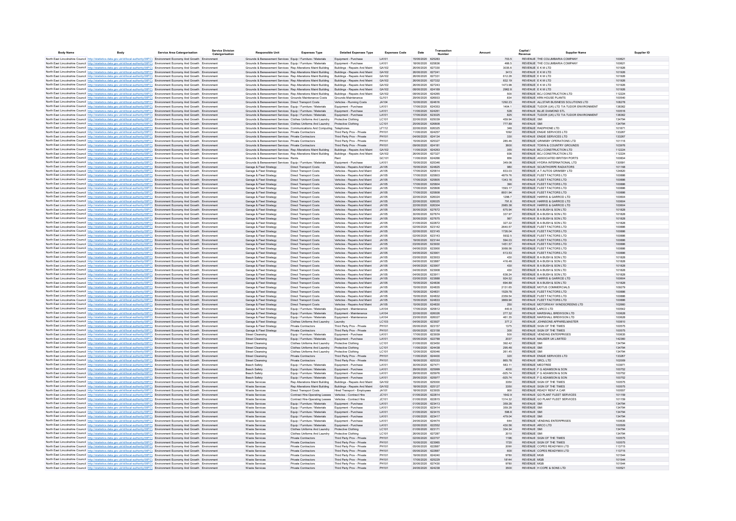| Body Name | Body | Service Area Catergorisation | Service Division Catergorisation | Responsible Unit | Expenses Type | Detailed Expenses Type | Expenses Code | Date | Transaction Number | Amount | Capital / Revenue | Supplier Name | Supplier ID |
|---|---|---|---|---|---|---|---|---|---|---|---|---|---|
| North East Lincolnshire Council | http://statistics.data.gov.uk/id/local-authority/00FC) | Environment Economy And Growth | Environment | Grounds & Bereavement Services | Equip / Furniture / Materials | Equipment - Purchase | LA101 | 15/06/2020 | 625283 | 703.5 | REVENUE | THE COLUMBARIA COMPANY | 100621 |
| North East Lincolnshire Council | http://statistics.data.gov.uk/id/local-authority/00FC) | Environment Economy And Growth | Environment | Grounds & Bereavement Services | Equip / Furniture / Materials | Equipment - Purchase | LA101 | 18/06/2020 | 625836 | 466.5 | REVENUE | THE COLUMBARIA COMPANY | 100621 |
| North East Lincolnshire Council | http://statistics.data.gov.uk/id/local-authority/00FC) | Environment Economy And Growth | Environment | Grounds & Bereavement Services | Rep Alterations Maint Building | Buildings - Repairs And Maint | GA102 | 26/06/2020 | 627330 | 3035.6 | REVENUE | E K M LTD | 101926 |
| North East Lincolnshire Council | http://statistics.data.gov.uk/id/local-authority/00FC) | Environment Economy And Growth | Environment | Grounds & Bereavement Services | Rep Alterations Maint Building | Buildings - Repairs And Maint | GA102 | 26/06/2020 | 627241 | 3413 | REVENUE | E K M LTD | 101926 |
| North East Lincolnshire Council | http://statistics.data.gov.uk/id/local-authority/00FC) | Environment Economy And Growth | Environment | Grounds & Bereavement Services | Rep Alterations Maint Building | Buildings - Repairs And Maint | GA102 | 26/06/2020 | 627331 | 612.28 | REVENUE | E K M LTD | 101926 |
| North East Lincolnshire Council | http://statistics.data.gov.uk/id/local-authority/00FC) | Environment Economy And Growth | Environment | Grounds & Bereavement Services | Rep Alterations Maint Building | Buildings - Repairs And Maint | GA102 | 26/06/2020 | 627332 | 832.19 | REVENUE | E K M LTD | 101926 |
| North East Lincolnshire Council | http://statistics.data.gov.uk/id/local-authority/00FC) | Environment Economy And Growth | Environment | Grounds & Bereavement Services | Rep Alterations Maint Building | Buildings - Repairs And Maint | GA102 | 26/06/2020 | 627243 | 1473.98 | REVENUE | E K M LTD | 101926 |
| North East Lincolnshire Council | http://statistics.data.gov.uk/id/local-authority/00FC) | Environment Economy And Growth | Environment | Grounds & Bereavement Services | Rep Alterations Maint Building | Buildings - Repairs And Maint | GA102 | 08/06/2020 | 624169 | 2962.8 | REVENUE | E K M LTD | 101926 |
| North East Lincolnshire Council | http://statistics.data.gov.uk/id/local-authority/00FC) | Environment Economy And Growth | Environment | Grounds & Bereavement Services | Rep Alterations Maint Building | Buildings - Repairs And Maint | GA102 | 08/06/2020 | 624285 | 500 | REVENUE | BCJ CONSTRUCTION LTD | 112224 |
| North East Lincolnshire Council | http://statistics.data.gov.uk/id/local-authority/00FC) | Environment Economy And Growth | Environment | Grounds & Bereavement Services | Grounds Maintenance Costs | Grounds Maintenance | GJ101 | 29/06/2020 | 626933 | 834 | REVENUE | KRN HOUSE PLANTS | 100540 |
| North East Lincolnshire Council | http://statistics.data.gov.uk/id/local-authority/00FC) | Environment Economy And Growth | Environment | Grounds & Bereavement Services | Direct Transport Costs | Vehicles - Running Costs | JA104 | 10/06/2020 | 624616 | 1292.23 | REVENUE | ALLSTAR BUSINESS SOLUTIONS LTD | 108278 |
| North East Lincolnshire Council | http://statistics.data.gov.uk/id/local-authority/00FC) | Environment Economy And Growth | Environment | Grounds & Bereavement Services | Equip / Furniture / Materials | Equipment - Purchase | LA101 | 17/06/2020 | 624353 | 1404.1 | REVENUE | TUDOR (UK) LTD T/A TUDOR ENVIRONMENT | 138362 |
| North East Lincolnshire Council | http://statistics.data.gov.uk/id/local-authority/00FC) | Environment Economy And Growth | Environment | Grounds & Bereavement Services | Equip / Furniture / Materials | Equipment - Purchase | LA101 | 11/06/2020 | 624261 | 528 | REVENUE | BLUE DIAMOND STL | 100516 |
| North East Lincolnshire Council | http://statistics.data.gov.uk/id/local-authority/00FC) | Environment Economy And Growth | Environment | Grounds & Bereavement Services | Equip / Furniture / Materials | Equipment - Purchase | LA101 | 17/06/2020 | 623025 | 825 | REVENUE | TUDOR (UK) LTD T/A TUDOR ENVIRONMENT | 138362 |
| North East Lincolnshire Council | http://statistics.data.gov.uk/id/local-authority/00FC) | Environment Economy And Growth | Environment | Grounds & Bereavement Services | Clothes Uniforms And Laundry | Protective Clothing | LC101 | 22/06/2020 | 625039 | 459.94 | REVENUE | SMI | 134794 |
| North East Lincolnshire Council | http://statistics.data.gov.uk/id/local-authority/00FC) | Environment Economy And Growth | Environment | Grounds & Bereavement Services | Clothes Uniforms And Laundry | Protective Clothing | LC101 | 25/06/2020 | 626808 | 777.89 | REVENUE | SMI | 134794 |
| North East Lincolnshire Council | http://statistics.data.gov.uk/id/local-authority/00FC) | Environment Economy And Growth | Environment | Grounds & Bereavement Services | Communications And Computing | Telephones | LF112 | 22/06/2020 | 626325 | 348 | REVENUE | RADPHONE LTD | 101671 |
| North East Lincolnshire Council | http://statistics.data.gov.uk/id/local-authority/00FC) | Environment Economy And Growth | Environment | Grounds & Bereavement Services | Private Contractors | Third Party Prov - Private | PH101 | 11/06/2020 | 624257 | 1092 | REVENUE | ENGIE SERVICES LTD | 133267 |
| North East Lincolnshire Council | http://statistics.data.gov.uk/id/local-authority/00FC) | Environment Economy And Growth | Environment | Grounds & Bereavement Services | Private Contractors | Third Party Prov - Private | PH101 | 04/06/2020 | 624134 | 330 | REVENUE | ENGIE SERVICES LTD | 133267 |
| North East Lincolnshire Council | http://statistics.data.gov.uk/id/local-authority/00FC) | Environment Economy And Growth | Environment | Grounds & Bereavement Services | Private Contractors | Third Party Prov - Private | PH101 | 15/06/2020 | 625327 | 285.46 | REVENUE | GRIMSBY OPERATIONS LTD | 101116 |
| North East Lincolnshire Council | http://statistics.data.gov.uk/id/local-authority/00FC) | Environment Economy And Growth | Environment | Grounds & Bereavement Services | Private Contractors | Third Party Prov - Private | PH101 | 09/06/2020 | 624181 | 3600 | REVENUE | TOWN & COUNTRY GROUNDS | 103976 |
| North East Lincolnshire Council | http://statistics.data.gov.uk/id/local-authority/00FC) | Environment Economy And Growth | Environment | Grounds & Bereavement Services | Rep Alterations Maint Building | Buildings - Repairs And Maint | GA102 | 11/06/2020 | 624263 | 355 | REVENUE | BCJ CONSTRUCTION LTD | 112224 |
| North East Lincolnshire Council | http://statistics.data.gov.uk/id/local-authority/00FC) | Environment Economy And Growth | Environment | Grounds & Bereavement Services | Rep Alterations Maint Building | Buildings - Repairs And Maint | GA102 | 26/06/2020 | 627327 | 936 | REVENUE | BCJ CONSTRUCTION LTD | 112224 |
| North East Lincolnshire Council | http://statistics.data.gov.uk/id/local-authority/00FC) | Environment Economy And Growth | Environment | Grounds & Bereavement Services | Rents | Rent | GC101 | 11/06/2020 | 624266 | 856 | REVENUE | ASSOCIATED BRITISH PORTS | 100834 |
| North East Lincolnshire Council | http://statistics.data.gov.uk/id/local-authority/00FC) | Environment Economy And Growth | Environment | Grounds & Bereavement Services | Equip / Furniture / Materials | Equipment - Purchase | LA101 | 15/06/2020 | 625346 | 349.08 | REVENUE | HYDRA INTERNATIONAL LTD | 130591 |
| North East Lincolnshire Council | http://statistics.data.gov.uk/id/local-authority/00FC) | Environment Economy And Growth | Environment | Garage & Fleet Strategy | Direct Transport Costs | Vehicles - Repairs And Maint | JA105 | 15/06/2020 | 624825 | 960 | REVENUE | SCUNTHORPE RADIATORS | 101168 |
| North East Lincolnshire Council | http://statistics.data.gov.uk/id/local-authority/00FC) | Environment Economy And Growth | Environment | Garage & Fleet Strategy | Direct Transport Costs | Vehicles - Repairs And Maint | JA105 | 17/06/2020 | 625814 | 833.03 | REVENUE | A T AUTOS GRIMSBY LTD | 124620 |
| North East Lincolnshire Council | http://statistics.data.gov.uk/id/local-authority/00FC) | Environment Economy And Growth | Environment | Garage & Fleet Strategy | Direct Transport Costs | Vehicles - Repairs And Maint | JA105 | 17/06/2020 | 625803 | 4879.76 | REVENUE | FLEET FACTORS LTD | 100886 |
| North East Lincolnshire Council | http://statistics.data.gov.uk/id/local-authority/00FC) | Environment Economy And Growth | Environment | Garage & Fleet Strategy | Direct Transport Costs | Vehicles - Repairs And Maint | JA105 | 17/06/2020 | 625805 | 1343.18 | REVENUE | FLEET FACTORS LTD | 100886 |
| North East Lincolnshire Council | http://statistics.data.gov.uk/id/local-authority/00FC) | Environment Economy And Growth | Environment | Garage & Fleet Strategy | Direct Transport Costs | Vehicles - Repairs And Maint | JA105 | 17/06/2020 | 625804 | 390 | REVENUE | FLEET FACTORS LTD | 100886 |
| North East Lincolnshire Council | http://statistics.data.gov.uk/id/local-authority/00FC) | Environment Economy And Growth | Environment | Garage & Fleet Strategy | Direct Transport Costs | Vehicles - Repairs And Maint | JA105 | 17/06/2020 | 625806 | 1593.17 | REVENUE | FLEET FACTORS LTD | 100886 |
| North East Lincolnshire Council | http://statistics.data.gov.uk/id/local-authority/00FC) | Environment Economy And Growth | Environment | Garage & Fleet Strategy | Direct Transport Costs | Vehicles - Repairs And Maint | JA105 | 17/06/2020 | 625808 | 8931.94 | REVENUE | FLEET FACTORS LTD | 100886 |
| North East Lincolnshire Council | http://statistics.data.gov.uk/id/local-authority/00FC) | Environment Economy And Growth | Environment | Garage & Fleet Strategy | Direct Transport Costs | Vehicles - Repairs And Maint | JA105 | 22/06/2020 | 626024 | 1298.7 | REVENUE | HARRIS & GARROD LTD | 100604 |
| North East Lincolnshire Council | http://statistics.data.gov.uk/id/local-authority/00FC) | Environment Economy And Growth | Environment | Garage & Fleet Strategy | Direct Transport Costs | Vehicles - Repairs And Maint | JA105 | 22/06/2020 | 626025 | 791.6 | REVENUE | HARRIS & GARROD LTD | 100604 |
| North East Lincolnshire Council | http://statistics.data.gov.uk/id/local-authority/00FC) | Environment Economy And Growth | Environment | Garage & Fleet Strategy | Direct Transport Costs | Vehicles - Repairs And Maint | JA105 | 22/06/2020 | 626304 | 2985.38 | REVENUE | HARRIS & GARROD LTD | 100604 |
| North East Lincolnshire Council | http://statistics.data.gov.uk/id/local-authority/00FC) | Environment Economy And Growth | Environment | Garage & Fleet Strategy | Direct Transport Costs | Vehicles - Repairs And Maint | JA105 | 30/06/2020 | 627672 | 675.94 | REVENUE | B A BUSH & SON LTD | 101828 |
| North East Lincolnshire Council | http://statistics.data.gov.uk/id/local-authority/00FC) | Environment Economy And Growth | Environment | Garage & Fleet Strategy | Direct Transport Costs | Vehicles - Repairs And Maint | JA105 | 30/06/2020 | 627674 | 337.97 | REVENUE | B A BUSH & SON LTD | 101828 |
| North East Lincolnshire Council | http://statistics.data.gov.uk/id/local-authority/00FC) | Environment Economy And Growth | Environment | Garage & Fleet Strategy | Direct Transport Costs | Vehicles - Repairs And Maint | JA105 | 30/06/2020 | 627675 | 587 | REVENUE | B A BUSH & SON LTD | 101828 |
| North East Lincolnshire Council | http://statistics.data.gov.uk/id/local-authority/00FC) | Environment Economy And Growth | Environment | Garage & Fleet Strategy | Direct Transport Costs | Vehicles - Repairs And Maint | JA105 | 01/06/2020 | 622872 | 327.22 | REVENUE | B A BUSH & SON LTD | 101828 |
| North East Lincolnshire Council | http://statistics.data.gov.uk/id/local-authority/00FC) | Environment Economy And Growth | Environment | Garage & Fleet Strategy | Direct Transport Costs | Vehicles - Repairs And Maint | JA105 | 02/06/2020 | 623142 | 2640.57 | REVENUE | FLEET FACTORS LTD | 100886 |
| North East Lincolnshire Council | http://statistics.data.gov.uk/id/local-authority/00FC) | Environment Economy And Growth | Environment | Garage & Fleet Strategy | Direct Transport Costs | Vehicles - Repairs And Maint | JA105 | 02/06/2020 | 623145 | 1726.04 | REVENUE | FLEET FACTORS LTD | 100886 |
| North East Lincolnshire Council | http://statistics.data.gov.uk/id/local-authority/00FC) | Environment Economy And Growth | Environment | Garage & Fleet Strategy | Direct Transport Costs | Vehicles - Repairs And Maint | JA105 | 02/06/2020 | 623143 | 5932.5 | REVENUE | FLEET FACTORS LTD | 100886 |
| North East Lincolnshire Council | http://statistics.data.gov.uk/id/local-authority/00FC) | Environment Economy And Growth | Environment | Garage & Fleet Strategy | Direct Transport Costs | Vehicles - Repairs And Maint | JA105 | 19/06/2020 | 623144 | 594.03 | REVENUE | FLEET FACTORS LTD | 100886 |
| North East Lincolnshire Council | http://statistics.data.gov.uk/id/local-authority/00FC) | Environment Economy And Growth | Environment | Garage & Fleet Strategy | Direct Transport Costs | Vehicles - Repairs And Maint | JA105 | 03/06/2020 | 623930 | 1451.57 | REVENUE | FLEET FACTORS LTD | 100886 |
| North East Lincolnshire Council | http://statistics.data.gov.uk/id/local-authority/00FC) | Environment Economy And Growth | Environment | Garage & Fleet Strategy | Direct Transport Costs | Vehicles - Repairs And Maint | JA105 | 04/06/2020 | 623900 | 3068.56 | REVENUE | FLEET FACTORS LTD | 100886 |
| North East Lincolnshire Council | http://statistics.data.gov.uk/id/local-authority/00FC) | Environment Economy And Growth | Environment | Garage & Fleet Strategy | Direct Transport Costs | Vehicles - Repairs And Maint | JA105 | 04/06/2020 | 623901 | 613.53 | REVENUE | FLEET FACTORS LTD | 100886 |
| North East Lincolnshire Council | http://statistics.data.gov.uk/id/local-authority/00FC) | Environment Economy And Growth | Environment | Garage & Fleet Strategy | Direct Transport Costs | Vehicles - Repairs And Maint | JA105 | 03/06/2020 | 623933 | 430 | REVENUE | B A BUSH & SON LTD | 101828 |
| North East Lincolnshire Council | http://statistics.data.gov.uk/id/local-authority/00FC) | Environment Economy And Growth | Environment | Garage & Fleet Strategy | Direct Transport Costs | Vehicles - Repairs And Maint | JA105 | 04/06/2020 | 623887 | 416.46 | REVENUE | B A BUSH & SON LTD | 101828 |
| North East Lincolnshire Council | http://statistics.data.gov.uk/id/local-authority/00FC) | Environment Economy And Growth | Environment | Garage & Fleet Strategy | Direct Transport Costs | Vehicles - Repairs And Maint | JA105 | 04/06/2020 | 623907 | 430 | REVENUE | B A BUSH & SON LTD | 101828 |
| North East Lincolnshire Council | http://statistics.data.gov.uk/id/local-authority/00FC) | Environment Economy And Growth | Environment | Garage & Fleet Strategy | Direct Transport Costs | Vehicles - Repairs And Maint | JA105 | 04/06/2020 | 623908 | 430 | REVENUE | B A BUSH & SON LTD | 101828 |
| North East Lincolnshire Council | http://statistics.data.gov.uk/id/local-authority/00FC) | Environment Economy And Growth | Environment | Garage & Fleet Strategy | Direct Transport Costs | Vehicles - Repairs And Maint | JA105 | 04/06/2020 | 623911 | 638.24 | REVENUE | B A BUSH & SON LTD | 101828 |
| North East Lincolnshire Council | http://statistics.data.gov.uk/id/local-authority/00FC) | Environment Economy And Growth | Environment | Garage & Fleet Strategy | Direct Transport Costs | Vehicles - Repairs And Maint | JA105 | 03/06/2020 | 623888 | 924.52 | REVENUE | HARRIS & GARROD LTD | 100604 |
| North East Lincolnshire Council | http://statistics.data.gov.uk/id/local-authority/00FC) | Environment Economy And Growth | Environment | Garage & Fleet Strategy | Direct Transport Costs | Vehicles - Repairs And Maint | JA105 | 15/06/2020 | 624836 | 694.89 | REVENUE | B A BUSH & SON LTD | 101828 |
| North East Lincolnshire Council | http://statistics.data.gov.uk/id/local-authority/00FC) | Environment Economy And Growth | Environment | Garage & Fleet Strategy | Direct Transport Costs | Vehicles - Repairs And Maint | JA105 | 15/06/2020 | 624835 | 2131.65 | REVENUE | MOTUS COMMERCIALS | 109279 |
| North East Lincolnshire Council | http://statistics.data.gov.uk/id/local-authority/00FC) | Environment Economy And Growth | Environment | Garage & Fleet Strategy | Direct Transport Costs | Vehicles - Repairs And Maint | JA105 | 15/06/2020 | 624831 | 1529.78 | REVENUE | FLEET FACTORS LTD | 100886 |
| North East Lincolnshire Council | http://statistics.data.gov.uk/id/local-authority/00FC) | Environment Economy And Growth | Environment | Garage & Fleet Strategy | Direct Transport Costs | Vehicles - Repairs And Maint | JA105 | 15/06/2020 | 624832 | 2359.54 | REVENUE | FLEET FACTORS LTD | 100886 |
| North East Lincolnshire Council | http://statistics.data.gov.uk/id/local-authority/00FC) | Environment Economy And Growth | Environment | Garage & Fleet Strategy | Direct Transport Costs | Vehicles - Repairs And Maint | JA105 | 15/06/2020 | 624833 | 3869.94 | REVENUE | FLEET FACTORS LTD | 100886 |
| North East Lincolnshire Council | http://statistics.data.gov.uk/id/local-authority/00FC) | Environment Economy And Growth | Environment | Garage & Fleet Strategy | Direct Transport Costs | Vehicles - Repairs And Maint | JA105 | 15/06/2020 | 624830 | 250 | REVENUE | MOTORWAY WINDSCREENS LTD | 102660 |
| North East Lincolnshire Council | http://statistics.data.gov.uk/id/local-authority/00FC) | Environment Economy And Growth | Environment | Garage & Fleet Strategy | Equip / Furniture / Materials | Equipment - Maintenance | LA104 | 17/06/2020 | 625812 | 440.8 | REVENUE | LARCO LTD | 100542 |
| North East Lincolnshire Council | http://statistics.data.gov.uk/id/local-authority/00FC) | Environment Economy And Growth | Environment | Garage & Fleet Strategy | Equip / Furniture / Materials | Equipment - Maintenance | LA104 | 22/06/2020 | 626026 | 277.32 | REVENUE | MARSHALL BREWSON LTD | 100628 |
| North East Lincolnshire Council | http://statistics.data.gov.uk/id/local-authority/00FC) | Environment Economy And Growth | Environment | Garage & Fleet Strategy | Equip / Furniture / Materials | Equipment - Maintenance | LA104 | 23/06/2020 | 626027 | 461.35 | REVENUE | MARSHALL BREWSON LTD | 100628 |
| North East Lincolnshire Council | http://statistics.data.gov.uk/id/local-authority/00FC) | Environment Economy And Growth | Environment | Garage & Fleet Strategy | Clothes Uniforms And Laundry | Laundry | LC103 | 04/06/2020 | 623927 | 377.2 | REVENUE | JOHNSONS APPARELMASTER | 100810 |
| North East Lincolnshire Council | http://statistics.data.gov.uk/id/local-authority/00FC) | Environment Economy And Growth | Environment | Garage & Fleet Strategy | Private Contractors | Third Party Prov - Private | PH101 | 05/06/2020 | 623157 | 1375 | REVENUE | SIGN OF THE TIMES | 100575 |
| North East Lincolnshire Council | http://statistics.data.gov.uk/id/local-authority/00FC) | Environment Economy And Growth | Environment | Garage & Fleet Strategy | Private Contractors | Third Party Prov - Private | PH101 | 05/06/2020 | 623158 | 300 | REVENUE | SIGN OF THE TIMES | 100575 |
| North East Lincolnshire Council | http://statistics.data.gov.uk/id/local-authority/00FC) | Environment Economy And Growth | Environment | Street Cleansing | Equip / Furniture / Materials | Equipment - Purchase | LA101 | 17/06/2020 | 623939 | 500 | REVENUE | VENDING ENTERPRISES | 100635 |
| North East Lincolnshire Council | http://statistics.data.gov.uk/id/local-authority/00FC) | Environment Economy And Growth | Environment | Street Cleansing | Equip / Furniture / Materials | Equipment - Purchase | LA101 | 05/06/2020 | 622788 | 2037 | REVENUE | MAUSER UK LIMITED | 142360 |
| North East Lincolnshire Council | http://statistics.data.gov.uk/id/local-authority/00FC) | Environment Economy And Growth | Environment | Street Cleansing | Clothes Uniforms And Laundry | Protective Clothing | LC101 | 01/06/2020 | 623450 | 392.42 | REVENUE | SMI | 134794 |
| North East Lincolnshire Council | http://statistics.data.gov.uk/id/local-authority/00FC) | Environment Economy And Growth | Environment | Street Cleansing | Clothes Uniforms And Laundry | Protective Clothing | LC101 | 11/06/2020 | 624438 | 295.48 | REVENUE | SMI | 134794 |
| North East Lincolnshire Council | http://statistics.data.gov.uk/id/local-authority/00FC) | Environment Economy And Growth | Environment | Street Cleansing | Clothes Uniforms And Laundry | Protective Clothing | LC101 | 12/06/2020 | 625046 | 261.45 | REVENUE | SMI | 134794 |
| North East Lincolnshire Council | http://statistics.data.gov.uk/id/local-authority/00FC) | Environment Economy And Growth | Environment | Street Cleansing | Private Contractors | Third Party Prov - Private | PH101 | 11/06/2020 | 624400 | 320 | REVENUE | ENGIE SERVICES LTD | 133267 |
| North East Lincolnshire Council | http://statistics.data.gov.uk/id/local-authority/00FC) | Environment Economy And Growth | Environment | Street Cleansing | Private Contractors | Third Party Prov - Private | PH101 | 16/06/2020 | 625333 | 865.78 | REVENUE | SRCL LTD | 102009 |
| North East Lincolnshire Council | http://statistics.data.gov.uk/id/local-authority/00FC) | Environment Economy And Growth | Environment | Beach Safety | Equip / Furniture / Materials | Equipment - Purchase | LA101 | 30/06/2020 | 627471 | 583.11 | REVENUE | MEDTREE | 103971 |
| North East Lincolnshire Council | http://statistics.data.gov.uk/id/local-authority/00FC) | Environment Economy And Growth | Environment | Beach Safety | Equip / Furniture / Materials | Equipment - Purchase | LA101 | 29/06/2020 | 625999 | 4000 | REVENUE | F G ADAMSON & SON | 100752 |
| North East Lincolnshire Council | http://statistics.data.gov.uk/id/local-authority/00FC) | Environment Economy And Growth | Environment | Beach Safety | Equip / Furniture / Materials | Equipment - Purchase | LA101 | 29/06/2020 | 625976 | -925.74 | REVENUE | F G ADAMSON & SON | 100752 |
| North East Lincolnshire Council | http://statistics.data.gov.uk/id/local-authority/00FC) | Environment Economy And Growth | Environment | Beach Safety | Equip / Furniture / Materials | Equipment - Purchase | LA101 | 29/06/2020 | 625977 | -925.74 | REVENUE | F G ADAMSON & SON | 100752 |
| North East Lincolnshire Council | http://statistics.data.gov.uk/id/local-authority/00FC) | Environment Economy And Growth | Environment | Waste Services | Rep Alterations Maint Building | Buildings - Repairs And Maint | GA102 | 15/06/2020 | 625000 | 3350 | REVENUE | SIGN OF THE TIMES | 100575 |
| North East Lincolnshire Council | http://statistics.data.gov.uk/id/local-authority/00FC) | Environment Economy And Growth | Environment | Waste Services | Rep Alterations Maint Building | Buildings - Repairs And Maint | GA102 | 18/06/2020 | 625127 | 3350 | REVENUE | SIGN OF THE TIMES | 100575 |
| North East Lincolnshire Council | http://statistics.data.gov.uk/id/local-authority/00FC) | Environment Economy And Growth | Environment | Waste Services | Direct Transport Costs | Hired Transport - Employees | JA101 | 18/06/2020 | 623935 | 900 | REVENUE | READY RENT A CAR | 100557 |
| North East Lincolnshire Council | http://statistics.data.gov.uk/id/local-authority/00FC) | Environment Economy And Growth | Environment | Waste Services | Contract Hire-Operating Leases | Vehicles - Contract Hire | JC101 | 01/06/2020 | 622814 | 1642.9 | REVENUE | GO PLANT FLEET SERVICES | 101159 |
| North East Lincolnshire Council | http://statistics.data.gov.uk/id/local-authority/00FC) | Environment Economy And Growth | Environment | Waste Services | Contract Hire-Operating Leases | Vehicles - Contract Hire | JC101 | 01/06/2020 | 622815 | 1314.32 | REVENUE | GO PLANT FLEET SERVICES | 101159 |
| North East Lincolnshire Council | http://statistics.data.gov.uk/id/local-authority/00FC) | Environment Economy And Growth | Environment | Waste Services | Equip / Furniture / Materials | Equipment - Purchase | LA101 | 01/06/2020 | 623413 | 359.28 | REVENUE | SMI | 134794 |
| North East Lincolnshire Council | http://statistics.data.gov.uk/id/local-authority/00FC) | Environment Economy And Growth | Environment | Waste Services | Equip / Furniture / Materials | Equipment - Purchase | LA101 | 01/06/2020 | 623414 | 359.28 | REVENUE | SMI | 134794 |
| North East Lincolnshire Council | http://statistics.data.gov.uk/id/local-authority/00FC) | Environment Economy And Growth | Environment | Waste Services | Equip / Furniture / Materials | Equipment - Purchase | LA101 | 01/06/2020 | 623415 | 598.8 | REVENUE | SMI | 134794 |
| North East Lincolnshire Council | http://statistics.data.gov.uk/id/local-authority/00FC) | Environment Economy And Growth | Environment | Waste Services | Equip / Furniture / Materials | Equipment - Purchase | LA101 | 01/06/2020 | 623417 | 479.04 | REVENUE | SMI | 134794 |
| North East Lincolnshire Council | http://statistics.data.gov.uk/id/local-authority/00FC) | Environment Economy And Growth | Environment | Waste Services | Equip / Furniture / Materials | Equipment - Purchase | LA101 | 24/06/2020 | 624474 | 644 | REVENUE | VENDING ENTERPRISES | 100635 |
| North East Lincolnshire Council | http://statistics.data.gov.uk/id/local-authority/00FC) | Environment Economy And Growth | Environment | Waste Services | Equip / Furniture / Materials | Equipment - Purchase | LA101 | 02/06/2020 | 622552 | 430.56 | REVENUE | ARCO LTD | 100509 |
| North East Lincolnshire Council | http://statistics.data.gov.uk/id/local-authority/00FC) | Environment Economy And Growth | Environment | Waste Services | Clothes Uniforms And Laundry | Protective Clothing | LC101 | 01/06/2020 | 623171 | 334.34 | REVENUE | SMI | 134794 |
| North East Lincolnshire Council | http://statistics.data.gov.uk/id/local-authority/00FC) | Environment Economy And Growth | Environment | Waste Services | Clothes Uniforms And Laundry | Protective Clothing | LC101 | 26/06/2020 | 627287 | 2010 | REVENUE | SMI | 134794 |
| North East Lincolnshire Council | http://statistics.data.gov.uk/id/local-authority/00FC) | Environment Economy And Growth | Environment | Waste Services | Private Contractors | Third Party Prov - Private | PH101 | 02/06/2020 | 622707 | 1196 | REVENUE | SIGN OF THE TIMES | 100575 |
| North East Lincolnshire Council | http://statistics.data.gov.uk/id/local-authority/00FC) | Environment Economy And Growth | Environment | Waste Services | Private Contractors | Third Party Prov - Private | PH101 | 10/06/2020 | 623965 | 1720 | REVENUE | SIGN OF THE TIMES | 100575 |
| North East Lincolnshire Council | http://statistics.data.gov.uk/id/local-authority/00FC) | Environment Economy And Growth | Environment | Waste Services | Private Contractors | Third Party Prov - Private | PH101 | 05/06/2020 | 622887 | 2090 | REVENUE | COPES READYMIX LTD | 113715 |
| North East Lincolnshire Council | http://statistics.data.gov.uk/id/local-authority/00FC) | Environment Economy And Growth | Environment | Waste Services | Private Contractors | Third Party Prov - Private | PH101 | 05/06/2020 | 622887 | 600 | REVENUE | COPES READYMIX LTD | 113715 |
| North East Lincolnshire Council | http://statistics.data.gov.uk/id/local-authority/00FC) | Environment Economy And Growth | Environment | Waste Services | Private Contractors | Third Party Prov - Private | PH101 | 19/06/2020 | 624240 | 9780 | REVENUE | MGB | 101544 |
| North East Lincolnshire Council | http://statistics.data.gov.uk/id/local-authority/00FC) | Environment Economy And Growth | Environment | Waste Services | Private Contractors | Third Party Prov - Private | PH101 | 17/06/2020 | 625229 | 18144 | REVENUE | MGB | 101544 |
| North East Lincolnshire Council | http://statistics.data.gov.uk/id/local-authority/00FC) | Environment Economy And Growth | Environment | Waste Services | Private Contractors | Third Party Prov - Private | PH101 | 30/06/2020 | 627430 | 9780 | REVENUE | MGB | 101544 |
| North East Lincolnshire Council | http://statistics.data.gov.uk/id/local-authority/00FC) | Environment Economy And Growth | Environment | Waste Services | Private Contractors | Third Party Prov - Private | PH101 | 24/06/2020 | 624238 | 3500 | REVENUE | H COPE & SONS LTD | 100521 |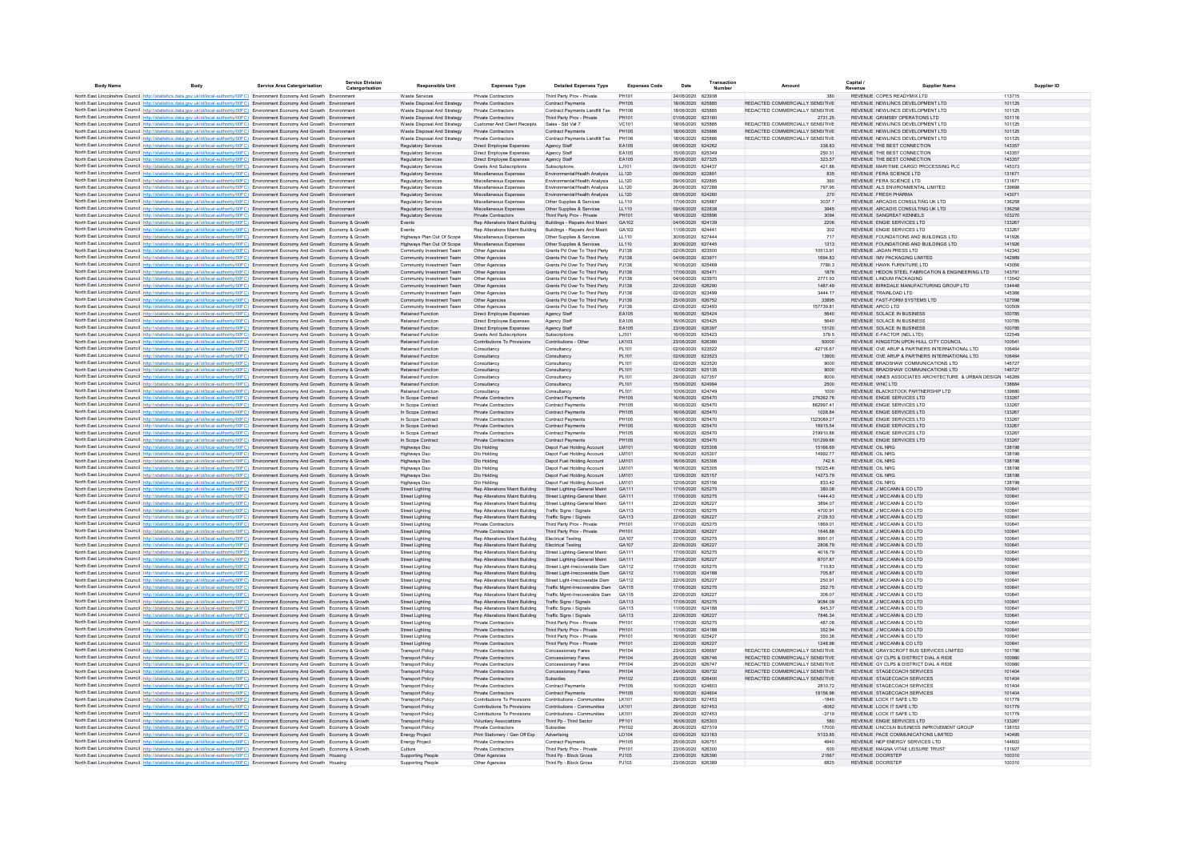| Body Name | Body | Service Area Catergorisation | Service Division Catergorisation | Responsible Unit | Expenses Type | Detailed Expenses Type | Expenses Code | Date | Transaction Number | Amount | Capital / Revenue | Supplier Name | Supplier ID |
|---|---|---|---|---|---|---|---|---|---|---|---|---|---|
| North East Lincolnshire Council | http://statistics.data.gov.uk/id/local-authority/00FC) | Environment Economy And Growth | Environment | Waste Services | Private Contractors | Third Party Prov - Private | PH101 | 24/06/2020 | 623938 | 380 | REVENUE | COPES READYMIX LTD | 113715 |
| North East Lincolnshire Council | http://statistics.data.gov.uk/id/local-authority/00FC) | Environment Economy And Growth | Environment | Waste Disposal And Strategy | Private Contractors | Contract Payments | PH105 | 18/06/2020 | 625885 | REDACTED COMMERCIALLY SENSITIVE | REVENUE | NEWLINCS DEVELOPMENT LTD | 101125 |
| North East Lincolnshire Council | http://statistics.data.gov.uk/id/local-authority/00FC) | Environment Economy And Growth | Environment | Waste Disposal And Strategy | Private Contractors | Contract Payments Landfill Tax | PH106 | 18/06/2020 | 625885 | REDACTED COMMERCIALLY SENSITIVE | REVENUE | NEWLINCS DEVELOPMENT LTD | 101125 |
| North East Lincolnshire Council | http://statistics.data.gov.uk/id/local-authority/00FC) | Environment Economy And Growth | Environment | Waste Disposal And Strategy | Private Contractors | Third Party Prov - Private | PH101 | 01/06/2020 | 623160 | 2731.25 | REVENUE | GRIMSBY OPERATIONS LTD | 101116 |
| North East Lincolnshire Council | http://statistics.data.gov.uk/id/local-authority/00FC) | Environment Economy And Growth | Environment | Waste Disposal And Strategy | Customer And Client Receipts | Sales - Std Vat 7 | VC101 | 18/06/2020 | 625885 | REDACTED COMMERCIALLY SENSITIVE | REVENUE | NEWLINCS DEVELOPMENT LTD | 101125 |
| North East Lincolnshire Council | http://statistics.data.gov.uk/id/local-authority/00FC) | Environment Economy And Growth | Environment | Waste Disposal And Strategy | Private Contractors | Contract Payments | PH105 | 18/06/2020 | 625886 | REDACTED COMMERCIALLY SENSITIVE | REVENUE | NEWLINCS DEVELOPMENT LTD | 101125 |
| North East Lincolnshire Council | http://statistics.data.gov.uk/id/local-authority/00FC) | Environment Economy And Growth | Environment | Waste Disposal And Strategy | Private Contractors | Contract Payments Landfill Tax | PH106 | 18/06/2020 | 625886 | REDACTED COMMERCIALLY SENSITIVE | REVENUE | NEWLINCS DEVELOPMENT LTD | 101125 |
| North East Lincolnshire Council | http://statistics.data.gov.uk/id/local-authority/00FC) | Environment Economy And Growth | Environment | Regulatory Services | Direct Employee Expenses | Agency Staff | EA105 | 08/06/2020 | 624262 | 338.83 | REVENUE | THE BEST CONNECTION | 143357 |
| North East Lincolnshire Council | http://statistics.data.gov.uk/id/local-authority/00FC) | Environment Economy And Growth | Environment | Regulatory Services | Direct Employee Expenses | Agency Staff | EA105 | 15/06/2020 | 625349 | 250.31 | REVENUE | THE BEST CONNECTION | 143357 |
| North East Lincolnshire Council | http://statistics.data.gov.uk/id/local-authority/00FC) | Environment Economy And Growth | Environment | Regulatory Services | Direct Employee Expenses | Agency Staff | EA105 | 26/06/2020 | 627325 | 323.57 | REVENUE | THE BEST CONNECTION | 143357 |
| North East Lincolnshire Council | http://statistics.data.gov.uk/id/local-authority/00FC) | Environment Economy And Growth | Environment | Regulatory Services | Grants And Subscriptions | Subscriptions | LJ101 | 09/06/2020 | 624437 | 421.86 | REVENUE | MARITIME CARGO PROCESSING PLC | 145373 |
| North East Lincolnshire Council | http://statistics.data.gov.uk/id/local-authority/00FC) | Environment Economy And Growth | Environment | Regulatory Services | Miscellaneous Expenses | Environmental/Health Analysis | LL120 | 09/06/2020 | 622891 | 835 | REVENUE | FERA SCIENCE LTD | 131671 |
| North East Lincolnshire Council | http://statistics.data.gov.uk/id/local-authority/00FC) | Environment Economy And Growth | Environment | Regulatory Services | Miscellaneous Expenses | Environmental/Health Analysis | LL120 | 09/06/2020 | 622895 | 360 | REVENUE | FERA SCIENCE LTD | 131671 |
| North East Lincolnshire Council | http://statistics.data.gov.uk/id/local-authority/00FC) | Environment Economy And Growth | Environment | Regulatory Services | Miscellaneous Expenses | Environmental/Health Analysis | LL120 | 26/06/2020 | 627288 | 797.95 | REVENUE | ALS ENVIRONMENTAL LIMITED | 139698 |
| North East Lincolnshire Council | http://statistics.data.gov.uk/id/local-authority/00FC) | Environment Economy And Growth | Environment | Regulatory Services | Miscellaneous Expenses | Environmental/Health Analysis | LL120 | 08/06/2020 | 624260 | 270 | REVENUE | FRESH PHARMA | 143071 |
| North East Lincolnshire Council | http://statistics.data.gov.uk/id/local-authority/00FC) | Environment Economy And Growth | Environment | Regulatory Services | Miscellaneous Expenses | Other Supplies & Services | LL110 | 17/06/2020 | 625687 | 3037.7 | REVENUE | ARCADIS CONSULTING UK LTD | 136258 |
| North East Lincolnshire Council | http://statistics.data.gov.uk/id/local-authority/00FC) | Environment Economy And Growth | Environment | Regulatory Services | Miscellaneous Expenses | Other Supplies & Services | LL110 | 09/06/2020 | 622838 | 3945 | REVENUE | ARCADIS CONSULTING UK LTD | 136258 |
| North East Lincolnshire Council | http://statistics.data.gov.uk/id/local-authority/00FC) | Environment Economy And Growth | Environment | Regulatory Services | Private Contractors | Third Party Prov - Private | PH101 | 18/06/2020 | 625896 | 3094 | REVENUE | SANDREAT KENNELS | 103270 |
| North East Lincolnshire Council | http://statistics.data.gov.uk/id/local-authority/00FC) | Environment Economy And Growth | Economy & Growth | Events | Rep Alterations Maint Building | Buildings - Repairs And Maint | GA102 | 04/06/2020 | 624139 | 2206 | REVENUE | ENGIE SERVICES LTD | 133267 |
| North East Lincolnshire Council | http://statistics.data.gov.uk/id/local-authority/00FC) | Environment Economy And Growth | Economy & Growth | Events | Rep Alterations Maint Building | Buildings - Repairs And Maint | GA102 | 11/06/2020 | 624441 | 302 | REVENUE | ENGIE SERVICES LTD | 133267 |
| North East Lincolnshire Council | http://statistics.data.gov.uk/id/local-authority/00FC) | Environment Economy And Growth | Economy & Growth | Highways Plan Out Of Scope | Miscellaneous Expenses | Other Supplies & Services | LL110 | 30/06/2020 | 627444 | 717 | REVENUE | FOUNDATIONS AND BUILDINGS LTD | 141926 |
| North East Lincolnshire Council | http://statistics.data.gov.uk/id/local-authority/00FC) | Environment Economy And Growth | Economy & Growth | Highways Plan Out Of Scope | Miscellaneous Expenses | Other Supplies & Services | LL110 | 30/06/2020 | 627445 | 1313 | REVENUE | FOUNDATIONS AND BUILDINGS LTD | 141926 |
| North East Lincolnshire Council | http://statistics.data.gov.uk/id/local-authority/00FC) | Environment Economy And Growth | Economy & Growth | Community Investment Team | Other Agencies | Grants Pd Over To Third Party | PJ138 | 02/06/2020 | 623500 | 10513.91 | REVENUE | JADAN PRESS LTD | 142343 |
| North East Lincolnshire Council | http://statistics.data.gov.uk/id/local-authority/00FC) | Environment Economy And Growth | Economy & Growth | Community Investment Team | Other Agencies | Grants Pd Over To Third Party | PJ138 | 04/06/2020 | 623971 | 1694.63 | REVENUE | IMV PACKAGING LIMITED | 142089 |
| North East Lincolnshire Council | http://statistics.data.gov.uk/id/local-authority/00FC) | Environment Economy And Growth | Economy & Growth | Community Investment Team | Other Agencies | Grants Pd Over To Third Party | PJ138 | 16/06/2020 | 625469 | 7780.3 | REVENUE | HAWK FURNITURE LTD | 143056 |
| North East Lincolnshire Council | http://statistics.data.gov.uk/id/local-authority/00FC) | Environment Economy And Growth | Economy & Growth | Community Investment Team | Other Agencies | Grants Pd Over To Third Party | PJ138 | 17/06/2020 | 625471 | 1876 | REVENUE | HEDON STEEL FABRICATION & ENGINEERING LTD | 143791 |
| North East Lincolnshire Council | http://statistics.data.gov.uk/id/local-authority/00FC) | Environment Economy And Growth | Economy & Growth | Community Investment Team | Other Agencies | Grants Pd Over To Third Party | PJ138 | 04/06/2020 | 623970 | 2771.93 | REVENUE | LINDUM PACKAGING | 113542 |
| North East Lincolnshire Council | http://statistics.data.gov.uk/id/local-authority/00FC) | Environment Economy And Growth | Economy & Growth | Community Investment Team | Other Agencies | Grants Pd Over To Third Party | PJ138 | 22/06/2020 | 626290 | 1487.49 | REVENUE | BIRKDALE MANUFACTURING GROUP LTD | 134448 |
| North East Lincolnshire Council | http://statistics.data.gov.uk/id/local-authority/00FC) | Environment Economy And Growth | Economy & Growth | Community Investment Team | Other Agencies | Grants Pd Over To Third Party | PJ138 | 02/06/2020 | 623499 | 3444.17 | REVENUE | TRAINLOAD LTD | 145366 |
| North East Lincolnshire Council | http://statistics.data.gov.uk/id/local-authority/00FC) | Environment Economy And Growth | Economy & Growth | Community Investment Team | Other Agencies | Grants Pd Over To Third Party | PJ138 | 25/06/2020 | 626752 | 33895 | REVENUE | FAST-FORM SYSTEMS LTD | 127598 |
| North East Lincolnshire Council | http://statistics.data.gov.uk/id/local-authority/00FC) | Environment Economy And Growth | Economy & Growth | Community Investment Team | Other Agencies | Grants Pd Over To Third Party | PJ138 | 02/06/2020 | 623493 | 157739.81 | REVENUE | ARCO LTD | 100509 |
| North East Lincolnshire Council | http://statistics.data.gov.uk/id/local-authority/00FC) | Environment Economy And Growth | Economy & Growth | Retained Function | Direct Employee Expenses | Agency Staff | EA105 | 16/06/2020 | 625424 | 5640 | REVENUE | SOLACE IN BUSINESS | 100785 |
| North East Lincolnshire Council | http://statistics.data.gov.uk/id/local-authority/00FC) | Environment Economy And Growth | Economy & Growth | Retained Function | Direct Employee Expenses | Agency Staff | EA105 | 16/06/2020 | 625425 | 5640 | REVENUE | SOLACE IN BUSINESS | 100785 |
| North East Lincolnshire Council | http://statistics.data.gov.uk/id/local-authority/00FC) | Environment Economy And Growth | Economy & Growth | Retained Function | Direct Employee Expenses | Agency Staff | EA105 | 23/06/2020 | 626397 | 15120 | REVENUE | SOLACE IN BUSINESS | 100785 |
| North East Lincolnshire Council | http://statistics.data.gov.uk/id/local-authority/00FC) | Environment Economy And Growth | Economy & Growth | Retained Function | Grants And Subscriptions | Subscriptions | LJ101 | 16/06/2020 | 625423 | 379.5 | REVENUE | E-FACTOR (NEL LTD) | 122549 |
| North East Lincolnshire Council | http://statistics.data.gov.uk/id/local-authority/00FC) | Environment Economy And Growth | Economy & Growth | Retained Function | Contributions To Provisions | Contributions - Other | LK103 | 23/06/2020 | 626380 | 50000 | REVENUE | KINGSTON UPON HULL CITY COUNCIL | 100541 |
| North East Lincolnshire Council | http://statistics.data.gov.uk/id/local-authority/00FC) | Environment Economy And Growth | Economy & Growth | Retained Function | Consultancy | Consultancy | PL101 | 02/06/2020 | 623522 | 42716.67 | REVENUE | OVE ARUP & PARTNERS INTERNATIONAL LTD | 106464 |
| North East Lincolnshire Council | http://statistics.data.gov.uk/id/local-authority/00FC) | Environment Economy And Growth | Economy & Growth | Retained Function | Consultancy | Consultancy | PL101 | 02/06/2020 | 623523 | 13900 | REVENUE | OVE ARUP & PARTNERS INTERNATIONAL LTD | 106464 |
| North East Lincolnshire Council | http://statistics.data.gov.uk/id/local-authority/00FC) | Environment Economy And Growth | Economy & Growth | Retained Function | Consultancy | Consultancy | PL101 | 02/06/2020 | 623520 | 9000 | REVENUE | BRADSHAW COMMUNICATIONS LTD | 146727 |
| North East Lincolnshire Council | http://statistics.data.gov.uk/id/local-authority/00FC) | Environment Economy And Growth | Economy & Growth | Retained Function | Consultancy | Consultancy | PL101 | 12/06/2020 | 625135 | 9000 | REVENUE | BRADSHAW COMMUNICATIONS LTD | 146727 |
| North East Lincolnshire Council | http://statistics.data.gov.uk/id/local-authority/00FC) | Environment Economy And Growth | Economy & Growth | Retained Function | Consultancy | Consultancy | PL101 | 29/06/2020 | 627357 | 8000 | REVENUE | INNES ASSOCIATES ARCHITECTURE & URBAN DESIGN | 146289 |
| North East Lincolnshire Council | http://statistics.data.gov.uk/id/local-authority/00FC) | Environment Economy And Growth | Economy & Growth | Retained Function | Consultancy | Consultancy | PL101 | 15/06/2020 | 624994 | 2500 | REVENUE | WNC LTD | 136884 |
| North East Lincolnshire Council | http://statistics.data.gov.uk/id/local-authority/00FC) | Environment Economy And Growth | Economy & Growth | Retained Function | Consultancy | Consultancy | PL101 | 10/06/2020 | 624749 | 1000 | REVENUE | BLACKSTOCK PARTNERSHIP LTD | 139690 |
| North East Lincolnshire Council | http://statistics.data.gov.uk/id/local-authority/00FC) | Environment Economy And Growth | Economy & Growth | In Scope Contract | Private Contractors | Contract Payments | PH105 | 16/06/2020 | 625470 | 276262.76 | REVENUE | ENGIE SERVICES LTD | 133267 |
| North East Lincolnshire Council | http://statistics.data.gov.uk/id/local-authority/00FC) | Environment Economy And Growth | Economy & Growth | In Scope Contract | Private Contractors | Contract Payments | PH105 | 16/06/2020 | 625470 | 882997.41 | REVENUE | ENGIE SERVICES LTD | 133267 |
| North East Lincolnshire Council | http://statistics.data.gov.uk/id/local-authority/00FC) | Environment Economy And Growth | Economy & Growth | In Scope Contract | Private Contractors | Contract Payments | PH105 | 16/06/2020 | 625470 | 1028.84 | REVENUE | ENGIE SERVICES LTD | 133267 |
| North East Lincolnshire Council | http://statistics.data.gov.uk/id/local-authority/00FC) | Environment Economy And Growth | Economy & Growth | In Scope Contract | Private Contractors | Contract Payments | PH105 | 16/06/2020 | 625470 | 1323089.27 | REVENUE | ENGIE SERVICES LTD | 133267 |
| North East Lincolnshire Council | http://statistics.data.gov.uk/id/local-authority/00FC) | Environment Economy And Growth | Economy & Growth | In Scope Contract | Private Contractors | Contract Payments | PH105 | 16/06/2020 | 625470 | 16915.54 | REVENUE | ENGIE SERVICES LTD | 133267 |
| North East Lincolnshire Council | http://statistics.data.gov.uk/id/local-authority/00FC) | Environment Economy And Growth | Economy & Growth | In Scope Contract | Private Contractors | Contract Payments | PH105 | 16/06/2020 | 625470 | 219910.86 | REVENUE | ENGIE SERVICES LTD | 133267 |
| North East Lincolnshire Council | http://statistics.data.gov.uk/id/local-authority/00FC) | Environment Economy And Growth | Economy & Growth | In Scope Contract | Private Contractors | Contract Payments | PH105 | 16/06/2020 | 625470 | 101299.68 | REVENUE | ENGIE SERVICES LTD | 133267 |
| North East Lincolnshire Council | http://statistics.data.gov.uk/id/local-authority/00FC) | Environment Economy And Growth | Economy & Growth | Highways Dso | Dlo Holding | Depot Fuel Holding Account | LM101 | 16/06/2020 | 625308 | 15166.69 | REVENUE | OIL NRG | 138198 |
| North East Lincolnshire Council | http://statistics.data.gov.uk/id/local-authority/00FC) | Environment Economy And Growth | Economy & Growth | Highways Dso | Dlo Holding | Depot Fuel Holding Account | LM101 | 16/06/2020 | 625307 | 14992.77 | REVENUE | OIL NRG | 138198 |
| North East Lincolnshire Council | http://statistics.data.gov.uk/id/local-authority/00FC) | Environment Economy And Growth | Economy & Growth | Highways Dso | Dlo Holding | Depot Fuel Holding Account | LM101 | 16/06/2020 | 625306 | 742.6 | REVENUE | OIL NRG | 138198 |
| North East Lincolnshire Council | http://statistics.data.gov.uk/id/local-authority/00FC) | Environment Economy And Growth | Economy & Growth | Highways Dso | Dlo Holding | Depot Fuel Holding Account | LM101 | 16/06/2020 | 625305 | 15025.46 | REVENUE | OIL NRG | 138198 |
| North East Lincolnshire Council | http://statistics.data.gov.uk/id/local-authority/00FC) | Environment Economy And Growth | Economy & Growth | Highways Dso | Dlo Holding | Depot Fuel Holding Account | LM101 | 12/06/2020 | 625157 | 14273.79 | REVENUE | OIL NRG | 138198 |
| North East Lincolnshire Council | http://statistics.data.gov.uk/id/local-authority/00FC) | Environment Economy And Growth | Economy & Growth | Highways Dso | Dlo Holding | Depot Fuel Holding Account | LM101 | 12/06/2020 | 625156 | 833.42 | REVENUE | OIL NRG | 138198 |
| North East Lincolnshire Council | http://statistics.data.gov.uk/id/local-authority/00FC) | Environment Economy And Growth | Economy & Growth | Street Lighting | Rep Alterations Maint Building | Street Lighting-General Maint | GA111 | 17/06/2020 | 625275 | 380.08 | REVENUE | J MCCANN & CO LTD | 100841 |
| North East Lincolnshire Council | http://statistics.data.gov.uk/id/local-authority/00FC) | Environment Economy And Growth | Economy & Growth | Street Lighting | Rep Alterations Maint Building | Street Lighting-General Maint | GA111 | 17/06/2020 | 625275 | 1444.43 | REVENUE | J MCCANN & CO LTD | 100841 |
| North East Lincolnshire Council | http://statistics.data.gov.uk/id/local-authority/00FC) | Environment Economy And Growth | Economy & Growth | Street Lighting | Rep Alterations Maint Building | Street Lighting-General Maint | GA111 | 22/06/2020 | 626227 | 3894.07 | REVENUE | J MCCANN & CO LTD | 100841 |
| North East Lincolnshire Council | http://statistics.data.gov.uk/id/local-authority/00FC) | Environment Economy And Growth | Economy & Growth | Street Lighting | Rep Alterations Maint Building | Traffic Signs / Signals | GA113 | 17/06/2020 | 625275 | 4700.91 | REVENUE | J MCCANN & CO LTD | 100841 |
| North East Lincolnshire Council | http://statistics.data.gov.uk/id/local-authority/00FC) | Environment Economy And Growth | Economy & Growth | Street Lighting | Rep Alterations Maint Building | Traffic Signs / Signals | GA113 | 22/06/2020 | 626227 | 2129.53 | REVENUE | J MCCANN & CO LTD | 100841 |
| North East Lincolnshire Council | http://statistics.data.gov.uk/id/local-authority/00FC) | Environment Economy And Growth | Economy & Growth | Street Lighting | Private Contractors | Third Party Prov - Private | PH101 | 17/06/2020 | 625275 | 1869.01 | REVENUE | J MCCANN & CO LTD | 100841 |
| North East Lincolnshire Council | http://statistics.data.gov.uk/id/local-authority/00FC) | Environment Economy And Growth | Economy & Growth | Street Lighting | Private Contractors | Third Party Prov - Private | PH101 | 22/06/2020 | 626227 | 1646.88 | REVENUE | J MCCANN & CO LTD | 100841 |
| North East Lincolnshire Council | http://statistics.data.gov.uk/id/local-authority/00FC) | Environment Economy And Growth | Economy & Growth | Street Lighting | Rep Alterations Maint Building | Electrical Testing | GA107 | 17/06/2020 | 625275 | 8991.01 | REVENUE | J MCCANN & CO LTD | 100841 |
| North East Lincolnshire Council | http://statistics.data.gov.uk/id/local-authority/00FC) | Environment Economy And Growth | Economy & Growth | Street Lighting | Rep Alterations Maint Building | Electrical Testing | GA107 | 22/06/2020 | 626227 | 2808.79 | REVENUE | J MCCANN & CO LTD | 100841 |
| North East Lincolnshire Council | http://statistics.data.gov.uk/id/local-authority/00FC) | Environment Economy And Growth | Economy & Growth | Street Lighting | Rep Alterations Maint Building | Street Lighting-General Maint | GA111 | 17/06/2020 | 625275 | 4018.79 | REVENUE | J MCCANN & CO LTD | 100841 |
| North East Lincolnshire Council | http://statistics.data.gov.uk/id/local-authority/00FC) | Environment Economy And Growth | Economy & Growth | Street Lighting | Rep Alterations Maint Building | Street Lighting-General Maint | GA111 | 22/06/2020 | 626227 | 8707.87 | REVENUE | J MCCANN & CO LTD | 100841 |
| North East Lincolnshire Council | http://statistics.data.gov.uk/id/local-authority/00FC) | Environment Economy And Growth | Economy & Growth | Street Lighting | Rep Alterations Maint Building | Street Light-Irrecoverable Dam | GA112 | 17/06/2020 | 625275 | 710.83 | REVENUE | J MCCANN & CO LTD | 100841 |
| North East Lincolnshire Council | http://statistics.data.gov.uk/id/local-authority/00FC) | Environment Economy And Growth | Economy & Growth | Street Lighting | Rep Alterations Maint Building | Street Light-Irrecoverable Dam | GA112 | 11/06/2020 | 624188 | 705.87 | REVENUE | J MCCANN & CO LTD | 100841 |
| North East Lincolnshire Council | http://statistics.data.gov.uk/id/local-authority/00FC) | Environment Economy And Growth | Economy & Growth | Street Lighting | Rep Alterations Maint Building | Street Light-Irrecoverable Dam | GA112 | 22/06/2020 | 626227 | 250.91 | REVENUE | J MCCANN & CO LTD | 100841 |
| North East Lincolnshire Council | http://statistics.data.gov.uk/id/local-authority/00FC) | Environment Economy And Growth | Economy & Growth | Street Lighting | Rep Alterations Maint Building | Traffic Mgmt-Irrecoverable Dam | GA115 | 17/06/2020 | 625275 | 252.75 | REVENUE | J MCCANN & CO LTD | 100841 |
| North East Lincolnshire Council | http://statistics.data.gov.uk/id/local-authority/00FC) | Environment Economy And Growth | Economy & Growth | Street Lighting | Rep Alterations Maint Building | Traffic Mgmt-Irrecoverable Dam | GA115 | 22/06/2020 | 626227 | 306.07 | REVENUE | J MCCANN & CO LTD | 100841 |
| North East Lincolnshire Council | http://statistics.data.gov.uk/id/local-authority/00FC) | Environment Economy And Growth | Economy & Growth | Street Lighting | Rep Alterations Maint Building | Traffic Signs / Signals | GA113 | 17/06/2020 | 625275 | 9084.09 | REVENUE | J MCCANN & CO LTD | 100841 |
| North East Lincolnshire Council | http://statistics.data.gov.uk/id/local-authority/00FC) | Environment Economy And Growth | Economy & Growth | Street Lighting | Rep Alterations Maint Building | Traffic Signs / Signals | GA113 | 11/06/2020 | 624188 | 845.37 | REVENUE | J MCCANN & CO LTD | 100841 |
| North East Lincolnshire Council | http://statistics.data.gov.uk/id/local-authority/00FC) | Environment Economy And Growth | Economy & Growth | Street Lighting | Rep Alterations Maint Building | Traffic Signs / Signals | GA113 | 22/06/2020 | 626227 | 7846.34 | REVENUE | J MCCANN & CO LTD | 100841 |
| North East Lincolnshire Council | http://statistics.data.gov.uk/id/local-authority/00FC) | Environment Economy And Growth | Economy & Growth | Street Lighting | Private Contractors | Third Party Prov - Private | PH101 | 17/06/2020 | 625275 | 487.08 | REVENUE | J MCCANN & CO LTD | 100841 |
| North East Lincolnshire Council | http://statistics.data.gov.uk/id/local-authority/00FC) | Environment Economy And Growth | Economy & Growth | Street Lighting | Private Contractors | Third Party Prov - Private | PH101 | 11/06/2020 | 624188 | 352.94 | REVENUE | J MCCANN & CO LTD | 100841 |
| North East Lincolnshire Council | http://statistics.data.gov.uk/id/local-authority/00FC) | Environment Economy And Growth | Economy & Growth | Street Lighting | Private Contractors | Third Party Prov - Private | PH101 | 16/06/2020 | 625427 | 350.36 | REVENUE | J MCCANN & CO LTD | 100841 |
| North East Lincolnshire Council | http://statistics.data.gov.uk/id/local-authority/00FC) | Environment Economy And Growth | Economy & Growth | Street Lighting | Private Contractors | Third Party Prov - Private | PH101 | 22/06/2020 | 626227 | 1248.96 | REVENUE | J MCCANN & CO LTD | 100841 |
| North East Lincolnshire Council | http://statistics.data.gov.uk/id/local-authority/00FC) | Environment Economy And Growth | Economy & Growth | Transport Policy | Private Contractors | Concessionary Fares | PH104 | 23/06/2020 | 626697 | REDACTED COMMERCIALLY SENSITIVE | REVENUE | GRAYSCROFT BUS SERVICES LIMITED | 101786 |
| North East Lincolnshire Council | http://statistics.data.gov.uk/id/local-authority/00FC) | Environment Economy And Growth | Economy & Growth | Transport Policy | Private Contractors | Concessionary Fares | PH104 | 25/06/2020 | 626746 | REDACTED COMMERCIALLY SENSITIVE | REVENUE | GY CLPS & DISTRICT DIAL A RIDE | 100980 |
| North East Lincolnshire Council | http://statistics.data.gov.uk/id/local-authority/00FC) | Environment Economy And Growth | Economy & Growth | Transport Policy | Private Contractors | Concessionary Fares | PH104 | 25/06/2020 | 626747 | REDACTED COMMERCIALLY SENSITIVE | REVENUE | GY CLPS & DISTRICT DIAL A RIDE | 100980 |
| North East Lincolnshire Council | http://statistics.data.gov.uk/id/local-authority/00FC) | Environment Economy And Growth | Economy & Growth | Transport Policy | Private Contractors | Concessionary Fares | PH104 | 24/06/2020 | 626732 | REDACTED COMMERCIALLY SENSITIVE | REVENUE | STAGECOACH SERVICES | 101404 |
| North East Lincolnshire Council | http://statistics.data.gov.uk/id/local-authority/00FC) | Environment Economy And Growth | Economy & Growth | Transport Policy | Private Contractors | Subsidies | PH102 | 23/06/2020 | 626400 | REDACTED COMMERCIALLY SENSITIVE | REVENUE | STAGECOACH SERVICES | 101404 |
| North East Lincolnshire Council | http://statistics.data.gov.uk/id/local-authority/00FC) | Environment Economy And Growth | Economy & Growth | Transport Policy | Private Contractors | Contract Payments | PH105 | 10/06/2020 | 624603 | 2810.72 | REVENUE | STAGECOACH SERVICES | 101404 |
| North East Lincolnshire Council | http://statistics.data.gov.uk/id/local-authority/00FC) | Environment Economy And Growth | Economy & Growth | Transport Policy | Private Contractors | Contract Payments | PH105 | 10/06/2020 | 624604 | 18158.96 | REVENUE | STAGECOACH SERVICES | 101404 |
| North East Lincolnshire Council | http://statistics.data.gov.uk/id/local-authority/00FC) | Environment Economy And Growth | Economy & Growth | Transport Policy | Contributions To Provisions | Contributions - Communities | LK101 | 29/06/2020 | 627453 | -1840 | REVENUE | LOCK IT SAFE LTD | 101779 |
| North East Lincolnshire Council | http://statistics.data.gov.uk/id/local-authority/00FC) | Environment Economy And Growth | Economy & Growth | Transport Policy | Contributions To Provisions | Contributions - Communities | LK101 | 29/06/2020 | 627453 | -6062 | REVENUE | LOCK IT SAFE LTD | 101779 |
| North East Lincolnshire Council | http://statistics.data.gov.uk/id/local-authority/00FC) | Environment Economy And Growth | Economy & Growth | Transport Policy | Contributions To Provisions | Contributions - Communities | LK101 | 29/06/2020 | 627453 | -3719 | REVENUE | LOCK IT SAFE LTD | 101779 |
| North East Lincolnshire Council | http://statistics.data.gov.uk/id/local-authority/00FC) | Environment Economy And Growth | Economy & Growth | Transport Policy | Voluntary Associations | Third Pp - Third Sector | PF101 | 16/06/2020 | 625303 | 580 | REVENUE | ENGIE SERVICES LTD | 133267 |
| North East Lincolnshire Council | http://statistics.data.gov.uk/id/local-authority/00FC) | Environment Economy And Growth | Economy & Growth | Transport Policy | Private Contractors | Subsidies | PH102 | 26/06/2020 | 627319 | 17000 | REVENUE | LINCOLN BUSINESS IMPROVEMENT GROUP | 138153 |
| North East Lincolnshire Council | http://statistics.data.gov.uk/id/local-authority/00FC) | Environment Economy And Growth | Economy & Growth | Energy Project | Print Stationery / Gen Off Exp | Advertising | LD104 | 02/06/2020 | 623163 | 5133.85 | REVENUE | PACE COMMUNICATIONS LIMITED | 140495 |
| North East Lincolnshire Council | http://statistics.data.gov.uk/id/local-authority/00FC) | Environment Economy And Growth | Economy & Growth | Energy Project | Private Contractors | Contract Payments | PH105 | 25/06/2020 | 626751 | 4940 | REVENUE | NEP ENERGY SERVICES LTD | 144602 |
| North East Lincolnshire Council | http://statistics.data.gov.uk/id/local-authority/00FC) | Environment Economy And Growth | Economy & Growth | Culture | Private Contractors | Third Party Prov - Private | PH101 | 23/06/2020 | 626300 | 600 | REVENUE | MAGNA VITAE LEISURE TRUST | 131927 |
| North East Lincolnshire Council | http://statistics.data.gov.uk/id/local-authority/00FC) | Environment Economy And Growth | Housing | Supporting People | Other Agencies | Third Pp - Block Gross | PJ103 | 23/06/2020 | 626390 | 21587 | REVENUE | DOORSTEP | 100310 |
| North East Lincolnshire Council | http://statistics.data.gov.uk/id/local-authority/00FC) | Environment Economy And Growth | Housing | Supporting People | Other Agencies | Third Pp - Block Gross | PJ103 | 23/06/2020 | 626389 | 6825 | REVENUE | DOORSTEP | 100310 |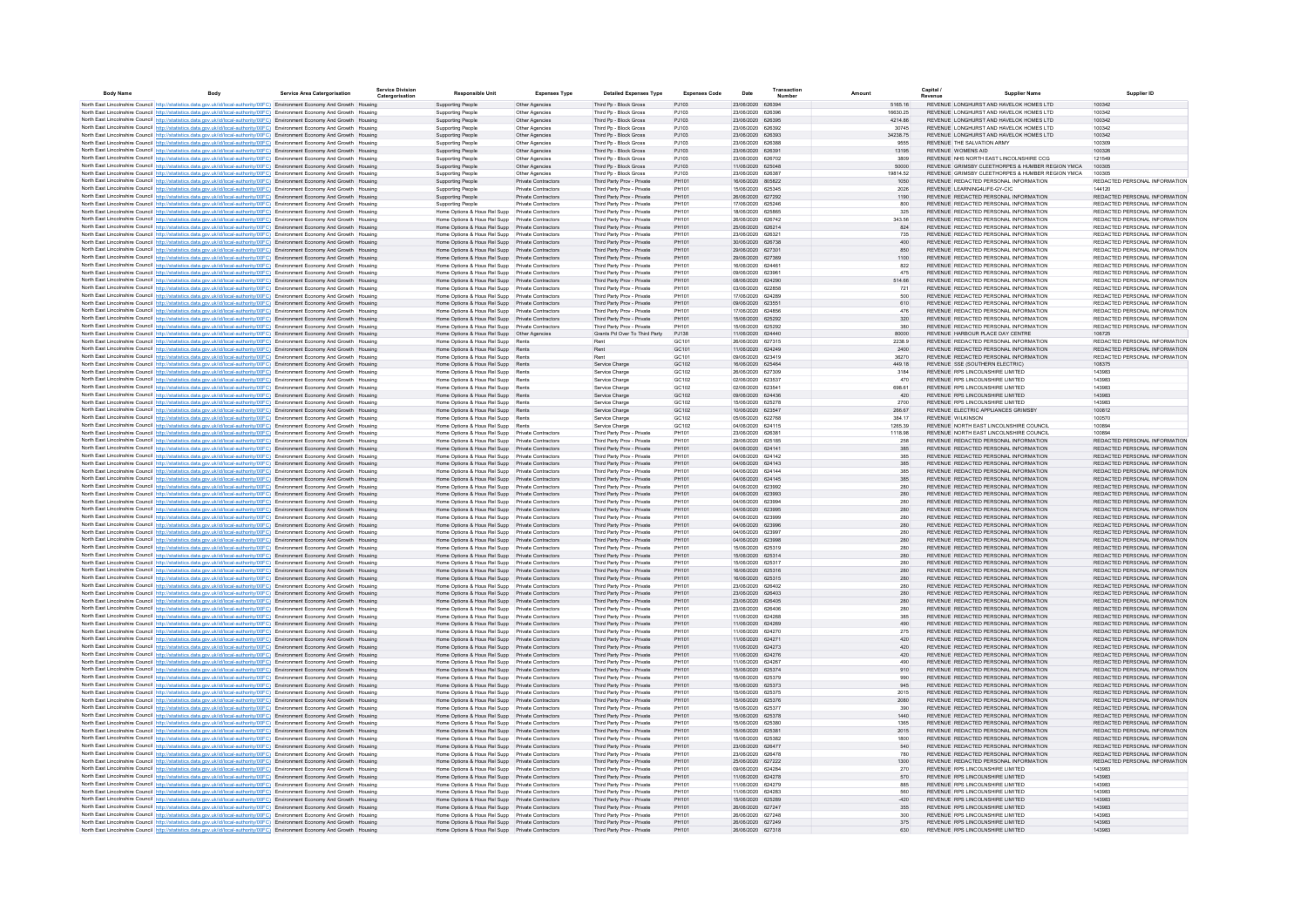| Body Name | Body | Service Area Catergorisation | Service Division Catergorisation | Responsible Unit | Expenses Type | Detailed Expenses Type | Expenses Code | Date | Transaction Number | Amount | Capital / Revenue | Supplier Name | Supplier ID |
|---|---|---|---|---|---|---|---|---|---|---|---|---|---|
| North East Lincolnshire Council | http://statistics.data.gov.uk/id/local-authority/00FC) | Environment Economy And Growth | Housing | Supporting People | Other Agencies | Third Pp - Block Gross | PJ103 | 23/06/2020 | 626394 | 5165.16 | REVENUE | LONGHURST AND HAVELOK HOMES LTD | 100342 |
| North East Lincolnshire Council | http://statistics.data.gov.uk/id/local-authority/00FC) | Environment Economy And Growth | Housing | Supporting People | Other Agencies | Third Pp - Block Gross | PJ103 | 23/06/2020 | 626396 | 16630.25 | REVENUE | LONGHURST AND HAVELOK HOMES LTD | 100342 |
| North East Lincolnshire Council | http://statistics.data.gov.uk/id/local-authority/00FC) | Environment Economy And Growth | Housing | Supporting People | Other Agencies | Third Pp - Block Gross | PJ103 | 23/06/2020 | 626395 | 4214.86 | REVENUE | LONGHURST AND HAVELOK HOMES LTD | 100342 |
| North East Lincolnshire Council | http://statistics.data.gov.uk/id/local-authority/00FC) | Environment Economy And Growth | Housing | Supporting People | Other Agencies | Third Pp - Block Gross | PJ103 | 23/06/2020 | 626392 | 30745 | REVENUE | LONGHURST AND HAVELOK HOMES LTD | 100342 |
| North East Lincolnshire Council | http://statistics.data.gov.uk/id/local-authority/00FC) | Environment Economy And Growth | Housing | Supporting People | Other Agencies | Third Pp - Block Gross | PJ103 | 23/06/2020 | 626393 | 34238.75 | REVENUE | LONGHURST AND HAVELOK HOMES LTD | 100342 |
| North East Lincolnshire Council | http://statistics.data.gov.uk/id/local-authority/00FC) | Environment Economy And Growth | Housing | Supporting People | Other Agencies | Third Pp - Block Gross | PJ103 | 23/06/2020 | 626388 | 9555 | REVENUE | THE SALVATION ARMY | 100309 |
| North East Lincolnshire Council | http://statistics.data.gov.uk/id/local-authority/00FC) | Environment Economy And Growth | Housing | Supporting People | Other Agencies | Third Pp - Block Gross | PJ103 | 23/06/2020 | 626391 | 13195 | REVENUE | WOMENS AID | 100326 |
| North East Lincolnshire Council | http://statistics.data.gov.uk/id/local-authority/00FC) | Environment Economy And Growth | Housing | Supporting People | Other Agencies | Third Pp - Block Gross | PJ103 | 23/06/2020 | 626702 | 3809 | REVENUE | NHS NORTH EAST LINCOLNSHIRE CCG | 121549 |
| North East Lincolnshire Council | http://statistics.data.gov.uk/id/local-authority/00FC) | Environment Economy And Growth | Housing | Supporting People | Other Agencies | Third Pp - Block Gross | PJ103 | 11/06/2020 | 625048 | 50000 | REVENUE | GRIMSBY CLEETHORPES & HUMBER REGION YMCA | 100305 |
| North East Lincolnshire Council | http://statistics.data.gov.uk/id/local-authority/00FC) | Environment Economy And Growth | Housing | Supporting People | Other Agencies | Third Pp - Block Gross | PJ103 | 23/06/2020 | 626387 | 19814.52 | REVENUE | GRIMSBY CLEETHORPES & HUMBER REGION YMCA | 100305 |
| North East Lincolnshire Council | http://statistics.data.gov.uk/id/local-authority/00FC) | Environment Economy And Growth | Housing | Supporting People | Private Contractors | Third Party Prov - Private | PH101 | 16/06/2020 | 805822 | 1050 | REVENUE | REDACTED PERSONAL INFORMATION | REDACTED PERSONAL INFORMATION |
| North East Lincolnshire Council | http://statistics.data.gov.uk/id/local-authority/00FC) | Environment Economy And Growth | Housing | Supporting People | Private Contractors | Third Party Prov - Private | PH101 | 15/06/2020 | 625345 | 2026 | REVENUE | LEARNING4LIFE-GY-CIC | 144120 |
| North East Lincolnshire Council | http://statistics.data.gov.uk/id/local-authority/00FC) | Environment Economy And Growth | Housing | Supporting People | Private Contractors | Third Party Prov - Private | PH101 | 26/06/2020 | 627292 | 1190 | REVENUE | REDACTED PERSONAL INFORMATION | REDACTED PERSONAL INFORMATION |
| North East Lincolnshire Council | http://statistics.data.gov.uk/id/local-authority/00FC) | Environment Economy And Growth | Housing | Supporting People | Private Contractors | Third Party Prov - Private | PH101 | 17/06/2020 | 625246 | 800 | REVENUE | REDACTED PERSONAL INFORMATION | REDACTED PERSONAL INFORMATION |
| North East Lincolnshire Council | http://statistics.data.gov.uk/id/local-authority/00FC) | Environment Economy And Growth | Housing | Home Options & Hous Rel Supp | Private Contractors | Third Party Prov - Private | PH101 | 18/06/2020 | 625865 | 325 | REVENUE | REDACTED PERSONAL INFORMATION | REDACTED PERSONAL INFORMATION |
| North East Lincolnshire Council | http://statistics.data.gov.uk/id/local-authority/00FC) | Environment Economy And Growth | Housing | Home Options & Hous Rel Supp | Private Contractors | Third Party Prov - Private | PH101 | 26/06/2020 | 626742 | 343.56 | REVENUE | REDACTED PERSONAL INFORMATION | REDACTED PERSONAL INFORMATION |
| North East Lincolnshire Council | http://statistics.data.gov.uk/id/local-authority/00FC) | Environment Economy And Growth | Housing | Home Options & Hous Rel Supp | Private Contractors | Third Party Prov - Private | PH101 | 25/06/2020 | 626214 | 824 | REVENUE | REDACTED PERSONAL INFORMATION | REDACTED PERSONAL INFORMATION |
| North East Lincolnshire Council | http://statistics.data.gov.uk/id/local-authority/00FC) | Environment Economy And Growth | Housing | Home Options & Hous Rel Supp | Private Contractors | Third Party Prov - Private | PH101 | 23/06/2020 | 626321 | 735 | REVENUE | REDACTED PERSONAL INFORMATION | REDACTED PERSONAL INFORMATION |
| North East Lincolnshire Council | http://statistics.data.gov.uk/id/local-authority/00FC) | Environment Economy And Growth | Housing | Home Options & Hous Rel Supp | Private Contractors | Third Party Prov - Private | PH101 | 30/06/2020 | 626738 | 400 | REVENUE | REDACTED PERSONAL INFORMATION | REDACTED PERSONAL INFORMATION |
| North East Lincolnshire Council | http://statistics.data.gov.uk/id/local-authority/00FC) | Environment Economy And Growth | Housing | Home Options & Hous Rel Supp | Private Contractors | Third Party Prov - Private | PH101 | 29/06/2020 | 627301 | 850 | REVENUE | REDACTED PERSONAL INFORMATION | REDACTED PERSONAL INFORMATION |
| North East Lincolnshire Council | http://statistics.data.gov.uk/id/local-authority/00FC) | Environment Economy And Growth | Housing | Home Options & Hous Rel Supp | Private Contractors | Third Party Prov - Private | PH101 | 29/06/2020 | 627369 | 1100 | REVENUE | REDACTED PERSONAL INFORMATION | REDACTED PERSONAL INFORMATION |
| North East Lincolnshire Council | http://statistics.data.gov.uk/id/local-authority/00FC) | Environment Economy And Growth | Housing | Home Options & Hous Rel Supp | Private Contractors | Third Party Prov - Private | PH101 | 16/06/2020 | 624461 | 822 | REVENUE | REDACTED PERSONAL INFORMATION | REDACTED PERSONAL INFORMATION |
| North East Lincolnshire Council | http://statistics.data.gov.uk/id/local-authority/00FC) | Environment Economy And Growth | Housing | Home Options & Hous Rel Supp | Private Contractors | Third Party Prov - Private | PH101 | 09/06/2020 | 623961 | 475 | REVENUE | REDACTED PERSONAL INFORMATION | REDACTED PERSONAL INFORMATION |
| North East Lincolnshire Council | http://statistics.data.gov.uk/id/local-authority/00FC) | Environment Economy And Growth | Housing | Home Options & Hous Rel Supp | Private Contractors | Third Party Prov - Private | PH101 | 08/06/2020 | 624290 | 514.66 | REVENUE | REDACTED PERSONAL INFORMATION | REDACTED PERSONAL INFORMATION |
| North East Lincolnshire Council | http://statistics.data.gov.uk/id/local-authority/00FC) | Environment Economy And Growth | Housing | Home Options & Hous Rel Supp | Private Contractors | Third Party Prov - Private | PH101 | 03/06/2020 | 622858 | 721 | REVENUE | REDACTED PERSONAL INFORMATION | REDACTED PERSONAL INFORMATION |
| North East Lincolnshire Council | http://statistics.data.gov.uk/id/local-authority/00FC) | Environment Economy And Growth | Housing | Home Options & Hous Rel Supp | Private Contractors | Third Party Prov - Private | PH101 | 17/06/2020 | 624289 | 500 | REVENUE | REDACTED PERSONAL INFORMATION | REDACTED PERSONAL INFORMATION |
| North East Lincolnshire Council | http://statistics.data.gov.uk/id/local-authority/00FC) | Environment Economy And Growth | Housing | Home Options & Hous Rel Supp | Private Contractors | Third Party Prov - Private | PH101 | 09/06/2020 | 623551 | 610 | REVENUE | REDACTED PERSONAL INFORMATION | REDACTED PERSONAL INFORMATION |
| North East Lincolnshire Council | http://statistics.data.gov.uk/id/local-authority/00FC) | Environment Economy And Growth | Housing | Home Options & Hous Rel Supp | Private Contractors | Third Party Prov - Private | PH101 | 17/06/2020 | 624856 | 476 | REVENUE | REDACTED PERSONAL INFORMATION | REDACTED PERSONAL INFORMATION |
| North East Lincolnshire Council | http://statistics.data.gov.uk/id/local-authority/00FC) | Environment Economy And Growth | Housing | Home Options & Hous Rel Supp | Private Contractors | Third Party Prov - Private | PH101 | 15/06/2020 | 625292 | 320 | REVENUE | REDACTED PERSONAL INFORMATION | REDACTED PERSONAL INFORMATION |
| North East Lincolnshire Council | http://statistics.data.gov.uk/id/local-authority/00FC) | Environment Economy And Growth | Housing | Home Options & Hous Rel Supp | Private Contractors | Third Party Prov - Private | PH101 | 15/06/2020 | 625292 | 380 | REVENUE | REDACTED PERSONAL INFORMATION | REDACTED PERSONAL INFORMATION |
| North East Lincolnshire Council | http://statistics.data.gov.uk/id/local-authority/00FC) | Environment Economy And Growth | Housing | Home Options & Hous Rel Supp | Other Agencies | Grants Pd Over To Third Party | PJ138 | 11/06/2020 | 624440 | 80000 | REVENUE | HARBOUR PLACE DAY CENTRE | 106725 |
| North East Lincolnshire Council | http://statistics.data.gov.uk/id/local-authority/00FC) | Environment Economy And Growth | Housing | Home Options & Hous Rel Supp | Rents | Rent | GC101 | 26/06/2020 | 627315 | 2238.9 | REVENUE | REDACTED PERSONAL INFORMATION | REDACTED PERSONAL INFORMATION |
| North East Lincolnshire Council | http://statistics.data.gov.uk/id/local-authority/00FC) | Environment Economy And Growth | Housing | Home Options & Hous Rel Supp | Rents | Rent | GC101 | 11/06/2020 | 624249 | 2400 | REVENUE | REDACTED PERSONAL INFORMATION | REDACTED PERSONAL INFORMATION |
| North East Lincolnshire Council | http://statistics.data.gov.uk/id/local-authority/00FC) | Environment Economy And Growth | Housing | Home Options & Hous Rel Supp | Rents | Rent | GC101 | 09/06/2020 | 623419 | 36270 | REVENUE | REDACTED PERSONAL INFORMATION | REDACTED PERSONAL INFORMATION |
| North East Lincolnshire Council | http://statistics.data.gov.uk/id/local-authority/00FC) | Environment Economy And Growth | Housing | Home Options & Hous Rel Supp | Rents | Service Charge | GC102 | 16/06/2020 | 625464 | 449.18 | REVENUE | SSE (SOUTHERN ELECTRIC) | 108375 |
| North East Lincolnshire Council | http://statistics.data.gov.uk/id/local-authority/00FC) | Environment Economy And Growth | Housing | Home Options & Hous Rel Supp | Rents | Service Charge | GC102 | 26/06/2020 | 627309 | 3184 | REVENUE | RPS LINCOLNSHIRE LIMITED | 143983 |
| North East Lincolnshire Council | http://statistics.data.gov.uk/id/local-authority/00FC) | Environment Economy And Growth | Housing | Home Options & Hous Rel Supp | Rents | Service Charge | GC102 | 02/06/2020 | 623537 | 470 | REVENUE | RPS LINCOLNSHIRE LIMITED | 143983 |
| North East Lincolnshire Council | http://statistics.data.gov.uk/id/local-authority/00FC) | Environment Economy And Growth | Housing | Home Options & Hous Rel Supp | Rents | Service Charge | GC102 | 02/06/2020 | 623541 | 698.61 | REVENUE | RPS LINCOLNSHIRE LIMITED | 143983 |
| North East Lincolnshire Council | http://statistics.data.gov.uk/id/local-authority/00FC) | Environment Economy And Growth | Housing | Home Options & Hous Rel Supp | Rents | Service Charge | GC102 | 09/06/2020 | 624436 | 420 | REVENUE | RPS LINCOLNSHIRE LIMITED | 143983 |
| North East Lincolnshire Council | http://statistics.data.gov.uk/id/local-authority/00FC) | Environment Economy And Growth | Housing | Home Options & Hous Rel Supp | Rents | Service Charge | GC102 | 15/06/2020 | 625278 | 2700 | REVENUE | RPS LINCOLNSHIRE LIMITED | 143983 |
| North East Lincolnshire Council | http://statistics.data.gov.uk/id/local-authority/00FC) | Environment Economy And Growth | Housing | Home Options & Hous Rel Supp | Rents | Service Charge | GC102 | 10/06/2020 | 623547 | 266.67 | REVENUE | ELECTRIC APPLIANCES GRIMSBY | 100612 |
| North East Lincolnshire Council | http://statistics.data.gov.uk/id/local-authority/00FC) | Environment Economy And Growth | Housing | Home Options & Hous Rel Supp | Rents | Service Charge | GC102 | 05/06/2020 | 622768 | 384.17 | REVENUE | WILKINSON | 100570 |
| North East Lincolnshire Council | http://statistics.data.gov.uk/id/local-authority/00FC) | Environment Economy And Growth | Housing | Home Options & Hous Rel Supp | Rents | Service Charge | GC102 | 04/06/2020 | 624115 | 1265.39 | REVENUE | NORTH EAST LINCOLNSHIRE COUNCIL | 100894 |
| North East Lincolnshire Council | http://statistics.data.gov.uk/id/local-authority/00FC) | Environment Economy And Growth | Housing | Home Options & Hous Rel Supp | Private Contractors | Third Party Prov - Private | PH101 | 23/06/2020 | 626381 | 1118.98 | REVENUE | NORTH EAST LINCOLNSHIRE COUNCIL | 100894 |
| North East Lincolnshire Council | http://statistics.data.gov.uk/id/local-authority/00FC) | Environment Economy And Growth | Housing | Home Options & Hous Rel Supp | Private Contractors | Third Party Prov - Private | PH101 | 29/06/2020 | 625185 | 258 | REVENUE | REDACTED PERSONAL INFORMATION | REDACTED PERSONAL INFORMATION |
| North East Lincolnshire Council | http://statistics.data.gov.uk/id/local-authority/00FC) | Environment Economy And Growth | Housing | Home Options & Hous Rel Supp | Private Contractors | Third Party Prov - Private | PH101 | 04/06/2020 | 624141 | 385 | REVENUE | REDACTED PERSONAL INFORMATION | REDACTED PERSONAL INFORMATION |
| North East Lincolnshire Council | http://statistics.data.gov.uk/id/local-authority/00FC) | Environment Economy And Growth | Housing | Home Options & Hous Rel Supp | Private Contractors | Third Party Prov - Private | PH101 | 04/06/2020 | 624142 | 385 | REVENUE | REDACTED PERSONAL INFORMATION | REDACTED PERSONAL INFORMATION |
| North East Lincolnshire Council | http://statistics.data.gov.uk/id/local-authority/00FC) | Environment Economy And Growth | Housing | Home Options & Hous Rel Supp | Private Contractors | Third Party Prov - Private | PH101 | 04/06/2020 | 624143 | 385 | REVENUE | REDACTED PERSONAL INFORMATION | REDACTED PERSONAL INFORMATION |
| North East Lincolnshire Council | http://statistics.data.gov.uk/id/local-authority/00FC) | Environment Economy And Growth | Housing | Home Options & Hous Rel Supp | Private Contractors | Third Party Prov - Private | PH101 | 04/06/2020 | 624144 | 385 | REVENUE | REDACTED PERSONAL INFORMATION | REDACTED PERSONAL INFORMATION |
| North East Lincolnshire Council | http://statistics.data.gov.uk/id/local-authority/00FC) | Environment Economy And Growth | Housing | Home Options & Hous Rel Supp | Private Contractors | Third Party Prov - Private | PH101 | 04/06/2020 | 624145 | 385 | REVENUE | REDACTED PERSONAL INFORMATION | REDACTED PERSONAL INFORMATION |
| North East Lincolnshire Council | http://statistics.data.gov.uk/id/local-authority/00FC) | Environment Economy And Growth | Housing | Home Options & Hous Rel Supp | Private Contractors | Third Party Prov - Private | PH101 | 04/06/2020 | 623992 | 280 | REVENUE | REDACTED PERSONAL INFORMATION | REDACTED PERSONAL INFORMATION |
| North East Lincolnshire Council | http://statistics.data.gov.uk/id/local-authority/00FC) | Environment Economy And Growth | Housing | Home Options & Hous Rel Supp | Private Contractors | Third Party Prov - Private | PH101 | 04/06/2020 | 623993 | 280 | REVENUE | REDACTED PERSONAL INFORMATION | REDACTED PERSONAL INFORMATION |
| North East Lincolnshire Council | http://statistics.data.gov.uk/id/local-authority/00FC) | Environment Economy And Growth | Housing | Home Options & Hous Rel Supp | Private Contractors | Third Party Prov - Private | PH101 | 04/06/2020 | 623994 | 280 | REVENUE | REDACTED PERSONAL INFORMATION | REDACTED PERSONAL INFORMATION |
| North East Lincolnshire Council | http://statistics.data.gov.uk/id/local-authority/00FC) | Environment Economy And Growth | Housing | Home Options & Hous Rel Supp | Private Contractors | Third Party Prov - Private | PH101 | 04/06/2020 | 623995 | 280 | REVENUE | REDACTED PERSONAL INFORMATION | REDACTED PERSONAL INFORMATION |
| North East Lincolnshire Council | http://statistics.data.gov.uk/id/local-authority/00FC) | Environment Economy And Growth | Housing | Home Options & Hous Rel Supp | Private Contractors | Third Party Prov - Private | PH101 | 04/06/2020 | 623999 | 280 | REVENUE | REDACTED PERSONAL INFORMATION | REDACTED PERSONAL INFORMATION |
| North East Lincolnshire Council | http://statistics.data.gov.uk/id/local-authority/00FC) | Environment Economy And Growth | Housing | Home Options & Hous Rel Supp | Private Contractors | Third Party Prov - Private | PH101 | 04/06/2020 | 623996 | 280 | REVENUE | REDACTED PERSONAL INFORMATION | REDACTED PERSONAL INFORMATION |
| North East Lincolnshire Council | http://statistics.data.gov.uk/id/local-authority/00FC) | Environment Economy And Growth | Housing | Home Options & Hous Rel Supp | Private Contractors | Third Party Prov - Private | PH101 | 04/06/2020 | 623997 | 280 | REVENUE | REDACTED PERSONAL INFORMATION | REDACTED PERSONAL INFORMATION |
| North East Lincolnshire Council | http://statistics.data.gov.uk/id/local-authority/00FC) | Environment Economy And Growth | Housing | Home Options & Hous Rel Supp | Private Contractors | Third Party Prov - Private | PH101 | 04/06/2020 | 623998 | 280 | REVENUE | REDACTED PERSONAL INFORMATION | REDACTED PERSONAL INFORMATION |
| North East Lincolnshire Council | http://statistics.data.gov.uk/id/local-authority/00FC) | Environment Economy And Growth | Housing | Home Options & Hous Rel Supp | Private Contractors | Third Party Prov - Private | PH101 | 15/06/2020 | 625319 | 280 | REVENUE | REDACTED PERSONAL INFORMATION | REDACTED PERSONAL INFORMATION |
| North East Lincolnshire Council | http://statistics.data.gov.uk/id/local-authority/00FC) | Environment Economy And Growth | Housing | Home Options & Hous Rel Supp | Private Contractors | Third Party Prov - Private | PH101 | 15/06/2020 | 625314 | 280 | REVENUE | REDACTED PERSONAL INFORMATION | REDACTED PERSONAL INFORMATION |
| North East Lincolnshire Council | http://statistics.data.gov.uk/id/local-authority/00FC) | Environment Economy And Growth | Housing | Home Options & Hous Rel Supp | Private Contractors | Third Party Prov - Private | PH101 | 15/06/2020 | 625317 | 280 | REVENUE | REDACTED PERSONAL INFORMATION | REDACTED PERSONAL INFORMATION |
| North East Lincolnshire Council | http://statistics.data.gov.uk/id/local-authority/00FC) | Environment Economy And Growth | Housing | Home Options & Hous Rel Supp | Private Contractors | Third Party Prov - Private | PH101 | 16/06/2020 | 625316 | 280 | REVENUE | REDACTED PERSONAL INFORMATION | REDACTED PERSONAL INFORMATION |
| North East Lincolnshire Council | http://statistics.data.gov.uk/id/local-authority/00FC) | Environment Economy And Growth | Housing | Home Options & Hous Rel Supp | Private Contractors | Third Party Prov - Private | PH101 | 16/06/2020 | 625315 | 280 | REVENUE | REDACTED PERSONAL INFORMATION | REDACTED PERSONAL INFORMATION |
| North East Lincolnshire Council | http://statistics.data.gov.uk/id/local-authority/00FC) | Environment Economy And Growth | Housing | Home Options & Hous Rel Supp | Private Contractors | Third Party Prov - Private | PH101 | 23/06/2020 | 626402 | 280 | REVENUE | REDACTED PERSONAL INFORMATION | REDACTED PERSONAL INFORMATION |
| North East Lincolnshire Council | http://statistics.data.gov.uk/id/local-authority/00FC) | Environment Economy And Growth | Housing | Home Options & Hous Rel Supp | Private Contractors | Third Party Prov - Private | PH101 | 23/06/2020 | 626403 | 280 | REVENUE | REDACTED PERSONAL INFORMATION | REDACTED PERSONAL INFORMATION |
| North East Lincolnshire Council | http://statistics.data.gov.uk/id/local-authority/00FC) | Environment Economy And Growth | Housing | Home Options & Hous Rel Supp | Private Contractors | Third Party Prov - Private | PH101 | 23/06/2020 | 626405 | 280 | REVENUE | REDACTED PERSONAL INFORMATION | REDACTED PERSONAL INFORMATION |
| North East Lincolnshire Council | http://statistics.data.gov.uk/id/local-authority/00FC) | Environment Economy And Growth | Housing | Home Options & Hous Rel Supp | Private Contractors | Third Party Prov - Private | PH101 | 23/06/2020 | 626406 | 280 | REVENUE | REDACTED PERSONAL INFORMATION | REDACTED PERSONAL INFORMATION |
| North East Lincolnshire Council | http://statistics.data.gov.uk/id/local-authority/00FC) | Environment Economy And Growth | Housing | Home Options & Hous Rel Supp | Private Contractors | Third Party Prov - Private | PH101 | 11/06/2020 | 624268 | 385 | REVENUE | REDACTED PERSONAL INFORMATION | REDACTED PERSONAL INFORMATION |
| North East Lincolnshire Council | http://statistics.data.gov.uk/id/local-authority/00FC) | Environment Economy And Growth | Housing | Home Options & Hous Rel Supp | Private Contractors | Third Party Prov - Private | PH101 | 11/06/2020 | 624269 | 490 | REVENUE | REDACTED PERSONAL INFORMATION | REDACTED PERSONAL INFORMATION |
| North East Lincolnshire Council | http://statistics.data.gov.uk/id/local-authority/00FC) | Environment Economy And Growth | Housing | Home Options & Hous Rel Supp | Private Contractors | Third Party Prov - Private | PH101 | 11/06/2020 | 624270 | 275 | REVENUE | REDACTED PERSONAL INFORMATION | REDACTED PERSONAL INFORMATION |
| North East Lincolnshire Council | http://statistics.data.gov.uk/id/local-authority/00FC) | Environment Economy And Growth | Housing | Home Options & Hous Rel Supp | Private Contractors | Third Party Prov - Private | PH101 | 11/06/2020 | 624271 | 420 | REVENUE | REDACTED PERSONAL INFORMATION | REDACTED PERSONAL INFORMATION |
| North East Lincolnshire Council | http://statistics.data.gov.uk/id/local-authority/00FC) | Environment Economy And Growth | Housing | Home Options & Hous Rel Supp | Private Contractors | Third Party Prov - Private | PH101 | 11/06/2020 | 624273 | 420 | REVENUE | REDACTED PERSONAL INFORMATION | REDACTED PERSONAL INFORMATION |
| North East Lincolnshire Council | http://statistics.data.gov.uk/id/local-authority/00FC) | Environment Economy And Growth | Housing | Home Options & Hous Rel Supp | Private Contractors | Third Party Prov - Private | PH101 | 11/06/2020 | 624276 | 420 | REVENUE | REDACTED PERSONAL INFORMATION | REDACTED PERSONAL INFORMATION |
| North East Lincolnshire Council | http://statistics.data.gov.uk/id/local-authority/00FC) | Environment Economy And Growth | Housing | Home Options & Hous Rel Supp | Private Contractors | Third Party Prov - Private | PH101 | 11/06/2020 | 624267 | 490 | REVENUE | REDACTED PERSONAL INFORMATION | REDACTED PERSONAL INFORMATION |
| North East Lincolnshire Council | http://statistics.data.gov.uk/id/local-authority/00FC) | Environment Economy And Growth | Housing | Home Options & Hous Rel Supp | Private Contractors | Third Party Prov - Private | PH101 | 15/06/2020 | 625374 | 910 | REVENUE | REDACTED PERSONAL INFORMATION | REDACTED PERSONAL INFORMATION |
| North East Lincolnshire Council | http://statistics.data.gov.uk/id/local-authority/00FC) | Environment Economy And Growth | Housing | Home Options & Hous Rel Supp | Private Contractors | Third Party Prov - Private | PH101 | 15/06/2020 | 625379 | 990 | REVENUE | REDACTED PERSONAL INFORMATION | REDACTED PERSONAL INFORMATION |
| North East Lincolnshire Council | http://statistics.data.gov.uk/id/local-authority/00FC) | Environment Economy And Growth | Housing | Home Options & Hous Rel Supp | Private Contractors | Third Party Prov - Private | PH101 | 15/06/2020 | 625373 | 945 | REVENUE | REDACTED PERSONAL INFORMATION | REDACTED PERSONAL INFORMATION |
| North East Lincolnshire Council | http://statistics.data.gov.uk/id/local-authority/00FC) | Environment Economy And Growth | Housing | Home Options & Hous Rel Supp | Private Contractors | Third Party Prov - Private | PH101 | 15/06/2020 | 625375 | 2015 | REVENUE | REDACTED PERSONAL INFORMATION | REDACTED PERSONAL INFORMATION |
| North East Lincolnshire Council | http://statistics.data.gov.uk/id/local-authority/00FC) | Environment Economy And Growth | Housing | Home Options & Hous Rel Supp | Private Contractors | Third Party Prov - Private | PH101 | 15/06/2020 | 625376 | 2080 | REVENUE | REDACTED PERSONAL INFORMATION | REDACTED PERSONAL INFORMATION |
| North East Lincolnshire Council | http://statistics.data.gov.uk/id/local-authority/00FC) | Environment Economy And Growth | Housing | Home Options & Hous Rel Supp | Private Contractors | Third Party Prov - Private | PH101 | 15/06/2020 | 625377 | 390 | REVENUE | REDACTED PERSONAL INFORMATION | REDACTED PERSONAL INFORMATION |
| North East Lincolnshire Council | http://statistics.data.gov.uk/id/local-authority/00FC) | Environment Economy And Growth | Housing | Home Options & Hous Rel Supp | Private Contractors | Third Party Prov - Private | PH101 | 15/06/2020 | 625378 | 1440 | REVENUE | REDACTED PERSONAL INFORMATION | REDACTED PERSONAL INFORMATION |
| North East Lincolnshire Council | http://statistics.data.gov.uk/id/local-authority/00FC) | Environment Economy And Growth | Housing | Home Options & Hous Rel Supp | Private Contractors | Third Party Prov - Private | PH101 | 15/06/2020 | 625380 | 1365 | REVENUE | REDACTED PERSONAL INFORMATION | REDACTED PERSONAL INFORMATION |
| North East Lincolnshire Council | http://statistics.data.gov.uk/id/local-authority/00FC) | Environment Economy And Growth | Housing | Home Options & Hous Rel Supp | Private Contractors | Third Party Prov - Private | PH101 | 15/06/2020 | 625381 | 2015 | REVENUE | REDACTED PERSONAL INFORMATION | REDACTED PERSONAL INFORMATION |
| North East Lincolnshire Council | http://statistics.data.gov.uk/id/local-authority/00FC) | Environment Economy And Growth | Housing | Home Options & Hous Rel Supp | Private Contractors | Third Party Prov - Private | PH101 | 15/06/2020 | 625382 | 1800 | REVENUE | REDACTED PERSONAL INFORMATION | REDACTED PERSONAL INFORMATION |
| North East Lincolnshire Council | http://statistics.data.gov.uk/id/local-authority/00FC) | Environment Economy And Growth | Housing | Home Options & Hous Rel Supp | Private Contractors | Third Party Prov - Private | PH101 | 23/06/2020 | 626477 | 540 | REVENUE | REDACTED PERSONAL INFORMATION | REDACTED PERSONAL INFORMATION |
| North East Lincolnshire Council | http://statistics.data.gov.uk/id/local-authority/00FC) | Environment Economy And Growth | Housing | Home Options & Hous Rel Supp | Private Contractors | Third Party Prov - Private | PH101 | 23/06/2020 | 626478 | 780 | REVENUE | REDACTED PERSONAL INFORMATION | REDACTED PERSONAL INFORMATION |
| North East Lincolnshire Council | http://statistics.data.gov.uk/id/local-authority/00FC) | Environment Economy And Growth | Housing | Home Options & Hous Rel Supp | Private Contractors | Third Party Prov - Private | PH101 | 25/06/2020 | 627222 | 1300 | REVENUE | REDACTED PERSONAL INFORMATION | REDACTED PERSONAL INFORMATION |
| North East Lincolnshire Council | http://statistics.data.gov.uk/id/local-authority/00FC) | Environment Economy And Growth | Housing | Home Options & Hous Rel Supp | Private Contractors | Third Party Prov - Private | PH101 | 09/06/2020 | 624284 | 270 | REVENUE | RPS LINCOLNSHIRE LIMITED | 143983 |
| North East Lincolnshire Council | http://statistics.data.gov.uk/id/local-authority/00FC) | Environment Economy And Growth | Housing | Home Options & Hous Rel Supp | Private Contractors | Third Party Prov - Private | PH101 | 11/06/2020 | 624278 | 570 | REVENUE | RPS LINCOLNSHIRE LIMITED | 143983 |
| North East Lincolnshire Council | http://statistics.data.gov.uk/id/local-authority/00FC) | Environment Economy And Growth | Housing | Home Options & Hous Rel Supp | Private Contractors | Third Party Prov - Private | PH101 | 11/06/2020 | 624279 | 885 | REVENUE | RPS LINCOLNSHIRE LIMITED | 143983 |
| North East Lincolnshire Council | http://statistics.data.gov.uk/id/local-authority/00FC) | Environment Economy And Growth | Housing | Home Options & Hous Rel Supp | Private Contractors | Third Party Prov - Private | PH101 | 11/06/2020 | 624283 | 560 | REVENUE | RPS LINCOLNSHIRE LIMITED | 143983 |
| North East Lincolnshire Council | http://statistics.data.gov.uk/id/local-authority/00FC) | Environment Economy And Growth | Housing | Home Options & Hous Rel Supp | Private Contractors | Third Party Prov - Private | PH101 | 15/06/2020 | 625289 | -420 | REVENUE | RPS LINCOLNSHIRE LIMITED | 143983 |
| North East Lincolnshire Council | http://statistics.data.gov.uk/id/local-authority/00FC) | Environment Economy And Growth | Housing | Home Options & Hous Rel Supp | Private Contractors | Third Party Prov - Private | PH101 | 26/06/2020 | 627247 | 355 | REVENUE | RPS LINCOLNSHIRE LIMITED | 143983 |
| North East Lincolnshire Council | http://statistics.data.gov.uk/id/local-authority/00FC) | Environment Economy And Growth | Housing | Home Options & Hous Rel Supp | Private Contractors | Third Party Prov - Private | PH101 | 26/06/2020 | 627248 | 300 | REVENUE | RPS LINCOLNSHIRE LIMITED | 143983 |
| North East Lincolnshire Council | http://statistics.data.gov.uk/id/local-authority/00FC) | Environment Economy And Growth | Housing | Home Options & Hous Rel Supp | Private Contractors | Third Party Prov - Private | PH101 | 26/06/2020 | 627249 | 375 | REVENUE | RPS LINCOLNSHIRE LIMITED | 143983 |
| North East Lincolnshire Council | http://statistics.data.gov.uk/id/local-authority/00FC) | Environment Economy And Growth | Housing | Home Options & Hous Rel Supp | Private Contractors | Third Party Prov - Private | PH101 | 26/06/2020 | 627318 | 630 | REVENUE | RPS LINCOLNSHIRE LIMITED | 143983 |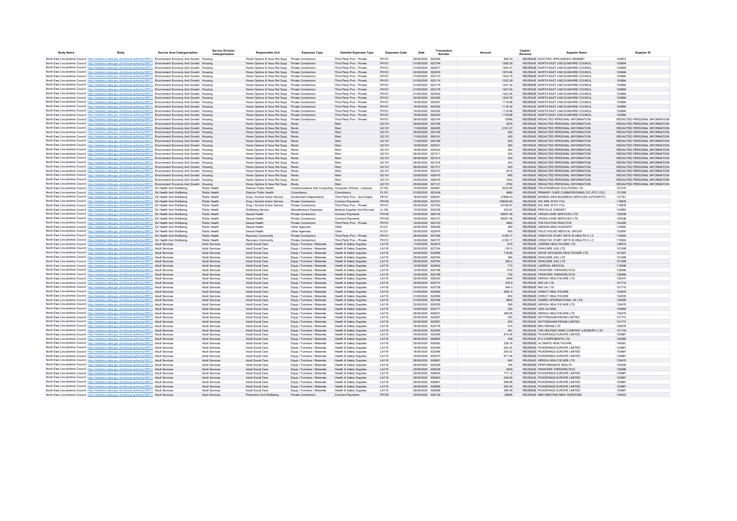| Body Name | Body | Service Area Catergorisation | Service Division Catergorisation | Responsible Unit | Expenses Type | Detailed Expenses Type | Expenses Code | Date | Transaction Number | Amount | Capital / Revenue | Supplier Name | Supplier ID |
|---|---|---|---|---|---|---|---|---|---|---|---|---|---|
| North East Lincolnshire Council | http://statistics.data.gov.uk/id/local-authority/00FC) | Environment Economy And Growth | Housing | Home Options & Hous Rel Supp | Private Contractors | Third Party Prov - Private | PH101 | 09/06/2020 | 623546 | 858.33 | REVENUE | ELECTRIC APPLIANCES GRIMSBY | 100812 |
| North East Lincolnshire Council | http://statistics.data.gov.uk/id/local-authority/00FC) | Environment Economy And Growth | Housing | Home Options & Hous Rel Supp | Private Contractors | Third Party Prov - Private | PH101 | 01/06/2020 | 622794 | 1265.39 | REVENUE | NORTH EAST LINCOLNSHIRE COUNCIL | 100894 |
| North East Lincolnshire Council | http://statistics.data.gov.uk/id/local-authority/00FC) | Environment Economy And Growth | Housing | Home Options & Hous Rel Supp | Private Contractors | Third Party Prov - Private | PH101 | 01/06/2020 | 622917 | 1244.47 | REVENUE | NORTH EAST LINCOLNSHIRE COUNCIL | 100894 |
| North East Lincolnshire Council | http://statistics.data.gov.uk/id/local-authority/00FC) | Environment Economy And Growth | Housing | Home Options & Hous Rel Supp | Private Contractors | Third Party Prov - Private | PH101 | 02/06/2020 | 622918 | 1274.98 | REVENUE | NORTH EAST LINCOLNSHIRE COUNCIL | 100894 |
| North East Lincolnshire Council | http://statistics.data.gov.uk/id/local-authority/00FC) | Environment Economy And Growth | Housing | Home Options & Hous Rel Supp | Private Contractors | Third Party Prov - Private | PH101 | 01/06/2020 | 623173 | 1243.76 | REVENUE | NORTH EAST LINCOLNSHIRE COUNCIL | 100894 |
| North East Lincolnshire Council | http://statistics.data.gov.uk/id/local-authority/00FC) | Environment Economy And Growth | Housing | Home Options & Hous Rel Supp | Private Contractors | Third Party Prov - Private | PH101 | 01/06/2020 | 623174 | 1332.39 | REVENUE | NORTH EAST LINCOLNSHIRE COUNCIL | 100894 |
| North East Lincolnshire Council | http://statistics.data.gov.uk/id/local-authority/00FC) | Environment Economy And Growth | Housing | Home Options & Hous Rel Supp | Private Contractors | Third Party Prov - Private | PH101 | 01/06/2020 | 623175 | 1247.24 | REVENUE | NORTH EAST LINCOLNSHIRE COUNCIL | 100894 |
| North East Lincolnshire Council | http://statistics.data.gov.uk/id/local-authority/00FC) | Environment Economy And Growth | Housing | Home Options & Hous Rel Supp | Private Contractors | Third Party Prov - Private | PH101 | 01/06/2020 | 623176 | 1247.24 | REVENUE | NORTH EAST LINCOLNSHIRE COUNCIL | 100894 |
| North East Lincolnshire Council | http://statistics.data.gov.uk/id/local-authority/00FC) | Environment Economy And Growth | Housing | Home Options & Hous Rel Supp | Private Contractors | Third Party Prov - Private | PH101 | 01/06/2020 | 623403 | 1223.56 | REVENUE | NORTH EAST LINCOLNSHIRE COUNCIL | 100894 |
| North East Lincolnshire Council | http://statistics.data.gov.uk/id/local-authority/00FC) | Environment Economy And Growth | Housing | Home Options & Hous Rel Supp | Private Contractors | Third Party Prov - Private | PH101 | 02/06/2020 | 623455 | 1243.76 | REVENUE | NORTH EAST LINCOLNSHIRE COUNCIL | 100894 |
| North East Lincolnshire Council | http://statistics.data.gov.uk/id/local-authority/00FC) | Environment Economy And Growth | Housing | Home Options & Hous Rel Supp | Private Contractors | Third Party Prov - Private | PH101 | 15/06/2020 | 625351 | 1118.98 | REVENUE | NORTH EAST LINCOLNSHIRE COUNCIL | 100894 |
| North East Lincolnshire Council | http://statistics.data.gov.uk/id/local-authority/00FC) | Environment Economy And Growth | Housing | Home Options & Hous Rel Supp | Private Contractors | Third Party Prov - Private | PH101 | 15/06/2020 | 625350 | 1118.34 | REVENUE | NORTH EAST LINCOLNSHIRE COUNCIL | 100894 |
| North East Lincolnshire Council | http://statistics.data.gov.uk/id/local-authority/00FC) | Environment Economy And Growth | Housing | Home Options & Hous Rel Supp | Private Contractors | Third Party Prov - Private | PH101 | 15/06/2020 | 625352 | 1118.98 | REVENUE | NORTH EAST LINCOLNSHIRE COUNCIL | 100894 |
| North East Lincolnshire Council | http://statistics.data.gov.uk/id/local-authority/00FC) | Environment Economy And Growth | Housing | Home Options & Hous Rel Supp | Private Contractors | Third Party Prov - Private | PH101 | 15/06/2020 | 625353 | 1118.98 | REVENUE | NORTH EAST LINCOLNSHIRE COUNCIL | 100894 |
| North East Lincolnshire Council | http://statistics.data.gov.uk/id/local-authority/00FC) | Environment Economy And Growth | Housing | Home Options & Hous Rel Supp | Private Contractors | Third Party Prov - Private | PH101 | 29/06/2020 | 625154 | 10566 | REVENUE | REDACTED PERSONAL INFORMATION | REDACTED PERSONAL INFORMATION |
| North East Lincolnshire Council | http://statistics.data.gov.uk/id/local-authority/00FC) | Environment Economy And Growth | Housing | Home Options & Hous Rel Supp | Rents | Rent | GC101 | 29/06/2020 | 627236 | 3276 | REVENUE | REDACTED PERSONAL INFORMATION | REDACTED PERSONAL INFORMATION |
| North East Lincolnshire Council | http://statistics.data.gov.uk/id/local-authority/00FC) | Environment Economy And Growth | Housing | Home Options & Hous Rel Supp | Rents | Rent | GC101 | 11/06/2020 | 624505 | 2191.27 | REVENUE | REDACTED PERSONAL INFORMATION | REDACTED PERSONAL INFORMATION |
| North East Lincolnshire Council | http://statistics.data.gov.uk/id/local-authority/00FC) | Environment Economy And Growth | Housing | Home Options & Hous Rel Supp | Rents | Rent | GC101 | 09/06/2020 | 624195 | 420 | REVENUE | REDACTED PERSONAL INFORMATION | REDACTED PERSONAL INFORMATION |
| North East Lincolnshire Council | http://statistics.data.gov.uk/id/local-authority/00FC) | Environment Economy And Growth | Housing | Home Options & Hous Rel Supp | Rents | Rent | GC101 | 11/06/2020 | 624191 | 420 | REVENUE | REDACTED PERSONAL INFORMATION | REDACTED PERSONAL INFORMATION |
| North East Lincolnshire Council | http://statistics.data.gov.uk/id/local-authority/00FC) | Environment Economy And Growth | Housing | Home Options & Hous Rel Supp | Rents | Rent | GC101 | 11/06/2020 | 624196 | 420 | REVENUE | REDACTED PERSONAL INFORMATION | REDACTED PERSONAL INFORMATION |
| North East Lincolnshire Council | http://statistics.data.gov.uk/id/local-authority/00FC) | Environment Economy And Growth | Housing | Home Options & Hous Rel Supp | Rents | Rent | GC101 | 15/06/2020 | 625321 | 360 | REVENUE | REDACTED PERSONAL INFORMATION | REDACTED PERSONAL INFORMATION |
| North East Lincolnshire Council | http://statistics.data.gov.uk/id/local-authority/00FC) | Environment Economy And Growth | Housing | Home Options & Hous Rel Supp | Rents | Rent | GC101 | 16/06/2020 | 625322 | 360 | REVENUE | REDACTED PERSONAL INFORMATION | REDACTED PERSONAL INFORMATION |
| North East Lincolnshire Council | http://statistics.data.gov.uk/id/local-authority/00FC) | Environment Economy And Growth | Housing | Home Options & Hous Rel Supp | Rents | Rent | GC101 | 26/06/2020 | 627311 | 420 | REVENUE | REDACTED PERSONAL INFORMATION | REDACTED PERSONAL INFORMATION |
| North East Lincolnshire Council | http://statistics.data.gov.uk/id/local-authority/00FC) | Environment Economy And Growth | Housing | Home Options & Hous Rel Supp | Rents | Rent | GC101 | 26/06/2020 | 627314 | 420 | REVENUE | REDACTED PERSONAL INFORMATION | REDACTED PERSONAL INFORMATION |
| North East Lincolnshire Council | http://statistics.data.gov.uk/id/local-authority/00FC) | Environment Economy And Growth | Housing | Home Options & Hous Rel Supp | Rents | Rent | GC101 | 26/06/2020 | 627316 | 420 | REVENUE | REDACTED PERSONAL INFORMATION | REDACTED PERSONAL INFORMATION |
| North East Lincolnshire Council | http://statistics.data.gov.uk/id/local-authority/00FC) | Environment Economy And Growth | Housing | Home Options & Hous Rel Supp | Rents | Rent | GC101 | 26/06/2020 | 627317 | 420 | REVENUE | REDACTED PERSONAL INFORMATION | REDACTED PERSONAL INFORMATION |
| North East Lincolnshire Council | http://statistics.data.gov.uk/id/local-authority/00FC) | Environment Economy And Growth | Housing | Home Options & Hous Rel Supp | Rents | Rent | GC101 | 15/06/2020 | 625372 | 2015 | REVENUE | REDACTED PERSONAL INFORMATION | REDACTED PERSONAL INFORMATION |
| North East Lincolnshire Council | http://statistics.data.gov.uk/id/local-authority/00FC) | Environment Economy And Growth | Housing | Home Options & Hous Rel Supp | Rents | Rent | GC101 | 23/06/2020 | 626475 | 665 | REVENUE | REDACTED PERSONAL INFORMATION | REDACTED PERSONAL INFORMATION |
| North East Lincolnshire Council | http://statistics.data.gov.uk/id/local-authority/00FC) | Environment Economy And Growth | Housing | Home Options & Hous Rel Supp | Rents | Rent | GC101 | 23/06/2020 | 626476 | 1040 | REVENUE | REDACTED PERSONAL INFORMATION | REDACTED PERSONAL INFORMATION |
| North East Lincolnshire Council | http://statistics.data.gov.uk/id/local-authority/00FC) | Environment Economy And Growth | Housing | Home Options & Hous Rel Supp | Rents | Rent | GC101 | 25/06/2020 | 627121 | 2790 | REVENUE | REDACTED PERSONAL INFORMATION | REDACTED PERSONAL INFORMATION |
| North East Lincolnshire Council | http://statistics.data.gov.uk/id/local-authority/00FC) | Dir Health And Wellbeing | Public Health | Director Public Health | Communications And Computing | Computer S/Ware - Licences | LF103 | 10/06/2020 | 624601 | 2002.85 | REVENUE | TRUSTMARQUE SOLUTIONS LTD | 101275 |
| North East Lincolnshire Council | http://statistics.data.gov.uk/id/local-authority/00FC) | Dir Health And Wellbeing | Public Health | Director Public Health | Consultancy | Consultancy | PL101 | 01/06/2020 | 623438 | 4680 | REVENUE | PRIMARY CARE COMMISSIONING CIC (PCC CIC) | 121025 |
| North East Lincolnshire Council | http://statistics.data.gov.uk/id/local-authority/00FC) | Dir Health And Wellbeing | Public Health | Drug / Alcohol Action Service | Government Departments | Third Party Prov - Govt Depts | PE101 | 18/06/2020 | 626007 | 37899.03 | REVENUE | NHSBSA (NHS BUSINESS SERVICES AUTHORITY) | 127751 |
| North East Lincolnshire Council | http://statistics.data.gov.uk/id/local-authority/00FC) | Dir Health And Wellbeing | Public Health | Drug / Alcohol Action Service | Private Contractors | Contract Payments | PH105 | 29/06/2020 | 627231 | 138090.83 | REVENUE | WE ARE WITH YOU | 119878 |
| North East Lincolnshire Council | http://statistics.data.gov.uk/id/local-authority/00FC) | Dir Health And Wellbeing | Public Health | Drug / Alcohol Action Service | Private Contractors | Third Party Prov - Private | PH101 | 25/06/2020 | 627230 | 24168.67 | REVENUE | WE ARE WITH YOU | 119878 |
| North East Lincolnshire Council | http://statistics.data.gov.uk/id/local-authority/00FC) | Dir Health And Wellbeing | Public Health | Wellbeing Service | Miscellaneous Expenses | Medical Supplies And Services | LL109 | 12/06/2020 | 625236 | 250.87 | REVENUE | PERIVILLE CHEMIST | 103960 |
| North East Lincolnshire Council | http://statistics.data.gov.uk/id/local-authority/00FC) | Dir Health And Wellbeing | Public Health | Sexual Health | Private Contractors | Contract Payments | PH105 | 23/06/2020 | 626130 | 56067.48 | REVENUE | VIRGIN CARE SERVICES LTD | 120538 |
| North East Lincolnshire Council | http://statistics.data.gov.uk/id/local-authority/00FC) | Dir Health And Wellbeing | Public Health | Sexual Health | Private Contractors | Contract Payments | PH105 | 10/06/2020 | 624731 | 56067.48 | REVENUE | VIRGIN CARE SERVICES LTD | 120538 |
| North East Lincolnshire Council | http://statistics.data.gov.uk/id/local-authority/00FC) | Dir Health And Wellbeing | Public Health | Sexual Health | Private Contractors | Third Party Prov - Private | PH101 | 10/06/2020 | 624733 | 4960 | REVENUE | THE ROXTON PRACTICE | 104395 |
| North East Lincolnshire Council | http://statistics.data.gov.uk/id/local-authority/00FC) | Dir Health And Wellbeing | Public Health | Sexual Health | Other Agencies | Other | PJ121 | 22/06/2020 | 626258 | 280 | REVENUE | GREENLANDS SURGERY | 134692 |
| North East Lincolnshire Council | http://statistics.data.gov.uk/id/local-authority/00FC) | Dir Health And Wellbeing | Public Health | Sexual Health | Other Agencies | Other | PJ121 | 02/06/2020 | 622916 | 600 | REVENUE | FIELD HOUSE MEDICAL GROUP | 103900 |
| North East Lincolnshire Council | http://statistics.data.gov.uk/id/local-authority/00FC) | Dir Health And Wellbeing | Public Health | Recovery Community | Private Contractors | Third Party Prov - Private | PH101 | 26/06/2020 | 627306 | 4159.17 | REVENUE | CREATIVE START ARTS IN HEALTH C.I.C | 119604 |
| North East Lincolnshire Council | http://statistics.data.gov.uk/id/local-authority/00FC) | Dir Health And Wellbeing | Public Health | Recovery Community | Private Contractors | Third Party Prov - Private | PH101 | 10/06/2020 | 624737 | 4159.17 | REVENUE | CREATIVE START ARTS IN HEALTH C.I.C | 119604 |
| North East Lincolnshire Council | http://statistics.data.gov.uk/id/local-authority/00FC) | Adult Services | Adult Services | Adult Social Care | Equip / Furniture / Materials | Health & Safety Supplies | LA116 | 11/06/2020 | 624615 | -575 | REVENUE | JOERNS HEALTHCARE LTD | 126914 |
| North East Lincolnshire Council | http://statistics.data.gov.uk/id/local-authority/00FC) | Adult Services | Adult Services | Adult Social Care | Equip / Furniture / Materials | Health & Safety Supplies | LA116 | 30/06/2020 | 627334 | -747.5 | REVENUE | INVACARE (UK) LTD | 101008 |
| North East Lincolnshire Council | http://statistics.data.gov.uk/id/local-authority/00FC) | Adult Services | Adult Services | Adult Social Care | Equip / Furniture / Materials | Health & Safety Supplies | LA116 | 24/06/2020 | 622856 | 716.65 | REVENUE | DRIVE DEVILBISS HEALTHCARE LTD | 101627 |
| North East Lincolnshire Council | http://statistics.data.gov.uk/id/local-authority/00FC) | Adult Services | Adult Services | Adult Social Care | Equip / Furniture / Materials | Health & Safety Supplies | LA116 | 25/06/2020 | 625764 | 384 | REVENUE | INVACARE (UK) LTD | 101008 |
| North East Lincolnshire Council | http://statistics.data.gov.uk/id/local-authority/00FC) | Adult Services | Adult Services | Adult Social Care | Equip / Furniture / Materials | Health & Safety Supplies | LA116 | 25/06/2020 | 625764 | 283.2 | REVENUE | INVACARE (UK) LTD | 101008 |
| North East Lincolnshire Council | http://statistics.data.gov.uk/id/local-authority/00FC) | Adult Services | Adult Services | Adult Social Care | Equip / Furniture / Materials | Health & Safety Supplies | LA116 | 10/06/2020 | 624642 | 772 | REVENUE | LAERDAL MEDICAL | 112646 |
| North East Lincolnshire Council | http://statistics.data.gov.uk/id/local-authority/00FC) | Adult Services | Adult Services | Adult Social Care | Equip / Furniture / Materials | Health & Safety Supplies | LA116 | 12/06/2020 | 625188 | 1700 | REVENUE | FRONTIER THERAPEUTICS | 139266 |
| North East Lincolnshire Council | http://statistics.data.gov.uk/id/local-authority/00FC) | Adult Services | Adult Services | Adult Social Care | Equip / Furniture / Materials | Health & Safety Supplies | LA116 | 12/06/2020 | 625189 | 735 | REVENUE | FRONTIER THERAPEUTICS | 139266 |
| North East Lincolnshire Council | http://statistics.data.gov.uk/id/local-authority/00FC) | Adult Services | Adult Services | Adult Social Care | Equip / Furniture / Materials | Health & Safety Supplies | LA116 | 22/06/2020 | 626230 | 2449 | REVENUE | HERIDA HEALTHCARE LTD | 135470 |
| North East Lincolnshire Council | http://statistics.data.gov.uk/id/local-authority/00FC) | Adult Services | Adult Services | Adult Social Care | Equip / Furniture / Materials | Health & Safety Supplies | LA116 | 25/06/2020 | 622737 | 916.5 | REVENUE | R82 UK LTD | 101710 |
| North East Lincolnshire Council | http://statistics.data.gov.uk/id/local-authority/00FC) | Adult Services | Adult Services | Adult Social Care | Equip / Furniture / Materials | Health & Safety Supplies | LA116 | 25/06/2020 | 622738 | 944.5 | REVENUE | R82 UK LTD | 101710 |
| North East Lincolnshire Council | http://statistics.data.gov.uk/id/local-authority/00FC) | Adult Services | Adult Services | Adult Social Care | Equip / Furniture / Materials | Health & Safety Supplies | LA116 | 01/06/2020 | 622859 | 2691.6 | REVENUE | DIRECT HEALTHCARE | 102678 |
| North East Lincolnshire Council | http://statistics.data.gov.uk/id/local-authority/00FC) | Adult Services | Adult Services | Adult Social Care | Equip / Furniture / Materials | Health & Safety Supplies | LA116 | 01/06/2020 | 622859 | 900 | REVENUE | DIRECT HEALTHCARE | 102678 |
| North East Lincolnshire Council | http://statistics.data.gov.uk/id/local-authority/00FC) | Adult Services | Adult Services | Adult Social Care | Equip / Furniture / Materials | Health & Safety Supplies | LA116 | 01/06/2020 | 622796 | 5800 | REVENUE | SUMED INTERNATIONAL UK LTD | 139289 |
| North East Lincolnshire Council | http://statistics.data.gov.uk/id/local-authority/00FC) | Adult Services | Adult Services | Adult Social Care | Equip / Furniture / Materials | Health & Safety Supplies | LA116 | 22/06/2020 | 626229 | 395 | REVENUE | HERIDA HEALTHCARE LTD | 135470 |
| North East Lincolnshire Council | http://statistics.data.gov.uk/id/local-authority/00FC) | Adult Services | Adult Services | Adult Social Care | Equip / Furniture / Materials | Health & Safety Supplies | LA116 | 10/06/2020 | 624771 | 335 | REVENUE | VIDA GLOBAL | 100949 |
| North East Lincolnshire Council | http://statistics.data.gov.uk/id/local-authority/00FC) | Adult Services | Adult Services | Adult Social Care | Equip / Furniture / Materials | Health & Safety Supplies | LA116 | 26/06/2020 | 626231 | 499.95 | REVENUE | HERIDA HEALTHCARE LTD | 135470 |
| North East Lincolnshire Council | http://statistics.data.gov.uk/id/local-authority/00FC) | Adult Services | Adult Services | Adult Social Care | Equip / Furniture / Materials | Health & Safety Supplies | LA116 | 02/06/2020 | 622857 | 555 | REVENUE | NOTTINGHAM REHAB LIMITED | 101715 |
| North East Lincolnshire Council | http://statistics.data.gov.uk/id/local-authority/00FC) | Adult Services | Adult Services | Adult Social Care | Equip / Furniture / Materials | Health & Safety Supplies | LA116 | 02/06/2020 | 622857 | 450 | REVENUE | NOTTINGHAM REHAB LIMITED | 101715 |
| North East Lincolnshire Council | http://statistics.data.gov.uk/id/local-authority/00FC) | Adult Services | Adult Services | Adult Social Care | Equip / Furniture / Materials | Health & Safety Supplies | LA116 | 16/06/2020 | 625776 | 570 | REVENUE | BES REHAB LTD | 109079 |
| North East Lincolnshire Council | http://statistics.data.gov.uk/id/local-authority/00FC) | Adult Services | Adult Services | Adult Social Care | Equip / Furniture / Materials | Health & Safety Supplies | LA116 | 02/06/2020 | 623064 | 381 | REVENUE | THE HELPING HAND COMPANY (LEDBURY) LTD | 101134 |
| North East Lincolnshire Council | http://statistics.data.gov.uk/id/local-authority/00FC) | Adult Services | Adult Services | Adult Social Care | Equip / Furniture / Materials | Health & Safety Supplies | LA116 | 04/06/2020 | 624028 | 815.46 | REVENUE | PICKERINGS EUROPE LIMITED | 100897 |
| North East Lincolnshire Council | http://statistics.data.gov.uk/id/local-authority/00FC) | Adult Services | Adult Services | Adult Social Care | Equip / Furniture / Materials | Health & Safety Supplies | LA116 | 26/06/2020 | 626805 | 338 | REVENUE | R S COMPONENTS LTD | 100556 |
| North East Lincolnshire Council | http://statistics.data.gov.uk/id/local-authority/00FC) | Adult Services | Adult Services | Adult Social Care | Equip / Furniture / Materials | Health & Safety Supplies | LA116 | 25/06/2020 | 626362 | 338.16 | REVENUE | ULTIMATE HEALTHCARE | 145281 |
| North East Lincolnshire Council | http://statistics.data.gov.uk/id/local-authority/00FC) | Adult Services | Adult Services | Adult Social Care | Equip / Furniture / Materials | Health & Safety Supplies | LA116 | 16/06/2020 | 625364 | 524.24 | REVENUE | PICKERINGS EUROPE LIMITED | 100897 |
| North East Lincolnshire Council | http://statistics.data.gov.uk/id/local-authority/00FC) | Adult Services | Adult Services | Adult Social Care | Equip / Furniture / Materials | Health & Safety Supplies | LA116 | 16/06/2020 | 625366 | 293.02 | REVENUE | PICKERINGS EUROPE LIMITED | 100897 |
| North East Lincolnshire Council | http://statistics.data.gov.uk/id/local-authority/00FC) | Adult Services | Adult Services | Adult Social Care | Equip / Furniture / Materials | Health & Safety Supplies | LA116 | 16/06/2020 | 625370 | 677.46 | REVENUE | PICKERINGS EUROPE LIMITED | 100897 |
| North East Lincolnshire Council | http://statistics.data.gov.uk/id/local-authority/00FC) | Adult Services | Adult Services | Adult Social Care | Equip / Furniture / Materials | Health & Safety Supplies | LA116 | 26/06/2020 | 626691 | 940 | REVENUE | HERIDA HEALTHCARE LTD | 135470 |
| North East Lincolnshire Council | http://statistics.data.gov.uk/id/local-authority/00FC) | Adult Services | Adult Services | Adult Social Care | Equip / Furniture / Materials | Health & Safety Supplies | LA116 | 26/06/2020 | 626329 | 794 | REVENUE | PERFORMANCE HEALTH | 104008 |
| North East Lincolnshire Council | http://statistics.data.gov.uk/id/local-authority/00FC) | Adult Services | Adult Services | Adult Social Care | Equip / Furniture / Materials | Health & Safety Supplies | LA116 | 22/06/2020 | 626228 | 3400 | REVENUE | FRONTIER THERAPEUTICS | 139266 |
| North East Lincolnshire Council | http://statistics.data.gov.uk/id/local-authority/00FC) | Adult Services | Adult Services | Adult Social Care | Equip / Furniture / Materials | Health & Safety Supplies | LA116 | 29/06/2020 | 626830 | 777.12 | REVENUE | PICKERINGS EUROPE LIMITED | 100897 |
| North East Lincolnshire Council | http://statistics.data.gov.uk/id/local-authority/00FC) | Adult Services | Adult Services | Adult Social Care | Equip / Furniture / Materials | Health & Safety Supplies | LA116 | 29/06/2020 | 626842 | 346.25 | REVENUE | PICKERINGS EUROPE LIMITED | 100897 |
| North East Lincolnshire Council | http://statistics.data.gov.uk/id/local-authority/00FC) | Adult Services | Adult Services | Adult Social Care | Equip / Furniture / Materials | Health & Safety Supplies | LA116 | 29/06/2020 | 626847 | 698.96 | REVENUE | PICKERINGS EUROPE LIMITED | 100897 |
| North East Lincolnshire Council | http://statistics.data.gov.uk/id/local-authority/00FC) | Adult Services | Adult Services | Adult Social Care | Equip / Furniture / Materials | Health & Safety Supplies | LA116 | 29/06/2020 | 626856 | 363.35 | REVENUE | PICKERINGS EUROPE LIMITED | 100897 |
| North East Lincolnshire Council | http://statistics.data.gov.uk/id/local-authority/00FC) | Adult Services | Adult Services | Adult Social Care | Equip / Furniture / Materials | Health & Safety Supplies | LA116 | 29/06/2020 | 626858 | 296.48 | REVENUE | PICKERINGS EUROPE LIMITED | 100897 |
| North East Lincolnshire Council | http://statistics.data.gov.uk/id/local-authority/00FC) | Adult Services | Adult Services | Prevention And Wellbeing | Private Contractors | Contract Payments | PH105 | 23/06/2020 | 626129 | 28085 | REVENUE | MNH MEETING NEW HORIZONS | 140423 |